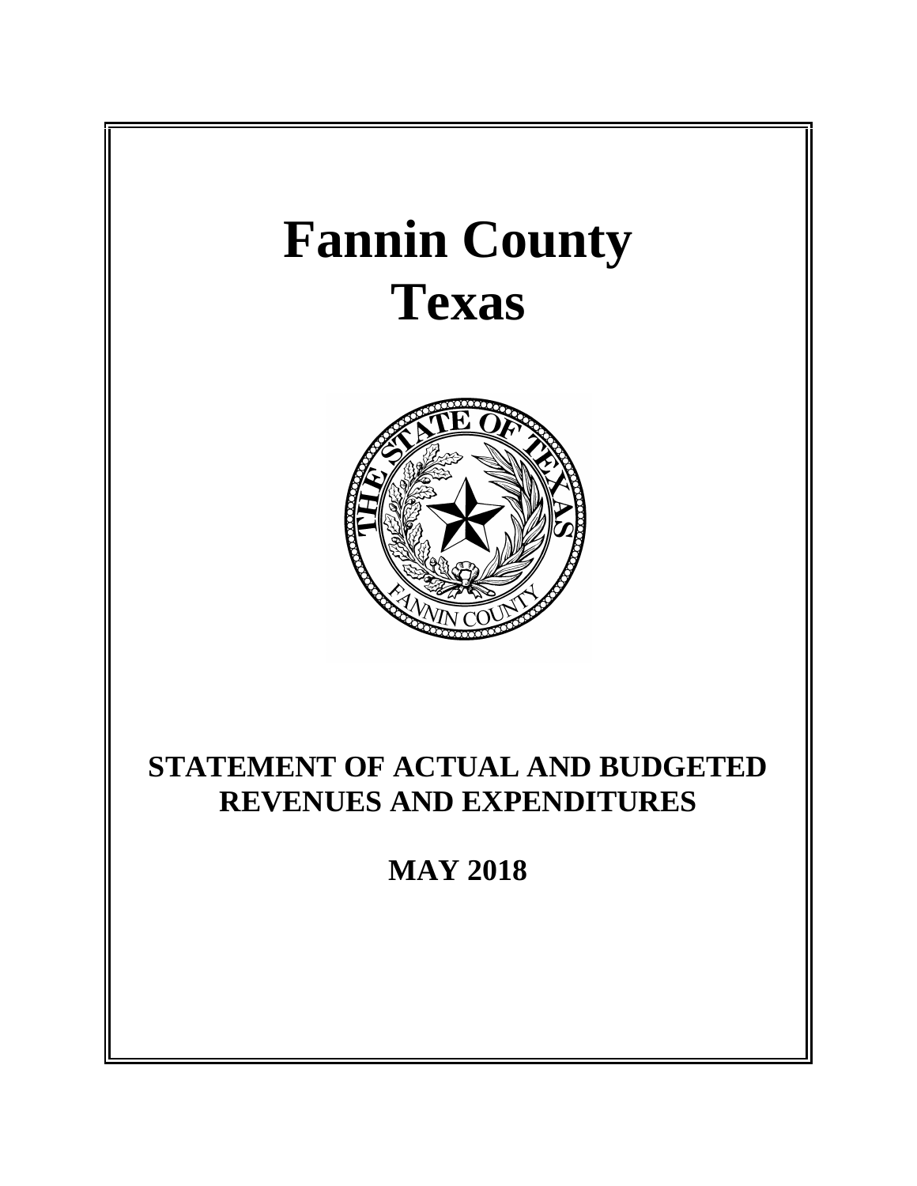# Fannin County
# Texas

## STATEMENT OF ACTUAL AND BUDGETED REVENUES AND EXPENDITURES

## MAY 2018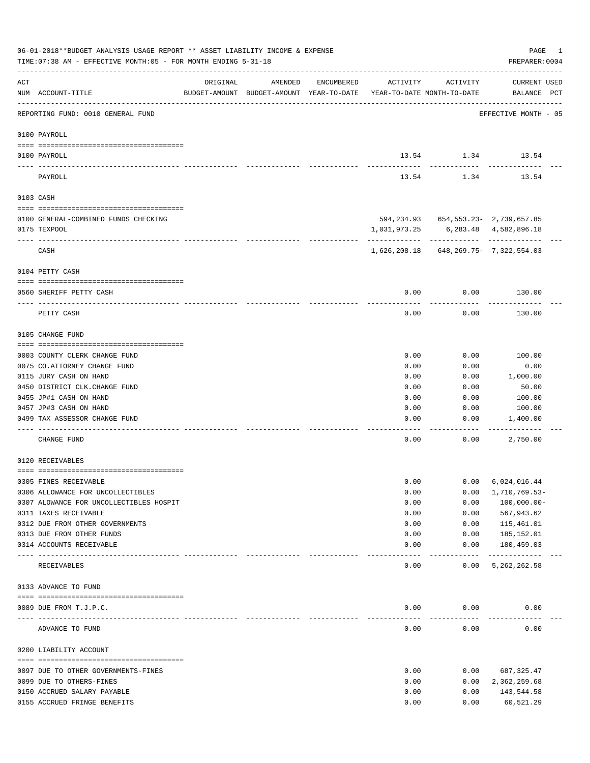06-01-2018**BUDGET ANALYSIS USAGE REPORT ** ASSET LIABILITY INCOME & EXPENSE

TIME:07:38 AM - EFFECTIVE MONTH:05 - FOR MONTH ENDING 5-31-18

PREPARER:0004

REPORTING FUND: 0010 GENERAL FUND — EFFECTIVE MONTH - 05

| ACT NUM | ACCOUNT-TITLE | ORIGINAL BUDGET-AMOUNT | AMENDED BUDGET-AMOUNT | ENCUMBERED YEAR-TO-DATE | ACTIVITY YEAR-TO-DATE | ACTIVITY MONTH-TO-DATE | CURRENT BALANCE | USED PCT |
|---|---|---|---|---|---|---|---|---|
| **0100** | **PAYROLL** | | | | | | | |
| 0100 | PAYROLL | | | | 13.54 | 1.34 | 13.54 | |
| | PAYROLL | | | | 13.54 | 1.34 | 13.54 | |
| **0103** | **CASH** | | | | | | | |
| 0100 | GENERAL-COMBINED FUNDS CHECKING | | | | 594,234.93 | 654,553.23- | 2,739,657.85 | |
| 0175 | TEXPOOL | | | | 1,031,973.25 | 6,283.48 | 4,582,896.18 | |
| | CASH | | | | 1,626,208.18 | 648,269.75- | 7,322,554.03 | |
| **0104** | **PETTY CASH** | | | | | | | |
| 0560 | SHERIFF PETTY CASH | | | | 0.00 | 0.00 | 130.00 | |
| | PETTY CASH | | | | 0.00 | 0.00 | 130.00 | |
| **0105** | **CHANGE FUND** | | | | | | | |
| 0003 | COUNTY CLERK CHANGE FUND | | | | 0.00 | 0.00 | 100.00 | |
| 0075 | CO.ATTORNEY CHANGE FUND | | | | 0.00 | 0.00 | 0.00 | |
| 0115 | JURY CASH ON HAND | | | | 0.00 | 0.00 | 1,000.00 | |
| 0450 | DISTRICT CLK.CHANGE FUND | | | | 0.00 | 0.00 | 50.00 | |
| 0455 | JP#1 CASH ON HAND | | | | 0.00 | 0.00 | 100.00 | |
| 0457 | JP#3 CASH ON HAND | | | | 0.00 | 0.00 | 100.00 | |
| 0499 | TAX ASSESSOR CHANGE FUND | | | | 0.00 | 0.00 | 1,400.00 | |
| | CHANGE FUND | | | | 0.00 | 0.00 | 2,750.00 | |
| **0120** | **RECEIVABLES** | | | | | | | |
| 0305 | FINES RECEIVABLE | | | | 0.00 | 0.00 | 6,024,016.44 | |
| 0306 | ALLOWANCE FOR UNCOLLECTIBLES | | | | 0.00 | 0.00 | 1,710,769.53- | |
| 0307 | ALOWANCE FOR UNCOLLECTIBLES HOSPIT | | | | 0.00 | 0.00 | 100,000.00- | |
| 0311 | TAXES RECEIVABLE | | | | 0.00 | 0.00 | 567,943.62 | |
| 0312 | DUE FROM OTHER GOVERNMENTS | | | | 0.00 | 0.00 | 115,461.01 | |
| 0313 | DUE FROM OTHER FUNDS | | | | 0.00 | 0.00 | 185,152.01 | |
| 0314 | ACCOUNTS RECEIVABLE | | | | 0.00 | 0.00 | 180,459.03 | |
| | RECEIVABLES | | | | 0.00 | 0.00 | 5,262,262.58 | |
| **0133** | **ADVANCE TO FUND** | | | | | | | |
| 0089 | DUE FROM T.J.P.C. | | | | 0.00 | 0.00 | 0.00 | |
| | ADVANCE TO FUND | | | | 0.00 | 0.00 | 0.00 | |
| **0200** | **LIABILITY ACCOUNT** | | | | | | | |
| 0097 | DUE TO OTHER GOVERNMENTS-FINES | | | | 0.00 | 0.00 | 687,325.47 | |
| 0099 | DUE TO OTHERS-FINES | | | | 0.00 | 0.00 | 2,362,259.68 | |
| 0150 | ACCRUED SALARY PAYABLE | | | | 0.00 | 0.00 | 143,544.58 | |
| 0155 | ACCRUED FRINGE BENEFITS | | | | 0.00 | 0.00 | 60,521.29 | |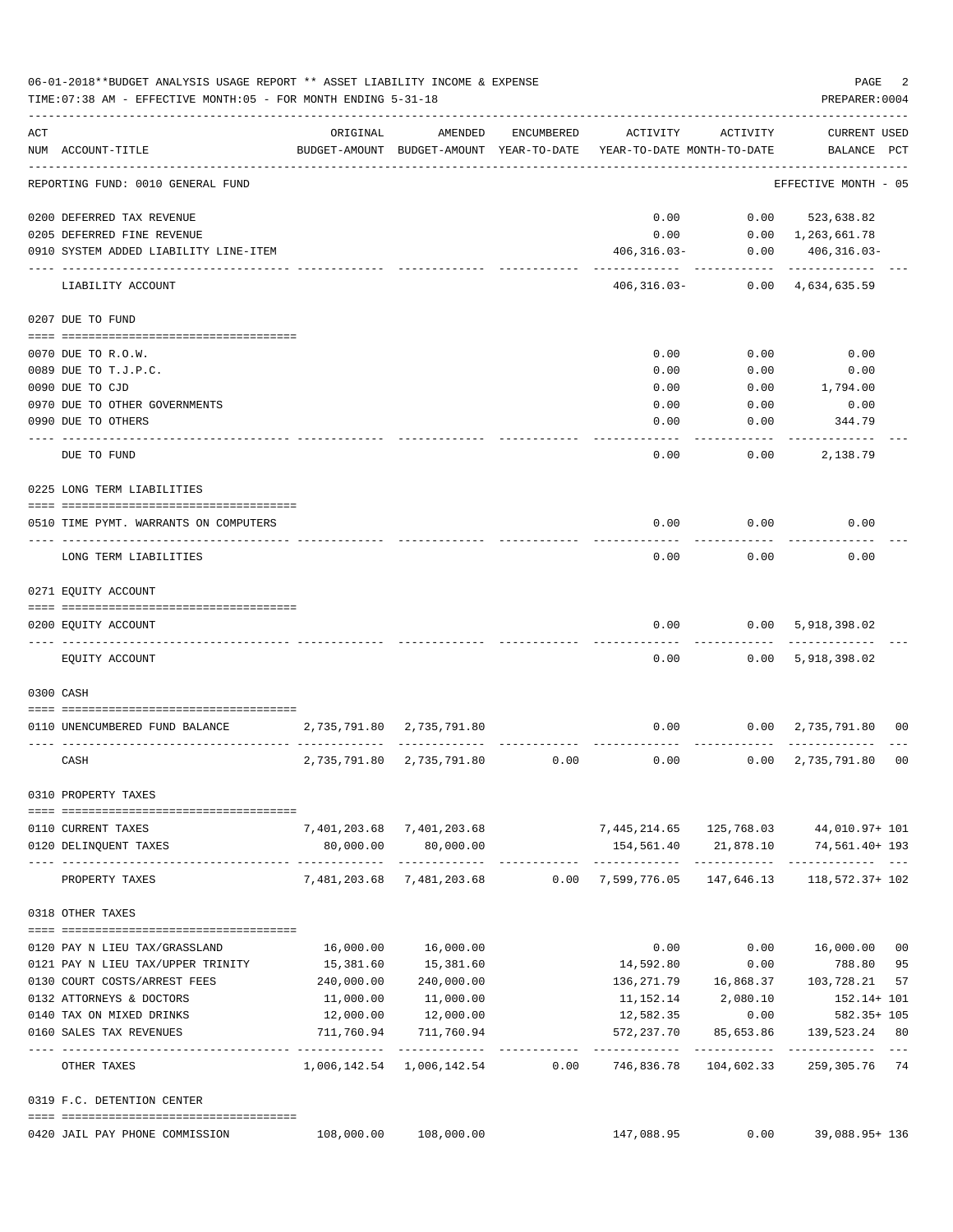06-01-2018**BUDGET ANALYSIS USAGE REPORT ** ASSET LIABILITY INCOME & EXPENSE

TIME:07:38 AM - EFFECTIVE MONTH:05 - FOR MONTH ENDING 5-31-18

PREPARER:0004

| ACT NUM | ACCOUNT-TITLE | ORIGINAL BUDGET-AMOUNT | AMENDED BUDGET-AMOUNT | ENCUMBERED YEAR-TO-DATE | ACTIVITY YEAR-TO-DATE | ACTIVITY MONTH-TO-DATE | CURRENT BALANCE | USED PCT |
|---|---|---|---|---|---|---|---|---|
| | REPORTING FUND: 0010 GENERAL FUND | | | | | | EFFECTIVE MONTH - 05 | |
| 0200 | DEFERRED TAX REVENUE | | | | 0.00 | 0.00 | 523,638.82 | |
| 0205 | DEFERRED FINE REVENUE | | | | 0.00 | 0.00 | 1,263,661.78 | |
| 0910 | SYSTEM ADDED LIABILITY LINE-ITEM | | | | 406,316.03- | 0.00 | 406,316.03- | |
| | LIABILITY ACCOUNT | | | | 406,316.03- | 0.00 | 4,634,635.59 | |
| | **0207 DUE TO FUND** | | | | | | | |
| 0070 | DUE TO R.O.W. | | | | 0.00 | 0.00 | 0.00 | |
| 0089 | DUE TO T.J.P.C. | | | | 0.00 | 0.00 | 0.00 | |
| 0090 | DUE TO CJD | | | | 0.00 | 0.00 | 1,794.00 | |
| 0970 | DUE TO OTHER GOVERNMENTS | | | | 0.00 | 0.00 | 0.00 | |
| 0990 | DUE TO OTHERS | | | | 0.00 | 0.00 | 344.79 | |
| | DUE TO FUND | | | | 0.00 | 0.00 | 2,138.79 | |
| | **0225 LONG TERM LIABILITIES** | | | | | | | |
| 0510 | TIME PYMT. WARRANTS ON COMPUTERS | | | | 0.00 | 0.00 | 0.00 | |
| | LONG TERM LIABILITIES | | | | 0.00 | 0.00 | 0.00 | |
| | **0271 EQUITY ACCOUNT** | | | | | | | |
| 0200 | EQUITY ACCOUNT | | | | 0.00 | 0.00 | 5,918,398.02 | |
| | EQUITY ACCOUNT | | | | 0.00 | 0.00 | 5,918,398.02 | |
| | **0300 CASH** | | | | | | | |
| 0110 | UNENCUMBERED FUND BALANCE | 2,735,791.80 | 2,735,791.80 | | 0.00 | 0.00 | 2,735,791.80 | 00 |
| | CASH | 2,735,791.80 | 2,735,791.80 | 0.00 | 0.00 | 0.00 | 2,735,791.80 | 00 |
| | **0310 PROPERTY TAXES** | | | | | | | |
| 0110 | CURRENT TAXES | 7,401,203.68 | 7,401,203.68 | | 7,445,214.65 | 125,768.03 | 44,010.97+ | 101 |
| 0120 | DELINQUENT TAXES | 80,000.00 | 80,000.00 | | 154,561.40 | 21,878.10 | 74,561.40+ | 193 |
| | PROPERTY TAXES | 7,481,203.68 | 7,481,203.68 | 0.00 | 7,599,776.05 | 147,646.13 | 118,572.37+ | 102 |
| | **0318 OTHER TAXES** | | | | | | | |
| 0120 | PAY N LIEU TAX/GRASSLAND | 16,000.00 | 16,000.00 | | 0.00 | 0.00 | 16,000.00 | 00 |
| 0121 | PAY N LIEU TAX/UPPER TRINITY | 15,381.60 | 15,381.60 | | 14,592.80 | 0.00 | 788.80 | 95 |
| 0130 | COURT COSTS/ARREST FEES | 240,000.00 | 240,000.00 | | 136,271.79 | 16,868.37 | 103,728.21 | 57 |
| 0132 | ATTORNEYS & DOCTORS | 11,000.00 | 11,000.00 | | 11,152.14 | 2,080.10 | 152.14+ | 101 |
| 0140 | TAX ON MIXED DRINKS | 12,000.00 | 12,000.00 | | 12,582.35 | 0.00 | 582.35+ | 105 |
| 0160 | SALES TAX REVENUES | 711,760.94 | 711,760.94 | | 572,237.70 | 85,653.86 | 139,523.24 | 80 |
| | OTHER TAXES | 1,006,142.54 | 1,006,142.54 | 0.00 | 746,836.78 | 104,602.33 | 259,305.76 | 74 |
| | **0319 F.C. DETENTION CENTER** | | | | | | | |
| 0420 | JAIL PAY PHONE COMMISSION | 108,000.00 | 108,000.00 | | 147,088.95 | 0.00 | 39,088.95+ | 136 |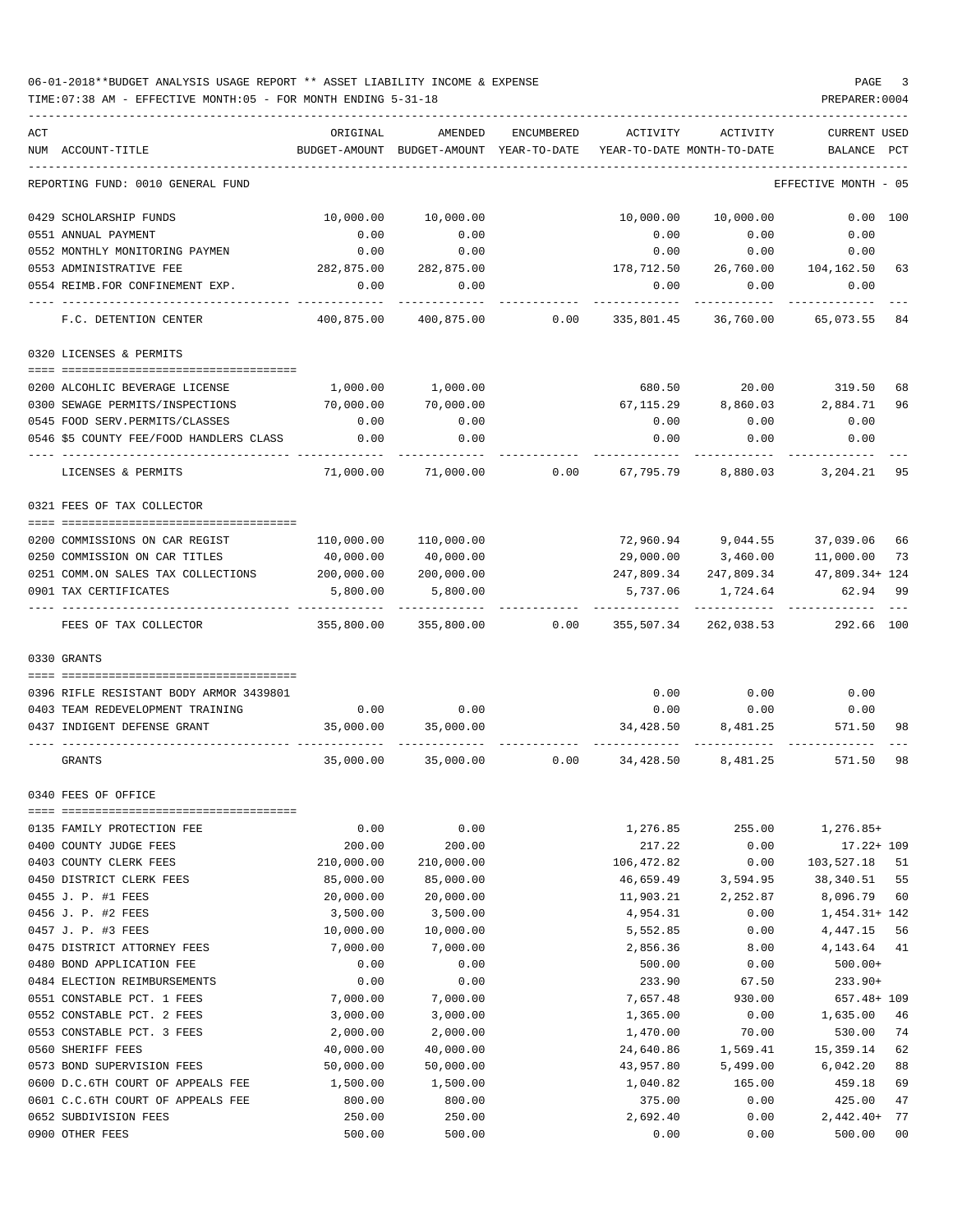06-01-2018**BUDGET ANALYSIS USAGE REPORT ** ASSET LIABILITY INCOME & EXPENSE

TIME:07:38 AM - EFFECTIVE MONTH:05 - FOR MONTH ENDING 5-31-18

| ACT NUM | ACCOUNT-TITLE | ORIGINAL BUDGET-AMOUNT | AMENDED BUDGET-AMOUNT | ENCUMBERED YEAR-TO-DATE | ACTIVITY YEAR-TO-DATE | ACTIVITY MONTH-TO-DATE | CURRENT BALANCE | USED PCT |
|---|---|---|---|---|---|---|---|---|
| | REPORTING FUND: 0010 GENERAL FUND | | | | | | EFFECTIVE MONTH - 05 | |
| 0429 | SCHOLARSHIP FUNDS | 10,000.00 | 10,000.00 | | 10,000.00 | 10,000.00 | 0.00 | 100 |
| 0551 | ANNUAL PAYMENT | 0.00 | 0.00 | | 0.00 | 0.00 | 0.00 | |
| 0552 | MONTHLY MONITORING PAYMEN | 0.00 | 0.00 | | 0.00 | 0.00 | 0.00 | |
| 0553 | ADMINISTRATIVE FEE | 282,875.00 | 282,875.00 | | 178,712.50 | 26,760.00 | 104,162.50 | 63 |
| 0554 | REIMB.FOR CONFINEMENT EXP. | 0.00 | 0.00 | | 0.00 | 0.00 | 0.00 | |
| | F.C. DETENTION CENTER | 400,875.00 | 400,875.00 | 0.00 | 335,801.45 | 36,760.00 | 65,073.55 | 84 |
| | 0320 LICENSES & PERMITS | | | | | | | |
| 0200 | ALCOHLIC BEVERAGE LICENSE | 1,000.00 | 1,000.00 | | 680.50 | 20.00 | 319.50 | 68 |
| 0300 | SEWAGE PERMITS/INSPECTIONS | 70,000.00 | 70,000.00 | | 67,115.29 | 8,860.03 | 2,884.71 | 96 |
| 0545 | FOOD SERV.PERMITS/CLASSES | 0.00 | 0.00 | | 0.00 | 0.00 | 0.00 | |
| 0546 | $5 COUNTY FEE/FOOD HANDLERS CLASS | 0.00 | 0.00 | | 0.00 | 0.00 | 0.00 | |
| | LICENSES & PERMITS | 71,000.00 | 71,000.00 | 0.00 | 67,795.79 | 8,880.03 | 3,204.21 | 95 |
| | 0321 FEES OF TAX COLLECTOR | | | | | | | |
| 0200 | COMMISSIONS ON CAR REGIST | 110,000.00 | 110,000.00 | | 72,960.94 | 9,044.55 | 37,039.06 | 66 |
| 0250 | COMMISSION ON CAR TITLES | 40,000.00 | 40,000.00 | | 29,000.00 | 3,460.00 | 11,000.00 | 73 |
| 0251 | COMM.ON SALES TAX COLLECTIONS | 200,000.00 | 200,000.00 | | 247,809.34 | 247,809.34 | 47,809.34+ | 124 |
| 0901 | TAX CERTIFICATES | 5,800.00 | 5,800.00 | | 5,737.06 | 1,724.64 | 62.94 | 99 |
| | FEES OF TAX COLLECTOR | 355,800.00 | 355,800.00 | 0.00 | 355,507.34 | 262,038.53 | 292.66 | 100 |
| | 0330 GRANTS | | | | | | | |
| 0396 | RIFLE RESISTANT BODY ARMOR 3439801 | | | | 0.00 | 0.00 | 0.00 | |
| 0403 | TEAM REDEVELOPMENT TRAINING | 0.00 | 0.00 | | 0.00 | 0.00 | 0.00 | |
| 0437 | INDIGENT DEFENSE GRANT | 35,000.00 | 35,000.00 | | 34,428.50 | 8,481.25 | 571.50 | 98 |
| | GRANTS | 35,000.00 | 35,000.00 | 0.00 | 34,428.50 | 8,481.25 | 571.50 | 98 |
| | 0340 FEES OF OFFICE | | | | | | | |
| 0135 | FAMILY PROTECTION FEE | 0.00 | 0.00 | | 1,276.85 | 255.00 | 1,276.85+ | |
| 0400 | COUNTY JUDGE FEES | 200.00 | 200.00 | | 217.22 | 0.00 | 17.22+ | 109 |
| 0403 | COUNTY CLERK FEES | 210,000.00 | 210,000.00 | | 106,472.82 | 0.00 | 103,527.18 | 51 |
| 0450 | DISTRICT CLERK FEES | 85,000.00 | 85,000.00 | | 46,659.49 | 3,594.95 | 38,340.51 | 55 |
| 0455 | J. P. #1 FEES | 20,000.00 | 20,000.00 | | 11,903.21 | 2,252.87 | 8,096.79 | 60 |
| 0456 | J. P. #2 FEES | 3,500.00 | 3,500.00 | | 4,954.31 | 0.00 | 1,454.31+ | 142 |
| 0457 | J. P. #3 FEES | 10,000.00 | 10,000.00 | | 5,552.85 | 0.00 | 4,447.15 | 56 |
| 0475 | DISTRICT ATTORNEY FEES | 7,000.00 | 7,000.00 | | 2,856.36 | 8.00 | 4,143.64 | 41 |
| 0480 | BOND APPLICATION FEE | 0.00 | 0.00 | | 500.00 | 0.00 | 500.00+ | |
| 0484 | ELECTION REIMBURSEMENTS | 0.00 | 0.00 | | 233.90 | 67.50 | 233.90+ | |
| 0551 | CONSTABLE PCT. 1 FEES | 7,000.00 | 7,000.00 | | 7,657.48 | 930.00 | 657.48+ | 109 |
| 0552 | CONSTABLE PCT. 2 FEES | 3,000.00 | 3,000.00 | | 1,365.00 | 0.00 | 1,635.00 | 46 |
| 0553 | CONSTABLE PCT. 3 FEES | 2,000.00 | 2,000.00 | | 1,470.00 | 70.00 | 530.00 | 74 |
| 0560 | SHERIFF FEES | 40,000.00 | 40,000.00 | | 24,640.86 | 1,569.41 | 15,359.14 | 62 |
| 0573 | BOND SUPERVISION FEES | 50,000.00 | 50,000.00 | | 43,957.80 | 5,499.00 | 6,042.20 | 88 |
| 0600 | D.C.6TH COURT OF APPEALS FEE | 1,500.00 | 1,500.00 | | 1,040.82 | 165.00 | 459.18 | 69 |
| 0601 | C.C.6TH COURT OF APPEALS FEE | 800.00 | 800.00 | | 375.00 | 0.00 | 425.00 | 47 |
| 0652 | SUBDIVISION FEES | 250.00 | 250.00 | | 2,692.40 | 0.00 | 2,442.40+ | 77 |
| 0900 | OTHER FEES | 500.00 | 500.00 | | 0.00 | 0.00 | 500.00 | 00 |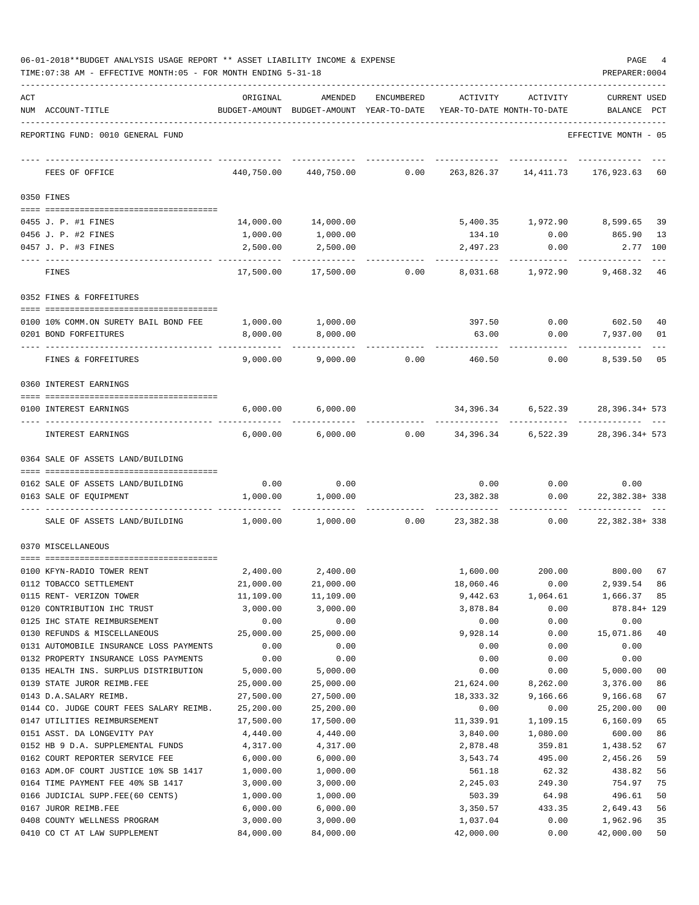06-01-2018**BUDGET ANALYSIS USAGE REPORT ** ASSET LIABILITY INCOME & EXPENSE

TIME:07:38 AM - EFFECTIVE MONTH:05 - FOR MONTH ENDING 5-31-18

PREPARER:0004

REPORTING FUND: 0010 GENERAL FUND — EFFECTIVE MONTH - 05

| ACT NUM | ACCOUNT-TITLE | ORIGINAL BUDGET-AMOUNT | AMENDED BUDGET-AMOUNT | ENCUMBERED YEAR-TO-DATE | ACTIVITY YEAR-TO-DATE | ACTIVITY MONTH-TO-DATE | CURRENT BALANCE | USED PCT |
|---|---|---|---|---|---|---|---|---|
| | FEES OF OFFICE | 440,750.00 | 440,750.00 | 0.00 | 263,826.37 | 14,411.73 | 176,923.63 | 60 |
| 0350 | FINES | | | | | | | |
| 0455 | J. P. #1 FINES | 14,000.00 | 14,000.00 | | 5,400.35 | 1,972.90 | 8,599.65 | 39 |
| 0456 | J. P. #2 FINES | 1,000.00 | 1,000.00 | | 134.10 | 0.00 | 865.90 | 13 |
| 0457 | J. P. #3 FINES | 2,500.00 | 2,500.00 | | 2,497.23 | 0.00 | 2.77 | 100 |
| | FINES | 17,500.00 | 17,500.00 | 0.00 | 8,031.68 | 1,972.90 | 9,468.32 | 46 |
| 0352 | FINES & FORFEITURES | | | | | | | |
| 0100 | 10% COMM.ON SURETY BAIL BOND FEE | 1,000.00 | 1,000.00 | | 397.50 | 0.00 | 602.50 | 40 |
| 0201 | BOND FORFEITURES | 8,000.00 | 8,000.00 | | 63.00 | 0.00 | 7,937.00 | 01 |
| | FINES & FORFEITURES | 9,000.00 | 9,000.00 | 0.00 | 460.50 | 0.00 | 8,539.50 | 05 |
| 0360 | INTEREST EARNINGS | | | | | | | |
| 0100 | INTEREST EARNINGS | 6,000.00 | 6,000.00 | | 34,396.34 | 6,522.39 | 28,396.34+ | 573 |
| | INTEREST EARNINGS | 6,000.00 | 6,000.00 | 0.00 | 34,396.34 | 6,522.39 | 28,396.34+ | 573 |
| 0364 | SALE OF ASSETS LAND/BUILDING | | | | | | | |
| 0162 | SALE OF ASSETS LAND/BUILDING | 0.00 | 0.00 | | 0.00 | 0.00 | 0.00 | |
| 0163 | SALE OF EQUIPMENT | 1,000.00 | 1,000.00 | | 23,382.38 | 0.00 | 22,382.38+ | 338 |
| | SALE OF ASSETS LAND/BUILDING | 1,000.00 | 1,000.00 | 0.00 | 23,382.38 | 0.00 | 22,382.38+ | 338 |
| 0370 | MISCELLANEOUS | | | | | | | |
| 0100 | KFYN-RADIO TOWER RENT | 2,400.00 | 2,400.00 | | 1,600.00 | 200.00 | 800.00 | 67 |
| 0112 | TOBACCO SETTLEMENT | 21,000.00 | 21,000.00 | | 18,060.46 | 0.00 | 2,939.54 | 86 |
| 0115 | RENT- VERIZON TOWER | 11,109.00 | 11,109.00 | | 9,442.63 | 1,064.61 | 1,666.37 | 85 |
| 0120 | CONTRIBUTION IHC TRUST | 3,000.00 | 3,000.00 | | 3,878.84 | 0.00 | 878.84+ | 129 |
| 0125 | IHC STATE REIMBURSEMENT | 0.00 | 0.00 | | 0.00 | 0.00 | 0.00 | |
| 0130 | REFUNDS & MISCELLANEOUS | 25,000.00 | 25,000.00 | | 9,928.14 | 0.00 | 15,071.86 | 40 |
| 0131 | AUTOMOBILE INSURANCE LOSS PAYMENTS | 0.00 | 0.00 | | 0.00 | 0.00 | 0.00 | |
| 0132 | PROPERTY INSURANCE LOSS PAYMENTS | 0.00 | 0.00 | | 0.00 | 0.00 | 0.00 | |
| 0135 | HEALTH INS. SURPLUS DISTRIBUTION | 5,000.00 | 5,000.00 | | 0.00 | 0.00 | 5,000.00 | 00 |
| 0139 | STATE JUROR REIMB.FEE | 25,000.00 | 25,000.00 | | 21,624.00 | 8,262.00 | 3,376.00 | 86 |
| 0143 | D.A.SALARY REIMB. | 27,500.00 | 27,500.00 | | 18,333.32 | 9,166.66 | 9,166.68 | 67 |
| 0144 | CO. JUDGE COURT FEES SALARY REIMB. | 25,200.00 | 25,200.00 | | 0.00 | 0.00 | 25,200.00 | 00 |
| 0147 | UTILITIES REIMBURSEMENT | 17,500.00 | 17,500.00 | | 11,339.91 | 1,109.15 | 6,160.09 | 65 |
| 0151 | ASST. DA LONGEVITY PAY | 4,440.00 | 4,440.00 | | 3,840.00 | 1,080.00 | 600.00 | 86 |
| 0152 | HB 9 D.A. SUPPLEMENTAL FUNDS | 4,317.00 | 4,317.00 | | 2,878.48 | 359.81 | 1,438.52 | 67 |
| 0162 | COURT REPORTER SERVICE FEE | 6,000.00 | 6,000.00 | | 3,543.74 | 495.00 | 2,456.26 | 59 |
| 0163 | ADM.OF COURT JUSTICE 10% SB 1417 | 1,000.00 | 1,000.00 | | 561.18 | 62.32 | 438.82 | 56 |
| 0164 | TIME PAYMENT FEE 40% SB 1417 | 3,000.00 | 3,000.00 | | 2,245.03 | 249.30 | 754.97 | 75 |
| 0166 | JUDICIAL SUPP.FEE(60 CENTS) | 1,000.00 | 1,000.00 | | 503.39 | 64.98 | 496.61 | 50 |
| 0167 | JUROR REIMB.FEE | 6,000.00 | 6,000.00 | | 3,350.57 | 433.35 | 2,649.43 | 56 |
| 0408 | COUNTY WELLNESS PROGRAM | 3,000.00 | 3,000.00 | | 1,037.04 | 0.00 | 1,962.96 | 35 |
| 0410 | CO CT AT LAW SUPPLEMENT | 84,000.00 | 84,000.00 | | 42,000.00 | 0.00 | 42,000.00 | 50 |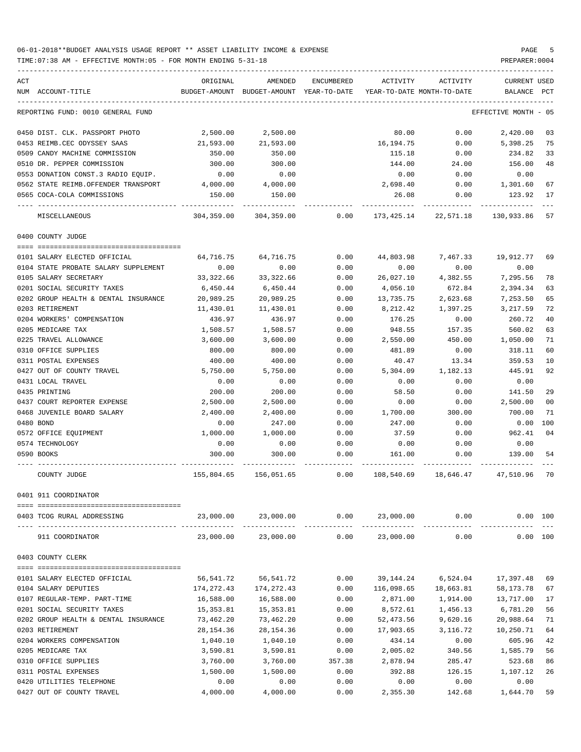06-01-2018**BUDGET ANALYSIS USAGE REPORT ** ASSET LIABILITY INCOME & EXPENSE

TIME:07:38 AM - EFFECTIVE MONTH:05 - FOR MONTH ENDING 5-31-18

PREPARER:0004

| ACT NUM | ACCOUNT-TITLE | ORIGINAL BUDGET-AMOUNT | AMENDED BUDGET-AMOUNT | ENCUMBERED YEAR-TO-DATE | ACTIVITY YEAR-TO-DATE | ACTIVITY MONTH-TO-DATE | CURRENT BALANCE | USED PCT |
|---|---|---|---|---|---|---|---|---|
| | REPORTING FUND: 0010 GENERAL FUND | | | | | | EFFECTIVE MONTH - 05 | |
| 0450 | DIST. CLK. PASSPORT PHOTO | 2,500.00 | 2,500.00 | | 80.00 | 0.00 | 2,420.00 | 03 |
| 0453 | REIMB.CEC ODYSSEY SAAS | 21,593.00 | 21,593.00 | | 16,194.75 | 0.00 | 5,398.25 | 75 |
| 0509 | CANDY MACHINE COMMISSION | 350.00 | 350.00 | | 115.18 | 0.00 | 234.82 | 33 |
| 0510 | DR. PEPPER COMMISSION | 300.00 | 300.00 | | 144.00 | 24.00 | 156.00 | 48 |
| 0553 | DONATION CONST.3 RADIO EQUIP. | 0.00 | 0.00 | | 0.00 | 0.00 | 0.00 | |
| 0562 | STATE REIMB.OFFENDER TRANSPORT | 4,000.00 | 4,000.00 | | 2,698.40 | 0.00 | 1,301.60 | 67 |
| 0565 | COCA-COLA COMMISSIONS | 150.00 | 150.00 | | 26.08 | 0.00 | 123.92 | 17 |
| | MISCELLANEOUS | 304,359.00 | 304,359.00 | 0.00 | 173,425.14 | 22,571.18 | 130,933.86 | 57 |
| | 0400 COUNTY JUDGE | | | | | | | |
| 0101 | SALARY ELECTED OFFICIAL | 64,716.75 | 64,716.75 | 0.00 | 44,803.98 | 7,467.33 | 19,912.77 | 69 |
| 0104 | STATE PROBATE SALARY SUPPLEMENT | 0.00 | 0.00 | 0.00 | 0.00 | 0.00 | 0.00 | |
| 0105 | SALARY SECRETARY | 33,322.66 | 33,322.66 | 0.00 | 26,027.10 | 4,382.55 | 7,295.56 | 78 |
| 0201 | SOCIAL SECURITY TAXES | 6,450.44 | 6,450.44 | 0.00 | 4,056.10 | 672.84 | 2,394.34 | 63 |
| 0202 | GROUP HEALTH & DENTAL INSURANCE | 20,989.25 | 20,989.25 | 0.00 | 13,735.75 | 2,623.68 | 7,253.50 | 65 |
| 0203 | RETIREMENT | 11,430.01 | 11,430.01 | 0.00 | 8,212.42 | 1,397.25 | 3,217.59 | 72 |
| 0204 | WORKERS' COMPENSATION | 436.97 | 436.97 | 0.00 | 176.25 | 0.00 | 260.72 | 40 |
| 0205 | MEDICARE TAX | 1,508.57 | 1,508.57 | 0.00 | 948.55 | 157.35 | 560.02 | 63 |
| 0225 | TRAVEL ALLOWANCE | 3,600.00 | 3,600.00 | 0.00 | 2,550.00 | 450.00 | 1,050.00 | 71 |
| 0310 | OFFICE SUPPLIES | 800.00 | 800.00 | 0.00 | 481.89 | 0.00 | 318.11 | 60 |
| 0311 | POSTAL EXPENSES | 400.00 | 400.00 | 0.00 | 40.47 | 13.34 | 359.53 | 10 |
| 0427 | OUT OF COUNTY TRAVEL | 5,750.00 | 5,750.00 | 0.00 | 5,304.09 | 1,182.13 | 445.91 | 92 |
| 0431 | LOCAL TRAVEL | 0.00 | 0.00 | 0.00 | 0.00 | 0.00 | 0.00 | |
| 0435 | PRINTING | 200.00 | 200.00 | 0.00 | 58.50 | 0.00 | 141.50 | 29 |
| 0437 | COURT REPORTER EXPENSE | 2,500.00 | 2,500.00 | 0.00 | 0.00 | 0.00 | 2,500.00 | 00 |
| 0468 | JUVENILE BOARD SALARY | 2,400.00 | 2,400.00 | 0.00 | 1,700.00 | 300.00 | 700.00 | 71 |
| 0480 | BOND | 0.00 | 247.00 | 0.00 | 247.00 | 0.00 | 0.00 | 100 |
| 0572 | OFFICE EQUIPMENT | 1,000.00 | 1,000.00 | 0.00 | 37.59 | 0.00 | 962.41 | 04 |
| 0574 | TECHNOLOGY | 0.00 | 0.00 | 0.00 | 0.00 | 0.00 | 0.00 | |
| 0590 | BOOKS | 300.00 | 300.00 | 0.00 | 161.00 | 0.00 | 139.00 | 54 |
| | COUNTY JUDGE | 155,804.65 | 156,051.65 | 0.00 | 108,540.69 | 18,646.47 | 47,510.96 | 70 |
| | 0401 911 COORDINATOR | | | | | | | |
| 0403 | TCOG RURAL ADDRESSING | 23,000.00 | 23,000.00 | 0.00 | 23,000.00 | 0.00 | 0.00 | 100 |
| | 911 COORDINATOR | 23,000.00 | 23,000.00 | 0.00 | 23,000.00 | 0.00 | 0.00 | 100 |
| | 0403 COUNTY CLERK | | | | | | | |
| 0101 | SALARY ELECTED OFFICIAL | 56,541.72 | 56,541.72 | 0.00 | 39,144.24 | 6,524.04 | 17,397.48 | 69 |
| 0104 | SALARY DEPUTIES | 174,272.43 | 174,272.43 | 0.00 | 116,098.65 | 18,663.81 | 58,173.78 | 67 |
| 0107 | REGULAR-TEMP. PART-TIME | 16,588.00 | 16,588.00 | 0.00 | 2,871.00 | 1,914.00 | 13,717.00 | 17 |
| 0201 | SOCIAL SECURITY TAXES | 15,353.81 | 15,353.81 | 0.00 | 8,572.61 | 1,456.13 | 6,781.20 | 56 |
| 0202 | GROUP HEALTH & DENTAL INSURANCE | 73,462.20 | 73,462.20 | 0.00 | 52,473.56 | 9,620.16 | 20,988.64 | 71 |
| 0203 | RETIREMENT | 28,154.36 | 28,154.36 | 0.00 | 17,903.65 | 3,116.72 | 10,250.71 | 64 |
| 0204 | WORKERS COMPENSATION | 1,040.10 | 1,040.10 | 0.00 | 434.14 | 0.00 | 605.96 | 42 |
| 0205 | MEDICARE TAX | 3,590.81 | 3,590.81 | 0.00 | 2,005.02 | 340.56 | 1,585.79 | 56 |
| 0310 | OFFICE SUPPLIES | 3,760.00 | 3,760.00 | 357.38 | 2,878.94 | 285.47 | 523.68 | 86 |
| 0311 | POSTAL EXPENSES | 1,500.00 | 1,500.00 | 0.00 | 392.88 | 126.15 | 1,107.12 | 26 |
| 0420 | UTILITIES TELEPHONE | 0.00 | 0.00 | 0.00 | 0.00 | 0.00 | 0.00 | |
| 0427 | OUT OF COUNTY TRAVEL | 4,000.00 | 4,000.00 | 0.00 | 2,355.30 | 142.68 | 1,644.70 | 59 |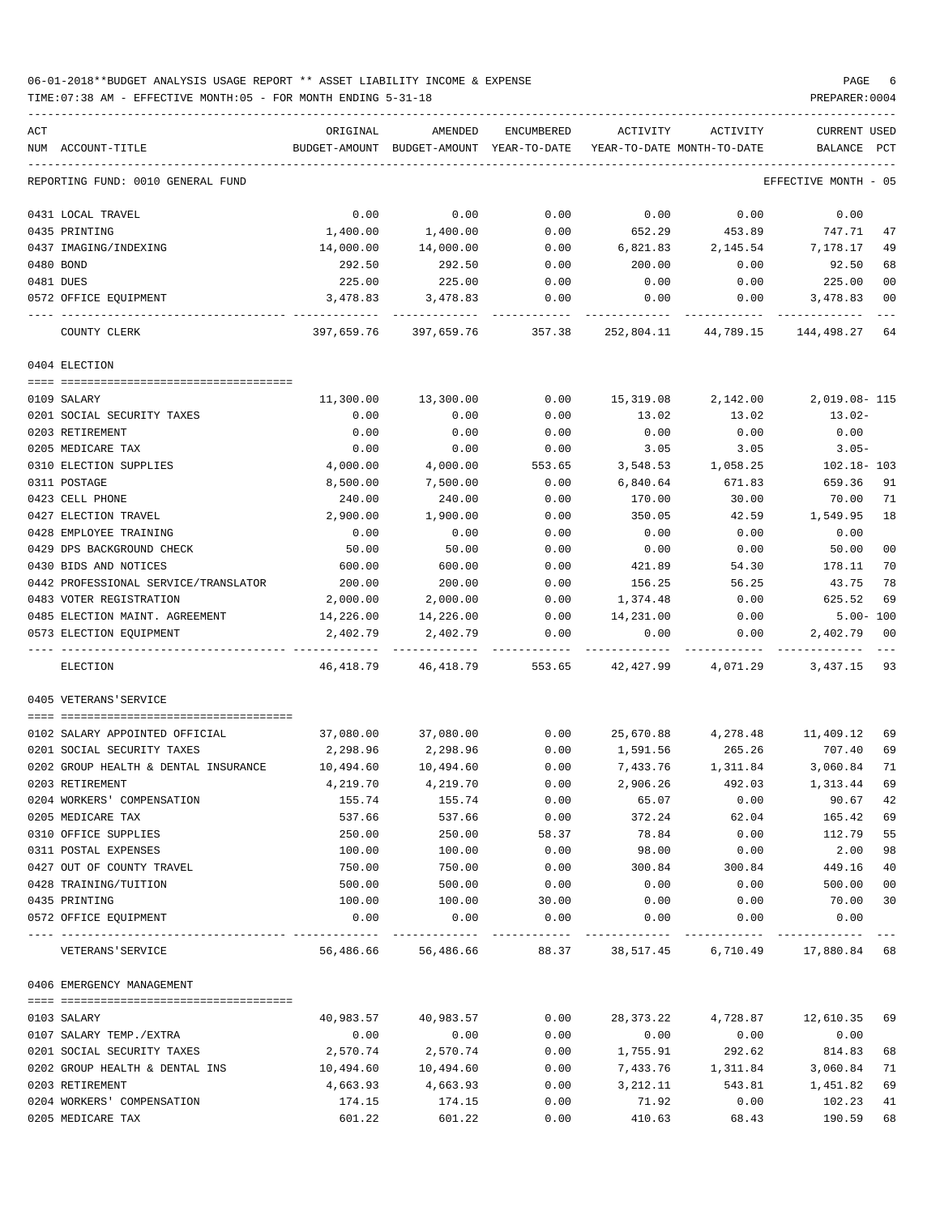06-01-2018**BUDGET ANALYSIS USAGE REPORT ** ASSET LIABILITY INCOME & EXPENSE

TIME:07:38 AM - EFFECTIVE MONTH:05 - FOR MONTH ENDING 5-31-18

PREPARER:0004

| ACT NUM | ACCOUNT-TITLE | ORIGINAL BUDGET-AMOUNT | AMENDED BUDGET-AMOUNT | ENCUMBERED YEAR-TO-DATE | ACTIVITY YEAR-TO-DATE | ACTIVITY MONTH-TO-DATE | CURRENT BALANCE | USED PCT |
|---|---|---|---|---|---|---|---|---|
| | REPORTING FUND: 0010 GENERAL FUND | | | | | | EFFECTIVE MONTH - 05 | |
| 0431 | LOCAL TRAVEL | 0.00 | 0.00 | 0.00 | 0.00 | 0.00 | 0.00 | |
| 0435 | PRINTING | 1,400.00 | 1,400.00 | 0.00 | 652.29 | 453.89 | 747.71 | 47 |
| 0437 | IMAGING/INDEXING | 14,000.00 | 14,000.00 | 0.00 | 6,821.83 | 2,145.54 | 7,178.17 | 49 |
| 0480 | BOND | 292.50 | 292.50 | 0.00 | 200.00 | 0.00 | 92.50 | 68 |
| 0481 | DUES | 225.00 | 225.00 | 0.00 | 0.00 | 0.00 | 225.00 | 00 |
| 0572 | OFFICE EQUIPMENT | 3,478.83 | 3,478.83 | 0.00 | 0.00 | 0.00 | 3,478.83 | 00 |
| | COUNTY CLERK | 397,659.76 | 397,659.76 | 357.38 | 252,804.11 | 44,789.15 | 144,498.27 | 64 |
| | 0404 ELECTION | | | | | | | |
| 0109 | SALARY | 11,300.00 | 13,300.00 | 0.00 | 15,319.08 | 2,142.00 | 2,019.08- | 115 |
| 0201 | SOCIAL SECURITY TAXES | 0.00 | 0.00 | 0.00 | 13.02 | 13.02 | 13.02- | |
| 0203 | RETIREMENT | 0.00 | 0.00 | 0.00 | 0.00 | 0.00 | 0.00 | |
| 0205 | MEDICARE TAX | 0.00 | 0.00 | 0.00 | 3.05 | 3.05 | 3.05- | |
| 0310 | ELECTION SUPPLIES | 4,000.00 | 4,000.00 | 553.65 | 3,548.53 | 1,058.25 | 102.18- | 103 |
| 0311 | POSTAGE | 8,500.00 | 7,500.00 | 0.00 | 6,840.64 | 671.83 | 659.36 | 91 |
| 0423 | CELL PHONE | 240.00 | 240.00 | 0.00 | 170.00 | 30.00 | 70.00 | 71 |
| 0427 | ELECTION TRAVEL | 2,900.00 | 1,900.00 | 0.00 | 350.05 | 42.59 | 1,549.95 | 18 |
| 0428 | EMPLOYEE TRAINING | 0.00 | 0.00 | 0.00 | 0.00 | 0.00 | 0.00 | |
| 0429 | DPS BACKGROUND CHECK | 50.00 | 50.00 | 0.00 | 0.00 | 0.00 | 50.00 | 00 |
| 0430 | BIDS AND NOTICES | 600.00 | 600.00 | 0.00 | 421.89 | 54.30 | 178.11 | 70 |
| 0442 | PROFESSIONAL SERVICE/TRANSLATOR | 200.00 | 200.00 | 0.00 | 156.25 | 56.25 | 43.75 | 78 |
| 0483 | VOTER REGISTRATION | 2,000.00 | 2,000.00 | 0.00 | 1,374.48 | 0.00 | 625.52 | 69 |
| 0485 | ELECTION MAINT. AGREEMENT | 14,226.00 | 14,226.00 | 0.00 | 14,231.00 | 0.00 | 5.00- | 100 |
| 0573 | ELECTION EQUIPMENT | 2,402.79 | 2,402.79 | 0.00 | 0.00 | 0.00 | 2,402.79 | 00 |
| | ELECTION | 46,418.79 | 46,418.79 | 553.65 | 42,427.99 | 4,071.29 | 3,437.15 | 93 |
| | 0405 VETERANS'SERVICE | | | | | | | |
| 0102 | SALARY APPOINTED OFFICIAL | 37,080.00 | 37,080.00 | 0.00 | 25,670.88 | 4,278.48 | 11,409.12 | 69 |
| 0201 | SOCIAL SECURITY TAXES | 2,298.96 | 2,298.96 | 0.00 | 1,591.56 | 265.26 | 707.40 | 69 |
| 0202 | GROUP HEALTH & DENTAL INSURANCE | 10,494.60 | 10,494.60 | 0.00 | 7,433.76 | 1,311.84 | 3,060.84 | 71 |
| 0203 | RETIREMENT | 4,219.70 | 4,219.70 | 0.00 | 2,906.26 | 492.03 | 1,313.44 | 69 |
| 0204 | WORKERS' COMPENSATION | 155.74 | 155.74 | 0.00 | 65.07 | 0.00 | 90.67 | 42 |
| 0205 | MEDICARE TAX | 537.66 | 537.66 | 0.00 | 372.24 | 62.04 | 165.42 | 69 |
| 0310 | OFFICE SUPPLIES | 250.00 | 250.00 | 58.37 | 78.84 | 0.00 | 112.79 | 55 |
| 0311 | POSTAL EXPENSES | 100.00 | 100.00 | 0.00 | 98.00 | 0.00 | 2.00 | 98 |
| 0427 | OUT OF COUNTY TRAVEL | 750.00 | 750.00 | 0.00 | 300.84 | 300.84 | 449.16 | 40 |
| 0428 | TRAINING/TUITION | 500.00 | 500.00 | 0.00 | 0.00 | 0.00 | 500.00 | 00 |
| 0435 | PRINTING | 100.00 | 100.00 | 30.00 | 0.00 | 0.00 | 70.00 | 30 |
| 0572 | OFFICE EQUIPMENT | 0.00 | 0.00 | 0.00 | 0.00 | 0.00 | 0.00 | |
| | VETERANS'SERVICE | 56,486.66 | 56,486.66 | 88.37 | 38,517.45 | 6,710.49 | 17,880.84 | 68 |
| | 0406 EMERGENCY MANAGEMENT | | | | | | | |
| 0103 | SALARY | 40,983.57 | 40,983.57 | 0.00 | 28,373.22 | 4,728.87 | 12,610.35 | 69 |
| 0107 | SALARY TEMP./EXTRA | 0.00 | 0.00 | 0.00 | 0.00 | 0.00 | 0.00 | |
| 0201 | SOCIAL SECURITY TAXES | 2,570.74 | 2,570.74 | 0.00 | 1,755.91 | 292.62 | 814.83 | 68 |
| 0202 | GROUP HEALTH & DENTAL INS | 10,494.60 | 10,494.60 | 0.00 | 7,433.76 | 1,311.84 | 3,060.84 | 71 |
| 0203 | RETIREMENT | 4,663.93 | 4,663.93 | 0.00 | 3,212.11 | 543.81 | 1,451.82 | 69 |
| 0204 | WORKERS' COMPENSATION | 174.15 | 174.15 | 0.00 | 71.92 | 0.00 | 102.23 | 41 |
| 0205 | MEDICARE TAX | 601.22 | 601.22 | 0.00 | 410.63 | 68.43 | 190.59 | 68 |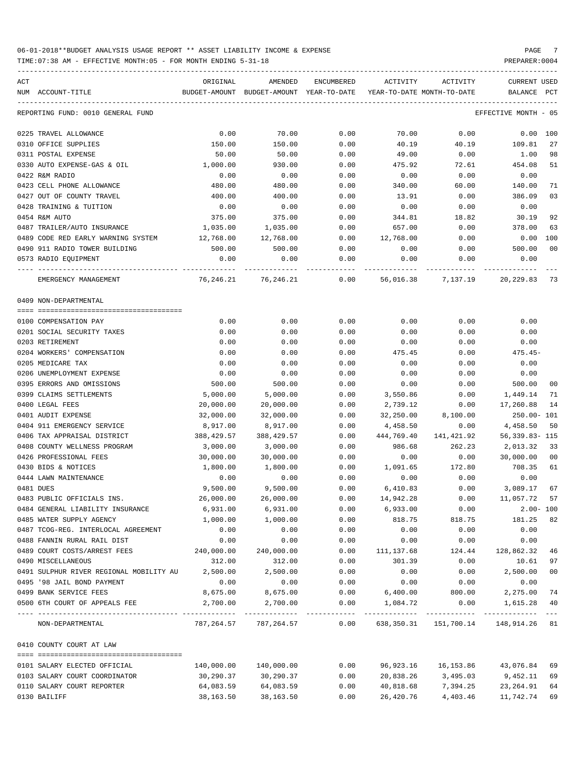06-01-2018**BUDGET ANALYSIS USAGE REPORT ** ASSET LIABILITY INCOME & EXPENSE

TIME:07:38 AM - EFFECTIVE MONTH:05 - FOR MONTH ENDING 5-31-18

PREPARER:0004

| ACT NUM | ACCOUNT-TITLE | ORIGINAL BUDGET-AMOUNT | AMENDED BUDGET-AMOUNT | ENCUMBERED YEAR-TO-DATE | ACTIVITY YEAR-TO-DATE | ACTIVITY MONTH-TO-DATE | CURRENT USED BALANCE | PCT |
|---|---|---|---|---|---|---|---|---|
| | REPORTING FUND: 0010 GENERAL FUND | | | | | | EFFECTIVE MONTH - 05 | |
| 0225 | TRAVEL ALLOWANCE | 0.00 | 70.00 | 0.00 | 70.00 | 0.00 | 0.00 | 100 |
| 0310 | OFFICE SUPPLIES | 150.00 | 150.00 | 0.00 | 40.19 | 40.19 | 109.81 | 27 |
| 0311 | POSTAL EXPENSE | 50.00 | 50.00 | 0.00 | 49.00 | 0.00 | 1.00 | 98 |
| 0330 | AUTO EXPENSE-GAS & OIL | 1,000.00 | 930.00 | 0.00 | 475.92 | 72.61 | 454.08 | 51 |
| 0422 | R&M RADIO | 0.00 | 0.00 | 0.00 | 0.00 | 0.00 | 0.00 | |
| 0423 | CELL PHONE ALLOWANCE | 480.00 | 480.00 | 0.00 | 340.00 | 60.00 | 140.00 | 71 |
| 0427 | OUT OF COUNTY TRAVEL | 400.00 | 400.00 | 0.00 | 13.91 | 0.00 | 386.09 | 03 |
| 0428 | TRAINING & TUITION | 0.00 | 0.00 | 0.00 | 0.00 | 0.00 | 0.00 | |
| 0454 | R&M AUTO | 375.00 | 375.00 | 0.00 | 344.81 | 18.82 | 30.19 | 92 |
| 0487 | TRAILER/AUTO INSURANCE | 1,035.00 | 1,035.00 | 0.00 | 657.00 | 0.00 | 378.00 | 63 |
| 0489 | CODE RED EARLY WARNING SYSTEM | 12,768.00 | 12,768.00 | 0.00 | 12,768.00 | 0.00 | 0.00 | 100 |
| 0490 | 911 RADIO TOWER BUILDING | 500.00 | 500.00 | 0.00 | 0.00 | 0.00 | 500.00 | 00 |
| 0573 | RADIO EQUIPMENT | 0.00 | 0.00 | 0.00 | 0.00 | 0.00 | 0.00 | |
| | EMERGENCY MANAGEMENT | 76,246.21 | 76,246.21 | 0.00 | 56,016.38 | 7,137.19 | 20,229.83 | 73 |
| | 0409 NON-DEPARTMENTAL | | | | | | | |
| 0100 | COMPENSATION PAY | 0.00 | 0.00 | 0.00 | 0.00 | 0.00 | 0.00 | |
| 0201 | SOCIAL SECURITY TAXES | 0.00 | 0.00 | 0.00 | 0.00 | 0.00 | 0.00 | |
| 0203 | RETIREMENT | 0.00 | 0.00 | 0.00 | 0.00 | 0.00 | 0.00 | |
| 0204 | WORKERS' COMPENSATION | 0.00 | 0.00 | 0.00 | 475.45 | 0.00 | 475.45- | |
| 0205 | MEDICARE TAX | 0.00 | 0.00 | 0.00 | 0.00 | 0.00 | 0.00 | |
| 0206 | UNEMPLOYMENT EXPENSE | 0.00 | 0.00 | 0.00 | 0.00 | 0.00 | 0.00 | |
| 0395 | ERRORS AND OMISSIONS | 500.00 | 500.00 | 0.00 | 0.00 | 0.00 | 500.00 | 00 |
| 0399 | CLAIMS SETTLEMENTS | 5,000.00 | 5,000.00 | 0.00 | 3,550.86 | 0.00 | 1,449.14 | 71 |
| 0400 | LEGAL FEES | 20,000.00 | 20,000.00 | 0.00 | 2,739.12 | 0.00 | 17,260.88 | 14 |
| 0401 | AUDIT EXPENSE | 32,000.00 | 32,000.00 | 0.00 | 32,250.00 | 8,100.00 | 250.00- | 101 |
| 0404 | 911 EMERGENCY SERVICE | 8,917.00 | 8,917.00 | 0.00 | 4,458.50 | 0.00 | 4,458.50 | 50 |
| 0406 | TAX APPRAISAL DISTRICT | 388,429.57 | 388,429.57 | 0.00 | 444,769.40 | 141,421.92 | 56,339.83- | 115 |
| 0408 | COUNTY WELLNESS PROGRAM | 3,000.00 | 3,000.00 | 0.00 | 986.68 | 262.23 | 2,013.32 | 33 |
| 0426 | PROFESSIONAL FEES | 30,000.00 | 30,000.00 | 0.00 | 0.00 | 0.00 | 30,000.00 | 00 |
| 0430 | BIDS & NOTICES | 1,800.00 | 1,800.00 | 0.00 | 1,091.65 | 172.80 | 708.35 | 61 |
| 0444 | LAWN MAINTENANCE | 0.00 | 0.00 | 0.00 | 0.00 | 0.00 | 0.00 | |
| 0481 | DUES | 9,500.00 | 9,500.00 | 0.00 | 6,410.83 | 0.00 | 3,089.17 | 67 |
| 0483 | PUBLIC OFFICIALS INS. | 26,000.00 | 26,000.00 | 0.00 | 14,942.28 | 0.00 | 11,057.72 | 57 |
| 0484 | GENERAL LIABILITY INSURANCE | 6,931.00 | 6,931.00 | 0.00 | 6,933.00 | 0.00 | 2.00- | 100 |
| 0485 | WATER SUPPLY AGENCY | 1,000.00 | 1,000.00 | 0.00 | 818.75 | 818.75 | 181.25 | 82 |
| 0487 | TCOG-REG. INTERLOCAL AGREEMENT | 0.00 | 0.00 | 0.00 | 0.00 | 0.00 | 0.00 | |
| 0488 | FANNIN RURAL RAIL DIST | 0.00 | 0.00 | 0.00 | 0.00 | 0.00 | 0.00 | |
| 0489 | COURT COSTS/ARREST FEES | 240,000.00 | 240,000.00 | 0.00 | 111,137.68 | 124.44 | 128,862.32 | 46 |
| 0490 | MISCELLANEOUS | 312.00 | 312.00 | 0.00 | 301.39 | 0.00 | 10.61 | 97 |
| 0491 | SULPHUR RIVER REGIONAL MOBILITY AU | 2,500.00 | 2,500.00 | 0.00 | 0.00 | 0.00 | 2,500.00 | 00 |
| 0495 | '98 JAIL BOND PAYMENT | 0.00 | 0.00 | 0.00 | 0.00 | 0.00 | 0.00 | |
| 0499 | BANK SERVICE FEES | 8,675.00 | 8,675.00 | 0.00 | 6,400.00 | 800.00 | 2,275.00 | 74 |
| 0500 | 6TH COURT OF APPEALS FEE | 2,700.00 | 2,700.00 | 0.00 | 1,084.72 | 0.00 | 1,615.28 | 40 |
| | NON-DEPARTMENTAL | 787,264.57 | 787,264.57 | 0.00 | 638,350.31 | 151,700.14 | 148,914.26 | 81 |
| | 0410 COUNTY COURT AT LAW | | | | | | | |
| 0101 | SALARY ELECTED OFFICIAL | 140,000.00 | 140,000.00 | 0.00 | 96,923.16 | 16,153.86 | 43,076.84 | 69 |
| 0103 | SALARY COURT COORDINATOR | 30,290.37 | 30,290.37 | 0.00 | 20,838.26 | 3,495.03 | 9,452.11 | 69 |
| 0110 | SALARY COURT REPORTER | 64,083.59 | 64,083.59 | 0.00 | 40,818.68 | 7,394.25 | 23,264.91 | 64 |
| 0130 | BAILIFF | 38,163.50 | 38,163.50 | 0.00 | 26,420.76 | 4,403.46 | 11,742.74 | 69 |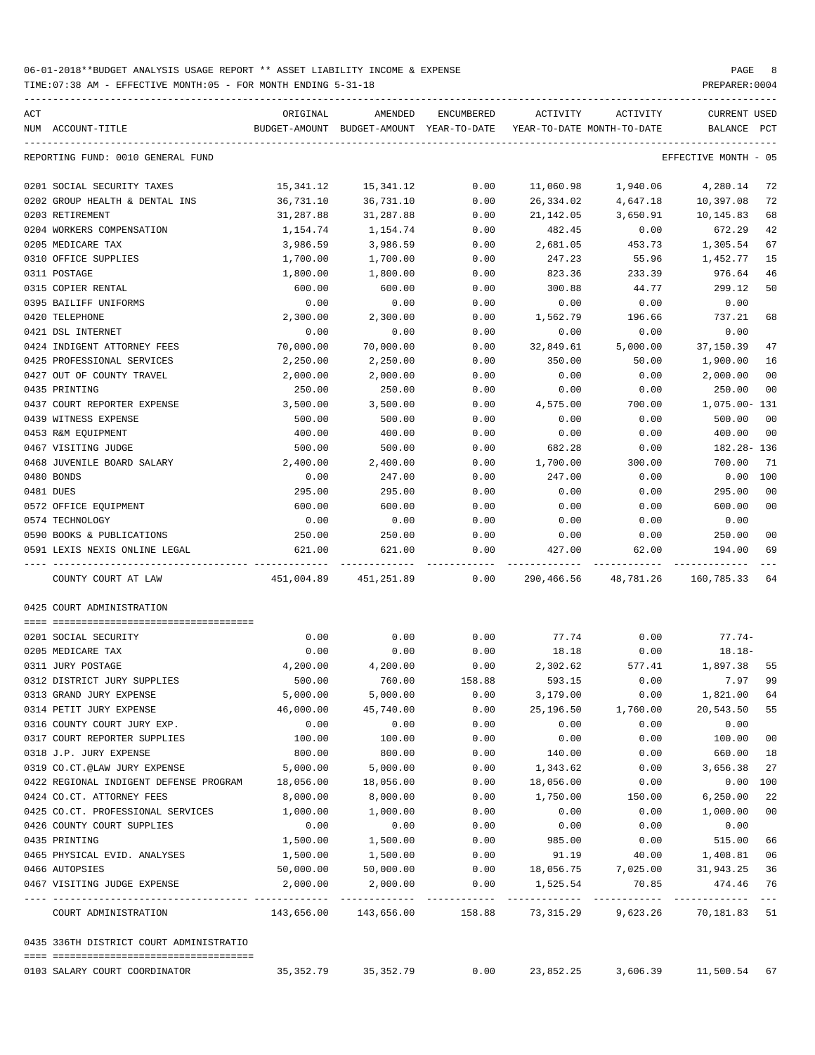06-01-2018**BUDGET ANALYSIS USAGE REPORT ** ASSET LIABILITY INCOME & EXPENSE

TIME:07:38 AM - EFFECTIVE MONTH:05 - FOR MONTH ENDING 5-31-18

REPORTING FUND: 0010 GENERAL FUND — EFFECTIVE MONTH - 05

| ACT NUM | ACCOUNT-TITLE | ORIGINAL BUDGET-AMOUNT | AMENDED BUDGET-AMOUNT | ENCUMBERED YEAR-TO-DATE | ACTIVITY YEAR-TO-DATE | ACTIVITY MONTH-TO-DATE | CURRENT BALANCE | USED PCT |
|---|---|---|---|---|---|---|---|---|
| 0201 | SOCIAL SECURITY TAXES | 15,341.12 | 15,341.12 | 0.00 | 11,060.98 | 1,940.06 | 4,280.14 | 72 |
| 0202 | GROUP HEALTH & DENTAL INS | 36,731.10 | 36,731.10 | 0.00 | 26,334.02 | 4,647.18 | 10,397.08 | 72 |
| 0203 | RETIREMENT | 31,287.88 | 31,287.88 | 0.00 | 21,142.05 | 3,650.91 | 10,145.83 | 68 |
| 0204 | WORKERS COMPENSATION | 1,154.74 | 1,154.74 | 0.00 | 482.45 | 0.00 | 672.29 | 42 |
| 0205 | MEDICARE TAX | 3,986.59 | 3,986.59 | 0.00 | 2,681.05 | 453.73 | 1,305.54 | 67 |
| 0310 | OFFICE SUPPLIES | 1,700.00 | 1,700.00 | 0.00 | 247.23 | 55.96 | 1,452.77 | 15 |
| 0311 | POSTAGE | 1,800.00 | 1,800.00 | 0.00 | 823.36 | 233.39 | 976.64 | 46 |
| 0315 | COPIER RENTAL | 600.00 | 600.00 | 0.00 | 300.88 | 44.77 | 299.12 | 50 |
| 0395 | BAILIFF UNIFORMS | 0.00 | 0.00 | 0.00 | 0.00 | 0.00 | 0.00 | |
| 0420 | TELEPHONE | 2,300.00 | 2,300.00 | 0.00 | 1,562.79 | 196.66 | 737.21 | 68 |
| 0421 | DSL INTERNET | 0.00 | 0.00 | 0.00 | 0.00 | 0.00 | 0.00 | |
| 0424 | INDIGENT ATTORNEY FEES | 70,000.00 | 70,000.00 | 0.00 | 32,849.61 | 5,000.00 | 37,150.39 | 47 |
| 0425 | PROFESSIONAL SERVICES | 2,250.00 | 2,250.00 | 0.00 | 350.00 | 50.00 | 1,900.00 | 16 |
| 0427 | OUT OF COUNTY TRAVEL | 2,000.00 | 2,000.00 | 0.00 | 0.00 | 0.00 | 2,000.00 | 00 |
| 0435 | PRINTING | 250.00 | 250.00 | 0.00 | 0.00 | 0.00 | 250.00 | 00 |
| 0437 | COURT REPORTER EXPENSE | 3,500.00 | 3,500.00 | 0.00 | 4,575.00 | 700.00 | 1,075.00- | 131 |
| 0439 | WITNESS EXPENSE | 500.00 | 500.00 | 0.00 | 0.00 | 0.00 | 500.00 | 00 |
| 0453 | R&M EQUIPMENT | 400.00 | 400.00 | 0.00 | 0.00 | 0.00 | 400.00 | 00 |
| 0467 | VISITING JUDGE | 500.00 | 500.00 | 0.00 | 682.28 | 0.00 | 182.28- | 136 |
| 0468 | JUVENILE BOARD SALARY | 2,400.00 | 2,400.00 | 0.00 | 1,700.00 | 300.00 | 700.00 | 71 |
| 0480 | BONDS | 0.00 | 247.00 | 0.00 | 247.00 | 0.00 | 0.00 | 100 |
| 0481 | DUES | 295.00 | 295.00 | 0.00 | 0.00 | 0.00 | 295.00 | 00 |
| 0572 | OFFICE EQUIPMENT | 600.00 | 600.00 | 0.00 | 0.00 | 0.00 | 600.00 | 00 |
| 0574 | TECHNOLOGY | 0.00 | 0.00 | 0.00 | 0.00 | 0.00 | 0.00 | |
| 0590 | BOOKS & PUBLICATIONS | 250.00 | 250.00 | 0.00 | 0.00 | 0.00 | 250.00 | 00 |
| 0591 | LEXIS NEXIS ONLINE LEGAL | 621.00 | 621.00 | 0.00 | 427.00 | 62.00 | 194.00 | 69 |
| | COUNTY COURT AT LAW | 451,004.89 | 451,251.89 | 0.00 | 290,466.56 | 48,781.26 | 160,785.33 | 64 |

0425 COURT ADMINISTRATION

| ACT NUM | ACCOUNT-TITLE | ORIGINAL BUDGET-AMOUNT | AMENDED BUDGET-AMOUNT | ENCUMBERED YEAR-TO-DATE | ACTIVITY YEAR-TO-DATE | ACTIVITY MONTH-TO-DATE | CURRENT BALANCE | USED PCT |
|---|---|---|---|---|---|---|---|---|
| 0201 | SOCIAL SECURITY | 0.00 | 0.00 | 0.00 | 77.74 | 0.00 | 77.74- | |
| 0205 | MEDICARE TAX | 0.00 | 0.00 | 0.00 | 18.18 | 0.00 | 18.18- | |
| 0311 | JURY POSTAGE | 4,200.00 | 4,200.00 | 0.00 | 2,302.62 | 577.41 | 1,897.38 | 55 |
| 0312 | DISTRICT JURY SUPPLIES | 500.00 | 760.00 | 158.88 | 593.15 | 0.00 | 7.97 | 99 |
| 0313 | GRAND JURY EXPENSE | 5,000.00 | 5,000.00 | 0.00 | 3,179.00 | 0.00 | 1,821.00 | 64 |
| 0314 | PETIT JURY EXPENSE | 46,000.00 | 45,740.00 | 0.00 | 25,196.50 | 1,760.00 | 20,543.50 | 55 |
| 0316 | COUNTY COURT JURY EXP. | 0.00 | 0.00 | 0.00 | 0.00 | 0.00 | 0.00 | |
| 0317 | COURT REPORTER SUPPLIES | 100.00 | 100.00 | 0.00 | 0.00 | 0.00 | 100.00 | 00 |
| 0318 | J.P. JURY EXPENSE | 800.00 | 800.00 | 0.00 | 140.00 | 0.00 | 660.00 | 18 |
| 0319 | CO.CT.@LAW JURY EXPENSE | 5,000.00 | 5,000.00 | 0.00 | 1,343.62 | 0.00 | 3,656.38 | 27 |
| 0422 | REGIONAL INDIGENT DEFENSE PROGRAM | 18,056.00 | 18,056.00 | 0.00 | 18,056.00 | 0.00 | 0.00 | 100 |
| 0424 | CO.CT. ATTORNEY FEES | 8,000.00 | 8,000.00 | 0.00 | 1,750.00 | 150.00 | 6,250.00 | 22 |
| 0425 | CO.CT. PROFESSIONAL SERVICES | 1,000.00 | 1,000.00 | 0.00 | 0.00 | 0.00 | 1,000.00 | 00 |
| 0426 | COUNTY COURT SUPPLIES | 0.00 | 0.00 | 0.00 | 0.00 | 0.00 | 0.00 | |
| 0435 | PRINTING | 1,500.00 | 1,500.00 | 0.00 | 985.00 | 0.00 | 515.00 | 66 |
| 0465 | PHYSICAL EVID. ANALYSES | 1,500.00 | 1,500.00 | 0.00 | 91.19 | 40.00 | 1,408.81 | 06 |
| 0466 | AUTOPSIES | 50,000.00 | 50,000.00 | 0.00 | 18,056.75 | 7,025.00 | 31,943.25 | 36 |
| 0467 | VISITING JUDGE EXPENSE | 2,000.00 | 2,000.00 | 0.00 | 1,525.54 | 70.85 | 474.46 | 76 |
| | COURT ADMINISTRATION | 143,656.00 | 143,656.00 | 158.88 | 73,315.29 | 9,623.26 | 70,181.83 | 51 |

0435 336TH DISTRICT COURT ADMINISTRATIO

| ACT NUM | ACCOUNT-TITLE | ORIGINAL BUDGET-AMOUNT | AMENDED BUDGET-AMOUNT | ENCUMBERED YEAR-TO-DATE | ACTIVITY YEAR-TO-DATE | ACTIVITY MONTH-TO-DATE | CURRENT BALANCE | USED PCT |
|---|---|---|---|---|---|---|---|---|
| 0103 | SALARY COURT COORDINATOR | 35,352.79 | 35,352.79 | 0.00 | 23,852.25 | 3,606.39 | 11,500.54 | 67 |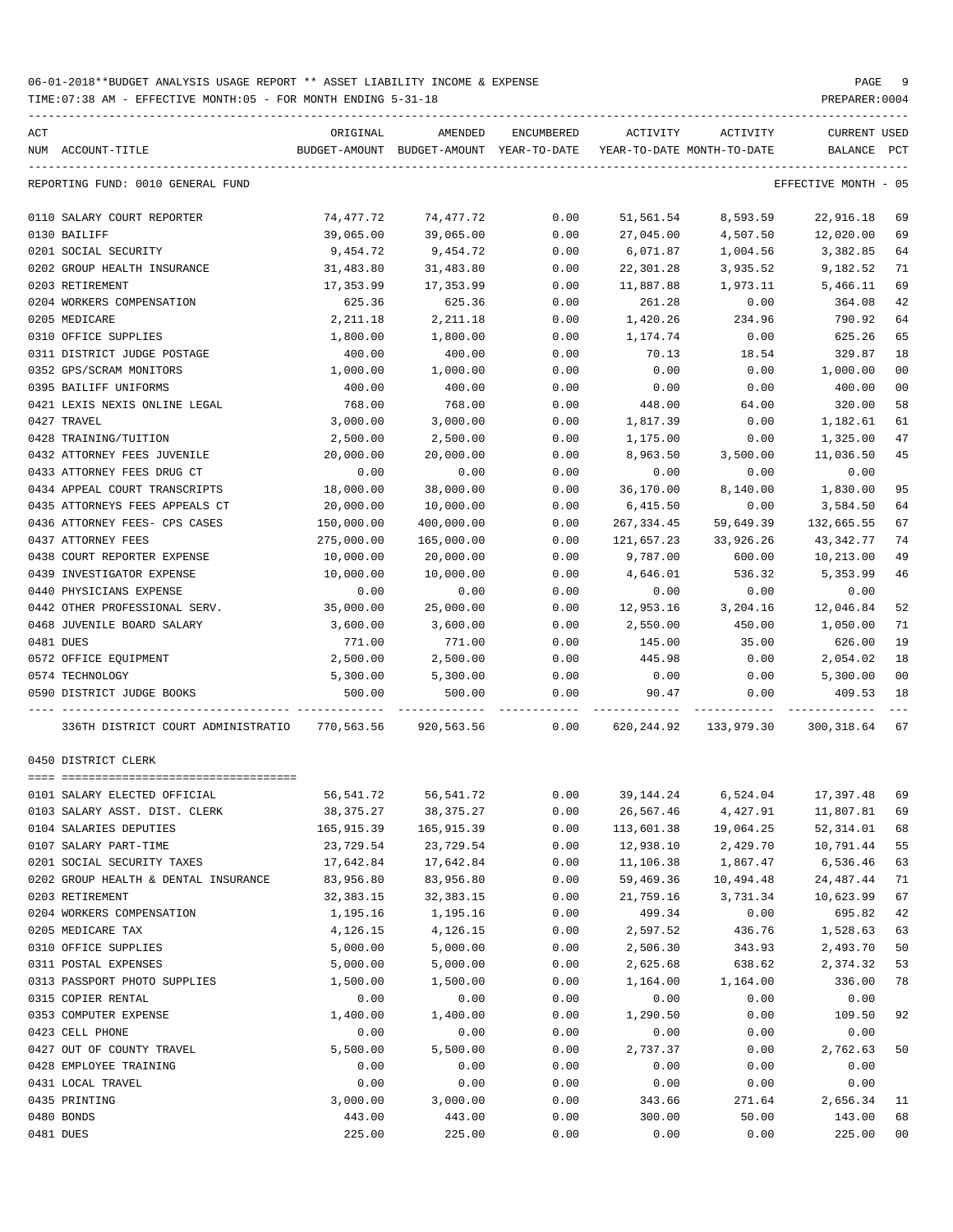REPORTING FUND: 0010 GENERAL FUND — EFFECTIVE MONTH - 05

| ACT NUM | ACCOUNT-TITLE | ORIGINAL BUDGET-AMOUNT | AMENDED BUDGET-AMOUNT | ENCUMBERED YEAR-TO-DATE | ACTIVITY YEAR-TO-DATE | ACTIVITY MONTH-TO-DATE | CURRENT BALANCE | USED PCT |
|---|---|---|---|---|---|---|---|---|
| 0110 | SALARY COURT REPORTER | 74,477.72 | 74,477.72 | 0.00 | 51,561.54 | 8,593.59 | 22,916.18 | 69 |
| 0130 | BAILIFF | 39,065.00 | 39,065.00 | 0.00 | 27,045.00 | 4,507.50 | 12,020.00 | 69 |
| 0201 | SOCIAL SECURITY | 9,454.72 | 9,454.72 | 0.00 | 6,071.87 | 1,004.56 | 3,382.85 | 64 |
| 0202 | GROUP HEALTH INSURANCE | 31,483.80 | 31,483.80 | 0.00 | 22,301.28 | 3,935.52 | 9,182.52 | 71 |
| 0203 | RETIREMENT | 17,353.99 | 17,353.99 | 0.00 | 11,887.88 | 1,973.11 | 5,466.11 | 69 |
| 0204 | WORKERS COMPENSATION | 625.36 | 625.36 | 0.00 | 261.28 | 0.00 | 364.08 | 42 |
| 0205 | MEDICARE | 2,211.18 | 2,211.18 | 0.00 | 1,420.26 | 234.96 | 790.92 | 64 |
| 0310 | OFFICE SUPPLIES | 1,800.00 | 1,800.00 | 0.00 | 1,174.74 | 0.00 | 625.26 | 65 |
| 0311 | DISTRICT JUDGE POSTAGE | 400.00 | 400.00 | 0.00 | 70.13 | 18.54 | 329.87 | 18 |
| 0352 | GPS/SCRAM MONITORS | 1,000.00 | 1,000.00 | 0.00 | 0.00 | 0.00 | 1,000.00 | 00 |
| 0395 | BAILIFF UNIFORMS | 400.00 | 400.00 | 0.00 | 0.00 | 0.00 | 400.00 | 00 |
| 0421 | LEXIS NEXIS ONLINE LEGAL | 768.00 | 768.00 | 0.00 | 448.00 | 64.00 | 320.00 | 58 |
| 0427 | TRAVEL | 3,000.00 | 3,000.00 | 0.00 | 1,817.39 | 0.00 | 1,182.61 | 61 |
| 0428 | TRAINING/TUITION | 2,500.00 | 2,500.00 | 0.00 | 1,175.00 | 0.00 | 1,325.00 | 47 |
| 0432 | ATTORNEY FEES JUVENILE | 20,000.00 | 20,000.00 | 0.00 | 8,963.50 | 3,500.00 | 11,036.50 | 45 |
| 0433 | ATTORNEY FEES DRUG CT | 0.00 | 0.00 | 0.00 | 0.00 | 0.00 | 0.00 | |
| 0434 | APPEAL COURT TRANSCRIPTS | 18,000.00 | 38,000.00 | 0.00 | 36,170.00 | 8,140.00 | 1,830.00 | 95 |
| 0435 | ATTORNEYS FEES APPEALS CT | 20,000.00 | 10,000.00 | 0.00 | 6,415.50 | 0.00 | 3,584.50 | 64 |
| 0436 | ATTORNEY FEES- CPS CASES | 150,000.00 | 400,000.00 | 0.00 | 267,334.45 | 59,649.39 | 132,665.55 | 67 |
| 0437 | ATTORNEY FEES | 275,000.00 | 165,000.00 | 0.00 | 121,657.23 | 33,926.26 | 43,342.77 | 74 |
| 0438 | COURT REPORTER EXPENSE | 10,000.00 | 20,000.00 | 0.00 | 9,787.00 | 600.00 | 10,213.00 | 49 |
| 0439 | INVESTIGATOR EXPENSE | 10,000.00 | 10,000.00 | 0.00 | 4,646.01 | 536.32 | 5,353.99 | 46 |
| 0440 | PHYSICIANS EXPENSE | 0.00 | 0.00 | 0.00 | 0.00 | 0.00 | 0.00 | |
| 0442 | OTHER PROFESSIONAL SERV. | 35,000.00 | 25,000.00 | 0.00 | 12,953.16 | 3,204.16 | 12,046.84 | 52 |
| 0468 | JUVENILE BOARD SALARY | 3,600.00 | 3,600.00 | 0.00 | 2,550.00 | 450.00 | 1,050.00 | 71 |
| 0481 | DUES | 771.00 | 771.00 | 0.00 | 145.00 | 35.00 | 626.00 | 19 |
| 0572 | OFFICE EQUIPMENT | 2,500.00 | 2,500.00 | 0.00 | 445.98 | 0.00 | 2,054.02 | 18 |
| 0574 | TECHNOLOGY | 5,300.00 | 5,300.00 | 0.00 | 0.00 | 0.00 | 5,300.00 | 00 |
| 0590 | DISTRICT JUDGE BOOKS | 500.00 | 500.00 | 0.00 | 90.47 | 0.00 | 409.53 | 18 |
| | 336TH DISTRICT COURT ADMINISTRATIO | 770,563.56 | 920,563.56 | 0.00 | 620,244.92 | 133,979.30 | 300,318.64 | 67 |

0450 DISTRICT CLERK

| ACT NUM | ACCOUNT-TITLE | ORIGINAL BUDGET-AMOUNT | AMENDED BUDGET-AMOUNT | ENCUMBERED YEAR-TO-DATE | ACTIVITY YEAR-TO-DATE | ACTIVITY MONTH-TO-DATE | CURRENT BALANCE | USED PCT |
|---|---|---|---|---|---|---|---|---|
| 0101 | SALARY ELECTED OFFICIAL | 56,541.72 | 56,541.72 | 0.00 | 39,144.24 | 6,524.04 | 17,397.48 | 69 |
| 0103 | SALARY ASST. DIST. CLERK | 38,375.27 | 38,375.27 | 0.00 | 26,567.46 | 4,427.91 | 11,807.81 | 69 |
| 0104 | SALARIES DEPUTIES | 165,915.39 | 165,915.39 | 0.00 | 113,601.38 | 19,064.25 | 52,314.01 | 68 |
| 0107 | SALARY PART-TIME | 23,729.54 | 23,729.54 | 0.00 | 12,938.10 | 2,429.70 | 10,791.44 | 55 |
| 0201 | SOCIAL SECURITY TAXES | 17,642.84 | 17,642.84 | 0.00 | 11,106.38 | 1,867.47 | 6,536.46 | 63 |
| 0202 | GROUP HEALTH & DENTAL INSURANCE | 83,956.80 | 83,956.80 | 0.00 | 59,469.36 | 10,494.48 | 24,487.44 | 71 |
| 0203 | RETIREMENT | 32,383.15 | 32,383.15 | 0.00 | 21,759.16 | 3,731.34 | 10,623.99 | 67 |
| 0204 | WORKERS COMPENSATION | 1,195.16 | 1,195.16 | 0.00 | 499.34 | 0.00 | 695.82 | 42 |
| 0205 | MEDICARE TAX | 4,126.15 | 4,126.15 | 0.00 | 2,597.52 | 436.76 | 1,528.63 | 63 |
| 0310 | OFFICE SUPPLIES | 5,000.00 | 5,000.00 | 0.00 | 2,506.30 | 343.93 | 2,493.70 | 50 |
| 0311 | POSTAL EXPENSES | 5,000.00 | 5,000.00 | 0.00 | 2,625.68 | 638.62 | 2,374.32 | 53 |
| 0313 | PASSPORT PHOTO SUPPLIES | 1,500.00 | 1,500.00 | 0.00 | 1,164.00 | 1,164.00 | 336.00 | 78 |
| 0315 | COPIER RENTAL | 0.00 | 0.00 | 0.00 | 0.00 | 0.00 | 0.00 | |
| 0353 | COMPUTER EXPENSE | 1,400.00 | 1,400.00 | 0.00 | 1,290.50 | 0.00 | 109.50 | 92 |
| 0423 | CELL PHONE | 0.00 | 0.00 | 0.00 | 0.00 | 0.00 | 0.00 | |
| 0427 | OUT OF COUNTY TRAVEL | 5,500.00 | 5,500.00 | 0.00 | 2,737.37 | 0.00 | 2,762.63 | 50 |
| 0428 | EMPLOYEE TRAINING | 0.00 | 0.00 | 0.00 | 0.00 | 0.00 | 0.00 | |
| 0431 | LOCAL TRAVEL | 0.00 | 0.00 | 0.00 | 0.00 | 0.00 | 0.00 | |
| 0435 | PRINTING | 3,000.00 | 3,000.00 | 0.00 | 343.66 | 271.64 | 2,656.34 | 11 |
| 0480 | BONDS | 443.00 | 443.00 | 0.00 | 300.00 | 50.00 | 143.00 | 68 |
| 0481 | DUES | 225.00 | 225.00 | 0.00 | 0.00 | 0.00 | 225.00 | 00 |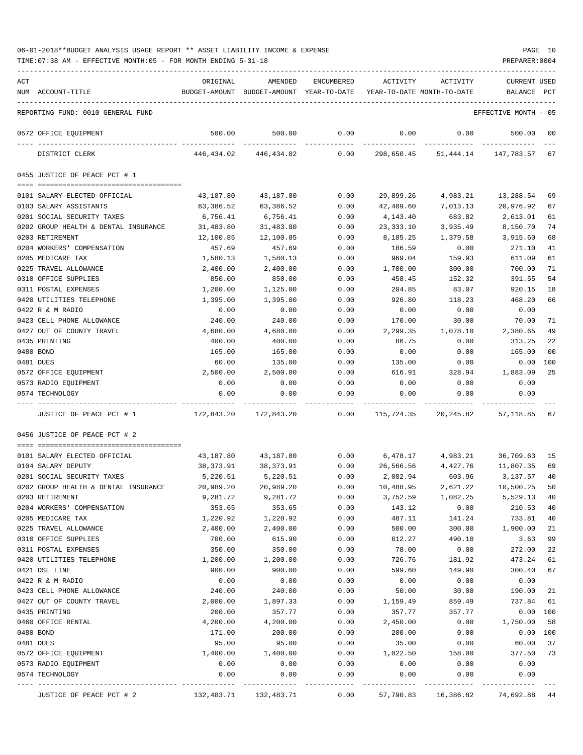06-01-2018**BUDGET ANALYSIS USAGE REPORT ** ASSET LIABILITY INCOME & EXPENSE

TIME:07:38 AM - EFFECTIVE MONTH:05 - FOR MONTH ENDING 5-31-18

PREPARER:0004

REPORTING FUND: 0010 GENERAL FUND — EFFECTIVE MONTH - 05

| ACT NUM | ACCOUNT-TITLE | ORIGINAL BUDGET-AMOUNT | AMENDED BUDGET-AMOUNT | ENCUMBERED YEAR-TO-DATE | ACTIVITY YEAR-TO-DATE | ACTIVITY MONTH-TO-DATE | CURRENT BALANCE | USED PCT |
|---|---|---|---|---|---|---|---|---|
| 0572 | OFFICE EQUIPMENT | 500.00 | 500.00 | 0.00 | 0.00 | 0.00 | 500.00 | 00 |
| | DISTRICT CLERK | 446,434.02 | 446,434.02 | 0.00 | 298,650.45 | 51,444.14 | 147,783.57 | 67 |
| | **0455 JUSTICE OF PEACE PCT # 1** | | | | | | | |
| 0101 | SALARY ELECTED OFFICIAL | 43,187.80 | 43,187.80 | 0.00 | 29,899.26 | 4,983.21 | 13,288.54 | 69 |
| 0103 | SALARY ASSISTANTS | 63,386.52 | 63,386.52 | 0.00 | 42,409.60 | 7,013.13 | 20,976.92 | 67 |
| 0201 | SOCIAL SECURITY TAXES | 6,756.41 | 6,756.41 | 0.00 | 4,143.40 | 683.82 | 2,613.01 | 61 |
| 0202 | GROUP HEALTH & DENTAL INSURANCE | 31,483.80 | 31,483.80 | 0.00 | 23,333.10 | 3,935.49 | 8,150.70 | 74 |
| 0203 | RETIREMENT | 12,100.85 | 12,100.85 | 0.00 | 8,185.25 | 1,379.58 | 3,915.60 | 68 |
| 0204 | WORKERS' COMPENSATION | 457.69 | 457.69 | 0.00 | 186.59 | 0.00 | 271.10 | 41 |
| 0205 | MEDICARE TAX | 1,580.13 | 1,580.13 | 0.00 | 969.04 | 159.93 | 611.09 | 61 |
| 0225 | TRAVEL ALLOWANCE | 2,400.00 | 2,400.00 | 0.00 | 1,700.00 | 300.00 | 700.00 | 71 |
| 0310 | OFFICE SUPPLIES | 850.00 | 850.00 | 0.00 | 458.45 | 152.32 | 391.55 | 54 |
| 0311 | POSTAL EXPENSES | 1,200.00 | 1,125.00 | 0.00 | 204.85 | 83.07 | 920.15 | 18 |
| 0420 | UTILITIES TELEPHONE | 1,395.00 | 1,395.00 | 0.00 | 926.80 | 118.23 | 468.20 | 66 |
| 0422 | R & M RADIO | 0.00 | 0.00 | 0.00 | 0.00 | 0.00 | 0.00 | |
| 0423 | CELL PHONE ALLOWANCE | 240.00 | 240.00 | 0.00 | 170.00 | 30.00 | 70.00 | 71 |
| 0427 | OUT OF COUNTY TRAVEL | 4,680.00 | 4,680.00 | 0.00 | 2,299.35 | 1,078.10 | 2,380.65 | 49 |
| 0435 | PRINTING | 400.00 | 400.00 | 0.00 | 86.75 | 0.00 | 313.25 | 22 |
| 0480 | BOND | 165.00 | 165.00 | 0.00 | 0.00 | 0.00 | 165.00 | 00 |
| 0481 | DUES | 60.00 | 135.00 | 0.00 | 135.00 | 0.00 | 0.00 | 100 |
| 0572 | OFFICE EQUIPMENT | 2,500.00 | 2,500.00 | 0.00 | 616.91 | 328.94 | 1,883.09 | 25 |
| 0573 | RADIO EQUIPMENT | 0.00 | 0.00 | 0.00 | 0.00 | 0.00 | 0.00 | |
| 0574 | TECHNOLOGY | 0.00 | 0.00 | 0.00 | 0.00 | 0.00 | 0.00 | |
| | JUSTICE OF PEACE PCT # 1 | 172,843.20 | 172,843.20 | 0.00 | 115,724.35 | 20,245.82 | 57,118.85 | 67 |
| | **0456 JUSTICE OF PEACE PCT # 2** | | | | | | | |
| 0101 | SALARY ELECTED OFFICIAL | 43,187.80 | 43,187.80 | 0.00 | 6,478.17 | 4,983.21 | 36,709.63 | 15 |
| 0104 | SALARY DEPUTY | 38,373.91 | 38,373.91 | 0.00 | 26,566.56 | 4,427.76 | 11,807.35 | 69 |
| 0201 | SOCIAL SECURITY TAXES | 5,220.51 | 5,220.51 | 0.00 | 2,082.94 | 603.96 | 3,137.57 | 40 |
| 0202 | GROUP HEALTH & DENTAL INSURANCE | 20,989.20 | 20,989.20 | 0.00 | 10,488.95 | 2,621.22 | 10,500.25 | 50 |
| 0203 | RETIREMENT | 9,281.72 | 9,281.72 | 0.00 | 3,752.59 | 1,082.25 | 5,529.13 | 40 |
| 0204 | WORKERS' COMPENSATION | 353.65 | 353.65 | 0.00 | 143.12 | 0.00 | 210.53 | 40 |
| 0205 | MEDICARE TAX | 1,220.92 | 1,220.92 | 0.00 | 487.11 | 141.24 | 733.81 | 40 |
| 0225 | TRAVEL ALLOWANCE | 2,400.00 | 2,400.00 | 0.00 | 500.00 | 300.00 | 1,900.00 | 21 |
| 0310 | OFFICE SUPPLIES | 700.00 | 615.90 | 0.00 | 612.27 | 490.10 | 3.63 | 99 |
| 0311 | POSTAL EXPENSES | 350.00 | 350.00 | 0.00 | 78.00 | 0.00 | 272.00 | 22 |
| 0420 | UTILITIES TELEPHONE | 1,200.00 | 1,200.00 | 0.00 | 726.76 | 181.92 | 473.24 | 61 |
| 0421 | DSL LINE | 900.00 | 900.00 | 0.00 | 599.60 | 149.90 | 300.40 | 67 |
| 0422 | R & M RADIO | 0.00 | 0.00 | 0.00 | 0.00 | 0.00 | 0.00 | |
| 0423 | CELL PHONE ALLOWANCE | 240.00 | 240.00 | 0.00 | 50.00 | 30.00 | 190.00 | 21 |
| 0427 | OUT OF COUNTY TRAVEL | 2,000.00 | 1,897.33 | 0.00 | 1,159.49 | 859.49 | 737.84 | 61 |
| 0435 | PRINTING | 200.00 | 357.77 | 0.00 | 357.77 | 357.77 | 0.00 | 100 |
| 0460 | OFFICE RENTAL | 4,200.00 | 4,200.00 | 0.00 | 2,450.00 | 0.00 | 1,750.00 | 58 |
| 0480 | BOND | 171.00 | 200.00 | 0.00 | 200.00 | 0.00 | 0.00 | 100 |
| 0481 | DUES | 95.00 | 95.00 | 0.00 | 35.00 | 0.00 | 60.00 | 37 |
| 0572 | OFFICE EQUIPMENT | 1,400.00 | 1,400.00 | 0.00 | 1,022.50 | 158.00 | 377.50 | 73 |
| 0573 | RADIO EQUIPMENT | 0.00 | 0.00 | 0.00 | 0.00 | 0.00 | 0.00 | |
| 0574 | TECHNOLOGY | 0.00 | 0.00 | 0.00 | 0.00 | 0.00 | 0.00 | |
| | JUSTICE OF PEACE PCT # 2 | 132,483.71 | 132,483.71 | 0.00 | 57,790.83 | 16,386.82 | 74,692.88 | 44 |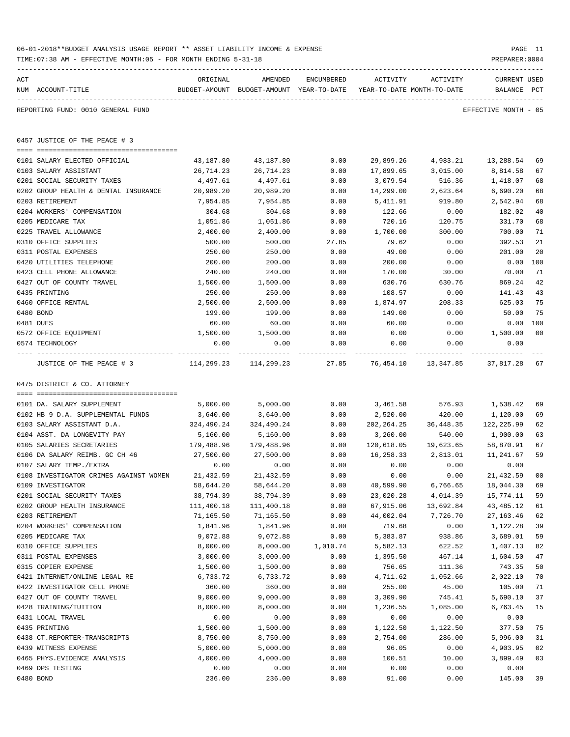06-01-2018**BUDGET ANALYSIS USAGE REPORT ** ASSET LIABILITY INCOME & EXPENSE

TIME:07:38 AM - EFFECTIVE MONTH:05 - FOR MONTH ENDING 5-31-18

REPORTING FUND: 0010 GENERAL FUND — EFFECTIVE MONTH - 05

## 0457 JUSTICE OF THE PEACE # 3

| ACT NUM | ACCOUNT-TITLE | ORIGINAL BUDGET-AMOUNT | AMENDED BUDGET-AMOUNT | ENCUMBERED YEAR-TO-DATE | ACTIVITY YEAR-TO-DATE | ACTIVITY MONTH-TO-DATE | CURRENT BALANCE | USED PCT |
|---|---|---|---|---|---|---|---|---|
| 0101 | SALARY ELECTED OFFICIAL | 43,187.80 | 43,187.80 | 0.00 | 29,899.26 | 4,983.21 | 13,288.54 | 69 |
| 0103 | SALARY ASSISTANT | 26,714.23 | 26,714.23 | 0.00 | 17,899.65 | 3,015.00 | 8,814.58 | 67 |
| 0201 | SOCIAL SECURITY TAXES | 4,497.61 | 4,497.61 | 0.00 | 3,079.54 | 516.36 | 1,418.07 | 68 |
| 0202 | GROUP HEALTH & DENTAL INSURANCE | 20,989.20 | 20,989.20 | 0.00 | 14,299.00 | 2,623.64 | 6,690.20 | 68 |
| 0203 | RETIREMENT | 7,954.85 | 7,954.85 | 0.00 | 5,411.91 | 919.80 | 2,542.94 | 68 |
| 0204 | WORKERS' COMPENSATION | 304.68 | 304.68 | 0.00 | 122.66 | 0.00 | 182.02 | 40 |
| 0205 | MEDICARE TAX | 1,051.86 | 1,051.86 | 0.00 | 720.16 | 120.75 | 331.70 | 68 |
| 0225 | TRAVEL ALLOWANCE | 2,400.00 | 2,400.00 | 0.00 | 1,700.00 | 300.00 | 700.00 | 71 |
| 0310 | OFFICE SUPPLIES | 500.00 | 500.00 | 27.85 | 79.62 | 0.00 | 392.53 | 21 |
| 0311 | POSTAL EXPENSES | 250.00 | 250.00 | 0.00 | 49.00 | 0.00 | 201.00 | 20 |
| 0420 | UTILITIES TELEPHONE | 200.00 | 200.00 | 0.00 | 200.00 | 0.00 | 0.00 | 100 |
| 0423 | CELL PHONE ALLOWANCE | 240.00 | 240.00 | 0.00 | 170.00 | 30.00 | 70.00 | 71 |
| 0427 | OUT OF COUNTY TRAVEL | 1,500.00 | 1,500.00 | 0.00 | 630.76 | 630.76 | 869.24 | 42 |
| 0435 | PRINTING | 250.00 | 250.00 | 0.00 | 108.57 | 0.00 | 141.43 | 43 |
| 0460 | OFFICE RENTAL | 2,500.00 | 2,500.00 | 0.00 | 1,874.97 | 208.33 | 625.03 | 75 |
| 0480 | BOND | 199.00 | 199.00 | 0.00 | 149.00 | 0.00 | 50.00 | 75 |
| 0481 | DUES | 60.00 | 60.00 | 0.00 | 60.00 | 0.00 | 0.00 | 100 |
| 0572 | OFFICE EQUIPMENT | 1,500.00 | 1,500.00 | 0.00 | 0.00 | 0.00 | 1,500.00 | 00 |
| 0574 | TECHNOLOGY | 0.00 | 0.00 | 0.00 | 0.00 | 0.00 | 0.00 | |
| | JUSTICE OF THE PEACE # 3 | 114,299.23 | 114,299.23 | 27.85 | 76,454.10 | 13,347.85 | 37,817.28 | 67 |

## 0475 DISTRICT & CO. ATTORNEY

| ACT NUM | ACCOUNT-TITLE | ORIGINAL BUDGET-AMOUNT | AMENDED BUDGET-AMOUNT | ENCUMBERED YEAR-TO-DATE | ACTIVITY YEAR-TO-DATE | ACTIVITY MONTH-TO-DATE | CURRENT BALANCE | USED PCT |
|---|---|---|---|---|---|---|---|---|
| 0101 | DA. SALARY SUPPLEMENT | 5,000.00 | 5,000.00 | 0.00 | 3,461.58 | 576.93 | 1,538.42 | 69 |
| 0102 | HB 9 D.A. SUPPLEMENTAL FUNDS | 3,640.00 | 3,640.00 | 0.00 | 2,520.00 | 420.00 | 1,120.00 | 69 |
| 0103 | SALARY ASSISTANT D.A. | 324,490.24 | 324,490.24 | 0.00 | 202,264.25 | 36,448.35 | 122,225.99 | 62 |
| 0104 | ASST. DA LONGEVITY PAY | 5,160.00 | 5,160.00 | 0.00 | 3,260.00 | 540.00 | 1,900.00 | 63 |
| 0105 | SALARIES SECRETARIES | 179,488.96 | 179,488.96 | 0.00 | 120,618.05 | 19,623.65 | 58,870.91 | 67 |
| 0106 | DA SALARY REIMB. GC CH 46 | 27,500.00 | 27,500.00 | 0.00 | 16,258.33 | 2,813.01 | 11,241.67 | 59 |
| 0107 | SALARY TEMP./EXTRA | 0.00 | 0.00 | 0.00 | 0.00 | 0.00 | 0.00 | |
| 0108 | INVESTIGATOR CRIMES AGAINST WOMEN | 21,432.59 | 21,432.59 | 0.00 | 0.00 | 0.00 | 21,432.59 | 00 |
| 0109 | INVESTIGATOR | 58,644.20 | 58,644.20 | 0.00 | 40,599.90 | 6,766.65 | 18,044.30 | 69 |
| 0201 | SOCIAL SECURITY TAXES | 38,794.39 | 38,794.39 | 0.00 | 23,020.28 | 4,014.39 | 15,774.11 | 59 |
| 0202 | GROUP HEALTH INSURANCE | 111,400.18 | 111,400.18 | 0.00 | 67,915.06 | 13,692.84 | 43,485.12 | 61 |
| 0203 | RETIREMENT | 71,165.50 | 71,165.50 | 0.00 | 44,002.04 | 7,726.70 | 27,163.46 | 62 |
| 0204 | WORKERS' COMPENSATION | 1,841.96 | 1,841.96 | 0.00 | 719.68 | 0.00 | 1,122.28 | 39 |
| 0205 | MEDICARE TAX | 9,072.88 | 9,072.88 | 0.00 | 5,383.87 | 938.86 | 3,689.01 | 59 |
| 0310 | OFFICE SUPPLIES | 8,000.00 | 8,000.00 | 1,010.74 | 5,582.13 | 622.52 | 1,407.13 | 82 |
| 0311 | POSTAL EXPENSES | 3,000.00 | 3,000.00 | 0.00 | 1,395.50 | 467.14 | 1,604.50 | 47 |
| 0315 | COPIER EXPENSE | 1,500.00 | 1,500.00 | 0.00 | 756.65 | 111.36 | 743.35 | 50 |
| 0421 | INTERNET/ONLINE LEGAL RE | 6,733.72 | 6,733.72 | 0.00 | 4,711.62 | 1,052.66 | 2,022.10 | 70 |
| 0422 | INVESTIGATOR CELL PHONE | 360.00 | 360.00 | 0.00 | 255.00 | 45.00 | 105.00 | 71 |
| 0427 | OUT OF COUNTY TRAVEL | 9,000.00 | 9,000.00 | 0.00 | 3,309.90 | 745.41 | 5,690.10 | 37 |
| 0428 | TRAINING/TUITION | 8,000.00 | 8,000.00 | 0.00 | 1,236.55 | 1,085.00 | 6,763.45 | 15 |
| 0431 | LOCAL TRAVEL | 0.00 | 0.00 | 0.00 | 0.00 | 0.00 | 0.00 | |
| 0435 | PRINTING | 1,500.00 | 1,500.00 | 0.00 | 1,122.50 | 1,122.50 | 377.50 | 75 |
| 0438 | CT.REPORTER-TRANSCRIPTS | 8,750.00 | 8,750.00 | 0.00 | 2,754.00 | 286.00 | 5,996.00 | 31 |
| 0439 | WITNESS EXPENSE | 5,000.00 | 5,000.00 | 0.00 | 96.05 | 0.00 | 4,903.95 | 02 |
| 0465 | PHYS.EVIDENCE ANALYSIS | 4,000.00 | 4,000.00 | 0.00 | 100.51 | 10.00 | 3,899.49 | 03 |
| 0469 | DPS TESTING | 0.00 | 0.00 | 0.00 | 0.00 | 0.00 | 0.00 | |
| 0480 | BOND | 236.00 | 236.00 | 0.00 | 91.00 | 0.00 | 145.00 | 39 |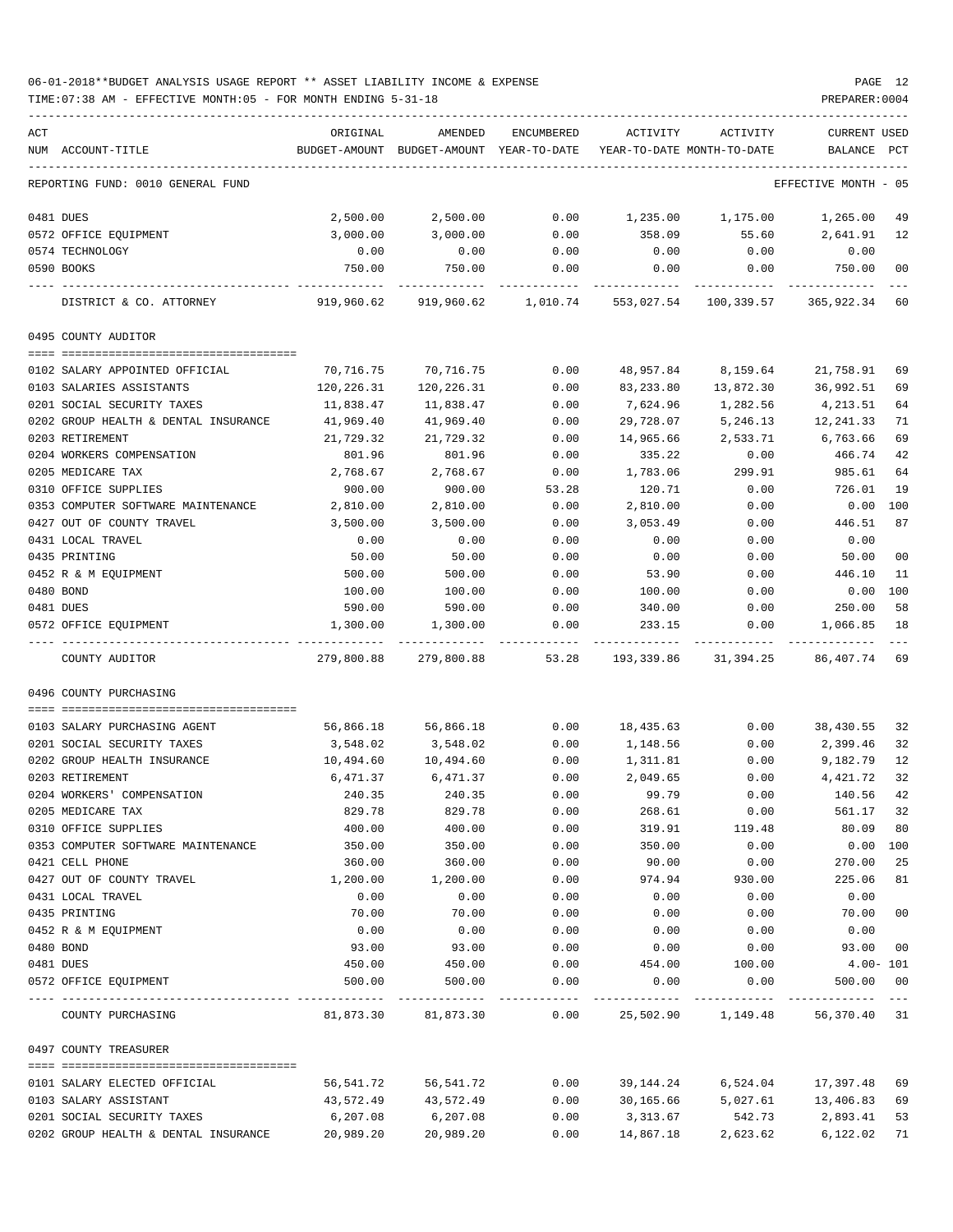06-01-2018**BUDGET ANALYSIS USAGE REPORT ** ASSET LIABILITY INCOME & EXPENSE

TIME:07:38 AM - EFFECTIVE MONTH:05 - FOR MONTH ENDING 5-31-18

| ACT NUM | ACCOUNT-TITLE | ORIGINAL BUDGET-AMOUNT | AMENDED BUDGET-AMOUNT | ENCUMBERED YEAR-TO-DATE | ACTIVITY YEAR-TO-DATE | ACTIVITY MONTH-TO-DATE | CURRENT BALANCE | USED PCT |
|---|---|---|---|---|---|---|---|---|
| | REPORTING FUND: 0010 GENERAL FUND | | | | | | EFFECTIVE MONTH - 05 | |
| 0481 | DUES | 2,500.00 | 2,500.00 | 0.00 | 1,235.00 | 1,175.00 | 1,265.00 | 49 |
| 0572 | OFFICE EQUIPMENT | 3,000.00 | 3,000.00 | 0.00 | 358.09 | 55.60 | 2,641.91 | 12 |
| 0574 | TECHNOLOGY | 0.00 | 0.00 | 0.00 | 0.00 | 0.00 | 0.00 | |
| 0590 | BOOKS | 750.00 | 750.00 | 0.00 | 0.00 | 0.00 | 750.00 | 00 |
| | DISTRICT & CO. ATTORNEY | 919,960.62 | 919,960.62 | 1,010.74 | 553,027.54 | 100,339.57 | 365,922.34 | 60 |
| | 0495 COUNTY AUDITOR | | | | | | | |
| 0102 | SALARY APPOINTED OFFICIAL | 70,716.75 | 70,716.75 | 0.00 | 48,957.84 | 8,159.64 | 21,758.91 | 69 |
| 0103 | SALARIES ASSISTANTS | 120,226.31 | 120,226.31 | 0.00 | 83,233.80 | 13,872.30 | 36,992.51 | 69 |
| 0201 | SOCIAL SECURITY TAXES | 11,838.47 | 11,838.47 | 0.00 | 7,624.96 | 1,282.56 | 4,213.51 | 64 |
| 0202 | GROUP HEALTH & DENTAL INSURANCE | 41,969.40 | 41,969.40 | 0.00 | 29,728.07 | 5,246.13 | 12,241.33 | 71 |
| 0203 | RETIREMENT | 21,729.32 | 21,729.32 | 0.00 | 14,965.66 | 2,533.71 | 6,763.66 | 69 |
| 0204 | WORKERS COMPENSATION | 801.96 | 801.96 | 0.00 | 335.22 | 0.00 | 466.74 | 42 |
| 0205 | MEDICARE TAX | 2,768.67 | 2,768.67 | 0.00 | 1,783.06 | 299.91 | 985.61 | 64 |
| 0310 | OFFICE SUPPLIES | 900.00 | 900.00 | 53.28 | 120.71 | 0.00 | 726.01 | 19 |
| 0353 | COMPUTER SOFTWARE MAINTENANCE | 2,810.00 | 2,810.00 | 0.00 | 2,810.00 | 0.00 | 0.00 | 100 |
| 0427 | OUT OF COUNTY TRAVEL | 3,500.00 | 3,500.00 | 0.00 | 3,053.49 | 0.00 | 446.51 | 87 |
| 0431 | LOCAL TRAVEL | 0.00 | 0.00 | 0.00 | 0.00 | 0.00 | 0.00 | |
| 0435 | PRINTING | 50.00 | 50.00 | 0.00 | 0.00 | 0.00 | 50.00 | 00 |
| 0452 | R & M EQUIPMENT | 500.00 | 500.00 | 0.00 | 53.90 | 0.00 | 446.10 | 11 |
| 0480 | BOND | 100.00 | 100.00 | 0.00 | 100.00 | 0.00 | 0.00 | 100 |
| 0481 | DUES | 590.00 | 590.00 | 0.00 | 340.00 | 0.00 | 250.00 | 58 |
| 0572 | OFFICE EQUIPMENT | 1,300.00 | 1,300.00 | 0.00 | 233.15 | 0.00 | 1,066.85 | 18 |
| | COUNTY AUDITOR | 279,800.88 | 279,800.88 | 53.28 | 193,339.86 | 31,394.25 | 86,407.74 | 69 |
| | 0496 COUNTY PURCHASING | | | | | | | |
| 0103 | SALARY PURCHASING AGENT | 56,866.18 | 56,866.18 | 0.00 | 18,435.63 | 0.00 | 38,430.55 | 32 |
| 0201 | SOCIAL SECURITY TAXES | 3,548.02 | 3,548.02 | 0.00 | 1,148.56 | 0.00 | 2,399.46 | 32 |
| 0202 | GROUP HEALTH INSURANCE | 10,494.60 | 10,494.60 | 0.00 | 1,311.81 | 0.00 | 9,182.79 | 12 |
| 0203 | RETIREMENT | 6,471.37 | 6,471.37 | 0.00 | 2,049.65 | 0.00 | 4,421.72 | 32 |
| 0204 | WORKERS' COMPENSATION | 240.35 | 240.35 | 0.00 | 99.79 | 0.00 | 140.56 | 42 |
| 0205 | MEDICARE TAX | 829.78 | 829.78 | 0.00 | 268.61 | 0.00 | 561.17 | 32 |
| 0310 | OFFICE SUPPLIES | 400.00 | 400.00 | 0.00 | 319.91 | 119.48 | 80.09 | 80 |
| 0353 | COMPUTER SOFTWARE MAINTENANCE | 350.00 | 350.00 | 0.00 | 350.00 | 0.00 | 0.00 | 100 |
| 0421 | CELL PHONE | 360.00 | 360.00 | 0.00 | 90.00 | 0.00 | 270.00 | 25 |
| 0427 | OUT OF COUNTY TRAVEL | 1,200.00 | 1,200.00 | 0.00 | 974.94 | 930.00 | 225.06 | 81 |
| 0431 | LOCAL TRAVEL | 0.00 | 0.00 | 0.00 | 0.00 | 0.00 | 0.00 | |
| 0435 | PRINTING | 70.00 | 70.00 | 0.00 | 0.00 | 0.00 | 70.00 | 00 |
| 0452 | R & M EQUIPMENT | 0.00 | 0.00 | 0.00 | 0.00 | 0.00 | 0.00 | |
| 0480 | BOND | 93.00 | 93.00 | 0.00 | 0.00 | 0.00 | 93.00 | 00 |
| 0481 | DUES | 450.00 | 450.00 | 0.00 | 454.00 | 100.00 | 4.00- | 101 |
| 0572 | OFFICE EQUIPMENT | 500.00 | 500.00 | 0.00 | 0.00 | 0.00 | 500.00 | 00 |
| | COUNTY PURCHASING | 81,873.30 | 81,873.30 | 0.00 | 25,502.90 | 1,149.48 | 56,370.40 | 31 |
| | 0497 COUNTY TREASURER | | | | | | | |
| 0101 | SALARY ELECTED OFFICIAL | 56,541.72 | 56,541.72 | 0.00 | 39,144.24 | 6,524.04 | 17,397.48 | 69 |
| 0103 | SALARY ASSISTANT | 43,572.49 | 43,572.49 | 0.00 | 30,165.66 | 5,027.61 | 13,406.83 | 69 |
| 0201 | SOCIAL SECURITY TAXES | 6,207.08 | 6,207.08 | 0.00 | 3,313.67 | 542.73 | 2,893.41 | 53 |
| 0202 | GROUP HEALTH & DENTAL INSURANCE | 20,989.20 | 20,989.20 | 0.00 | 14,867.18 | 2,623.62 | 6,122.02 | 71 |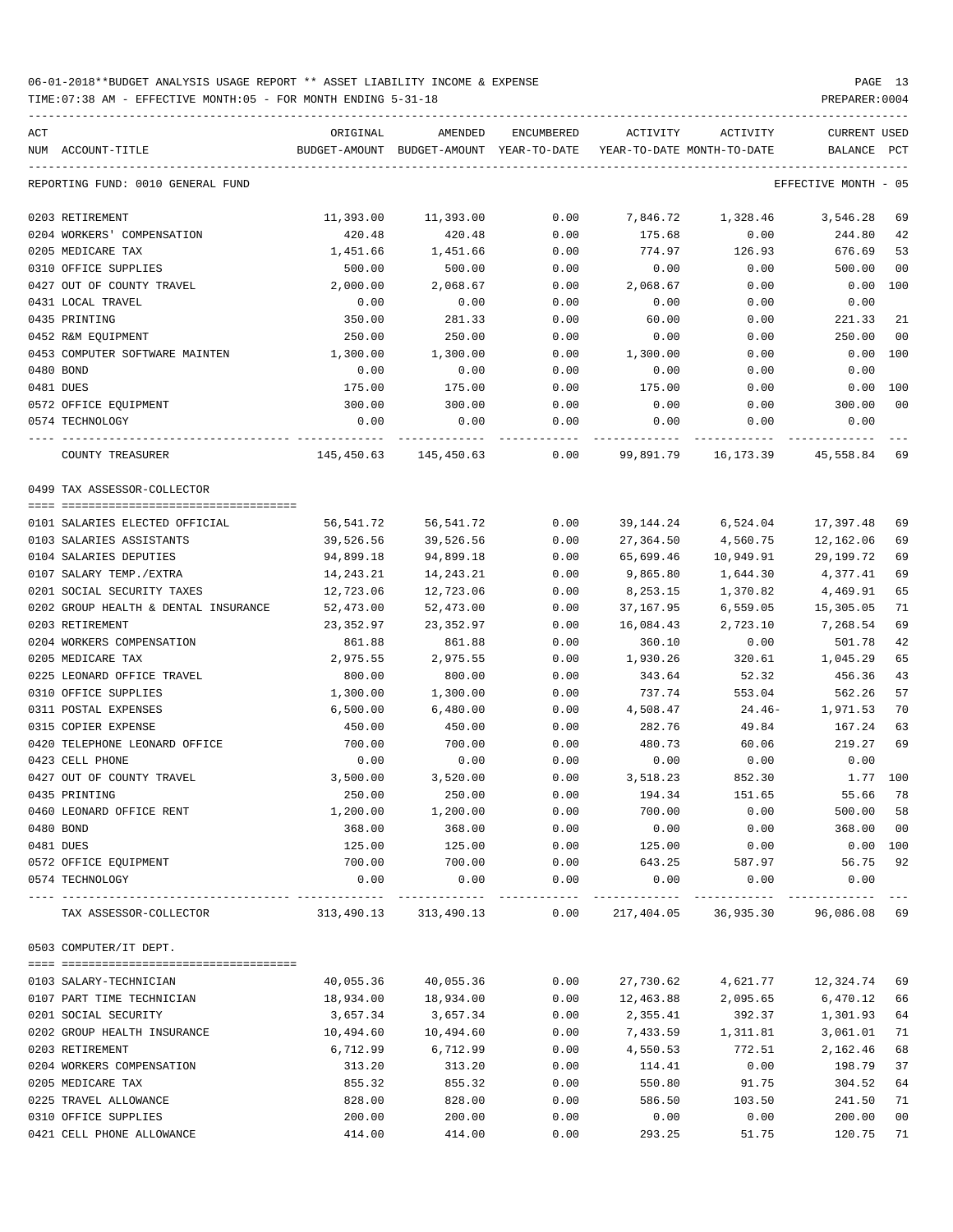06-01-2018**BUDGET ANALYSIS USAGE REPORT ** ASSET LIABILITY INCOME & EXPENSE

TIME:07:38 AM - EFFECTIVE MONTH:05 - FOR MONTH ENDING 5-31-18

PREPARER:0004

| ACT NUM | ACCOUNT-TITLE | ORIGINAL BUDGET-AMOUNT | AMENDED BUDGET-AMOUNT | ENCUMBERED YEAR-TO-DATE | ACTIVITY YEAR-TO-DATE | ACTIVITY MONTH-TO-DATE | CURRENT BALANCE | USED PCT |
|---|---|---|---|---|---|---|---|---|
| | REPORTING FUND: 0010 GENERAL FUND | | | | | | EFFECTIVE MONTH - 05 | |
| 0203 | RETIREMENT | 11,393.00 | 11,393.00 | 0.00 | 7,846.72 | 1,328.46 | 3,546.28 | 69 |
| 0204 | WORKERS' COMPENSATION | 420.48 | 420.48 | 0.00 | 175.68 | 0.00 | 244.80 | 42 |
| 0205 | MEDICARE TAX | 1,451.66 | 1,451.66 | 0.00 | 774.97 | 126.93 | 676.69 | 53 |
| 0310 | OFFICE SUPPLIES | 500.00 | 500.00 | 0.00 | 0.00 | 0.00 | 500.00 | 00 |
| 0427 | OUT OF COUNTY TRAVEL | 2,000.00 | 2,068.67 | 0.00 | 2,068.67 | 0.00 | 0.00 | 100 |
| 0431 | LOCAL TRAVEL | 0.00 | 0.00 | 0.00 | 0.00 | 0.00 | 0.00 | |
| 0435 | PRINTING | 350.00 | 281.33 | 0.00 | 60.00 | 0.00 | 221.33 | 21 |
| 0452 | R&M EQUIPMENT | 250.00 | 250.00 | 0.00 | 0.00 | 0.00 | 250.00 | 00 |
| 0453 | COMPUTER SOFTWARE MAINTEN | 1,300.00 | 1,300.00 | 0.00 | 1,300.00 | 0.00 | 0.00 | 100 |
| 0480 | BOND | 0.00 | 0.00 | 0.00 | 0.00 | 0.00 | 0.00 | |
| 0481 | DUES | 175.00 | 175.00 | 0.00 | 175.00 | 0.00 | 0.00 | 100 |
| 0572 | OFFICE EQUIPMENT | 300.00 | 300.00 | 0.00 | 0.00 | 0.00 | 300.00 | 00 |
| 0574 | TECHNOLOGY | 0.00 | 0.00 | 0.00 | 0.00 | 0.00 | 0.00 | |
| | COUNTY TREASURER | 145,450.63 | 145,450.63 | 0.00 | 99,891.79 | 16,173.39 | 45,558.84 | 69 |
| | 0499 TAX ASSESSOR-COLLECTOR | | | | | | | |
| 0101 | SALARIES ELECTED OFFICIAL | 56,541.72 | 56,541.72 | 0.00 | 39,144.24 | 6,524.04 | 17,397.48 | 69 |
| 0103 | SALARIES ASSISTANTS | 39,526.56 | 39,526.56 | 0.00 | 27,364.50 | 4,560.75 | 12,162.06 | 69 |
| 0104 | SALARIES DEPUTIES | 94,899.18 | 94,899.18 | 0.00 | 65,699.46 | 10,949.91 | 29,199.72 | 69 |
| 0107 | SALARY TEMP./EXTRA | 14,243.21 | 14,243.21 | 0.00 | 9,865.80 | 1,644.30 | 4,377.41 | 69 |
| 0201 | SOCIAL SECURITY TAXES | 12,723.06 | 12,723.06 | 0.00 | 8,253.15 | 1,370.82 | 4,469.91 | 65 |
| 0202 | GROUP HEALTH & DENTAL INSURANCE | 52,473.00 | 52,473.00 | 0.00 | 37,167.95 | 6,559.05 | 15,305.05 | 71 |
| 0203 | RETIREMENT | 23,352.97 | 23,352.97 | 0.00 | 16,084.43 | 2,723.10 | 7,268.54 | 69 |
| 0204 | WORKERS COMPENSATION | 861.88 | 861.88 | 0.00 | 360.10 | 0.00 | 501.78 | 42 |
| 0205 | MEDICARE TAX | 2,975.55 | 2,975.55 | 0.00 | 1,930.26 | 320.61 | 1,045.29 | 65 |
| 0225 | LEONARD OFFICE TRAVEL | 800.00 | 800.00 | 0.00 | 343.64 | 52.32 | 456.36 | 43 |
| 0310 | OFFICE SUPPLIES | 1,300.00 | 1,300.00 | 0.00 | 737.74 | 553.04 | 562.26 | 57 |
| 0311 | POSTAL EXPENSES | 6,500.00 | 6,480.00 | 0.00 | 4,508.47 | 24.46- | 1,971.53 | 70 |
| 0315 | COPIER EXPENSE | 450.00 | 450.00 | 0.00 | 282.76 | 49.84 | 167.24 | 63 |
| 0420 | TELEPHONE LEONARD OFFICE | 700.00 | 700.00 | 0.00 | 480.73 | 60.06 | 219.27 | 69 |
| 0423 | CELL PHONE | 0.00 | 0.00 | 0.00 | 0.00 | 0.00 | 0.00 | |
| 0427 | OUT OF COUNTY TRAVEL | 3,500.00 | 3,520.00 | 0.00 | 3,518.23 | 852.30 | 1.77 | 100 |
| 0435 | PRINTING | 250.00 | 250.00 | 0.00 | 194.34 | 151.65 | 55.66 | 78 |
| 0460 | LEONARD OFFICE RENT | 1,200.00 | 1,200.00 | 0.00 | 700.00 | 0.00 | 500.00 | 58 |
| 0480 | BOND | 368.00 | 368.00 | 0.00 | 0.00 | 0.00 | 368.00 | 00 |
| 0481 | DUES | 125.00 | 125.00 | 0.00 | 125.00 | 0.00 | 0.00 | 100 |
| 0572 | OFFICE EQUIPMENT | 700.00 | 700.00 | 0.00 | 643.25 | 587.97 | 56.75 | 92 |
| 0574 | TECHNOLOGY | 0.00 | 0.00 | 0.00 | 0.00 | 0.00 | 0.00 | |
| | TAX ASSESSOR-COLLECTOR | 313,490.13 | 313,490.13 | 0.00 | 217,404.05 | 36,935.30 | 96,086.08 | 69 |
| | 0503 COMPUTER/IT DEPT. | | | | | | | |
| 0103 | SALARY-TECHNICIAN | 40,055.36 | 40,055.36 | 0.00 | 27,730.62 | 4,621.77 | 12,324.74 | 69 |
| 0107 | PART TIME TECHNICIAN | 18,934.00 | 18,934.00 | 0.00 | 12,463.88 | 2,095.65 | 6,470.12 | 66 |
| 0201 | SOCIAL SECURITY | 3,657.34 | 3,657.34 | 0.00 | 2,355.41 | 392.37 | 1,301.93 | 64 |
| 0202 | GROUP HEALTH INSURANCE | 10,494.60 | 10,494.60 | 0.00 | 7,433.59 | 1,311.81 | 3,061.01 | 71 |
| 0203 | RETIREMENT | 6,712.99 | 6,712.99 | 0.00 | 4,550.53 | 772.51 | 2,162.46 | 68 |
| 0204 | WORKERS COMPENSATION | 313.20 | 313.20 | 0.00 | 114.41 | 0.00 | 198.79 | 37 |
| 0205 | MEDICARE TAX | 855.32 | 855.32 | 0.00 | 550.80 | 91.75 | 304.52 | 64 |
| 0225 | TRAVEL ALLOWANCE | 828.00 | 828.00 | 0.00 | 586.50 | 103.50 | 241.50 | 71 |
| 0310 | OFFICE SUPPLIES | 200.00 | 200.00 | 0.00 | 0.00 | 0.00 | 200.00 | 00 |
| 0421 | CELL PHONE ALLOWANCE | 414.00 | 414.00 | 0.00 | 293.25 | 51.75 | 120.75 | 71 |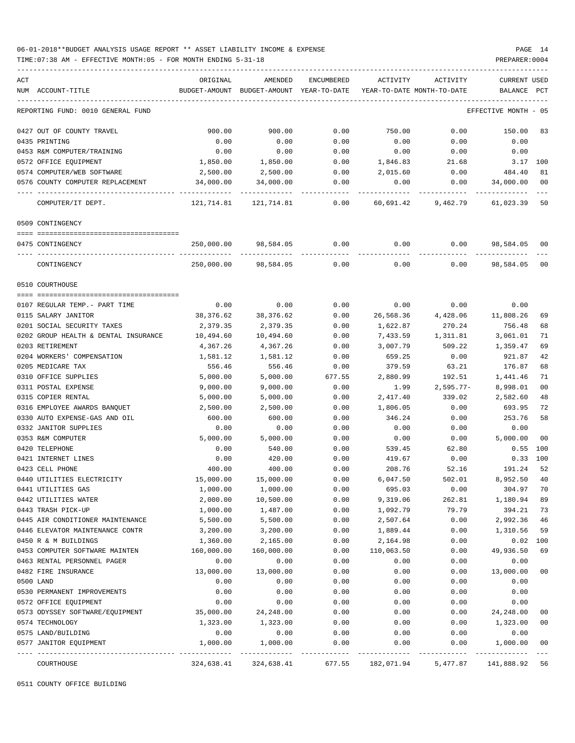06-01-2018**BUDGET ANALYSIS USAGE REPORT ** ASSET LIABILITY INCOME & EXPENSE

TIME:07:38 AM - EFFECTIVE MONTH:05 - FOR MONTH ENDING 5-31-18

PREPARER:0004

| ACT NUM | ACCOUNT-TITLE | ORIGINAL BUDGET-AMOUNT | AMENDED BUDGET-AMOUNT | ENCUMBERED YEAR-TO-DATE | ACTIVITY YEAR-TO-DATE | ACTIVITY MONTH-TO-DATE | CURRENT BALANCE | USED PCT |
|---|---|---|---|---|---|---|---|---|
| | REPORTING FUND: 0010 GENERAL FUND | | | | | | EFFECTIVE MONTH - 05 | |
| 0427 | OUT OF COUNTY TRAVEL | 900.00 | 900.00 | 0.00 | 750.00 | 0.00 | 150.00 | 83 |
| 0435 | PRINTING | 0.00 | 0.00 | 0.00 | 0.00 | 0.00 | 0.00 | |
| 0453 | R&M COMPUTER/TRAINING | 0.00 | 0.00 | 0.00 | 0.00 | 0.00 | 0.00 | |
| 0572 | OFFICE EQUIPMENT | 1,850.00 | 1,850.00 | 0.00 | 1,846.83 | 21.68 | 3.17 | 100 |
| 0574 | COMPUTER/WEB SOFTWARE | 2,500.00 | 2,500.00 | 0.00 | 2,015.60 | 0.00 | 484.40 | 81 |
| 0576 | COUNTY COMPUTER REPLACEMENT | 34,000.00 | 34,000.00 | 0.00 | 0.00 | 0.00 | 34,000.00 | 00 |
| | COMPUTER/IT DEPT. | 121,714.81 | 121,714.81 | 0.00 | 60,691.42 | 9,462.79 | 61,023.39 | 50 |
| | 0509 CONTINGENCY | | | | | | | |
| 0475 | CONTINGENCY | 250,000.00 | 98,584.05 | 0.00 | 0.00 | 0.00 | 98,584.05 | 00 |
| | CONTINGENCY | 250,000.00 | 98,584.05 | 0.00 | 0.00 | 0.00 | 98,584.05 | 00 |
| | 0510 COURTHOUSE | | | | | | | |
| 0107 | REGULAR TEMP.- PART TIME | 0.00 | 0.00 | 0.00 | 0.00 | 0.00 | 0.00 | |
| 0115 | SALARY JANITOR | 38,376.62 | 38,376.62 | 0.00 | 26,568.36 | 4,428.06 | 11,808.26 | 69 |
| 0201 | SOCIAL SECURITY TAXES | 2,379.35 | 2,379.35 | 0.00 | 1,622.87 | 270.24 | 756.48 | 68 |
| 0202 | GROUP HEALTH & DENTAL INSURANCE | 10,494.60 | 10,494.60 | 0.00 | 7,433.59 | 1,311.81 | 3,061.01 | 71 |
| 0203 | RETIREMENT | 4,367.26 | 4,367.26 | 0.00 | 3,007.79 | 509.22 | 1,359.47 | 69 |
| 0204 | WORKERS' COMPENSATION | 1,581.12 | 1,581.12 | 0.00 | 659.25 | 0.00 | 921.87 | 42 |
| 0205 | MEDICARE TAX | 556.46 | 556.46 | 0.00 | 379.59 | 63.21 | 176.87 | 68 |
| 0310 | OFFICE SUPPLIES | 5,000.00 | 5,000.00 | 677.55 | 2,880.99 | 192.51 | 1,441.46 | 71 |
| 0311 | POSTAL EXPENSE | 9,000.00 | 9,000.00 | 0.00 | 1.99 | 2,595.77- | 8,998.01 | 00 |
| 0315 | COPIER RENTAL | 5,000.00 | 5,000.00 | 0.00 | 2,417.40 | 339.02 | 2,582.60 | 48 |
| 0316 | EMPLOYEE AWARDS BANQUET | 2,500.00 | 2,500.00 | 0.00 | 1,806.05 | 0.00 | 693.95 | 72 |
| 0330 | AUTO EXPENSE-GAS AND OIL | 600.00 | 600.00 | 0.00 | 346.24 | 0.00 | 253.76 | 58 |
| 0332 | JANITOR SUPPLIES | 0.00 | 0.00 | 0.00 | 0.00 | 0.00 | 0.00 | |
| 0353 | R&M COMPUTER | 5,000.00 | 5,000.00 | 0.00 | 0.00 | 0.00 | 5,000.00 | 00 |
| 0420 | TELEPHONE | 0.00 | 540.00 | 0.00 | 539.45 | 62.80 | 0.55 | 100 |
| 0421 | INTERNET LINES | 0.00 | 420.00 | 0.00 | 419.67 | 0.00 | 0.33 | 100 |
| 0423 | CELL PHONE | 400.00 | 400.00 | 0.00 | 208.76 | 52.16 | 191.24 | 52 |
| 0440 | UTILITIES ELECTRICITY | 15,000.00 | 15,000.00 | 0.00 | 6,047.50 | 502.01 | 8,952.50 | 40 |
| 0441 | UTILITIES GAS | 1,000.00 | 1,000.00 | 0.00 | 695.03 | 0.00 | 304.97 | 70 |
| 0442 | UTILITIES WATER | 2,000.00 | 10,500.00 | 0.00 | 9,319.06 | 262.81 | 1,180.94 | 89 |
| 0443 | TRASH PICK-UP | 1,000.00 | 1,487.00 | 0.00 | 1,092.79 | 79.79 | 394.21 | 73 |
| 0445 | AIR CONDITIONER MAINTENANCE | 5,500.00 | 5,500.00 | 0.00 | 2,507.64 | 0.00 | 2,992.36 | 46 |
| 0446 | ELEVATOR MAINTENANCE CONTR | 3,200.00 | 3,200.00 | 0.00 | 1,889.44 | 0.00 | 1,310.56 | 59 |
| 0450 | R & M BUILDINGS | 1,360.00 | 2,165.00 | 0.00 | 2,164.98 | 0.00 | 0.02 | 100 |
| 0453 | COMPUTER SOFTWARE MAINTEN | 160,000.00 | 160,000.00 | 0.00 | 110,063.50 | 0.00 | 49,936.50 | 69 |
| 0463 | RENTAL PERSONNEL PAGER | 0.00 | 0.00 | 0.00 | 0.00 | 0.00 | 0.00 | |
| 0482 | FIRE INSURANCE | 13,000.00 | 13,000.00 | 0.00 | 0.00 | 0.00 | 13,000.00 | 00 |
| 0500 | LAND | 0.00 | 0.00 | 0.00 | 0.00 | 0.00 | 0.00 | |
| 0530 | PERMANENT IMPROVEMENTS | 0.00 | 0.00 | 0.00 | 0.00 | 0.00 | 0.00 | |
| 0572 | OFFICE EQUIPMENT | 0.00 | 0.00 | 0.00 | 0.00 | 0.00 | 0.00 | |
| 0573 | ODYSSEY SOFTWARE/EQUIPMENT | 35,000.00 | 24,248.00 | 0.00 | 0.00 | 0.00 | 24,248.00 | 00 |
| 0574 | TECHNOLOGY | 1,323.00 | 1,323.00 | 0.00 | 0.00 | 0.00 | 1,323.00 | 00 |
| 0575 | LAND/BUILDING | 0.00 | 0.00 | 0.00 | 0.00 | 0.00 | 0.00 | |
| 0577 | JANITOR EQUIPMENT | 1,000.00 | 1,000.00 | 0.00 | 0.00 | 0.00 | 1,000.00 | 00 |
| | COURTHOUSE | 324,638.41 | 324,638.41 | 677.55 | 182,071.94 | 5,477.87 | 141,888.92 | 56 |

0511 COUNTY OFFICE BUILDING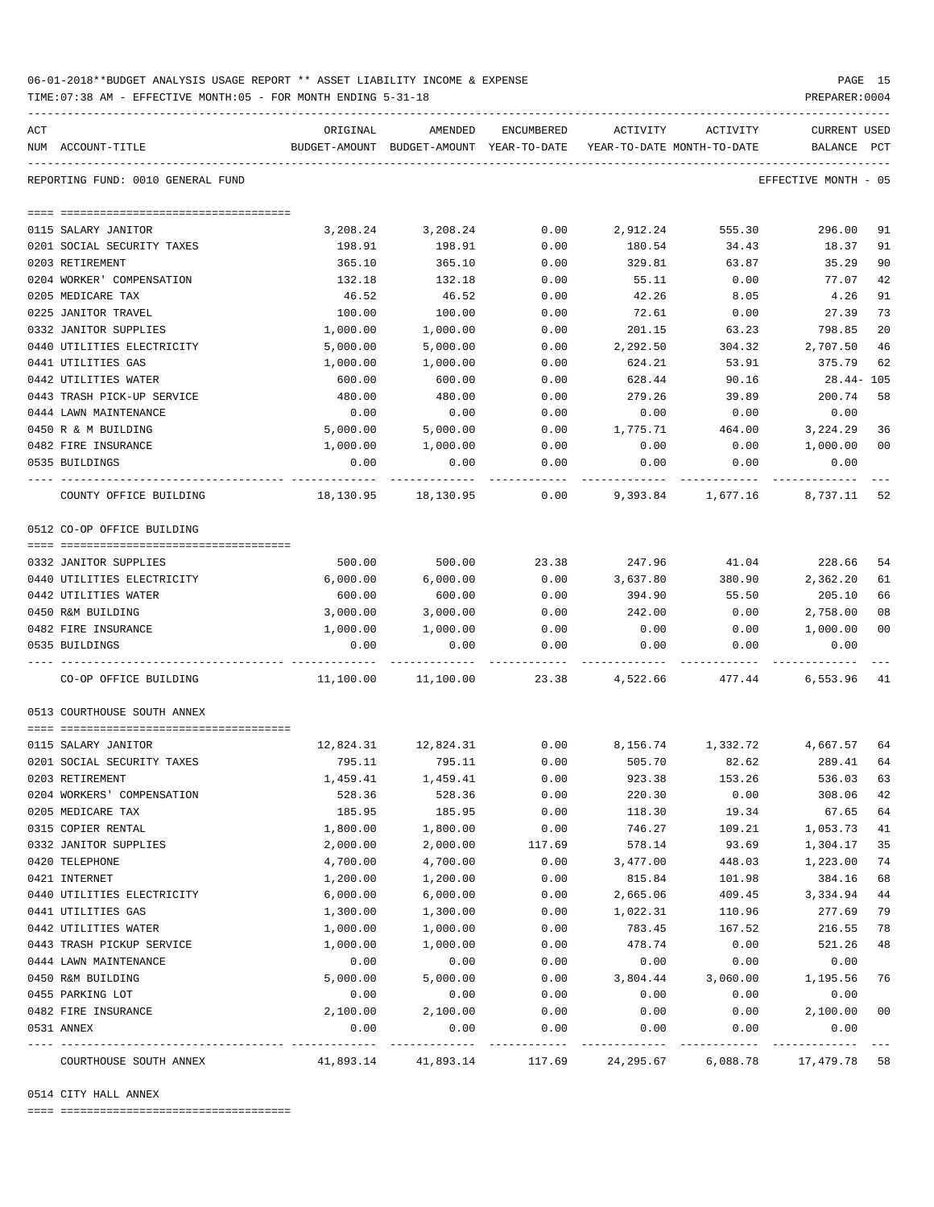06-01-2018**BUDGET ANALYSIS USAGE REPORT ** ASSET LIABILITY INCOME & EXPENSE

TIME:07:38 AM - EFFECTIVE MONTH:05 - FOR MONTH ENDING 5-31-18 PREPARER:0004

REPORTING FUND: 0010 GENERAL FUND EFFECTIVE MONTH - 05

| ACT NUM | ACCOUNT-TITLE | ORIGINAL BUDGET-AMOUNT | AMENDED BUDGET-AMOUNT | ENCUMBERED YEAR-TO-DATE | ACTIVITY YEAR-TO-DATE | ACTIVITY MONTH-TO-DATE | CURRENT BALANCE | USED PCT |
|---|---|---|---|---|---|---|---|---|
| 0115 | SALARY JANITOR | 3,208.24 | 3,208.24 | 0.00 | 2,912.24 | 555.30 | 296.00 | 91 |
| 0201 | SOCIAL SECURITY TAXES | 198.91 | 198.91 | 0.00 | 180.54 | 34.43 | 18.37 | 91 |
| 0203 | RETIREMENT | 365.10 | 365.10 | 0.00 | 329.81 | 63.87 | 35.29 | 90 |
| 0204 | WORKER' COMPENSATION | 132.18 | 132.18 | 0.00 | 55.11 | 0.00 | 77.07 | 42 |
| 0205 | MEDICARE TAX | 46.52 | 46.52 | 0.00 | 42.26 | 8.05 | 4.26 | 91 |
| 0225 | JANITOR TRAVEL | 100.00 | 100.00 | 0.00 | 72.61 | 0.00 | 27.39 | 73 |
| 0332 | JANITOR SUPPLIES | 1,000.00 | 1,000.00 | 0.00 | 201.15 | 63.23 | 798.85 | 20 |
| 0440 | UTILITIES ELECTRICITY | 5,000.00 | 5,000.00 | 0.00 | 2,292.50 | 304.32 | 2,707.50 | 46 |
| 0441 | UTILITIES GAS | 1,000.00 | 1,000.00 | 0.00 | 624.21 | 53.91 | 375.79 | 62 |
| 0442 | UTILITIES WATER | 600.00 | 600.00 | 0.00 | 628.44 | 90.16 | 28.44- | 105 |
| 0443 | TRASH PICK-UP SERVICE | 480.00 | 480.00 | 0.00 | 279.26 | 39.89 | 200.74 | 58 |
| 0444 | LAWN MAINTENANCE | 0.00 | 0.00 | 0.00 | 0.00 | 0.00 | 0.00 | |
| 0450 | R & M BUILDING | 5,000.00 | 5,000.00 | 0.00 | 1,775.71 | 464.00 | 3,224.29 | 36 |
| 0482 | FIRE INSURANCE | 1,000.00 | 1,000.00 | 0.00 | 0.00 | 0.00 | 1,000.00 | 00 |
| 0535 | BUILDINGS | 0.00 | 0.00 | 0.00 | 0.00 | 0.00 | 0.00 | |
| | COUNTY OFFICE BUILDING | 18,130.95 | 18,130.95 | 0.00 | 9,393.84 | 1,677.16 | 8,737.11 | 52 |

0512 CO-OP OFFICE BUILDING

| ACT NUM | ACCOUNT-TITLE | ORIGINAL BUDGET-AMOUNT | AMENDED BUDGET-AMOUNT | ENCUMBERED YEAR-TO-DATE | ACTIVITY YEAR-TO-DATE | ACTIVITY MONTH-TO-DATE | CURRENT BALANCE | USED PCT |
|---|---|---|---|---|---|---|---|---|
| 0332 | JANITOR SUPPLIES | 500.00 | 500.00 | 23.38 | 247.96 | 41.04 | 228.66 | 54 |
| 0440 | UTILITIES ELECTRICITY | 6,000.00 | 6,000.00 | 0.00 | 3,637.80 | 380.90 | 2,362.20 | 61 |
| 0442 | UTILITIES WATER | 600.00 | 600.00 | 0.00 | 394.90 | 55.50 | 205.10 | 66 |
| 0450 | R&M BUILDING | 3,000.00 | 3,000.00 | 0.00 | 242.00 | 0.00 | 2,758.00 | 08 |
| 0482 | FIRE INSURANCE | 1,000.00 | 1,000.00 | 0.00 | 0.00 | 0.00 | 1,000.00 | 00 |
| 0535 | BUILDINGS | 0.00 | 0.00 | 0.00 | 0.00 | 0.00 | 0.00 | |
| | CO-OP OFFICE BUILDING | 11,100.00 | 11,100.00 | 23.38 | 4,522.66 | 477.44 | 6,553.96 | 41 |

0513 COURTHOUSE SOUTH ANNEX

| ACT NUM | ACCOUNT-TITLE | ORIGINAL BUDGET-AMOUNT | AMENDED BUDGET-AMOUNT | ENCUMBERED YEAR-TO-DATE | ACTIVITY YEAR-TO-DATE | ACTIVITY MONTH-TO-DATE | CURRENT BALANCE | USED PCT |
|---|---|---|---|---|---|---|---|---|
| 0115 | SALARY JANITOR | 12,824.31 | 12,824.31 | 0.00 | 8,156.74 | 1,332.72 | 4,667.57 | 64 |
| 0201 | SOCIAL SECURITY TAXES | 795.11 | 795.11 | 0.00 | 505.70 | 82.62 | 289.41 | 64 |
| 0203 | RETIREMENT | 1,459.41 | 1,459.41 | 0.00 | 923.38 | 153.26 | 536.03 | 63 |
| 0204 | WORKERS' COMPENSATION | 528.36 | 528.36 | 0.00 | 220.30 | 0.00 | 308.06 | 42 |
| 0205 | MEDICARE TAX | 185.95 | 185.95 | 0.00 | 118.30 | 19.34 | 67.65 | 64 |
| 0315 | COPIER RENTAL | 1,800.00 | 1,800.00 | 0.00 | 746.27 | 109.21 | 1,053.73 | 41 |
| 0332 | JANITOR SUPPLIES | 2,000.00 | 2,000.00 | 117.69 | 578.14 | 93.69 | 1,304.17 | 35 |
| 0420 | TELEPHONE | 4,700.00 | 4,700.00 | 0.00 | 3,477.00 | 448.03 | 1,223.00 | 74 |
| 0421 | INTERNET | 1,200.00 | 1,200.00 | 0.00 | 815.84 | 101.98 | 384.16 | 68 |
| 0440 | UTILITIES ELECTRICITY | 6,000.00 | 6,000.00 | 0.00 | 2,665.06 | 409.45 | 3,334.94 | 44 |
| 0441 | UTILITIES GAS | 1,300.00 | 1,300.00 | 0.00 | 1,022.31 | 110.96 | 277.69 | 79 |
| 0442 | UTILITIES WATER | 1,000.00 | 1,000.00 | 0.00 | 783.45 | 167.52 | 216.55 | 78 |
| 0443 | TRASH PICKUP SERVICE | 1,000.00 | 1,000.00 | 0.00 | 478.74 | 0.00 | 521.26 | 48 |
| 0444 | LAWN MAINTENANCE | 0.00 | 0.00 | 0.00 | 0.00 | 0.00 | 0.00 | |
| 0450 | R&M BUILDING | 5,000.00 | 5,000.00 | 0.00 | 3,804.44 | 3,060.00 | 1,195.56 | 76 |
| 0455 | PARKING LOT | 0.00 | 0.00 | 0.00 | 0.00 | 0.00 | 0.00 | |
| 0482 | FIRE INSURANCE | 2,100.00 | 2,100.00 | 0.00 | 0.00 | 0.00 | 2,100.00 | 00 |
| 0531 | ANNEX | 0.00 | 0.00 | 0.00 | 0.00 | 0.00 | 0.00 | |
| | COURTHOUSE SOUTH ANNEX | 41,893.14 | 41,893.14 | 117.69 | 24,295.67 | 6,088.78 | 17,479.78 | 58 |

0514 CITY HALL ANNEX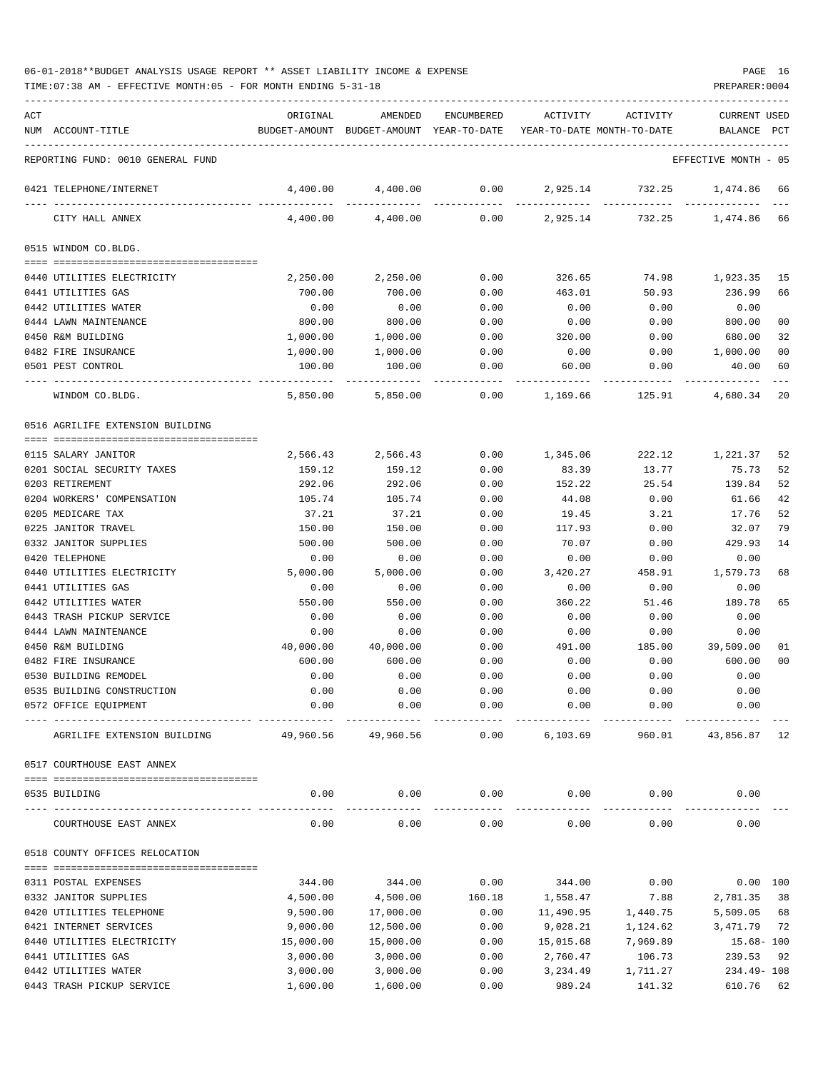06-01-2018**BUDGET ANALYSIS USAGE REPORT ** ASSET LIABILITY INCOME & EXPENSE

TIME:07:38 AM - EFFECTIVE MONTH:05 - FOR MONTH ENDING 5-31-18

REPORTING FUND: 0010 GENERAL FUND — EFFECTIVE MONTH - 05

| ACT NUM | ACCOUNT-TITLE | ORIGINAL BUDGET-AMOUNT | AMENDED BUDGET-AMOUNT | ENCUMBERED YEAR-TO-DATE | ACTIVITY YEAR-TO-DATE | ACTIVITY MONTH-TO-DATE | CURRENT BALANCE | USED PCT |
|---|---|---|---|---|---|---|---|---|
| 0421 | TELEPHONE/INTERNET | 4,400.00 | 4,400.00 | 0.00 | 2,925.14 | 732.25 | 1,474.86 | 66 |
| | CITY HALL ANNEX | 4,400.00 | 4,400.00 | 0.00 | 2,925.14 | 732.25 | 1,474.86 | 66 |
| | **0515 WINDOM CO.BLDG.** | | | | | | | |
| 0440 | UTILITIES ELECTRICITY | 2,250.00 | 2,250.00 | 0.00 | 326.65 | 74.98 | 1,923.35 | 15 |
| 0441 | UTILITIES GAS | 700.00 | 700.00 | 0.00 | 463.01 | 50.93 | 236.99 | 66 |
| 0442 | UTILITIES WATER | 0.00 | 0.00 | 0.00 | 0.00 | 0.00 | 0.00 | |
| 0444 | LAWN MAINTENANCE | 800.00 | 800.00 | 0.00 | 0.00 | 0.00 | 800.00 | 00 |
| 0450 | R&M BUILDING | 1,000.00 | 1,000.00 | 0.00 | 320.00 | 0.00 | 680.00 | 32 |
| 0482 | FIRE INSURANCE | 1,000.00 | 1,000.00 | 0.00 | 0.00 | 0.00 | 1,000.00 | 00 |
| 0501 | PEST CONTROL | 100.00 | 100.00 | 0.00 | 60.00 | 0.00 | 40.00 | 60 |
| | WINDOM CO.BLDG. | 5,850.00 | 5,850.00 | 0.00 | 1,169.66 | 125.91 | 4,680.34 | 20 |
| | **0516 AGRILIFE EXTENSION BUILDING** | | | | | | | |
| 0115 | SALARY JANITOR | 2,566.43 | 2,566.43 | 0.00 | 1,345.06 | 222.12 | 1,221.37 | 52 |
| 0201 | SOCIAL SECURITY TAXES | 159.12 | 159.12 | 0.00 | 83.39 | 13.77 | 75.73 | 52 |
| 0203 | RETIREMENT | 292.06 | 292.06 | 0.00 | 152.22 | 25.54 | 139.84 | 52 |
| 0204 | WORKERS' COMPENSATION | 105.74 | 105.74 | 0.00 | 44.08 | 0.00 | 61.66 | 42 |
| 0205 | MEDICARE TAX | 37.21 | 37.21 | 0.00 | 19.45 | 3.21 | 17.76 | 52 |
| 0225 | JANITOR TRAVEL | 150.00 | 150.00 | 0.00 | 117.93 | 0.00 | 32.07 | 79 |
| 0332 | JANITOR SUPPLIES | 500.00 | 500.00 | 0.00 | 70.07 | 0.00 | 429.93 | 14 |
| 0420 | TELEPHONE | 0.00 | 0.00 | 0.00 | 0.00 | 0.00 | 0.00 | |
| 0440 | UTILITIES ELECTRICITY | 5,000.00 | 5,000.00 | 0.00 | 3,420.27 | 458.91 | 1,579.73 | 68 |
| 0441 | UTILITIES GAS | 0.00 | 0.00 | 0.00 | 0.00 | 0.00 | 0.00 | |
| 0442 | UTILITIES WATER | 550.00 | 550.00 | 0.00 | 360.22 | 51.46 | 189.78 | 65 |
| 0443 | TRASH PICKUP SERVICE | 0.00 | 0.00 | 0.00 | 0.00 | 0.00 | 0.00 | |
| 0444 | LAWN MAINTENANCE | 0.00 | 0.00 | 0.00 | 0.00 | 0.00 | 0.00 | |
| 0450 | R&M BUILDING | 40,000.00 | 40,000.00 | 0.00 | 491.00 | 185.00 | 39,509.00 | 01 |
| 0482 | FIRE INSURANCE | 600.00 | 600.00 | 0.00 | 0.00 | 0.00 | 600.00 | 00 |
| 0530 | BUILDING REMODEL | 0.00 | 0.00 | 0.00 | 0.00 | 0.00 | 0.00 | |
| 0535 | BUILDING CONSTRUCTION | 0.00 | 0.00 | 0.00 | 0.00 | 0.00 | 0.00 | |
| 0572 | OFFICE EQUIPMENT | 0.00 | 0.00 | 0.00 | 0.00 | 0.00 | 0.00 | |
| | AGRILIFE EXTENSION BUILDING | 49,960.56 | 49,960.56 | 0.00 | 6,103.69 | 960.01 | 43,856.87 | 12 |
| | **0517 COURTHOUSE EAST ANNEX** | | | | | | | |
| 0535 | BUILDING | 0.00 | 0.00 | 0.00 | 0.00 | 0.00 | 0.00 | |
| | COURTHOUSE EAST ANNEX | 0.00 | 0.00 | 0.00 | 0.00 | 0.00 | 0.00 | |
| | **0518 COUNTY OFFICES RELOCATION** | | | | | | | |
| 0311 | POSTAL EXPENSES | 344.00 | 344.00 | 0.00 | 344.00 | 0.00 | 0.00 | 100 |
| 0332 | JANITOR SUPPLIES | 4,500.00 | 4,500.00 | 160.18 | 1,558.47 | 7.88 | 2,781.35 | 38 |
| 0420 | UTILITIES TELEPHONE | 9,500.00 | 17,000.00 | 0.00 | 11,490.95 | 1,440.75 | 5,509.05 | 68 |
| 0421 | INTERNET SERVICES | 9,000.00 | 12,500.00 | 0.00 | 9,028.21 | 1,124.62 | 3,471.79 | 72 |
| 0440 | UTILITIES ELECTRICITY | 15,000.00 | 15,000.00 | 0.00 | 15,015.68 | 7,969.89 | 15.68- | 100 |
| 0441 | UTILITIES GAS | 3,000.00 | 3,000.00 | 0.00 | 2,760.47 | 106.73 | 239.53 | 92 |
| 0442 | UTILITIES WATER | 3,000.00 | 3,000.00 | 0.00 | 3,234.49 | 1,711.27 | 234.49- | 108 |
| 0443 | TRASH PICKUP SERVICE | 1,600.00 | 1,600.00 | 0.00 | 989.24 | 141.32 | 610.76 | 62 |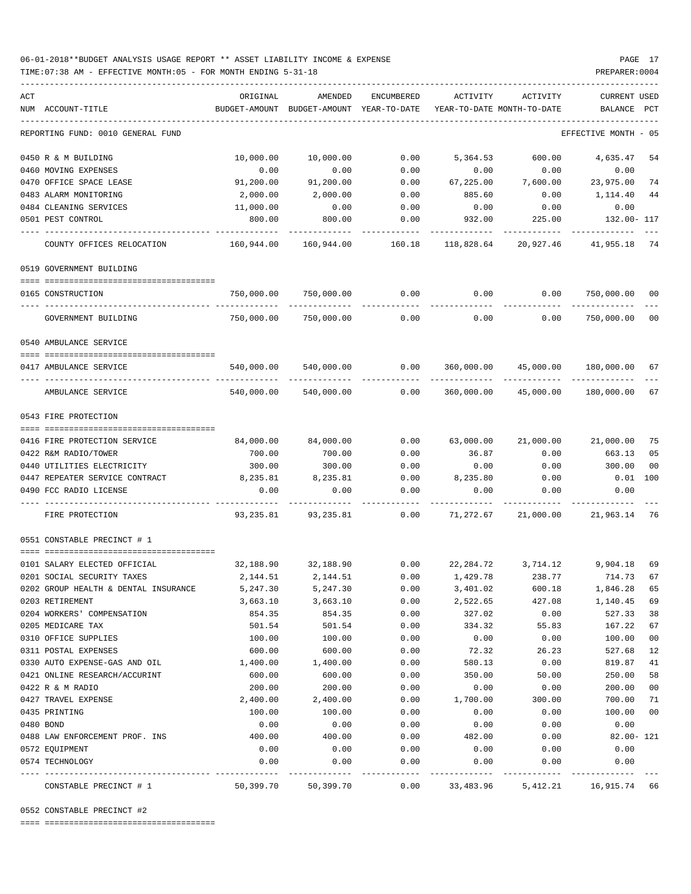06-01-2018**BUDGET ANALYSIS USAGE REPORT ** ASSET LIABILITY INCOME & EXPENSE

TIME:07:38 AM - EFFECTIVE MONTH:05 - FOR MONTH ENDING 5-31-18

PREPARER:0004

| ACT NUM | ACCOUNT-TITLE | ORIGINAL BUDGET-AMOUNT | AMENDED BUDGET-AMOUNT | ENCUMBERED YEAR-TO-DATE | ACTIVITY YEAR-TO-DATE | ACTIVITY MONTH-TO-DATE | CURRENT BALANCE | USED PCT |
|---|---|---|---|---|---|---|---|---|
| | REPORTING FUND: 0010 GENERAL FUND | | | | | | EFFECTIVE MONTH - 05 | |
| 0450 | R & M BUILDING | 10,000.00 | 10,000.00 | 0.00 | 5,364.53 | 600.00 | 4,635.47 | 54 |
| 0460 | MOVING EXPENSES | 0.00 | 0.00 | 0.00 | 0.00 | 0.00 | 0.00 | |
| 0470 | OFFICE SPACE LEASE | 91,200.00 | 91,200.00 | 0.00 | 67,225.00 | 7,600.00 | 23,975.00 | 74 |
| 0483 | ALARM MONITORING | 2,000.00 | 2,000.00 | 0.00 | 885.60 | 0.00 | 1,114.40 | 44 |
| 0484 | CLEANING SERVICES | 11,000.00 | 0.00 | 0.00 | 0.00 | 0.00 | 0.00 | |
| 0501 | PEST CONTROL | 800.00 | 800.00 | 0.00 | 932.00 | 225.00 | 132.00- | 117 |
| | COUNTY OFFICES RELOCATION | 160,944.00 | 160,944.00 | 160.18 | 118,828.64 | 20,927.46 | 41,955.18 | 74 |
| | 0519 GOVERNMENT BUILDING | | | | | | | |
| 0165 | CONSTRUCTION | 750,000.00 | 750,000.00 | 0.00 | 0.00 | 0.00 | 750,000.00 | 00 |
| | GOVERNMENT BUILDING | 750,000.00 | 750,000.00 | 0.00 | 0.00 | 0.00 | 750,000.00 | 00 |
| | 0540 AMBULANCE SERVICE | | | | | | | |
| 0417 | AMBULANCE SERVICE | 540,000.00 | 540,000.00 | 0.00 | 360,000.00 | 45,000.00 | 180,000.00 | 67 |
| | AMBULANCE SERVICE | 540,000.00 | 540,000.00 | 0.00 | 360,000.00 | 45,000.00 | 180,000.00 | 67 |
| | 0543 FIRE PROTECTION | | | | | | | |
| 0416 | FIRE PROTECTION SERVICE | 84,000.00 | 84,000.00 | 0.00 | 63,000.00 | 21,000.00 | 21,000.00 | 75 |
| 0422 | R&M RADIO/TOWER | 700.00 | 700.00 | 0.00 | 36.87 | 0.00 | 663.13 | 05 |
| 0440 | UTILITIES ELECTRICITY | 300.00 | 300.00 | 0.00 | 0.00 | 0.00 | 300.00 | 00 |
| 0447 | REPEATER SERVICE CONTRACT | 8,235.81 | 8,235.81 | 0.00 | 8,235.80 | 0.00 | 0.01 | 100 |
| 0490 | FCC RADIO LICENSE | 0.00 | 0.00 | 0.00 | 0.00 | 0.00 | 0.00 | |
| | FIRE PROTECTION | 93,235.81 | 93,235.81 | 0.00 | 71,272.67 | 21,000.00 | 21,963.14 | 76 |
| | 0551 CONSTABLE PRECINCT # 1 | | | | | | | |
| 0101 | SALARY ELECTED OFFICIAL | 32,188.90 | 32,188.90 | 0.00 | 22,284.72 | 3,714.12 | 9,904.18 | 69 |
| 0201 | SOCIAL SECURITY TAXES | 2,144.51 | 2,144.51 | 0.00 | 1,429.78 | 238.77 | 714.73 | 67 |
| 0202 | GROUP HEALTH & DENTAL INSURANCE | 5,247.30 | 5,247.30 | 0.00 | 3,401.02 | 600.18 | 1,846.28 | 65 |
| 0203 | RETIREMENT | 3,663.10 | 3,663.10 | 0.00 | 2,522.65 | 427.08 | 1,140.45 | 69 |
| 0204 | WORKERS' COMPENSATION | 854.35 | 854.35 | 0.00 | 327.02 | 0.00 | 527.33 | 38 |
| 0205 | MEDICARE TAX | 501.54 | 501.54 | 0.00 | 334.32 | 55.83 | 167.22 | 67 |
| 0310 | OFFICE SUPPLIES | 100.00 | 100.00 | 0.00 | 0.00 | 0.00 | 100.00 | 00 |
| 0311 | POSTAL EXPENSES | 600.00 | 600.00 | 0.00 | 72.32 | 26.23 | 527.68 | 12 |
| 0330 | AUTO EXPENSE-GAS AND OIL | 1,400.00 | 1,400.00 | 0.00 | 580.13 | 0.00 | 819.87 | 41 |
| 0421 | ONLINE RESEARCH/ACCURINT | 600.00 | 600.00 | 0.00 | 350.00 | 50.00 | 250.00 | 58 |
| 0422 | R & M RADIO | 200.00 | 200.00 | 0.00 | 0.00 | 0.00 | 200.00 | 00 |
| 0427 | TRAVEL EXPENSE | 2,400.00 | 2,400.00 | 0.00 | 1,700.00 | 300.00 | 700.00 | 71 |
| 0435 | PRINTING | 100.00 | 100.00 | 0.00 | 0.00 | 0.00 | 100.00 | 00 |
| 0480 | BOND | 0.00 | 0.00 | 0.00 | 0.00 | 0.00 | 0.00 | |
| 0488 | LAW ENFORCEMENT PROF. INS | 400.00 | 400.00 | 0.00 | 482.00 | 0.00 | 82.00- | 121 |
| 0572 | EQUIPMENT | 0.00 | 0.00 | 0.00 | 0.00 | 0.00 | 0.00 | |
| 0574 | TECHNOLOGY | 0.00 | 0.00 | 0.00 | 0.00 | 0.00 | 0.00 | |
| | CONSTABLE PRECINCT # 1 | 50,399.70 | 50,399.70 | 0.00 | 33,483.96 | 5,412.21 | 16,915.74 | 66 |

0552 CONSTABLE PRECINCT #2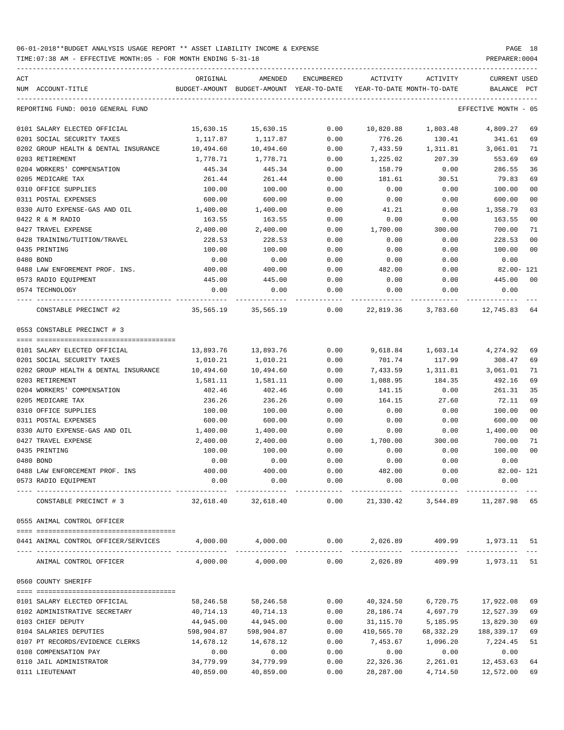06-01-2018**BUDGET ANALYSIS USAGE REPORT ** ASSET LIABILITY INCOME & EXPENSE

TIME:07:38 AM - EFFECTIVE MONTH:05 - FOR MONTH ENDING 5-31-18

PREPARER:0004

REPORTING FUND: 0010 GENERAL FUND — EFFECTIVE MONTH - 05

| ACT NUM | ACCOUNT-TITLE | ORIGINAL BUDGET-AMOUNT | AMENDED BUDGET-AMOUNT | ENCUMBERED YEAR-TO-DATE | ACTIVITY YEAR-TO-DATE | ACTIVITY MONTH-TO-DATE | CURRENT BALANCE | USED PCT |
|---|---|---|---|---|---|---|---|---|
| 0101 | SALARY ELECTED OFFICIAL | 15,630.15 | 15,630.15 | 0.00 | 10,820.88 | 1,803.48 | 4,809.27 | 69 |
| 0201 | SOCIAL SECURITY TAXES | 1,117.87 | 1,117.87 | 0.00 | 776.26 | 130.41 | 341.61 | 69 |
| 0202 | GROUP HEALTH & DENTAL INSURANCE | 10,494.60 | 10,494.60 | 0.00 | 7,433.59 | 1,311.81 | 3,061.01 | 71 |
| 0203 | RETIREMENT | 1,778.71 | 1,778.71 | 0.00 | 1,225.02 | 207.39 | 553.69 | 69 |
| 0204 | WORKERS' COMPENSATION | 445.34 | 445.34 | 0.00 | 158.79 | 0.00 | 286.55 | 36 |
| 0205 | MEDICARE TAX | 261.44 | 261.44 | 0.00 | 181.61 | 30.51 | 79.83 | 69 |
| 0310 | OFFICE SUPPLIES | 100.00 | 100.00 | 0.00 | 0.00 | 0.00 | 100.00 | 00 |
| 0311 | POSTAL EXPENSES | 600.00 | 600.00 | 0.00 | 0.00 | 0.00 | 600.00 | 00 |
| 0330 | AUTO EXPENSE-GAS AND OIL | 1,400.00 | 1,400.00 | 0.00 | 41.21 | 0.00 | 1,358.79 | 03 |
| 0422 | R & M RADIO | 163.55 | 163.55 | 0.00 | 0.00 | 0.00 | 163.55 | 00 |
| 0427 | TRAVEL EXPENSE | 2,400.00 | 2,400.00 | 0.00 | 1,700.00 | 300.00 | 700.00 | 71 |
| 0428 | TRAINING/TUITION/TRAVEL | 228.53 | 228.53 | 0.00 | 0.00 | 0.00 | 228.53 | 00 |
| 0435 | PRINTING | 100.00 | 100.00 | 0.00 | 0.00 | 0.00 | 100.00 | 00 |
| 0480 | BOND | 0.00 | 0.00 | 0.00 | 0.00 | 0.00 | 0.00 | |
| 0488 | LAW ENFOREMENT PROF. INS. | 400.00 | 400.00 | 0.00 | 482.00 | 0.00 | 82.00- | 121 |
| 0573 | RADIO EQUIPMENT | 445.00 | 445.00 | 0.00 | 0.00 | 0.00 | 445.00 | 00 |
| 0574 | TECHNOLOGY | 0.00 | 0.00 | 0.00 | 0.00 | 0.00 | 0.00 | |
| | CONSTABLE PRECINCT #2 | 35,565.19 | 35,565.19 | 0.00 | 22,819.36 | 3,783.60 | 12,745.83 | 64 |

0553 CONSTABLE PRECINCT # 3

| ACT NUM | ACCOUNT-TITLE | ORIGINAL BUDGET-AMOUNT | AMENDED BUDGET-AMOUNT | ENCUMBERED YEAR-TO-DATE | ACTIVITY YEAR-TO-DATE | ACTIVITY MONTH-TO-DATE | CURRENT BALANCE | USED PCT |
|---|---|---|---|---|---|---|---|---|
| 0101 | SALARY ELECTED OFFICIAL | 13,893.76 | 13,893.76 | 0.00 | 9,618.84 | 1,603.14 | 4,274.92 | 69 |
| 0201 | SOCIAL SECURITY TAXES | 1,010.21 | 1,010.21 | 0.00 | 701.74 | 117.99 | 308.47 | 69 |
| 0202 | GROUP HEALTH & DENTAL INSURANCE | 10,494.60 | 10,494.60 | 0.00 | 7,433.59 | 1,311.81 | 3,061.01 | 71 |
| 0203 | RETIREMENT | 1,581.11 | 1,581.11 | 0.00 | 1,088.95 | 184.35 | 492.16 | 69 |
| 0204 | WORKERS' COMPENSATION | 402.46 | 402.46 | 0.00 | 141.15 | 0.00 | 261.31 | 35 |
| 0205 | MEDICARE TAX | 236.26 | 236.26 | 0.00 | 164.15 | 27.60 | 72.11 | 69 |
| 0310 | OFFICE SUPPLIES | 100.00 | 100.00 | 0.00 | 0.00 | 0.00 | 100.00 | 00 |
| 0311 | POSTAL EXPENSES | 600.00 | 600.00 | 0.00 | 0.00 | 0.00 | 600.00 | 00 |
| 0330 | AUTO EXPENSE-GAS AND OIL | 1,400.00 | 1,400.00 | 0.00 | 0.00 | 0.00 | 1,400.00 | 00 |
| 0427 | TRAVEL EXPENSE | 2,400.00 | 2,400.00 | 0.00 | 1,700.00 | 300.00 | 700.00 | 71 |
| 0435 | PRINTING | 100.00 | 100.00 | 0.00 | 0.00 | 0.00 | 100.00 | 00 |
| 0480 | BOND | 0.00 | 0.00 | 0.00 | 0.00 | 0.00 | 0.00 | |
| 0488 | LAW ENFORCEMENT PROF. INS | 400.00 | 400.00 | 0.00 | 482.00 | 0.00 | 82.00- | 121 |
| 0573 | RADIO EQUIPMENT | 0.00 | 0.00 | 0.00 | 0.00 | 0.00 | 0.00 | |
| | CONSTABLE PRECINCT # 3 | 32,618.40 | 32,618.40 | 0.00 | 21,330.42 | 3,544.89 | 11,287.98 | 65 |

0555 ANIMAL CONTROL OFFICER

| ACT NUM | ACCOUNT-TITLE | ORIGINAL BUDGET-AMOUNT | AMENDED BUDGET-AMOUNT | ENCUMBERED YEAR-TO-DATE | ACTIVITY YEAR-TO-DATE | ACTIVITY MONTH-TO-DATE | CURRENT BALANCE | USED PCT |
|---|---|---|---|---|---|---|---|---|
| 0441 | ANIMAL CONTROL OFFICER/SERVICES | 4,000.00 | 4,000.00 | 0.00 | 2,026.89 | 409.99 | 1,973.11 | 51 |
| | ANIMAL CONTROL OFFICER | 4,000.00 | 4,000.00 | 0.00 | 2,026.89 | 409.99 | 1,973.11 | 51 |

0560 COUNTY SHERIFF

| ACT NUM | ACCOUNT-TITLE | ORIGINAL BUDGET-AMOUNT | AMENDED BUDGET-AMOUNT | ENCUMBERED YEAR-TO-DATE | ACTIVITY YEAR-TO-DATE | ACTIVITY MONTH-TO-DATE | CURRENT BALANCE | USED PCT |
|---|---|---|---|---|---|---|---|---|
| 0101 | SALARY ELECTED OFFICIAL | 58,246.58 | 58,246.58 | 0.00 | 40,324.50 | 6,720.75 | 17,922.08 | 69 |
| 0102 | ADMINISTRATIVE SECRETARY | 40,714.13 | 40,714.13 | 0.00 | 28,186.74 | 4,697.79 | 12,527.39 | 69 |
| 0103 | CHIEF DEPUTY | 44,945.00 | 44,945.00 | 0.00 | 31,115.70 | 5,185.95 | 13,829.30 | 69 |
| 0104 | SALARIES DEPUTIES | 598,904.87 | 598,904.87 | 0.00 | 410,565.70 | 68,332.29 | 188,339.17 | 69 |
| 0107 | PT RECORDS/EVIDENCE CLERKS | 14,678.12 | 14,678.12 | 0.00 | 7,453.67 | 1,096.20 | 7,224.45 | 51 |
| 0108 | COMPENSATION PAY | 0.00 | 0.00 | 0.00 | 0.00 | 0.00 | 0.00 | |
| 0110 | JAIL ADMINISTRATOR | 34,779.99 | 34,779.99 | 0.00 | 22,326.36 | 2,261.01 | 12,453.63 | 64 |
| 0111 | LIEUTENANT | 40,859.00 | 40,859.00 | 0.00 | 28,287.00 | 4,714.50 | 12,572.00 | 69 |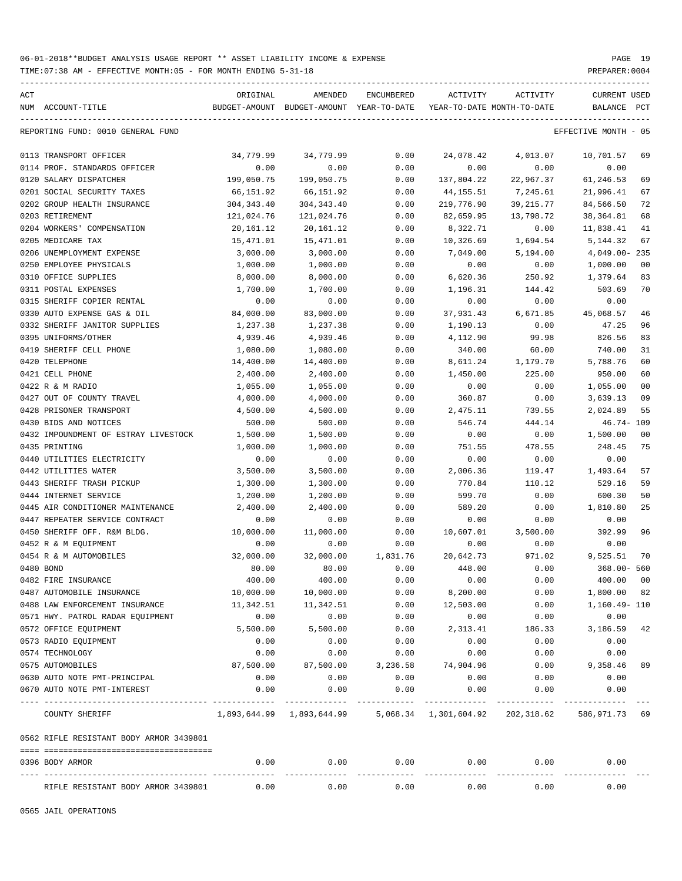06-01-2018**BUDGET ANALYSIS USAGE REPORT ** ASSET LIABILITY INCOME & EXPENSE

TIME:07:38 AM - EFFECTIVE MONTH:05 - FOR MONTH ENDING 5-31-18

PREPARER:0004

REPORTING FUND: 0010 GENERAL FUND — EFFECTIVE MONTH - 05

| ACT NUM | ACCOUNT-TITLE | ORIGINAL BUDGET-AMOUNT | AMENDED BUDGET-AMOUNT | ENCUMBERED YEAR-TO-DATE | ACTIVITY YEAR-TO-DATE | ACTIVITY MONTH-TO-DATE | CURRENT BALANCE | USED PCT |
|---|---|---|---|---|---|---|---|---|
| 0113 | TRANSPORT OFFICER | 34,779.99 | 34,779.99 | 0.00 | 24,078.42 | 4,013.07 | 10,701.57 | 69 |
| 0114 | PROF. STANDARDS OFFICER | 0.00 | 0.00 | 0.00 | 0.00 | 0.00 | 0.00 | |
| 0120 | SALARY DISPATCHER | 199,050.75 | 199,050.75 | 0.00 | 137,804.22 | 22,967.37 | 61,246.53 | 69 |
| 0201 | SOCIAL SECURITY TAXES | 66,151.92 | 66,151.92 | 0.00 | 44,155.51 | 7,245.61 | 21,996.41 | 67 |
| 0202 | GROUP HEALTH INSURANCE | 304,343.40 | 304,343.40 | 0.00 | 219,776.90 | 39,215.77 | 84,566.50 | 72 |
| 0203 | RETIREMENT | 121,024.76 | 121,024.76 | 0.00 | 82,659.95 | 13,798.72 | 38,364.81 | 68 |
| 0204 | WORKERS' COMPENSATION | 20,161.12 | 20,161.12 | 0.00 | 8,322.71 | 0.00 | 11,838.41 | 41 |
| 0205 | MEDICARE TAX | 15,471.01 | 15,471.01 | 0.00 | 10,326.69 | 1,694.54 | 5,144.32 | 67 |
| 0206 | UNEMPLOYMENT EXPENSE | 3,000.00 | 3,000.00 | 0.00 | 7,049.00 | 5,194.00 | 4,049.00- | 235 |
| 0250 | EMPLOYEE PHYSICALS | 1,000.00 | 1,000.00 | 0.00 | 0.00 | 0.00 | 1,000.00 | 00 |
| 0310 | OFFICE SUPPLIES | 8,000.00 | 8,000.00 | 0.00 | 6,620.36 | 250.92 | 1,379.64 | 83 |
| 0311 | POSTAL EXPENSES | 1,700.00 | 1,700.00 | 0.00 | 1,196.31 | 144.42 | 503.69 | 70 |
| 0315 | SHERIFF COPIER RENTAL | 0.00 | 0.00 | 0.00 | 0.00 | 0.00 | 0.00 | |
| 0330 | AUTO EXPENSE GAS & OIL | 84,000.00 | 83,000.00 | 0.00 | 37,931.43 | 6,671.85 | 45,068.57 | 46 |
| 0332 | SHERIFF JANITOR SUPPLIES | 1,237.38 | 1,237.38 | 0.00 | 1,190.13 | 0.00 | 47.25 | 96 |
| 0395 | UNIFORMS/OTHER | 4,939.46 | 4,939.46 | 0.00 | 4,112.90 | 99.98 | 826.56 | 83 |
| 0419 | SHERIFF CELL PHONE | 1,080.00 | 1,080.00 | 0.00 | 340.00 | 60.00 | 740.00 | 31 |
| 0420 | TELEPHONE | 14,400.00 | 14,400.00 | 0.00 | 8,611.24 | 1,179.70 | 5,788.76 | 60 |
| 0421 | CELL PHONE | 2,400.00 | 2,400.00 | 0.00 | 1,450.00 | 225.00 | 950.00 | 60 |
| 0422 | R & M RADIO | 1,055.00 | 1,055.00 | 0.00 | 0.00 | 0.00 | 1,055.00 | 00 |
| 0427 | OUT OF COUNTY TRAVEL | 4,000.00 | 4,000.00 | 0.00 | 360.87 | 0.00 | 3,639.13 | 09 |
| 0428 | PRISONER TRANSPORT | 4,500.00 | 4,500.00 | 0.00 | 2,475.11 | 739.55 | 2,024.89 | 55 |
| 0430 | BIDS AND NOTICES | 500.00 | 500.00 | 0.00 | 546.74 | 444.14 | 46.74- | 109 |
| 0432 | IMPOUNDMENT OF ESTRAY LIVESTOCK | 1,500.00 | 1,500.00 | 0.00 | 0.00 | 0.00 | 1,500.00 | 00 |
| 0435 | PRINTING | 1,000.00 | 1,000.00 | 0.00 | 751.55 | 478.55 | 248.45 | 75 |
| 0440 | UTILITIES ELECTRICITY | 0.00 | 0.00 | 0.00 | 0.00 | 0.00 | 0.00 | |
| 0442 | UTILITIES WATER | 3,500.00 | 3,500.00 | 0.00 | 2,006.36 | 119.47 | 1,493.64 | 57 |
| 0443 | SHERIFF TRASH PICKUP | 1,300.00 | 1,300.00 | 0.00 | 770.84 | 110.12 | 529.16 | 59 |
| 0444 | INTERNET SERVICE | 1,200.00 | 1,200.00 | 0.00 | 599.70 | 0.00 | 600.30 | 50 |
| 0445 | AIR CONDITIONER MAINTENANCE | 2,400.00 | 2,400.00 | 0.00 | 589.20 | 0.00 | 1,810.80 | 25 |
| 0447 | REPEATER SERVICE CONTRACT | 0.00 | 0.00 | 0.00 | 0.00 | 0.00 | 0.00 | |
| 0450 | SHERIFF OFF. R&M BLDG. | 10,000.00 | 11,000.00 | 0.00 | 10,607.01 | 3,500.00 | 392.99 | 96 |
| 0452 | R & M EQUIPMENT | 0.00 | 0.00 | 0.00 | 0.00 | 0.00 | 0.00 | |
| 0454 | R & M AUTOMOBILES | 32,000.00 | 32,000.00 | 1,831.76 | 20,642.73 | 971.02 | 9,525.51 | 70 |
| 0480 | BOND | 80.00 | 80.00 | 0.00 | 448.00 | 0.00 | 368.00- | 560 |
| 0482 | FIRE INSURANCE | 400.00 | 400.00 | 0.00 | 0.00 | 0.00 | 400.00 | 00 |
| 0487 | AUTOMOBILE INSURANCE | 10,000.00 | 10,000.00 | 0.00 | 8,200.00 | 0.00 | 1,800.00 | 82 |
| 0488 | LAW ENFORCEMENT INSURANCE | 11,342.51 | 11,342.51 | 0.00 | 12,503.00 | 0.00 | 1,160.49- | 110 |
| 0571 | HWY. PATROL RADAR EQUIPMENT | 0.00 | 0.00 | 0.00 | 0.00 | 0.00 | 0.00 | |
| 0572 | OFFICE EQUIPMENT | 5,500.00 | 5,500.00 | 0.00 | 2,313.41 | 186.33 | 3,186.59 | 42 |
| 0573 | RADIO EQUIPMENT | 0.00 | 0.00 | 0.00 | 0.00 | 0.00 | 0.00 | |
| 0574 | TECHNOLOGY | 0.00 | 0.00 | 0.00 | 0.00 | 0.00 | 0.00 | |
| 0575 | AUTOMOBILES | 87,500.00 | 87,500.00 | 3,236.58 | 74,904.96 | 0.00 | 9,358.46 | 89 |
| 0630 | AUTO NOTE PMT-PRINCIPAL | 0.00 | 0.00 | 0.00 | 0.00 | 0.00 | 0.00 | |
| 0670 | AUTO NOTE PMT-INTEREST | 0.00 | 0.00 | 0.00 | 0.00 | 0.00 | 0.00 | |
| | COUNTY SHERIFF | 1,893,644.99 | 1,893,644.99 | 5,068.34 | 1,301,604.92 | 202,318.62 | 586,971.73 | 69 |

0562 RIFLE RESISTANT BODY ARMOR 3439801

| ACT NUM | ACCOUNT-TITLE | ORIGINAL BUDGET-AMOUNT | AMENDED BUDGET-AMOUNT | ENCUMBERED YEAR-TO-DATE | ACTIVITY YEAR-TO-DATE | ACTIVITY MONTH-TO-DATE | CURRENT BALANCE | USED PCT |
|---|---|---|---|---|---|---|---|---|
| 0396 | BODY ARMOR | 0.00 | 0.00 | 0.00 | 0.00 | 0.00 | 0.00 | |
| | RIFLE RESISTANT BODY ARMOR 3439801 | 0.00 | 0.00 | 0.00 | 0.00 | 0.00 | 0.00 | |

0565 JAIL OPERATIONS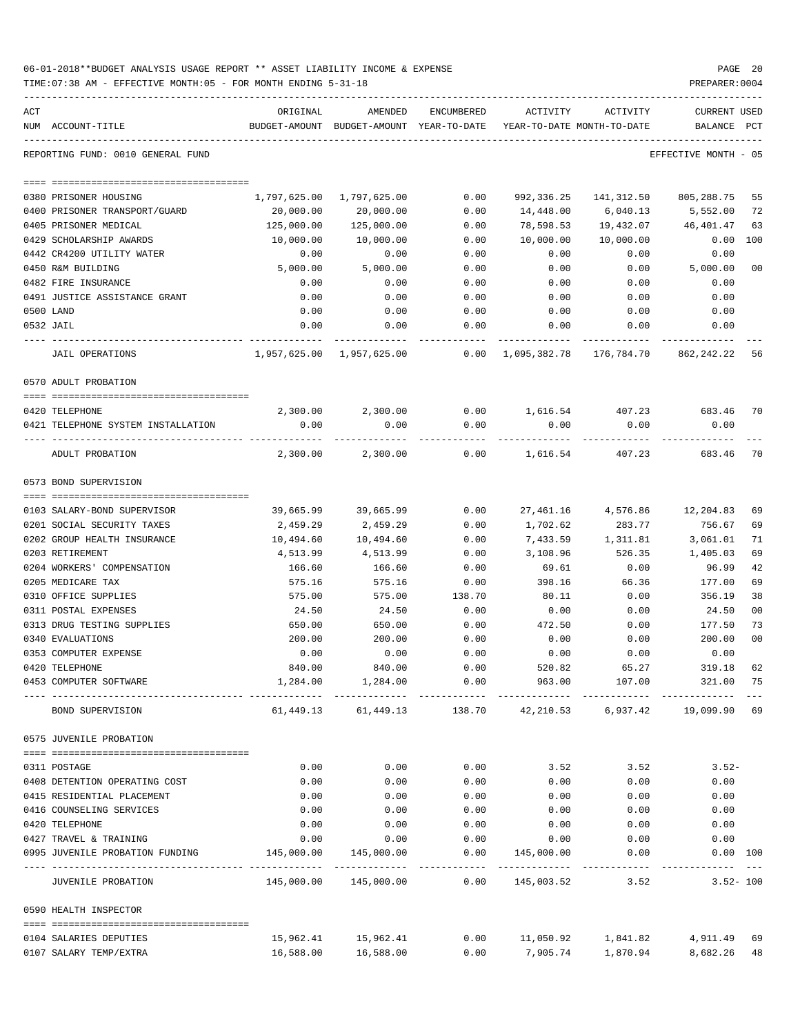06-01-2018**BUDGET ANALYSIS USAGE REPORT ** ASSET LIABILITY INCOME & EXPENSE

TIME:07:38 AM - EFFECTIVE MONTH:05 - FOR MONTH ENDING 5-31-18

PREPARER:0004

REPORTING FUND: 0010 GENERAL FUND — EFFECTIVE MONTH - 05

| ACT NUM | ACCOUNT-TITLE | ORIGINAL BUDGET-AMOUNT | AMENDED BUDGET-AMOUNT | ENCUMBERED YEAR-TO-DATE | ACTIVITY YEAR-TO-DATE | ACTIVITY MONTH-TO-DATE | CURRENT BALANCE | USED PCT |
|---|---|---|---|---|---|---|---|---|
| 0380 | PRISONER HOUSING | 1,797,625.00 | 1,797,625.00 | 0.00 | 992,336.25 | 141,312.50 | 805,288.75 | 55 |
| 0400 | PRISONER TRANSPORT/GUARD | 20,000.00 | 20,000.00 | 0.00 | 14,448.00 | 6,040.13 | 5,552.00 | 72 |
| 0405 | PRISONER MEDICAL | 125,000.00 | 125,000.00 | 0.00 | 78,598.53 | 19,432.07 | 46,401.47 | 63 |
| 0429 | SCHOLARSHIP AWARDS | 10,000.00 | 10,000.00 | 0.00 | 10,000.00 | 10,000.00 | 0.00 | 100 |
| 0442 | CR4200 UTILITY WATER | 0.00 | 0.00 | 0.00 | 0.00 | 0.00 | 0.00 | |
| 0450 | R&M BUILDING | 5,000.00 | 5,000.00 | 0.00 | 0.00 | 0.00 | 5,000.00 | 00 |
| 0482 | FIRE INSURANCE | 0.00 | 0.00 | 0.00 | 0.00 | 0.00 | 0.00 | |
| 0491 | JUSTICE ASSISTANCE GRANT | 0.00 | 0.00 | 0.00 | 0.00 | 0.00 | 0.00 | |
| 0500 | LAND | 0.00 | 0.00 | 0.00 | 0.00 | 0.00 | 0.00 | |
| 0532 | JAIL | 0.00 | 0.00 | 0.00 | 0.00 | 0.00 | 0.00 | |
| | JAIL OPERATIONS | 1,957,625.00 | 1,957,625.00 | 0.00 | 1,095,382.78 | 176,784.70 | 862,242.22 | 56 |
| | **0570 ADULT PROBATION** | | | | | | | |
| 0420 | TELEPHONE | 2,300.00 | 2,300.00 | 0.00 | 1,616.54 | 407.23 | 683.46 | 70 |
| 0421 | TELEPHONE SYSTEM INSTALLATION | 0.00 | 0.00 | 0.00 | 0.00 | 0.00 | 0.00 | |
| | ADULT PROBATION | 2,300.00 | 2,300.00 | 0.00 | 1,616.54 | 407.23 | 683.46 | 70 |
| | **0573 BOND SUPERVISION** | | | | | | | |
| 0103 | SALARY-BOND SUPERVISOR | 39,665.99 | 39,665.99 | 0.00 | 27,461.16 | 4,576.86 | 12,204.83 | 69 |
| 0201 | SOCIAL SECURITY TAXES | 2,459.29 | 2,459.29 | 0.00 | 1,702.62 | 283.77 | 756.67 | 69 |
| 0202 | GROUP HEALTH INSURANCE | 10,494.60 | 10,494.60 | 0.00 | 7,433.59 | 1,311.81 | 3,061.01 | 71 |
| 0203 | RETIREMENT | 4,513.99 | 4,513.99 | 0.00 | 3,108.96 | 526.35 | 1,405.03 | 69 |
| 0204 | WORKERS' COMPENSATION | 166.60 | 166.60 | 0.00 | 69.61 | 0.00 | 96.99 | 42 |
| 0205 | MEDICARE TAX | 575.16 | 575.16 | 0.00 | 398.16 | 66.36 | 177.00 | 69 |
| 0310 | OFFICE SUPPLIES | 575.00 | 575.00 | 138.70 | 80.11 | 0.00 | 356.19 | 38 |
| 0311 | POSTAL EXPENSES | 24.50 | 24.50 | 0.00 | 0.00 | 0.00 | 24.50 | 00 |
| 0313 | DRUG TESTING SUPPLIES | 650.00 | 650.00 | 0.00 | 472.50 | 0.00 | 177.50 | 73 |
| 0340 | EVALUATIONS | 200.00 | 200.00 | 0.00 | 0.00 | 0.00 | 200.00 | 00 |
| 0353 | COMPUTER EXPENSE | 0.00 | 0.00 | 0.00 | 0.00 | 0.00 | 0.00 | |
| 0420 | TELEPHONE | 840.00 | 840.00 | 0.00 | 520.82 | 65.27 | 319.18 | 62 |
| 0453 | COMPUTER SOFTWARE | 1,284.00 | 1,284.00 | 0.00 | 963.00 | 107.00 | 321.00 | 75 |
| | BOND SUPERVISION | 61,449.13 | 61,449.13 | 138.70 | 42,210.53 | 6,937.42 | 19,099.90 | 69 |
| | **0575 JUVENILE PROBATION** | | | | | | | |
| 0311 | POSTAGE | 0.00 | 0.00 | 0.00 | 3.52 | 3.52 | 3.52- | |
| 0408 | DETENTION OPERATING COST | 0.00 | 0.00 | 0.00 | 0.00 | 0.00 | 0.00 | |
| 0415 | RESIDENTIAL PLACEMENT | 0.00 | 0.00 | 0.00 | 0.00 | 0.00 | 0.00 | |
| 0416 | COUNSELING SERVICES | 0.00 | 0.00 | 0.00 | 0.00 | 0.00 | 0.00 | |
| 0420 | TELEPHONE | 0.00 | 0.00 | 0.00 | 0.00 | 0.00 | 0.00 | |
| 0427 | TRAVEL & TRAINING | 0.00 | 0.00 | 0.00 | 0.00 | 0.00 | 0.00 | |
| 0995 | JUVENILE PROBATION FUNDING | 145,000.00 | 145,000.00 | 0.00 | 145,000.00 | 0.00 | 0.00 | 100 |
| | JUVENILE PROBATION | 145,000.00 | 145,000.00 | 0.00 | 145,003.52 | 3.52 | 3.52- | 100 |
| | **0590 HEALTH INSPECTOR** | | | | | | | |
| 0104 | SALARIES DEPUTIES | 15,962.41 | 15,962.41 | 0.00 | 11,050.92 | 1,841.82 | 4,911.49 | 69 |
| 0107 | SALARY TEMP/EXTRA | 16,588.00 | 16,588.00 | 0.00 | 7,905.74 | 1,870.94 | 8,682.26 | 48 |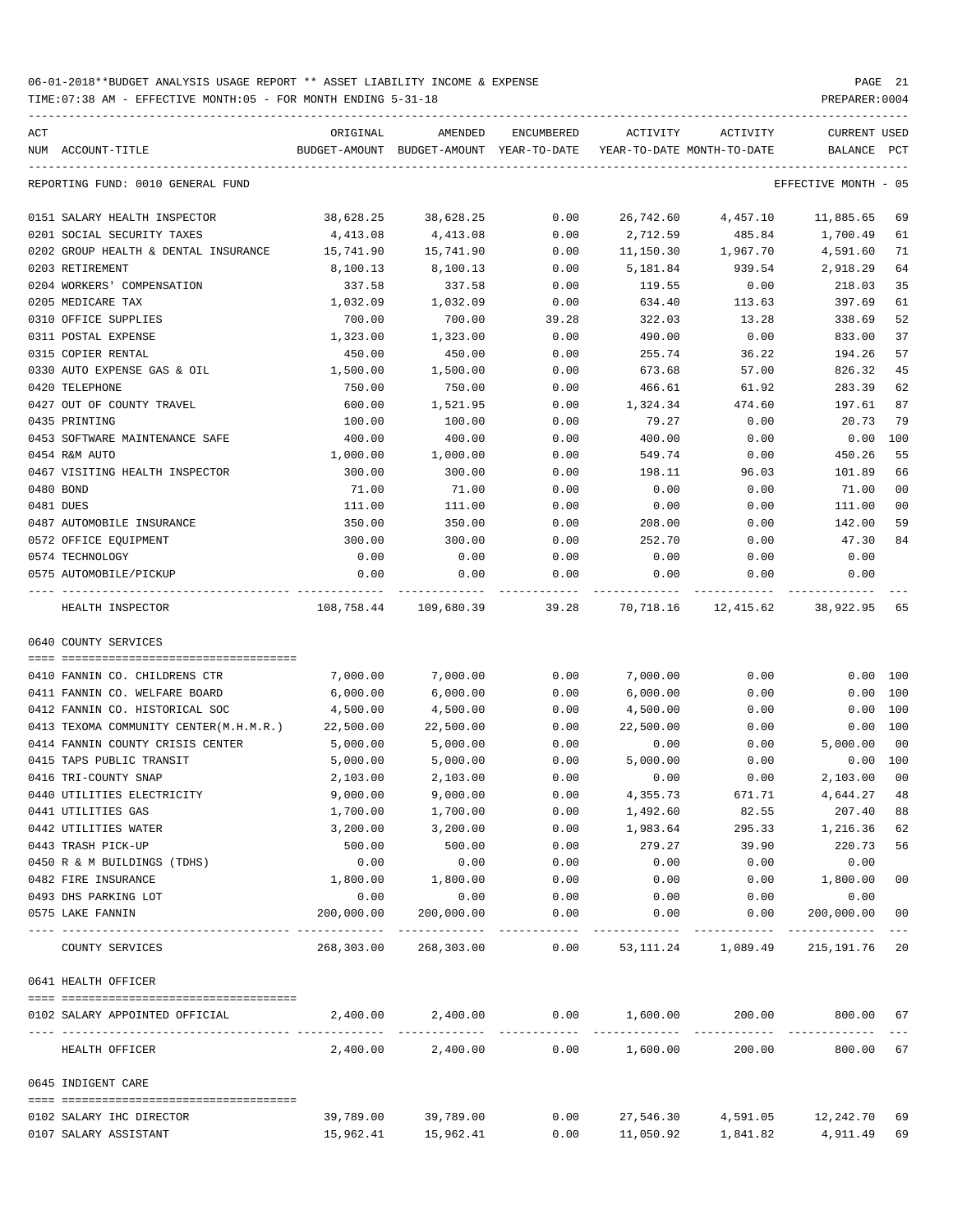06-01-2018**BUDGET ANALYSIS USAGE REPORT ** ASSET LIABILITY INCOME & EXPENSE

TIME:07:38 AM - EFFECTIVE MONTH:05 - FOR MONTH ENDING 5-31-18

PREPARER:0004

REPORTING FUND: 0010 GENERAL FUND — EFFECTIVE MONTH - 05

| ACT NUM | ACCOUNT-TITLE | ORIGINAL BUDGET-AMOUNT | AMENDED BUDGET-AMOUNT | ENCUMBERED YEAR-TO-DATE | ACTIVITY YEAR-TO-DATE | ACTIVITY MONTH-TO-DATE | CURRENT BALANCE | USED PCT |
|---|---|---|---|---|---|---|---|---|
| 0151 | SALARY HEALTH INSPECTOR | 38,628.25 | 38,628.25 | 0.00 | 26,742.60 | 4,457.10 | 11,885.65 | 69 |
| 0201 | SOCIAL SECURITY TAXES | 4,413.08 | 4,413.08 | 0.00 | 2,712.59 | 485.84 | 1,700.49 | 61 |
| 0202 | GROUP HEALTH & DENTAL INSURANCE | 15,741.90 | 15,741.90 | 0.00 | 11,150.30 | 1,967.70 | 4,591.60 | 71 |
| 0203 | RETIREMENT | 8,100.13 | 8,100.13 | 0.00 | 5,181.84 | 939.54 | 2,918.29 | 64 |
| 0204 | WORKERS' COMPENSATION | 337.58 | 337.58 | 0.00 | 119.55 | 0.00 | 218.03 | 35 |
| 0205 | MEDICARE TAX | 1,032.09 | 1,032.09 | 0.00 | 634.40 | 113.63 | 397.69 | 61 |
| 0310 | OFFICE SUPPLIES | 700.00 | 700.00 | 39.28 | 322.03 | 13.28 | 338.69 | 52 |
| 0311 | POSTAL EXPENSE | 1,323.00 | 1,323.00 | 0.00 | 490.00 | 0.00 | 833.00 | 37 |
| 0315 | COPIER RENTAL | 450.00 | 450.00 | 0.00 | 255.74 | 36.22 | 194.26 | 57 |
| 0330 | AUTO EXPENSE GAS & OIL | 1,500.00 | 1,500.00 | 0.00 | 673.68 | 57.00 | 826.32 | 45 |
| 0420 | TELEPHONE | 750.00 | 750.00 | 0.00 | 466.61 | 61.92 | 283.39 | 62 |
| 0427 | OUT OF COUNTY TRAVEL | 600.00 | 1,521.95 | 0.00 | 1,324.34 | 474.60 | 197.61 | 87 |
| 0435 | PRINTING | 100.00 | 100.00 | 0.00 | 79.27 | 0.00 | 20.73 | 79 |
| 0453 | SOFTWARE MAINTENANCE SAFE | 400.00 | 400.00 | 0.00 | 400.00 | 0.00 | 0.00 | 100 |
| 0454 | R&M AUTO | 1,000.00 | 1,000.00 | 0.00 | 549.74 | 0.00 | 450.26 | 55 |
| 0467 | VISITING HEALTH INSPECTOR | 300.00 | 300.00 | 0.00 | 198.11 | 96.03 | 101.89 | 66 |
| 0480 | BOND | 71.00 | 71.00 | 0.00 | 0.00 | 0.00 | 71.00 | 00 |
| 0481 | DUES | 111.00 | 111.00 | 0.00 | 0.00 | 0.00 | 111.00 | 00 |
| 0487 | AUTOMOBILE INSURANCE | 350.00 | 350.00 | 0.00 | 208.00 | 0.00 | 142.00 | 59 |
| 0572 | OFFICE EQUIPMENT | 300.00 | 300.00 | 0.00 | 252.70 | 0.00 | 47.30 | 84 |
| 0574 | TECHNOLOGY | 0.00 | 0.00 | 0.00 | 0.00 | 0.00 | 0.00 | |
| 0575 | AUTOMOBILE/PICKUP | 0.00 | 0.00 | 0.00 | 0.00 | 0.00 | 0.00 | |
| | HEALTH INSPECTOR | 108,758.44 | 109,680.39 | 39.28 | 70,718.16 | 12,415.62 | 38,922.95 | 65 |

0640 COUNTY SERVICES

| ACT NUM | ACCOUNT-TITLE | ORIGINAL BUDGET-AMOUNT | AMENDED BUDGET-AMOUNT | ENCUMBERED YEAR-TO-DATE | ACTIVITY YEAR-TO-DATE | ACTIVITY MONTH-TO-DATE | CURRENT BALANCE | USED PCT |
|---|---|---|---|---|---|---|---|---|
| 0410 | FANNIN CO. CHILDRENS CTR | 7,000.00 | 7,000.00 | 0.00 | 7,000.00 | 0.00 | 0.00 | 100 |
| 0411 | FANNIN CO. WELFARE BOARD | 6,000.00 | 6,000.00 | 0.00 | 6,000.00 | 0.00 | 0.00 | 100 |
| 0412 | FANNIN CO. HISTORICAL SOC | 4,500.00 | 4,500.00 | 0.00 | 4,500.00 | 0.00 | 0.00 | 100 |
| 0413 | TEXOMA COMMUNITY CENTER(M.H.M.R.) | 22,500.00 | 22,500.00 | 0.00 | 22,500.00 | 0.00 | 0.00 | 100 |
| 0414 | FANNIN COUNTY CRISIS CENTER | 5,000.00 | 5,000.00 | 0.00 | 0.00 | 0.00 | 5,000.00 | 00 |
| 0415 | TAPS PUBLIC TRANSIT | 5,000.00 | 5,000.00 | 0.00 | 5,000.00 | 0.00 | 0.00 | 100 |
| 0416 | TRI-COUNTY SNAP | 2,103.00 | 2,103.00 | 0.00 | 0.00 | 0.00 | 2,103.00 | 00 |
| 0440 | UTILITIES ELECTRICITY | 9,000.00 | 9,000.00 | 0.00 | 4,355.73 | 671.71 | 4,644.27 | 48 |
| 0441 | UTILITIES GAS | 1,700.00 | 1,700.00 | 0.00 | 1,492.60 | 82.55 | 207.40 | 88 |
| 0442 | UTILITIES WATER | 3,200.00 | 3,200.00 | 0.00 | 1,983.64 | 295.33 | 1,216.36 | 62 |
| 0443 | TRASH PICK-UP | 500.00 | 500.00 | 0.00 | 279.27 | 39.90 | 220.73 | 56 |
| 0450 | R & M BUILDINGS (TDHS) | 0.00 | 0.00 | 0.00 | 0.00 | 0.00 | 0.00 | |
| 0482 | FIRE INSURANCE | 1,800.00 | 1,800.00 | 0.00 | 0.00 | 0.00 | 1,800.00 | 00 |
| 0493 | DHS PARKING LOT | 0.00 | 0.00 | 0.00 | 0.00 | 0.00 | 0.00 | |
| 0575 | LAKE FANNIN | 200,000.00 | 200,000.00 | 0.00 | 0.00 | 0.00 | 200,000.00 | 00 |
| | COUNTY SERVICES | 268,303.00 | 268,303.00 | 0.00 | 53,111.24 | 1,089.49 | 215,191.76 | 20 |

0641 HEALTH OFFICER

| ACT NUM | ACCOUNT-TITLE | ORIGINAL BUDGET-AMOUNT | AMENDED BUDGET-AMOUNT | ENCUMBERED YEAR-TO-DATE | ACTIVITY YEAR-TO-DATE | ACTIVITY MONTH-TO-DATE | CURRENT BALANCE | USED PCT |
|---|---|---|---|---|---|---|---|---|
| 0102 | SALARY APPOINTED OFFICIAL | 2,400.00 | 2,400.00 | 0.00 | 1,600.00 | 200.00 | 800.00 | 67 |
| | HEALTH OFFICER | 2,400.00 | 2,400.00 | 0.00 | 1,600.00 | 200.00 | 800.00 | 67 |

0645 INDIGENT CARE

| ACT NUM | ACCOUNT-TITLE | ORIGINAL BUDGET-AMOUNT | AMENDED BUDGET-AMOUNT | ENCUMBERED YEAR-TO-DATE | ACTIVITY YEAR-TO-DATE | ACTIVITY MONTH-TO-DATE | CURRENT BALANCE | USED PCT |
|---|---|---|---|---|---|---|---|---|
| 0102 | SALARY IHC DIRECTOR | 39,789.00 | 39,789.00 | 0.00 | 27,546.30 | 4,591.05 | 12,242.70 | 69 |
| 0107 | SALARY ASSISTANT | 15,962.41 | 15,962.41 | 0.00 | 11,050.92 | 1,841.82 | 4,911.49 | 69 |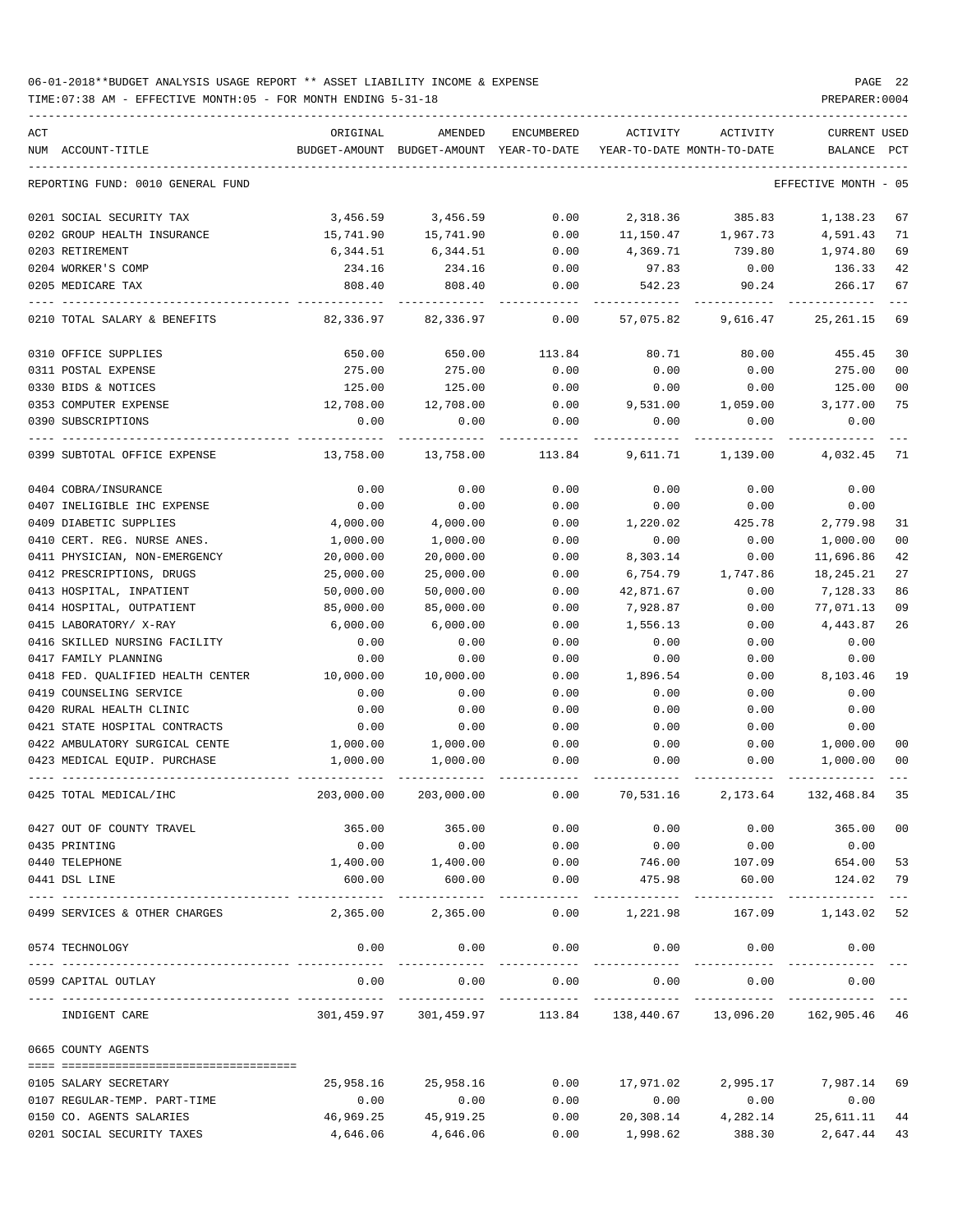06-01-2018**BUDGET ANALYSIS USAGE REPORT ** ASSET LIABILITY INCOME & EXPENSE

TIME:07:38 AM - EFFECTIVE MONTH:05 - FOR MONTH ENDING 5-31-18

| ACT NUM | ACCOUNT-TITLE | ORIGINAL BUDGET-AMOUNT | AMENDED BUDGET-AMOUNT | ENCUMBERED YEAR-TO-DATE | ACTIVITY YEAR-TO-DATE | ACTIVITY MONTH-TO-DATE | CURRENT BALANCE | USED PCT |
|---|---|---|---|---|---|---|---|---|
| | REPORTING FUND: 0010 GENERAL FUND | | | | | | EFFECTIVE MONTH - 05 | |
| 0201 | SOCIAL SECURITY TAX | 3,456.59 | 3,456.59 | 0.00 | 2,318.36 | 385.83 | 1,138.23 | 67 |
| 0202 | GROUP HEALTH INSURANCE | 15,741.90 | 15,741.90 | 0.00 | 11,150.47 | 1,967.73 | 4,591.43 | 71 |
| 0203 | RETIREMENT | 6,344.51 | 6,344.51 | 0.00 | 4,369.71 | 739.80 | 1,974.80 | 69 |
| 0204 | WORKER'S COMP | 234.16 | 234.16 | 0.00 | 97.83 | 0.00 | 136.33 | 42 |
| 0205 | MEDICARE TAX | 808.40 | 808.40 | 0.00 | 542.23 | 90.24 | 266.17 | 67 |
| 0210 | TOTAL SALARY & BENEFITS | 82,336.97 | 82,336.97 | 0.00 | 57,075.82 | 9,616.47 | 25,261.15 | 69 |
| 0310 | OFFICE SUPPLIES | 650.00 | 650.00 | 113.84 | 80.71 | 80.00 | 455.45 | 30 |
| 0311 | POSTAL EXPENSE | 275.00 | 275.00 | 0.00 | 0.00 | 0.00 | 275.00 | 00 |
| 0330 | BIDS & NOTICES | 125.00 | 125.00 | 0.00 | 0.00 | 0.00 | 125.00 | 00 |
| 0353 | COMPUTER EXPENSE | 12,708.00 | 12,708.00 | 0.00 | 9,531.00 | 1,059.00 | 3,177.00 | 75 |
| 0390 | SUBSCRIPTIONS | 0.00 | 0.00 | 0.00 | 0.00 | 0.00 | 0.00 | |
| 0399 | SUBTOTAL OFFICE EXPENSE | 13,758.00 | 13,758.00 | 113.84 | 9,611.71 | 1,139.00 | 4,032.45 | 71 |
| 0404 | COBRA/INSURANCE | 0.00 | 0.00 | 0.00 | 0.00 | 0.00 | 0.00 | |
| 0407 | INELIGIBLE IHC EXPENSE | 0.00 | 0.00 | 0.00 | 0.00 | 0.00 | 0.00 | |
| 0409 | DIABETIC SUPPLIES | 4,000.00 | 4,000.00 | 0.00 | 1,220.02 | 425.78 | 2,779.98 | 31 |
| 0410 | CERT. REG. NURSE ANES. | 1,000.00 | 1,000.00 | 0.00 | 0.00 | 0.00 | 1,000.00 | 00 |
| 0411 | PHYSICIAN, NON-EMERGENCY | 20,000.00 | 20,000.00 | 0.00 | 8,303.14 | 0.00 | 11,696.86 | 42 |
| 0412 | PRESCRIPTIONS, DRUGS | 25,000.00 | 25,000.00 | 0.00 | 6,754.79 | 1,747.86 | 18,245.21 | 27 |
| 0413 | HOSPITAL, INPATIENT | 50,000.00 | 50,000.00 | 0.00 | 42,871.67 | 0.00 | 7,128.33 | 86 |
| 0414 | HOSPITAL, OUTPATIENT | 85,000.00 | 85,000.00 | 0.00 | 7,928.87 | 0.00 | 77,071.13 | 09 |
| 0415 | LABORATORY/ X-RAY | 6,000.00 | 6,000.00 | 0.00 | 1,556.13 | 0.00 | 4,443.87 | 26 |
| 0416 | SKILLED NURSING FACILITY | 0.00 | 0.00 | 0.00 | 0.00 | 0.00 | 0.00 | |
| 0417 | FAMILY PLANNING | 0.00 | 0.00 | 0.00 | 0.00 | 0.00 | 0.00 | |
| 0418 | FED. QUALIFIED HEALTH CENTER | 10,000.00 | 10,000.00 | 0.00 | 1,896.54 | 0.00 | 8,103.46 | 19 |
| 0419 | COUNSELING SERVICE | 0.00 | 0.00 | 0.00 | 0.00 | 0.00 | 0.00 | |
| 0420 | RURAL HEALTH CLINIC | 0.00 | 0.00 | 0.00 | 0.00 | 0.00 | 0.00 | |
| 0421 | STATE HOSPITAL CONTRACTS | 0.00 | 0.00 | 0.00 | 0.00 | 0.00 | 0.00 | |
| 0422 | AMBULATORY SURGICAL CENTE | 1,000.00 | 1,000.00 | 0.00 | 0.00 | 0.00 | 1,000.00 | 00 |
| 0423 | MEDICAL EQUIP. PURCHASE | 1,000.00 | 1,000.00 | 0.00 | 0.00 | 0.00 | 1,000.00 | 00 |
| 0425 | TOTAL MEDICAL/IHC | 203,000.00 | 203,000.00 | 0.00 | 70,531.16 | 2,173.64 | 132,468.84 | 35 |
| 0427 | OUT OF COUNTY TRAVEL | 365.00 | 365.00 | 0.00 | 0.00 | 0.00 | 365.00 | 00 |
| 0435 | PRINTING | 0.00 | 0.00 | 0.00 | 0.00 | 0.00 | 0.00 | |
| 0440 | TELEPHONE | 1,400.00 | 1,400.00 | 0.00 | 746.00 | 107.09 | 654.00 | 53 |
| 0441 | DSL LINE | 600.00 | 600.00 | 0.00 | 475.98 | 60.00 | 124.02 | 79 |
| 0499 | SERVICES & OTHER CHARGES | 2,365.00 | 2,365.00 | 0.00 | 1,221.98 | 167.09 | 1,143.02 | 52 |
| 0574 | TECHNOLOGY | 0.00 | 0.00 | 0.00 | 0.00 | 0.00 | 0.00 | |
| 0599 | CAPITAL OUTLAY | 0.00 | 0.00 | 0.00 | 0.00 | 0.00 | 0.00 | |
| | INDIGENT CARE | 301,459.97 | 301,459.97 | 113.84 | 138,440.67 | 13,096.20 | 162,905.46 | 46 |
| 0665 | COUNTY AGENTS | | | | | | | |
| 0105 | SALARY SECRETARY | 25,958.16 | 25,958.16 | 0.00 | 17,971.02 | 2,995.17 | 7,987.14 | 69 |
| 0107 | REGULAR-TEMP. PART-TIME | 0.00 | 0.00 | 0.00 | 0.00 | 0.00 | 0.00 | |
| 0150 | CO. AGENTS SALARIES | 46,969.25 | 45,919.25 | 0.00 | 20,308.14 | 4,282.14 | 25,611.11 | 44 |
| 0201 | SOCIAL SECURITY TAXES | 4,646.06 | 4,646.06 | 0.00 | 1,998.62 | 388.30 | 2,647.44 | 43 |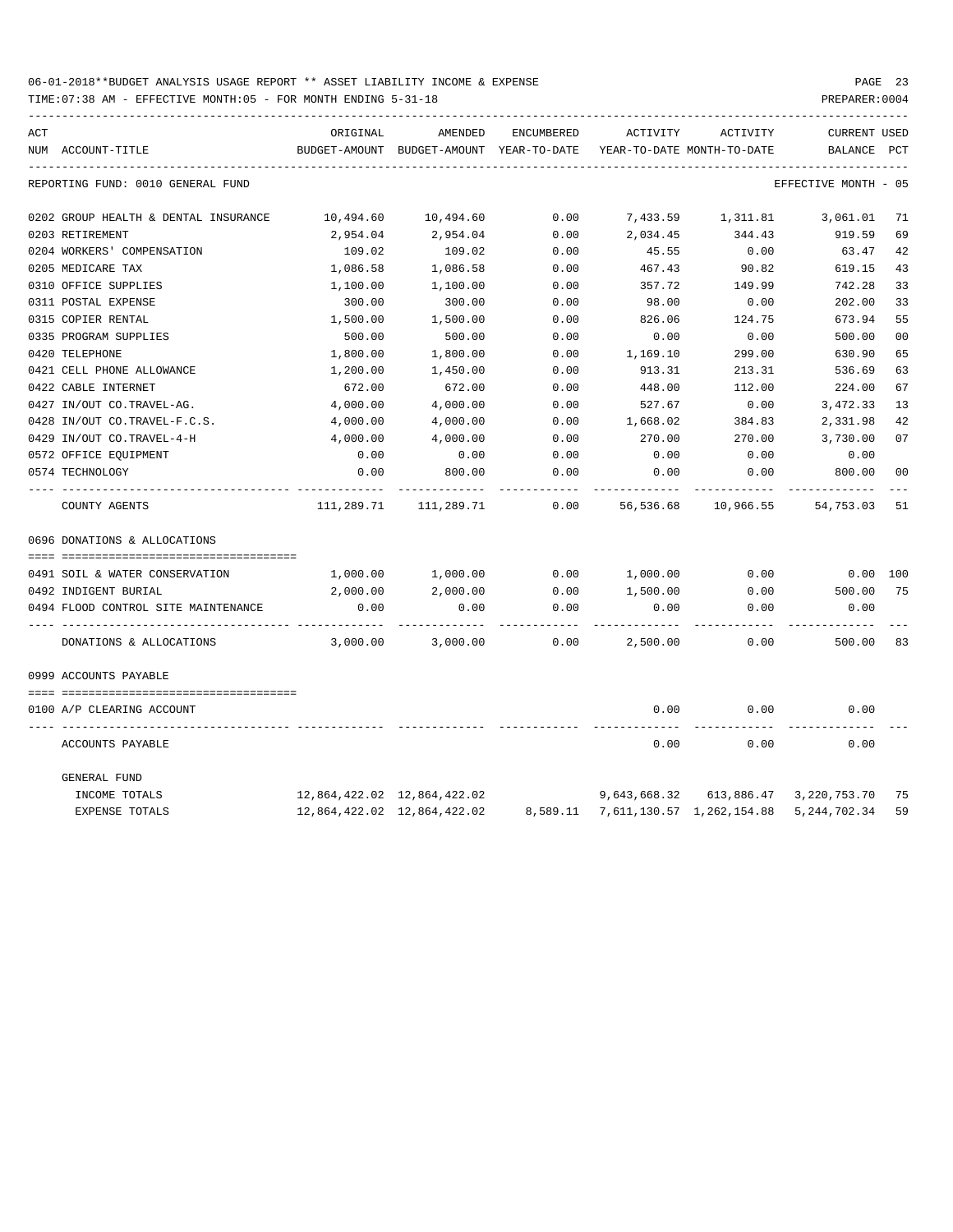06-01-2018**BUDGET ANALYSIS USAGE REPORT ** ASSET LIABILITY INCOME & EXPENSE

TIME:07:38 AM - EFFECTIVE MONTH:05 - FOR MONTH ENDING 5-31-18

PREPARER:0004

| ACT NUM | ACCOUNT-TITLE | ORIGINAL BUDGET-AMOUNT | AMENDED BUDGET-AMOUNT | ENCUMBERED YEAR-TO-DATE | ACTIVITY YEAR-TO-DATE | ACTIVITY MONTH-TO-DATE | CURRENT BALANCE | USED PCT |
|---|---|---|---|---|---|---|---|---|
| | REPORTING FUND: 0010 GENERAL FUND | | | | | | EFFECTIVE MONTH - 05 | |
| 0202 | GROUP HEALTH & DENTAL INSURANCE | 10,494.60 | 10,494.60 | 0.00 | 7,433.59 | 1,311.81 | 3,061.01 | 71 |
| 0203 | RETIREMENT | 2,954.04 | 2,954.04 | 0.00 | 2,034.45 | 344.43 | 919.59 | 69 |
| 0204 | WORKERS' COMPENSATION | 109.02 | 109.02 | 0.00 | 45.55 | 0.00 | 63.47 | 42 |
| 0205 | MEDICARE TAX | 1,086.58 | 1,086.58 | 0.00 | 467.43 | 90.82 | 619.15 | 43 |
| 0310 | OFFICE SUPPLIES | 1,100.00 | 1,100.00 | 0.00 | 357.72 | 149.99 | 742.28 | 33 |
| 0311 | POSTAL EXPENSE | 300.00 | 300.00 | 0.00 | 98.00 | 0.00 | 202.00 | 33 |
| 0315 | COPIER RENTAL | 1,500.00 | 1,500.00 | 0.00 | 826.06 | 124.75 | 673.94 | 55 |
| 0335 | PROGRAM SUPPLIES | 500.00 | 500.00 | 0.00 | 0.00 | 0.00 | 500.00 | 00 |
| 0420 | TELEPHONE | 1,800.00 | 1,800.00 | 0.00 | 1,169.10 | 299.00 | 630.90 | 65 |
| 0421 | CELL PHONE ALLOWANCE | 1,200.00 | 1,450.00 | 0.00 | 913.31 | 213.31 | 536.69 | 63 |
| 0422 | CABLE INTERNET | 672.00 | 672.00 | 0.00 | 448.00 | 112.00 | 224.00 | 67 |
| 0427 | IN/OUT CO.TRAVEL-AG. | 4,000.00 | 4,000.00 | 0.00 | 527.67 | 0.00 | 3,472.33 | 13 |
| 0428 | IN/OUT CO.TRAVEL-F.C.S. | 4,000.00 | 4,000.00 | 0.00 | 1,668.02 | 384.83 | 2,331.98 | 42 |
| 0429 | IN/OUT CO.TRAVEL-4-H | 4,000.00 | 4,000.00 | 0.00 | 270.00 | 270.00 | 3,730.00 | 07 |
| 0572 | OFFICE EQUIPMENT | 0.00 | 0.00 | 0.00 | 0.00 | 0.00 | 0.00 | |
| 0574 | TECHNOLOGY | 0.00 | 800.00 | 0.00 | 0.00 | 0.00 | 800.00 | 00 |
| | COUNTY AGENTS | 111,289.71 | 111,289.71 | 0.00 | 56,536.68 | 10,966.55 | 54,753.03 | 51 |
| 0696 | DONATIONS & ALLOCATIONS | | | | | | | |
| 0491 | SOIL & WATER CONSERVATION | 1,000.00 | 1,000.00 | 0.00 | 1,000.00 | 0.00 | 0.00 | 100 |
| 0492 | INDIGENT BURIAL | 2,000.00 | 2,000.00 | 0.00 | 1,500.00 | 0.00 | 500.00 | 75 |
| 0494 | FLOOD CONTROL SITE MAINTENANCE | 0.00 | 0.00 | 0.00 | 0.00 | 0.00 | 0.00 | |
| | DONATIONS & ALLOCATIONS | 3,000.00 | 3,000.00 | 0.00 | 2,500.00 | 0.00 | 500.00 | 83 |
| 0999 | ACCOUNTS PAYABLE | | | | | | | |
| 0100 | A/P CLEARING ACCOUNT | | | | 0.00 | 0.00 | 0.00 | |
| | ACCOUNTS PAYABLE | | | | 0.00 | 0.00 | 0.00 | |
| | GENERAL FUND | | | | | | | |
| | INCOME TOTALS | 12,864,422.02 | 12,864,422.02 | | 9,643,668.32 | 613,886.47 | 3,220,753.70 | 75 |
| | EXPENSE TOTALS | 12,864,422.02 | 12,864,422.02 | 8,589.11 | 7,611,130.57 | 1,262,154.88 | 5,244,702.34 | 59 |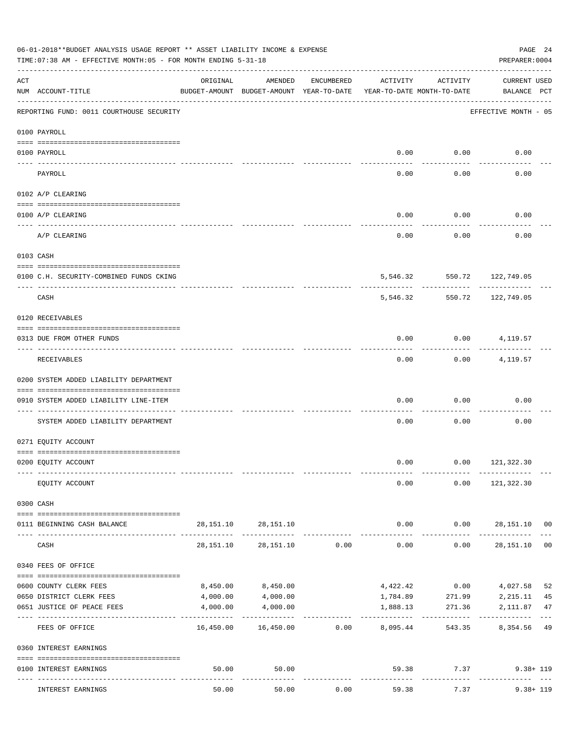06-01-2018**BUDGET ANALYSIS USAGE REPORT ** ASSET LIABILITY INCOME & EXPENSE

TIME:07:38 AM - EFFECTIVE MONTH:05 - FOR MONTH ENDING 5-31-18

PREPARER:0004

| ACT NUM | ACCOUNT-TITLE | ORIGINAL BUDGET-AMOUNT | AMENDED BUDGET-AMOUNT | ENCUMBERED YEAR-TO-DATE | ACTIVITY YEAR-TO-DATE | ACTIVITY MONTH-TO-DATE | CURRENT BALANCE | USED PCT |
|---|---|---|---|---|---|---|---|---|
| | REPORTING FUND: 0011 COURTHOUSE SECURITY | | | | | | EFFECTIVE MONTH - 05 | |
| | 0100 PAYROLL | | | | | | | |
| 0100 | PAYROLL | | | | 0.00 | 0.00 | 0.00 | |
| | PAYROLL | | | | 0.00 | 0.00 | 0.00 | |
| | 0102 A/P CLEARING | | | | | | | |
| 0100 | A/P CLEARING | | | | 0.00 | 0.00 | 0.00 | |
| | A/P CLEARING | | | | 0.00 | 0.00 | 0.00 | |
| | 0103 CASH | | | | | | | |
| 0100 | C.H. SECURITY-COMBINED FUNDS CKING | | | | 5,546.32 | 550.72 | 122,749.05 | |
| | CASH | | | | 5,546.32 | 550.72 | 122,749.05 | |
| | 0120 RECEIVABLES | | | | | | | |
| 0313 | DUE FROM OTHER FUNDS | | | | 0.00 | 0.00 | 4,119.57 | |
| | RECEIVABLES | | | | 0.00 | 0.00 | 4,119.57 | |
| | 0200 SYSTEM ADDED LIABILITY DEPARTMENT | | | | | | | |
| 0910 | SYSTEM ADDED LIABILITY LINE-ITEM | | | | 0.00 | 0.00 | 0.00 | |
| | SYSTEM ADDED LIABILITY DEPARTMENT | | | | 0.00 | 0.00 | 0.00 | |
| | 0271 EQUITY ACCOUNT | | | | | | | |
| 0200 | EQUITY ACCOUNT | | | | 0.00 | 0.00 | 121,322.30 | |
| | EQUITY ACCOUNT | | | | 0.00 | 0.00 | 121,322.30 | |
| | 0300 CASH | | | | | | | |
| 0111 | BEGINNING CASH BALANCE | 28,151.10 | 28,151.10 | | 0.00 | 0.00 | 28,151.10 | 00 |
| | CASH | 28,151.10 | 28,151.10 | 0.00 | 0.00 | 0.00 | 28,151.10 | 00 |
| | 0340 FEES OF OFFICE | | | | | | | |
| 0600 | COUNTY CLERK FEES | 8,450.00 | 8,450.00 | | 4,422.42 | 0.00 | 4,027.58 | 52 |
| 0650 | DISTRICT CLERK FEES | 4,000.00 | 4,000.00 | | 1,784.89 | 271.99 | 2,215.11 | 45 |
| 0651 | JUSTICE OF PEACE FEES | 4,000.00 | 4,000.00 | | 1,888.13 | 271.36 | 2,111.87 | 47 |
| | FEES OF OFFICE | 16,450.00 | 16,450.00 | 0.00 | 8,095.44 | 543.35 | 8,354.56 | 49 |
| | 0360 INTEREST EARNINGS | | | | | | | |
| 0100 | INTEREST EARNINGS | 50.00 | 50.00 | | 59.38 | 7.37 | 9.38+ | 119 |
| | INTEREST EARNINGS | 50.00 | 50.00 | 0.00 | 59.38 | 7.37 | 9.38+ | 119 |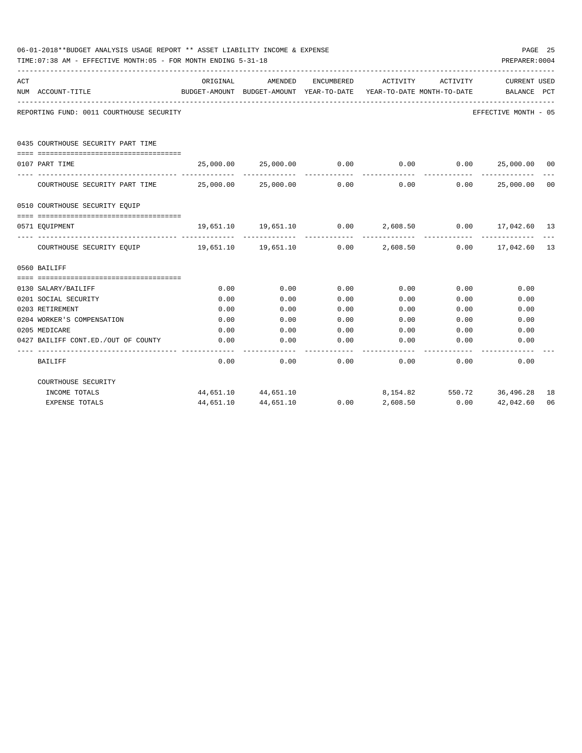06-01-2018**BUDGET ANALYSIS USAGE REPORT ** ASSET LIABILITY INCOME & EXPENSE

TIME:07:38 AM - EFFECTIVE MONTH:05 - FOR MONTH ENDING 5-31-18

REPORTING FUND: 0011 COURTHOUSE SECURITY — EFFECTIVE MONTH - 05

| ACT NUM | ACCOUNT-TITLE | ORIGINAL BUDGET-AMOUNT | AMENDED BUDGET-AMOUNT | ENCUMBERED YEAR-TO-DATE | ACTIVITY YEAR-TO-DATE | ACTIVITY MONTH-TO-DATE | CURRENT BALANCE | USED PCT |
|---|---|---|---|---|---|---|---|---|
| | **0435 COURTHOUSE SECURITY PART TIME** | | | | | | | |
| 0107 | PART TIME | 25,000.00 | 25,000.00 | 0.00 | 0.00 | 0.00 | 25,000.00 | 00 |
| | COURTHOUSE SECURITY PART TIME | 25,000.00 | 25,000.00 | 0.00 | 0.00 | 0.00 | 25,000.00 | 00 |
| | **0510 COURTHOUSE SECURITY EQUIP** | | | | | | | |
| 0571 | EQUIPMENT | 19,651.10 | 19,651.10 | 0.00 | 2,608.50 | 0.00 | 17,042.60 | 13 |
| | COURTHOUSE SECURITY EQUIP | 19,651.10 | 19,651.10 | 0.00 | 2,608.50 | 0.00 | 17,042.60 | 13 |
| | **0560 BAILIFF** | | | | | | | |
| 0130 | SALARY/BAILIFF | 0.00 | 0.00 | 0.00 | 0.00 | 0.00 | 0.00 | |
| 0201 | SOCIAL SECURITY | 0.00 | 0.00 | 0.00 | 0.00 | 0.00 | 0.00 | |
| 0203 | RETIREMENT | 0.00 | 0.00 | 0.00 | 0.00 | 0.00 | 0.00 | |
| 0204 | WORKER'S COMPENSATION | 0.00 | 0.00 | 0.00 | 0.00 | 0.00 | 0.00 | |
| 0205 | MEDICARE | 0.00 | 0.00 | 0.00 | 0.00 | 0.00 | 0.00 | |
| 0427 | BAILIFF CONT.ED./OUT OF COUNTY | 0.00 | 0.00 | 0.00 | 0.00 | 0.00 | 0.00 | |
| | BAILIFF | 0.00 | 0.00 | 0.00 | 0.00 | 0.00 | 0.00 | |
| | COURTHOUSE SECURITY | | | | | | | |
| | INCOME TOTALS | 44,651.10 | 44,651.10 | | 8,154.82 | 550.72 | 36,496.28 | 18 |
| | EXPENSE TOTALS | 44,651.10 | 44,651.10 | 0.00 | 2,608.50 | 0.00 | 42,042.60 | 06 |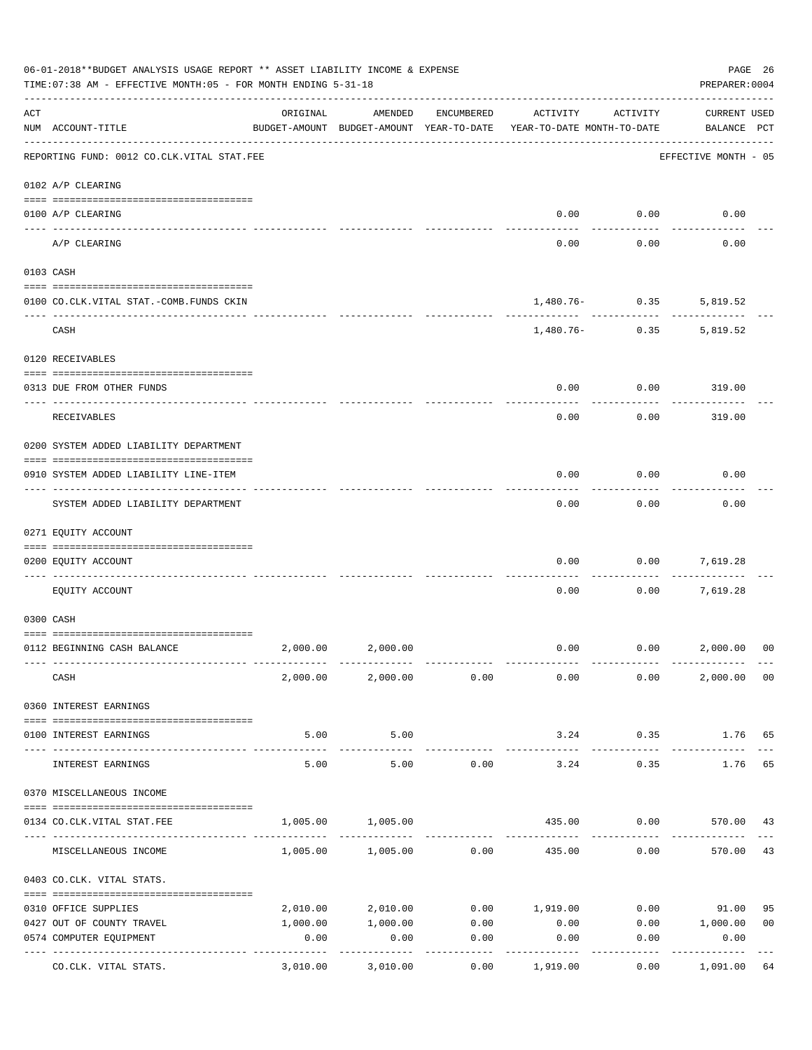06-01-2018**BUDGET ANALYSIS USAGE REPORT ** ASSET LIABILITY INCOME & EXPENSE

TIME:07:38 AM - EFFECTIVE MONTH:05 - FOR MONTH ENDING 5-31-18

PREPARER:0004

| ACT NUM | ACCOUNT-TITLE | ORIGINAL BUDGET-AMOUNT | AMENDED BUDGET-AMOUNT | ENCUMBERED YEAR-TO-DATE | ACTIVITY YEAR-TO-DATE | ACTIVITY MONTH-TO-DATE | CURRENT BALANCE | USED PCT |
|---|---|---|---|---|---|---|---|---|
| | REPORTING FUND: 0012 CO.CLK.VITAL STAT.FEE | | | | | | EFFECTIVE MONTH - 05 | |
| | 0102 A/P CLEARING | | | | | | | |
| 0100 | A/P CLEARING | | | | 0.00 | 0.00 | 0.00 | |
| | A/P CLEARING | | | | 0.00 | 0.00 | 0.00 | |
| | 0103 CASH | | | | | | | |
| 0100 | CO.CLK.VITAL STAT.-COMB.FUNDS CKIN | | | | 1,480.76- | 0.35 | 5,819.52 | |
| | CASH | | | | 1,480.76- | 0.35 | 5,819.52 | |
| | 0120 RECEIVABLES | | | | | | | |
| 0313 | DUE FROM OTHER FUNDS | | | | 0.00 | 0.00 | 319.00 | |
| | RECEIVABLES | | | | 0.00 | 0.00 | 319.00 | |
| | 0200 SYSTEM ADDED LIABILITY DEPARTMENT | | | | | | | |
| 0910 | SYSTEM ADDED LIABILITY LINE-ITEM | | | | 0.00 | 0.00 | 0.00 | |
| | SYSTEM ADDED LIABILITY DEPARTMENT | | | | 0.00 | 0.00 | 0.00 | |
| | 0271 EQUITY ACCOUNT | | | | | | | |
| 0200 | EQUITY ACCOUNT | | | | 0.00 | 0.00 | 7,619.28 | |
| | EQUITY ACCOUNT | | | | 0.00 | 0.00 | 7,619.28 | |
| | 0300 CASH | | | | | | | |
| 0112 | BEGINNING CASH BALANCE | 2,000.00 | 2,000.00 | | 0.00 | 0.00 | 2,000.00 | 00 |
| | CASH | 2,000.00 | 2,000.00 | 0.00 | 0.00 | 0.00 | 2,000.00 | 00 |
| | 0360 INTEREST EARNINGS | | | | | | | |
| 0100 | INTEREST EARNINGS | 5.00 | 5.00 | | 3.24 | 0.35 | 1.76 | 65 |
| | INTEREST EARNINGS | 5.00 | 5.00 | 0.00 | 3.24 | 0.35 | 1.76 | 65 |
| | 0370 MISCELLANEOUS INCOME | | | | | | | |
| 0134 | CO.CLK.VITAL STAT.FEE | 1,005.00 | 1,005.00 | | 435.00 | 0.00 | 570.00 | 43 |
| | MISCELLANEOUS INCOME | 1,005.00 | 1,005.00 | 0.00 | 435.00 | 0.00 | 570.00 | 43 |
| | 0403 CO.CLK. VITAL STATS. | | | | | | | |
| 0310 | OFFICE SUPPLIES | 2,010.00 | 2,010.00 | 0.00 | 1,919.00 | 0.00 | 91.00 | 95 |
| 0427 | OUT OF COUNTY TRAVEL | 1,000.00 | 1,000.00 | 0.00 | 0.00 | 0.00 | 1,000.00 | 00 |
| 0574 | COMPUTER EQUIPMENT | 0.00 | 0.00 | 0.00 | 0.00 | 0.00 | 0.00 | |
| | CO.CLK. VITAL STATS. | 3,010.00 | 3,010.00 | 0.00 | 1,919.00 | 0.00 | 1,091.00 | 64 |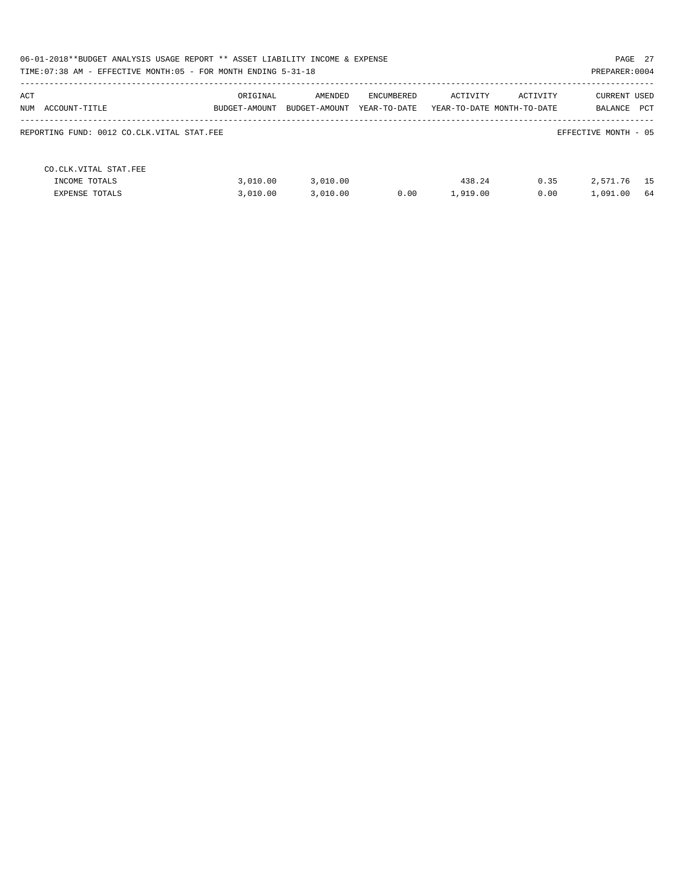06-01-2018**BUDGET ANALYSIS USAGE REPORT ** ASSET LIABILITY INCOME & EXPENSE

TIME:07:38 AM - EFFECTIVE MONTH:05 - FOR MONTH ENDING 5-31-18

PREPARER:0004

| ACT NUM ACCOUNT-TITLE | ORIGINAL BUDGET-AMOUNT | AMENDED BUDGET-AMOUNT | ENCUMBERED YEAR-TO-DATE | ACTIVITY YEAR-TO-DATE | ACTIVITY MONTH-TO-DATE | CURRENT BALANCE | USED PCT |
|---|---|---|---|---|---|---|---|
| REPORTING FUND: 0012 CO.CLK.VITAL STAT.FEE | | | | | | EFFECTIVE MONTH - 05 | |
| CO.CLK.VITAL STAT.FEE | | | | | | | |
| INCOME TOTALS | 3,010.00 | 3,010.00 | | 438.24 | 0.35 | 2,571.76 | 15 |
| EXPENSE TOTALS | 3,010.00 | 3,010.00 | 0.00 | 1,919.00 | 0.00 | 1,091.00 | 64 |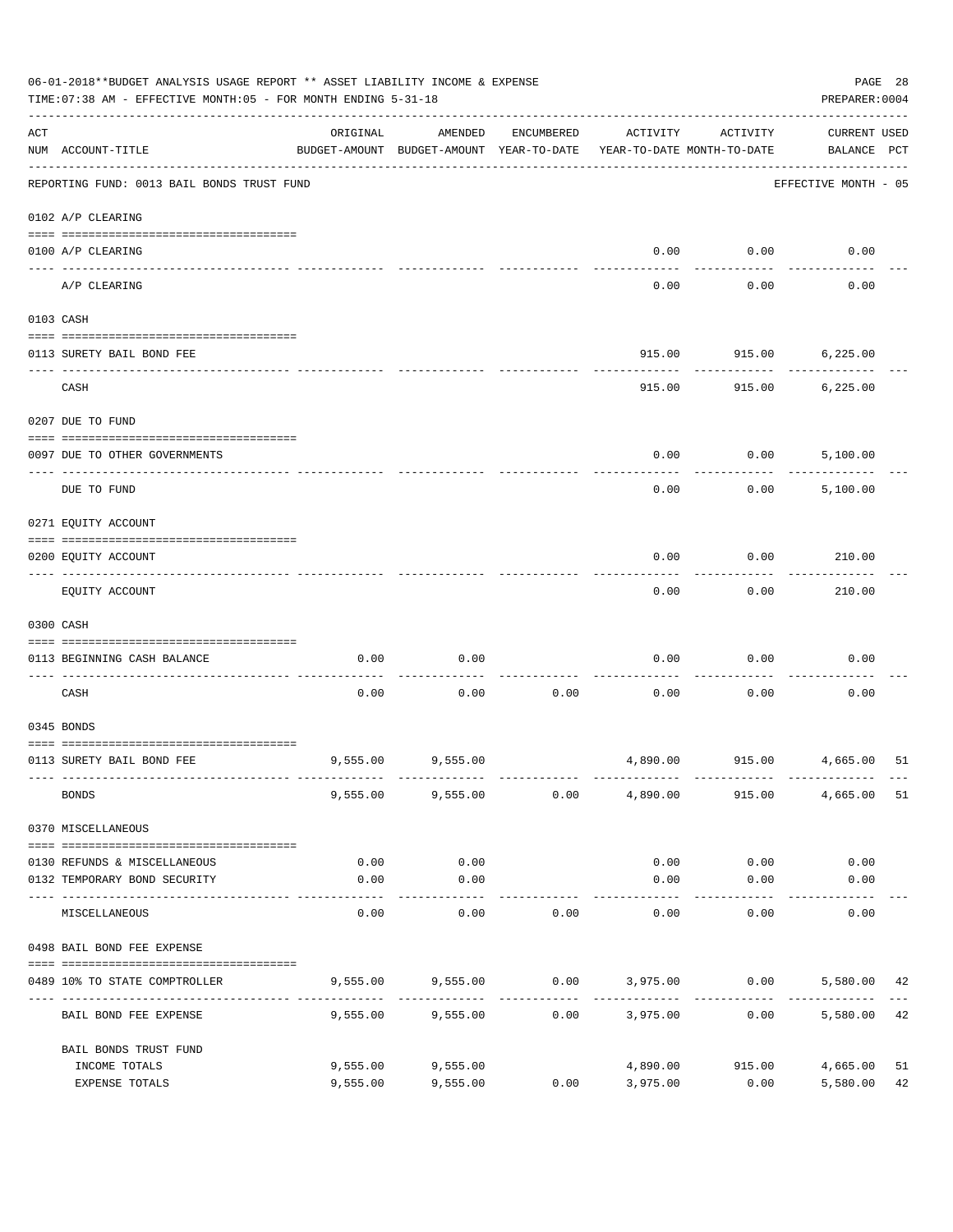06-01-2018**BUDGET ANALYSIS USAGE REPORT ** ASSET LIABILITY INCOME & EXPENSE

TIME:07:38 AM - EFFECTIVE MONTH:05 - FOR MONTH ENDING 5-31-18

PREPARER:0004

| ACT NUM | ACCOUNT-TITLE | ORIGINAL BUDGET-AMOUNT | AMENDED BUDGET-AMOUNT | ENCUMBERED YEAR-TO-DATE | ACTIVITY YEAR-TO-DATE | ACTIVITY MONTH-TO-DATE | CURRENT USED BALANCE | PCT |
|---|---|---|---|---|---|---|---|---|
| | REPORTING FUND: 0013 BAIL BONDS TRUST FUND | | | | | | EFFECTIVE MONTH - 05 | |
| | 0102 A/P CLEARING | | | | | | | |
| 0100 | A/P CLEARING | | | | 0.00 | 0.00 | 0.00 | |
| | A/P CLEARING | | | | 0.00 | 0.00 | 0.00 | |
| | 0103 CASH | | | | | | | |
| 0113 | SURETY BAIL BOND FEE | | | | 915.00 | 915.00 | 6,225.00 | |
| | CASH | | | | 915.00 | 915.00 | 6,225.00 | |
| | 0207 DUE TO FUND | | | | | | | |
| 0097 | DUE TO OTHER GOVERNMENTS | | | | 0.00 | 0.00 | 5,100.00 | |
| | DUE TO FUND | | | | 0.00 | 0.00 | 5,100.00 | |
| | 0271 EQUITY ACCOUNT | | | | | | | |
| 0200 | EQUITY ACCOUNT | | | | 0.00 | 0.00 | 210.00 | |
| | EQUITY ACCOUNT | | | | 0.00 | 0.00 | 210.00 | |
| | 0300 CASH | | | | | | | |
| 0113 | BEGINNING CASH BALANCE | 0.00 | 0.00 | | 0.00 | 0.00 | 0.00 | |
| | CASH | 0.00 | 0.00 | 0.00 | 0.00 | 0.00 | 0.00 | |
| | 0345 BONDS | | | | | | | |
| 0113 | SURETY BAIL BOND FEE | 9,555.00 | 9,555.00 | | 4,890.00 | 915.00 | 4,665.00 | 51 |
| | BONDS | 9,555.00 | 9,555.00 | 0.00 | 4,890.00 | 915.00 | 4,665.00 | 51 |
| | 0370 MISCELLANEOUS | | | | | | | |
| 0130 | REFUNDS & MISCELLANEOUS | 0.00 | 0.00 | | 0.00 | 0.00 | 0.00 | |
| 0132 | TEMPORARY BOND SECURITY | 0.00 | 0.00 | | 0.00 | 0.00 | 0.00 | |
| | MISCELLANEOUS | 0.00 | 0.00 | 0.00 | 0.00 | 0.00 | 0.00 | |
| | 0498 BAIL BOND FEE EXPENSE | | | | | | | |
| 0489 | 10% TO STATE COMPTROLLER | 9,555.00 | 9,555.00 | 0.00 | 3,975.00 | 0.00 | 5,580.00 | 42 |
| | BAIL BOND FEE EXPENSE | 9,555.00 | 9,555.00 | 0.00 | 3,975.00 | 0.00 | 5,580.00 | 42 |
| | BAIL BONDS TRUST FUND | | | | | | | |
| | INCOME TOTALS | 9,555.00 | 9,555.00 | | 4,890.00 | 915.00 | 4,665.00 | 51 |
| | EXPENSE TOTALS | 9,555.00 | 9,555.00 | 0.00 | 3,975.00 | 0.00 | 5,580.00 | 42 |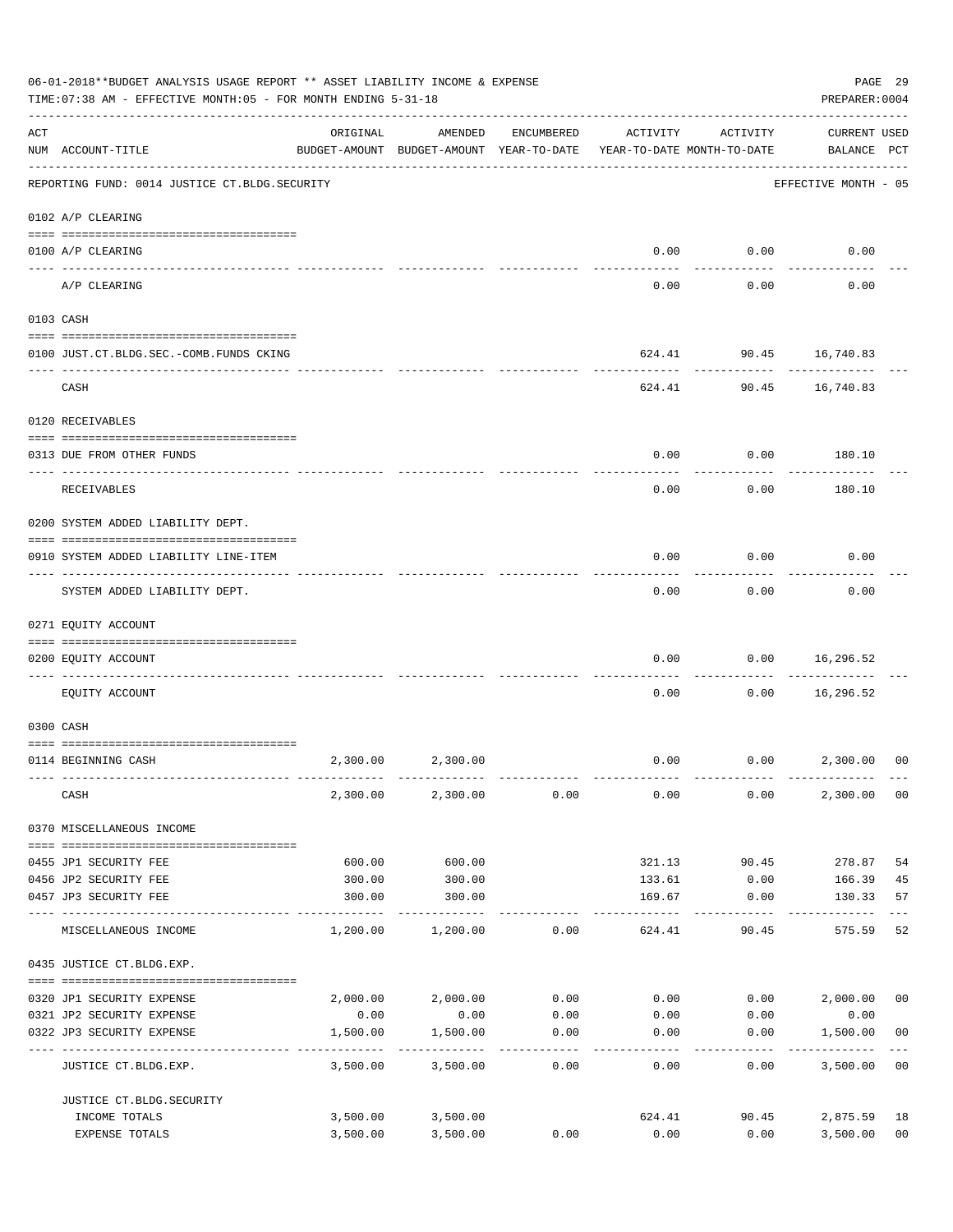06-01-2018**BUDGET ANALYSIS USAGE REPORT ** ASSET LIABILITY INCOME & EXPENSE

TIME:07:38 AM - EFFECTIVE MONTH:05 - FOR MONTH ENDING 5-31-18

PREPARER:0004

| ACT NUM | ACCOUNT-TITLE | ORIGINAL BUDGET-AMOUNT | AMENDED BUDGET-AMOUNT | ENCUMBERED YEAR-TO-DATE | ACTIVITY YEAR-TO-DATE | ACTIVITY MONTH-TO-DATE | CURRENT BALANCE | USED PCT |
|---|---|---|---|---|---|---|---|---|
| | REPORTING FUND: 0014 JUSTICE CT.BLDG.SECURITY | | | | | | EFFECTIVE MONTH - 05 | |
| | 0102 A/P CLEARING | | | | | | | |
| 0100 | A/P CLEARING | | | | 0.00 | 0.00 | 0.00 | |
| | A/P CLEARING | | | | 0.00 | 0.00 | 0.00 | |
| | 0103 CASH | | | | | | | |
| 0100 | JUST.CT.BLDG.SEC.-COMB.FUNDS CKING | | | | 624.41 | 90.45 | 16,740.83 | |
| | CASH | | | | 624.41 | 90.45 | 16,740.83 | |
| | 0120 RECEIVABLES | | | | | | | |
| 0313 | DUE FROM OTHER FUNDS | | | | 0.00 | 0.00 | 180.10 | |
| | RECEIVABLES | | | | 0.00 | 0.00 | 180.10 | |
| | 0200 SYSTEM ADDED LIABILITY DEPT. | | | | | | | |
| 0910 | SYSTEM ADDED LIABILITY LINE-ITEM | | | | 0.00 | 0.00 | 0.00 | |
| | SYSTEM ADDED LIABILITY DEPT. | | | | 0.00 | 0.00 | 0.00 | |
| | 0271 EQUITY ACCOUNT | | | | | | | |
| 0200 | EQUITY ACCOUNT | | | | 0.00 | 0.00 | 16,296.52 | |
| | EQUITY ACCOUNT | | | | 0.00 | 0.00 | 16,296.52 | |
| | 0300 CASH | | | | | | | |
| 0114 | BEGINNING CASH | 2,300.00 | 2,300.00 | | 0.00 | 0.00 | 2,300.00 | 00 |
| | CASH | 2,300.00 | 2,300.00 | 0.00 | 0.00 | 0.00 | 2,300.00 | 00 |
| | 0370 MISCELLANEOUS INCOME | | | | | | | |
| 0455 | JP1 SECURITY FEE | 600.00 | 600.00 | | 321.13 | 90.45 | 278.87 | 54 |
| 0456 | JP2 SECURITY FEE | 300.00 | 300.00 | | 133.61 | 0.00 | 166.39 | 45 |
| 0457 | JP3 SECURITY FEE | 300.00 | 300.00 | | 169.67 | 0.00 | 130.33 | 57 |
| | MISCELLANEOUS INCOME | 1,200.00 | 1,200.00 | 0.00 | 624.41 | 90.45 | 575.59 | 52 |
| | 0435 JUSTICE CT.BLDG.EXP. | | | | | | | |
| 0320 | JP1 SECURITY EXPENSE | 2,000.00 | 2,000.00 | 0.00 | 0.00 | 0.00 | 2,000.00 | 00 |
| 0321 | JP2 SECURITY EXPENSE | 0.00 | 0.00 | 0.00 | 0.00 | 0.00 | 0.00 | |
| 0322 | JP3 SECURITY EXPENSE | 1,500.00 | 1,500.00 | 0.00 | 0.00 | 0.00 | 1,500.00 | 00 |
| | JUSTICE CT.BLDG.EXP. | 3,500.00 | 3,500.00 | 0.00 | 0.00 | 0.00 | 3,500.00 | 00 |
| | JUSTICE CT.BLDG.SECURITY | | | | | | | |
| | INCOME TOTALS | 3,500.00 | 3,500.00 | | 624.41 | 90.45 | 2,875.59 | 18 |
| | EXPENSE TOTALS | 3,500.00 | 3,500.00 | 0.00 | 0.00 | 0.00 | 3,500.00 | 00 |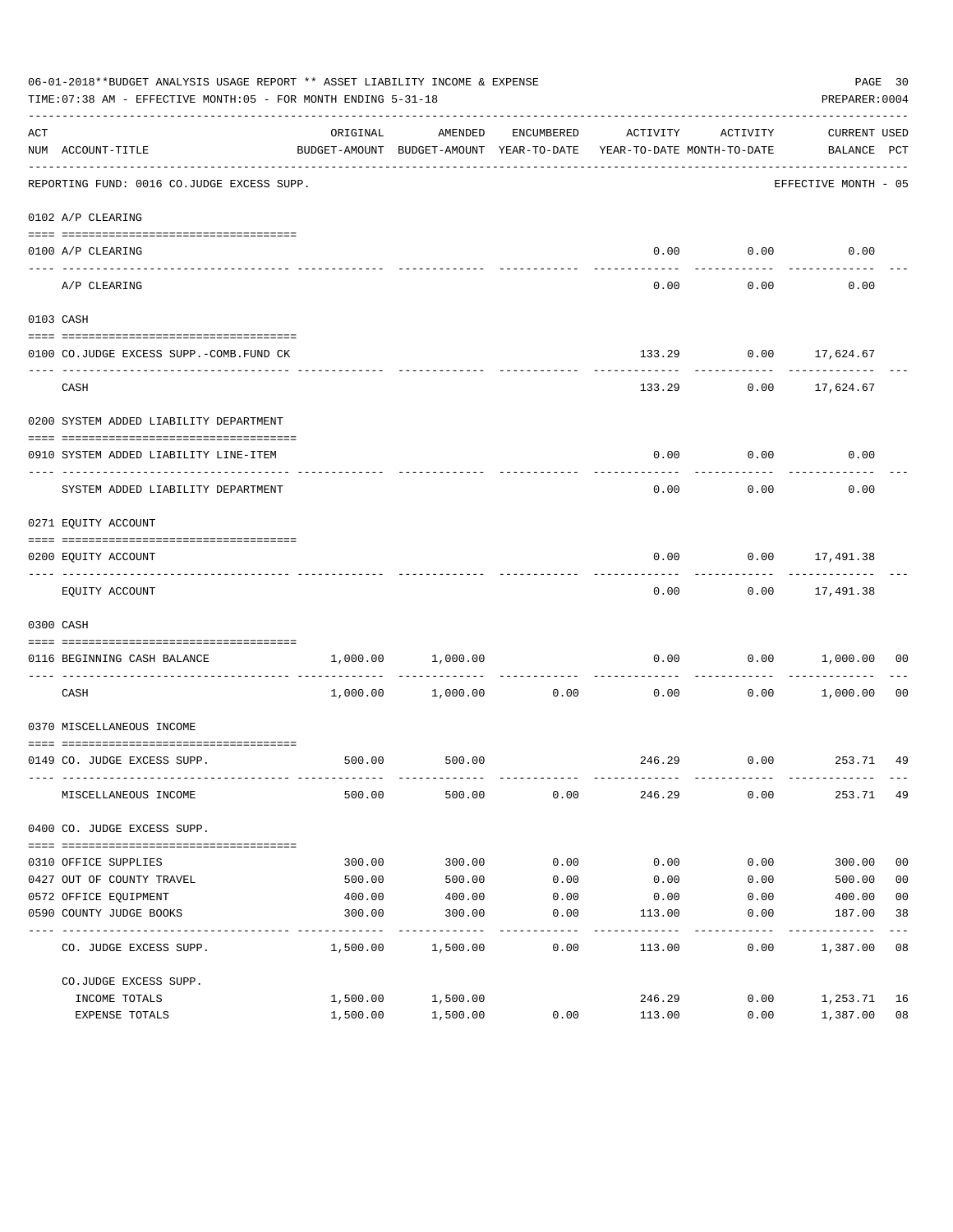06-01-2018**BUDGET ANALYSIS USAGE REPORT ** ASSET LIABILITY INCOME & EXPENSE

TIME:07:38 AM - EFFECTIVE MONTH:05 - FOR MONTH ENDING 5-31-18

PREPARER:0004

REPORTING FUND: 0016 CO.JUDGE EXCESS SUPP. — EFFECTIVE MONTH - 05

| ACT NUM | ACCOUNT-TITLE | ORIGINAL BUDGET-AMOUNT | AMENDED BUDGET-AMOUNT | ENCUMBERED YEAR-TO-DATE | ACTIVITY YEAR-TO-DATE | ACTIVITY MONTH-TO-DATE | CURRENT BALANCE | USED PCT |
|---|---|---|---|---|---|---|---|---|
| | **0102 A/P CLEARING** | | | | | | | |
| 0100 | A/P CLEARING | | | | 0.00 | 0.00 | 0.00 | |
| | A/P CLEARING | | | | 0.00 | 0.00 | 0.00 | |
| | **0103 CASH** | | | | | | | |
| 0100 | CO.JUDGE EXCESS SUPP.-COMB.FUND CK | | | | 133.29 | 0.00 | 17,624.67 | |
| | CASH | | | | 133.29 | 0.00 | 17,624.67 | |
| | **0200 SYSTEM ADDED LIABILITY DEPARTMENT** | | | | | | | |
| 0910 | SYSTEM ADDED LIABILITY LINE-ITEM | | | | 0.00 | 0.00 | 0.00 | |
| | SYSTEM ADDED LIABILITY DEPARTMENT | | | | 0.00 | 0.00 | 0.00 | |
| | **0271 EQUITY ACCOUNT** | | | | | | | |
| 0200 | EQUITY ACCOUNT | | | | 0.00 | 0.00 | 17,491.38 | |
| | EQUITY ACCOUNT | | | | 0.00 | 0.00 | 17,491.38 | |
| | **0300 CASH** | | | | | | | |
| 0116 | BEGINNING CASH BALANCE | 1,000.00 | 1,000.00 | | 0.00 | 0.00 | 1,000.00 | 00 |
| | CASH | 1,000.00 | 1,000.00 | 0.00 | 0.00 | 0.00 | 1,000.00 | 00 |
| | **0370 MISCELLANEOUS INCOME** | | | | | | | |
| 0149 | CO. JUDGE EXCESS SUPP. | 500.00 | 500.00 | | 246.29 | 0.00 | 253.71 | 49 |
| | MISCELLANEOUS INCOME | 500.00 | 500.00 | 0.00 | 246.29 | 0.00 | 253.71 | 49 |
| | **0400 CO. JUDGE EXCESS SUPP.** | | | | | | | |
| 0310 | OFFICE SUPPLIES | 300.00 | 300.00 | 0.00 | 0.00 | 0.00 | 300.00 | 00 |
| 0427 | OUT OF COUNTY TRAVEL | 500.00 | 500.00 | 0.00 | 0.00 | 0.00 | 500.00 | 00 |
| 0572 | OFFICE EQUIPMENT | 400.00 | 400.00 | 0.00 | 0.00 | 0.00 | 400.00 | 00 |
| 0590 | COUNTY JUDGE BOOKS | 300.00 | 300.00 | 0.00 | 113.00 | 0.00 | 187.00 | 38 |
| | CO. JUDGE EXCESS SUPP. | 1,500.00 | 1,500.00 | 0.00 | 113.00 | 0.00 | 1,387.00 | 08 |
| | **CO.JUDGE EXCESS SUPP.** | | | | | | | |
| | INCOME TOTALS | 1,500.00 | 1,500.00 | | 246.29 | 0.00 | 1,253.71 | 16 |
| | EXPENSE TOTALS | 1,500.00 | 1,500.00 | 0.00 | 113.00 | 0.00 | 1,387.00 | 08 |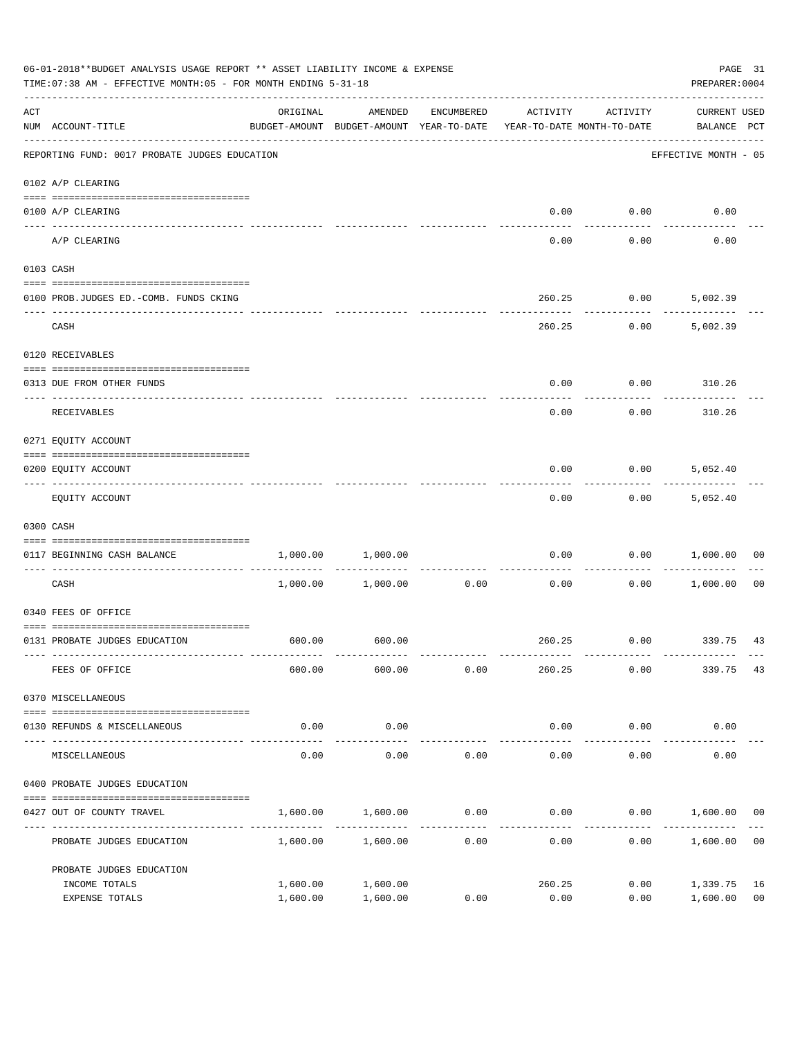06-01-2018**BUDGET ANALYSIS USAGE REPORT ** ASSET LIABILITY INCOME & EXPENSE

TIME:07:38 AM - EFFECTIVE MONTH:05 - FOR MONTH ENDING 5-31-18

PREPARER:0004

| ACT NUM | ACCOUNT-TITLE | ORIGINAL BUDGET-AMOUNT | AMENDED BUDGET-AMOUNT | ENCUMBERED YEAR-TO-DATE | ACTIVITY YEAR-TO-DATE | ACTIVITY MONTH-TO-DATE | CURRENT USED BALANCE | PCT |
|---|---|---|---|---|---|---|---|---|
| | REPORTING FUND: 0017 PROBATE JUDGES EDUCATION | | | | | | EFFECTIVE MONTH - 05 | |
| | 0102 A/P CLEARING | | | | | | | |
| 0100 | A/P CLEARING | | | | 0.00 | 0.00 | 0.00 | |
| | A/P CLEARING | | | | 0.00 | 0.00 | 0.00 | |
| | 0103 CASH | | | | | | | |
| 0100 | PROB.JUDGES ED.-COMB. FUNDS CKING | | | | 260.25 | 0.00 | 5,002.39 | |
| | CASH | | | | 260.25 | 0.00 | 5,002.39 | |
| | 0120 RECEIVABLES | | | | | | | |
| 0313 | DUE FROM OTHER FUNDS | | | | 0.00 | 0.00 | 310.26 | |
| | RECEIVABLES | | | | 0.00 | 0.00 | 310.26 | |
| | 0271 EQUITY ACCOUNT | | | | | | | |
| 0200 | EQUITY ACCOUNT | | | | 0.00 | 0.00 | 5,052.40 | |
| | EQUITY ACCOUNT | | | | 0.00 | 0.00 | 5,052.40 | |
| | 0300 CASH | | | | | | | |
| 0117 | BEGINNING CASH BALANCE | 1,000.00 | 1,000.00 | | 0.00 | 0.00 | 1,000.00 | 00 |
| | CASH | 1,000.00 | 1,000.00 | 0.00 | 0.00 | 0.00 | 1,000.00 | 00 |
| | 0340 FEES OF OFFICE | | | | | | | |
| 0131 | PROBATE JUDGES EDUCATION | 600.00 | 600.00 | | 260.25 | 0.00 | 339.75 | 43 |
| | FEES OF OFFICE | 600.00 | 600.00 | 0.00 | 260.25 | 0.00 | 339.75 | 43 |
| | 0370 MISCELLANEOUS | | | | | | | |
| 0130 | REFUNDS & MISCELLANEOUS | 0.00 | 0.00 | | 0.00 | 0.00 | 0.00 | |
| | MISCELLANEOUS | 0.00 | 0.00 | 0.00 | 0.00 | 0.00 | 0.00 | |
| | 0400 PROBATE JUDGES EDUCATION | | | | | | | |
| 0427 | OUT OF COUNTY TRAVEL | 1,600.00 | 1,600.00 | 0.00 | 0.00 | 0.00 | 1,600.00 | 00 |
| | PROBATE JUDGES EDUCATION | 1,600.00 | 1,600.00 | 0.00 | 0.00 | 0.00 | 1,600.00 | 00 |
| | PROBATE JUDGES EDUCATION | | | | | | | |
| | INCOME TOTALS | 1,600.00 | 1,600.00 | | 260.25 | 0.00 | 1,339.75 | 16 |
| | EXPENSE TOTALS | 1,600.00 | 1,600.00 | 0.00 | 0.00 | 0.00 | 1,600.00 | 00 |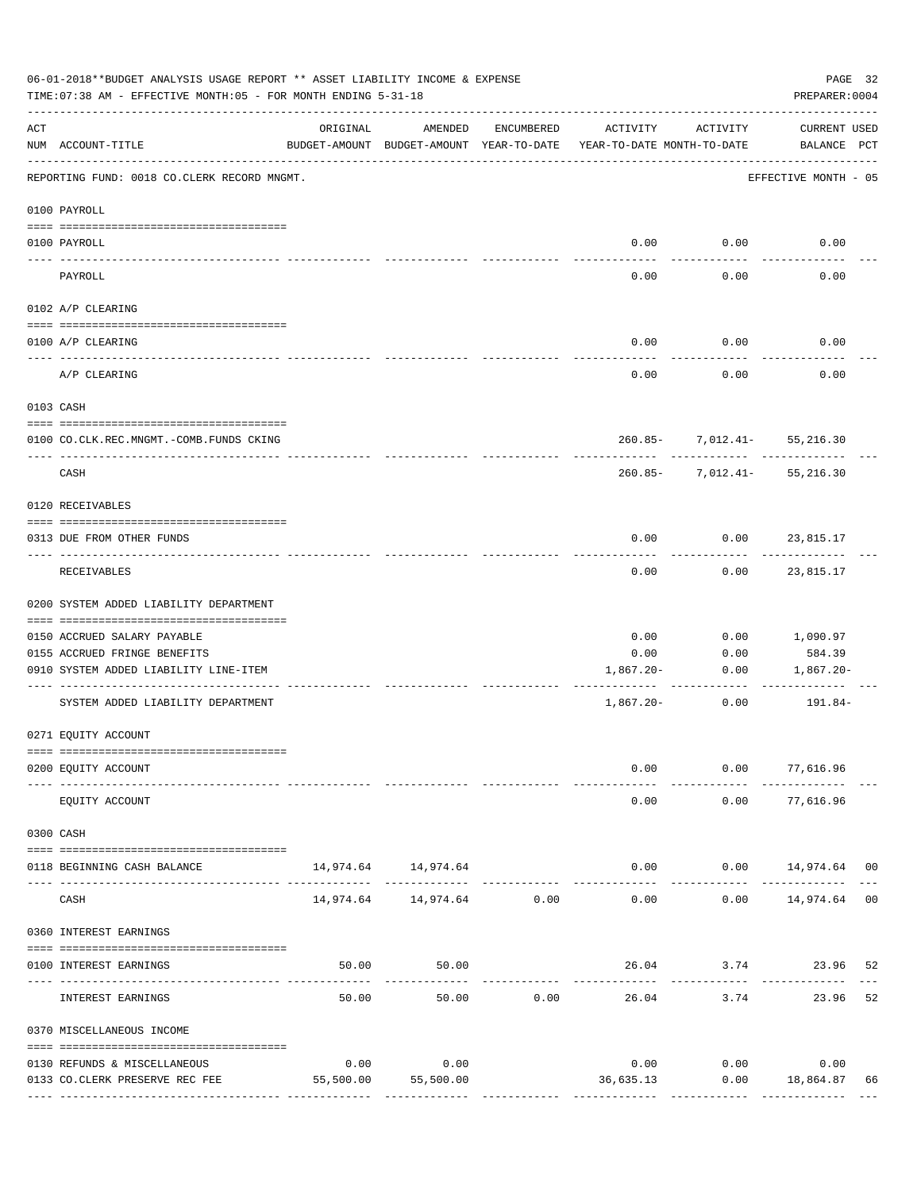06-01-2018**BUDGET ANALYSIS USAGE REPORT ** ASSET LIABILITY INCOME & EXPENSE

TIME:07:38 AM - EFFECTIVE MONTH:05 - FOR MONTH ENDING 5-31-18

PREPARER:0004

| ACT NUM | ACCOUNT-TITLE | ORIGINAL BUDGET-AMOUNT | AMENDED BUDGET-AMOUNT | ENCUMBERED YEAR-TO-DATE | ACTIVITY YEAR-TO-DATE | ACTIVITY MONTH-TO-DATE | CURRENT BALANCE | USED PCT |
|---|---|---|---|---|---|---|---|---|
| | REPORTING FUND: 0018 CO.CLERK RECORD MNGMT. | | | | | | EFFECTIVE MONTH - 05 | |
| | 0100 PAYROLL | | | | | | | |
| 0100 | PAYROLL | | | | 0.00 | 0.00 | 0.00 | |
| | PAYROLL | | | | 0.00 | 0.00 | 0.00 | |
| | 0102 A/P CLEARING | | | | | | | |
| 0100 | A/P CLEARING | | | | 0.00 | 0.00 | 0.00 | |
| | A/P CLEARING | | | | 0.00 | 0.00 | 0.00 | |
| | 0103 CASH | | | | | | | |
| 0100 | CO.CLK.REC.MNGMT.-COMB.FUNDS CKING | | | | 260.85- | 7,012.41- | 55,216.30 | |
| | CASH | | | | 260.85- | 7,012.41- | 55,216.30 | |
| | 0120 RECEIVABLES | | | | | | | |
| 0313 | DUE FROM OTHER FUNDS | | | | 0.00 | 0.00 | 23,815.17 | |
| | RECEIVABLES | | | | 0.00 | 0.00 | 23,815.17 | |
| | 0200 SYSTEM ADDED LIABILITY DEPARTMENT | | | | | | | |
| 0150 | ACCRUED SALARY PAYABLE | | | | 0.00 | 0.00 | 1,090.97 | |
| 0155 | ACCRUED FRINGE BENEFITS | | | | 0.00 | 0.00 | 584.39 | |
| 0910 | SYSTEM ADDED LIABILITY LINE-ITEM | | | | 1,867.20- | 0.00 | 1,867.20- | |
| | SYSTEM ADDED LIABILITY DEPARTMENT | | | | 1,867.20- | 0.00 | 191.84- | |
| | 0271 EQUITY ACCOUNT | | | | | | | |
| 0200 | EQUITY ACCOUNT | | | | 0.00 | 0.00 | 77,616.96 | |
| | EQUITY ACCOUNT | | | | 0.00 | 0.00 | 77,616.96 | |
| | 0300 CASH | | | | | | | |
| 0118 | BEGINNING CASH BALANCE | 14,974.64 | 14,974.64 | | 0.00 | 0.00 | 14,974.64 | 00 |
| | CASH | 14,974.64 | 14,974.64 | 0.00 | 0.00 | 0.00 | 14,974.64 | 00 |
| | 0360 INTEREST EARNINGS | | | | | | | |
| 0100 | INTEREST EARNINGS | 50.00 | 50.00 | | 26.04 | 3.74 | 23.96 | 52 |
| | INTEREST EARNINGS | 50.00 | 50.00 | 0.00 | 26.04 | 3.74 | 23.96 | 52 |
| | 0370 MISCELLANEOUS INCOME | | | | | | | |
| 0130 | REFUNDS & MISCELLANEOUS | 0.00 | 0.00 | | 0.00 | 0.00 | 0.00 | |
| 0133 | CO.CLERK PRESERVE REC FEE | 55,500.00 | 55,500.00 | | 36,635.13 | 0.00 | 18,864.87 | 66 |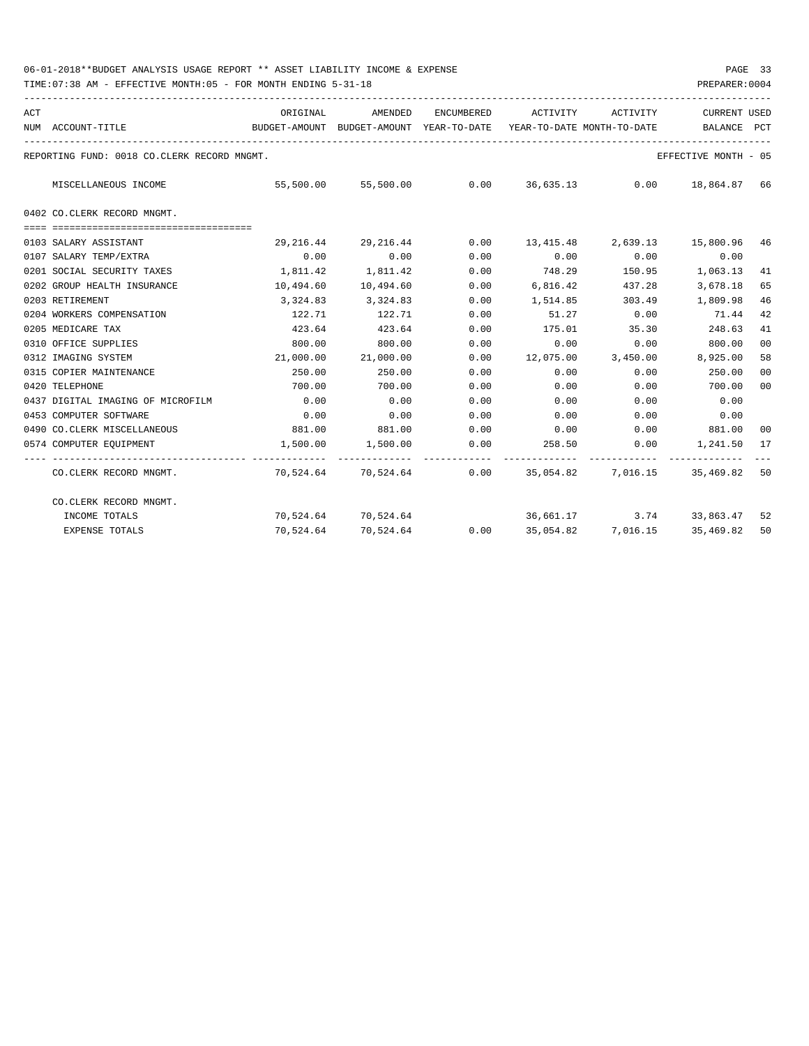06-01-2018**BUDGET ANALYSIS USAGE REPORT ** ASSET LIABILITY INCOME & EXPENSE

TIME:07:38 AM - EFFECTIVE MONTH:05 - FOR MONTH ENDING 5-31-18

PREPARER:0004

REPORTING FUND: 0018 CO.CLERK RECORD MNGMT. — EFFECTIVE MONTH - 05

| ACT NUM | ACCOUNT-TITLE | ORIGINAL BUDGET-AMOUNT | AMENDED BUDGET-AMOUNT | ENCUMBERED YEAR-TO-DATE | ACTIVITY YEAR-TO-DATE | ACTIVITY MONTH-TO-DATE | CURRENT BALANCE | USED PCT |
|---|---|---|---|---|---|---|---|---|
| | MISCELLANEOUS INCOME | 55,500.00 | 55,500.00 | 0.00 | 36,635.13 | 0.00 | 18,864.87 | 66 |
| | **0402 CO.CLERK RECORD MNGMT.** | | | | | | | |
| 0103 | SALARY ASSISTANT | 29,216.44 | 29,216.44 | 0.00 | 13,415.48 | 2,639.13 | 15,800.96 | 46 |
| 0107 | SALARY TEMP/EXTRA | 0.00 | 0.00 | 0.00 | 0.00 | 0.00 | 0.00 | |
| 0201 | SOCIAL SECURITY TAXES | 1,811.42 | 1,811.42 | 0.00 | 748.29 | 150.95 | 1,063.13 | 41 |
| 0202 | GROUP HEALTH INSURANCE | 10,494.60 | 10,494.60 | 0.00 | 6,816.42 | 437.28 | 3,678.18 | 65 |
| 0203 | RETIREMENT | 3,324.83 | 3,324.83 | 0.00 | 1,514.85 | 303.49 | 1,809.98 | 46 |
| 0204 | WORKERS COMPENSATION | 122.71 | 122.71 | 0.00 | 51.27 | 0.00 | 71.44 | 42 |
| 0205 | MEDICARE TAX | 423.64 | 423.64 | 0.00 | 175.01 | 35.30 | 248.63 | 41 |
| 0310 | OFFICE SUPPLIES | 800.00 | 800.00 | 0.00 | 0.00 | 0.00 | 800.00 | 00 |
| 0312 | IMAGING SYSTEM | 21,000.00 | 21,000.00 | 0.00 | 12,075.00 | 3,450.00 | 8,925.00 | 58 |
| 0315 | COPIER MAINTENANCE | 250.00 | 250.00 | 0.00 | 0.00 | 0.00 | 250.00 | 00 |
| 0420 | TELEPHONE | 700.00 | 700.00 | 0.00 | 0.00 | 0.00 | 700.00 | 00 |
| 0437 | DIGITAL IMAGING OF MICROFILM | 0.00 | 0.00 | 0.00 | 0.00 | 0.00 | 0.00 | |
| 0453 | COMPUTER SOFTWARE | 0.00 | 0.00 | 0.00 | 0.00 | 0.00 | 0.00 | |
| 0490 | CO.CLERK MISCELLANEOUS | 881.00 | 881.00 | 0.00 | 0.00 | 0.00 | 881.00 | 00 |
| 0574 | COMPUTER EQUIPMENT | 1,500.00 | 1,500.00 | 0.00 | 258.50 | 0.00 | 1,241.50 | 17 |
| | CO.CLERK RECORD MNGMT. | 70,524.64 | 70,524.64 | 0.00 | 35,054.82 | 7,016.15 | 35,469.82 | 50 |
| | **CO.CLERK RECORD MNGMT.** | | | | | | | |
| | INCOME TOTALS | 70,524.64 | 70,524.64 | | 36,661.17 | 3.74 | 33,863.47 | 52 |
| | EXPENSE TOTALS | 70,524.64 | 70,524.64 | 0.00 | 35,054.82 | 7,016.15 | 35,469.82 | 50 |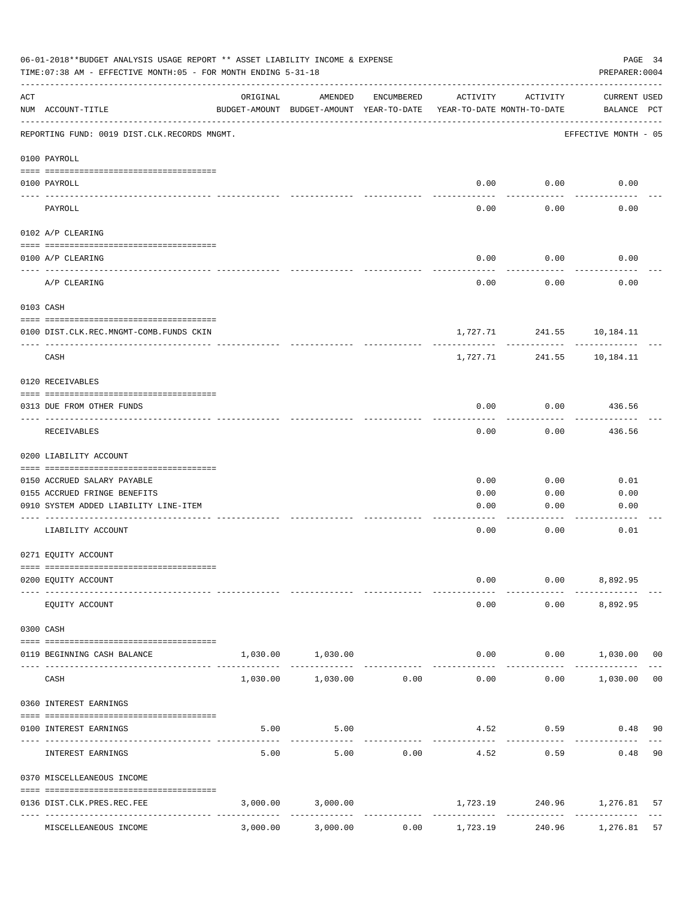06-01-2018**BUDGET ANALYSIS USAGE REPORT ** ASSET LIABILITY INCOME & EXPENSE

TIME:07:38 AM - EFFECTIVE MONTH:05 - FOR MONTH ENDING 5-31-18

PREPARER:0004

| ACT NUM | ACCOUNT-TITLE | ORIGINAL BUDGET-AMOUNT | AMENDED BUDGET-AMOUNT | ENCUMBERED YEAR-TO-DATE | ACTIVITY YEAR-TO-DATE | ACTIVITY MONTH-TO-DATE | CURRENT BALANCE | USED PCT |
|---|---|---|---|---|---|---|---|---|
| | REPORTING FUND: 0019 DIST.CLK.RECORDS MNGMT. | | | | | | EFFECTIVE MONTH - 05 | |
| | 0100 PAYROLL | | | | | | | |
| 0100 | PAYROLL | | | | 0.00 | 0.00 | 0.00 | |
| | PAYROLL | | | | 0.00 | 0.00 | 0.00 | |
| | 0102 A/P CLEARING | | | | | | | |
| 0100 | A/P CLEARING | | | | 0.00 | 0.00 | 0.00 | |
| | A/P CLEARING | | | | 0.00 | 0.00 | 0.00 | |
| | 0103 CASH | | | | | | | |
| 0100 | DIST.CLK.REC.MNGMT-COMB.FUNDS CKIN | | | | 1,727.71 | 241.55 | 10,184.11 | |
| | CASH | | | | 1,727.71 | 241.55 | 10,184.11 | |
| | 0120 RECEIVABLES | | | | | | | |
| 0313 | DUE FROM OTHER FUNDS | | | | 0.00 | 0.00 | 436.56 | |
| | RECEIVABLES | | | | 0.00 | 0.00 | 436.56 | |
| | 0200 LIABILITY ACCOUNT | | | | | | | |
| 0150 | ACCRUED SALARY PAYABLE | | | | 0.00 | 0.00 | 0.01 | |
| 0155 | ACCRUED FRINGE BENEFITS | | | | 0.00 | 0.00 | 0.00 | |
| 0910 | SYSTEM ADDED LIABILITY LINE-ITEM | | | | 0.00 | 0.00 | 0.00 | |
| | LIABILITY ACCOUNT | | | | 0.00 | 0.00 | 0.01 | |
| | 0271 EQUITY ACCOUNT | | | | | | | |
| 0200 | EQUITY ACCOUNT | | | | 0.00 | 0.00 | 8,892.95 | |
| | EQUITY ACCOUNT | | | | 0.00 | 0.00 | 8,892.95 | |
| | 0300 CASH | | | | | | | |
| 0119 | BEGINNING CASH BALANCE | 1,030.00 | 1,030.00 | | 0.00 | 0.00 | 1,030.00 | 00 |
| | CASH | 1,030.00 | 1,030.00 | 0.00 | 0.00 | 0.00 | 1,030.00 | 00 |
| | 0360 INTEREST EARNINGS | | | | | | | |
| 0100 | INTEREST EARNINGS | 5.00 | 5.00 | | 4.52 | 0.59 | 0.48 | 90 |
| | INTEREST EARNINGS | 5.00 | 5.00 | 0.00 | 4.52 | 0.59 | 0.48 | 90 |
| | 0370 MISCELLEANEOUS INCOME | | | | | | | |
| 0136 | DIST.CLK.PRES.REC.FEE | 3,000.00 | 3,000.00 | | 1,723.19 | 240.96 | 1,276.81 | 57 |
| | MISCELLEANEOUS INCOME | 3,000.00 | 3,000.00 | 0.00 | 1,723.19 | 240.96 | 1,276.81 | 57 |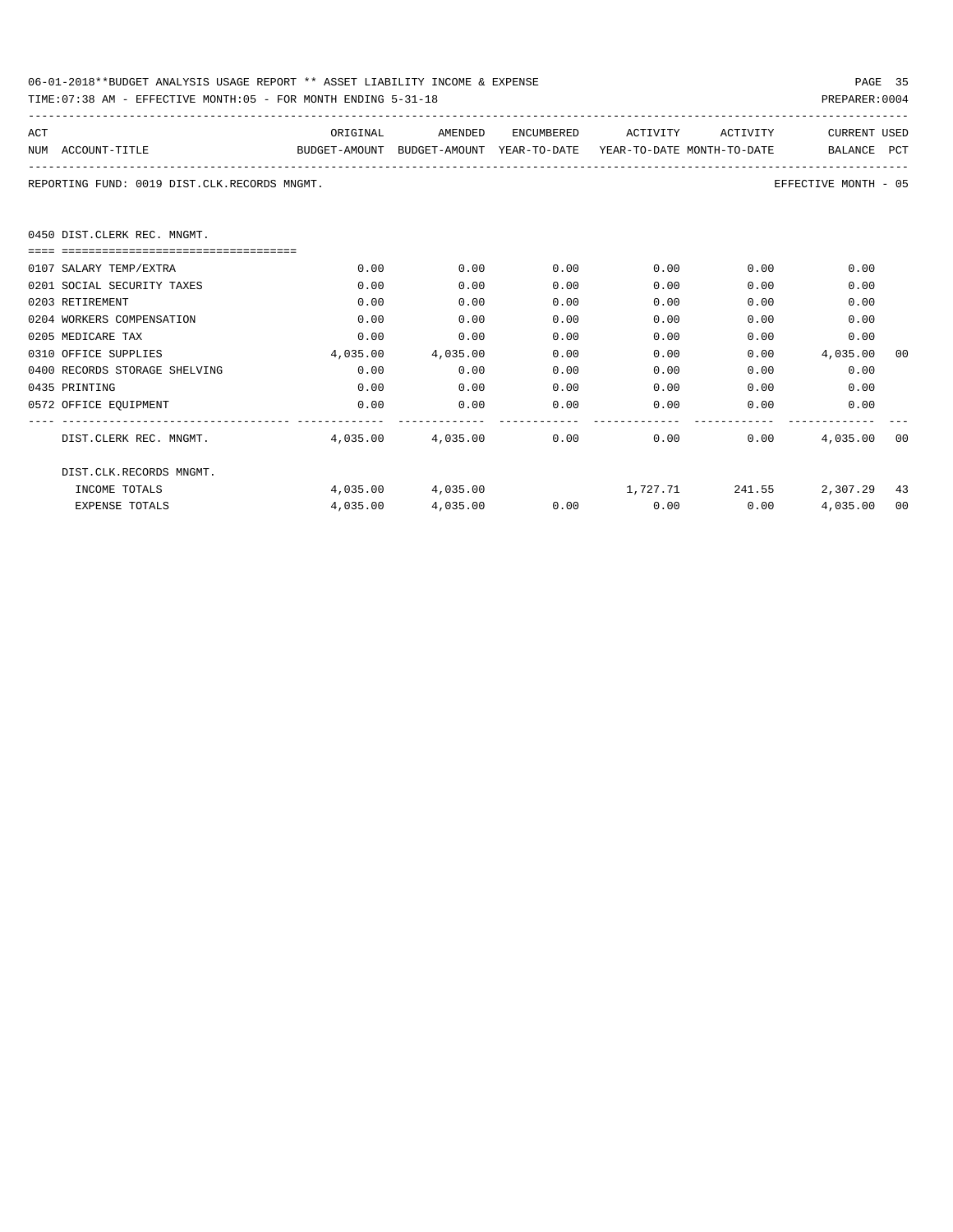06-01-2018**BUDGET ANALYSIS USAGE REPORT ** ASSET LIABILITY INCOME & EXPENSE

TIME:07:38 AM - EFFECTIVE MONTH:05 - FOR MONTH ENDING 5-31-18

PREPARER:0004

REPORTING FUND: 0019 DIST.CLK.RECORDS MNGMT.

EFFECTIVE MONTH - 05

| ACT NUM | ACCOUNT-TITLE | ORIGINAL BUDGET-AMOUNT | AMENDED BUDGET-AMOUNT | ENCUMBERED YEAR-TO-DATE | ACTIVITY YEAR-TO-DATE | ACTIVITY MONTH-TO-DATE | CURRENT BALANCE | USED PCT |
|---|---|---|---|---|---|---|---|---|
| 0450 | DIST.CLERK REC. MNGMT. | | | | | | | |
| 0107 | SALARY TEMP/EXTRA | 0.00 | 0.00 | 0.00 | 0.00 | 0.00 | 0.00 | |
| 0201 | SOCIAL SECURITY TAXES | 0.00 | 0.00 | 0.00 | 0.00 | 0.00 | 0.00 | |
| 0203 | RETIREMENT | 0.00 | 0.00 | 0.00 | 0.00 | 0.00 | 0.00 | |
| 0204 | WORKERS COMPENSATION | 0.00 | 0.00 | 0.00 | 0.00 | 0.00 | 0.00 | |
| 0205 | MEDICARE TAX | 0.00 | 0.00 | 0.00 | 0.00 | 0.00 | 0.00 | |
| 0310 | OFFICE SUPPLIES | 4,035.00 | 4,035.00 | 0.00 | 0.00 | 0.00 | 4,035.00 | 00 |
| 0400 | RECORDS STORAGE SHELVING | 0.00 | 0.00 | 0.00 | 0.00 | 0.00 | 0.00 | |
| 0435 | PRINTING | 0.00 | 0.00 | 0.00 | 0.00 | 0.00 | 0.00 | |
| 0572 | OFFICE EQUIPMENT | 0.00 | 0.00 | 0.00 | 0.00 | 0.00 | 0.00 | |
| | DIST.CLERK REC. MNGMT. | 4,035.00 | 4,035.00 | 0.00 | 0.00 | 0.00 | 4,035.00 | 00 |
| | DIST.CLK.RECORDS MNGMT. | | | | | | | |
| | INCOME TOTALS | 4,035.00 | 4,035.00 | | 1,727.71 | 241.55 | 2,307.29 | 43 |
| | EXPENSE TOTALS | 4,035.00 | 4,035.00 | 0.00 | 0.00 | 0.00 | 4,035.00 | 00 |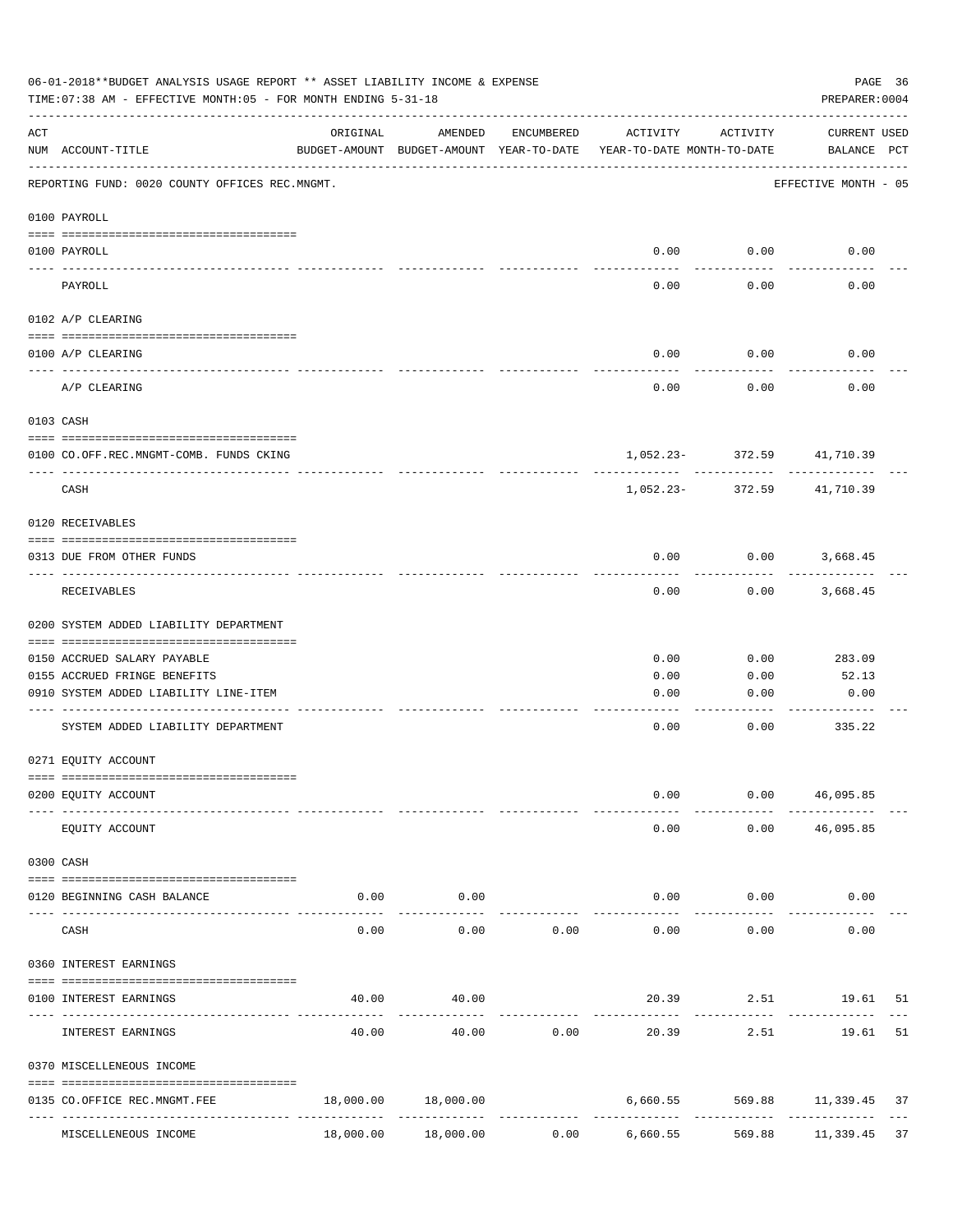06-01-2018**BUDGET ANALYSIS USAGE REPORT ** ASSET LIABILITY INCOME & EXPENSE

TIME:07:38 AM - EFFECTIVE MONTH:05 - FOR MONTH ENDING 5-31-18

PREPARER:0004

| ACT NUM | ACCOUNT-TITLE | ORIGINAL BUDGET-AMOUNT | AMENDED BUDGET-AMOUNT | ENCUMBERED YEAR-TO-DATE | ACTIVITY YEAR-TO-DATE | ACTIVITY MONTH-TO-DATE | CURRENT BALANCE | USED PCT |
|---|---|---|---|---|---|---|---|---|
| | REPORTING FUND: 0020 COUNTY OFFICES REC.MNGMT. | | | | | | EFFECTIVE MONTH - 05 | |
| | 0100 PAYROLL | | | | | | | |
| 0100 | PAYROLL | | | | 0.00 | 0.00 | 0.00 | |
| | PAYROLL | | | | 0.00 | 0.00 | 0.00 | |
| | 0102 A/P CLEARING | | | | | | | |
| 0100 | A/P CLEARING | | | | 0.00 | 0.00 | 0.00 | |
| | A/P CLEARING | | | | 0.00 | 0.00 | 0.00 | |
| | 0103 CASH | | | | | | | |
| 0100 | CO.OFF.REC.MNGMT-COMB. FUNDS CKING | | | | 1,052.23- | 372.59 | 41,710.39 | |
| | CASH | | | | 1,052.23- | 372.59 | 41,710.39 | |
| | 0120 RECEIVABLES | | | | | | | |
| 0313 | DUE FROM OTHER FUNDS | | | | 0.00 | 0.00 | 3,668.45 | |
| | RECEIVABLES | | | | 0.00 | 0.00 | 3,668.45 | |
| | 0200 SYSTEM ADDED LIABILITY DEPARTMENT | | | | | | | |
| 0150 | ACCRUED SALARY PAYABLE | | | | 0.00 | 0.00 | 283.09 | |
| 0155 | ACCRUED FRINGE BENEFITS | | | | 0.00 | 0.00 | 52.13 | |
| 0910 | SYSTEM ADDED LIABILITY LINE-ITEM | | | | 0.00 | 0.00 | 0.00 | |
| | SYSTEM ADDED LIABILITY DEPARTMENT | | | | 0.00 | 0.00 | 335.22 | |
| | 0271 EQUITY ACCOUNT | | | | | | | |
| 0200 | EQUITY ACCOUNT | | | | 0.00 | 0.00 | 46,095.85 | |
| | EQUITY ACCOUNT | | | | 0.00 | 0.00 | 46,095.85 | |
| | 0300 CASH | | | | | | | |
| 0120 | BEGINNING CASH BALANCE | 0.00 | 0.00 | | 0.00 | 0.00 | 0.00 | |
| | CASH | 0.00 | 0.00 | 0.00 | 0.00 | 0.00 | 0.00 | |
| | 0360 INTEREST EARNINGS | | | | | | | |
| 0100 | INTEREST EARNINGS | 40.00 | 40.00 | | 20.39 | 2.51 | 19.61 | 51 |
| | INTEREST EARNINGS | 40.00 | 40.00 | 0.00 | 20.39 | 2.51 | 19.61 | 51 |
| | 0370 MISCELLENEOUS INCOME | | | | | | | |
| 0135 | CO.OFFICE REC.MNGMT.FEE | 18,000.00 | 18,000.00 | | 6,660.55 | 569.88 | 11,339.45 | 37 |
| | MISCELLENEOUS INCOME | 18,000.00 | 18,000.00 | 0.00 | 6,660.55 | 569.88 | 11,339.45 | 37 |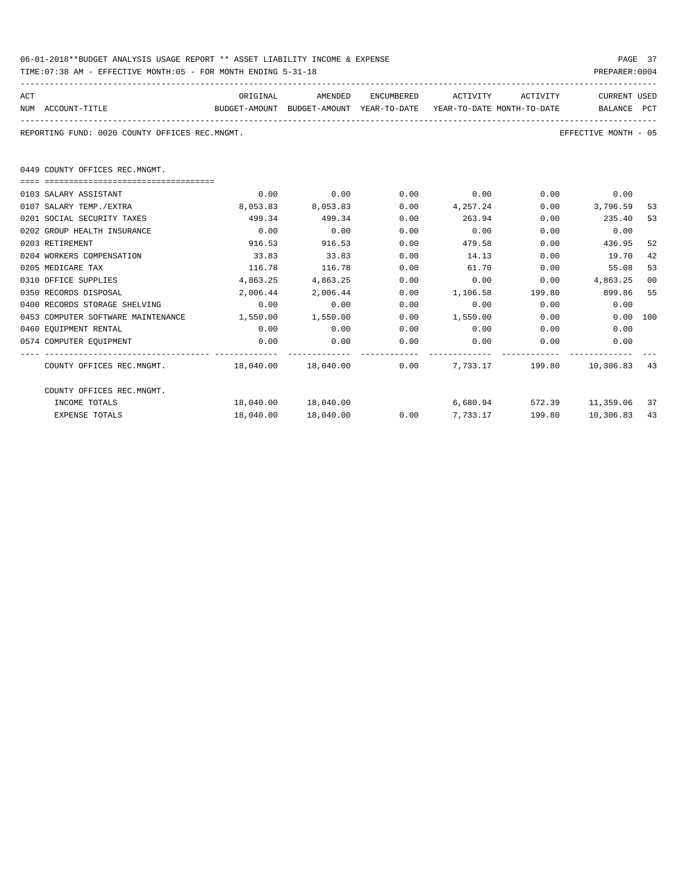06-01-2018**BUDGET ANALYSIS USAGE REPORT ** ASSET LIABILITY INCOME & EXPENSE

TIME:07:38 AM - EFFECTIVE MONTH:05 - FOR MONTH ENDING 5-31-18

PREPARER:0004

REPORTING FUND: 0020 COUNTY OFFICES REC.MNGMT.

EFFECTIVE MONTH - 05

## 0449 COUNTY OFFICES REC.MNGMT.

| ACT NUM | ACCOUNT-TITLE | ORIGINAL BUDGET-AMOUNT | AMENDED BUDGET-AMOUNT | ENCUMBERED YEAR-TO-DATE | ACTIVITY YEAR-TO-DATE | ACTIVITY MONTH-TO-DATE | CURRENT BALANCE | USED PCT |
|---|---|---|---|---|---|---|---|---|
| 0103 | SALARY ASSISTANT | 0.00 | 0.00 | 0.00 | 0.00 | 0.00 | 0.00 | |
| 0107 | SALARY TEMP./EXTRA | 8,053.83 | 8,053.83 | 0.00 | 4,257.24 | 0.00 | 3,796.59 | 53 |
| 0201 | SOCIAL SECURITY TAXES | 499.34 | 499.34 | 0.00 | 263.94 | 0.00 | 235.40 | 53 |
| 0202 | GROUP HEALTH INSURANCE | 0.00 | 0.00 | 0.00 | 0.00 | 0.00 | 0.00 | |
| 0203 | RETIREMENT | 916.53 | 916.53 | 0.00 | 479.58 | 0.00 | 436.95 | 52 |
| 0204 | WORKERS COMPENSATION | 33.83 | 33.83 | 0.00 | 14.13 | 0.00 | 19.70 | 42 |
| 0205 | MEDICARE TAX | 116.78 | 116.78 | 0.00 | 61.70 | 0.00 | 55.08 | 53 |
| 0310 | OFFICE SUPPLIES | 4,863.25 | 4,863.25 | 0.00 | 0.00 | 0.00 | 4,863.25 | 00 |
| 0350 | RECORDS DISPOSAL | 2,006.44 | 2,006.44 | 0.00 | 1,106.58 | 199.80 | 899.86 | 55 |
| 0400 | RECORDS STORAGE SHELVING | 0.00 | 0.00 | 0.00 | 0.00 | 0.00 | 0.00 | |
| 0453 | COMPUTER SOFTWARE MAINTENANCE | 1,550.00 | 1,550.00 | 0.00 | 1,550.00 | 0.00 | 0.00 | 100 |
| 0460 | EQUIPMENT RENTAL | 0.00 | 0.00 | 0.00 | 0.00 | 0.00 | 0.00 | |
| 0574 | COMPUTER EQUIPMENT | 0.00 | 0.00 | 0.00 | 0.00 | 0.00 | 0.00 | |
| | COUNTY OFFICES REC.MNGMT. | 18,040.00 | 18,040.00 | 0.00 | 7,733.17 | 199.80 | 10,306.83 | 43 |
| | COUNTY OFFICES REC.MNGMT. | | | | | | | |
| | INCOME TOTALS | 18,040.00 | 18,040.00 | | 6,680.94 | 572.39 | 11,359.06 | 37 |
| | EXPENSE TOTALS | 18,040.00 | 18,040.00 | 0.00 | 7,733.17 | 199.80 | 10,306.83 | 43 |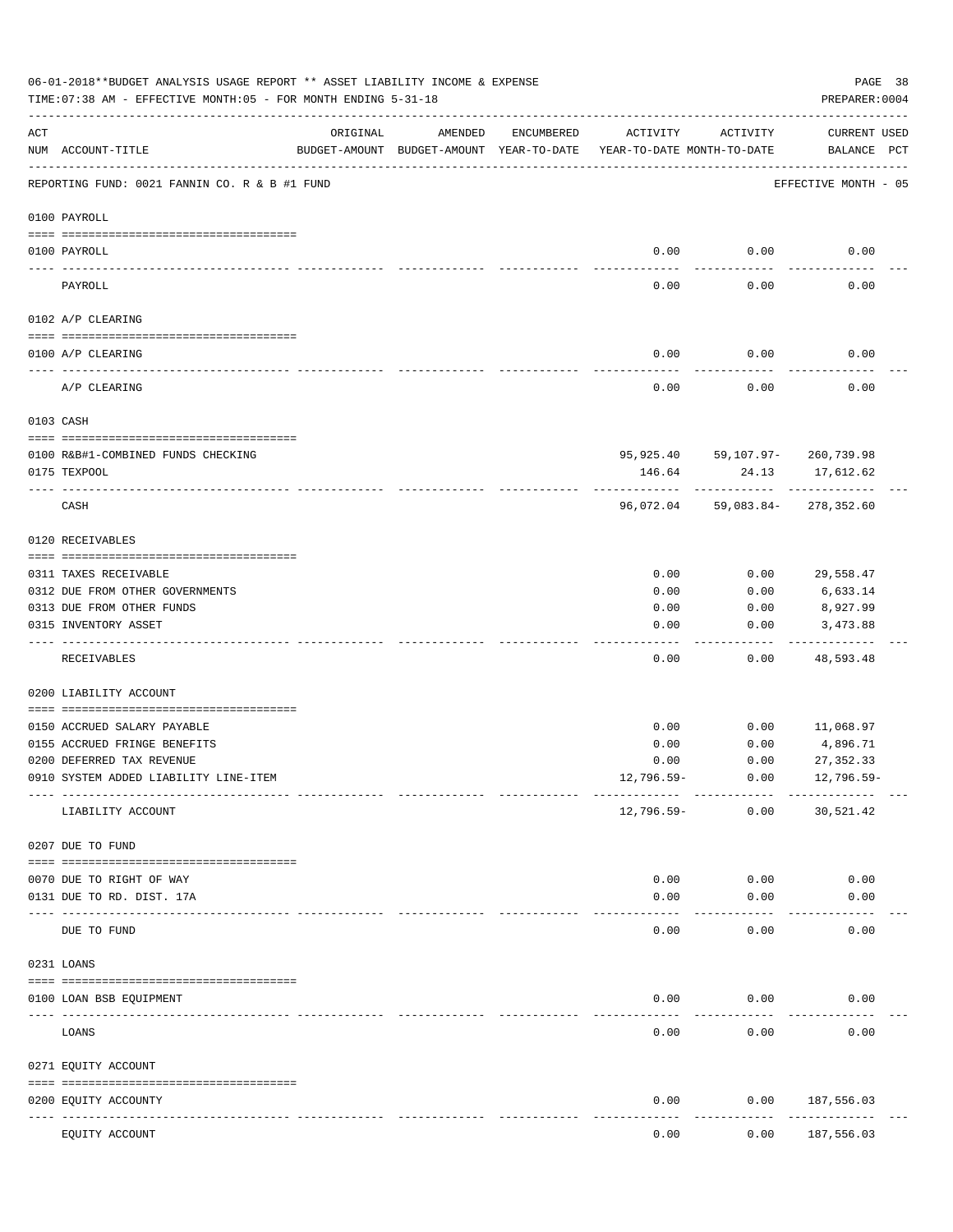06-01-2018**BUDGET ANALYSIS USAGE REPORT ** ASSET LIABILITY INCOME & EXPENSE

TIME:07:38 AM - EFFECTIVE MONTH:05 - FOR MONTH ENDING 5-31-18

PREPARER:0004

| ACT NUM | ACCOUNT-TITLE | ORIGINAL BUDGET-AMOUNT | AMENDED BUDGET-AMOUNT | ENCUMBERED YEAR-TO-DATE | ACTIVITY YEAR-TO-DATE | ACTIVITY MONTH-TO-DATE | CURRENT BALANCE | USED PCT |
|---|---|---|---|---|---|---|---|---|
| | REPORTING FUND: 0021 FANNIN CO. R & B #1 FUND | | | | | | EFFECTIVE MONTH - 05 | |
| | **0100 PAYROLL** | | | | | | | |
| 0100 | PAYROLL | | | | 0.00 | 0.00 | 0.00 | |
| | PAYROLL | | | | 0.00 | 0.00 | 0.00 | |
| | **0102 A/P CLEARING** | | | | | | | |
| 0100 | A/P CLEARING | | | | 0.00 | 0.00 | 0.00 | |
| | A/P CLEARING | | | | 0.00 | 0.00 | 0.00 | |
| | **0103 CASH** | | | | | | | |
| 0100 | R&B#1-COMBINED FUNDS CHECKING | | | | 95,925.40 | 59,107.97- | 260,739.98 | |
| 0175 | TEXPOOL | | | | 146.64 | 24.13 | 17,612.62 | |
| | CASH | | | | 96,072.04 | 59,083.84- | 278,352.60 | |
| | **0120 RECEIVABLES** | | | | | | | |
| 0311 | TAXES RECEIVABLE | | | | 0.00 | 0.00 | 29,558.47 | |
| 0312 | DUE FROM OTHER GOVERNMENTS | | | | 0.00 | 0.00 | 6,633.14 | |
| 0313 | DUE FROM OTHER FUNDS | | | | 0.00 | 0.00 | 8,927.99 | |
| 0315 | INVENTORY ASSET | | | | 0.00 | 0.00 | 3,473.88 | |
| | RECEIVABLES | | | | 0.00 | 0.00 | 48,593.48 | |
| | **0200 LIABILITY ACCOUNT** | | | | | | | |
| 0150 | ACCRUED SALARY PAYABLE | | | | 0.00 | 0.00 | 11,068.97 | |
| 0155 | ACCRUED FRINGE BENEFITS | | | | 0.00 | 0.00 | 4,896.71 | |
| 0200 | DEFERRED TAX REVENUE | | | | 0.00 | 0.00 | 27,352.33 | |
| 0910 | SYSTEM ADDED LIABILITY LINE-ITEM | | | | 12,796.59- | 0.00 | 12,796.59- | |
| | LIABILITY ACCOUNT | | | | 12,796.59- | 0.00 | 30,521.42 | |
| | **0207 DUE TO FUND** | | | | | | | |
| 0070 | DUE TO RIGHT OF WAY | | | | 0.00 | 0.00 | 0.00 | |
| 0131 | DUE TO RD. DIST. 17A | | | | 0.00 | 0.00 | 0.00 | |
| | DUE TO FUND | | | | 0.00 | 0.00 | 0.00 | |
| | **0231 LOANS** | | | | | | | |
| 0100 | LOAN BSB EQUIPMENT | | | | 0.00 | 0.00 | 0.00 | |
| | LOANS | | | | 0.00 | 0.00 | 0.00 | |
| | **0271 EQUITY ACCOUNT** | | | | | | | |
| 0200 | EQUITY ACCOUNTY | | | | 0.00 | 0.00 | 187,556.03 | |
| | EQUITY ACCOUNT | | | | 0.00 | 0.00 | 187,556.03 | |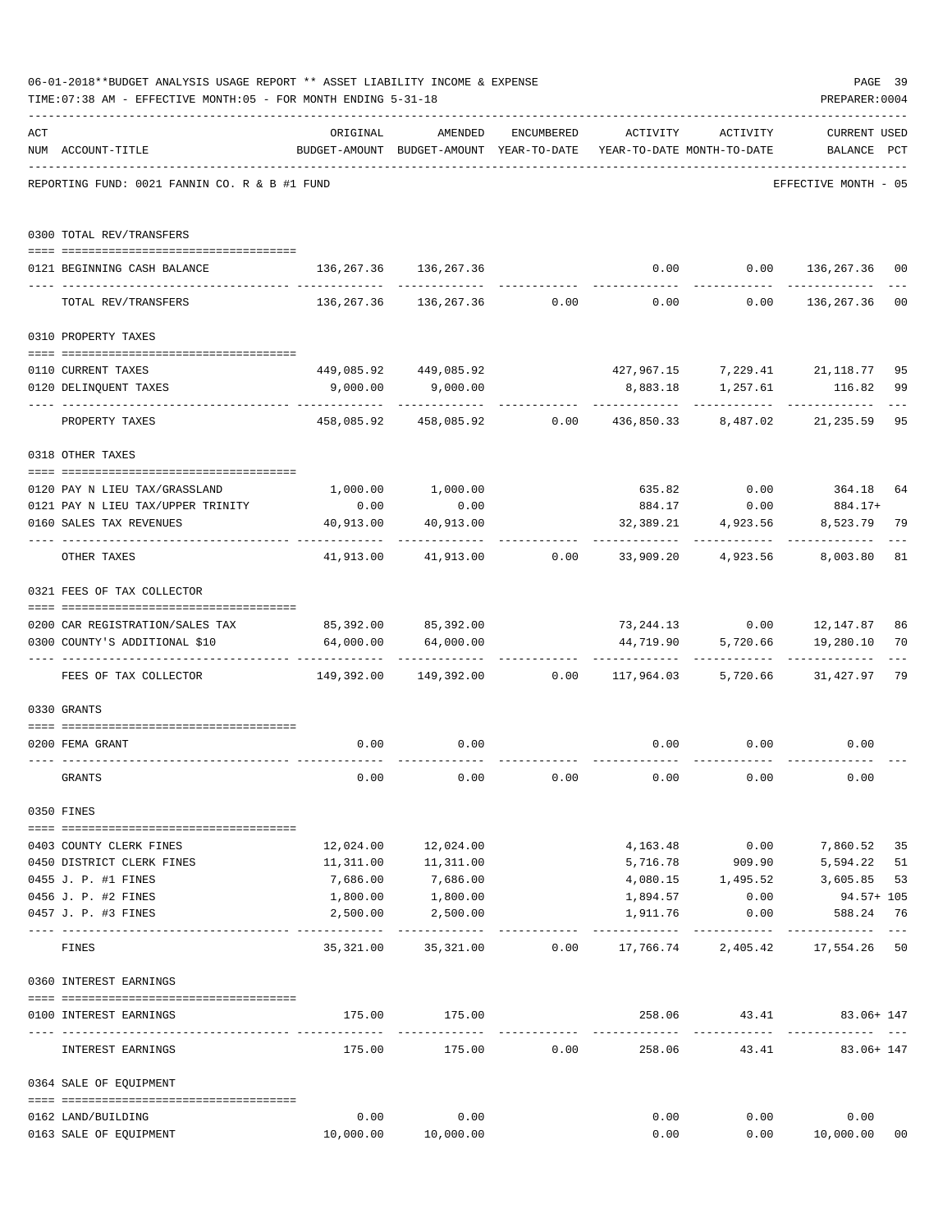06-01-2018**BUDGET ANALYSIS USAGE REPORT ** ASSET LIABILITY INCOME & EXPENSE

TIME:07:38 AM - EFFECTIVE MONTH:05 - FOR MONTH ENDING 5-31-18

PREPARER:0004

REPORTING FUND: 0021 FANNIN CO. R & B #1 FUND — EFFECTIVE MONTH - 05

| ACT NUM | ACCOUNT-TITLE | ORIGINAL BUDGET-AMOUNT | AMENDED BUDGET-AMOUNT | ENCUMBERED YEAR-TO-DATE | ACTIVITY YEAR-TO-DATE | ACTIVITY MONTH-TO-DATE | CURRENT USED BALANCE | PCT |
|---|---|---|---|---|---|---|---|---|
| 0300 | TOTAL REV/TRANSFERS | | | | | | | |
| 0121 | BEGINNING CASH BALANCE | 136,267.36 | 136,267.36 | | 0.00 | 0.00 | 136,267.36 | 00 |
| | TOTAL REV/TRANSFERS | 136,267.36 | 136,267.36 | 0.00 | 0.00 | 0.00 | 136,267.36 | 00 |
| 0310 | PROPERTY TAXES | | | | | | | |
| 0110 | CURRENT TAXES | 449,085.92 | 449,085.92 | | 427,967.15 | 7,229.41 | 21,118.77 | 95 |
| 0120 | DELINQUENT TAXES | 9,000.00 | 9,000.00 | | 8,883.18 | 1,257.61 | 116.82 | 99 |
| | PROPERTY TAXES | 458,085.92 | 458,085.92 | 0.00 | 436,850.33 | 8,487.02 | 21,235.59 | 95 |
| 0318 | OTHER TAXES | | | | | | | |
| 0120 | PAY N LIEU TAX/GRASSLAND | 1,000.00 | 1,000.00 | | 635.82 | 0.00 | 364.18 | 64 |
| 0121 | PAY N LIEU TAX/UPPER TRINITY | 0.00 | 0.00 | | 884.17 | 0.00 | 884.17+ | |
| 0160 | SALES TAX REVENUES | 40,913.00 | 40,913.00 | | 32,389.21 | 4,923.56 | 8,523.79 | 79 |
| | OTHER TAXES | 41,913.00 | 41,913.00 | 0.00 | 33,909.20 | 4,923.56 | 8,003.80 | 81 |
| 0321 | FEES OF TAX COLLECTOR | | | | | | | |
| 0200 | CAR REGISTRATION/SALES TAX | 85,392.00 | 85,392.00 | | 73,244.13 | 0.00 | 12,147.87 | 86 |
| 0300 | COUNTY'S ADDITIONAL $10 | 64,000.00 | 64,000.00 | | 44,719.90 | 5,720.66 | 19,280.10 | 70 |
| | FEES OF TAX COLLECTOR | 149,392.00 | 149,392.00 | 0.00 | 117,964.03 | 5,720.66 | 31,427.97 | 79 |
| 0330 | GRANTS | | | | | | | |
| 0200 | FEMA GRANT | 0.00 | 0.00 | | 0.00 | 0.00 | 0.00 | |
| | GRANTS | 0.00 | 0.00 | 0.00 | 0.00 | 0.00 | 0.00 | |
| 0350 | FINES | | | | | | | |
| 0403 | COUNTY CLERK FINES | 12,024.00 | 12,024.00 | | 4,163.48 | 0.00 | 7,860.52 | 35 |
| 0450 | DISTRICT CLERK FINES | 11,311.00 | 11,311.00 | | 5,716.78 | 909.90 | 5,594.22 | 51 |
| 0455 | J. P. #1 FINES | 7,686.00 | 7,686.00 | | 4,080.15 | 1,495.52 | 3,605.85 | 53 |
| 0456 | J. P. #2 FINES | 1,800.00 | 1,800.00 | | 1,894.57 | 0.00 | 94.57+ | 105 |
| 0457 | J. P. #3 FINES | 2,500.00 | 2,500.00 | | 1,911.76 | 0.00 | 588.24 | 76 |
| | FINES | 35,321.00 | 35,321.00 | 0.00 | 17,766.74 | 2,405.42 | 17,554.26 | 50 |
| 0360 | INTEREST EARNINGS | | | | | | | |
| 0100 | INTEREST EARNINGS | 175.00 | 175.00 | | 258.06 | 43.41 | 83.06+ | 147 |
| | INTEREST EARNINGS | 175.00 | 175.00 | 0.00 | 258.06 | 43.41 | 83.06+ | 147 |
| 0364 | SALE OF EQUIPMENT | | | | | | | |
| 0162 | LAND/BUILDING | 0.00 | 0.00 | | 0.00 | 0.00 | 0.00 | |
| 0163 | SALE OF EQUIPMENT | 10,000.00 | 10,000.00 | | 0.00 | 0.00 | 10,000.00 | 00 |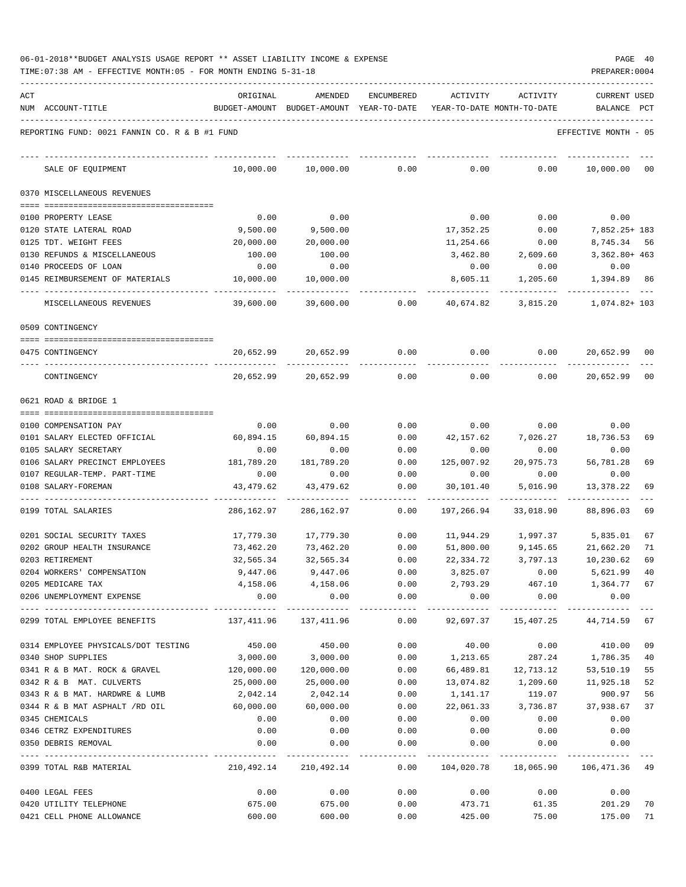06-01-2018**BUDGET ANALYSIS USAGE REPORT ** ASSET LIABILITY INCOME & EXPENSE

TIME:07:38 AM - EFFECTIVE MONTH:05 - FOR MONTH ENDING 5-31-18

PREPARER:0004

REPORTING FUND: 0021 FANNIN CO. R & B #1 FUND — EFFECTIVE MONTH - 05

| ACT NUM | ACCOUNT-TITLE | ORIGINAL BUDGET-AMOUNT | AMENDED BUDGET-AMOUNT | ENCUMBERED YEAR-TO-DATE | ACTIVITY YEAR-TO-DATE | ACTIVITY MONTH-TO-DATE | CURRENT BALANCE | USED PCT |
|---|---|---|---|---|---|---|---|---|
| | SALE OF EQUIPMENT | 10,000.00 | 10,000.00 | 0.00 | 0.00 | 0.00 | 10,000.00 | 00 |
| | **0370 MISCELLANEOUS REVENUES** | | | | | | | |
| 0100 | PROPERTY LEASE | 0.00 | 0.00 | | 0.00 | 0.00 | 0.00 | |
| 0120 | STATE LATERAL ROAD | 9,500.00 | 9,500.00 | | 17,352.25 | 0.00 | 7,852.25+ | 183 |
| 0125 | TDT. WEIGHT FEES | 20,000.00 | 20,000.00 | | 11,254.66 | 0.00 | 8,745.34 | 56 |
| 0130 | REFUNDS & MISCELLANEOUS | 100.00 | 100.00 | | 3,462.80 | 2,609.60 | 3,362.80+ | 463 |
| 0140 | PROCEEDS OF LOAN | 0.00 | 0.00 | | 0.00 | 0.00 | 0.00 | |
| 0145 | REIMBURSEMENT OF MATERIALS | 10,000.00 | 10,000.00 | | 8,605.11 | 1,205.60 | 1,394.89 | 86 |
| | MISCELLANEOUS REVENUES | 39,600.00 | 39,600.00 | 0.00 | 40,674.82 | 3,815.20 | 1,074.82+ | 103 |
| | **0509 CONTINGENCY** | | | | | | | |
| 0475 | CONTINGENCY | 20,652.99 | 20,652.99 | 0.00 | 0.00 | 0.00 | 20,652.99 | 00 |
| | CONTINGENCY | 20,652.99 | 20,652.99 | 0.00 | 0.00 | 0.00 | 20,652.99 | 00 |
| | **0621 ROAD & BRIDGE 1** | | | | | | | |
| 0100 | COMPENSATION PAY | 0.00 | 0.00 | 0.00 | 0.00 | 0.00 | 0.00 | |
| 0101 | SALARY ELECTED OFFICIAL | 60,894.15 | 60,894.15 | 0.00 | 42,157.62 | 7,026.27 | 18,736.53 | 69 |
| 0105 | SALARY SECRETARY | 0.00 | 0.00 | 0.00 | 0.00 | 0.00 | 0.00 | |
| 0106 | SALARY PRECINCT EMPLOYEES | 181,789.20 | 181,789.20 | 0.00 | 125,007.92 | 20,975.73 | 56,781.28 | 69 |
| 0107 | REGULAR-TEMP. PART-TIME | 0.00 | 0.00 | 0.00 | 0.00 | 0.00 | 0.00 | |
| 0108 | SALARY-FOREMAN | 43,479.62 | 43,479.62 | 0.00 | 30,101.40 | 5,016.90 | 13,378.22 | 69 |
| 0199 | TOTAL SALARIES | 286,162.97 | 286,162.97 | 0.00 | 197,266.94 | 33,018.90 | 88,896.03 | 69 |
| 0201 | SOCIAL SECURITY TAXES | 17,779.30 | 17,779.30 | 0.00 | 11,944.29 | 1,997.37 | 5,835.01 | 67 |
| 0202 | GROUP HEALTH INSURANCE | 73,462.20 | 73,462.20 | 0.00 | 51,800.00 | 9,145.65 | 21,662.20 | 71 |
| 0203 | RETIREMENT | 32,565.34 | 32,565.34 | 0.00 | 22,334.72 | 3,797.13 | 10,230.62 | 69 |
| 0204 | WORKERS' COMPENSATION | 9,447.06 | 9,447.06 | 0.00 | 3,825.07 | 0.00 | 5,621.99 | 40 |
| 0205 | MEDICARE TAX | 4,158.06 | 4,158.06 | 0.00 | 2,793.29 | 467.10 | 1,364.77 | 67 |
| 0206 | UNEMPLOYMENT EXPENSE | 0.00 | 0.00 | 0.00 | 0.00 | 0.00 | 0.00 | |
| 0299 | TOTAL EMPLOYEE BENEFITS | 137,411.96 | 137,411.96 | 0.00 | 92,697.37 | 15,407.25 | 44,714.59 | 67 |
| 0314 | EMPLOYEE PHYSICALS/DOT TESTING | 450.00 | 450.00 | 0.00 | 40.00 | 0.00 | 410.00 | 09 |
| 0340 | SHOP SUPPLIES | 3,000.00 | 3,000.00 | 0.00 | 1,213.65 | 287.24 | 1,786.35 | 40 |
| 0341 | R & B MAT. ROCK & GRAVEL | 120,000.00 | 120,000.00 | 0.00 | 66,489.81 | 12,713.12 | 53,510.19 | 55 |
| 0342 | R & B MAT. CULVERTS | 25,000.00 | 25,000.00 | 0.00 | 13,074.82 | 1,209.60 | 11,925.18 | 52 |
| 0343 | R & B MAT. HARDWRE & LUMB | 2,042.14 | 2,042.14 | 0.00 | 1,141.17 | 119.07 | 900.97 | 56 |
| 0344 | R & B MAT ASPHALT /RD OIL | 60,000.00 | 60,000.00 | 0.00 | 22,061.33 | 3,736.87 | 37,938.67 | 37 |
| 0345 | CHEMICALS | 0.00 | 0.00 | 0.00 | 0.00 | 0.00 | 0.00 | |
| 0346 | CETRZ EXPENDITURES | 0.00 | 0.00 | 0.00 | 0.00 | 0.00 | 0.00 | |
| 0350 | DEBRIS REMOVAL | 0.00 | 0.00 | 0.00 | 0.00 | 0.00 | 0.00 | |
| 0399 | TOTAL R&B MATERIAL | 210,492.14 | 210,492.14 | 0.00 | 104,020.78 | 18,065.90 | 106,471.36 | 49 |
| 0400 | LEGAL FEES | 0.00 | 0.00 | 0.00 | 0.00 | 0.00 | 0.00 | |
| 0420 | UTILITY TELEPHONE | 675.00 | 675.00 | 0.00 | 473.71 | 61.35 | 201.29 | 70 |
| 0421 | CELL PHONE ALLOWANCE | 600.00 | 600.00 | 0.00 | 425.00 | 75.00 | 175.00 | 71 |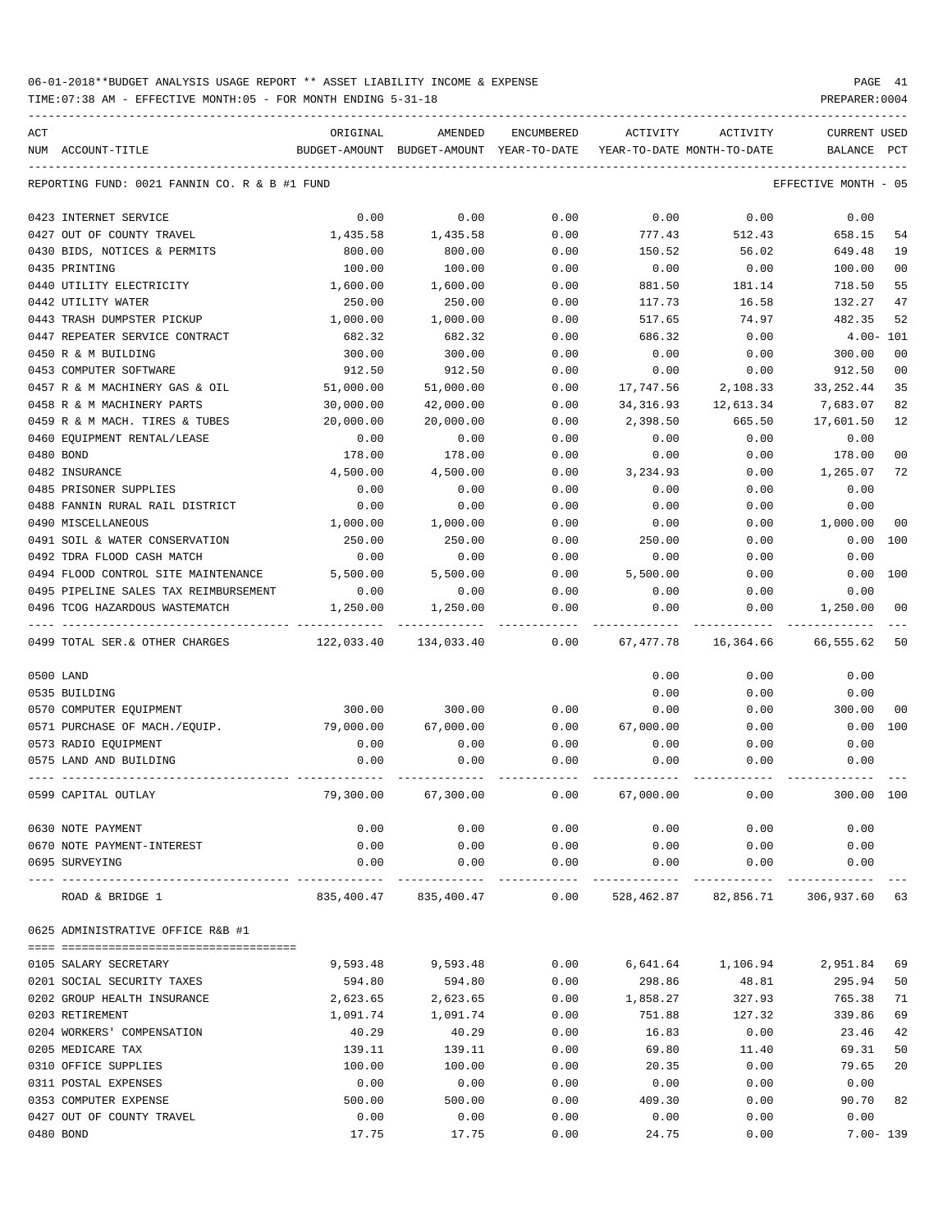06-01-2018**BUDGET ANALYSIS USAGE REPORT ** ASSET LIABILITY INCOME & EXPENSE

TIME:07:38 AM - EFFECTIVE MONTH:05 - FOR MONTH ENDING 5-31-18

PREPARER:0004

REPORTING FUND: 0021 FANNIN CO. R & B #1 FUND — EFFECTIVE MONTH - 05

| ACT NUM | ACCOUNT-TITLE | ORIGINAL BUDGET-AMOUNT | AMENDED BUDGET-AMOUNT | ENCUMBERED YEAR-TO-DATE | ACTIVITY YEAR-TO-DATE | ACTIVITY MONTH-TO-DATE | CURRENT USED BALANCE | PCT |
|---|---|---|---|---|---|---|---|---|
| 0423 | INTERNET SERVICE | 0.00 | 0.00 | 0.00 | 0.00 | 0.00 | 0.00 | |
| 0427 | OUT OF COUNTY TRAVEL | 1,435.58 | 1,435.58 | 0.00 | 777.43 | 512.43 | 658.15 | 54 |
| 0430 | BIDS, NOTICES & PERMITS | 800.00 | 800.00 | 0.00 | 150.52 | 56.02 | 649.48 | 19 |
| 0435 | PRINTING | 100.00 | 100.00 | 0.00 | 0.00 | 0.00 | 100.00 | 00 |
| 0440 | UTILITY ELECTRICITY | 1,600.00 | 1,600.00 | 0.00 | 881.50 | 181.14 | 718.50 | 55 |
| 0442 | UTILITY WATER | 250.00 | 250.00 | 0.00 | 117.73 | 16.58 | 132.27 | 47 |
| 0443 | TRASH DUMPSTER PICKUP | 1,000.00 | 1,000.00 | 0.00 | 517.65 | 74.97 | 482.35 | 52 |
| 0447 | REPEATER SERVICE CONTRACT | 682.32 | 682.32 | 0.00 | 686.32 | 0.00 | 4.00- | 101 |
| 0450 | R & M BUILDING | 300.00 | 300.00 | 0.00 | 0.00 | 0.00 | 300.00 | 00 |
| 0453 | COMPUTER SOFTWARE | 912.50 | 912.50 | 0.00 | 0.00 | 0.00 | 912.50 | 00 |
| 0457 | R & M MACHINERY GAS & OIL | 51,000.00 | 51,000.00 | 0.00 | 17,747.56 | 2,108.33 | 33,252.44 | 35 |
| 0458 | R & M MACHINERY PARTS | 30,000.00 | 42,000.00 | 0.00 | 34,316.93 | 12,613.34 | 7,683.07 | 82 |
| 0459 | R & M MACH. TIRES & TUBES | 20,000.00 | 20,000.00 | 0.00 | 2,398.50 | 665.50 | 17,601.50 | 12 |
| 0460 | EQUIPMENT RENTAL/LEASE | 0.00 | 0.00 | 0.00 | 0.00 | 0.00 | 0.00 | |
| 0480 | BOND | 178.00 | 178.00 | 0.00 | 0.00 | 0.00 | 178.00 | 00 |
| 0482 | INSURANCE | 4,500.00 | 4,500.00 | 0.00 | 3,234.93 | 0.00 | 1,265.07 | 72 |
| 0485 | PRISONER SUPPLIES | 0.00 | 0.00 | 0.00 | 0.00 | 0.00 | 0.00 | |
| 0488 | FANNIN RURAL RAIL DISTRICT | 0.00 | 0.00 | 0.00 | 0.00 | 0.00 | 0.00 | |
| 0490 | MISCELLANEOUS | 1,000.00 | 1,000.00 | 0.00 | 0.00 | 0.00 | 1,000.00 | 00 |
| 0491 | SOIL & WATER CONSERVATION | 250.00 | 250.00 | 0.00 | 250.00 | 0.00 | 0.00 | 100 |
| 0492 | TDRA FLOOD CASH MATCH | 0.00 | 0.00 | 0.00 | 0.00 | 0.00 | 0.00 | |
| 0494 | FLOOD CONTROL SITE MAINTENANCE | 5,500.00 | 5,500.00 | 0.00 | 5,500.00 | 0.00 | 0.00 | 100 |
| 0495 | PIPELINE SALES TAX REIMBURSEMENT | 0.00 | 0.00 | 0.00 | 0.00 | 0.00 | 0.00 | |
| 0496 | TCOG HAZARDOUS WASTEMATCH | 1,250.00 | 1,250.00 | 0.00 | 0.00 | 0.00 | 1,250.00 | 00 |
| 0499 | TOTAL SER.& OTHER CHARGES | 122,033.40 | 134,033.40 | 0.00 | 67,477.78 | 16,364.66 | 66,555.62 | 50 |
| 0500 | LAND | | | | 0.00 | 0.00 | 0.00 | |
| 0535 | BUILDING | | | | 0.00 | 0.00 | 0.00 | |
| 0570 | COMPUTER EQUIPMENT | 300.00 | 300.00 | 0.00 | 0.00 | 0.00 | 300.00 | 00 |
| 0571 | PURCHASE OF MACH./EQUIP. | 79,000.00 | 67,000.00 | 0.00 | 67,000.00 | 0.00 | 0.00 | 100 |
| 0573 | RADIO EQUIPMENT | 0.00 | 0.00 | 0.00 | 0.00 | 0.00 | 0.00 | |
| 0575 | LAND AND BUILDING | 0.00 | 0.00 | 0.00 | 0.00 | 0.00 | 0.00 | |
| 0599 | CAPITAL OUTLAY | 79,300.00 | 67,300.00 | 0.00 | 67,000.00 | 0.00 | 300.00 | 100 |
| 0630 | NOTE PAYMENT | 0.00 | 0.00 | 0.00 | 0.00 | 0.00 | 0.00 | |
| 0670 | NOTE PAYMENT-INTEREST | 0.00 | 0.00 | 0.00 | 0.00 | 0.00 | 0.00 | |
| 0695 | SURVEYING | 0.00 | 0.00 | 0.00 | 0.00 | 0.00 | 0.00 | |
| | ROAD & BRIDGE 1 | 835,400.47 | 835,400.47 | 0.00 | 528,462.87 | 82,856.71 | 306,937.60 | 63 |

0625 ADMINISTRATIVE OFFICE R&B #1

| ACT NUM | ACCOUNT-TITLE | ORIGINAL BUDGET-AMOUNT | AMENDED BUDGET-AMOUNT | ENCUMBERED YEAR-TO-DATE | ACTIVITY YEAR-TO-DATE | ACTIVITY MONTH-TO-DATE | CURRENT USED BALANCE | PCT |
|---|---|---|---|---|---|---|---|---|
| 0105 | SALARY SECRETARY | 9,593.48 | 9,593.48 | 0.00 | 6,641.64 | 1,106.94 | 2,951.84 | 69 |
| 0201 | SOCIAL SECURITY TAXES | 594.80 | 594.80 | 0.00 | 298.86 | 48.81 | 295.94 | 50 |
| 0202 | GROUP HEALTH INSURANCE | 2,623.65 | 2,623.65 | 0.00 | 1,858.27 | 327.93 | 765.38 | 71 |
| 0203 | RETIREMENT | 1,091.74 | 1,091.74 | 0.00 | 751.88 | 127.32 | 339.86 | 69 |
| 0204 | WORKERS' COMPENSATION | 40.29 | 40.29 | 0.00 | 16.83 | 0.00 | 23.46 | 42 |
| 0205 | MEDICARE TAX | 139.11 | 139.11 | 0.00 | 69.80 | 11.40 | 69.31 | 50 |
| 0310 | OFFICE SUPPLIES | 100.00 | 100.00 | 0.00 | 20.35 | 0.00 | 79.65 | 20 |
| 0311 | POSTAL EXPENSES | 0.00 | 0.00 | 0.00 | 0.00 | 0.00 | 0.00 | |
| 0353 | COMPUTER EXPENSE | 500.00 | 500.00 | 0.00 | 409.30 | 0.00 | 90.70 | 82 |
| 0427 | OUT OF COUNTY TRAVEL | 0.00 | 0.00 | 0.00 | 0.00 | 0.00 | 0.00 | |
| 0480 | BOND | 17.75 | 17.75 | 0.00 | 24.75 | 0.00 | 7.00- | 139 |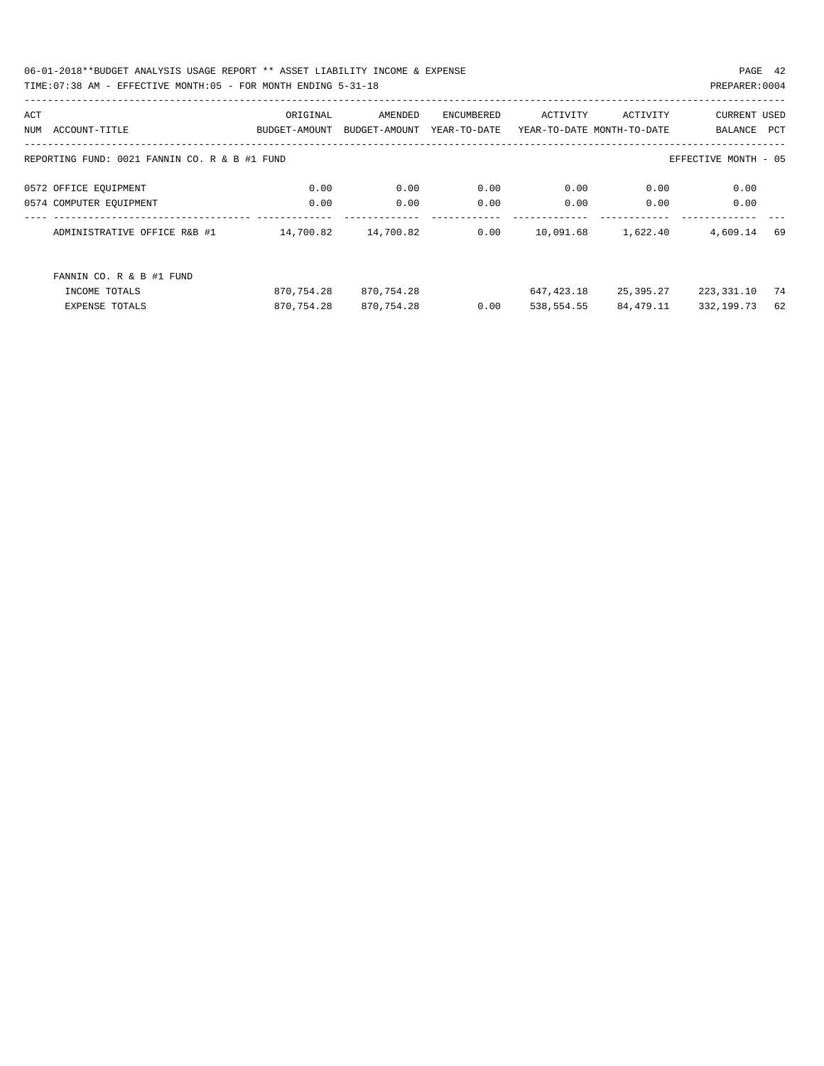06-01-2018**BUDGET ANALYSIS USAGE REPORT ** ASSET LIABILITY INCOME & EXPENSE

TIME:07:38 AM - EFFECTIVE MONTH:05 - FOR MONTH ENDING 5-31-18

PREPARER:0004

| ACT NUM | ACCOUNT-TITLE | ORIGINAL BUDGET-AMOUNT | AMENDED BUDGET-AMOUNT | ENCUMBERED YEAR-TO-DATE | ACTIVITY YEAR-TO-DATE | ACTIVITY MONTH-TO-DATE | CURRENT BALANCE | USED PCT |
|---|---|---|---|---|---|---|---|---|
| | REPORTING FUND: 0021 FANNIN CO. R & B #1 FUND | | | | | | EFFECTIVE MONTH - 05 | |
| 0572 | OFFICE EQUIPMENT | 0.00 | 0.00 | 0.00 | 0.00 | 0.00 | 0.00 | |
| 0574 | COMPUTER EQUIPMENT | 0.00 | 0.00 | 0.00 | 0.00 | 0.00 | 0.00 | |
| | ADMINISTRATIVE OFFICE R&B #1 | 14,700.82 | 14,700.82 | 0.00 | 10,091.68 | 1,622.40 | 4,609.14 | 69 |
| | FANNIN CO. R & B #1 FUND | | | | | | | |
| | INCOME TOTALS | 870,754.28 | 870,754.28 | | 647,423.18 | 25,395.27 | 223,331.10 | 74 |
| | EXPENSE TOTALS | 870,754.28 | 870,754.28 | 0.00 | 538,554.55 | 84,479.11 | 332,199.73 | 62 |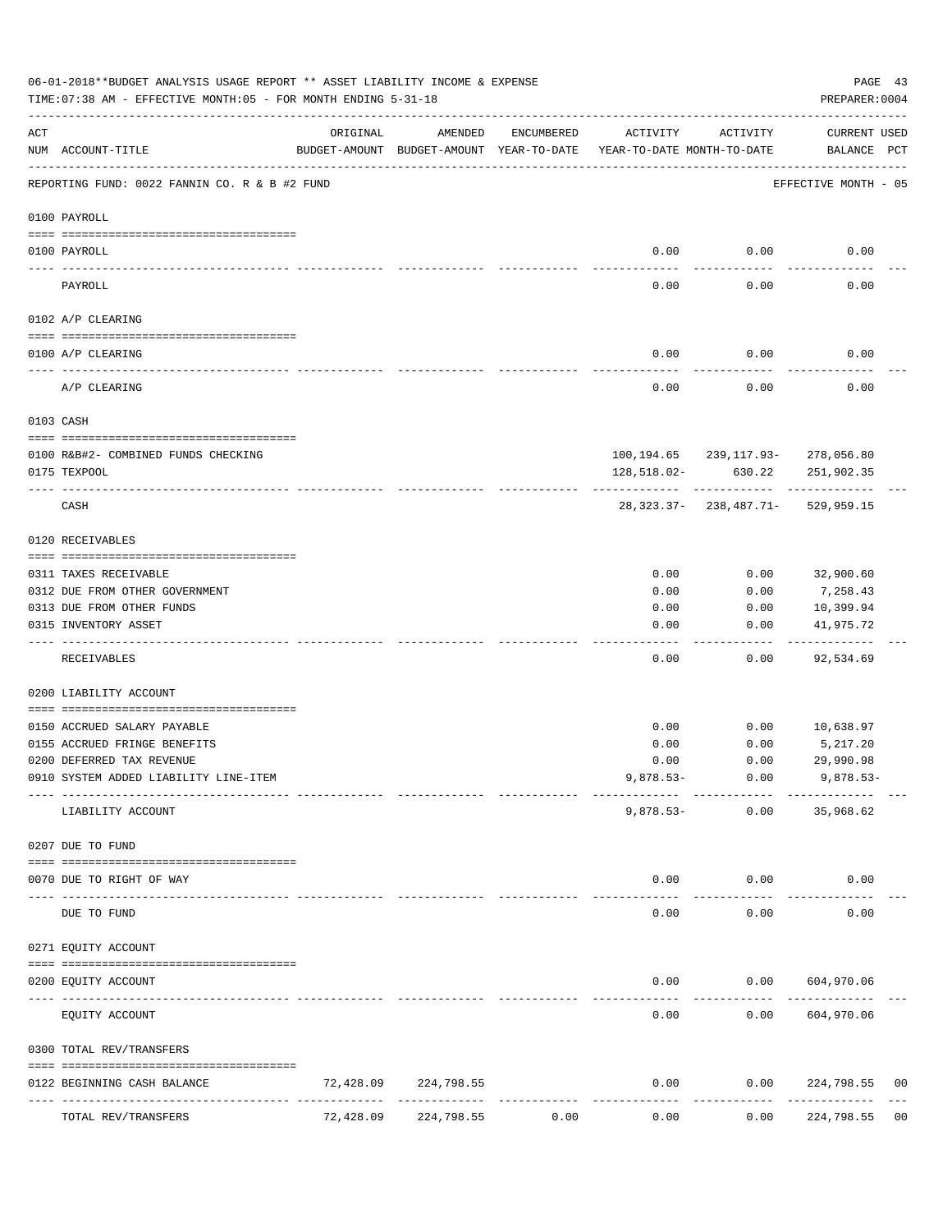06-01-2018**BUDGET ANALYSIS USAGE REPORT ** ASSET LIABILITY INCOME & EXPENSE

TIME:07:38 AM - EFFECTIVE MONTH:05 - FOR MONTH ENDING 5-31-18

PREPARER:0004

| ACT NUM | ACCOUNT-TITLE | ORIGINAL BUDGET-AMOUNT | AMENDED BUDGET-AMOUNT | ENCUMBERED YEAR-TO-DATE | ACTIVITY YEAR-TO-DATE | ACTIVITY MONTH-TO-DATE | CURRENT USED BALANCE | PCT |
|---|---|---|---|---|---|---|---|---|
| | REPORTING FUND: 0022 FANNIN CO. R & B #2 FUND | | | | | | EFFECTIVE MONTH - 05 | |
| | 0100 PAYROLL | | | | | | | |
| 0100 | PAYROLL | | | | 0.00 | 0.00 | 0.00 | |
| | PAYROLL | | | | 0.00 | 0.00 | 0.00 | |
| | 0102 A/P CLEARING | | | | | | | |
| 0100 | A/P CLEARING | | | | 0.00 | 0.00 | 0.00 | |
| | A/P CLEARING | | | | 0.00 | 0.00 | 0.00 | |
| | 0103 CASH | | | | | | | |
| 0100 | R&B#2- COMBINED FUNDS CHECKING | | | | 100,194.65 | 239,117.93- | 278,056.80 | |
| 0175 | TEXPOOL | | | | 128,518.02- | 630.22 | 251,902.35 | |
| | CASH | | | | 28,323.37- | 238,487.71- | 529,959.15 | |
| | 0120 RECEIVABLES | | | | | | | |
| 0311 | TAXES RECEIVABLE | | | | 0.00 | 0.00 | 32,900.60 | |
| 0312 | DUE FROM OTHER GOVERNMENT | | | | 0.00 | 0.00 | 7,258.43 | |
| 0313 | DUE FROM OTHER FUNDS | | | | 0.00 | 0.00 | 10,399.94 | |
| 0315 | INVENTORY ASSET | | | | 0.00 | 0.00 | 41,975.72 | |
| | RECEIVABLES | | | | 0.00 | 0.00 | 92,534.69 | |
| | 0200 LIABILITY ACCOUNT | | | | | | | |
| 0150 | ACCRUED SALARY PAYABLE | | | | 0.00 | 0.00 | 10,638.97 | |
| 0155 | ACCRUED FRINGE BENEFITS | | | | 0.00 | 0.00 | 5,217.20 | |
| 0200 | DEFERRED TAX REVENUE | | | | 0.00 | 0.00 | 29,990.98 | |
| 0910 | SYSTEM ADDED LIABILITY LINE-ITEM | | | | 9,878.53- | 0.00 | 9,878.53- | |
| | LIABILITY ACCOUNT | | | | 9,878.53- | 0.00 | 35,968.62 | |
| | 0207 DUE TO FUND | | | | | | | |
| 0070 | DUE TO RIGHT OF WAY | | | | 0.00 | 0.00 | 0.00 | |
| | DUE TO FUND | | | | 0.00 | 0.00 | 0.00 | |
| | 0271 EQUITY ACCOUNT | | | | | | | |
| 0200 | EQUITY ACCOUNT | | | | 0.00 | 0.00 | 604,970.06 | |
| | EQUITY ACCOUNT | | | | 0.00 | 0.00 | 604,970.06 | |
| | 0300 TOTAL REV/TRANSFERS | | | | | | | |
| 0122 | BEGINNING CASH BALANCE | 72,428.09 | 224,798.55 | | 0.00 | 0.00 | 224,798.55 | 00 |
| | TOTAL REV/TRANSFERS | 72,428.09 | 224,798.55 | 0.00 | 0.00 | 0.00 | 224,798.55 | 00 |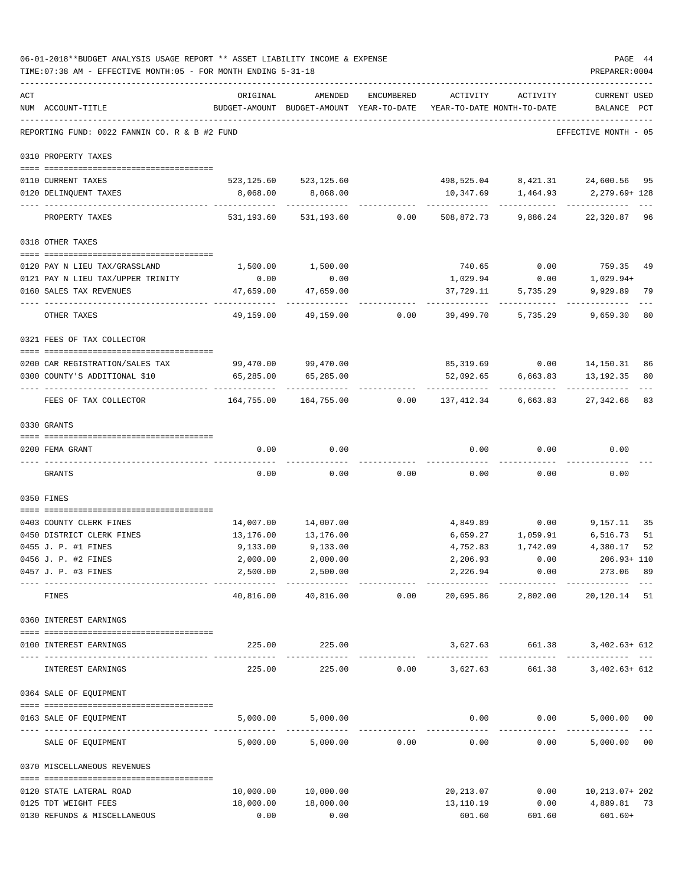06-01-2018**BUDGET ANALYSIS USAGE REPORT ** ASSET LIABILITY INCOME & EXPENSE

TIME:07:38 AM - EFFECTIVE MONTH:05 - FOR MONTH ENDING 5-31-18

PREPARER:0004

| ACT NUM | ACCOUNT-TITLE | ORIGINAL BUDGET-AMOUNT | AMENDED BUDGET-AMOUNT | ENCUMBERED YEAR-TO-DATE | ACTIVITY YEAR-TO-DATE | ACTIVITY MONTH-TO-DATE | CURRENT USED BALANCE | PCT |
|---|---|---|---|---|---|---|---|---|
| | REPORTING FUND: 0022 FANNIN CO. R & B #2 FUND | | | | | | EFFECTIVE MONTH - 05 | |
| | **0310 PROPERTY TAXES** | | | | | | | |
| 0110 | CURRENT TAXES | 523,125.60 | 523,125.60 | | 498,525.04 | 8,421.31 | 24,600.56 | 95 |
| 0120 | DELINQUENT TAXES | 8,068.00 | 8,068.00 | | 10,347.69 | 1,464.93 | 2,279.69+ | 128 |
| | PROPERTY TAXES | 531,193.60 | 531,193.60 | 0.00 | 508,872.73 | 9,886.24 | 22,320.87 | 96 |
| | **0318 OTHER TAXES** | | | | | | | |
| 0120 | PAY N LIEU TAX/GRASSLAND | 1,500.00 | 1,500.00 | | 740.65 | 0.00 | 759.35 | 49 |
| 0121 | PAY N LIEU TAX/UPPER TRINITY | 0.00 | 0.00 | | 1,029.94 | 0.00 | 1,029.94+ | |
| 0160 | SALES TAX REVENUES | 47,659.00 | 47,659.00 | | 37,729.11 | 5,735.29 | 9,929.89 | 79 |
| | OTHER TAXES | 49,159.00 | 49,159.00 | 0.00 | 39,499.70 | 5,735.29 | 9,659.30 | 80 |
| | **0321 FEES OF TAX COLLECTOR** | | | | | | | |
| 0200 | CAR REGISTRATION/SALES TAX | 99,470.00 | 99,470.00 | | 85,319.69 | 0.00 | 14,150.31 | 86 |
| 0300 | COUNTY'S ADDITIONAL $10 | 65,285.00 | 65,285.00 | | 52,092.65 | 6,663.83 | 13,192.35 | 80 |
| | FEES OF TAX COLLECTOR | 164,755.00 | 164,755.00 | 0.00 | 137,412.34 | 6,663.83 | 27,342.66 | 83 |
| | **0330 GRANTS** | | | | | | | |
| 0200 | FEMA GRANT | 0.00 | 0.00 | | 0.00 | 0.00 | 0.00 | |
| | GRANTS | 0.00 | 0.00 | 0.00 | 0.00 | 0.00 | 0.00 | |
| | **0350 FINES** | | | | | | | |
| 0403 | COUNTY CLERK FINES | 14,007.00 | 14,007.00 | | 4,849.89 | 0.00 | 9,157.11 | 35 |
| 0450 | DISTRICT CLERK FINES | 13,176.00 | 13,176.00 | | 6,659.27 | 1,059.91 | 6,516.73 | 51 |
| 0455 | J. P. #1 FINES | 9,133.00 | 9,133.00 | | 4,752.83 | 1,742.09 | 4,380.17 | 52 |
| 0456 | J. P. #2 FINES | 2,000.00 | 2,000.00 | | 2,206.93 | 0.00 | 206.93+ | 110 |
| 0457 | J. P. #3 FINES | 2,500.00 | 2,500.00 | | 2,226.94 | 0.00 | 273.06 | 89 |
| | FINES | 40,816.00 | 40,816.00 | 0.00 | 20,695.86 | 2,802.00 | 20,120.14 | 51 |
| | **0360 INTEREST EARNINGS** | | | | | | | |
| 0100 | INTEREST EARNINGS | 225.00 | 225.00 | | 3,627.63 | 661.38 | 3,402.63+ | 612 |
| | INTEREST EARNINGS | 225.00 | 225.00 | 0.00 | 3,627.63 | 661.38 | 3,402.63+ | 612 |
| | **0364 SALE OF EQUIPMENT** | | | | | | | |
| 0163 | SALE OF EQUIPMENT | 5,000.00 | 5,000.00 | | 0.00 | 0.00 | 5,000.00 | 00 |
| | SALE OF EQUIPMENT | 5,000.00 | 5,000.00 | 0.00 | 0.00 | 0.00 | 5,000.00 | 00 |
| | **0370 MISCELLANEOUS REVENUES** | | | | | | | |
| 0120 | STATE LATERAL ROAD | 10,000.00 | 10,000.00 | | 20,213.07 | 0.00 | 10,213.07+ | 202 |
| 0125 | TDT WEIGHT FEES | 18,000.00 | 18,000.00 | | 13,110.19 | 0.00 | 4,889.81 | 73 |
| 0130 | REFUNDS & MISCELLANEOUS | 0.00 | 0.00 | | 601.60 | 601.60 | 601.60+ | |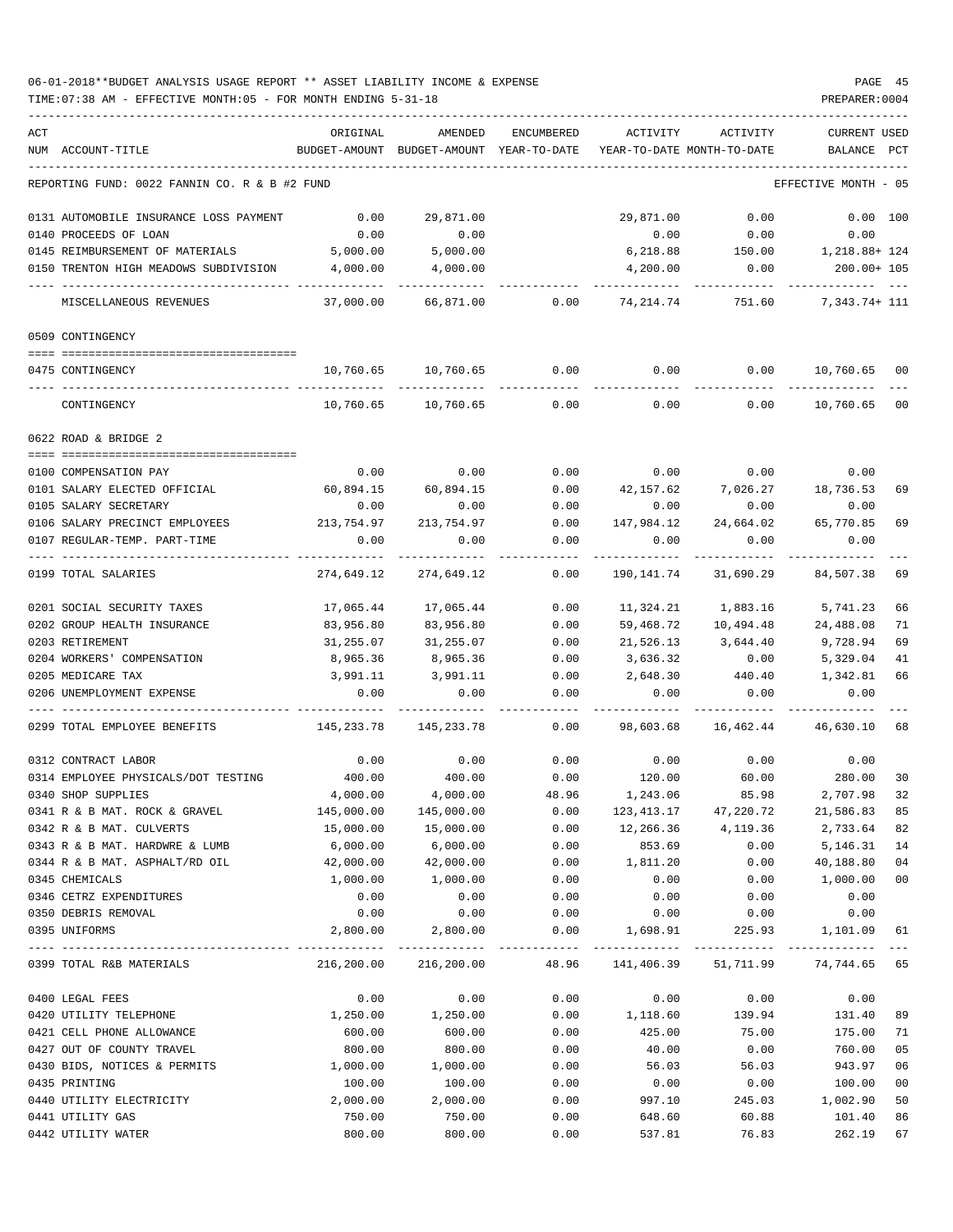06-01-2018**BUDGET ANALYSIS USAGE REPORT ** ASSET LIABILITY INCOME & EXPENSE

TIME:07:38 AM - EFFECTIVE MONTH:05 - FOR MONTH ENDING 5-31-18

REPORTING FUND: 0022 FANNIN CO. R & B #2 FUND — EFFECTIVE MONTH - 05

| ACT NUM | ACCOUNT-TITLE | ORIGINAL BUDGET-AMOUNT | AMENDED BUDGET-AMOUNT | ENCUMBERED YEAR-TO-DATE | ACTIVITY YEAR-TO-DATE | ACTIVITY MONTH-TO-DATE | CURRENT USED BALANCE | PCT |
|---|---|---|---|---|---|---|---|---|
| 0131 | AUTOMOBILE INSURANCE LOSS PAYMENT | 0.00 | 29,871.00 | | 29,871.00 | 0.00 | 0.00 | 100 |
| 0140 | PROCEEDS OF LOAN | 0.00 | 0.00 | | 0.00 | 0.00 | 0.00 | |
| 0145 | REIMBURSEMENT OF MATERIALS | 5,000.00 | 5,000.00 | | 6,218.88 | 150.00 | 1,218.88+ | 124 |
| 0150 | TRENTON HIGH MEADOWS SUBDIVISION | 4,000.00 | 4,000.00 | | 4,200.00 | 0.00 | 200.00+ | 105 |
| | MISCELLANEOUS REVENUES | 37,000.00 | 66,871.00 | 0.00 | 74,214.74 | 751.60 | 7,343.74+ | 111 |
| | **0509 CONTINGENCY** | | | | | | | |
| 0475 | CONTINGENCY | 10,760.65 | 10,760.65 | 0.00 | 0.00 | 0.00 | 10,760.65 | 00 |
| | CONTINGENCY | 10,760.65 | 10,760.65 | 0.00 | 0.00 | 0.00 | 10,760.65 | 00 |
| | **0622 ROAD & BRIDGE 2** | | | | | | | |
| 0100 | COMPENSATION PAY | 0.00 | 0.00 | 0.00 | 0.00 | 0.00 | 0.00 | |
| 0101 | SALARY ELECTED OFFICIAL | 60,894.15 | 60,894.15 | 0.00 | 42,157.62 | 7,026.27 | 18,736.53 | 69 |
| 0105 | SALARY SECRETARY | 0.00 | 0.00 | 0.00 | 0.00 | 0.00 | 0.00 | |
| 0106 | SALARY PRECINCT EMPLOYEES | 213,754.97 | 213,754.97 | 0.00 | 147,984.12 | 24,664.02 | 65,770.85 | 69 |
| 0107 | REGULAR-TEMP. PART-TIME | 0.00 | 0.00 | 0.00 | 0.00 | 0.00 | 0.00 | |
| 0199 | TOTAL SALARIES | 274,649.12 | 274,649.12 | 0.00 | 190,141.74 | 31,690.29 | 84,507.38 | 69 |
| 0201 | SOCIAL SECURITY TAXES | 17,065.44 | 17,065.44 | 0.00 | 11,324.21 | 1,883.16 | 5,741.23 | 66 |
| 0202 | GROUP HEALTH INSURANCE | 83,956.80 | 83,956.80 | 0.00 | 59,468.72 | 10,494.48 | 24,488.08 | 71 |
| 0203 | RETIREMENT | 31,255.07 | 31,255.07 | 0.00 | 21,526.13 | 3,644.40 | 9,728.94 | 69 |
| 0204 | WORKERS' COMPENSATION | 8,965.36 | 8,965.36 | 0.00 | 3,636.32 | 0.00 | 5,329.04 | 41 |
| 0205 | MEDICARE TAX | 3,991.11 | 3,991.11 | 0.00 | 2,648.30 | 440.40 | 1,342.81 | 66 |
| 0206 | UNEMPLOYMENT EXPENSE | 0.00 | 0.00 | 0.00 | 0.00 | 0.00 | 0.00 | |
| 0299 | TOTAL EMPLOYEE BENEFITS | 145,233.78 | 145,233.78 | 0.00 | 98,603.68 | 16,462.44 | 46,630.10 | 68 |
| 0312 | CONTRACT LABOR | 0.00 | 0.00 | 0.00 | 0.00 | 0.00 | 0.00 | |
| 0314 | EMPLOYEE PHYSICALS/DOT TESTING | 400.00 | 400.00 | 0.00 | 120.00 | 60.00 | 280.00 | 30 |
| 0340 | SHOP SUPPLIES | 4,000.00 | 4,000.00 | 48.96 | 1,243.06 | 85.98 | 2,707.98 | 32 |
| 0341 | R & B MAT. ROCK & GRAVEL | 145,000.00 | 145,000.00 | 0.00 | 123,413.17 | 47,220.72 | 21,586.83 | 85 |
| 0342 | R & B MAT. CULVERTS | 15,000.00 | 15,000.00 | 0.00 | 12,266.36 | 4,119.36 | 2,733.64 | 82 |
| 0343 | R & B MAT. HARDWRE & LUMB | 6,000.00 | 6,000.00 | 0.00 | 853.69 | 0.00 | 5,146.31 | 14 |
| 0344 | R & B MAT. ASPHALT/RD OIL | 42,000.00 | 42,000.00 | 0.00 | 1,811.20 | 0.00 | 40,188.80 | 04 |
| 0345 | CHEMICALS | 1,000.00 | 1,000.00 | 0.00 | 0.00 | 0.00 | 1,000.00 | 00 |
| 0346 | CETRZ EXPENDITURES | 0.00 | 0.00 | 0.00 | 0.00 | 0.00 | 0.00 | |
| 0350 | DEBRIS REMOVAL | 0.00 | 0.00 | 0.00 | 0.00 | 0.00 | 0.00 | |
| 0395 | UNIFORMS | 2,800.00 | 2,800.00 | 0.00 | 1,698.91 | 225.93 | 1,101.09 | 61 |
| 0399 | TOTAL R&B MATERIALS | 216,200.00 | 216,200.00 | 48.96 | 141,406.39 | 51,711.99 | 74,744.65 | 65 |
| 0400 | LEGAL FEES | 0.00 | 0.00 | 0.00 | 0.00 | 0.00 | 0.00 | |
| 0420 | UTILITY TELEPHONE | 1,250.00 | 1,250.00 | 0.00 | 1,118.60 | 139.94 | 131.40 | 89 |
| 0421 | CELL PHONE ALLOWANCE | 600.00 | 600.00 | 0.00 | 425.00 | 75.00 | 175.00 | 71 |
| 0427 | OUT OF COUNTY TRAVEL | 800.00 | 800.00 | 0.00 | 40.00 | 0.00 | 760.00 | 05 |
| 0430 | BIDS, NOTICES & PERMITS | 1,000.00 | 1,000.00 | 0.00 | 56.03 | 56.03 | 943.97 | 06 |
| 0435 | PRINTING | 100.00 | 100.00 | 0.00 | 0.00 | 0.00 | 100.00 | 00 |
| 0440 | UTILITY ELECTRICITY | 2,000.00 | 2,000.00 | 0.00 | 997.10 | 245.03 | 1,002.90 | 50 |
| 0441 | UTILITY GAS | 750.00 | 750.00 | 0.00 | 648.60 | 60.88 | 101.40 | 86 |
| 0442 | UTILITY WATER | 800.00 | 800.00 | 0.00 | 537.81 | 76.83 | 262.19 | 67 |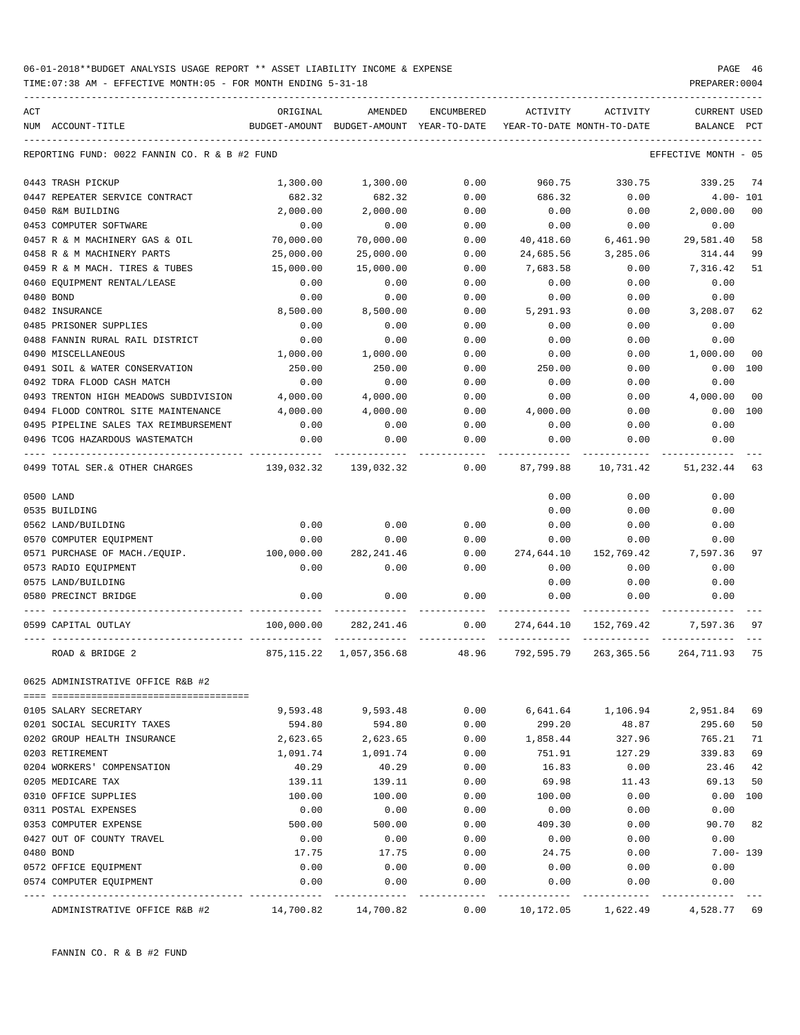06-01-2018**BUDGET ANALYSIS USAGE REPORT ** ASSET LIABILITY INCOME & EXPENSE

TIME:07:38 AM - EFFECTIVE MONTH:05 - FOR MONTH ENDING 5-31-18

REPORTING FUND: 0022 FANNIN CO. R & B #2 FUND — EFFECTIVE MONTH - 05

| ACT NUM | ACCOUNT-TITLE | ORIGINAL BUDGET-AMOUNT | AMENDED BUDGET-AMOUNT | ENCUMBERED YEAR-TO-DATE | ACTIVITY YEAR-TO-DATE | ACTIVITY MONTH-TO-DATE | CURRENT BALANCE | USED PCT |
|---|---|---|---|---|---|---|---|---|
| 0443 | TRASH PICKUP | 1,300.00 | 1,300.00 | 0.00 | 960.75 | 330.75 | 339.25 | 74 |
| 0447 | REPEATER SERVICE CONTRACT | 682.32 | 682.32 | 0.00 | 686.32 | 0.00 | 4.00- | 101 |
| 0450 | R&M BUILDING | 2,000.00 | 2,000.00 | 0.00 | 0.00 | 0.00 | 2,000.00 | 00 |
| 0453 | COMPUTER SOFTWARE | 0.00 | 0.00 | 0.00 | 0.00 | 0.00 | 0.00 | |
| 0457 | R & M MACHINERY GAS & OIL | 70,000.00 | 70,000.00 | 0.00 | 40,418.60 | 6,461.90 | 29,581.40 | 58 |
| 0458 | R & M MACHINERY PARTS | 25,000.00 | 25,000.00 | 0.00 | 24,685.56 | 3,285.06 | 314.44 | 99 |
| 0459 | R & M MACH. TIRES & TUBES | 15,000.00 | 15,000.00 | 0.00 | 7,683.58 | 0.00 | 7,316.42 | 51 |
| 0460 | EQUIPMENT RENTAL/LEASE | 0.00 | 0.00 | 0.00 | 0.00 | 0.00 | 0.00 | |
| 0480 | BOND | 0.00 | 0.00 | 0.00 | 0.00 | 0.00 | 0.00 | |
| 0482 | INSURANCE | 8,500.00 | 8,500.00 | 0.00 | 5,291.93 | 0.00 | 3,208.07 | 62 |
| 0485 | PRISONER SUPPLIES | 0.00 | 0.00 | 0.00 | 0.00 | 0.00 | 0.00 | |
| 0488 | FANNIN RURAL RAIL DISTRICT | 0.00 | 0.00 | 0.00 | 0.00 | 0.00 | 0.00 | |
| 0490 | MISCELLANEOUS | 1,000.00 | 1,000.00 | 0.00 | 0.00 | 0.00 | 1,000.00 | 00 |
| 0491 | SOIL & WATER CONSERVATION | 250.00 | 250.00 | 0.00 | 250.00 | 0.00 | 0.00 | 100 |
| 0492 | TDRA FLOOD CASH MATCH | 0.00 | 0.00 | 0.00 | 0.00 | 0.00 | 0.00 | |
| 0493 | TRENTON HIGH MEADOWS SUBDIVISION | 4,000.00 | 4,000.00 | 0.00 | 0.00 | 0.00 | 4,000.00 | 00 |
| 0494 | FLOOD CONTROL SITE MAINTENANCE | 4,000.00 | 4,000.00 | 0.00 | 4,000.00 | 0.00 | 0.00 | 100 |
| 0495 | PIPELINE SALES TAX REIMBURSEMENT | 0.00 | 0.00 | 0.00 | 0.00 | 0.00 | 0.00 | |
| 0496 | TCOG HAZARDOUS WASTEMATCH | 0.00 | 0.00 | 0.00 | 0.00 | 0.00 | 0.00 | |
| 0499 | TOTAL SER.& OTHER CHARGES | 139,032.32 | 139,032.32 | 0.00 | 87,799.88 | 10,731.42 | 51,232.44 | 63 |
| 0500 | LAND | | | | 0.00 | 0.00 | 0.00 | |
| 0535 | BUILDING | | | | 0.00 | 0.00 | 0.00 | |
| 0562 | LAND/BUILDING | 0.00 | 0.00 | 0.00 | 0.00 | 0.00 | 0.00 | |
| 0570 | COMPUTER EQUIPMENT | 0.00 | 0.00 | 0.00 | 0.00 | 0.00 | 0.00 | |
| 0571 | PURCHASE OF MACH./EQUIP. | 100,000.00 | 282,241.46 | 0.00 | 274,644.10 | 152,769.42 | 7,597.36 | 97 |
| 0573 | RADIO EQUIPMENT | 0.00 | 0.00 | 0.00 | 0.00 | 0.00 | 0.00 | |
| 0575 | LAND/BUILDING | | | | 0.00 | 0.00 | 0.00 | |
| 0580 | PRECINCT BRIDGE | 0.00 | 0.00 | 0.00 | 0.00 | 0.00 | 0.00 | |
| 0599 | CAPITAL OUTLAY | 100,000.00 | 282,241.46 | 0.00 | 274,644.10 | 152,769.42 | 7,597.36 | 97 |
| | ROAD & BRIDGE 2 | 875,115.22 | 1,057,356.68 | 48.96 | 792,595.79 | 263,365.56 | 264,711.93 | 75 |

0625 ADMINISTRATIVE OFFICE R&B #2

| ACT NUM | ACCOUNT-TITLE | ORIGINAL BUDGET-AMOUNT | AMENDED BUDGET-AMOUNT | ENCUMBERED YEAR-TO-DATE | ACTIVITY YEAR-TO-DATE | ACTIVITY MONTH-TO-DATE | CURRENT BALANCE | USED PCT |
|---|---|---|---|---|---|---|---|---|
| 0105 | SALARY SECRETARY | 9,593.48 | 9,593.48 | 0.00 | 6,641.64 | 1,106.94 | 2,951.84 | 69 |
| 0201 | SOCIAL SECURITY TAXES | 594.80 | 594.80 | 0.00 | 299.20 | 48.87 | 295.60 | 50 |
| 0202 | GROUP HEALTH INSURANCE | 2,623.65 | 2,623.65 | 0.00 | 1,858.44 | 327.96 | 765.21 | 71 |
| 0203 | RETIREMENT | 1,091.74 | 1,091.74 | 0.00 | 751.91 | 127.29 | 339.83 | 69 |
| 0204 | WORKERS' COMPENSATION | 40.29 | 40.29 | 0.00 | 16.83 | 0.00 | 23.46 | 42 |
| 0205 | MEDICARE TAX | 139.11 | 139.11 | 0.00 | 69.98 | 11.43 | 69.13 | 50 |
| 0310 | OFFICE SUPPLIES | 100.00 | 100.00 | 0.00 | 100.00 | 0.00 | 0.00 | 100 |
| 0311 | POSTAL EXPENSES | 0.00 | 0.00 | 0.00 | 0.00 | 0.00 | 0.00 | |
| 0353 | COMPUTER EXPENSE | 500.00 | 500.00 | 0.00 | 409.30 | 0.00 | 90.70 | 82 |
| 0427 | OUT OF COUNTY TRAVEL | 0.00 | 0.00 | 0.00 | 0.00 | 0.00 | 0.00 | |
| 0480 | BOND | 17.75 | 17.75 | 0.00 | 24.75 | 0.00 | 7.00- | 139 |
| 0572 | OFFICE EQUIPMENT | 0.00 | 0.00 | 0.00 | 0.00 | 0.00 | 0.00 | |
| 0574 | COMPUTER EQUIPMENT | 0.00 | 0.00 | 0.00 | 0.00 | 0.00 | 0.00 | |
| | ADMINISTRATIVE OFFICE R&B #2 | 14,700.82 | 14,700.82 | 0.00 | 10,172.05 | 1,622.49 | 4,528.77 | 69 |

FANNIN CO. R & B #2 FUND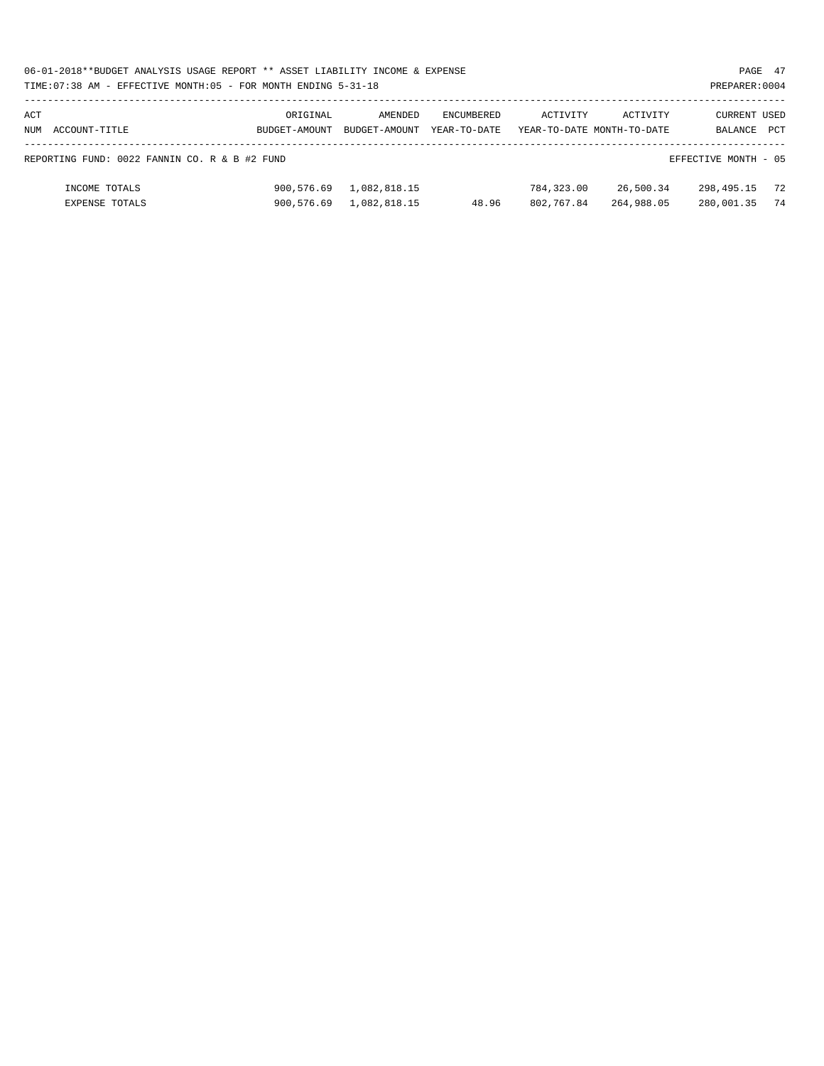| ACT NUM | ACCOUNT-TITLE | ORIGINAL BUDGET-AMOUNT | AMENDED BUDGET-AMOUNT | ENCUMBERED YEAR-TO-DATE | ACTIVITY YEAR-TO-DATE | ACTIVITY MONTH-TO-DATE | CURRENT BALANCE | USED PCT |
|---|---|---|---|---|---|---|---|---|
| | REPORTING FUND: 0022 FANNIN CO. R & B #2 FUND | | | | | | EFFECTIVE MONTH - 05 | |
| | INCOME TOTALS | 900,576.69 | 1,082,818.15 | | 784,323.00 | 26,500.34 | 298,495.15 | 72 |
| | EXPENSE TOTALS | 900,576.69 | 1,082,818.15 | 48.96 | 802,767.84 | 264,988.05 | 280,001.35 | 74 |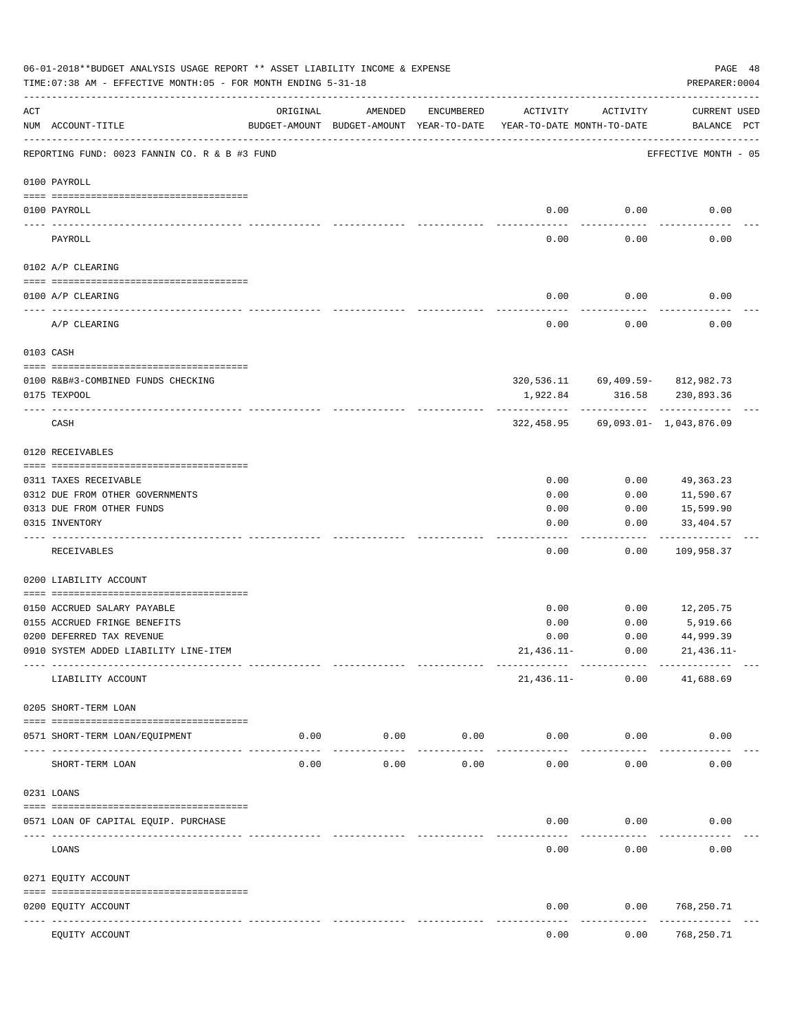06-01-2018**BUDGET ANALYSIS USAGE REPORT ** ASSET LIABILITY INCOME & EXPENSE

TIME:07:38 AM - EFFECTIVE MONTH:05 - FOR MONTH ENDING 5-31-18

PREPARER:0004

REPORTING FUND: 0023 FANNIN CO. R & B #3 FUND — EFFECTIVE MONTH - 05

| ACT NUM | ACCOUNT-TITLE | ORIGINAL BUDGET-AMOUNT | AMENDED BUDGET-AMOUNT | ENCUMBERED YEAR-TO-DATE | ACTIVITY YEAR-TO-DATE | ACTIVITY MONTH-TO-DATE | CURRENT USED BALANCE | PCT |
|---|---|---|---|---|---|---|---|---|
| | **0100 PAYROLL** | | | | | | | |
| 0100 | PAYROLL | | | | 0.00 | 0.00 | 0.00 | |
| | PAYROLL | | | | 0.00 | 0.00 | 0.00 | |
| | **0102 A/P CLEARING** | | | | | | | |
| 0100 | A/P CLEARING | | | | 0.00 | 0.00 | 0.00 | |
| | A/P CLEARING | | | | 0.00 | 0.00 | 0.00 | |
| | **0103 CASH** | | | | | | | |
| 0100 | R&B#3-COMBINED FUNDS CHECKING | | | | 320,536.11 | 69,409.59- | 812,982.73 | |
| 0175 | TEXPOOL | | | | 1,922.84 | 316.58 | 230,893.36 | |
| | CASH | | | | 322,458.95 | 69,093.01- | 1,043,876.09 | |
| | **0120 RECEIVABLES** | | | | | | | |
| 0311 | TAXES RECEIVABLE | | | | 0.00 | 0.00 | 49,363.23 | |
| 0312 | DUE FROM OTHER GOVERNMENTS | | | | 0.00 | 0.00 | 11,590.67 | |
| 0313 | DUE FROM OTHER FUNDS | | | | 0.00 | 0.00 | 15,599.90 | |
| 0315 | INVENTORY | | | | 0.00 | 0.00 | 33,404.57 | |
| | RECEIVABLES | | | | 0.00 | 0.00 | 109,958.37 | |
| | **0200 LIABILITY ACCOUNT** | | | | | | | |
| 0150 | ACCRUED SALARY PAYABLE | | | | 0.00 | 0.00 | 12,205.75 | |
| 0155 | ACCRUED FRINGE BENEFITS | | | | 0.00 | 0.00 | 5,919.66 | |
| 0200 | DEFERRED TAX REVENUE | | | | 0.00 | 0.00 | 44,999.39 | |
| 0910 | SYSTEM ADDED LIABILITY LINE-ITEM | | | | 21,436.11- | 0.00 | 21,436.11- | |
| | LIABILITY ACCOUNT | | | | 21,436.11- | 0.00 | 41,688.69 | |
| | **0205 SHORT-TERM LOAN** | | | | | | | |
| 0571 | SHORT-TERM LOAN/EQUIPMENT | 0.00 | 0.00 | 0.00 | 0.00 | 0.00 | 0.00 | |
| | SHORT-TERM LOAN | 0.00 | 0.00 | 0.00 | 0.00 | 0.00 | 0.00 | |
| | **0231 LOANS** | | | | | | | |
| 0571 | LOAN OF CAPITAL EQUIP. PURCHASE | | | | 0.00 | 0.00 | 0.00 | |
| | LOANS | | | | 0.00 | 0.00 | 0.00 | |
| | **0271 EQUITY ACCOUNT** | | | | | | | |
| 0200 | EQUITY ACCOUNT | | | | 0.00 | 0.00 | 768,250.71 | |
| | EQUITY ACCOUNT | | | | 0.00 | 0.00 | 768,250.71 | |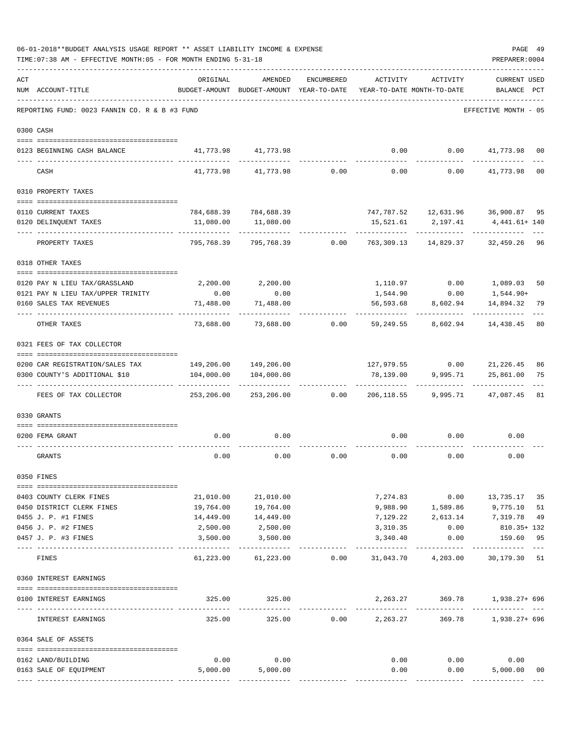06-01-2018**BUDGET ANALYSIS USAGE REPORT ** ASSET LIABILITY INCOME & EXPENSE

TIME:07:38 AM - EFFECTIVE MONTH:05 - FOR MONTH ENDING 5-31-18

PREPARER:0004

REPORTING FUND: 0023 FANNIN CO. R & B #3 FUND — EFFECTIVE MONTH - 05

| ACT NUM | ACCOUNT-TITLE | ORIGINAL BUDGET-AMOUNT | AMENDED BUDGET-AMOUNT | ENCUMBERED YEAR-TO-DATE | ACTIVITY YEAR-TO-DATE | ACTIVITY MONTH-TO-DATE | CURRENT BALANCE | USED PCT |
|---|---|---|---|---|---|---|---|---|
| **0300** | **CASH** | | | | | | | |
| 0123 | BEGINNING CASH BALANCE | 41,773.98 | 41,773.98 | | 0.00 | 0.00 | 41,773.98 | 00 |
| | CASH | 41,773.98 | 41,773.98 | 0.00 | 0.00 | 0.00 | 41,773.98 | 00 |
| **0310** | **PROPERTY TAXES** | | | | | | | |
| 0110 | CURRENT TAXES | 784,688.39 | 784,688.39 | | 747,787.52 | 12,631.96 | 36,900.87 | 95 |
| 0120 | DELINQUENT TAXES | 11,080.00 | 11,080.00 | | 15,521.61 | 2,197.41 | 4,441.61+ | 140 |
| | PROPERTY TAXES | 795,768.39 | 795,768.39 | 0.00 | 763,309.13 | 14,829.37 | 32,459.26 | 96 |
| **0318** | **OTHER TAXES** | | | | | | | |
| 0120 | PAY N LIEU TAX/GRASSLAND | 2,200.00 | 2,200.00 | | 1,110.97 | 0.00 | 1,089.03 | 50 |
| 0121 | PAY N LIEU TAX/UPPER TRINITY | 0.00 | 0.00 | | 1,544.90 | 0.00 | 1,544.90+ | |
| 0160 | SALES TAX REVENUES | 71,488.00 | 71,488.00 | | 56,593.68 | 8,602.94 | 14,894.32 | 79 |
| | OTHER TAXES | 73,688.00 | 73,688.00 | 0.00 | 59,249.55 | 8,602.94 | 14,438.45 | 80 |
| **0321** | **FEES OF TAX COLLECTOR** | | | | | | | |
| 0200 | CAR REGISTRATION/SALES TAX | 149,206.00 | 149,206.00 | | 127,979.55 | 0.00 | 21,226.45 | 86 |
| 0300 | COUNTY'S ADDITIONAL $10 | 104,000.00 | 104,000.00 | | 78,139.00 | 9,995.71 | 25,861.00 | 75 |
| | FEES OF TAX COLLECTOR | 253,206.00 | 253,206.00 | 0.00 | 206,118.55 | 9,995.71 | 47,087.45 | 81 |
| **0330** | **GRANTS** | | | | | | | |
| 0200 | FEMA GRANT | 0.00 | 0.00 | | 0.00 | 0.00 | 0.00 | |
| | GRANTS | 0.00 | 0.00 | 0.00 | 0.00 | 0.00 | 0.00 | |
| **0350** | **FINES** | | | | | | | |
| 0403 | COUNTY CLERK FINES | 21,010.00 | 21,010.00 | | 7,274.83 | 0.00 | 13,735.17 | 35 |
| 0450 | DISTRICT CLERK FINES | 19,764.00 | 19,764.00 | | 9,988.90 | 1,589.86 | 9,775.10 | 51 |
| 0455 | J. P. #1 FINES | 14,449.00 | 14,449.00 | | 7,129.22 | 2,613.14 | 7,319.78 | 49 |
| 0456 | J. P. #2 FINES | 2,500.00 | 2,500.00 | | 3,310.35 | 0.00 | 810.35+ | 132 |
| 0457 | J. P. #3 FINES | 3,500.00 | 3,500.00 | | 3,340.40 | 0.00 | 159.60 | 95 |
| | FINES | 61,223.00 | 61,223.00 | 0.00 | 31,043.70 | 4,203.00 | 30,179.30 | 51 |
| **0360** | **INTEREST EARNINGS** | | | | | | | |
| 0100 | INTEREST EARNINGS | 325.00 | 325.00 | | 2,263.27 | 369.78 | 1,938.27+ | 696 |
| | INTEREST EARNINGS | 325.00 | 325.00 | 0.00 | 2,263.27 | 369.78 | 1,938.27+ | 696 |
| **0364** | **SALE OF ASSETS** | | | | | | | |
| 0162 | LAND/BUILDING | 0.00 | 0.00 | | 0.00 | 0.00 | 0.00 | |
| 0163 | SALE OF EQUIPMENT | 5,000.00 | 5,000.00 | | 0.00 | 0.00 | 5,000.00 | 00 |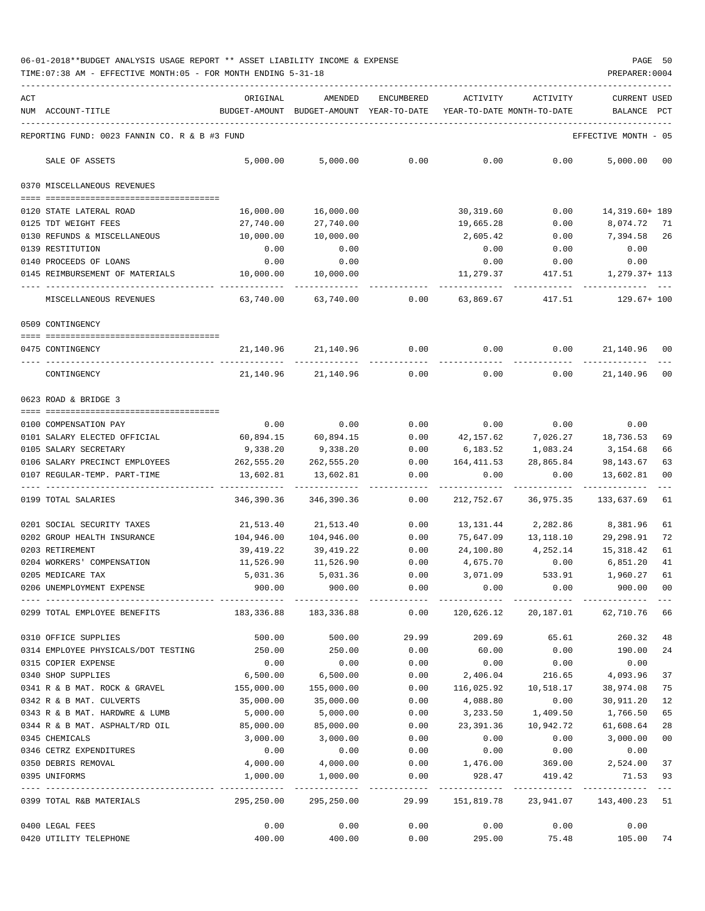06-01-2018**BUDGET ANALYSIS USAGE REPORT ** ASSET LIABILITY INCOME & EXPENSE

TIME:07:38 AM - EFFECTIVE MONTH:05 - FOR MONTH ENDING 5-31-18

PREPARER:0004

REPORTING FUND: 0023 FANNIN CO. R & B #3 FUND — EFFECTIVE MONTH - 05

| ACT NUM | ACCOUNT-TITLE | ORIGINAL BUDGET-AMOUNT | AMENDED BUDGET-AMOUNT | ENCUMBERED YEAR-TO-DATE | ACTIVITY YEAR-TO-DATE | ACTIVITY MONTH-TO-DATE | CURRENT BALANCE | USED PCT |
|---|---|---|---|---|---|---|---|---|
| | SALE OF ASSETS | 5,000.00 | 5,000.00 | 0.00 | 0.00 | 0.00 | 5,000.00 | 00 |
| | **0370 MISCELLANEOUS REVENUES** | | | | | | | |
| 0120 | STATE LATERAL ROAD | 16,000.00 | 16,000.00 | | 30,319.60 | 0.00 | 14,319.60+ | 189 |
| 0125 | TDT WEIGHT FEES | 27,740.00 | 27,740.00 | | 19,665.28 | 0.00 | 8,074.72 | 71 |
| 0130 | REFUNDS & MISCELLANEOUS | 10,000.00 | 10,000.00 | | 2,605.42 | 0.00 | 7,394.58 | 26 |
| 0139 | RESTITUTION | 0.00 | 0.00 | | 0.00 | 0.00 | 0.00 | |
| 0140 | PROCEEDS OF LOANS | 0.00 | 0.00 | | 0.00 | 0.00 | 0.00 | |
| 0145 | REIMBURSEMENT OF MATERIALS | 10,000.00 | 10,000.00 | | 11,279.37 | 417.51 | 1,279.37+ | 113 |
| | MISCELLANEOUS REVENUES | 63,740.00 | 63,740.00 | 0.00 | 63,869.67 | 417.51 | 129.67+ | 100 |
| | **0509 CONTINGENCY** | | | | | | | |
| 0475 | CONTINGENCY | 21,140.96 | 21,140.96 | 0.00 | 0.00 | 0.00 | 21,140.96 | 00 |
| | CONTINGENCY | 21,140.96 | 21,140.96 | 0.00 | 0.00 | 0.00 | 21,140.96 | 00 |
| | **0623 ROAD & BRIDGE 3** | | | | | | | |
| 0100 | COMPENSATION PAY | 0.00 | 0.00 | 0.00 | 0.00 | 0.00 | 0.00 | |
| 0101 | SALARY ELECTED OFFICIAL | 60,894.15 | 60,894.15 | 0.00 | 42,157.62 | 7,026.27 | 18,736.53 | 69 |
| 0105 | SALARY SECRETARY | 9,338.20 | 9,338.20 | 0.00 | 6,183.52 | 1,083.24 | 3,154.68 | 66 |
| 0106 | SALARY PRECINCT EMPLOYEES | 262,555.20 | 262,555.20 | 0.00 | 164,411.53 | 28,865.84 | 98,143.67 | 63 |
| 0107 | REGULAR-TEMP. PART-TIME | 13,602.81 | 13,602.81 | 0.00 | 0.00 | 0.00 | 13,602.81 | 00 |
| 0199 | TOTAL SALARIES | 346,390.36 | 346,390.36 | 0.00 | 212,752.67 | 36,975.35 | 133,637.69 | 61 |
| 0201 | SOCIAL SECURITY TAXES | 21,513.40 | 21,513.40 | 0.00 | 13,131.44 | 2,282.86 | 8,381.96 | 61 |
| 0202 | GROUP HEALTH INSURANCE | 104,946.00 | 104,946.00 | 0.00 | 75,647.09 | 13,118.10 | 29,298.91 | 72 |
| 0203 | RETIREMENT | 39,419.22 | 39,419.22 | 0.00 | 24,100.80 | 4,252.14 | 15,318.42 | 61 |
| 0204 | WORKERS' COMPENSATION | 11,526.90 | 11,526.90 | 0.00 | 4,675.70 | 0.00 | 6,851.20 | 41 |
| 0205 | MEDICARE TAX | 5,031.36 | 5,031.36 | 0.00 | 3,071.09 | 533.91 | 1,960.27 | 61 |
| 0206 | UNEMPLOYMENT EXPENSE | 900.00 | 900.00 | 0.00 | 0.00 | 0.00 | 900.00 | 00 |
| 0299 | TOTAL EMPLOYEE BENEFITS | 183,336.88 | 183,336.88 | 0.00 | 120,626.12 | 20,187.01 | 62,710.76 | 66 |
| 0310 | OFFICE SUPPLIES | 500.00 | 500.00 | 29.99 | 209.69 | 65.61 | 260.32 | 48 |
| 0314 | EMPLOYEE PHYSICALS/DOT TESTING | 250.00 | 250.00 | 0.00 | 60.00 | 0.00 | 190.00 | 24 |
| 0315 | COPIER EXPENSE | 0.00 | 0.00 | 0.00 | 0.00 | 0.00 | 0.00 | |
| 0340 | SHOP SUPPLIES | 6,500.00 | 6,500.00 | 0.00 | 2,406.04 | 216.65 | 4,093.96 | 37 |
| 0341 | R & B MAT. ROCK & GRAVEL | 155,000.00 | 155,000.00 | 0.00 | 116,025.92 | 10,518.17 | 38,974.08 | 75 |
| 0342 | R & B MAT. CULVERTS | 35,000.00 | 35,000.00 | 0.00 | 4,088.80 | 0.00 | 30,911.20 | 12 |
| 0343 | R & B MAT. HARDWRE & LUMB | 5,000.00 | 5,000.00 | 0.00 | 3,233.50 | 1,409.50 | 1,766.50 | 65 |
| 0344 | R & B MAT. ASPHALT/RD OIL | 85,000.00 | 85,000.00 | 0.00 | 23,391.36 | 10,942.72 | 61,608.64 | 28 |
| 0345 | CHEMICALS | 3,000.00 | 3,000.00 | 0.00 | 0.00 | 0.00 | 3,000.00 | 00 |
| 0346 | CETRZ EXPENDITURES | 0.00 | 0.00 | 0.00 | 0.00 | 0.00 | 0.00 | |
| 0350 | DEBRIS REMOVAL | 4,000.00 | 4,000.00 | 0.00 | 1,476.00 | 369.00 | 2,524.00 | 37 |
| 0395 | UNIFORMS | 1,000.00 | 1,000.00 | 0.00 | 928.47 | 419.42 | 71.53 | 93 |
| 0399 | TOTAL R&B MATERIALS | 295,250.00 | 295,250.00 | 29.99 | 151,819.78 | 23,941.07 | 143,400.23 | 51 |
| 0400 | LEGAL FEES | 0.00 | 0.00 | 0.00 | 0.00 | 0.00 | 0.00 | |
| 0420 | UTILITY TELEPHONE | 400.00 | 400.00 | 0.00 | 295.00 | 75.48 | 105.00 | 74 |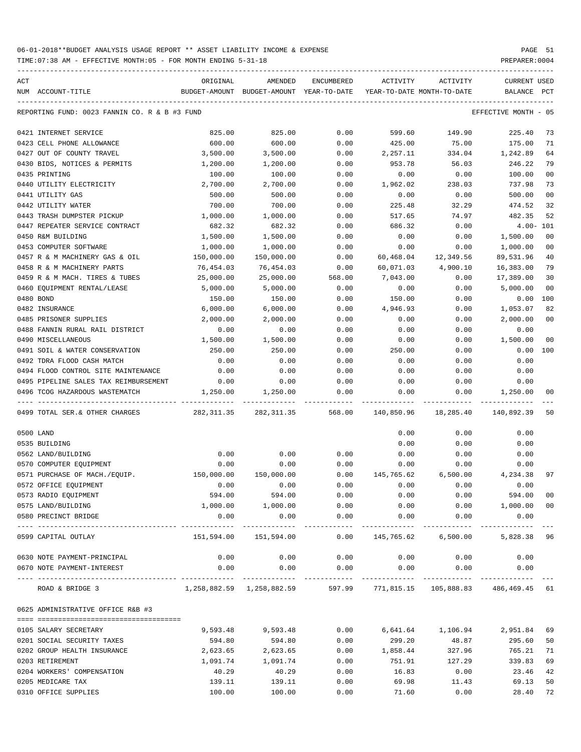06-01-2018**BUDGET ANALYSIS USAGE REPORT ** ASSET LIABILITY INCOME & EXPENSE

TIME:07:38 AM - EFFECTIVE MONTH:05 - FOR MONTH ENDING 5-31-18

PREPARER:0004

| ACT NUM | ACCOUNT-TITLE | ORIGINAL BUDGET-AMOUNT | AMENDED BUDGET-AMOUNT | ENCUMBERED YEAR-TO-DATE | ACTIVITY YEAR-TO-DATE | ACTIVITY MONTH-TO-DATE | CURRENT BALANCE | USED PCT |
|---|---|---|---|---|---|---|---|---|
| | REPORTING FUND: 0023 FANNIN CO. R & B #3 FUND | | | | | | EFFECTIVE MONTH - 05 | |
| 0421 | INTERNET SERVICE | 825.00 | 825.00 | 0.00 | 599.60 | 149.90 | 225.40 | 73 |
| 0423 | CELL PHONE ALLOWANCE | 600.00 | 600.00 | 0.00 | 425.00 | 75.00 | 175.00 | 71 |
| 0427 | OUT OF COUNTY TRAVEL | 3,500.00 | 3,500.00 | 0.00 | 2,257.11 | 334.04 | 1,242.89 | 64 |
| 0430 | BIDS, NOTICES & PERMITS | 1,200.00 | 1,200.00 | 0.00 | 953.78 | 56.03 | 246.22 | 79 |
| 0435 | PRINTING | 100.00 | 100.00 | 0.00 | 0.00 | 0.00 | 100.00 | 00 |
| 0440 | UTILITY ELECTRICITY | 2,700.00 | 2,700.00 | 0.00 | 1,962.02 | 238.03 | 737.98 | 73 |
| 0441 | UTILITY GAS | 500.00 | 500.00 | 0.00 | 0.00 | 0.00 | 500.00 | 00 |
| 0442 | UTILITY WATER | 700.00 | 700.00 | 0.00 | 225.48 | 32.29 | 474.52 | 32 |
| 0443 | TRASH DUMPSTER PICKUP | 1,000.00 | 1,000.00 | 0.00 | 517.65 | 74.97 | 482.35 | 52 |
| 0447 | REPEATER SERVICE CONTRACT | 682.32 | 682.32 | 0.00 | 686.32 | 0.00 | 4.00- | 101 |
| 0450 | R&M BUILDING | 1,500.00 | 1,500.00 | 0.00 | 0.00 | 0.00 | 1,500.00 | 00 |
| 0453 | COMPUTER SOFTWARE | 1,000.00 | 1,000.00 | 0.00 | 0.00 | 0.00 | 1,000.00 | 00 |
| 0457 | R & M MACHINERY GAS & OIL | 150,000.00 | 150,000.00 | 0.00 | 60,468.04 | 12,349.56 | 89,531.96 | 40 |
| 0458 | R & M MACHINERY PARTS | 76,454.03 | 76,454.03 | 0.00 | 60,071.03 | 4,900.10 | 16,383.00 | 79 |
| 0459 | R & M MACH. TIRES & TUBES | 25,000.00 | 25,000.00 | 568.00 | 7,043.00 | 0.00 | 17,389.00 | 30 |
| 0460 | EQUIPMENT RENTAL/LEASE | 5,000.00 | 5,000.00 | 0.00 | 0.00 | 0.00 | 5,000.00 | 00 |
| 0480 | BOND | 150.00 | 150.00 | 0.00 | 150.00 | 0.00 | 0.00 | 100 |
| 0482 | INSURANCE | 6,000.00 | 6,000.00 | 0.00 | 4,946.93 | 0.00 | 1,053.07 | 82 |
| 0485 | PRISONER SUPPLIES | 2,000.00 | 2,000.00 | 0.00 | 0.00 | 0.00 | 2,000.00 | 00 |
| 0488 | FANNIN RURAL RAIL DISTRICT | 0.00 | 0.00 | 0.00 | 0.00 | 0.00 | 0.00 | |
| 0490 | MISCELLANEOUS | 1,500.00 | 1,500.00 | 0.00 | 0.00 | 0.00 | 1,500.00 | 00 |
| 0491 | SOIL & WATER CONSERVATION | 250.00 | 250.00 | 0.00 | 250.00 | 0.00 | 0.00 | 100 |
| 0492 | TDRA FLOOD CASH MATCH | 0.00 | 0.00 | 0.00 | 0.00 | 0.00 | 0.00 | |
| 0494 | FLOOD CONTROL SITE MAINTENANCE | 0.00 | 0.00 | 0.00 | 0.00 | 0.00 | 0.00 | |
| 0495 | PIPELINE SALES TAX REIMBURSEMENT | 0.00 | 0.00 | 0.00 | 0.00 | 0.00 | 0.00 | |
| 0496 | TCOG HAZARDOUS WASTEMATCH | 1,250.00 | 1,250.00 | 0.00 | 0.00 | 0.00 | 1,250.00 | 00 |
| 0499 | TOTAL SER.& OTHER CHARGES | 282,311.35 | 282,311.35 | 568.00 | 140,850.96 | 18,285.40 | 140,892.39 | 50 |
| 0500 | LAND | | | | 0.00 | 0.00 | 0.00 | |
| 0535 | BUILDING | | | | 0.00 | 0.00 | 0.00 | |
| 0562 | LAND/BUILDING | 0.00 | 0.00 | 0.00 | 0.00 | 0.00 | 0.00 | |
| 0570 | COMPUTER EQUIPMENT | 0.00 | 0.00 | 0.00 | 0.00 | 0.00 | 0.00 | |
| 0571 | PURCHASE OF MACH./EQUIP. | 150,000.00 | 150,000.00 | 0.00 | 145,765.62 | 6,500.00 | 4,234.38 | 97 |
| 0572 | OFFICE EQUIPMENT | 0.00 | 0.00 | 0.00 | 0.00 | 0.00 | 0.00 | |
| 0573 | RADIO EQUIPMENT | 594.00 | 594.00 | 0.00 | 0.00 | 0.00 | 594.00 | 00 |
| 0575 | LAND/BUILDING | 1,000.00 | 1,000.00 | 0.00 | 0.00 | 0.00 | 1,000.00 | 00 |
| 0580 | PRECINCT BRIDGE | 0.00 | 0.00 | 0.00 | 0.00 | 0.00 | 0.00 | |
| 0599 | CAPITAL OUTLAY | 151,594.00 | 151,594.00 | 0.00 | 145,765.62 | 6,500.00 | 5,828.38 | 96 |
| 0630 | NOTE PAYMENT-PRINCIPAL | 0.00 | 0.00 | 0.00 | 0.00 | 0.00 | 0.00 | |
| 0670 | NOTE PAYMENT-INTEREST | 0.00 | 0.00 | 0.00 | 0.00 | 0.00 | 0.00 | |
| | ROAD & BRIDGE 3 | 1,258,882.59 | 1,258,882.59 | 597.99 | 771,815.15 | 105,888.83 | 486,469.45 | 61 |
| 0625 | ADMINISTRATIVE OFFICE R&B #3 | | | | | | | |
| 0105 | SALARY SECRETARY | 9,593.48 | 9,593.48 | 0.00 | 6,641.64 | 1,106.94 | 2,951.84 | 69 |
| 0201 | SOCIAL SECURITY TAXES | 594.80 | 594.80 | 0.00 | 299.20 | 48.87 | 295.60 | 50 |
| 0202 | GROUP HEALTH INSURANCE | 2,623.65 | 2,623.65 | 0.00 | 1,858.44 | 327.96 | 765.21 | 71 |
| 0203 | RETIREMENT | 1,091.74 | 1,091.74 | 0.00 | 751.91 | 127.29 | 339.83 | 69 |
| 0204 | WORKERS' COMPENSATION | 40.29 | 40.29 | 0.00 | 16.83 | 0.00 | 23.46 | 42 |
| 0205 | MEDICARE TAX | 139.11 | 139.11 | 0.00 | 69.98 | 11.43 | 69.13 | 50 |
| 0310 | OFFICE SUPPLIES | 100.00 | 100.00 | 0.00 | 71.60 | 0.00 | 28.40 | 72 |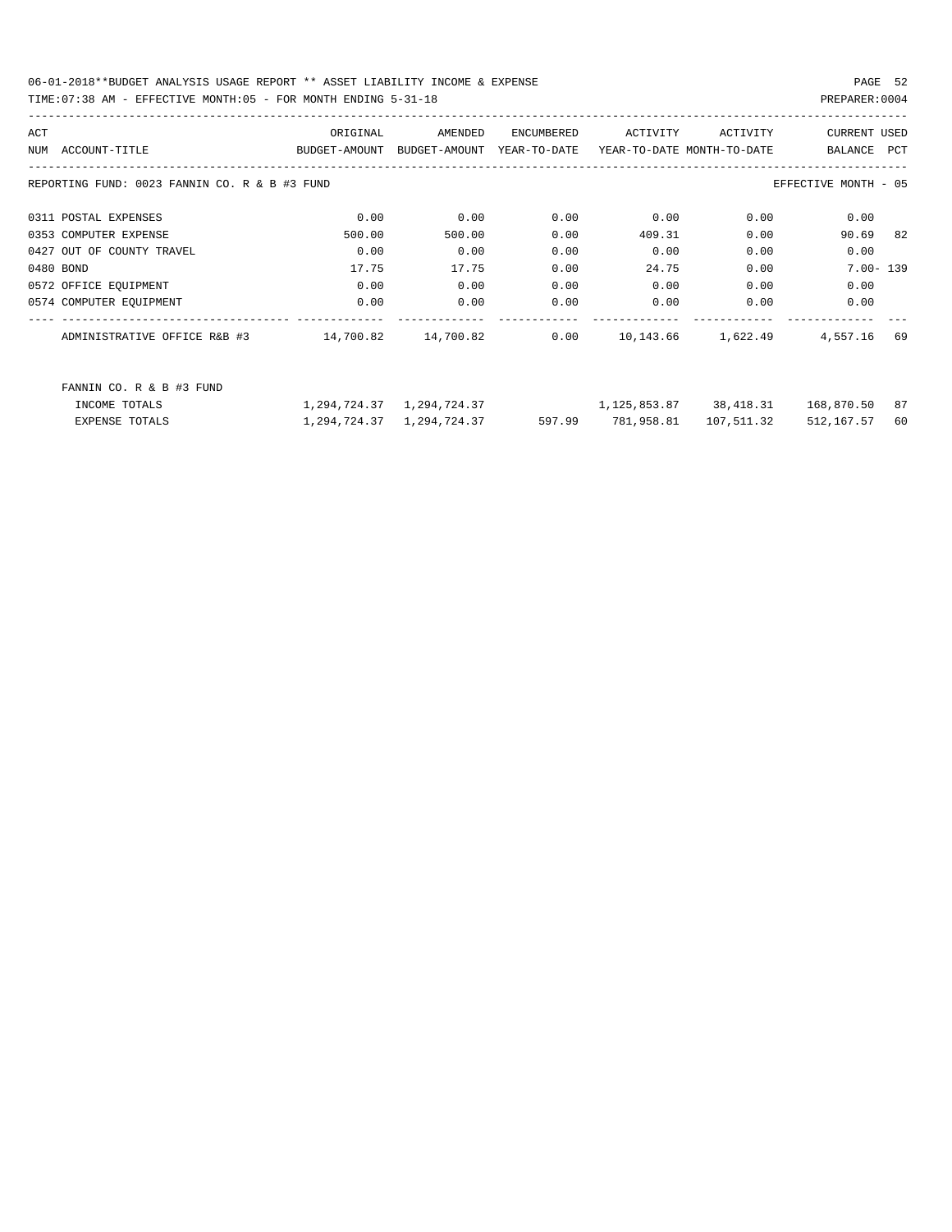06-01-2018**BUDGET ANALYSIS USAGE REPORT ** ASSET LIABILITY INCOME & EXPENSE

TIME:07:38 AM - EFFECTIVE MONTH:05 - FOR MONTH ENDING 5-31-18

PREPARER:0004

| ACT NUM | ACCOUNT-TITLE | ORIGINAL BUDGET-AMOUNT | AMENDED BUDGET-AMOUNT | ENCUMBERED YEAR-TO-DATE | ACTIVITY YEAR-TO-DATE | ACTIVITY MONTH-TO-DATE | CURRENT BALANCE | USED PCT |
|---|---|---|---|---|---|---|---|---|
| | REPORTING FUND: 0023 FANNIN CO. R & B #3 FUND | | | | | | EFFECTIVE MONTH - 05 | |
| 0311 | POSTAL EXPENSES | 0.00 | 0.00 | 0.00 | 0.00 | 0.00 | 0.00 | |
| 0353 | COMPUTER EXPENSE | 500.00 | 500.00 | 0.00 | 409.31 | 0.00 | 90.69 | 82 |
| 0427 | OUT OF COUNTY TRAVEL | 0.00 | 0.00 | 0.00 | 0.00 | 0.00 | 0.00 | |
| 0480 | BOND | 17.75 | 17.75 | 0.00 | 24.75 | 0.00 | 7.00- | 139 |
| 0572 | OFFICE EQUIPMENT | 0.00 | 0.00 | 0.00 | 0.00 | 0.00 | 0.00 | |
| 0574 | COMPUTER EQUIPMENT | 0.00 | 0.00 | 0.00 | 0.00 | 0.00 | 0.00 | |
| | ADMINISTRATIVE OFFICE R&B #3 | 14,700.82 | 14,700.82 | 0.00 | 10,143.66 | 1,622.49 | 4,557.16 | 69 |
| | FANNIN CO. R & B #3 FUND | | | | | | | |
| | INCOME TOTALS | 1,294,724.37 | 1,294,724.37 | | 1,125,853.87 | 38,418.31 | 168,870.50 | 87 |
| | EXPENSE TOTALS | 1,294,724.37 | 1,294,724.37 | 597.99 | 781,958.81 | 107,511.32 | 512,167.57 | 60 |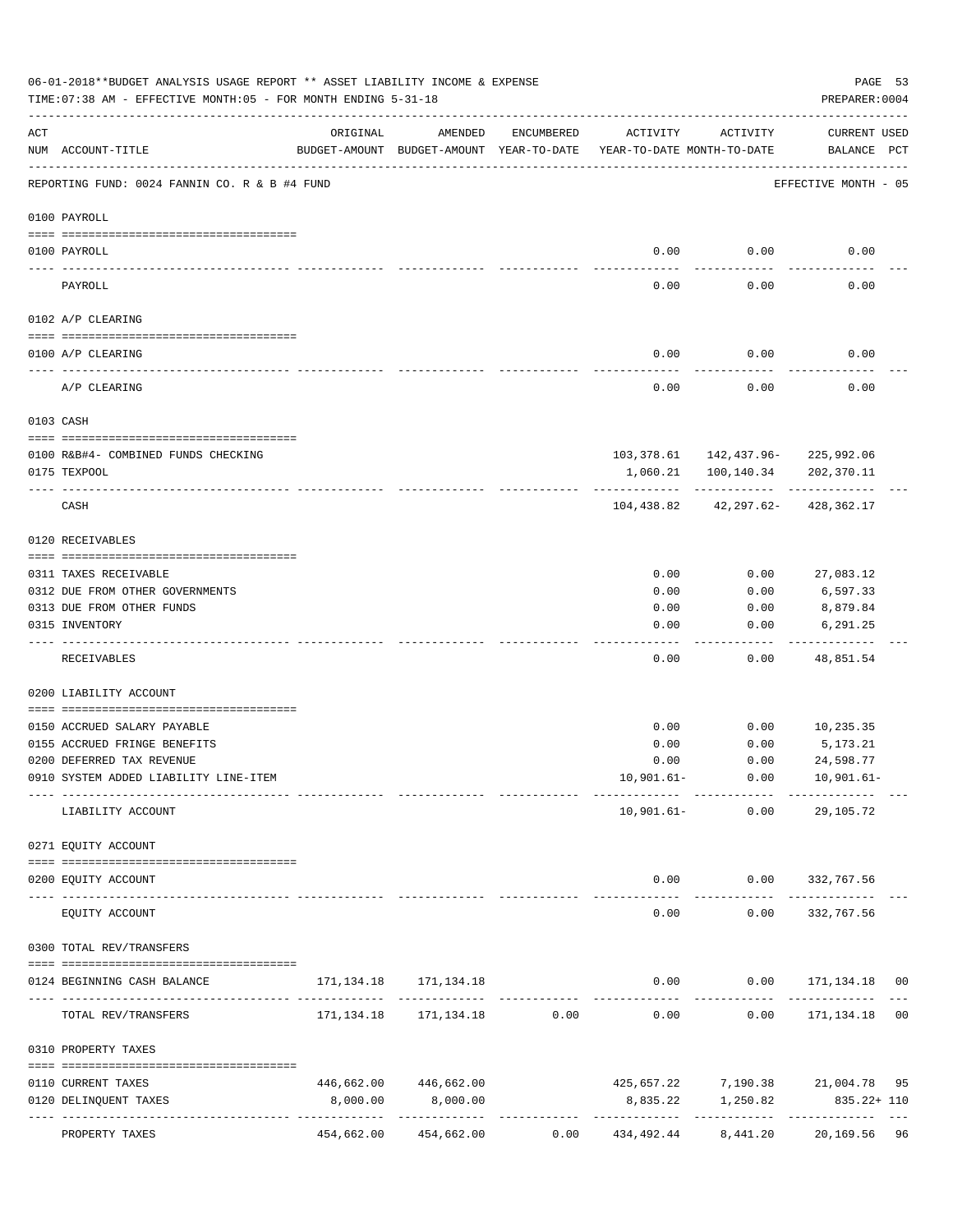06-01-2018**BUDGET ANALYSIS USAGE REPORT ** ASSET LIABILITY INCOME & EXPENSE

TIME:07:38 AM - EFFECTIVE MONTH:05 - FOR MONTH ENDING 5-31-18

PREPARER:0004

| ACT NUM | ACCOUNT-TITLE | ORIGINAL BUDGET-AMOUNT | AMENDED BUDGET-AMOUNT | ENCUMBERED YEAR-TO-DATE | ACTIVITY YEAR-TO-DATE | ACTIVITY MONTH-TO-DATE | CURRENT USED BALANCE | PCT |
|---|---|---|---|---|---|---|---|---|
| | REPORTING FUND: 0024 FANNIN CO. R & B #4 FUND | | | | | | EFFECTIVE MONTH - 05 | |
| | 0100 PAYROLL | | | | | | | |
| 0100 | PAYROLL | | | | 0.00 | 0.00 | 0.00 | |
| | PAYROLL | | | | 0.00 | 0.00 | 0.00 | |
| | 0102 A/P CLEARING | | | | | | | |
| 0100 | A/P CLEARING | | | | 0.00 | 0.00 | 0.00 | |
| | A/P CLEARING | | | | 0.00 | 0.00 | 0.00 | |
| | 0103 CASH | | | | | | | |
| 0100 | R&B#4- COMBINED FUNDS CHECKING | | | | 103,378.61 | 142,437.96- | 225,992.06 | |
| 0175 | TEXPOOL | | | | 1,060.21 | 100,140.34 | 202,370.11 | |
| | CASH | | | | 104,438.82 | 42,297.62- | 428,362.17 | |
| | 0120 RECEIVABLES | | | | | | | |
| 0311 | TAXES RECEIVABLE | | | | 0.00 | 0.00 | 27,083.12 | |
| 0312 | DUE FROM OTHER GOVERNMENTS | | | | 0.00 | 0.00 | 6,597.33 | |
| 0313 | DUE FROM OTHER FUNDS | | | | 0.00 | 0.00 | 8,879.84 | |
| 0315 | INVENTORY | | | | 0.00 | 0.00 | 6,291.25 | |
| | RECEIVABLES | | | | 0.00 | 0.00 | 48,851.54 | |
| | 0200 LIABILITY ACCOUNT | | | | | | | |
| 0150 | ACCRUED SALARY PAYABLE | | | | 0.00 | 0.00 | 10,235.35 | |
| 0155 | ACCRUED FRINGE BENEFITS | | | | 0.00 | 0.00 | 5,173.21 | |
| 0200 | DEFERRED TAX REVENUE | | | | 0.00 | 0.00 | 24,598.77 | |
| 0910 | SYSTEM ADDED LIABILITY LINE-ITEM | | | | 10,901.61- | 0.00 | 10,901.61- | |
| | LIABILITY ACCOUNT | | | | 10,901.61- | 0.00 | 29,105.72 | |
| | 0271 EQUITY ACCOUNT | | | | | | | |
| 0200 | EQUITY ACCOUNT | | | | 0.00 | 0.00 | 332,767.56 | |
| | EQUITY ACCOUNT | | | | 0.00 | 0.00 | 332,767.56 | |
| | 0300 TOTAL REV/TRANSFERS | | | | | | | |
| 0124 | BEGINNING CASH BALANCE | 171,134.18 | 171,134.18 | | 0.00 | 0.00 | 171,134.18 | 00 |
| | TOTAL REV/TRANSFERS | 171,134.18 | 171,134.18 | 0.00 | 0.00 | 0.00 | 171,134.18 | 00 |
| | 0310 PROPERTY TAXES | | | | | | | |
| 0110 | CURRENT TAXES | 446,662.00 | 446,662.00 | | 425,657.22 | 7,190.38 | 21,004.78 | 95 |
| 0120 | DELINQUENT TAXES | 8,000.00 | 8,000.00 | | 8,835.22 | 1,250.82 | 835.22+ | 110 |
| | PROPERTY TAXES | 454,662.00 | 454,662.00 | 0.00 | 434,492.44 | 8,441.20 | 20,169.56 | 96 |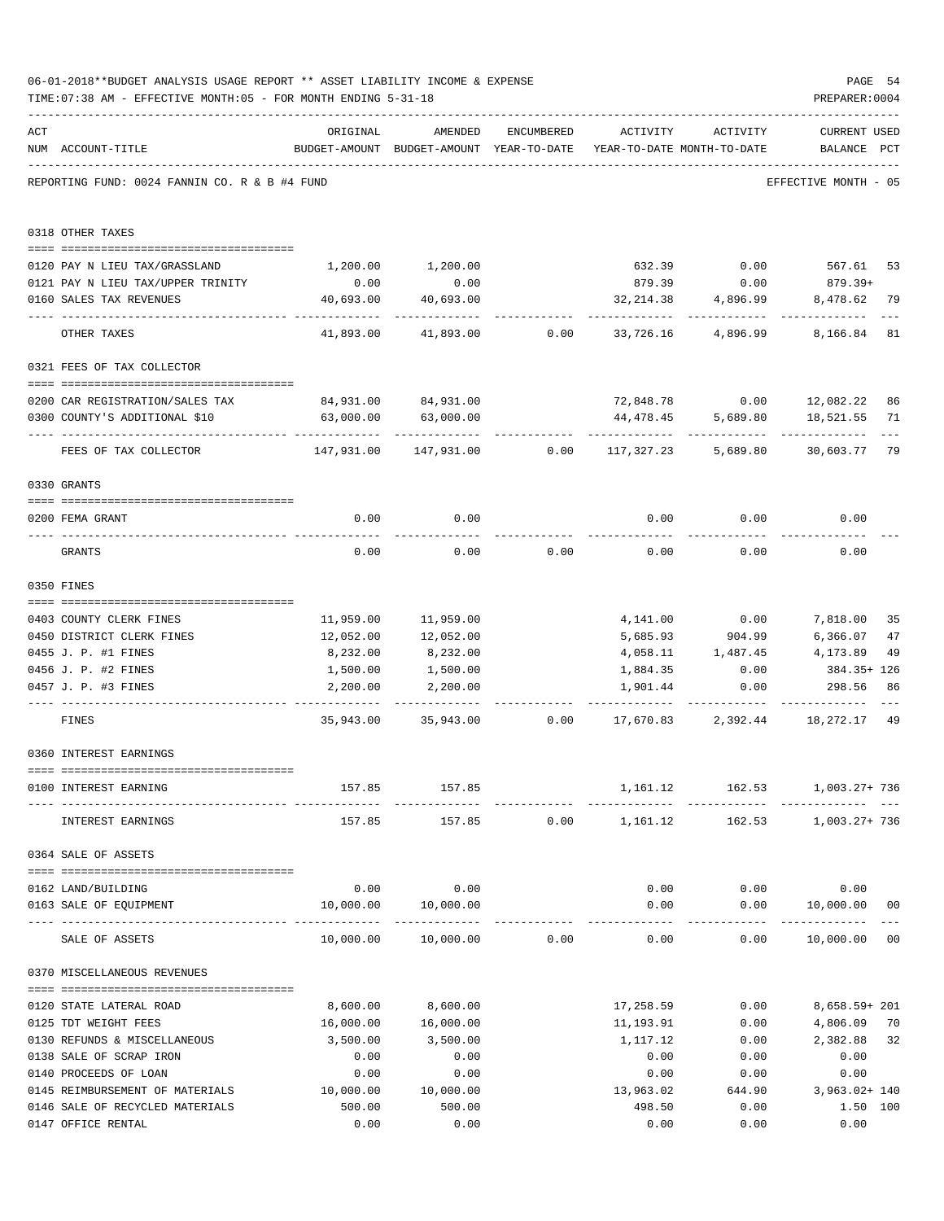06-01-2018**BUDGET ANALYSIS USAGE REPORT ** ASSET LIABILITY INCOME & EXPENSE

TIME:07:38 AM - EFFECTIVE MONTH:05 - FOR MONTH ENDING 5-31-18

PREPARER:0004

REPORTING FUND: 0024 FANNIN CO. R & B #4 FUND — EFFECTIVE MONTH - 05

| ACT NUM | ACCOUNT-TITLE | ORIGINAL BUDGET-AMOUNT | AMENDED BUDGET-AMOUNT | ENCUMBERED YEAR-TO-DATE | ACTIVITY YEAR-TO-DATE | ACTIVITY MONTH-TO-DATE | CURRENT BALANCE | USED PCT |
|---|---|---|---|---|---|---|---|---|
| | **0318 OTHER TAXES** | | | | | | | |
| 0120 | PAY N LIEU TAX/GRASSLAND | 1,200.00 | 1,200.00 | | 632.39 | 0.00 | 567.61 | 53 |
| 0121 | PAY N LIEU TAX/UPPER TRINITY | 0.00 | 0.00 | | 879.39 | 0.00 | 879.39+ | |
| 0160 | SALES TAX REVENUES | 40,693.00 | 40,693.00 | | 32,214.38 | 4,896.99 | 8,478.62 | 79 |
| | OTHER TAXES | 41,893.00 | 41,893.00 | 0.00 | 33,726.16 | 4,896.99 | 8,166.84 | 81 |
| | **0321 FEES OF TAX COLLECTOR** | | | | | | | |
| 0200 | CAR REGISTRATION/SALES TAX | 84,931.00 | 84,931.00 | | 72,848.78 | 0.00 | 12,082.22 | 86 |
| 0300 | COUNTY'S ADDITIONAL $10 | 63,000.00 | 63,000.00 | | 44,478.45 | 5,689.80 | 18,521.55 | 71 |
| | FEES OF TAX COLLECTOR | 147,931.00 | 147,931.00 | 0.00 | 117,327.23 | 5,689.80 | 30,603.77 | 79 |
| | **0330 GRANTS** | | | | | | | |
| 0200 | FEMA GRANT | 0.00 | 0.00 | | 0.00 | 0.00 | 0.00 | |
| | GRANTS | 0.00 | 0.00 | 0.00 | 0.00 | 0.00 | 0.00 | |
| | **0350 FINES** | | | | | | | |
| 0403 | COUNTY CLERK FINES | 11,959.00 | 11,959.00 | | 4,141.00 | 0.00 | 7,818.00 | 35 |
| 0450 | DISTRICT CLERK FINES | 12,052.00 | 12,052.00 | | 5,685.93 | 904.99 | 6,366.07 | 47 |
| 0455 | J. P. #1 FINES | 8,232.00 | 8,232.00 | | 4,058.11 | 1,487.45 | 4,173.89 | 49 |
| 0456 | J. P. #2 FINES | 1,500.00 | 1,500.00 | | 1,884.35 | 0.00 | 384.35+ | 126 |
| 0457 | J. P. #3 FINES | 2,200.00 | 2,200.00 | | 1,901.44 | 0.00 | 298.56 | 86 |
| | FINES | 35,943.00 | 35,943.00 | 0.00 | 17,670.83 | 2,392.44 | 18,272.17 | 49 |
| | **0360 INTEREST EARNINGS** | | | | | | | |
| 0100 | INTEREST EARNING | 157.85 | 157.85 | | 1,161.12 | 162.53 | 1,003.27+ | 736 |
| | INTEREST EARNINGS | 157.85 | 157.85 | 0.00 | 1,161.12 | 162.53 | 1,003.27+ | 736 |
| | **0364 SALE OF ASSETS** | | | | | | | |
| 0162 | LAND/BUILDING | 0.00 | 0.00 | | 0.00 | 0.00 | 0.00 | |
| 0163 | SALE OF EQUIPMENT | 10,000.00 | 10,000.00 | | 0.00 | 0.00 | 10,000.00 | 00 |
| | SALE OF ASSETS | 10,000.00 | 10,000.00 | 0.00 | 0.00 | 0.00 | 10,000.00 | 00 |
| | **0370 MISCELLANEOUS REVENUES** | | | | | | | |
| 0120 | STATE LATERAL ROAD | 8,600.00 | 8,600.00 | | 17,258.59 | 0.00 | 8,658.59+ | 201 |
| 0125 | TDT WEIGHT FEES | 16,000.00 | 16,000.00 | | 11,193.91 | 0.00 | 4,806.09 | 70 |
| 0130 | REFUNDS & MISCELLANEOUS | 3,500.00 | 3,500.00 | | 1,117.12 | 0.00 | 2,382.88 | 32 |
| 0138 | SALE OF SCRAP IRON | 0.00 | 0.00 | | 0.00 | 0.00 | 0.00 | |
| 0140 | PROCEEDS OF LOAN | 0.00 | 0.00 | | 0.00 | 0.00 | 0.00 | |
| 0145 | REIMBURSEMENT OF MATERIALS | 10,000.00 | 10,000.00 | | 13,963.02 | 644.90 | 3,963.02+ | 140 |
| 0146 | SALE OF RECYCLED MATERIALS | 500.00 | 500.00 | | 498.50 | 0.00 | 1.50 | 100 |
| 0147 | OFFICE RENTAL | 0.00 | 0.00 | | 0.00 | 0.00 | 0.00 | |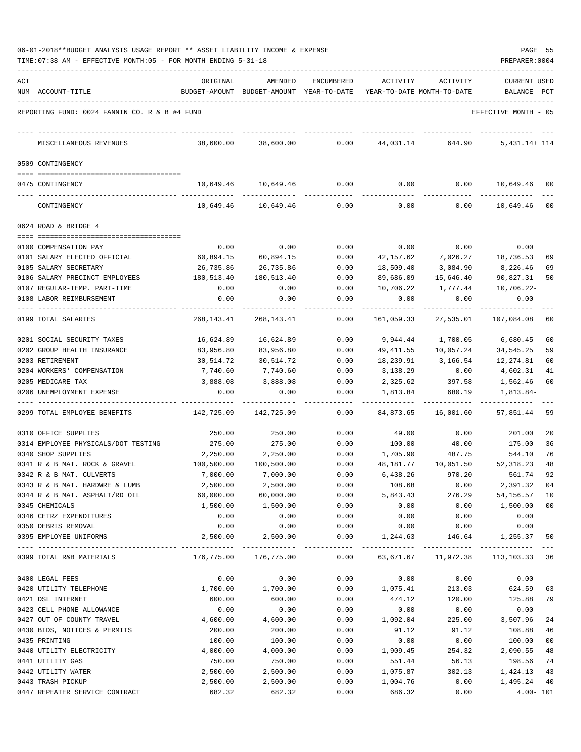06-01-2018**BUDGET ANALYSIS USAGE REPORT ** ASSET LIABILITY INCOME & EXPENSE

TIME:07:38 AM - EFFECTIVE MONTH:05 - FOR MONTH ENDING 5-31-18

PREPARER:0004

| ACT NUM | ACCOUNT-TITLE | ORIGINAL BUDGET-AMOUNT | AMENDED BUDGET-AMOUNT | ENCUMBERED YEAR-TO-DATE | ACTIVITY YEAR-TO-DATE | ACTIVITY MONTH-TO-DATE | CURRENT BALANCE | USED PCT |
|---|---|---|---|---|---|---|---|---|
| REPORTING FUND: 0024 FANNIN CO. R & B #4 FUND | | | | | | | EFFECTIVE MONTH - 05 | |
| | MISCELLANEOUS REVENUES | 38,600.00 | 38,600.00 | 0.00 | 44,031.14 | 644.90 | 5,431.14+ | 114 |
| 0509 CONTINGENCY | | | | | | | | |
| 0475 | CONTINGENCY | 10,649.46 | 10,649.46 | 0.00 | 0.00 | 0.00 | 10,649.46 | 00 |
| | CONTINGENCY | 10,649.46 | 10,649.46 | 0.00 | 0.00 | 0.00 | 10,649.46 | 00 |
| 0624 ROAD & BRIDGE 4 | | | | | | | | |
| 0100 | COMPENSATION PAY | 0.00 | 0.00 | 0.00 | 0.00 | 0.00 | 0.00 | |
| 0101 | SALARY ELECTED OFFICIAL | 60,894.15 | 60,894.15 | 0.00 | 42,157.62 | 7,026.27 | 18,736.53 | 69 |
| 0105 | SALARY SECRETARY | 26,735.86 | 26,735.86 | 0.00 | 18,509.40 | 3,084.90 | 8,226.46 | 69 |
| 0106 | SALARY PRECINCT EMPLOYEES | 180,513.40 | 180,513.40 | 0.00 | 89,686.09 | 15,646.40 | 90,827.31 | 50 |
| 0107 | REGULAR-TEMP. PART-TIME | 0.00 | 0.00 | 0.00 | 10,706.22 | 1,777.44 | 10,706.22- | |
| 0108 | LABOR REIMBURSEMENT | 0.00 | 0.00 | 0.00 | 0.00 | 0.00 | 0.00 | |
| 0199 | TOTAL SALARIES | 268,143.41 | 268,143.41 | 0.00 | 161,059.33 | 27,535.01 | 107,084.08 | 60 |
| 0201 | SOCIAL SECURITY TAXES | 16,624.89 | 16,624.89 | 0.00 | 9,944.44 | 1,700.05 | 6,680.45 | 60 |
| 0202 | GROUP HEALTH INSURANCE | 83,956.80 | 83,956.80 | 0.00 | 49,411.55 | 10,057.24 | 34,545.25 | 59 |
| 0203 | RETIREMENT | 30,514.72 | 30,514.72 | 0.00 | 18,239.91 | 3,166.54 | 12,274.81 | 60 |
| 0204 | WORKERS' COMPENSATION | 7,740.60 | 7,740.60 | 0.00 | 3,138.29 | 0.00 | 4,602.31 | 41 |
| 0205 | MEDICARE TAX | 3,888.08 | 3,888.08 | 0.00 | 2,325.62 | 397.58 | 1,562.46 | 60 |
| 0206 | UNEMPLOYMENT EXPENSE | 0.00 | 0.00 | 0.00 | 1,813.84 | 680.19 | 1,813.84- | |
| 0299 | TOTAL EMPLOYEE BENEFITS | 142,725.09 | 142,725.09 | 0.00 | 84,873.65 | 16,001.60 | 57,851.44 | 59 |
| 0310 | OFFICE SUPPLIES | 250.00 | 250.00 | 0.00 | 49.00 | 0.00 | 201.00 | 20 |
| 0314 | EMPLOYEE PHYSICALS/DOT TESTING | 275.00 | 275.00 | 0.00 | 100.00 | 40.00 | 175.00 | 36 |
| 0340 | SHOP SUPPLIES | 2,250.00 | 2,250.00 | 0.00 | 1,705.90 | 487.75 | 544.10 | 76 |
| 0341 | R & B MAT. ROCK & GRAVEL | 100,500.00 | 100,500.00 | 0.00 | 48,181.77 | 10,051.50 | 52,318.23 | 48 |
| 0342 | R & B MAT. CULVERTS | 7,000.00 | 7,000.00 | 0.00 | 6,438.26 | 970.20 | 561.74 | 92 |
| 0343 | R & B MAT. HARDWRE & LUMB | 2,500.00 | 2,500.00 | 0.00 | 108.68 | 0.00 | 2,391.32 | 04 |
| 0344 | R & B MAT. ASPHALT/RD OIL | 60,000.00 | 60,000.00 | 0.00 | 5,843.43 | 276.29 | 54,156.57 | 10 |
| 0345 | CHEMICALS | 1,500.00 | 1,500.00 | 0.00 | 0.00 | 0.00 | 1,500.00 | 00 |
| 0346 | CETRZ EXPENDITURES | 0.00 | 0.00 | 0.00 | 0.00 | 0.00 | 0.00 | |
| 0350 | DEBRIS REMOVAL | 0.00 | 0.00 | 0.00 | 0.00 | 0.00 | 0.00 | |
| 0395 | EMPLOYEE UNIFORMS | 2,500.00 | 2,500.00 | 0.00 | 1,244.63 | 146.64 | 1,255.37 | 50 |
| 0399 | TOTAL R&B MATERIALS | 176,775.00 | 176,775.00 | 0.00 | 63,671.67 | 11,972.38 | 113,103.33 | 36 |
| 0400 | LEGAL FEES | 0.00 | 0.00 | 0.00 | 0.00 | 0.00 | 0.00 | |
| 0420 | UTILITY TELEPHONE | 1,700.00 | 1,700.00 | 0.00 | 1,075.41 | 213.03 | 624.59 | 63 |
| 0421 | DSL INTERNET | 600.00 | 600.00 | 0.00 | 474.12 | 120.00 | 125.88 | 79 |
| 0423 | CELL PHONE ALLOWANCE | 0.00 | 0.00 | 0.00 | 0.00 | 0.00 | 0.00 | |
| 0427 | OUT OF COUNTY TRAVEL | 4,600.00 | 4,600.00 | 0.00 | 1,092.04 | 225.00 | 3,507.96 | 24 |
| 0430 | BIDS, NOTICES & PERMITS | 200.00 | 200.00 | 0.00 | 91.12 | 91.12 | 108.88 | 46 |
| 0435 | PRINTING | 100.00 | 100.00 | 0.00 | 0.00 | 0.00 | 100.00 | 00 |
| 0440 | UTILITY ELECTRICITY | 4,000.00 | 4,000.00 | 0.00 | 1,909.45 | 254.32 | 2,090.55 | 48 |
| 0441 | UTILITY GAS | 750.00 | 750.00 | 0.00 | 551.44 | 56.13 | 198.56 | 74 |
| 0442 | UTILITY WATER | 2,500.00 | 2,500.00 | 0.00 | 1,075.87 | 302.13 | 1,424.13 | 43 |
| 0443 | TRASH PICKUP | 2,500.00 | 2,500.00 | 0.00 | 1,004.76 | 0.00 | 1,495.24 | 40 |
| 0447 | REPEATER SERVICE CONTRACT | 682.32 | 682.32 | 0.00 | 686.32 | 0.00 | 4.00- | 101 |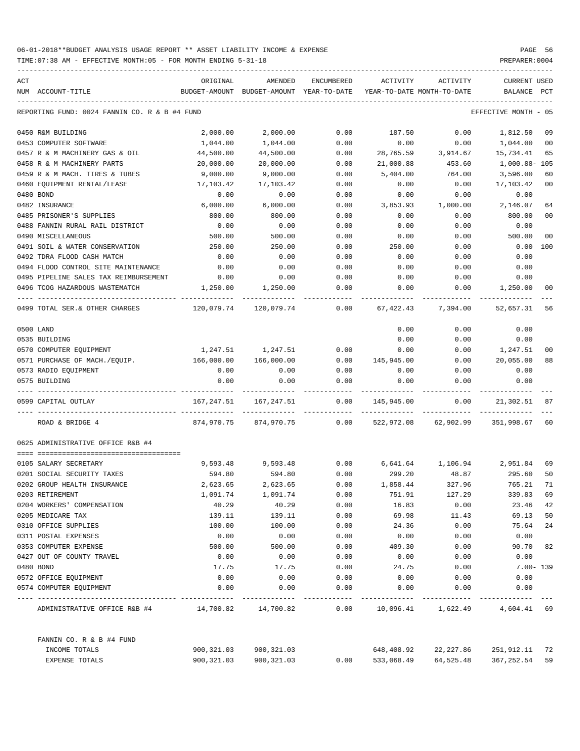06-01-2018**BUDGET ANALYSIS USAGE REPORT ** ASSET LIABILITY INCOME & EXPENSE

TIME:07:38 AM - EFFECTIVE MONTH:05 - FOR MONTH ENDING 5-31-18

PREPARER:0004

REPORTING FUND: 0024 FANNIN CO. R & B #4 FUND — EFFECTIVE MONTH - 05

| ACT NUM | ACCOUNT-TITLE | ORIGINAL BUDGET-AMOUNT | AMENDED BUDGET-AMOUNT | ENCUMBERED YEAR-TO-DATE | ACTIVITY YEAR-TO-DATE | ACTIVITY MONTH-TO-DATE | CURRENT BALANCE | USED PCT |
|---|---|---|---|---|---|---|---|---|
| 0450 | R&M BUILDING | 2,000.00 | 2,000.00 | 0.00 | 187.50 | 0.00 | 1,812.50 | 09 |
| 0453 | COMPUTER SOFTWARE | 1,044.00 | 1,044.00 | 0.00 | 0.00 | 0.00 | 1,044.00 | 00 |
| 0457 | R & M MACHINERY GAS & OIL | 44,500.00 | 44,500.00 | 0.00 | 28,765.59 | 3,914.67 | 15,734.41 | 65 |
| 0458 | R & M MACHINERY PARTS | 20,000.00 | 20,000.00 | 0.00 | 21,000.88 | 453.60 | 1,000.88- | 105 |
| 0459 | R & M MACH. TIRES & TUBES | 9,000.00 | 9,000.00 | 0.00 | 5,404.00 | 764.00 | 3,596.00 | 60 |
| 0460 | EQUIPMENT RENTAL/LEASE | 17,103.42 | 17,103.42 | 0.00 | 0.00 | 0.00 | 17,103.42 | 00 |
| 0480 | BOND | 0.00 | 0.00 | 0.00 | 0.00 | 0.00 | 0.00 | |
| 0482 | INSURANCE | 6,000.00 | 6,000.00 | 0.00 | 3,853.93 | 1,000.00 | 2,146.07 | 64 |
| 0485 | PRISONER'S SUPPLIES | 800.00 | 800.00 | 0.00 | 0.00 | 0.00 | 800.00 | 00 |
| 0488 | FANNIN RURAL RAIL DISTRICT | 0.00 | 0.00 | 0.00 | 0.00 | 0.00 | 0.00 | |
| 0490 | MISCELLANEOUS | 500.00 | 500.00 | 0.00 | 0.00 | 0.00 | 500.00 | 00 |
| 0491 | SOIL & WATER CONSERVATION | 250.00 | 250.00 | 0.00 | 250.00 | 0.00 | 0.00 | 100 |
| 0492 | TDRA FLOOD CASH MATCH | 0.00 | 0.00 | 0.00 | 0.00 | 0.00 | 0.00 | |
| 0494 | FLOOD CONTROL SITE MAINTENANCE | 0.00 | 0.00 | 0.00 | 0.00 | 0.00 | 0.00 | |
| 0495 | PIPELINE SALES TAX REIMBURSEMENT | 0.00 | 0.00 | 0.00 | 0.00 | 0.00 | 0.00 | |
| 0496 | TCOG HAZARDOUS WASTEMATCH | 1,250.00 | 1,250.00 | 0.00 | 0.00 | 0.00 | 1,250.00 | 00 |
| 0499 | TOTAL SER.& OTHER CHARGES | 120,079.74 | 120,079.74 | 0.00 | 67,422.43 | 7,394.00 | 52,657.31 | 56 |
| 0500 | LAND | | | | 0.00 | 0.00 | 0.00 | |
| 0535 | BUILDING | | | | 0.00 | 0.00 | 0.00 | |
| 0570 | COMPUTER EQUIPMENT | 1,247.51 | 1,247.51 | 0.00 | 0.00 | 0.00 | 1,247.51 | 00 |
| 0571 | PURCHASE OF MACH./EQUIP. | 166,000.00 | 166,000.00 | 0.00 | 145,945.00 | 0.00 | 20,055.00 | 88 |
| 0573 | RADIO EQUIPMENT | 0.00 | 0.00 | 0.00 | 0.00 | 0.00 | 0.00 | |
| 0575 | BUILDING | 0.00 | 0.00 | 0.00 | 0.00 | 0.00 | 0.00 | |
| 0599 | CAPITAL OUTLAY | 167,247.51 | 167,247.51 | 0.00 | 145,945.00 | 0.00 | 21,302.51 | 87 |
| | ROAD & BRIDGE 4 | 874,970.75 | 874,970.75 | 0.00 | 522,972.08 | 62,902.99 | 351,998.67 | 60 |

0625 ADMINISTRATIVE OFFICE R&B #4

| ACT NUM | ACCOUNT-TITLE | ORIGINAL BUDGET-AMOUNT | AMENDED BUDGET-AMOUNT | ENCUMBERED YEAR-TO-DATE | ACTIVITY YEAR-TO-DATE | ACTIVITY MONTH-TO-DATE | CURRENT BALANCE | USED PCT |
|---|---|---|---|---|---|---|---|---|
| 0105 | SALARY SECRETARY | 9,593.48 | 9,593.48 | 0.00 | 6,641.64 | 1,106.94 | 2,951.84 | 69 |
| 0201 | SOCIAL SECURITY TAXES | 594.80 | 594.80 | 0.00 | 299.20 | 48.87 | 295.60 | 50 |
| 0202 | GROUP HEALTH INSURANCE | 2,623.65 | 2,623.65 | 0.00 | 1,858.44 | 327.96 | 765.21 | 71 |
| 0203 | RETIREMENT | 1,091.74 | 1,091.74 | 0.00 | 751.91 | 127.29 | 339.83 | 69 |
| 0204 | WORKERS' COMPENSATION | 40.29 | 40.29 | 0.00 | 16.83 | 0.00 | 23.46 | 42 |
| 0205 | MEDICARE TAX | 139.11 | 139.11 | 0.00 | 69.98 | 11.43 | 69.13 | 50 |
| 0310 | OFFICE SUPPLIES | 100.00 | 100.00 | 0.00 | 24.36 | 0.00 | 75.64 | 24 |
| 0311 | POSTAL EXPENSES | 0.00 | 0.00 | 0.00 | 0.00 | 0.00 | 0.00 | |
| 0353 | COMPUTER EXPENSE | 500.00 | 500.00 | 0.00 | 409.30 | 0.00 | 90.70 | 82 |
| 0427 | OUT OF COUNTY TRAVEL | 0.00 | 0.00 | 0.00 | 0.00 | 0.00 | 0.00 | |
| 0480 | BOND | 17.75 | 17.75 | 0.00 | 24.75 | 0.00 | 7.00- | 139 |
| 0572 | OFFICE EQUIPMENT | 0.00 | 0.00 | 0.00 | 0.00 | 0.00 | 0.00 | |
| 0574 | COMPUTER EQUIPMENT | 0.00 | 0.00 | 0.00 | 0.00 | 0.00 | 0.00 | |
| | ADMINISTRATIVE OFFICE R&B #4 | 14,700.82 | 14,700.82 | 0.00 | 10,096.41 | 1,622.49 | 4,604.41 | 69 |

FANNIN CO. R & B #4 FUND

| | ORIGINAL BUDGET-AMOUNT | AMENDED BUDGET-AMOUNT | ENCUMBERED YEAR-TO-DATE | ACTIVITY YEAR-TO-DATE | ACTIVITY MONTH-TO-DATE | CURRENT BALANCE | USED PCT |
|---|---|---|---|---|---|---|---|
| INCOME TOTALS | 900,321.03 | 900,321.03 | | 648,408.92 | 22,227.86 | 251,912.11 | 72 |
| EXPENSE TOTALS | 900,321.03 | 900,321.03 | 0.00 | 533,068.49 | 64,525.48 | 367,252.54 | 59 |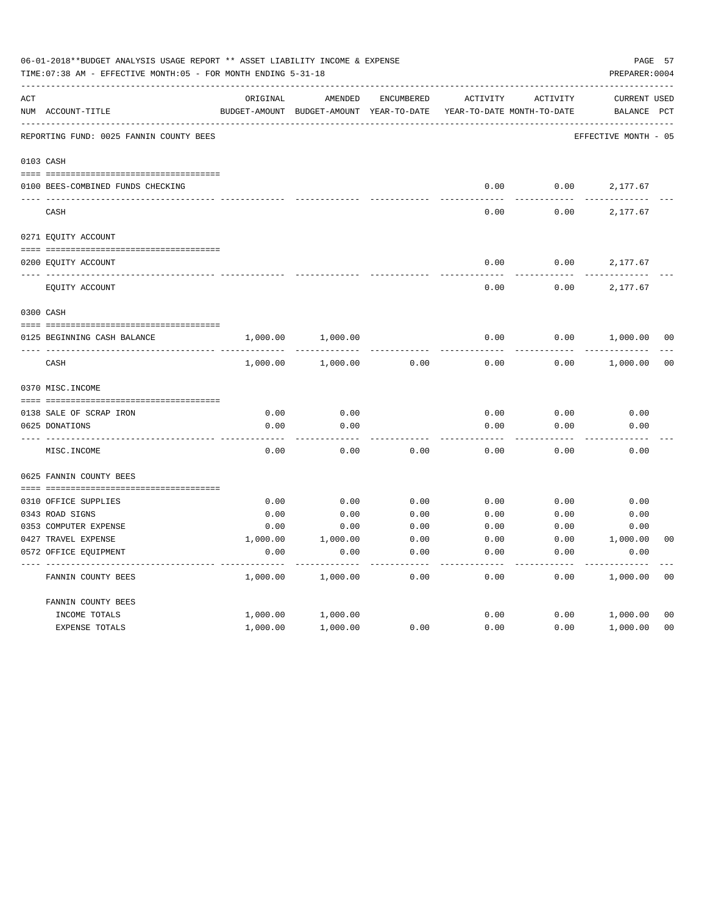06-01-2018**BUDGET ANALYSIS USAGE REPORT ** ASSET LIABILITY INCOME & EXPENSE

TIME:07:38 AM - EFFECTIVE MONTH:05 - FOR MONTH ENDING 5-31-18

PREPARER:0004

| ACT NUM | ACCOUNT-TITLE | ORIGINAL BUDGET-AMOUNT | AMENDED BUDGET-AMOUNT | ENCUMBERED YEAR-TO-DATE | ACTIVITY YEAR-TO-DATE | ACTIVITY MONTH-TO-DATE | CURRENT BALANCE | USED PCT |
|---|---|---|---|---|---|---|---|---|
| | REPORTING FUND: 0025 FANNIN COUNTY BEES | | | | | | EFFECTIVE MONTH - 05 | |
| 0103 | CASH | | | | | | | |
| 0100 | BEES-COMBINED FUNDS CHECKING | | | | 0.00 | 0.00 | 2,177.67 | |
| | CASH | | | | 0.00 | 0.00 | 2,177.67 | |
| 0271 | EQUITY ACCOUNT | | | | | | | |
| 0200 | EQUITY ACCOUNT | | | | 0.00 | 0.00 | 2,177.67 | |
| | EQUITY ACCOUNT | | | | 0.00 | 0.00 | 2,177.67 | |
| 0300 | CASH | | | | | | | |
| 0125 | BEGINNING CASH BALANCE | 1,000.00 | 1,000.00 | | 0.00 | 0.00 | 1,000.00 | 00 |
| | CASH | 1,000.00 | 1,000.00 | 0.00 | 0.00 | 0.00 | 1,000.00 | 00 |
| 0370 | MISC.INCOME | | | | | | | |
| 0138 | SALE OF SCRAP IRON | 0.00 | 0.00 | | 0.00 | 0.00 | 0.00 | |
| 0625 | DONATIONS | 0.00 | 0.00 | | 0.00 | 0.00 | 0.00 | |
| | MISC.INCOME | 0.00 | 0.00 | 0.00 | 0.00 | 0.00 | 0.00 | |
| 0625 | FANNIN COUNTY BEES | | | | | | | |
| 0310 | OFFICE SUPPLIES | 0.00 | 0.00 | 0.00 | 0.00 | 0.00 | 0.00 | |
| 0343 | ROAD SIGNS | 0.00 | 0.00 | 0.00 | 0.00 | 0.00 | 0.00 | |
| 0353 | COMPUTER EXPENSE | 0.00 | 0.00 | 0.00 | 0.00 | 0.00 | 0.00 | |
| 0427 | TRAVEL EXPENSE | 1,000.00 | 1,000.00 | 0.00 | 0.00 | 0.00 | 1,000.00 | 00 |
| 0572 | OFFICE EQUIPMENT | 0.00 | 0.00 | 0.00 | 0.00 | 0.00 | 0.00 | |
| | FANNIN COUNTY BEES | 1,000.00 | 1,000.00 | 0.00 | 0.00 | 0.00 | 1,000.00 | 00 |
| | FANNIN COUNTY BEES | | | | | | | |
| | INCOME TOTALS | 1,000.00 | 1,000.00 | | 0.00 | 0.00 | 1,000.00 | 00 |
| | EXPENSE TOTALS | 1,000.00 | 1,000.00 | 0.00 | 0.00 | 0.00 | 1,000.00 | 00 |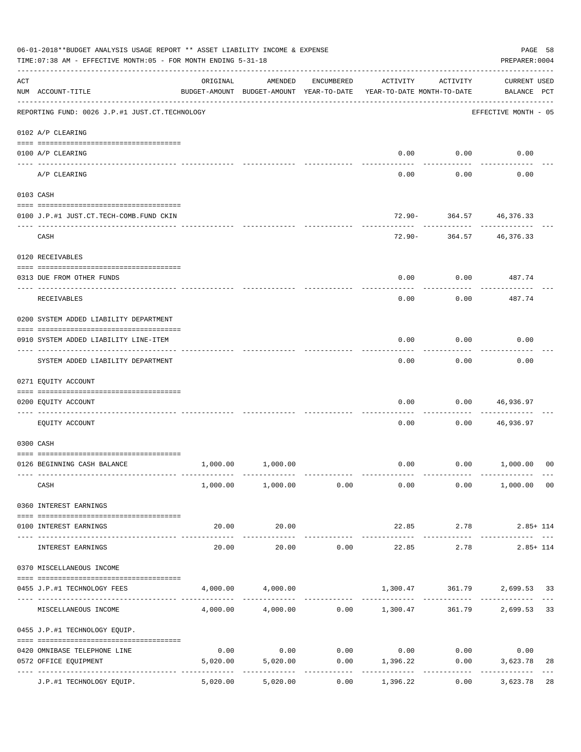06-01-2018**BUDGET ANALYSIS USAGE REPORT ** ASSET LIABILITY INCOME & EXPENSE

TIME:07:38 AM - EFFECTIVE MONTH:05 - FOR MONTH ENDING 5-31-18

PREPARER:0004

| ACT NUM | ACCOUNT-TITLE | ORIGINAL BUDGET-AMOUNT | AMENDED BUDGET-AMOUNT | ENCUMBERED YEAR-TO-DATE | ACTIVITY YEAR-TO-DATE | ACTIVITY MONTH-TO-DATE | CURRENT USED BALANCE | PCT |
|---|---|---|---|---|---|---|---|---|
| | REPORTING FUND: 0026 J.P.#1 JUST.CT.TECHNOLOGY | | | | | | EFFECTIVE MONTH - 05 | |
| | 0102 A/P CLEARING | | | | | | | |
| 0100 | A/P CLEARING | | | | 0.00 | 0.00 | 0.00 | |
| | A/P CLEARING | | | | 0.00 | 0.00 | 0.00 | |
| | 0103 CASH | | | | | | | |
| 0100 | J.P.#1 JUST.CT.TECH-COMB.FUND CKIN | | | | 72.90- | 364.57 | 46,376.33 | |
| | CASH | | | | 72.90- | 364.57 | 46,376.33 | |
| | 0120 RECEIVABLES | | | | | | | |
| 0313 | DUE FROM OTHER FUNDS | | | | 0.00 | 0.00 | 487.74 | |
| | RECEIVABLES | | | | 0.00 | 0.00 | 487.74 | |
| | 0200 SYSTEM ADDED LIABILITY DEPARTMENT | | | | | | | |
| 0910 | SYSTEM ADDED LIABILITY LINE-ITEM | | | | 0.00 | 0.00 | 0.00 | |
| | SYSTEM ADDED LIABILITY DEPARTMENT | | | | 0.00 | 0.00 | 0.00 | |
| | 0271 EQUITY ACCOUNT | | | | | | | |
| 0200 | EQUITY ACCOUNT | | | | 0.00 | 0.00 | 46,936.97 | |
| | EQUITY ACCOUNT | | | | 0.00 | 0.00 | 46,936.97 | |
| | 0300 CASH | | | | | | | |
| 0126 | BEGINNING CASH BALANCE | 1,000.00 | 1,000.00 | | 0.00 | 0.00 | 1,000.00 | 00 |
| | CASH | 1,000.00 | 1,000.00 | 0.00 | 0.00 | 0.00 | 1,000.00 | 00 |
| | 0360 INTEREST EARNINGS | | | | | | | |
| 0100 | INTEREST EARNINGS | 20.00 | 20.00 | | 22.85 | 2.78 | 2.85+ | 114 |
| | INTEREST EARNINGS | 20.00 | 20.00 | 0.00 | 22.85 | 2.78 | 2.85+ | 114 |
| | 0370 MISCELLANEOUS INCOME | | | | | | | |
| 0455 | J.P.#1 TECHNOLOGY FEES | 4,000.00 | 4,000.00 | | 1,300.47 | 361.79 | 2,699.53 | 33 |
| | MISCELLANEOUS INCOME | 4,000.00 | 4,000.00 | 0.00 | 1,300.47 | 361.79 | 2,699.53 | 33 |
| | 0455 J.P.#1 TECHNOLOGY EQUIP. | | | | | | | |
| 0420 | OMNIBASE TELEPHONE LINE | 0.00 | 0.00 | 0.00 | 0.00 | 0.00 | 0.00 | |
| 0572 | OFFICE EQUIPMENT | 5,020.00 | 5,020.00 | 0.00 | 1,396.22 | 0.00 | 3,623.78 | 28 |
| | J.P.#1 TECHNOLOGY EQUIP. | 5,020.00 | 5,020.00 | 0.00 | 1,396.22 | 0.00 | 3,623.78 | 28 |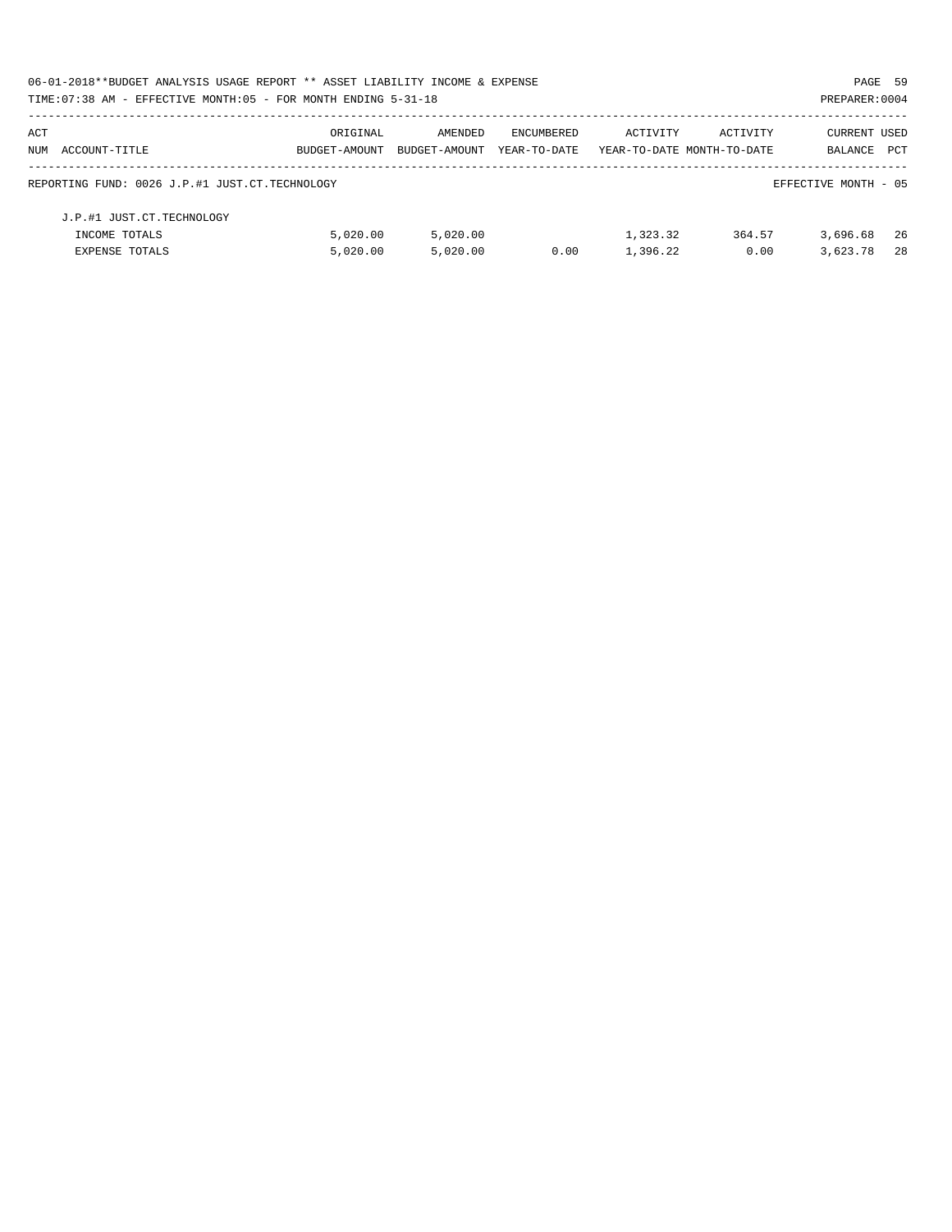06-01-2018**BUDGET ANALYSIS USAGE REPORT ** ASSET LIABILITY INCOME & EXPENSE

TIME:07:38 AM - EFFECTIVE MONTH:05 - FOR MONTH ENDING 5-31-18

PREPARER:0004

| ACT NUM | ACCOUNT-TITLE | ORIGINAL BUDGET-AMOUNT | AMENDED BUDGET-AMOUNT | ENCUMBERED YEAR-TO-DATE | ACTIVITY YEAR-TO-DATE | ACTIVITY MONTH-TO-DATE | CURRENT BALANCE | USED PCT |
|---|---|---|---|---|---|---|---|---|

REPORTING FUND: 0026 J.P.#1 JUST.CT.TECHNOLOGY — EFFECTIVE MONTH - 05

| ACT NUM | ACCOUNT-TITLE | ORIGINAL BUDGET-AMOUNT | AMENDED BUDGET-AMOUNT | ENCUMBERED YEAR-TO-DATE | ACTIVITY YEAR-TO-DATE | ACTIVITY MONTH-TO-DATE | CURRENT BALANCE | USED PCT |
|---|---|---|---|---|---|---|---|---|
| | J.P.#1 JUST.CT.TECHNOLOGY | | | | | | | |
| | INCOME TOTALS | 5,020.00 | 5,020.00 | | 1,323.32 | 364.57 | 3,696.68 | 26 |
| | EXPENSE TOTALS | 5,020.00 | 5,020.00 | 0.00 | 1,396.22 | 0.00 | 3,623.78 | 28 |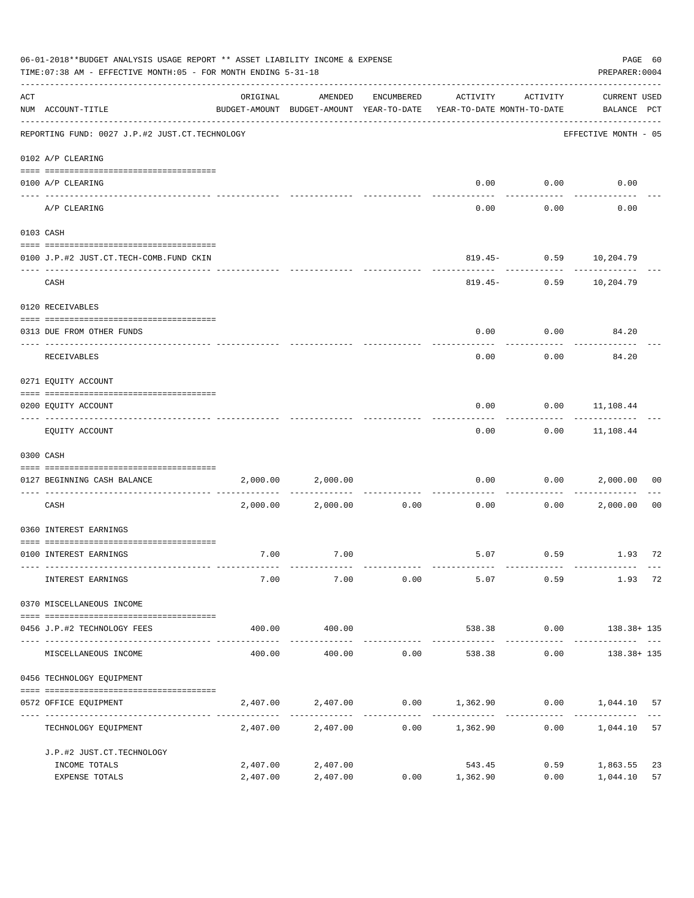06-01-2018**BUDGET ANALYSIS USAGE REPORT ** ASSET LIABILITY INCOME & EXPENSE

TIME:07:38 AM - EFFECTIVE MONTH:05 - FOR MONTH ENDING 5-31-18

PREPARER:0004

| ACT NUM | ACCOUNT-TITLE | ORIGINAL BUDGET-AMOUNT | AMENDED BUDGET-AMOUNT | ENCUMBERED YEAR-TO-DATE | ACTIVITY YEAR-TO-DATE | ACTIVITY MONTH-TO-DATE | CURRENT BALANCE | USED PCT |
|---|---|---|---|---|---|---|---|---|
| | REPORTING FUND: 0027 J.P.#2 JUST.CT.TECHNOLOGY | | | | | | EFFECTIVE MONTH - 05 | |
| | 0102 A/P CLEARING | | | | | | | |
| 0100 | A/P CLEARING | | | | 0.00 | 0.00 | 0.00 | |
| | A/P CLEARING | | | | 0.00 | 0.00 | 0.00 | |
| | 0103 CASH | | | | | | | |
| 0100 | J.P.#2 JUST.CT.TECH-COMB.FUND CKIN | | | | 819.45- | 0.59 | 10,204.79 | |
| | CASH | | | | 819.45- | 0.59 | 10,204.79 | |
| | 0120 RECEIVABLES | | | | | | | |
| 0313 | DUE FROM OTHER FUNDS | | | | 0.00 | 0.00 | 84.20 | |
| | RECEIVABLES | | | | 0.00 | 0.00 | 84.20 | |
| | 0271 EQUITY ACCOUNT | | | | | | | |
| 0200 | EQUITY ACCOUNT | | | | 0.00 | 0.00 | 11,108.44 | |
| | EQUITY ACCOUNT | | | | 0.00 | 0.00 | 11,108.44 | |
| | 0300 CASH | | | | | | | |
| 0127 | BEGINNING CASH BALANCE | 2,000.00 | 2,000.00 | | 0.00 | 0.00 | 2,000.00 | 00 |
| | CASH | 2,000.00 | 2,000.00 | 0.00 | 0.00 | 0.00 | 2,000.00 | 00 |
| | 0360 INTEREST EARNINGS | | | | | | | |
| 0100 | INTEREST EARNINGS | 7.00 | 7.00 | | 5.07 | 0.59 | 1.93 | 72 |
| | INTEREST EARNINGS | 7.00 | 7.00 | 0.00 | 5.07 | 0.59 | 1.93 | 72 |
| | 0370 MISCELLANEOUS INCOME | | | | | | | |
| 0456 | J.P.#2 TECHNOLOGY FEES | 400.00 | 400.00 | | 538.38 | 0.00 | 138.38+ | 135 |
| | MISCELLANEOUS INCOME | 400.00 | 400.00 | 0.00 | 538.38 | 0.00 | 138.38+ | 135 |
| | 0456 TECHNOLOGY EQUIPMENT | | | | | | | |
| 0572 | OFFICE EQUIPMENT | 2,407.00 | 2,407.00 | 0.00 | 1,362.90 | 0.00 | 1,044.10 | 57 |
| | TECHNOLOGY EQUIPMENT | 2,407.00 | 2,407.00 | 0.00 | 1,362.90 | 0.00 | 1,044.10 | 57 |
| | J.P.#2 JUST.CT.TECHNOLOGY | | | | | | | |
| | INCOME TOTALS | 2,407.00 | 2,407.00 | | 543.45 | 0.59 | 1,863.55 | 23 |
| | EXPENSE TOTALS | 2,407.00 | 2,407.00 | 0.00 | 1,362.90 | 0.00 | 1,044.10 | 57 |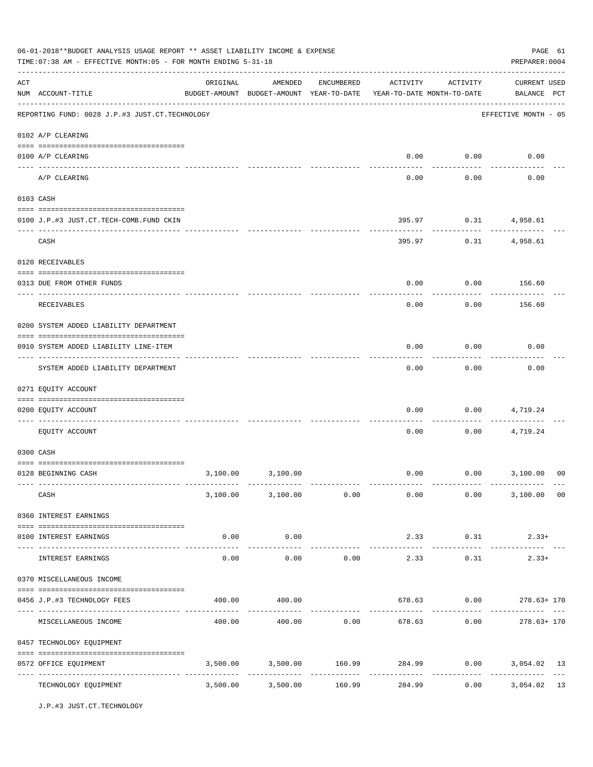06-01-2018**BUDGET ANALYSIS USAGE REPORT ** ASSET LIABILITY INCOME & EXPENSE

TIME:07:38 AM - EFFECTIVE MONTH:05 - FOR MONTH ENDING 5-31-18

PREPARER:0004

| ACT NUM | ACCOUNT-TITLE | ORIGINAL BUDGET-AMOUNT | AMENDED BUDGET-AMOUNT | ENCUMBERED YEAR-TO-DATE | ACTIVITY YEAR-TO-DATE | ACTIVITY MONTH-TO-DATE | CURRENT USED BALANCE | PCT |
|---|---|---|---|---|---|---|---|---|
| | REPORTING FUND: 0028 J.P.#3 JUST.CT.TECHNOLOGY | | | | | | EFFECTIVE MONTH - 05 | |
| | 0102 A/P CLEARING | | | | | | | |
| 0100 | A/P CLEARING | | | | 0.00 | 0.00 | 0.00 | |
| | A/P CLEARING | | | | 0.00 | 0.00 | 0.00 | |
| | 0103 CASH | | | | | | | |
| 0100 | J.P.#3 JUST.CT.TECH-COMB.FUND CKIN | | | | 395.97 | 0.31 | 4,958.61 | |
| | CASH | | | | 395.97 | 0.31 | 4,958.61 | |
| | 0120 RECEIVABLES | | | | | | | |
| 0313 | DUE FROM OTHER FUNDS | | | | 0.00 | 0.00 | 156.60 | |
| | RECEIVABLES | | | | 0.00 | 0.00 | 156.60 | |
| | 0200 SYSTEM ADDED LIABILITY DEPARTMENT | | | | | | | |
| 0910 | SYSTEM ADDED LIABILITY LINE-ITEM | | | | 0.00 | 0.00 | 0.00 | |
| | SYSTEM ADDED LIABILITY DEPARTMENT | | | | 0.00 | 0.00 | 0.00 | |
| | 0271 EQUITY ACCOUNT | | | | | | | |
| 0200 | EQUITY ACCOUNT | | | | 0.00 | 0.00 | 4,719.24 | |
| | EQUITY ACCOUNT | | | | 0.00 | 0.00 | 4,719.24 | |
| | 0300 CASH | | | | | | | |
| 0128 | BEGINNING CASH | 3,100.00 | 3,100.00 | | 0.00 | 0.00 | 3,100.00 | 00 |
| | CASH | 3,100.00 | 3,100.00 | 0.00 | 0.00 | 0.00 | 3,100.00 | 00 |
| | 0360 INTEREST EARNINGS | | | | | | | |
| 0100 | INTEREST EARNINGS | 0.00 | 0.00 | | 2.33 | 0.31 | 2.33+ | |
| | INTEREST EARNINGS | 0.00 | 0.00 | 0.00 | 2.33 | 0.31 | 2.33+ | |
| | 0370 MISCELLANEOUS INCOME | | | | | | | |
| 0456 | J.P.#3 TECHNOLOGY FEES | 400.00 | 400.00 | | 678.63 | 0.00 | 278.63+ | 170 |
| | MISCELLANEOUS INCOME | 400.00 | 400.00 | 0.00 | 678.63 | 0.00 | 278.63+ | 170 |
| | 0457 TECHNOLOGY EQUIPMENT | | | | | | | |
| 0572 | OFFICE EQUIPMENT | 3,500.00 | 3,500.00 | 160.99 | 284.99 | 0.00 | 3,054.02 | 13 |
| | TECHNOLOGY EQUIPMENT | 3,500.00 | 3,500.00 | 160.99 | 284.99 | 0.00 | 3,054.02 | 13 |

J.P.#3 JUST.CT.TECHNOLOGY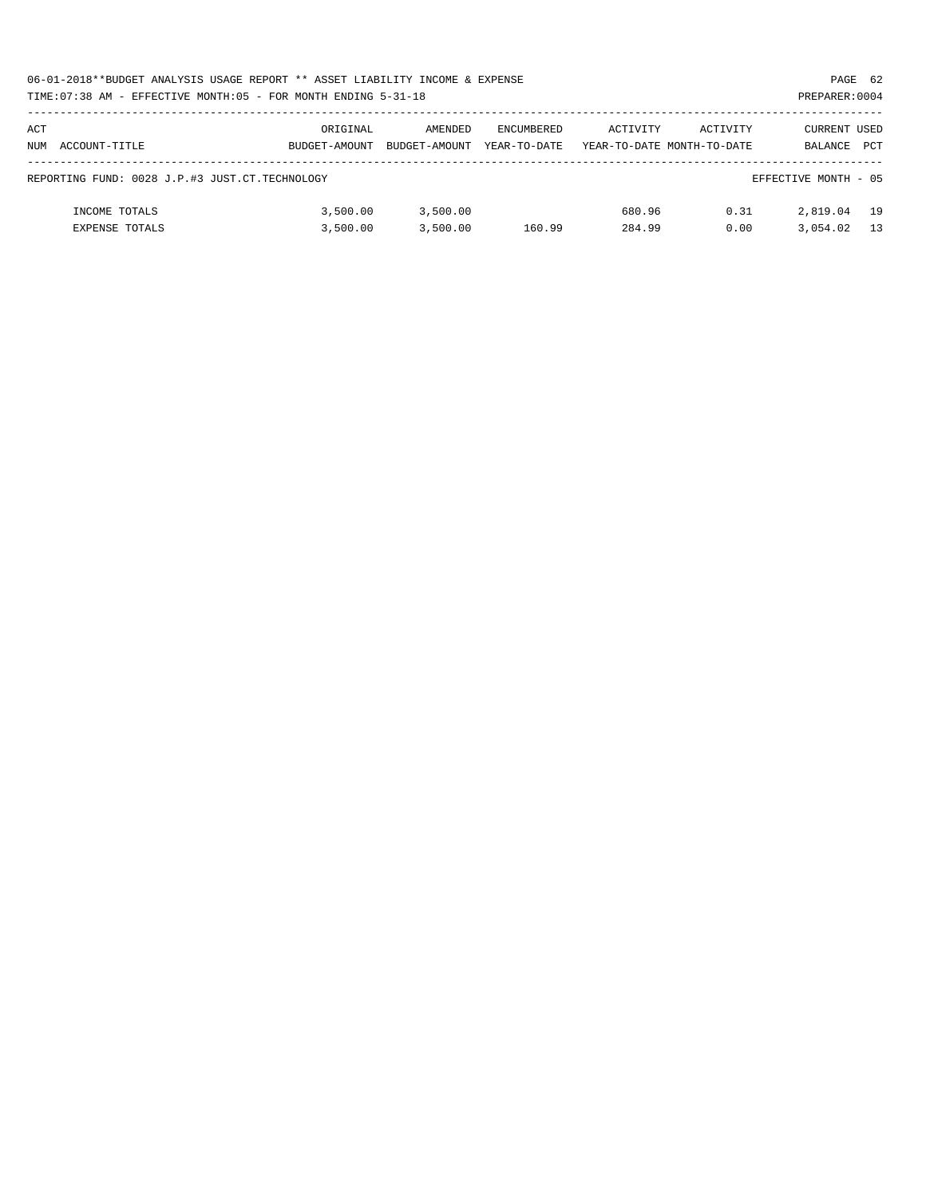06-01-2018**BUDGET ANALYSIS USAGE REPORT ** ASSET LIABILITY INCOME & EXPENSE

TIME:07:38 AM - EFFECTIVE MONTH:05 - FOR MONTH ENDING 5-31-18

PREPARER:0004

| ACT NUM ACCOUNT-TITLE | ORIGINAL BUDGET-AMOUNT | AMENDED BUDGET-AMOUNT | ENCUMBERED YEAR-TO-DATE | ACTIVITY YEAR-TO-DATE | ACTIVITY MONTH-TO-DATE | CURRENT BALANCE | USED PCT |
|---|---|---|---|---|---|---|---|
| REPORTING FUND: 0028 J.P.#3 JUST.CT.TECHNOLOGY | | | | | | EFFECTIVE MONTH - 05 | |
| INCOME TOTALS | 3,500.00 | 3,500.00 | | 680.96 | 0.31 | 2,819.04 | 19 |
| EXPENSE TOTALS | 3,500.00 | 3,500.00 | 160.99 | 284.99 | 0.00 | 3,054.02 | 13 |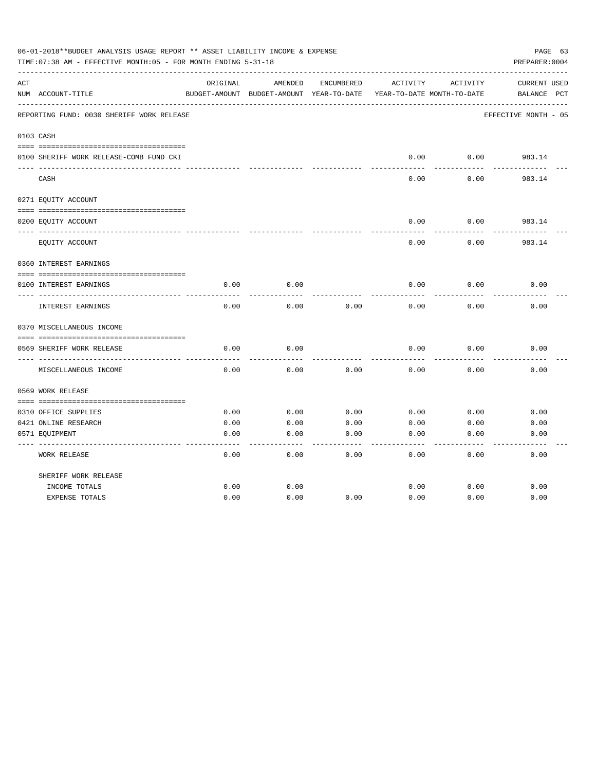06-01-2018**BUDGET ANALYSIS USAGE REPORT ** ASSET LIABILITY INCOME & EXPENSE

TIME:07:38 AM - EFFECTIVE MONTH:05 - FOR MONTH ENDING 5-31-18

PREPARER:0004

REPORTING FUND: 0030 SHERIFF WORK RELEASE — EFFECTIVE MONTH - 05

| ACT NUM | ACCOUNT-TITLE | ORIGINAL BUDGET-AMOUNT | AMENDED BUDGET-AMOUNT | ENCUMBERED YEAR-TO-DATE | ACTIVITY YEAR-TO-DATE | ACTIVITY MONTH-TO-DATE | CURRENT BALANCE | USED PCT |
|---|---|---|---|---|---|---|---|---|
| **0103** | **CASH** | | | | | | | |
| 0100 | SHERIFF WORK RELEASE-COMB FUND CKI | | | | 0.00 | 0.00 | 983.14 | |
| | CASH | | | | 0.00 | 0.00 | 983.14 | |
| **0271** | **EQUITY ACCOUNT** | | | | | | | |
| 0200 | EQUITY ACCOUNT | | | | 0.00 | 0.00 | 983.14 | |
| | EQUITY ACCOUNT | | | | 0.00 | 0.00 | 983.14 | |
| **0360** | **INTEREST EARNINGS** | | | | | | | |
| 0100 | INTEREST EARNINGS | 0.00 | 0.00 | | 0.00 | 0.00 | 0.00 | |
| | INTEREST EARNINGS | 0.00 | 0.00 | 0.00 | 0.00 | 0.00 | 0.00 | |
| **0370** | **MISCELLANEOUS INCOME** | | | | | | | |
| 0569 | SHERIFF WORK RELEASE | 0.00 | 0.00 | | 0.00 | 0.00 | 0.00 | |
| | MISCELLANEOUS INCOME | 0.00 | 0.00 | 0.00 | 0.00 | 0.00 | 0.00 | |
| **0569** | **WORK RELEASE** | | | | | | | |
| 0310 | OFFICE SUPPLIES | 0.00 | 0.00 | 0.00 | 0.00 | 0.00 | 0.00 | |
| 0421 | ONLINE RESEARCH | 0.00 | 0.00 | 0.00 | 0.00 | 0.00 | 0.00 | |
| 0571 | EQUIPMENT | 0.00 | 0.00 | 0.00 | 0.00 | 0.00 | 0.00 | |
| | WORK RELEASE | 0.00 | 0.00 | 0.00 | 0.00 | 0.00 | 0.00 | |
| | SHERIFF WORK RELEASE | | | | | | | |
| | INCOME TOTALS | 0.00 | 0.00 | | 0.00 | 0.00 | 0.00 | |
| | EXPENSE TOTALS | 0.00 | 0.00 | 0.00 | 0.00 | 0.00 | 0.00 | |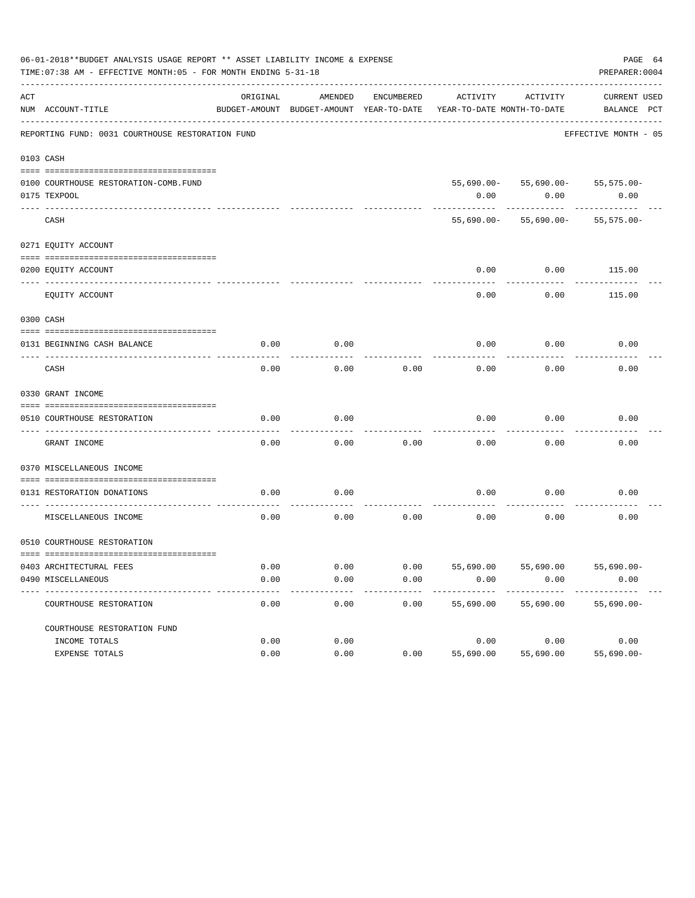06-01-2018**BUDGET ANALYSIS USAGE REPORT ** ASSET LIABILITY INCOME & EXPENSE

TIME:07:38 AM - EFFECTIVE MONTH:05 - FOR MONTH ENDING 5-31-18

PREPARER:0004

| ACT NUM | ACCOUNT-TITLE | ORIGINAL BUDGET-AMOUNT | AMENDED BUDGET-AMOUNT | ENCUMBERED YEAR-TO-DATE | ACTIVITY YEAR-TO-DATE | ACTIVITY MONTH-TO-DATE | CURRENT BALANCE | USED PCT |
|---|---|---|---|---|---|---|---|---|
| | REPORTING FUND: 0031 COURTHOUSE RESTORATION FUND | | | | | | EFFECTIVE MONTH - 05 | |
| 0103 | CASH | | | | | | | |
| 0100 | COURTHOUSE RESTORATION-COMB.FUND | | | | 55,690.00- | 55,690.00- | 55,575.00- | |
| 0175 | TEXPOOL | | | | 0.00 | 0.00 | 0.00 | |
| | CASH | | | | 55,690.00- | 55,690.00- | 55,575.00- | |
| 0271 | EQUITY ACCOUNT | | | | | | | |
| 0200 | EQUITY ACCOUNT | | | | 0.00 | 0.00 | 115.00 | |
| | EQUITY ACCOUNT | | | | 0.00 | 0.00 | 115.00 | |
| 0300 | CASH | | | | | | | |
| 0131 | BEGINNING CASH BALANCE | 0.00 | 0.00 | | 0.00 | 0.00 | 0.00 | |
| | CASH | 0.00 | 0.00 | 0.00 | 0.00 | 0.00 | 0.00 | |
| 0330 | GRANT INCOME | | | | | | | |
| 0510 | COURTHOUSE RESTORATION | 0.00 | 0.00 | | 0.00 | 0.00 | 0.00 | |
| | GRANT INCOME | 0.00 | 0.00 | 0.00 | 0.00 | 0.00 | 0.00 | |
| 0370 | MISCELLANEOUS INCOME | | | | | | | |
| 0131 | RESTORATION DONATIONS | 0.00 | 0.00 | | 0.00 | 0.00 | 0.00 | |
| | MISCELLANEOUS INCOME | 0.00 | 0.00 | 0.00 | 0.00 | 0.00 | 0.00 | |
| 0510 | COURTHOUSE RESTORATION | | | | | | | |
| 0403 | ARCHITECTURAL FEES | 0.00 | 0.00 | 0.00 | 55,690.00 | 55,690.00 | 55,690.00- | |
| 0490 | MISCELLANEOUS | 0.00 | 0.00 | 0.00 | 0.00 | 0.00 | 0.00 | |
| | COURTHOUSE RESTORATION | 0.00 | 0.00 | 0.00 | 55,690.00 | 55,690.00 | 55,690.00- | |
| | COURTHOUSE RESTORATION FUND | | | | | | | |
| | INCOME TOTALS | 0.00 | 0.00 | | 0.00 | 0.00 | 0.00 | |
| | EXPENSE TOTALS | 0.00 | 0.00 | 0.00 | 55,690.00 | 55,690.00 | 55,690.00- | |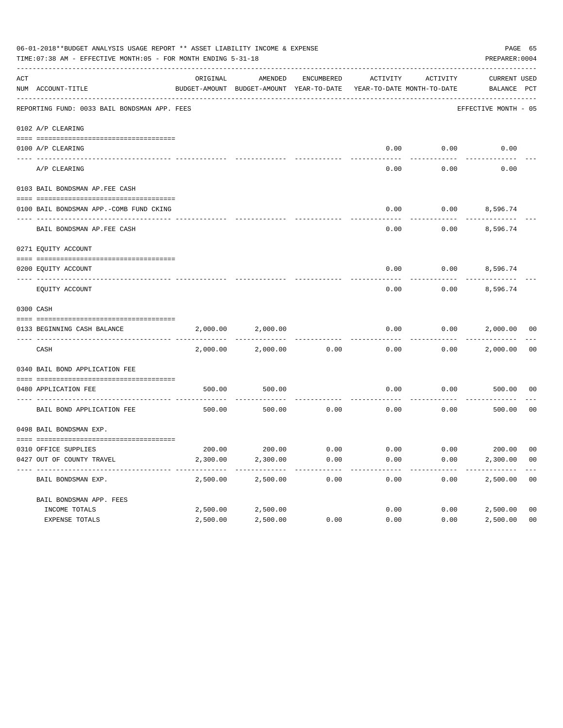06-01-2018**BUDGET ANALYSIS USAGE REPORT ** ASSET LIABILITY INCOME & EXPENSE

TIME:07:38 AM - EFFECTIVE MONTH:05 - FOR MONTH ENDING 5-31-18

PREPARER:0004

| ACT NUM | ACCOUNT-TITLE | ORIGINAL BUDGET-AMOUNT | AMENDED BUDGET-AMOUNT | ENCUMBERED YEAR-TO-DATE | ACTIVITY YEAR-TO-DATE | ACTIVITY MONTH-TO-DATE | CURRENT BALANCE | USED PCT |
|---|---|---|---|---|---|---|---|---|
| | REPORTING FUND: 0033 BAIL BONDSMAN APP. FEES | | | | | | EFFECTIVE MONTH - 05 | |
| | 0102 A/P CLEARING | | | | | | | |
| 0100 | A/P CLEARING | | | | 0.00 | 0.00 | 0.00 | |
| | A/P CLEARING | | | | 0.00 | 0.00 | 0.00 | |
| | 0103 BAIL BONDSMAN AP.FEE CASH | | | | | | | |
| 0100 | BAIL BONDSMAN APP.-COMB FUND CKING | | | | 0.00 | 0.00 | 8,596.74 | |
| | BAIL BONDSMAN AP.FEE CASH | | | | 0.00 | 0.00 | 8,596.74 | |
| | 0271 EQUITY ACCOUNT | | | | | | | |
| 0200 | EQUITY ACCOUNT | | | | 0.00 | 0.00 | 8,596.74 | |
| | EQUITY ACCOUNT | | | | 0.00 | 0.00 | 8,596.74 | |
| | 0300 CASH | | | | | | | |
| 0133 | BEGINNING CASH BALANCE | 2,000.00 | 2,000.00 | | 0.00 | 0.00 | 2,000.00 | 00 |
| | CASH | 2,000.00 | 2,000.00 | 0.00 | 0.00 | 0.00 | 2,000.00 | 00 |
| | 0340 BAIL BOND APPLICATION FEE | | | | | | | |
| 0480 | APPLICATION FEE | 500.00 | 500.00 | | 0.00 | 0.00 | 500.00 | 00 |
| | BAIL BOND APPLICATION FEE | 500.00 | 500.00 | 0.00 | 0.00 | 0.00 | 500.00 | 00 |
| | 0498 BAIL BONDSMAN EXP. | | | | | | | |
| 0310 | OFFICE SUPPLIES | 200.00 | 200.00 | 0.00 | 0.00 | 0.00 | 200.00 | 00 |
| 0427 | OUT OF COUNTY TRAVEL | 2,300.00 | 2,300.00 | 0.00 | 0.00 | 0.00 | 2,300.00 | 00 |
| | BAIL BONDSMAN EXP. | 2,500.00 | 2,500.00 | 0.00 | 0.00 | 0.00 | 2,500.00 | 00 |
| | BAIL BONDSMAN APP. FEES | | | | | | | |
| | INCOME TOTALS | 2,500.00 | 2,500.00 | | 0.00 | 0.00 | 2,500.00 | 00 |
| | EXPENSE TOTALS | 2,500.00 | 2,500.00 | 0.00 | 0.00 | 0.00 | 2,500.00 | 00 |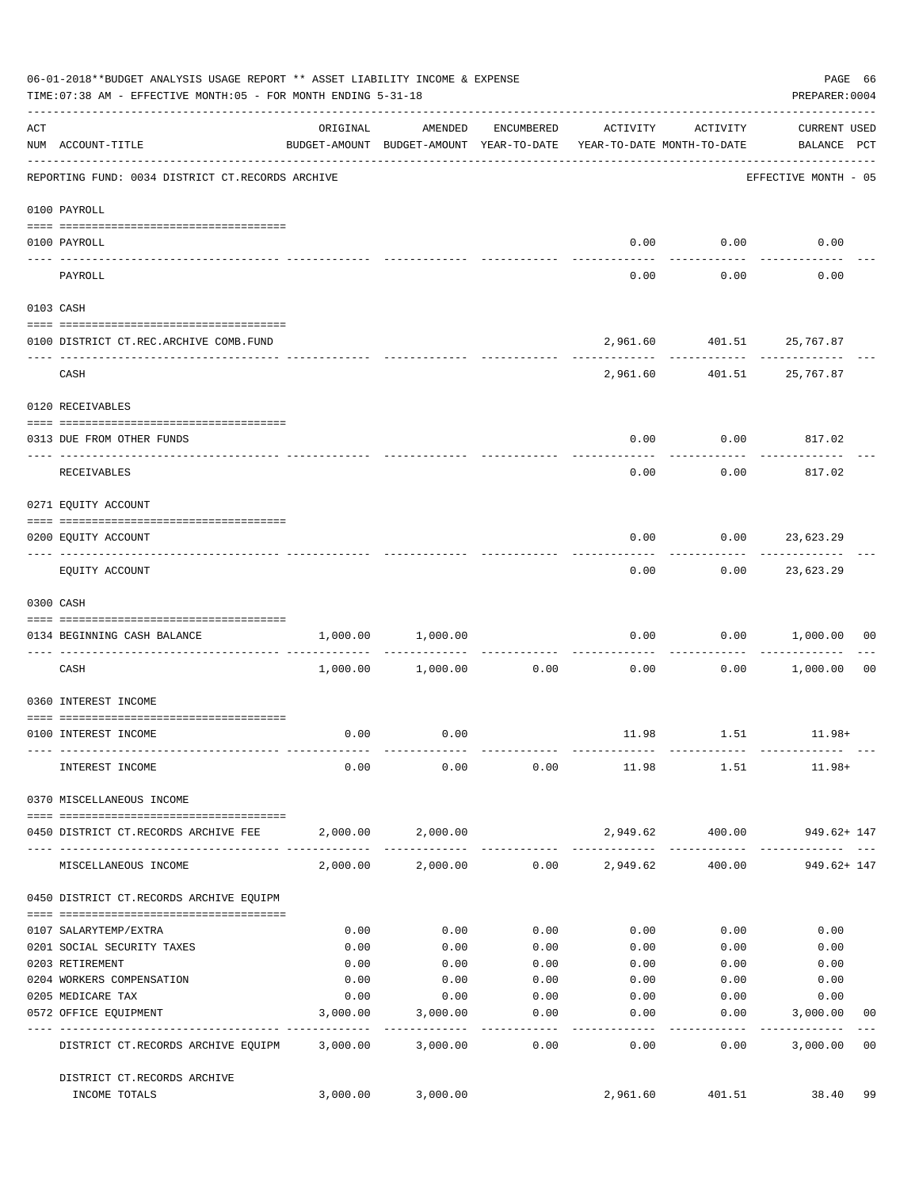06-01-2018**BUDGET ANALYSIS USAGE REPORT ** ASSET LIABILITY INCOME & EXPENSE

TIME:07:38 AM - EFFECTIVE MONTH:05 - FOR MONTH ENDING 5-31-18

PREPARER:0004

REPORTING FUND: 0034 DISTRICT CT.RECORDS ARCHIVE — EFFECTIVE MONTH - 05

| ACT NUM | ACCOUNT-TITLE | ORIGINAL BUDGET-AMOUNT | AMENDED BUDGET-AMOUNT | ENCUMBERED YEAR-TO-DATE | ACTIVITY YEAR-TO-DATE | ACTIVITY MONTH-TO-DATE | CURRENT BALANCE | USED PCT |
|---|---|---|---|---|---|---|---|---|
| | **0100 PAYROLL** | | | | | | | |
| 0100 | PAYROLL | | | | 0.00 | 0.00 | 0.00 | |
| | PAYROLL | | | | 0.00 | 0.00 | 0.00 | |
| | **0103 CASH** | | | | | | | |
| 0100 | DISTRICT CT.REC.ARCHIVE COMB.FUND | | | | 2,961.60 | 401.51 | 25,767.87 | |
| | CASH | | | | 2,961.60 | 401.51 | 25,767.87 | |
| | **0120 RECEIVABLES** | | | | | | | |
| 0313 | DUE FROM OTHER FUNDS | | | | 0.00 | 0.00 | 817.02 | |
| | RECEIVABLES | | | | 0.00 | 0.00 | 817.02 | |
| | **0271 EQUITY ACCOUNT** | | | | | | | |
| 0200 | EQUITY ACCOUNT | | | | 0.00 | 0.00 | 23,623.29 | |
| | EQUITY ACCOUNT | | | | 0.00 | 0.00 | 23,623.29 | |
| | **0300 CASH** | | | | | | | |
| 0134 | BEGINNING CASH BALANCE | 1,000.00 | 1,000.00 | | 0.00 | 0.00 | 1,000.00 | 00 |
| | CASH | 1,000.00 | 1,000.00 | 0.00 | 0.00 | 0.00 | 1,000.00 | 00 |
| | **0360 INTEREST INCOME** | | | | | | | |
| 0100 | INTEREST INCOME | 0.00 | 0.00 | | 11.98 | 1.51 | 11.98+ | |
| | INTEREST INCOME | 0.00 | 0.00 | 0.00 | 11.98 | 1.51 | 11.98+ | |
| | **0370 MISCELLANEOUS INCOME** | | | | | | | |
| 0450 | DISTRICT CT.RECORDS ARCHIVE FEE | 2,000.00 | 2,000.00 | | 2,949.62 | 400.00 | 949.62+ | 147 |
| | MISCELLANEOUS INCOME | 2,000.00 | 2,000.00 | 0.00 | 2,949.62 | 400.00 | 949.62+ | 147 |
| | **0450 DISTRICT CT.RECORDS ARCHIVE EQUIPM** | | | | | | | |
| 0107 | SALARYTEMP/EXTRA | 0.00 | 0.00 | 0.00 | 0.00 | 0.00 | 0.00 | |
| 0201 | SOCIAL SECURITY TAXES | 0.00 | 0.00 | 0.00 | 0.00 | 0.00 | 0.00 | |
| 0203 | RETIREMENT | 0.00 | 0.00 | 0.00 | 0.00 | 0.00 | 0.00 | |
| 0204 | WORKERS COMPENSATION | 0.00 | 0.00 | 0.00 | 0.00 | 0.00 | 0.00 | |
| 0205 | MEDICARE TAX | 0.00 | 0.00 | 0.00 | 0.00 | 0.00 | 0.00 | |
| 0572 | OFFICE EQUIPMENT | 3,000.00 | 3,000.00 | 0.00 | 0.00 | 0.00 | 3,000.00 | 00 |
| | DISTRICT CT.RECORDS ARCHIVE EQUIPM | 3,000.00 | 3,000.00 | 0.00 | 0.00 | 0.00 | 3,000.00 | 00 |
| | DISTRICT CT.RECORDS ARCHIVE INCOME TOTALS | 3,000.00 | 3,000.00 | | 2,961.60 | 401.51 | 38.40 | 99 |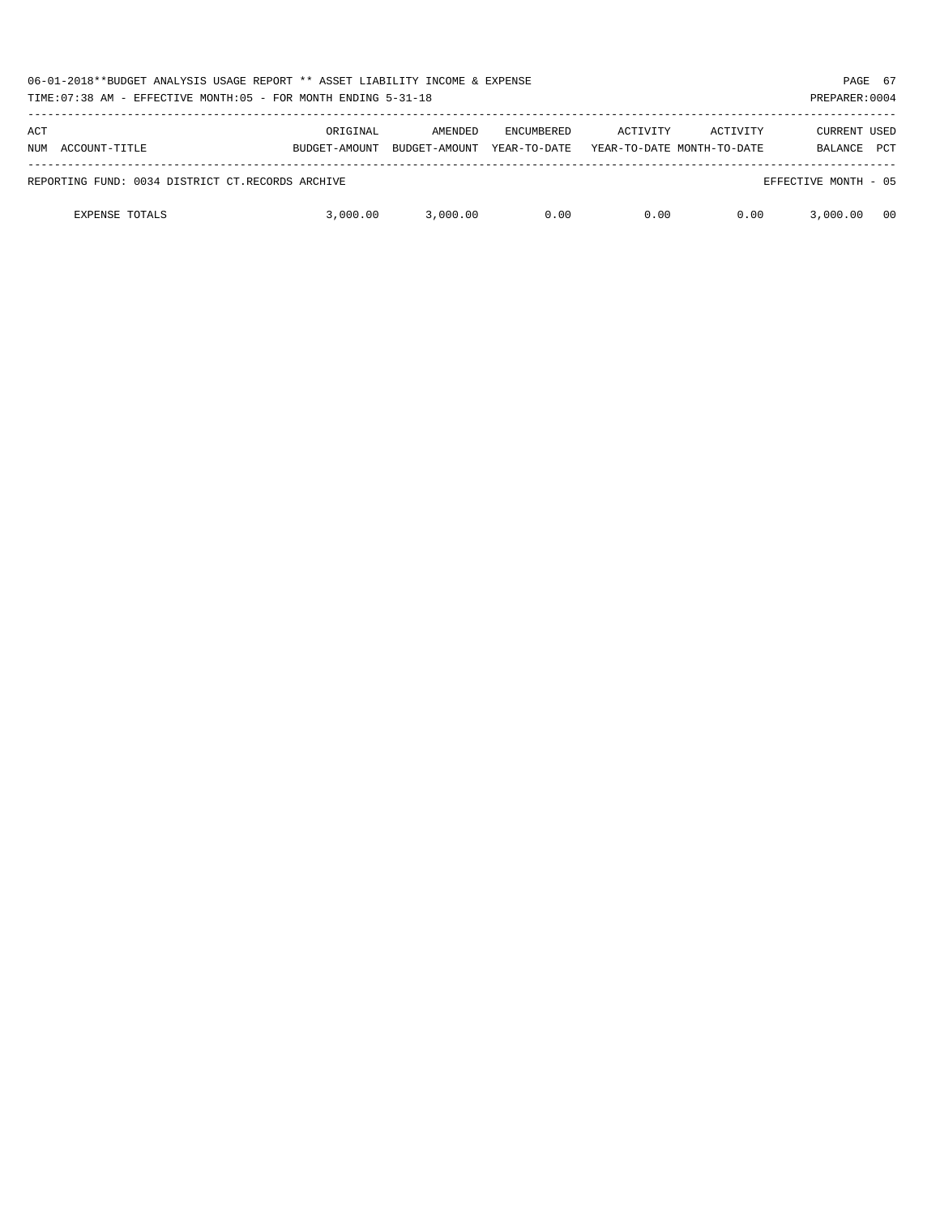06-01-2018**BUDGET ANALYSIS USAGE REPORT ** ASSET LIABILITY INCOME & EXPENSE

TIME:07:38 AM - EFFECTIVE MONTH:05 - FOR MONTH ENDING 5-31-18

PREPARER:0004

| ACT NUM ACCOUNT-TITLE | ORIGINAL BUDGET-AMOUNT | AMENDED BUDGET-AMOUNT | ENCUMBERED YEAR-TO-DATE | ACTIVITY YEAR-TO-DATE | ACTIVITY MONTH-TO-DATE | CURRENT BALANCE | USED PCT |
|---|---|---|---|---|---|---|---|
| REPORTING FUND: 0034 DISTRICT CT.RECORDS ARCHIVE | | | | | | EFFECTIVE MONTH - 05 | |
| EXPENSE TOTALS | 3,000.00 | 3,000.00 | 0.00 | 0.00 | 0.00 | 3,000.00 | 00 |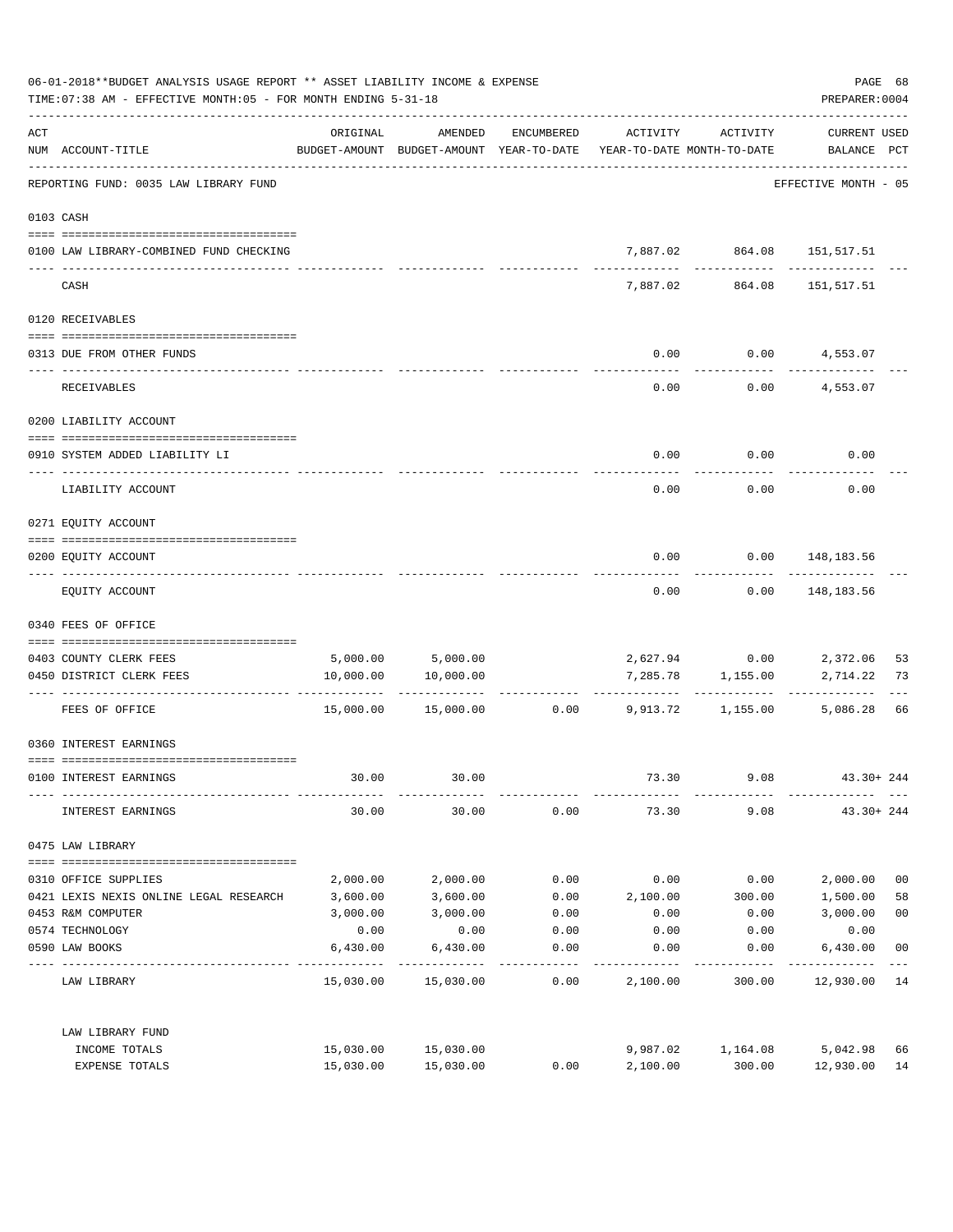06-01-2018**BUDGET ANALYSIS USAGE REPORT ** ASSET LIABILITY INCOME & EXPENSE

TIME:07:38 AM - EFFECTIVE MONTH:05 - FOR MONTH ENDING 5-31-18

PREPARER:0004

| ACT NUM | ACCOUNT-TITLE | ORIGINAL BUDGET-AMOUNT | AMENDED BUDGET-AMOUNT | ENCUMBERED YEAR-TO-DATE | ACTIVITY YEAR-TO-DATE | ACTIVITY MONTH-TO-DATE | CURRENT USED BALANCE | PCT |
|---|---|---|---|---|---|---|---|---|
| | REPORTING FUND: 0035 LAW LIBRARY FUND | | | | | | EFFECTIVE MONTH - 05 | |
| 0103 | CASH | | | | | | | |
| 0100 | LAW LIBRARY-COMBINED FUND CHECKING | | | | 7,887.02 | 864.08 | 151,517.51 | |
| | CASH | | | | 7,887.02 | 864.08 | 151,517.51 | |
| 0120 | RECEIVABLES | | | | | | | |
| 0313 | DUE FROM OTHER FUNDS | | | | 0.00 | 0.00 | 4,553.07 | |
| | RECEIVABLES | | | | 0.00 | 0.00 | 4,553.07 | |
| 0200 | LIABILITY ACCOUNT | | | | | | | |
| 0910 | SYSTEM ADDED LIABILITY LI | | | | 0.00 | 0.00 | 0.00 | |
| | LIABILITY ACCOUNT | | | | 0.00 | 0.00 | 0.00 | |
| 0271 | EQUITY ACCOUNT | | | | | | | |
| 0200 | EQUITY ACCOUNT | | | | 0.00 | 0.00 | 148,183.56 | |
| | EQUITY ACCOUNT | | | | 0.00 | 0.00 | 148,183.56 | |
| 0340 | FEES OF OFFICE | | | | | | | |
| 0403 | COUNTY CLERK FEES | 5,000.00 | 5,000.00 | | 2,627.94 | 0.00 | 2,372.06 | 53 |
| 0450 | DISTRICT CLERK FEES | 10,000.00 | 10,000.00 | | 7,285.78 | 1,155.00 | 2,714.22 | 73 |
| | FEES OF OFFICE | 15,000.00 | 15,000.00 | 0.00 | 9,913.72 | 1,155.00 | 5,086.28 | 66 |
| 0360 | INTEREST EARNINGS | | | | | | | |
| 0100 | INTEREST EARNINGS | 30.00 | 30.00 | | 73.30 | 9.08 | 43.30+ | 244 |
| | INTEREST EARNINGS | 30.00 | 30.00 | 0.00 | 73.30 | 9.08 | 43.30+ | 244 |
| 0475 | LAW LIBRARY | | | | | | | |
| 0310 | OFFICE SUPPLIES | 2,000.00 | 2,000.00 | 0.00 | 0.00 | 0.00 | 2,000.00 | 00 |
| 0421 | LEXIS NEXIS ONLINE LEGAL RESEARCH | 3,600.00 | 3,600.00 | 0.00 | 2,100.00 | 300.00 | 1,500.00 | 58 |
| 0453 | R&M COMPUTER | 3,000.00 | 3,000.00 | 0.00 | 0.00 | 0.00 | 3,000.00 | 00 |
| 0574 | TECHNOLOGY | 0.00 | 0.00 | 0.00 | 0.00 | 0.00 | 0.00 | |
| 0590 | LAW BOOKS | 6,430.00 | 6,430.00 | 0.00 | 0.00 | 0.00 | 6,430.00 | 00 |
| | LAW LIBRARY | 15,030.00 | 15,030.00 | 0.00 | 2,100.00 | 300.00 | 12,930.00 | 14 |
| | LAW LIBRARY FUND | | | | | | | |
| | INCOME TOTALS | 15,030.00 | 15,030.00 | | 9,987.02 | 1,164.08 | 5,042.98 | 66 |
| | EXPENSE TOTALS | 15,030.00 | 15,030.00 | 0.00 | 2,100.00 | 300.00 | 12,930.00 | 14 |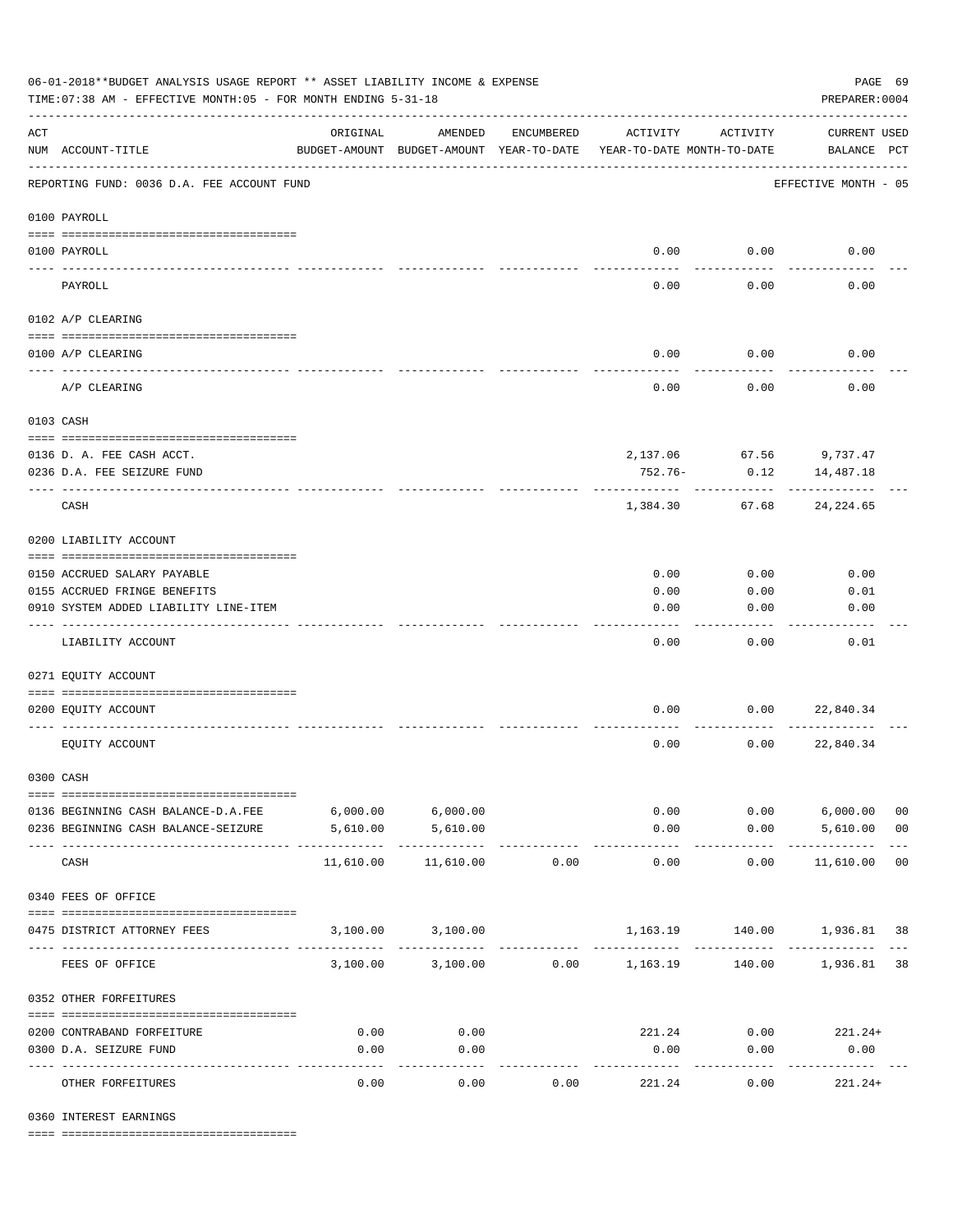06-01-2018**BUDGET ANALYSIS USAGE REPORT ** ASSET LIABILITY INCOME & EXPENSE

TIME:07:38 AM - EFFECTIVE MONTH:05 - FOR MONTH ENDING 5-31-18

PREPARER:0004

REPORTING FUND: 0036 D.A. FEE ACCOUNT FUND — EFFECTIVE MONTH - 05

| ACT NUM | ACCOUNT-TITLE | ORIGINAL BUDGET-AMOUNT | AMENDED BUDGET-AMOUNT | ENCUMBERED YEAR-TO-DATE | ACTIVITY YEAR-TO-DATE | ACTIVITY MONTH-TO-DATE | CURRENT USED BALANCE | PCT |
|---|---|---|---|---|---|---|---|---|
| **0100 PAYROLL** | | | | | | | | |
| 0100 | PAYROLL | | | | 0.00 | 0.00 | 0.00 | |
| | PAYROLL | | | | 0.00 | 0.00 | 0.00 | |
| **0102 A/P CLEARING** | | | | | | | | |
| 0100 | A/P CLEARING | | | | 0.00 | 0.00 | 0.00 | |
| | A/P CLEARING | | | | 0.00 | 0.00 | 0.00 | |
| **0103 CASH** | | | | | | | | |
| 0136 | D. A. FEE CASH ACCT. | | | | 2,137.06 | 67.56 | 9,737.47 | |
| 0236 | D.A. FEE SEIZURE FUND | | | | 752.76- | 0.12 | 14,487.18 | |
| | CASH | | | | 1,384.30 | 67.68 | 24,224.65 | |
| **0200 LIABILITY ACCOUNT** | | | | | | | | |
| 0150 | ACCRUED SALARY PAYABLE | | | | 0.00 | 0.00 | 0.00 | |
| 0155 | ACCRUED FRINGE BENEFITS | | | | 0.00 | 0.00 | 0.01 | |
| 0910 | SYSTEM ADDED LIABILITY LINE-ITEM | | | | 0.00 | 0.00 | 0.00 | |
| | LIABILITY ACCOUNT | | | | 0.00 | 0.00 | 0.01 | |
| **0271 EQUITY ACCOUNT** | | | | | | | | |
| 0200 | EQUITY ACCOUNT | | | | 0.00 | 0.00 | 22,840.34 | |
| | EQUITY ACCOUNT | | | | 0.00 | 0.00 | 22,840.34 | |
| **0300 CASH** | | | | | | | | |
| 0136 | BEGINNING CASH BALANCE-D.A.FEE | 6,000.00 | 6,000.00 | | 0.00 | 0.00 | 6,000.00 | 00 |
| 0236 | BEGINNING CASH BALANCE-SEIZURE | 5,610.00 | 5,610.00 | | 0.00 | 0.00 | 5,610.00 | 00 |
| | CASH | 11,610.00 | 11,610.00 | 0.00 | 0.00 | 0.00 | 11,610.00 | 00 |
| **0340 FEES OF OFFICE** | | | | | | | | |
| 0475 | DISTRICT ATTORNEY FEES | 3,100.00 | 3,100.00 | | 1,163.19 | 140.00 | 1,936.81 | 38 |
| | FEES OF OFFICE | 3,100.00 | 3,100.00 | 0.00 | 1,163.19 | 140.00 | 1,936.81 | 38 |
| **0352 OTHER FORFEITURES** | | | | | | | | |
| 0200 | CONTRABAND FORFEITURE | 0.00 | 0.00 | | 221.24 | 0.00 | 221.24+ | |
| 0300 | D.A. SEIZURE FUND | 0.00 | 0.00 | | 0.00 | 0.00 | 0.00 | |
| | OTHER FORFEITURES | 0.00 | 0.00 | 0.00 | 221.24 | 0.00 | 221.24+ | |
| **0360 INTEREST EARNINGS** | | | | | | | | |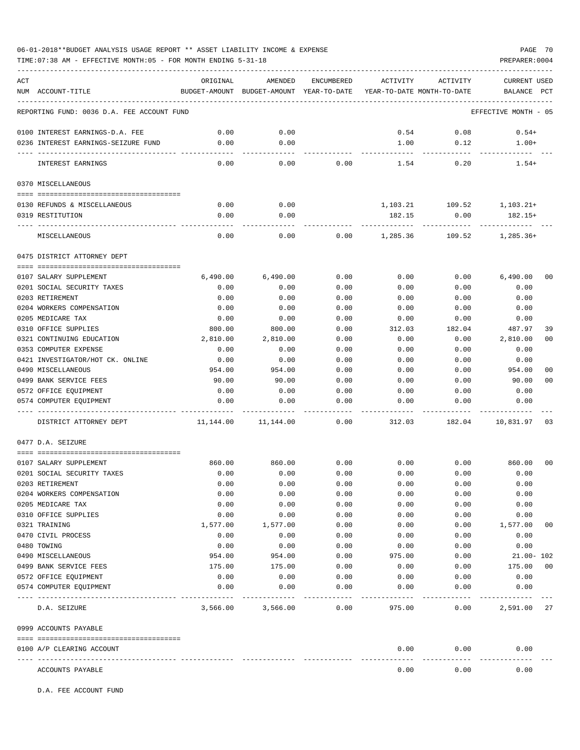06-01-2018**BUDGET ANALYSIS USAGE REPORT ** ASSET LIABILITY INCOME & EXPENSE

TIME:07:38 AM - EFFECTIVE MONTH:05 - FOR MONTH ENDING 5-31-18

PREPARER:0004

REPORTING FUND: 0036 D.A. FEE ACCOUNT FUND — EFFECTIVE MONTH - 05

| ACT NUM | ACCOUNT-TITLE | ORIGINAL BUDGET-AMOUNT | AMENDED BUDGET-AMOUNT | ENCUMBERED YEAR-TO-DATE | ACTIVITY YEAR-TO-DATE | ACTIVITY MONTH-TO-DATE | CURRENT USED BALANCE | PCT |
|---|---|---|---|---|---|---|---|---|
| 0100 | INTEREST EARNINGS-D.A. FEE | 0.00 | 0.00 | | 0.54 | 0.08 | 0.54+ | |
| 0236 | INTEREST EARNINGS-SEIZURE FUND | 0.00 | 0.00 | | 1.00 | 0.12 | 1.00+ | |
| | INTEREST EARNINGS | 0.00 | 0.00 | 0.00 | 1.54 | 0.20 | 1.54+ | |
| | **0370 MISCELLANEOUS** | | | | | | | |
| 0130 | REFUNDS & MISCELLANEOUS | 0.00 | 0.00 | | 1,103.21 | 109.52 | 1,103.21+ | |
| 0319 | RESTITUTION | 0.00 | 0.00 | | 182.15 | 0.00 | 182.15+ | |
| | MISCELLANEOUS | 0.00 | 0.00 | 0.00 | 1,285.36 | 109.52 | 1,285.36+ | |
| | **0475 DISTRICT ATTORNEY DEPT** | | | | | | | |
| 0107 | SALARY SUPPLEMENT | 6,490.00 | 6,490.00 | 0.00 | 0.00 | 0.00 | 6,490.00 | 00 |
| 0201 | SOCIAL SECURITY TAXES | 0.00 | 0.00 | 0.00 | 0.00 | 0.00 | 0.00 | |
| 0203 | RETIREMENT | 0.00 | 0.00 | 0.00 | 0.00 | 0.00 | 0.00 | |
| 0204 | WORKERS COMPENSATION | 0.00 | 0.00 | 0.00 | 0.00 | 0.00 | 0.00 | |
| 0205 | MEDICARE TAX | 0.00 | 0.00 | 0.00 | 0.00 | 0.00 | 0.00 | |
| 0310 | OFFICE SUPPLIES | 800.00 | 800.00 | 0.00 | 312.03 | 182.04 | 487.97 | 39 |
| 0321 | CONTINUING EDUCATION | 2,810.00 | 2,810.00 | 0.00 | 0.00 | 0.00 | 2,810.00 | 00 |
| 0353 | COMPUTER EXPENSE | 0.00 | 0.00 | 0.00 | 0.00 | 0.00 | 0.00 | |
| 0421 | INVESTIGATOR/HOT CK. ONLINE | 0.00 | 0.00 | 0.00 | 0.00 | 0.00 | 0.00 | |
| 0490 | MISCELLANEOUS | 954.00 | 954.00 | 0.00 | 0.00 | 0.00 | 954.00 | 00 |
| 0499 | BANK SERVICE FEES | 90.00 | 90.00 | 0.00 | 0.00 | 0.00 | 90.00 | 00 |
| 0572 | OFFICE EQUIPMENT | 0.00 | 0.00 | 0.00 | 0.00 | 0.00 | 0.00 | |
| 0574 | COMPUTER EQUIPMENT | 0.00 | 0.00 | 0.00 | 0.00 | 0.00 | 0.00 | |
| | DISTRICT ATTORNEY DEPT | 11,144.00 | 11,144.00 | 0.00 | 312.03 | 182.04 | 10,831.97 | 03 |
| | **0477 D.A. SEIZURE** | | | | | | | |
| 0107 | SALARY SUPPLEMENT | 860.00 | 860.00 | 0.00 | 0.00 | 0.00 | 860.00 | 00 |
| 0201 | SOCIAL SECURITY TAXES | 0.00 | 0.00 | 0.00 | 0.00 | 0.00 | 0.00 | |
| 0203 | RETIREMENT | 0.00 | 0.00 | 0.00 | 0.00 | 0.00 | 0.00 | |
| 0204 | WORKERS COMPENSATION | 0.00 | 0.00 | 0.00 | 0.00 | 0.00 | 0.00 | |
| 0205 | MEDICARE TAX | 0.00 | 0.00 | 0.00 | 0.00 | 0.00 | 0.00 | |
| 0310 | OFFICE SUPPLIES | 0.00 | 0.00 | 0.00 | 0.00 | 0.00 | 0.00 | |
| 0321 | TRAINING | 1,577.00 | 1,577.00 | 0.00 | 0.00 | 0.00 | 1,577.00 | 00 |
| 0470 | CIVIL PROCESS | 0.00 | 0.00 | 0.00 | 0.00 | 0.00 | 0.00 | |
| 0480 | TOWING | 0.00 | 0.00 | 0.00 | 0.00 | 0.00 | 0.00 | |
| 0490 | MISCELLANEOUS | 954.00 | 954.00 | 0.00 | 975.00 | 0.00 | 21.00- | 102 |
| 0499 | BANK SERVICE FEES | 175.00 | 175.00 | 0.00 | 0.00 | 0.00 | 175.00 | 00 |
| 0572 | OFFICE EQUIPMENT | 0.00 | 0.00 | 0.00 | 0.00 | 0.00 | 0.00 | |
| 0574 | COMPUTER EQUIPMENT | 0.00 | 0.00 | 0.00 | 0.00 | 0.00 | 0.00 | |
| | D.A. SEIZURE | 3,566.00 | 3,566.00 | 0.00 | 975.00 | 0.00 | 2,591.00 | 27 |
| | **0999 ACCOUNTS PAYABLE** | | | | | | | |
| 0100 | A/P CLEARING ACCOUNT | | | | 0.00 | 0.00 | 0.00 | |
| | ACCOUNTS PAYABLE | | | | 0.00 | 0.00 | 0.00 | |

D.A. FEE ACCOUNT FUND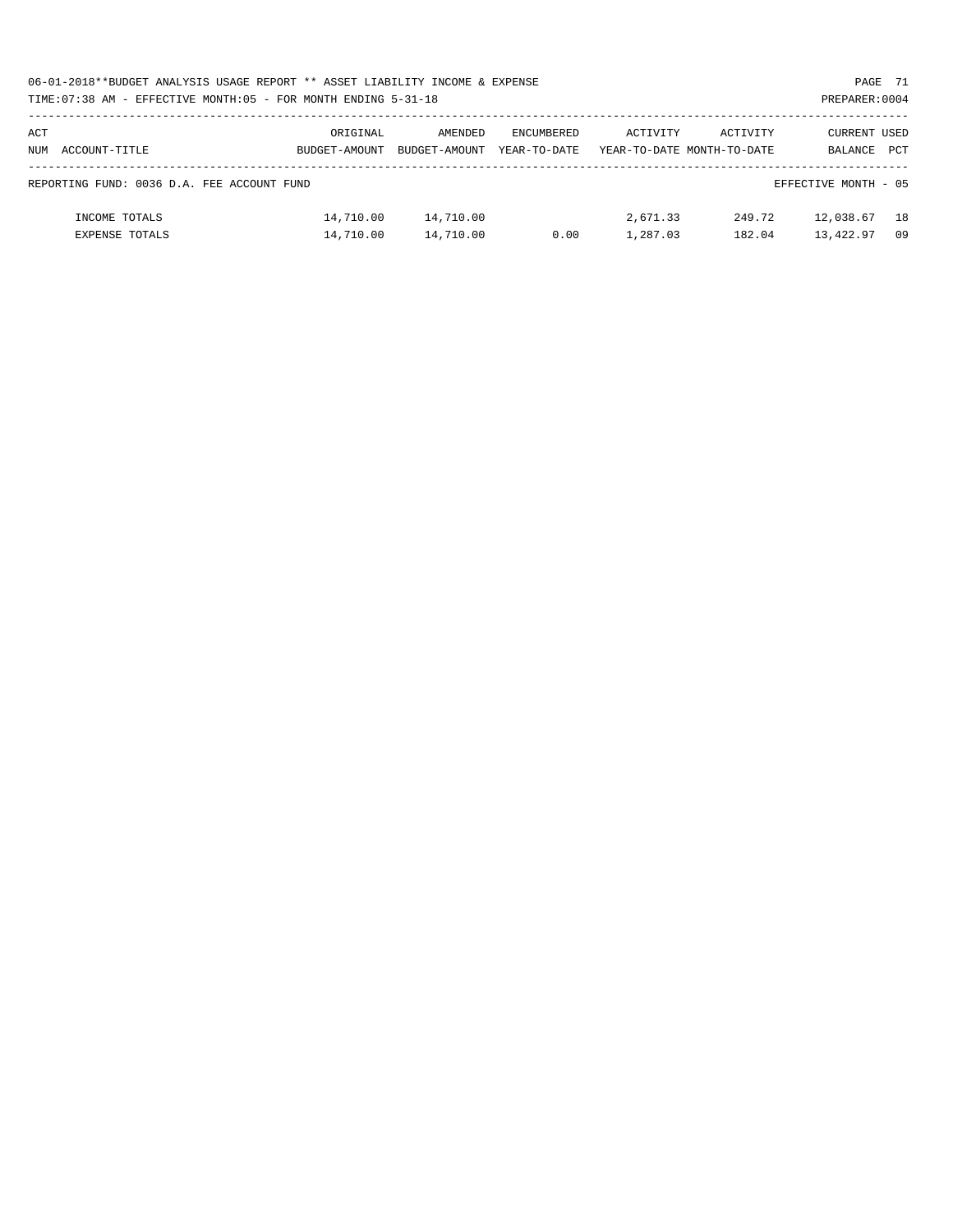06-01-2018**BUDGET ANALYSIS USAGE REPORT ** ASSET LIABILITY INCOME & EXPENSE

TIME:07:38 AM - EFFECTIVE MONTH:05 - FOR MONTH ENDING 5-31-18

PREPARER:0004

| ACT NUM ACCOUNT-TITLE | ORIGINAL BUDGET-AMOUNT | AMENDED BUDGET-AMOUNT | ENCUMBERED YEAR-TO-DATE | ACTIVITY YEAR-TO-DATE | ACTIVITY MONTH-TO-DATE | CURRENT BALANCE | USED PCT |
|---|---|---|---|---|---|---|---|
| REPORTING FUND: 0036 D.A. FEE ACCOUNT FUND | | | | | | EFFECTIVE MONTH - 05 | |
| INCOME TOTALS | 14,710.00 | 14,710.00 | | 2,671.33 | 249.72 | 12,038.67 | 18 |
| EXPENSE TOTALS | 14,710.00 | 14,710.00 | 0.00 | 1,287.03 | 182.04 | 13,422.97 | 09 |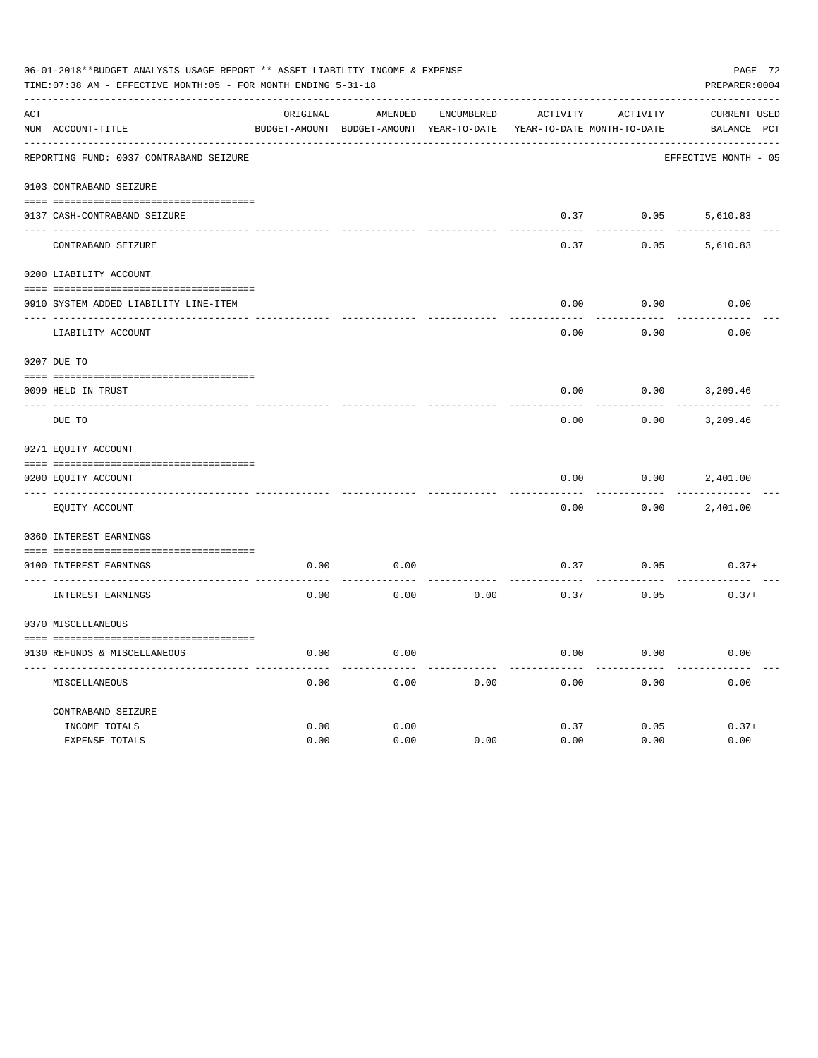06-01-2018**BUDGET ANALYSIS USAGE REPORT ** ASSET LIABILITY INCOME & EXPENSE

TIME:07:38 AM - EFFECTIVE MONTH:05 - FOR MONTH ENDING 5-31-18

PREPARER:0004

| ACT NUM | ACCOUNT-TITLE | ORIGINAL BUDGET-AMOUNT | AMENDED BUDGET-AMOUNT | ENCUMBERED YEAR-TO-DATE | ACTIVITY YEAR-TO-DATE | ACTIVITY MONTH-TO-DATE | CURRENT BALANCE | USED PCT |
|---|---|---|---|---|---|---|---|---|
| | REPORTING FUND: 0037 CONTRABAND SEIZURE | | | | | | EFFECTIVE MONTH - 05 | |
| 0103 | CONTRABAND SEIZURE | | | | | | | |
| 0137 | CASH-CONTRABAND SEIZURE | | | | 0.37 | 0.05 | 5,610.83 | |
| | CONTRABAND SEIZURE | | | | 0.37 | 0.05 | 5,610.83 | |
| 0200 | LIABILITY ACCOUNT | | | | | | | |
| 0910 | SYSTEM ADDED LIABILITY LINE-ITEM | | | | 0.00 | 0.00 | 0.00 | |
| | LIABILITY ACCOUNT | | | | 0.00 | 0.00 | 0.00 | |
| 0207 | DUE TO | | | | | | | |
| 0099 | HELD IN TRUST | | | | 0.00 | 0.00 | 3,209.46 | |
| | DUE TO | | | | 0.00 | 0.00 | 3,209.46 | |
| 0271 | EQUITY ACCOUNT | | | | | | | |
| 0200 | EQUITY ACCOUNT | | | | 0.00 | 0.00 | 2,401.00 | |
| | EQUITY ACCOUNT | | | | 0.00 | 0.00 | 2,401.00 | |
| 0360 | INTEREST EARNINGS | | | | | | | |
| 0100 | INTEREST EARNINGS | 0.00 | 0.00 | | 0.37 | 0.05 | 0.37+ | |
| | INTEREST EARNINGS | 0.00 | 0.00 | 0.00 | 0.37 | 0.05 | 0.37+ | |
| 0370 | MISCELLANEOUS | | | | | | | |
| 0130 | REFUNDS & MISCELLANEOUS | 0.00 | 0.00 | | 0.00 | 0.00 | 0.00 | |
| | MISCELLANEOUS | 0.00 | 0.00 | 0.00 | 0.00 | 0.00 | 0.00 | |
| | CONTRABAND SEIZURE | | | | | | | |
| | INCOME TOTALS | 0.00 | 0.00 | | 0.37 | 0.05 | 0.37+ | |
| | EXPENSE TOTALS | 0.00 | 0.00 | 0.00 | 0.00 | 0.00 | 0.00 | |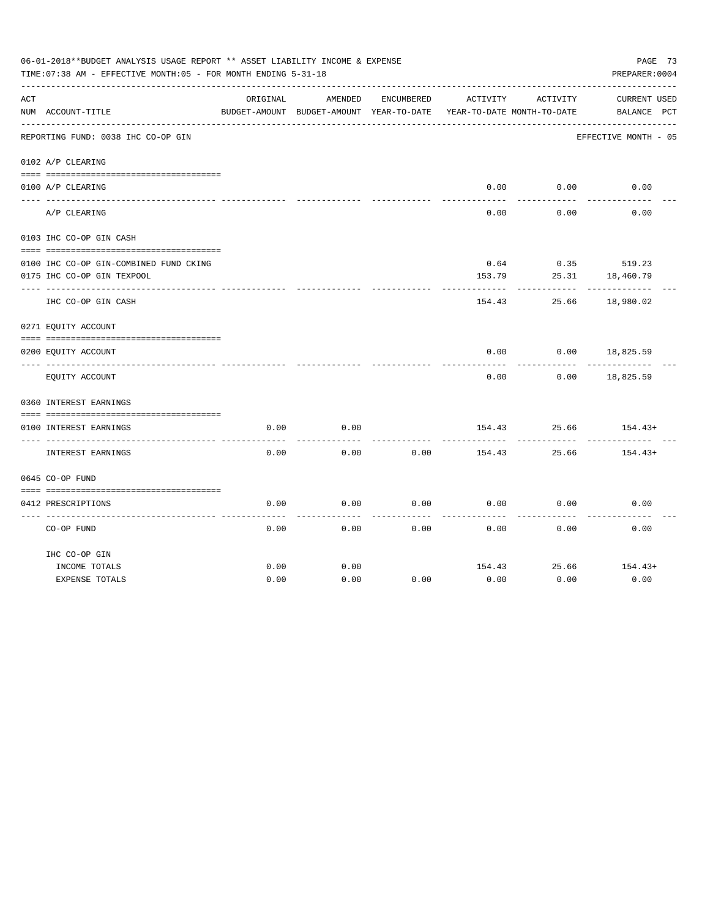06-01-2018**BUDGET ANALYSIS USAGE REPORT ** ASSET LIABILITY INCOME & EXPENSE

TIME:07:38 AM - EFFECTIVE MONTH:05 - FOR MONTH ENDING 5-31-18

PREPARER:0004

REPORTING FUND: 0038 IHC CO-OP GIN — EFFECTIVE MONTH - 05

| ACT NUM | ACCOUNT-TITLE | ORIGINAL BUDGET-AMOUNT | AMENDED BUDGET-AMOUNT | ENCUMBERED YEAR-TO-DATE | ACTIVITY YEAR-TO-DATE | ACTIVITY MONTH-TO-DATE | CURRENT BALANCE | USED PCT |
|---|---|---|---|---|---|---|---|---|
| 0102 | A/P CLEARING | | | | | | | |
| 0100 | A/P CLEARING | | | | 0.00 | 0.00 | 0.00 | |
| | A/P CLEARING | | | | 0.00 | 0.00 | 0.00 | |
| 0103 | IHC CO-OP GIN CASH | | | | | | | |
| 0100 | IHC CO-OP GIN-COMBINED FUND CKING | | | | 0.64 | 0.35 | 519.23 | |
| 0175 | IHC CO-OP GIN TEXPOOL | | | | 153.79 | 25.31 | 18,460.79 | |
| | IHC CO-OP GIN CASH | | | | 154.43 | 25.66 | 18,980.02 | |
| 0271 | EQUITY ACCOUNT | | | | | | | |
| 0200 | EQUITY ACCOUNT | | | | 0.00 | 0.00 | 18,825.59 | |
| | EQUITY ACCOUNT | | | | 0.00 | 0.00 | 18,825.59 | |
| 0360 | INTEREST EARNINGS | | | | | | | |
| 0100 | INTEREST EARNINGS | 0.00 | 0.00 | | 154.43 | 25.66 | 154.43+ | |
| | INTEREST EARNINGS | 0.00 | 0.00 | 0.00 | 154.43 | 25.66 | 154.43+ | |
| 0645 | CO-OP FUND | | | | | | | |
| 0412 | PRESCRIPTIONS | 0.00 | 0.00 | 0.00 | 0.00 | 0.00 | 0.00 | |
| | CO-OP FUND | 0.00 | 0.00 | 0.00 | 0.00 | 0.00 | 0.00 | |
| | IHC CO-OP GIN | | | | | | | |
| | INCOME TOTALS | 0.00 | 0.00 | | 154.43 | 25.66 | 154.43+ | |
| | EXPENSE TOTALS | 0.00 | 0.00 | 0.00 | 0.00 | 0.00 | 0.00 | |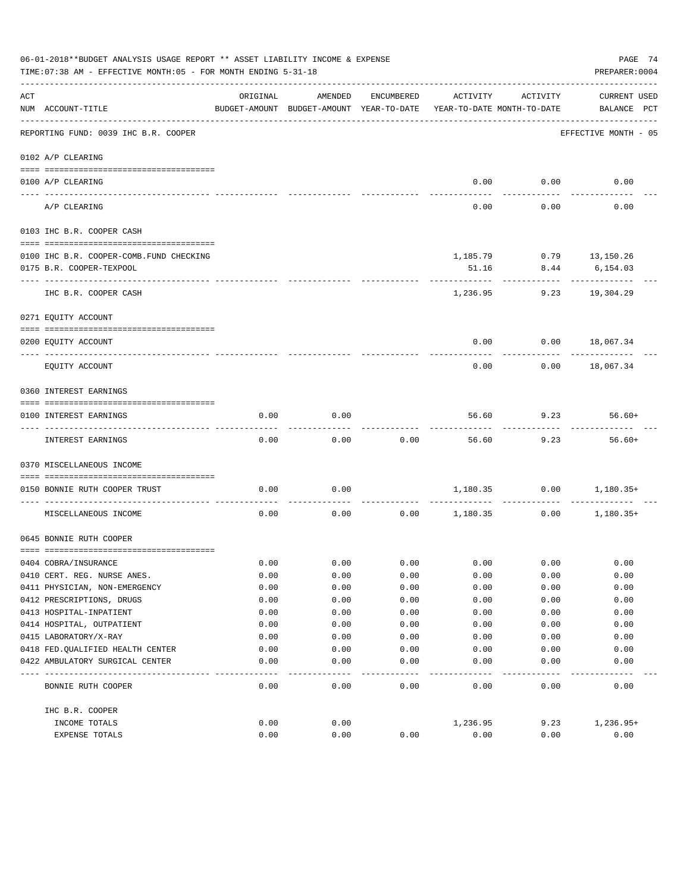06-01-2018**BUDGET ANALYSIS USAGE REPORT ** ASSET LIABILITY INCOME & EXPENSE

TIME:07:38 AM - EFFECTIVE MONTH:05 - FOR MONTH ENDING 5-31-18

PREPARER:0004

REPORTING FUND: 0039 IHC B.R. COOPER — EFFECTIVE MONTH - 05

| ACT NUM | ACCOUNT-TITLE | ORIGINAL BUDGET-AMOUNT | AMENDED BUDGET-AMOUNT | ENCUMBERED YEAR-TO-DATE | ACTIVITY YEAR-TO-DATE | ACTIVITY MONTH-TO-DATE | CURRENT BALANCE | USED PCT |
|---|---|---|---|---|---|---|---|---|
| 0102 | A/P CLEARING | | | | | | | |
| 0100 | A/P CLEARING | | | | 0.00 | 0.00 | 0.00 | |
| | A/P CLEARING | | | | 0.00 | 0.00 | 0.00 | |
| 0103 | IHC B.R. COOPER CASH | | | | | | | |
| 0100 | IHC B.R. COOPER-COMB.FUND CHECKING | | | | 1,185.79 | 0.79 | 13,150.26 | |
| 0175 | B.R. COOPER-TEXPOOL | | | | 51.16 | 8.44 | 6,154.03 | |
| | IHC B.R. COOPER CASH | | | | 1,236.95 | 9.23 | 19,304.29 | |
| 0271 | EQUITY ACCOUNT | | | | | | | |
| 0200 | EQUITY ACCOUNT | | | | 0.00 | 0.00 | 18,067.34 | |
| | EQUITY ACCOUNT | | | | 0.00 | 0.00 | 18,067.34 | |
| 0360 | INTEREST EARNINGS | | | | | | | |
| 0100 | INTEREST EARNINGS | 0.00 | 0.00 | | 56.60 | 9.23 | 56.60+ | |
| | INTEREST EARNINGS | 0.00 | 0.00 | 0.00 | 56.60 | 9.23 | 56.60+ | |
| 0370 | MISCELLANEOUS INCOME | | | | | | | |
| 0150 | BONNIE RUTH COOPER TRUST | 0.00 | 0.00 | | 1,180.35 | 0.00 | 1,180.35+ | |
| | MISCELLANEOUS INCOME | 0.00 | 0.00 | 0.00 | 1,180.35 | 0.00 | 1,180.35+ | |
| 0645 | BONNIE RUTH COOPER | | | | | | | |
| 0404 | COBRA/INSURANCE | 0.00 | 0.00 | 0.00 | 0.00 | 0.00 | 0.00 | |
| 0410 | CERT. REG. NURSE ANES. | 0.00 | 0.00 | 0.00 | 0.00 | 0.00 | 0.00 | |
| 0411 | PHYSICIAN, NON-EMERGENCY | 0.00 | 0.00 | 0.00 | 0.00 | 0.00 | 0.00 | |
| 0412 | PRESCRIPTIONS, DRUGS | 0.00 | 0.00 | 0.00 | 0.00 | 0.00 | 0.00 | |
| 0413 | HOSPITAL-INPATIENT | 0.00 | 0.00 | 0.00 | 0.00 | 0.00 | 0.00 | |
| 0414 | HOSPITAL, OUTPATIENT | 0.00 | 0.00 | 0.00 | 0.00 | 0.00 | 0.00 | |
| 0415 | LABORATORY/X-RAY | 0.00 | 0.00 | 0.00 | 0.00 | 0.00 | 0.00 | |
| 0418 | FED.QUALIFIED HEALTH CENTER | 0.00 | 0.00 | 0.00 | 0.00 | 0.00 | 0.00 | |
| 0422 | AMBULATORY SURGICAL CENTER | 0.00 | 0.00 | 0.00 | 0.00 | 0.00 | 0.00 | |
| | BONNIE RUTH COOPER | 0.00 | 0.00 | 0.00 | 0.00 | 0.00 | 0.00 | |
| | IHC B.R. COOPER | | | | | | | |
| | INCOME TOTALS | 0.00 | 0.00 | | 1,236.95 | 9.23 | 1,236.95+ | |
| | EXPENSE TOTALS | 0.00 | 0.00 | 0.00 | 0.00 | 0.00 | 0.00 | |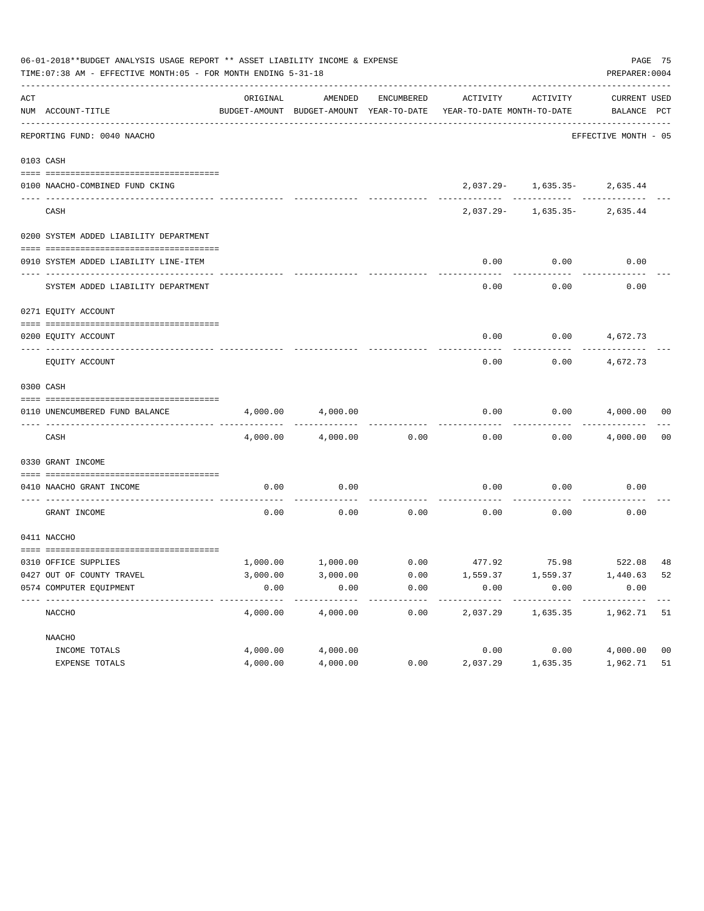06-01-2018**BUDGET ANALYSIS USAGE REPORT ** ASSET LIABILITY INCOME & EXPENSE

TIME:07:38 AM - EFFECTIVE MONTH:05 - FOR MONTH ENDING 5-31-18

PREPARER:0004

REPORTING FUND: 0040 NAACHO — EFFECTIVE MONTH - 05

| ACT NUM | ACCOUNT-TITLE | ORIGINAL BUDGET-AMOUNT | AMENDED BUDGET-AMOUNT | ENCUMBERED YEAR-TO-DATE | ACTIVITY YEAR-TO-DATE | ACTIVITY MONTH-TO-DATE | CURRENT BALANCE | USED PCT |
|---|---|---|---|---|---|---|---|---|
| **0103** | **CASH** | | | | | | | |
| 0100 | NAACHO-COMBINED FUND CKING | | | | 2,037.29- | 1,635.35- | 2,635.44 | |
| | CASH | | | | 2,037.29- | 1,635.35- | 2,635.44 | |
| **0200** | **SYSTEM ADDED LIABILITY DEPARTMENT** | | | | | | | |
| 0910 | SYSTEM ADDED LIABILITY LINE-ITEM | | | | 0.00 | 0.00 | 0.00 | |
| | SYSTEM ADDED LIABILITY DEPARTMENT | | | | 0.00 | 0.00 | 0.00 | |
| **0271** | **EQUITY ACCOUNT** | | | | | | | |
| 0200 | EQUITY ACCOUNT | | | | 0.00 | 0.00 | 4,672.73 | |
| | EQUITY ACCOUNT | | | | 0.00 | 0.00 | 4,672.73 | |
| **0300** | **CASH** | | | | | | | |
| 0110 | UNENCUMBERED FUND BALANCE | 4,000.00 | 4,000.00 | | 0.00 | 0.00 | 4,000.00 | 00 |
| | CASH | 4,000.00 | 4,000.00 | 0.00 | 0.00 | 0.00 | 4,000.00 | 00 |
| **0330** | **GRANT INCOME** | | | | | | | |
| 0410 | NAACHO GRANT INCOME | 0.00 | 0.00 | | 0.00 | 0.00 | 0.00 | |
| | GRANT INCOME | 0.00 | 0.00 | 0.00 | 0.00 | 0.00 | 0.00 | |
| **0411** | **NACCHO** | | | | | | | |
| 0310 | OFFICE SUPPLIES | 1,000.00 | 1,000.00 | 0.00 | 477.92 | 75.98 | 522.08 | 48 |
| 0427 | OUT OF COUNTY TRAVEL | 3,000.00 | 3,000.00 | 0.00 | 1,559.37 | 1,559.37 | 1,440.63 | 52 |
| 0574 | COMPUTER EQUIPMENT | 0.00 | 0.00 | 0.00 | 0.00 | 0.00 | 0.00 | |
| | NACCHO | 4,000.00 | 4,000.00 | 0.00 | 2,037.29 | 1,635.35 | 1,962.71 | 51 |
| | **NAACHO** | | | | | | | |
| | INCOME TOTALS | 4,000.00 | 4,000.00 | | 0.00 | 0.00 | 4,000.00 | 00 |
| | EXPENSE TOTALS | 4,000.00 | 4,000.00 | 0.00 | 2,037.29 | 1,635.35 | 1,962.71 | 51 |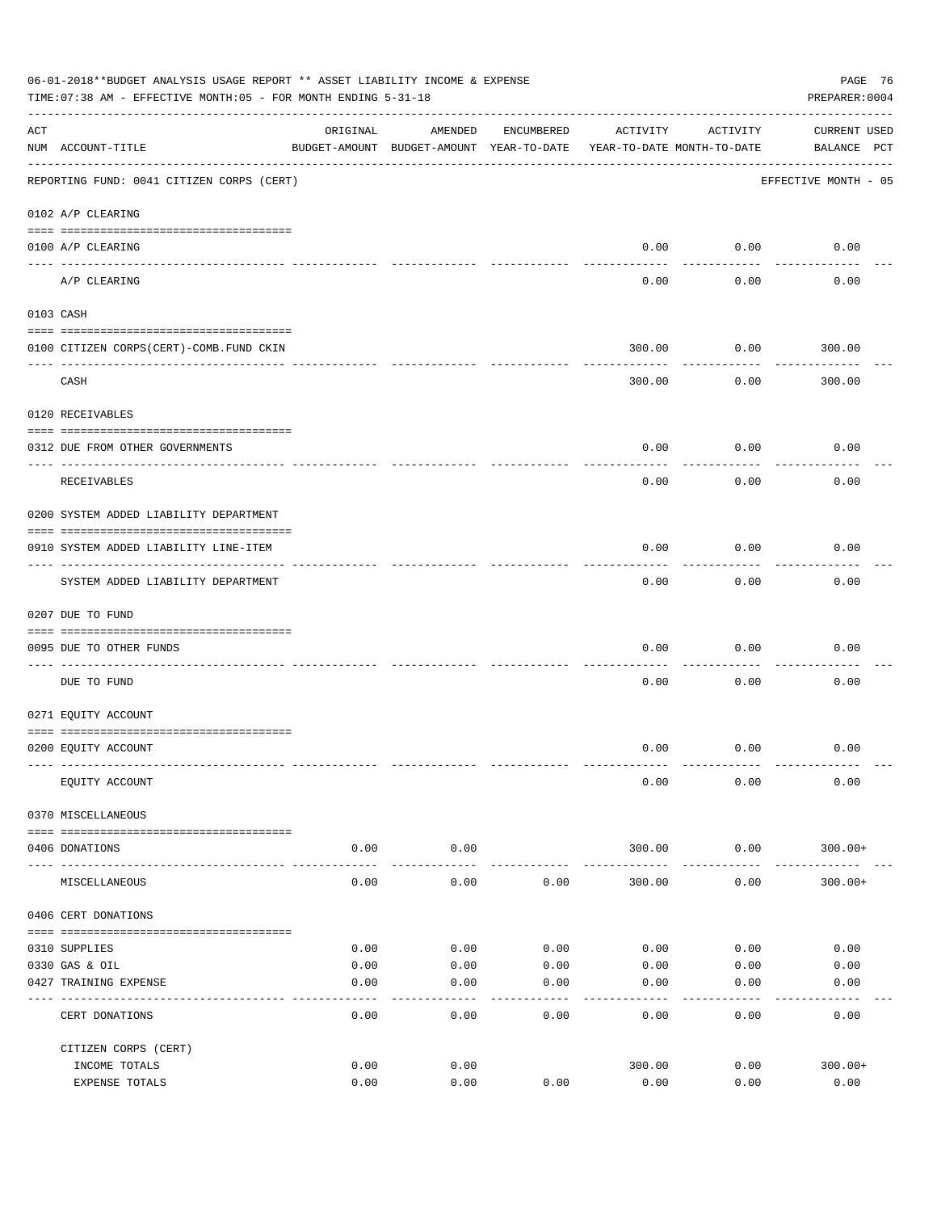06-01-2018**BUDGET ANALYSIS USAGE REPORT ** ASSET LIABILITY INCOME & EXPENSE

TIME:07:38 AM - EFFECTIVE MONTH:05 - FOR MONTH ENDING 5-31-18

PREPARER:0004

| ACT NUM | ACCOUNT-TITLE | ORIGINAL BUDGET-AMOUNT | AMENDED BUDGET-AMOUNT | ENCUMBERED YEAR-TO-DATE | ACTIVITY YEAR-TO-DATE | ACTIVITY MONTH-TO-DATE | CURRENT BALANCE | USED PCT |
|---|---|---|---|---|---|---|---|---|
| | REPORTING FUND: 0041 CITIZEN CORPS (CERT) | | | | | | EFFECTIVE MONTH - 05 | |
| | 0102 A/P CLEARING | | | | | | | |
| 0100 | A/P CLEARING | | | | 0.00 | 0.00 | 0.00 | |
| | A/P CLEARING | | | | 0.00 | 0.00 | 0.00 | |
| | 0103 CASH | | | | | | | |
| 0100 | CITIZEN CORPS(CERT)-COMB.FUND CKIN | | | | 300.00 | 0.00 | 300.00 | |
| | CASH | | | | 300.00 | 0.00 | 300.00 | |
| | 0120 RECEIVABLES | | | | | | | |
| 0312 | DUE FROM OTHER GOVERNMENTS | | | | 0.00 | 0.00 | 0.00 | |
| | RECEIVABLES | | | | 0.00 | 0.00 | 0.00 | |
| | 0200 SYSTEM ADDED LIABILITY DEPARTMENT | | | | | | | |
| 0910 | SYSTEM ADDED LIABILITY LINE-ITEM | | | | 0.00 | 0.00 | 0.00 | |
| | SYSTEM ADDED LIABILITY DEPARTMENT | | | | 0.00 | 0.00 | 0.00 | |
| | 0207 DUE TO FUND | | | | | | | |
| 0095 | DUE TO OTHER FUNDS | | | | 0.00 | 0.00 | 0.00 | |
| | DUE TO FUND | | | | 0.00 | 0.00 | 0.00 | |
| | 0271 EQUITY ACCOUNT | | | | | | | |
| 0200 | EQUITY ACCOUNT | | | | 0.00 | 0.00 | 0.00 | |
| | EQUITY ACCOUNT | | | | 0.00 | 0.00 | 0.00 | |
| | 0370 MISCELLANEOUS | | | | | | | |
| 0406 | DONATIONS | 0.00 | 0.00 | | 300.00 | 0.00 | 300.00+ | |
| | MISCELLANEOUS | 0.00 | 0.00 | 0.00 | 300.00 | 0.00 | 300.00+ | |
| | 0406 CERT DONATIONS | | | | | | | |
| 0310 | SUPPLIES | 0.00 | 0.00 | 0.00 | 0.00 | 0.00 | 0.00 | |
| 0330 | GAS & OIL | 0.00 | 0.00 | 0.00 | 0.00 | 0.00 | 0.00 | |
| 0427 | TRAINING EXPENSE | 0.00 | 0.00 | 0.00 | 0.00 | 0.00 | 0.00 | |
| | CERT DONATIONS | 0.00 | 0.00 | 0.00 | 0.00 | 0.00 | 0.00 | |
| | CITIZEN CORPS (CERT) | | | | | | | |
| | INCOME TOTALS | 0.00 | 0.00 | | 300.00 | 0.00 | 300.00+ | |
| | EXPENSE TOTALS | 0.00 | 0.00 | 0.00 | 0.00 | 0.00 | 0.00 | |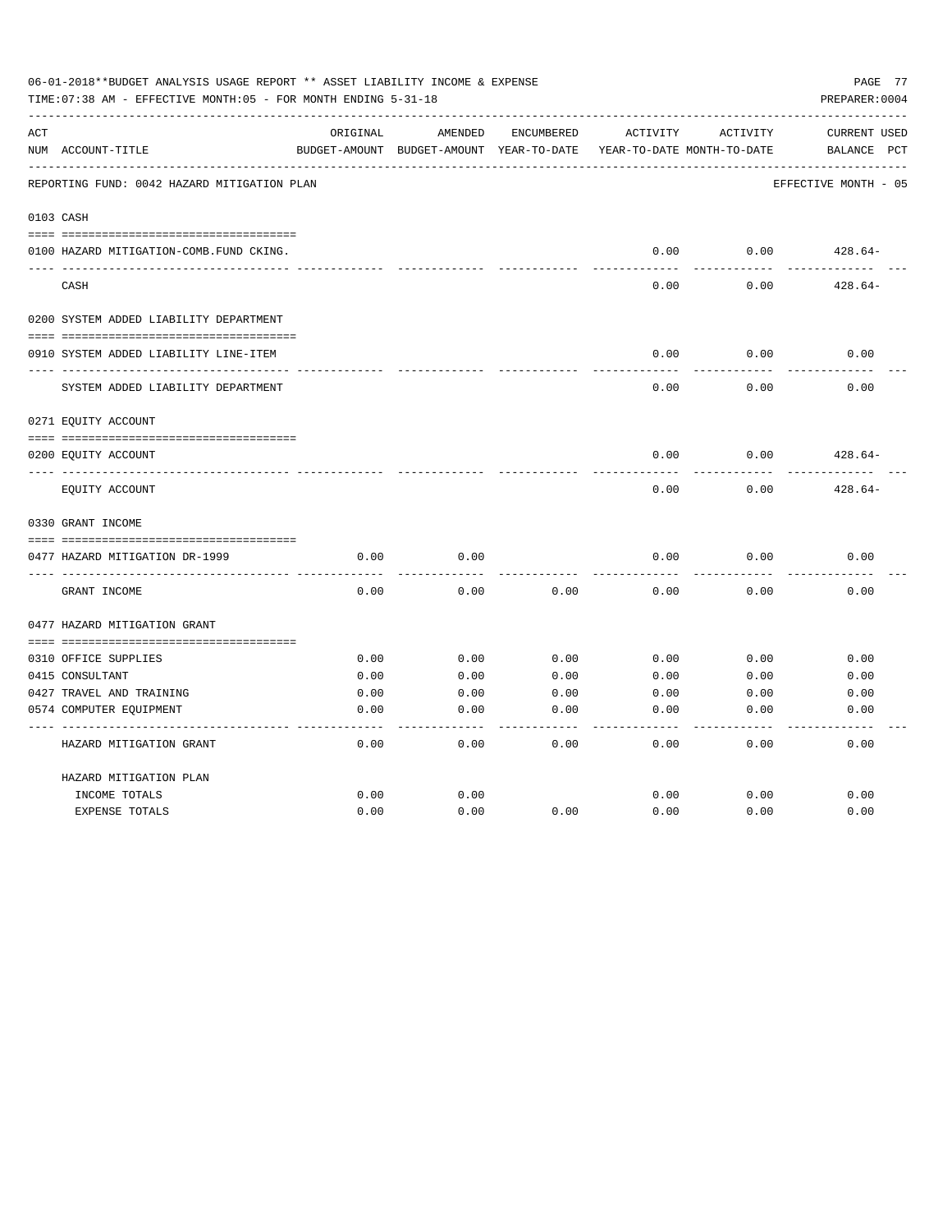06-01-2018**BUDGET ANALYSIS USAGE REPORT ** ASSET LIABILITY INCOME & EXPENSE

TIME:07:38 AM - EFFECTIVE MONTH:05 - FOR MONTH ENDING 5-31-18

PREPARER:0004

REPORTING FUND: 0042 HAZARD MITIGATION PLAN — EFFECTIVE MONTH - 05

| ACT NUM | ACCOUNT-TITLE | ORIGINAL BUDGET-AMOUNT | AMENDED BUDGET-AMOUNT | ENCUMBERED YEAR-TO-DATE | ACTIVITY YEAR-TO-DATE | ACTIVITY MONTH-TO-DATE | CURRENT BALANCE | USED PCT |
|---|---|---|---|---|---|---|---|---|
| 0103 | CASH | | | | | | | |
| 0100 | HAZARD MITIGATION-COMB.FUND CKING. | | | | 0.00 | 0.00 | 428.64- | |
| | CASH | | | | 0.00 | 0.00 | 428.64- | |
| 0200 | SYSTEM ADDED LIABILITY DEPARTMENT | | | | | | | |
| 0910 | SYSTEM ADDED LIABILITY LINE-ITEM | | | | 0.00 | 0.00 | 0.00 | |
| | SYSTEM ADDED LIABILITY DEPARTMENT | | | | 0.00 | 0.00 | 0.00 | |
| 0271 | EQUITY ACCOUNT | | | | | | | |
| 0200 | EQUITY ACCOUNT | | | | 0.00 | 0.00 | 428.64- | |
| | EQUITY ACCOUNT | | | | 0.00 | 0.00 | 428.64- | |
| 0330 | GRANT INCOME | | | | | | | |
| 0477 | HAZARD MITIGATION DR-1999 | 0.00 | 0.00 | | 0.00 | 0.00 | 0.00 | |
| | GRANT INCOME | 0.00 | 0.00 | 0.00 | 0.00 | 0.00 | 0.00 | |
| 0477 | HAZARD MITIGATION GRANT | | | | | | | |
| 0310 | OFFICE SUPPLIES | 0.00 | 0.00 | 0.00 | 0.00 | 0.00 | 0.00 | |
| 0415 | CONSULTANT | 0.00 | 0.00 | 0.00 | 0.00 | 0.00 | 0.00 | |
| 0427 | TRAVEL AND TRAINING | 0.00 | 0.00 | 0.00 | 0.00 | 0.00 | 0.00 | |
| 0574 | COMPUTER EQUIPMENT | 0.00 | 0.00 | 0.00 | 0.00 | 0.00 | 0.00 | |
| | HAZARD MITIGATION GRANT | 0.00 | 0.00 | 0.00 | 0.00 | 0.00 | 0.00 | |
| | HAZARD MITIGATION PLAN | | | | | | | |
| | INCOME TOTALS | 0.00 | 0.00 | | 0.00 | 0.00 | 0.00 | |
| | EXPENSE TOTALS | 0.00 | 0.00 | 0.00 | 0.00 | 0.00 | 0.00 | |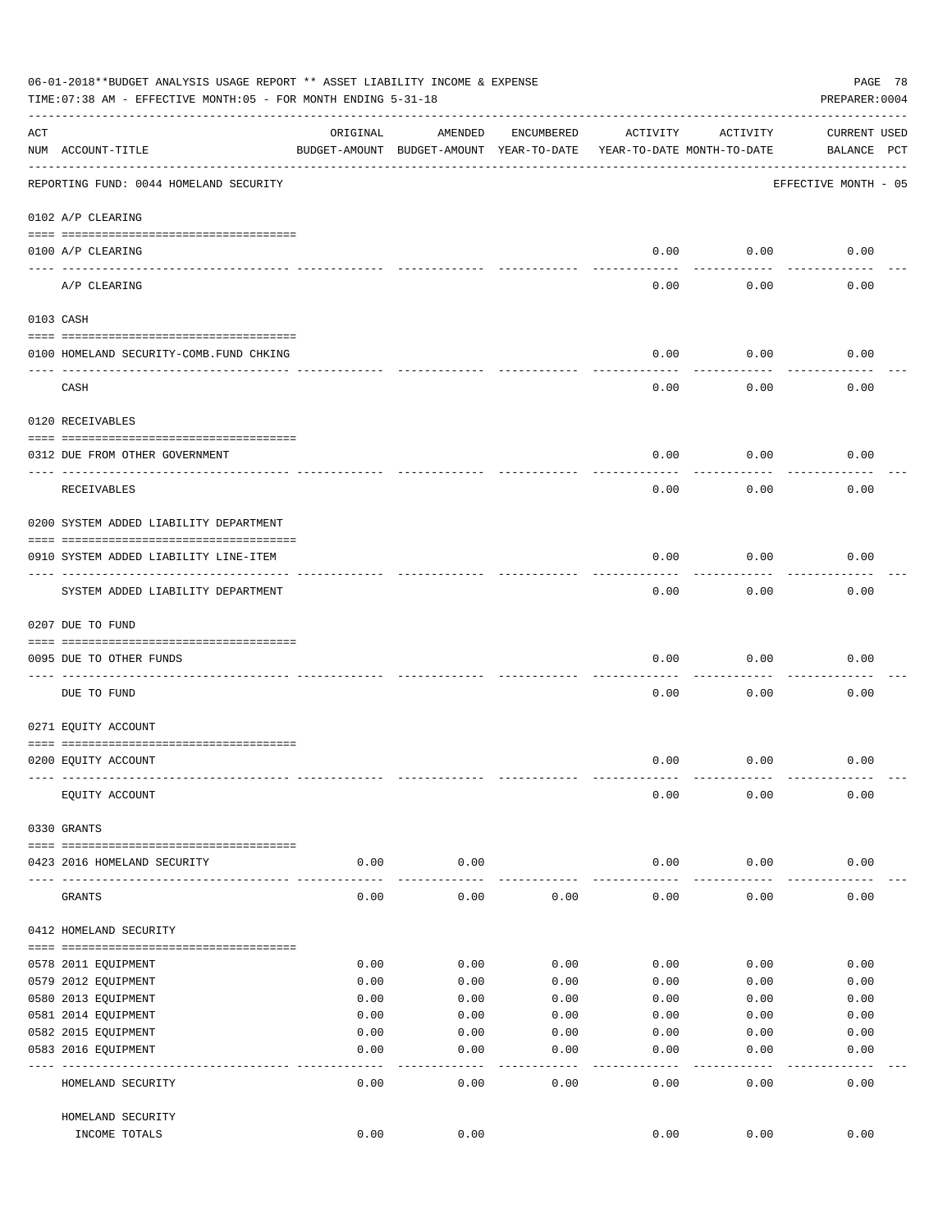06-01-2018**BUDGET ANALYSIS USAGE REPORT ** ASSET LIABILITY INCOME & EXPENSE

TIME:07:38 AM - EFFECTIVE MONTH:05 - FOR MONTH ENDING 5-31-18

PREPARER:0004

| ACT NUM | ACCOUNT-TITLE | ORIGINAL BUDGET-AMOUNT | AMENDED BUDGET-AMOUNT | ENCUMBERED YEAR-TO-DATE | ACTIVITY YEAR-TO-DATE | ACTIVITY MONTH-TO-DATE | CURRENT BALANCE | USED PCT |
|---|---|---|---|---|---|---|---|---|
| | REPORTING FUND: 0044 HOMELAND SECURITY | | | | | | EFFECTIVE MONTH - 05 | |
| | 0102 A/P CLEARING | | | | | | | |
| 0100 | A/P CLEARING | | | | 0.00 | 0.00 | 0.00 | |
| | A/P CLEARING | | | | 0.00 | 0.00 | 0.00 | |
| | 0103 CASH | | | | | | | |
| 0100 | HOMELAND SECURITY-COMB.FUND CHKING | | | | 0.00 | 0.00 | 0.00 | |
| | CASH | | | | 0.00 | 0.00 | 0.00 | |
| | 0120 RECEIVABLES | | | | | | | |
| 0312 | DUE FROM OTHER GOVERNMENT | | | | 0.00 | 0.00 | 0.00 | |
| | RECEIVABLES | | | | 0.00 | 0.00 | 0.00 | |
| | 0200 SYSTEM ADDED LIABILITY DEPARTMENT | | | | | | | |
| 0910 | SYSTEM ADDED LIABILITY LINE-ITEM | | | | 0.00 | 0.00 | 0.00 | |
| | SYSTEM ADDED LIABILITY DEPARTMENT | | | | 0.00 | 0.00 | 0.00 | |
| | 0207 DUE TO FUND | | | | | | | |
| 0095 | DUE TO OTHER FUNDS | | | | 0.00 | 0.00 | 0.00 | |
| | DUE TO FUND | | | | 0.00 | 0.00 | 0.00 | |
| | 0271 EQUITY ACCOUNT | | | | | | | |
| 0200 | EQUITY ACCOUNT | | | | 0.00 | 0.00 | 0.00 | |
| | EQUITY ACCOUNT | | | | 0.00 | 0.00 | 0.00 | |
| | 0330 GRANTS | | | | | | | |
| 0423 | 2016 HOMELAND SECURITY | 0.00 | 0.00 | | 0.00 | 0.00 | 0.00 | |
| | GRANTS | 0.00 | 0.00 | 0.00 | 0.00 | 0.00 | 0.00 | |
| | 0412 HOMELAND SECURITY | | | | | | | |
| 0578 | 2011 EQUIPMENT | 0.00 | 0.00 | 0.00 | 0.00 | 0.00 | 0.00 | |
| 0579 | 2012 EQUIPMENT | 0.00 | 0.00 | 0.00 | 0.00 | 0.00 | 0.00 | |
| 0580 | 2013 EQUIPMENT | 0.00 | 0.00 | 0.00 | 0.00 | 0.00 | 0.00 | |
| 0581 | 2014 EQUIPMENT | 0.00 | 0.00 | 0.00 | 0.00 | 0.00 | 0.00 | |
| 0582 | 2015 EQUIPMENT | 0.00 | 0.00 | 0.00 | 0.00 | 0.00 | 0.00 | |
| 0583 | 2016 EQUIPMENT | 0.00 | 0.00 | 0.00 | 0.00 | 0.00 | 0.00 | |
| | HOMELAND SECURITY | 0.00 | 0.00 | 0.00 | 0.00 | 0.00 | 0.00 | |
| | HOMELAND SECURITY INCOME TOTALS | 0.00 | 0.00 | | 0.00 | 0.00 | 0.00 | |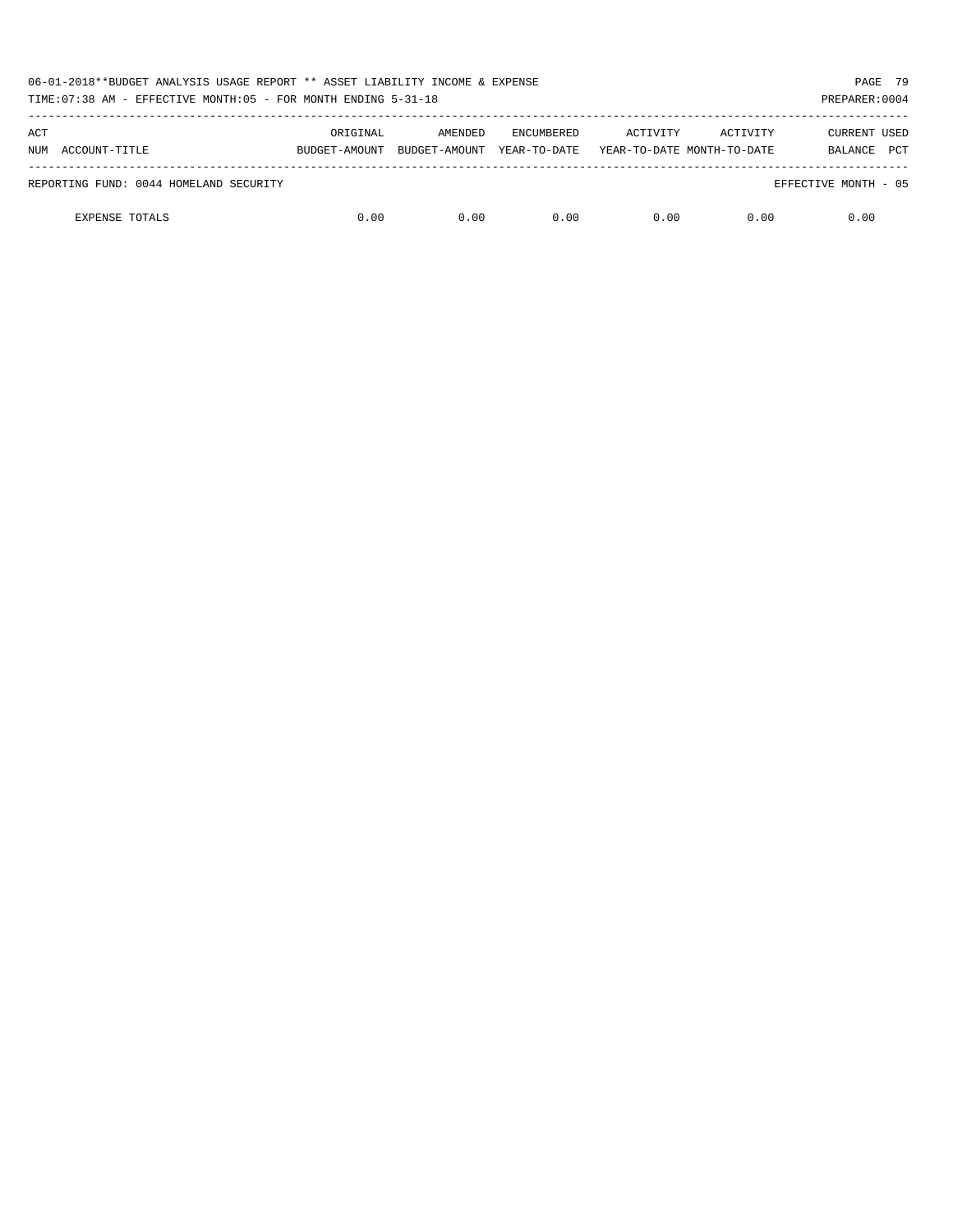06-01-2018**BUDGET ANALYSIS USAGE REPORT ** ASSET LIABILITY INCOME & EXPENSE

TIME:07:38 AM - EFFECTIVE MONTH:05 - FOR MONTH ENDING 5-31-18

PREPARER:0004

| ACT NUM | ACCOUNT-TITLE | ORIGINAL BUDGET-AMOUNT | AMENDED BUDGET-AMOUNT | ENCUMBERED YEAR-TO-DATE | ACTIVITY YEAR-TO-DATE | ACTIVITY MONTH-TO-DATE | CURRENT BALANCE | USED PCT |
|---|---|---|---|---|---|---|---|---|
| | REPORTING FUND: 0044 HOMELAND SECURITY | | | | | | EFFECTIVE MONTH - 05 | |
| | EXPENSE TOTALS | 0.00 | 0.00 | 0.00 | 0.00 | 0.00 | 0.00 | |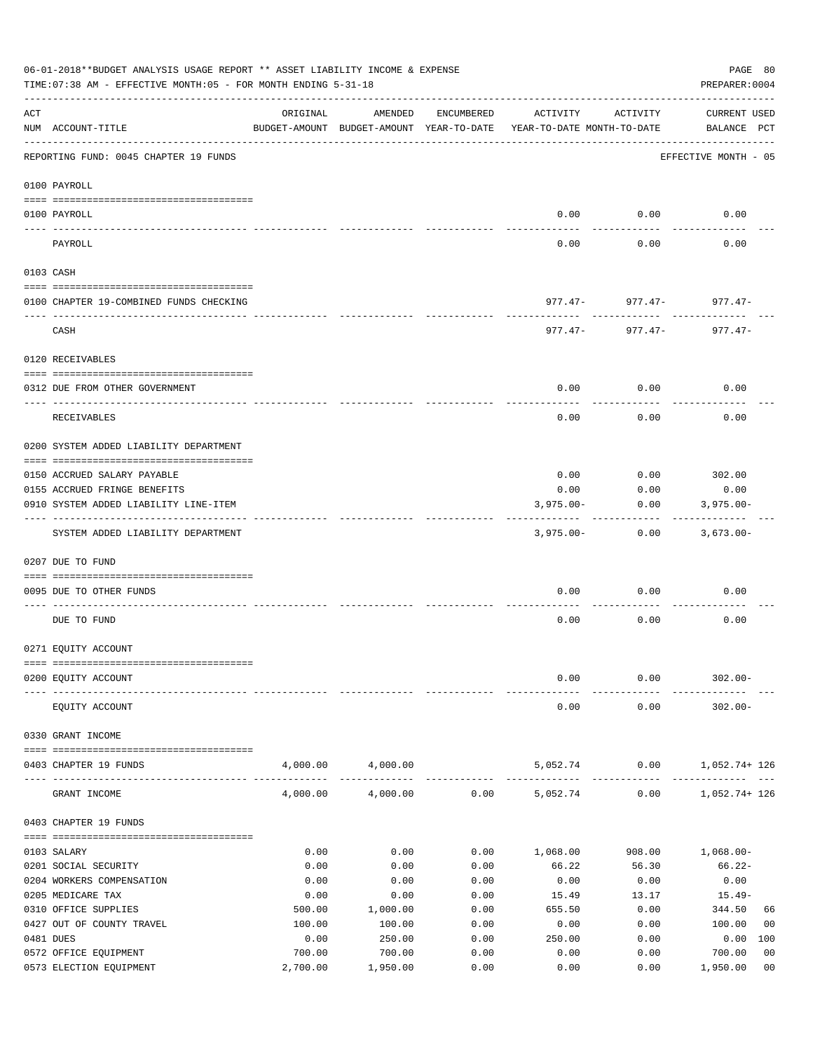06-01-2018**BUDGET ANALYSIS USAGE REPORT ** ASSET LIABILITY INCOME & EXPENSE

TIME:07:38 AM - EFFECTIVE MONTH:05 - FOR MONTH ENDING 5-31-18

PREPARER:0004

REPORTING FUND: 0045 CHAPTER 19 FUNDS — EFFECTIVE MONTH - 05

| ACT NUM | ACCOUNT-TITLE | ORIGINAL BUDGET-AMOUNT | AMENDED BUDGET-AMOUNT | ENCUMBERED YEAR-TO-DATE | ACTIVITY YEAR-TO-DATE | ACTIVITY MONTH-TO-DATE | CURRENT USED BALANCE | PCT |
|---|---|---|---|---|---|---|---|---|
| **0100 PAYROLL** | | | | | | | | |
| 0100 | PAYROLL | | | | 0.00 | 0.00 | 0.00 | |
| | PAYROLL | | | | 0.00 | 0.00 | 0.00 | |
| **0103 CASH** | | | | | | | | |
| 0100 | CHAPTER 19-COMBINED FUNDS CHECKING | | | | 977.47- | 977.47- | 977.47- | |
| | CASH | | | | 977.47- | 977.47- | 977.47- | |
| **0120 RECEIVABLES** | | | | | | | | |
| 0312 | DUE FROM OTHER GOVERNMENT | | | | 0.00 | 0.00 | 0.00 | |
| | RECEIVABLES | | | | 0.00 | 0.00 | 0.00 | |
| **0200 SYSTEM ADDED LIABILITY DEPARTMENT** | | | | | | | | |
| 0150 | ACCRUED SALARY PAYABLE | | | | 0.00 | 0.00 | 302.00 | |
| 0155 | ACCRUED FRINGE BENEFITS | | | | 0.00 | 0.00 | 0.00 | |
| 0910 | SYSTEM ADDED LIABILITY LINE-ITEM | | | | 3,975.00- | 0.00 | 3,975.00- | |
| | SYSTEM ADDED LIABILITY DEPARTMENT | | | | 3,975.00- | 0.00 | 3,673.00- | |
| **0207 DUE TO FUND** | | | | | | | | |
| 0095 | DUE TO OTHER FUNDS | | | | 0.00 | 0.00 | 0.00 | |
| | DUE TO FUND | | | | 0.00 | 0.00 | 0.00 | |
| **0271 EQUITY ACCOUNT** | | | | | | | | |
| 0200 | EQUITY ACCOUNT | | | | 0.00 | 0.00 | 302.00- | |
| | EQUITY ACCOUNT | | | | 0.00 | 0.00 | 302.00- | |
| **0330 GRANT INCOME** | | | | | | | | |
| 0403 | CHAPTER 19 FUNDS | 4,000.00 | 4,000.00 | | 5,052.74 | 0.00 | 1,052.74+ | 126 |
| | GRANT INCOME | 4,000.00 | 4,000.00 | 0.00 | 5,052.74 | 0.00 | 1,052.74+ | 126 |
| **0403 CHAPTER 19 FUNDS** | | | | | | | | |
| 0103 | SALARY | 0.00 | 0.00 | 0.00 | 1,068.00 | 908.00 | 1,068.00- | |
| 0201 | SOCIAL SECURITY | 0.00 | 0.00 | 0.00 | 66.22 | 56.30 | 66.22- | |
| 0204 | WORKERS COMPENSATION | 0.00 | 0.00 | 0.00 | 0.00 | 0.00 | 0.00 | |
| 0205 | MEDICARE TAX | 0.00 | 0.00 | 0.00 | 15.49 | 13.17 | 15.49- | |
| 0310 | OFFICE SUPPLIES | 500.00 | 1,000.00 | 0.00 | 655.50 | 0.00 | 344.50 | 66 |
| 0427 | OUT OF COUNTY TRAVEL | 100.00 | 100.00 | 0.00 | 0.00 | 0.00 | 100.00 | 00 |
| 0481 | DUES | 0.00 | 250.00 | 0.00 | 250.00 | 0.00 | 0.00 | 100 |
| 0572 | OFFICE EQUIPMENT | 700.00 | 700.00 | 0.00 | 0.00 | 0.00 | 700.00 | 00 |
| 0573 | ELECTION EQUIPMENT | 2,700.00 | 1,950.00 | 0.00 | 0.00 | 0.00 | 1,950.00 | 00 |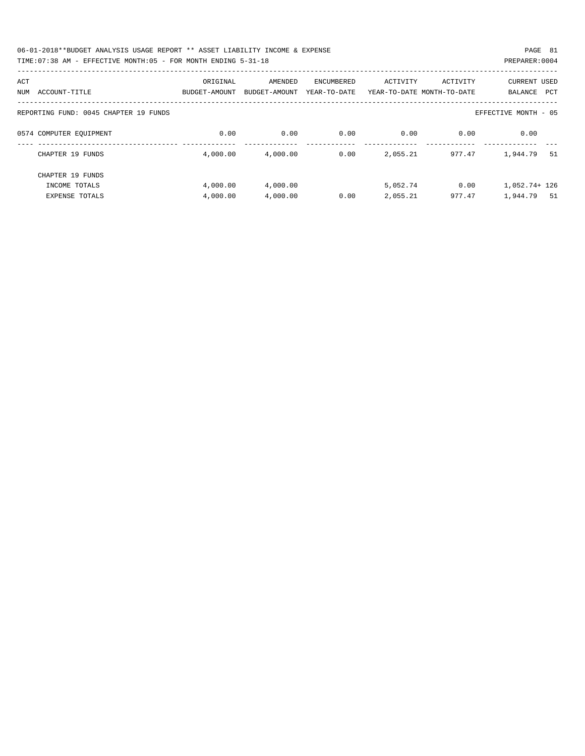06-01-2018**BUDGET ANALYSIS USAGE REPORT ** ASSET LIABILITY INCOME & EXPENSE

TIME:07:38 AM - EFFECTIVE MONTH:05 - FOR MONTH ENDING 5-31-18

PREPARER:0004

| ACT NUM | ACCOUNT-TITLE | ORIGINAL BUDGET-AMOUNT | AMENDED BUDGET-AMOUNT | ENCUMBERED YEAR-TO-DATE | ACTIVITY YEAR-TO-DATE | ACTIVITY MONTH-TO-DATE | CURRENT BALANCE | USED PCT |
|---|---|---|---|---|---|---|---|---|
| | REPORTING FUND: 0045 CHAPTER 19 FUNDS | | | | | | EFFECTIVE MONTH - 05 | |
| 0574 | COMPUTER EQUIPMENT | 0.00 | 0.00 | 0.00 | 0.00 | 0.00 | 0.00 | |
| | CHAPTER 19 FUNDS | 4,000.00 | 4,000.00 | 0.00 | 2,055.21 | 977.47 | 1,944.79 | 51 |
| | CHAPTER 19 FUNDS | | | | | | | |
| | INCOME TOTALS | 4,000.00 | 4,000.00 | | 5,052.74 | 0.00 | 1,052.74+ | 126 |
| | EXPENSE TOTALS | 4,000.00 | 4,000.00 | 0.00 | 2,055.21 | 977.47 | 1,944.79 | 51 |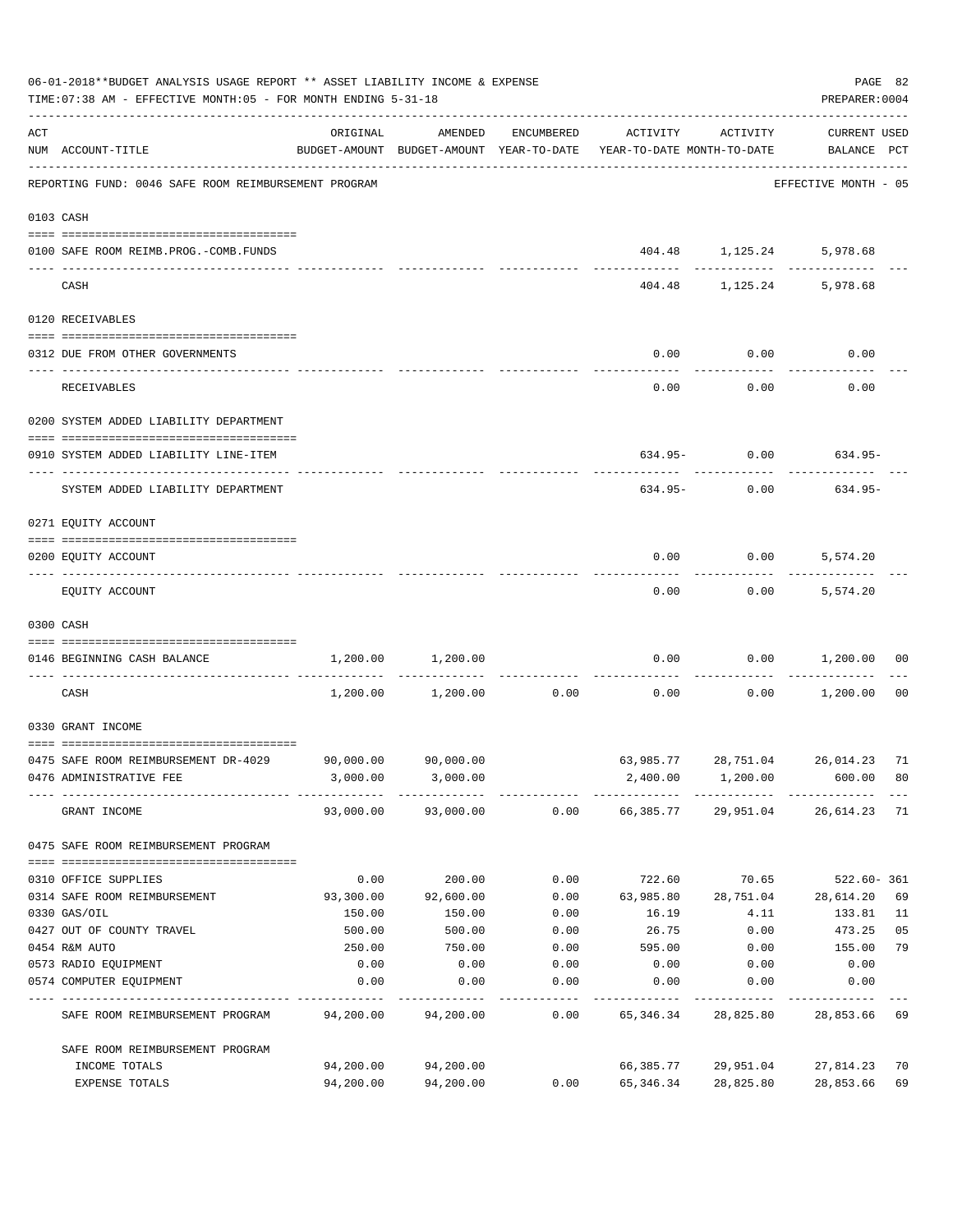06-01-2018**BUDGET ANALYSIS USAGE REPORT ** ASSET LIABILITY INCOME & EXPENSE

TIME:07:38 AM - EFFECTIVE MONTH:05 - FOR MONTH ENDING 5-31-18

PREPARER:0004

| ACT NUM | ACCOUNT-TITLE | ORIGINAL BUDGET-AMOUNT | AMENDED BUDGET-AMOUNT | ENCUMBERED YEAR-TO-DATE | ACTIVITY YEAR-TO-DATE | ACTIVITY MONTH-TO-DATE | CURRENT USED BALANCE | PCT |
|---|---|---|---|---|---|---|---|---|
| | REPORTING FUND: 0046 SAFE ROOM REIMBURSEMENT PROGRAM | | | | | | EFFECTIVE MONTH - 05 | |
| 0103 | CASH | | | | | | | |
| 0100 | SAFE ROOM REIMB.PROG.-COMB.FUNDS | | | | 404.48 | 1,125.24 | 5,978.68 | |
| | CASH | | | | 404.48 | 1,125.24 | 5,978.68 | |
| 0120 | RECEIVABLES | | | | | | | |
| 0312 | DUE FROM OTHER GOVERNMENTS | | | | 0.00 | 0.00 | 0.00 | |
| | RECEIVABLES | | | | 0.00 | 0.00 | 0.00 | |
| 0200 | SYSTEM ADDED LIABILITY DEPARTMENT | | | | | | | |
| 0910 | SYSTEM ADDED LIABILITY LINE-ITEM | | | | 634.95- | 0.00 | 634.95- | |
| | SYSTEM ADDED LIABILITY DEPARTMENT | | | | 634.95- | 0.00 | 634.95- | |
| 0271 | EQUITY ACCOUNT | | | | | | | |
| 0200 | EQUITY ACCOUNT | | | | 0.00 | 0.00 | 5,574.20 | |
| | EQUITY ACCOUNT | | | | 0.00 | 0.00 | 5,574.20 | |
| 0300 | CASH | | | | | | | |
| 0146 | BEGINNING CASH BALANCE | 1,200.00 | 1,200.00 | | 0.00 | 0.00 | 1,200.00 | 00 |
| | CASH | 1,200.00 | 1,200.00 | 0.00 | 0.00 | 0.00 | 1,200.00 | 00 |
| 0330 | GRANT INCOME | | | | | | | |
| 0475 | SAFE ROOM REIMBURSEMENT DR-4029 | 90,000.00 | 90,000.00 | | 63,985.77 | 28,751.04 | 26,014.23 | 71 |
| 0476 | ADMINISTRATIVE FEE | 3,000.00 | 3,000.00 | | 2,400.00 | 1,200.00 | 600.00 | 80 |
| | GRANT INCOME | 93,000.00 | 93,000.00 | 0.00 | 66,385.77 | 29,951.04 | 26,614.23 | 71 |
| 0475 | SAFE ROOM REIMBURSEMENT PROGRAM | | | | | | | |
| 0310 | OFFICE SUPPLIES | 0.00 | 200.00 | 0.00 | 722.60 | 70.65 | 522.60- | 361 |
| 0314 | SAFE ROOM REIMBURSEMENT | 93,300.00 | 92,600.00 | 0.00 | 63,985.80 | 28,751.04 | 28,614.20 | 69 |
| 0330 | GAS/OIL | 150.00 | 150.00 | 0.00 | 16.19 | 4.11 | 133.81 | 11 |
| 0427 | OUT OF COUNTY TRAVEL | 500.00 | 500.00 | 0.00 | 26.75 | 0.00 | 473.25 | 05 |
| 0454 | R&M AUTO | 250.00 | 750.00 | 0.00 | 595.00 | 0.00 | 155.00 | 79 |
| 0573 | RADIO EQUIPMENT | 0.00 | 0.00 | 0.00 | 0.00 | 0.00 | 0.00 | |
| 0574 | COMPUTER EQUIPMENT | 0.00 | 0.00 | 0.00 | 0.00 | 0.00 | 0.00 | |
| | SAFE ROOM REIMBURSEMENT PROGRAM | 94,200.00 | 94,200.00 | 0.00 | 65,346.34 | 28,825.80 | 28,853.66 | 69 |
| | SAFE ROOM REIMBURSEMENT PROGRAM | | | | | | | |
| | INCOME TOTALS | 94,200.00 | 94,200.00 | | 66,385.77 | 29,951.04 | 27,814.23 | 70 |
| | EXPENSE TOTALS | 94,200.00 | 94,200.00 | 0.00 | 65,346.34 | 28,825.80 | 28,853.66 | 69 |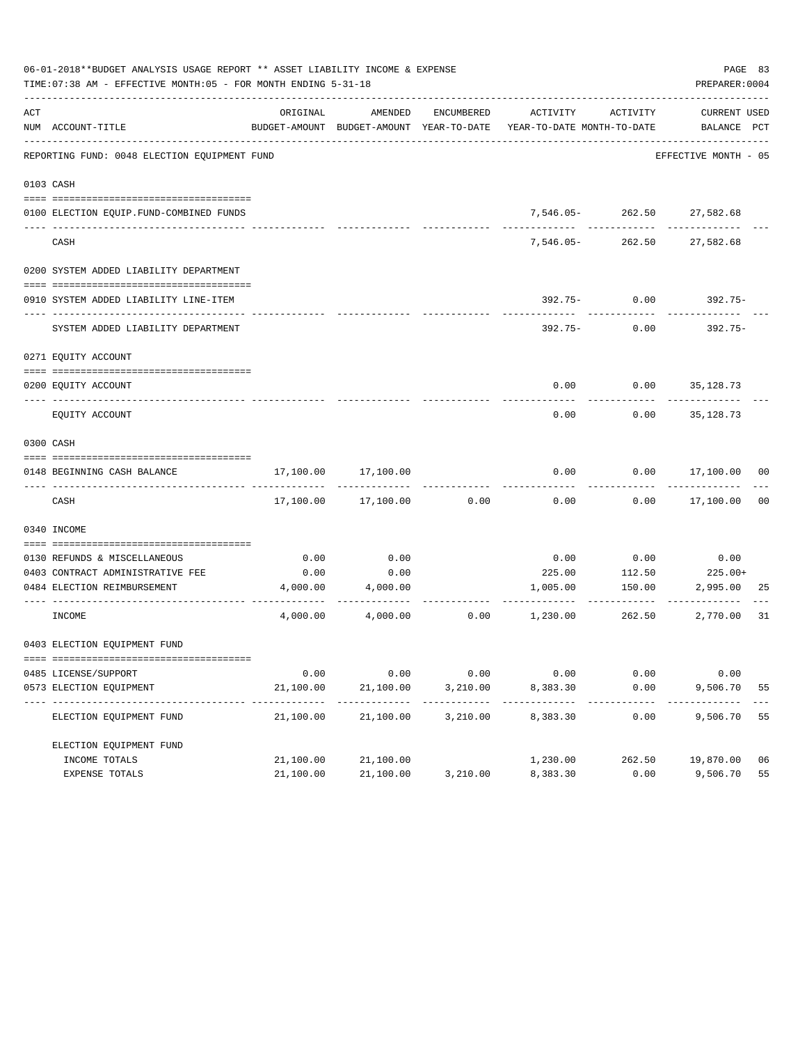06-01-2018**BUDGET ANALYSIS USAGE REPORT ** ASSET LIABILITY INCOME & EXPENSE

TIME:07:38 AM - EFFECTIVE MONTH:05 - FOR MONTH ENDING 5-31-18

PREPARER:0004

| ACT NUM | ACCOUNT-TITLE | ORIGINAL BUDGET-AMOUNT | AMENDED BUDGET-AMOUNT | ENCUMBERED YEAR-TO-DATE | ACTIVITY YEAR-TO-DATE | ACTIVITY MONTH-TO-DATE | CURRENT BALANCE | USED PCT |
|---|---|---|---|---|---|---|---|---|
| | REPORTING FUND: 0048 ELECTION EQUIPMENT FUND | | | | | | EFFECTIVE MONTH - 05 | |
| 0103 | CASH | | | | | | | |
| 0100 | ELECTION EQUIP.FUND-COMBINED FUNDS | | | | 7,546.05- | 262.50 | 27,582.68 | |
| | CASH | | | | 7,546.05- | 262.50 | 27,582.68 | |
| 0200 | SYSTEM ADDED LIABILITY DEPARTMENT | | | | | | | |
| 0910 | SYSTEM ADDED LIABILITY LINE-ITEM | | | | 392.75- | 0.00 | 392.75- | |
| | SYSTEM ADDED LIABILITY DEPARTMENT | | | | 392.75- | 0.00 | 392.75- | |
| 0271 | EQUITY ACCOUNT | | | | | | | |
| 0200 | EQUITY ACCOUNT | | | | 0.00 | 0.00 | 35,128.73 | |
| | EQUITY ACCOUNT | | | | 0.00 | 0.00 | 35,128.73 | |
| 0300 | CASH | | | | | | | |
| 0148 | BEGINNING CASH BALANCE | 17,100.00 | 17,100.00 | | 0.00 | 0.00 | 17,100.00 | 00 |
| | CASH | 17,100.00 | 17,100.00 | 0.00 | 0.00 | 0.00 | 17,100.00 | 00 |
| 0340 | INCOME | | | | | | | |
| 0130 | REFUNDS & MISCELLANEOUS | 0.00 | 0.00 | | 0.00 | 0.00 | 0.00 | |
| 0403 | CONTRACT ADMINISTRATIVE FEE | 0.00 | 0.00 | | 225.00 | 112.50 | 225.00+ | |
| 0484 | ELECTION REIMBURSEMENT | 4,000.00 | 4,000.00 | | 1,005.00 | 150.00 | 2,995.00 | 25 |
| | INCOME | 4,000.00 | 4,000.00 | 0.00 | 1,230.00 | 262.50 | 2,770.00 | 31 |
| 0403 | ELECTION EQUIPMENT FUND | | | | | | | |
| 0485 | LICENSE/SUPPORT | 0.00 | 0.00 | 0.00 | 0.00 | 0.00 | 0.00 | |
| 0573 | ELECTION EQUIPMENT | 21,100.00 | 21,100.00 | 3,210.00 | 8,383.30 | 0.00 | 9,506.70 | 55 |
| | ELECTION EQUIPMENT FUND | 21,100.00 | 21,100.00 | 3,210.00 | 8,383.30 | 0.00 | 9,506.70 | 55 |
| | ELECTION EQUIPMENT FUND | | | | | | | |
| | INCOME TOTALS | 21,100.00 | 21,100.00 | | 1,230.00 | 262.50 | 19,870.00 | 06 |
| | EXPENSE TOTALS | 21,100.00 | 21,100.00 | 3,210.00 | 8,383.30 | 0.00 | 9,506.70 | 55 |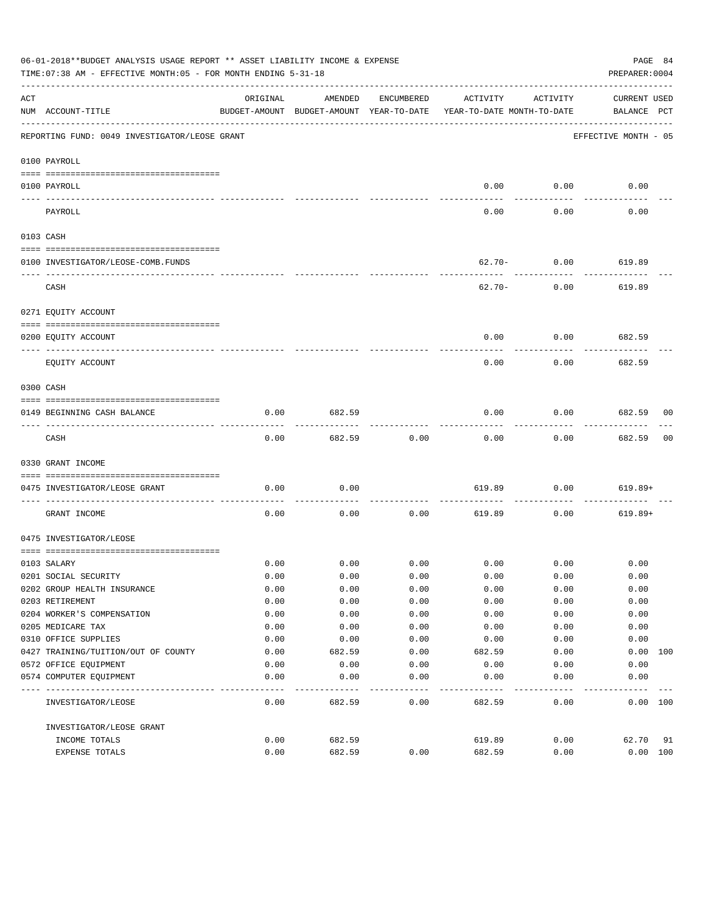06-01-2018**BUDGET ANALYSIS USAGE REPORT ** ASSET LIABILITY INCOME & EXPENSE

TIME:07:38 AM - EFFECTIVE MONTH:05 - FOR MONTH ENDING 5-31-18

PREPARER:0004

REPORTING FUND: 0049 INVESTIGATOR/LEOSE GRANT — EFFECTIVE MONTH - 05

| ACT NUM | ACCOUNT-TITLE | ORIGINAL BUDGET-AMOUNT | AMENDED BUDGET-AMOUNT | ENCUMBERED YEAR-TO-DATE | ACTIVITY YEAR-TO-DATE | ACTIVITY MONTH-TO-DATE | CURRENT BALANCE | USED PCT |
|---|---|---|---|---|---|---|---|---|
| 0100 | PAYROLL | | | | | | | |
| 0100 | PAYROLL | | | | 0.00 | 0.00 | 0.00 | |
| | PAYROLL | | | | 0.00 | 0.00 | 0.00 | |
| 0103 | CASH | | | | | | | |
| 0100 | INVESTIGATOR/LEOSE-COMB.FUNDS | | | | 62.70- | 0.00 | 619.89 | |
| | CASH | | | | 62.70- | 0.00 | 619.89 | |
| 0271 | EQUITY ACCOUNT | | | | | | | |
| 0200 | EQUITY ACCOUNT | | | | 0.00 | 0.00 | 682.59 | |
| | EQUITY ACCOUNT | | | | 0.00 | 0.00 | 682.59 | |
| 0300 | CASH | | | | | | | |
| 0149 | BEGINNING CASH BALANCE | 0.00 | 682.59 | | 0.00 | 0.00 | 682.59 | 00 |
| | CASH | 0.00 | 682.59 | 0.00 | 0.00 | 0.00 | 682.59 | 00 |
| 0330 | GRANT INCOME | | | | | | | |
| 0475 | INVESTIGATOR/LEOSE GRANT | 0.00 | 0.00 | | 619.89 | 0.00 | 619.89+ | |
| | GRANT INCOME | 0.00 | 0.00 | 0.00 | 619.89 | 0.00 | 619.89+ | |
| 0475 | INVESTIGATOR/LEOSE | | | | | | | |
| 0103 | SALARY | 0.00 | 0.00 | 0.00 | 0.00 | 0.00 | 0.00 | |
| 0201 | SOCIAL SECURITY | 0.00 | 0.00 | 0.00 | 0.00 | 0.00 | 0.00 | |
| 0202 | GROUP HEALTH INSURANCE | 0.00 | 0.00 | 0.00 | 0.00 | 0.00 | 0.00 | |
| 0203 | RETIREMENT | 0.00 | 0.00 | 0.00 | 0.00 | 0.00 | 0.00 | |
| 0204 | WORKER'S COMPENSATION | 0.00 | 0.00 | 0.00 | 0.00 | 0.00 | 0.00 | |
| 0205 | MEDICARE TAX | 0.00 | 0.00 | 0.00 | 0.00 | 0.00 | 0.00 | |
| 0310 | OFFICE SUPPLIES | 0.00 | 0.00 | 0.00 | 0.00 | 0.00 | 0.00 | |
| 0427 | TRAINING/TUITION/OUT OF COUNTY | 0.00 | 682.59 | 0.00 | 682.59 | 0.00 | 0.00 | 100 |
| 0572 | OFFICE EQUIPMENT | 0.00 | 0.00 | 0.00 | 0.00 | 0.00 | 0.00 | |
| 0574 | COMPUTER EQUIPMENT | 0.00 | 0.00 | 0.00 | 0.00 | 0.00 | 0.00 | |
| | INVESTIGATOR/LEOSE | 0.00 | 682.59 | 0.00 | 682.59 | 0.00 | 0.00 | 100 |
| | INVESTIGATOR/LEOSE GRANT | | | | | | | |
| | INCOME TOTALS | 0.00 | 682.59 | | 619.89 | 0.00 | 62.70 | 91 |
| | EXPENSE TOTALS | 0.00 | 682.59 | 0.00 | 682.59 | 0.00 | 0.00 | 100 |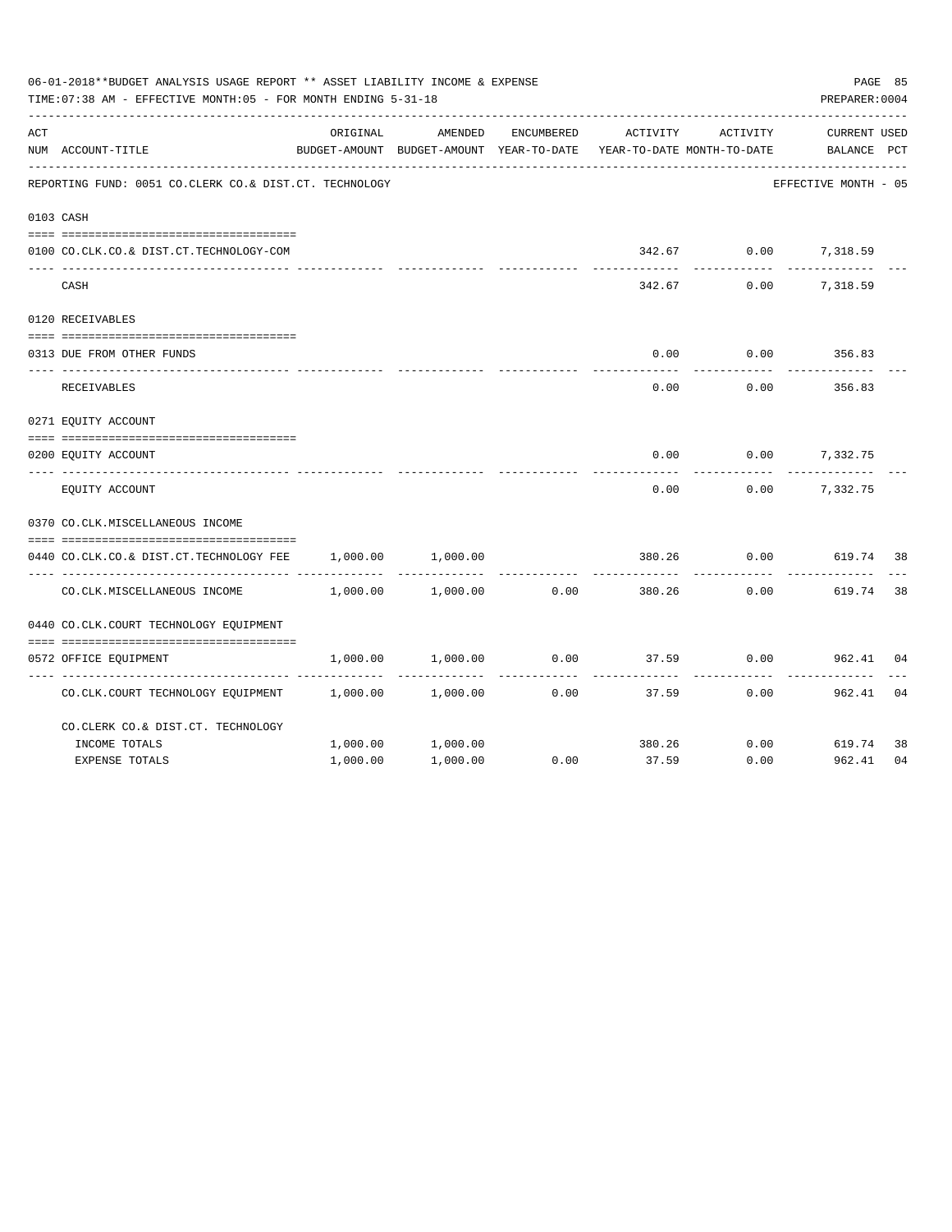06-01-2018**BUDGET ANALYSIS USAGE REPORT ** ASSET LIABILITY INCOME & EXPENSE

TIME:07:38 AM - EFFECTIVE MONTH:05 - FOR MONTH ENDING 5-31-18

PREPARER:0004

| ACT NUM | ACCOUNT-TITLE | ORIGINAL BUDGET-AMOUNT | AMENDED BUDGET-AMOUNT | ENCUMBERED YEAR-TO-DATE | ACTIVITY YEAR-TO-DATE | ACTIVITY MONTH-TO-DATE | CURRENT BALANCE | USED PCT |
|---|---|---|---|---|---|---|---|---|
| | REPORTING FUND: 0051 CO.CLERK CO.& DIST.CT. TECHNOLOGY | | | | | | EFFECTIVE MONTH - 05 | |
| 0103 | CASH | | | | | | | |
| 0100 | CO.CLK.CO.& DIST.CT.TECHNOLOGY-COM | | | | 342.67 | 0.00 | 7,318.59 | |
| | CASH | | | | 342.67 | 0.00 | 7,318.59 | |
| 0120 | RECEIVABLES | | | | | | | |
| 0313 | DUE FROM OTHER FUNDS | | | | 0.00 | 0.00 | 356.83 | |
| | RECEIVABLES | | | | 0.00 | 0.00 | 356.83 | |
| 0271 | EQUITY ACCOUNT | | | | | | | |
| 0200 | EQUITY ACCOUNT | | | | 0.00 | 0.00 | 7,332.75 | |
| | EQUITY ACCOUNT | | | | 0.00 | 0.00 | 7,332.75 | |
| 0370 | CO.CLK.MISCELLANEOUS INCOME | | | | | | | |
| 0440 | CO.CLK.CO.& DIST.CT.TECHNOLOGY FEE | 1,000.00 | 1,000.00 | | 380.26 | 0.00 | 619.74 | 38 |
| | CO.CLK.MISCELLANEOUS INCOME | 1,000.00 | 1,000.00 | 0.00 | 380.26 | 0.00 | 619.74 | 38 |
| 0440 | CO.CLK.COURT TECHNOLOGY EQUIPMENT | | | | | | | |
| 0572 | OFFICE EQUIPMENT | 1,000.00 | 1,000.00 | 0.00 | 37.59 | 0.00 | 962.41 | 04 |
| | CO.CLK.COURT TECHNOLOGY EQUIPMENT | 1,000.00 | 1,000.00 | 0.00 | 37.59 | 0.00 | 962.41 | 04 |
| | CO.CLERK CO.& DIST.CT. TECHNOLOGY | | | | | | | |
| | INCOME TOTALS | 1,000.00 | 1,000.00 | | 380.26 | 0.00 | 619.74 | 38 |
| | EXPENSE TOTALS | 1,000.00 | 1,000.00 | 0.00 | 37.59 | 0.00 | 962.41 | 04 |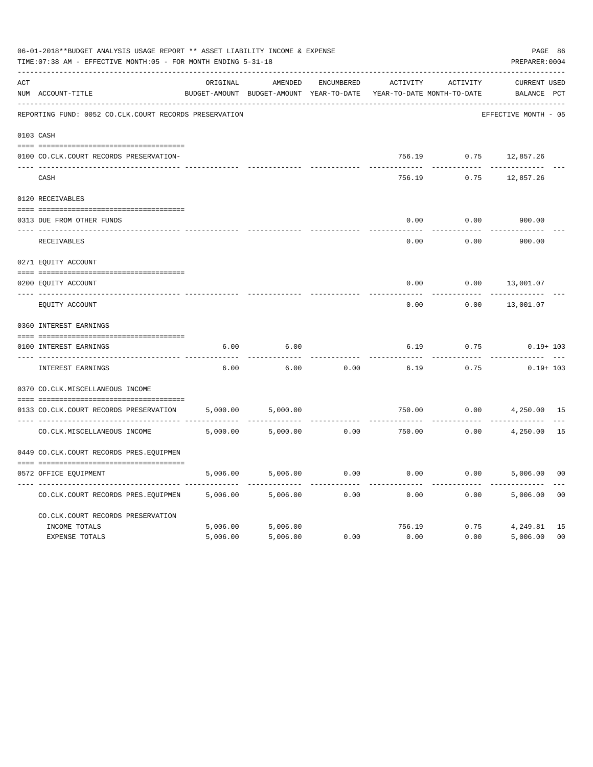06-01-2018**BUDGET ANALYSIS USAGE REPORT ** ASSET LIABILITY INCOME & EXPENSE

TIME:07:38 AM - EFFECTIVE MONTH:05 - FOR MONTH ENDING 5-31-18

PREPARER:0004

REPORTING FUND: 0052 CO.CLK.COURT RECORDS PRESERVATION — EFFECTIVE MONTH - 05

| ACT NUM | ACCOUNT-TITLE | ORIGINAL BUDGET-AMOUNT | AMENDED BUDGET-AMOUNT | ENCUMBERED YEAR-TO-DATE | ACTIVITY YEAR-TO-DATE | ACTIVITY MONTH-TO-DATE | CURRENT BALANCE | USED PCT |
|---|---|---|---|---|---|---|---|---|
| 0103 | CASH | | | | | | | |
| 0100 | CO.CLK.COURT RECORDS PRESERVATION- | | | | 756.19 | 0.75 | 12,857.26 | |
| | CASH | | | | 756.19 | 0.75 | 12,857.26 | |
| 0120 | RECEIVABLES | | | | | | | |
| 0313 | DUE FROM OTHER FUNDS | | | | 0.00 | 0.00 | 900.00 | |
| | RECEIVABLES | | | | 0.00 | 0.00 | 900.00 | |
| 0271 | EQUITY ACCOUNT | | | | | | | |
| 0200 | EQUITY ACCOUNT | | | | 0.00 | 0.00 | 13,001.07 | |
| | EQUITY ACCOUNT | | | | 0.00 | 0.00 | 13,001.07 | |
| 0360 | INTEREST EARNINGS | | | | | | | |
| 0100 | INTEREST EARNINGS | 6.00 | 6.00 | | 6.19 | 0.75 | 0.19+ | 103 |
| | INTEREST EARNINGS | 6.00 | 6.00 | 0.00 | 6.19 | 0.75 | 0.19+ | 103 |
| 0370 | CO.CLK.MISCELLANEOUS INCOME | | | | | | | |
| 0133 | CO.CLK.COURT RECORDS PRESERVATION | 5,000.00 | 5,000.00 | | 750.00 | 0.00 | 4,250.00 | 15 |
| | CO.CLK.MISCELLANEOUS INCOME | 5,000.00 | 5,000.00 | 0.00 | 750.00 | 0.00 | 4,250.00 | 15 |
| 0449 | CO.CLK.COURT RECORDS PRES.EQUIPMEN | | | | | | | |
| 0572 | OFFICE EQUIPMENT | 5,006.00 | 5,006.00 | 0.00 | 0.00 | 0.00 | 5,006.00 | 00 |
| | CO.CLK.COURT RECORDS PRES.EQUIPMEN | 5,006.00 | 5,006.00 | 0.00 | 0.00 | 0.00 | 5,006.00 | 00 |
| | CO.CLK.COURT RECORDS PRESERVATION | | | | | | | |
| | INCOME TOTALS | 5,006.00 | 5,006.00 | | 756.19 | 0.75 | 4,249.81 | 15 |
| | EXPENSE TOTALS | 5,006.00 | 5,006.00 | 0.00 | 0.00 | 0.00 | 5,006.00 | 00 |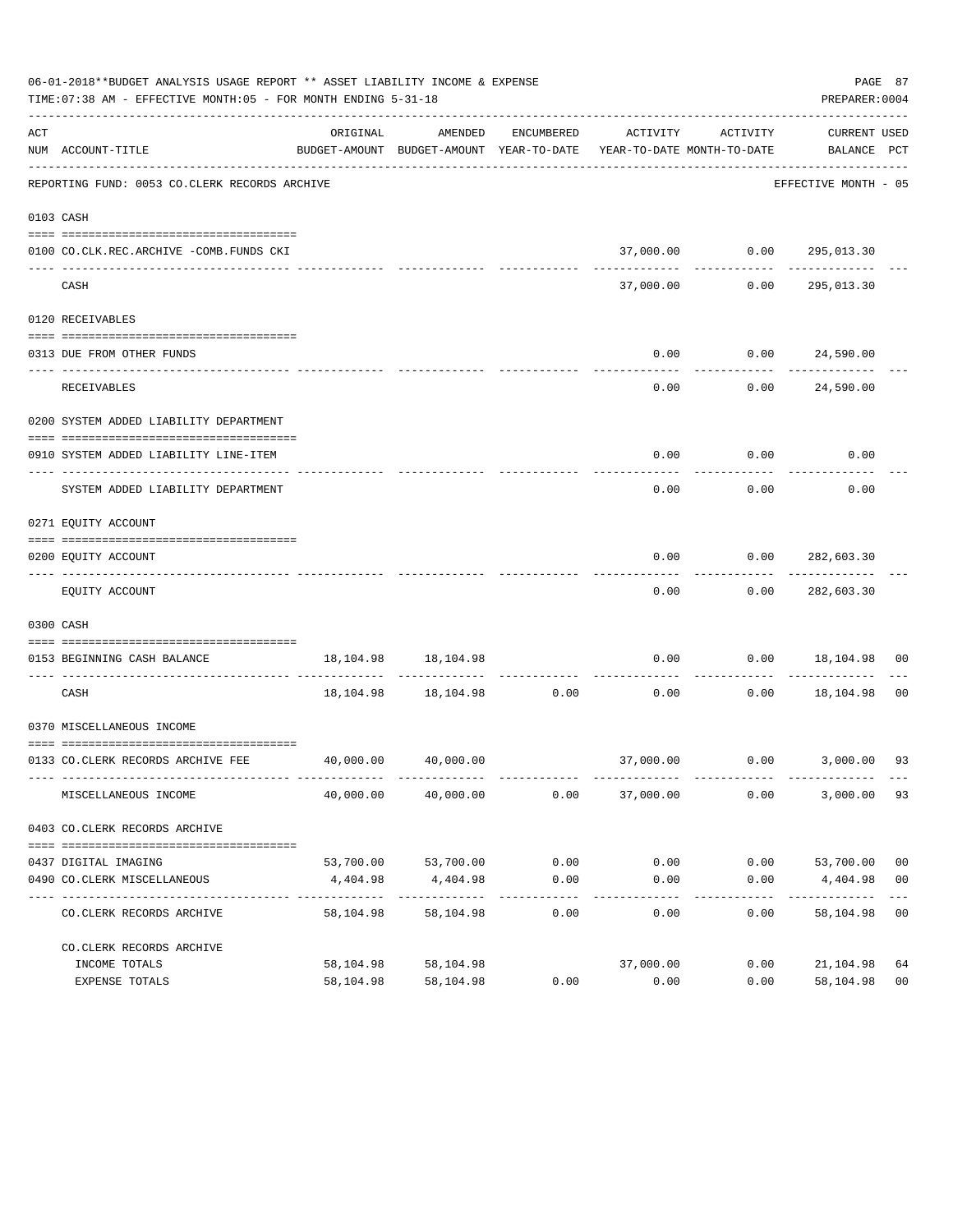06-01-2018**BUDGET ANALYSIS USAGE REPORT ** ASSET LIABILITY INCOME & EXPENSE

TIME:07:38 AM - EFFECTIVE MONTH:05 - FOR MONTH ENDING 5-31-18

PREPARER:0004

REPORTING FUND: 0053 CO.CLERK RECORDS ARCHIVE — EFFECTIVE MONTH - 05

| ACT NUM | ACCOUNT-TITLE | ORIGINAL BUDGET-AMOUNT | AMENDED BUDGET-AMOUNT | ENCUMBERED YEAR-TO-DATE | ACTIVITY YEAR-TO-DATE | ACTIVITY MONTH-TO-DATE | CURRENT BALANCE | USED PCT |
|---|---|---|---|---|---|---|---|---|
| **0103** | **CASH** | | | | | | | |
| 0100 | CO.CLK.REC.ARCHIVE -COMB.FUNDS CKI | | | | 37,000.00 | 0.00 | 295,013.30 | |
| | CASH | | | | 37,000.00 | 0.00 | 295,013.30 | |
| **0120** | **RECEIVABLES** | | | | | | | |
| 0313 | DUE FROM OTHER FUNDS | | | | 0.00 | 0.00 | 24,590.00 | |
| | RECEIVABLES | | | | 0.00 | 0.00 | 24,590.00 | |
| **0200** | **SYSTEM ADDED LIABILITY DEPARTMENT** | | | | | | | |
| 0910 | SYSTEM ADDED LIABILITY LINE-ITEM | | | | 0.00 | 0.00 | 0.00 | |
| | SYSTEM ADDED LIABILITY DEPARTMENT | | | | 0.00 | 0.00 | 0.00 | |
| **0271** | **EQUITY ACCOUNT** | | | | | | | |
| 0200 | EQUITY ACCOUNT | | | | 0.00 | 0.00 | 282,603.30 | |
| | EQUITY ACCOUNT | | | | 0.00 | 0.00 | 282,603.30 | |
| **0300** | **CASH** | | | | | | | |
| 0153 | BEGINNING CASH BALANCE | 18,104.98 | 18,104.98 | | 0.00 | 0.00 | 18,104.98 | 00 |
| | CASH | 18,104.98 | 18,104.98 | 0.00 | 0.00 | 0.00 | 18,104.98 | 00 |
| **0370** | **MISCELLANEOUS INCOME** | | | | | | | |
| 0133 | CO.CLERK RECORDS ARCHIVE FEE | 40,000.00 | 40,000.00 | | 37,000.00 | 0.00 | 3,000.00 | 93 |
| | MISCELLANEOUS INCOME | 40,000.00 | 40,000.00 | 0.00 | 37,000.00 | 0.00 | 3,000.00 | 93 |
| **0403** | **CO.CLERK RECORDS ARCHIVE** | | | | | | | |
| 0437 | DIGITAL IMAGING | 53,700.00 | 53,700.00 | 0.00 | 0.00 | 0.00 | 53,700.00 | 00 |
| 0490 | CO.CLERK MISCELLANEOUS | 4,404.98 | 4,404.98 | 0.00 | 0.00 | 0.00 | 4,404.98 | 00 |
| | CO.CLERK RECORDS ARCHIVE | 58,104.98 | 58,104.98 | 0.00 | 0.00 | 0.00 | 58,104.98 | 00 |
| | CO.CLERK RECORDS ARCHIVE | | | | | | | |
| | INCOME TOTALS | 58,104.98 | 58,104.98 | | 37,000.00 | 0.00 | 21,104.98 | 64 |
| | EXPENSE TOTALS | 58,104.98 | 58,104.98 | 0.00 | 0.00 | 0.00 | 58,104.98 | 00 |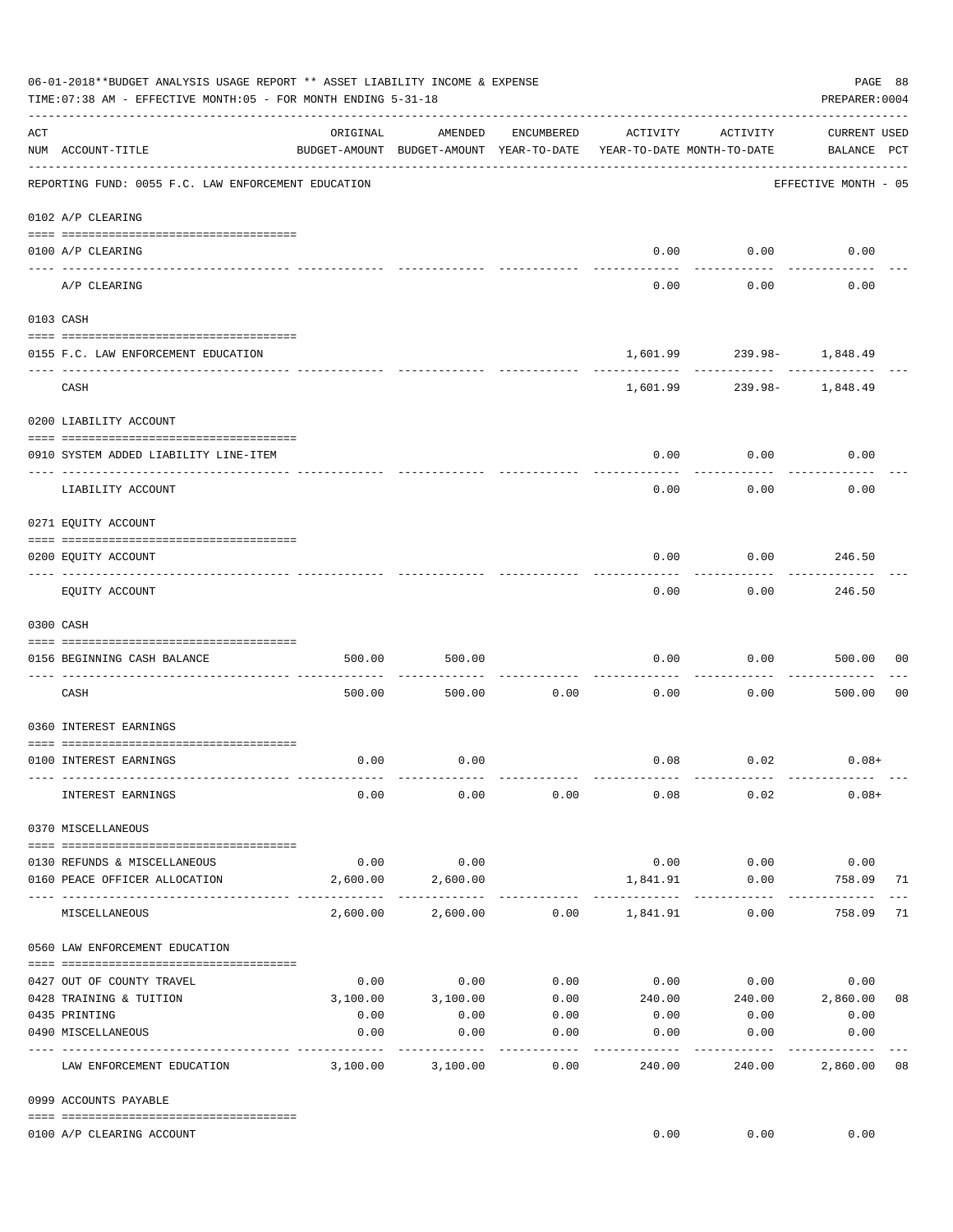06-01-2018**BUDGET ANALYSIS USAGE REPORT ** ASSET LIABILITY INCOME & EXPENSE

TIME:07:38 AM - EFFECTIVE MONTH:05 - FOR MONTH ENDING 5-31-18

PREPARER:0004

| ACT NUM | ACCOUNT-TITLE | ORIGINAL BUDGET-AMOUNT | AMENDED BUDGET-AMOUNT | ENCUMBERED YEAR-TO-DATE | ACTIVITY YEAR-TO-DATE | ACTIVITY MONTH-TO-DATE | CURRENT USED BALANCE | PCT |
|---|---|---|---|---|---|---|---|---|
| | REPORTING FUND: 0055 F.C. LAW ENFORCEMENT EDUCATION | | | | | | EFFECTIVE MONTH - 05 | |
| | 0102 A/P CLEARING | | | | | | | |
| 0100 | A/P CLEARING | | | | 0.00 | 0.00 | 0.00 | |
| | A/P CLEARING | | | | 0.00 | 0.00 | 0.00 | |
| | 0103 CASH | | | | | | | |
| 0155 | F.C. LAW ENFORCEMENT EDUCATION | | | | 1,601.99 | 239.98- | 1,848.49 | |
| | CASH | | | | 1,601.99 | 239.98- | 1,848.49 | |
| | 0200 LIABILITY ACCOUNT | | | | | | | |
| 0910 | SYSTEM ADDED LIABILITY LINE-ITEM | | | | 0.00 | 0.00 | 0.00 | |
| | LIABILITY ACCOUNT | | | | 0.00 | 0.00 | 0.00 | |
| | 0271 EQUITY ACCOUNT | | | | | | | |
| 0200 | EQUITY ACCOUNT | | | | 0.00 | 0.00 | 246.50 | |
| | EQUITY ACCOUNT | | | | 0.00 | 0.00 | 246.50 | |
| | 0300 CASH | | | | | | | |
| 0156 | BEGINNING CASH BALANCE | 500.00 | 500.00 | | 0.00 | 0.00 | 500.00 | 00 |
| | CASH | 500.00 | 500.00 | 0.00 | 0.00 | 0.00 | 500.00 | 00 |
| | 0360 INTEREST EARNINGS | | | | | | | |
| 0100 | INTEREST EARNINGS | 0.00 | 0.00 | | 0.08 | 0.02 | 0.08+ | |
| | INTEREST EARNINGS | 0.00 | 0.00 | 0.00 | 0.08 | 0.02 | 0.08+ | |
| | 0370 MISCELLANEOUS | | | | | | | |
| 0130 | REFUNDS & MISCELLANEOUS | 0.00 | 0.00 | | 0.00 | 0.00 | 0.00 | |
| 0160 | PEACE OFFICER ALLOCATION | 2,600.00 | 2,600.00 | | 1,841.91 | 0.00 | 758.09 | 71 |
| | MISCELLANEOUS | 2,600.00 | 2,600.00 | 0.00 | 1,841.91 | 0.00 | 758.09 | 71 |
| | 0560 LAW ENFORCEMENT EDUCATION | | | | | | | |
| 0427 | OUT OF COUNTY TRAVEL | 0.00 | 0.00 | 0.00 | 0.00 | 0.00 | 0.00 | |
| 0428 | TRAINING & TUITION | 3,100.00 | 3,100.00 | 0.00 | 240.00 | 240.00 | 2,860.00 | 08 |
| 0435 | PRINTING | 0.00 | 0.00 | 0.00 | 0.00 | 0.00 | 0.00 | |
| 0490 | MISCELLANEOUS | 0.00 | 0.00 | 0.00 | 0.00 | 0.00 | 0.00 | |
| | LAW ENFORCEMENT EDUCATION | 3,100.00 | 3,100.00 | 0.00 | 240.00 | 240.00 | 2,860.00 | 08 |
| | 0999 ACCOUNTS PAYABLE | | | | | | | |
| 0100 | A/P CLEARING ACCOUNT | | | | 0.00 | 0.00 | 0.00 | |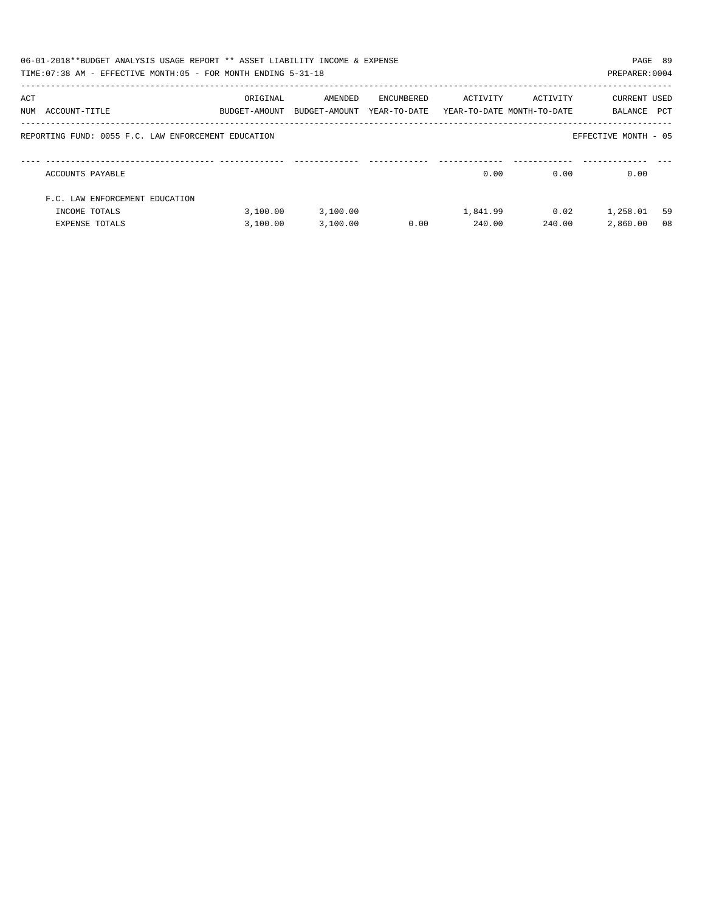06-01-2018**BUDGET ANALYSIS USAGE REPORT ** ASSET LIABILITY INCOME & EXPENSE

TIME:07:38 AM - EFFECTIVE MONTH:05 - FOR MONTH ENDING 5-31-18

PREPARER:0004

| ACT NUM | ACCOUNT-TITLE | ORIGINAL BUDGET-AMOUNT | AMENDED BUDGET-AMOUNT | ENCUMBERED YEAR-TO-DATE | ACTIVITY YEAR-TO-DATE | ACTIVITY MONTH-TO-DATE | CURRENT BALANCE | USED PCT |
|---|---|---|---|---|---|---|---|---|
| | REPORTING FUND: 0055 F.C. LAW ENFORCEMENT EDUCATION | | | | | | EFFECTIVE MONTH - 05 | |
| | ACCOUNTS PAYABLE | | | | 0.00 | 0.00 | 0.00 | |
| | F.C. LAW ENFORCEMENT EDUCATION | | | | | | | |
| | INCOME TOTALS | 3,100.00 | 3,100.00 | | 1,841.99 | 0.02 | 1,258.01 | 59 |
| | EXPENSE TOTALS | 3,100.00 | 3,100.00 | 0.00 | 240.00 | 240.00 | 2,860.00 | 08 |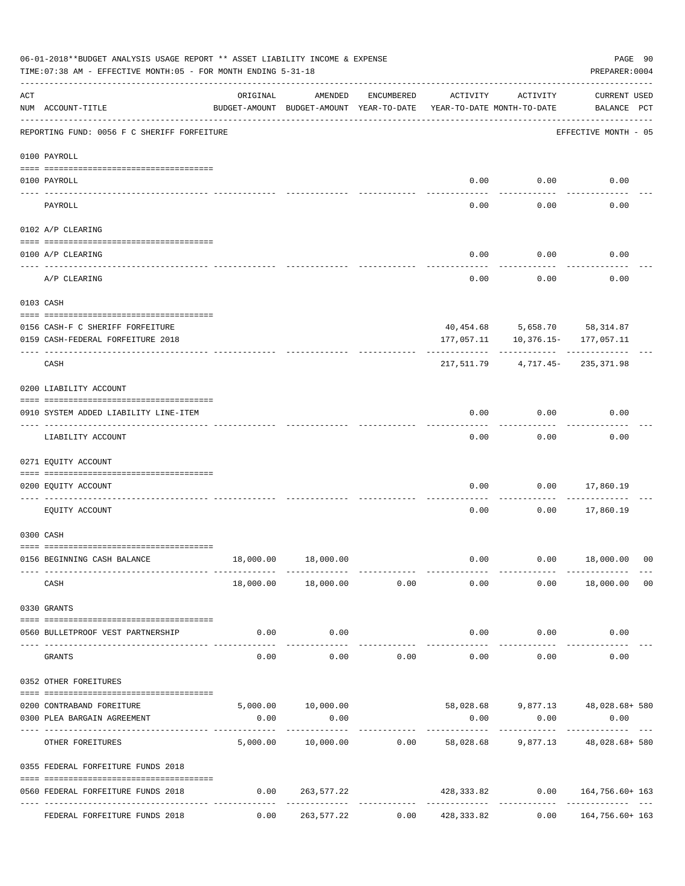06-01-2018**BUDGET ANALYSIS USAGE REPORT ** ASSET LIABILITY INCOME & EXPENSE

TIME:07:38 AM - EFFECTIVE MONTH:05 - FOR MONTH ENDING 5-31-18

PREPARER:0004

| ACT NUM | ACCOUNT-TITLE | ORIGINAL BUDGET-AMOUNT | AMENDED BUDGET-AMOUNT | ENCUMBERED YEAR-TO-DATE | ACTIVITY YEAR-TO-DATE | ACTIVITY MONTH-TO-DATE | CURRENT BALANCE | USED PCT |
|---|---|---|---|---|---|---|---|---|
| | REPORTING FUND: 0056 F C SHERIFF FORFEITURE | | | | | | EFFECTIVE MONTH - 05 | |
| | 0100 PAYROLL | | | | | | | |
| 0100 | PAYROLL | | | | 0.00 | 0.00 | 0.00 | |
| | PAYROLL | | | | 0.00 | 0.00 | 0.00 | |
| | 0102 A/P CLEARING | | | | | | | |
| 0100 | A/P CLEARING | | | | 0.00 | 0.00 | 0.00 | |
| | A/P CLEARING | | | | 0.00 | 0.00 | 0.00 | |
| | 0103 CASH | | | | | | | |
| 0156 | CASH-F C SHERIFF FORFEITURE | | | | 40,454.68 | 5,658.70 | 58,314.87 | |
| 0159 | CASH-FEDERAL FORFEITURE 2018 | | | | 177,057.11 | 10,376.15- | 177,057.11 | |
| | CASH | | | | 217,511.79 | 4,717.45- | 235,371.98 | |
| | 0200 LIABILITY ACCOUNT | | | | | | | |
| 0910 | SYSTEM ADDED LIABILITY LINE-ITEM | | | | 0.00 | 0.00 | 0.00 | |
| | LIABILITY ACCOUNT | | | | 0.00 | 0.00 | 0.00 | |
| | 0271 EQUITY ACCOUNT | | | | | | | |
| 0200 | EQUITY ACCOUNT | | | | 0.00 | 0.00 | 17,860.19 | |
| | EQUITY ACCOUNT | | | | 0.00 | 0.00 | 17,860.19 | |
| | 0300 CASH | | | | | | | |
| 0156 | BEGINNING CASH BALANCE | 18,000.00 | 18,000.00 | | 0.00 | 0.00 | 18,000.00 | 00 |
| | CASH | 18,000.00 | 18,000.00 | 0.00 | 0.00 | 0.00 | 18,000.00 | 00 |
| | 0330 GRANTS | | | | | | | |
| 0560 | BULLETPROOF VEST PARTNERSHIP | 0.00 | 0.00 | | 0.00 | 0.00 | 0.00 | |
| | GRANTS | 0.00 | 0.00 | 0.00 | 0.00 | 0.00 | 0.00 | |
| | 0352 OTHER FOREITURES | | | | | | | |
| 0200 | CONTRABAND FOREITURE | 5,000.00 | 10,000.00 | | 58,028.68 | 9,877.13 | 48,028.68+ | 580 |
| 0300 | PLEA BARGAIN AGREEMENT | 0.00 | 0.00 | | 0.00 | 0.00 | 0.00 | |
| | OTHER FOREITURES | 5,000.00 | 10,000.00 | 0.00 | 58,028.68 | 9,877.13 | 48,028.68+ | 580 |
| | 0355 FEDERAL FORFEITURE FUNDS 2018 | | | | | | | |
| 0560 | FEDERAL FORFEITURE FUNDS 2018 | 0.00 | 263,577.22 | | 428,333.82 | 0.00 | 164,756.60+ | 163 |
| | FEDERAL FORFEITURE FUNDS 2018 | 0.00 | 263,577.22 | 0.00 | 428,333.82 | 0.00 | 164,756.60+ | 163 |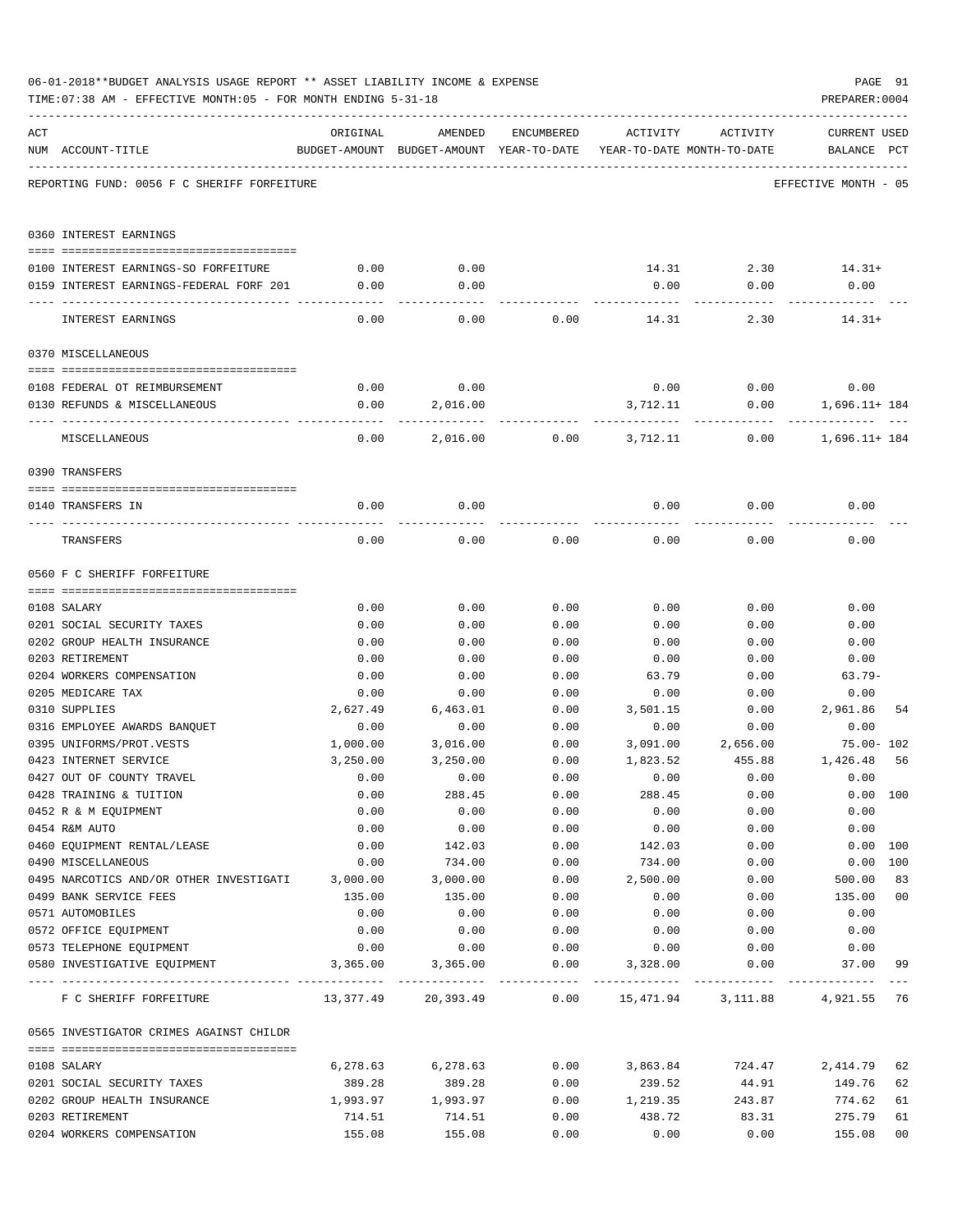06-01-2018**BUDGET ANALYSIS USAGE REPORT ** ASSET LIABILITY INCOME & EXPENSE

TIME:07:38 AM - EFFECTIVE MONTH:05 - FOR MONTH ENDING 5-31-18

PREPARER:0004

REPORTING FUND: 0056 F C SHERIFF FORFEITURE — EFFECTIVE MONTH - 05

| ACT NUM | ACCOUNT-TITLE | ORIGINAL BUDGET-AMOUNT | AMENDED BUDGET-AMOUNT | ENCUMBERED YEAR-TO-DATE | ACTIVITY YEAR-TO-DATE | ACTIVITY MONTH-TO-DATE | CURRENT BALANCE | USED PCT |
|---|---|---|---|---|---|---|---|---|
| 0360 | INTEREST EARNINGS | | | | | | | |
| 0100 | INTEREST EARNINGS-SO FORFEITURE | 0.00 | 0.00 | | 14.31 | 2.30 | 14.31+ | |
| 0159 | INTEREST EARNINGS-FEDERAL FORF 201 | 0.00 | 0.00 | | 0.00 | 0.00 | 0.00 | |
| | INTEREST EARNINGS | 0.00 | 0.00 | 0.00 | 14.31 | 2.30 | 14.31+ | |
| 0370 | MISCELLANEOUS | | | | | | | |
| 0108 | FEDERAL OT REIMBURSEMENT | 0.00 | 0.00 | | 0.00 | 0.00 | 0.00 | |
| 0130 | REFUNDS & MISCELLANEOUS | 0.00 | 2,016.00 | | 3,712.11 | 0.00 | 1,696.11+ | 184 |
| | MISCELLANEOUS | 0.00 | 2,016.00 | 0.00 | 3,712.11 | 0.00 | 1,696.11+ | 184 |
| 0390 | TRANSFERS | | | | | | | |
| 0140 | TRANSFERS IN | 0.00 | 0.00 | | 0.00 | 0.00 | 0.00 | |
| | TRANSFERS | 0.00 | 0.00 | 0.00 | 0.00 | 0.00 | 0.00 | |
| 0560 | F C SHERIFF FORFEITURE | | | | | | | |
| 0108 | SALARY | 0.00 | 0.00 | 0.00 | 0.00 | 0.00 | 0.00 | |
| 0201 | SOCIAL SECURITY TAXES | 0.00 | 0.00 | 0.00 | 0.00 | 0.00 | 0.00 | |
| 0202 | GROUP HEALTH INSURANCE | 0.00 | 0.00 | 0.00 | 0.00 | 0.00 | 0.00 | |
| 0203 | RETIREMENT | 0.00 | 0.00 | 0.00 | 0.00 | 0.00 | 0.00 | |
| 0204 | WORKERS COMPENSATION | 0.00 | 0.00 | 0.00 | 63.79 | 0.00 | 63.79- | |
| 0205 | MEDICARE TAX | 0.00 | 0.00 | 0.00 | 0.00 | 0.00 | 0.00 | |
| 0310 | SUPPLIES | 2,627.49 | 6,463.01 | 0.00 | 3,501.15 | 0.00 | 2,961.86 | 54 |
| 0316 | EMPLOYEE AWARDS BANQUET | 0.00 | 0.00 | 0.00 | 0.00 | 0.00 | 0.00 | |
| 0395 | UNIFORMS/PROT.VESTS | 1,000.00 | 3,016.00 | 0.00 | 3,091.00 | 2,656.00 | 75.00- | 102 |
| 0423 | INTERNET SERVICE | 3,250.00 | 3,250.00 | 0.00 | 1,823.52 | 455.88 | 1,426.48 | 56 |
| 0427 | OUT OF COUNTY TRAVEL | 0.00 | 0.00 | 0.00 | 0.00 | 0.00 | 0.00 | |
| 0428 | TRAINING & TUITION | 0.00 | 288.45 | 0.00 | 288.45 | 0.00 | 0.00 | 100 |
| 0452 | R & M EQUIPMENT | 0.00 | 0.00 | 0.00 | 0.00 | 0.00 | 0.00 | |
| 0454 | R&M AUTO | 0.00 | 0.00 | 0.00 | 0.00 | 0.00 | 0.00 | |
| 0460 | EQUIPMENT RENTAL/LEASE | 0.00 | 142.03 | 0.00 | 142.03 | 0.00 | 0.00 | 100 |
| 0490 | MISCELLANEOUS | 0.00 | 734.00 | 0.00 | 734.00 | 0.00 | 0.00 | 100 |
| 0495 | NARCOTICS AND/OR OTHER INVESTIGATI | 3,000.00 | 3,000.00 | 0.00 | 2,500.00 | 0.00 | 500.00 | 83 |
| 0499 | BANK SERVICE FEES | 135.00 | 135.00 | 0.00 | 0.00 | 0.00 | 135.00 | 00 |
| 0571 | AUTOMOBILES | 0.00 | 0.00 | 0.00 | 0.00 | 0.00 | 0.00 | |
| 0572 | OFFICE EQUIPMENT | 0.00 | 0.00 | 0.00 | 0.00 | 0.00 | 0.00 | |
| 0573 | TELEPHONE EQUIPMENT | 0.00 | 0.00 | 0.00 | 0.00 | 0.00 | 0.00 | |
| 0580 | INVESTIGATIVE EQUIPMENT | 3,365.00 | 3,365.00 | 0.00 | 3,328.00 | 0.00 | 37.00 | 99 |
| | F C SHERIFF FORFEITURE | 13,377.49 | 20,393.49 | 0.00 | 15,471.94 | 3,111.88 | 4,921.55 | 76 |
| 0565 | INVESTIGATOR CRIMES AGAINST CHILDR | | | | | | | |
| 0108 | SALARY | 6,278.63 | 6,278.63 | 0.00 | 3,863.84 | 724.47 | 2,414.79 | 62 |
| 0201 | SOCIAL SECURITY TAXES | 389.28 | 389.28 | 0.00 | 239.52 | 44.91 | 149.76 | 62 |
| 0202 | GROUP HEALTH INSURANCE | 1,993.97 | 1,993.97 | 0.00 | 1,219.35 | 243.87 | 774.62 | 61 |
| 0203 | RETIREMENT | 714.51 | 714.51 | 0.00 | 438.72 | 83.31 | 275.79 | 61 |
| 0204 | WORKERS COMPENSATION | 155.08 | 155.08 | 0.00 | 0.00 | 0.00 | 155.08 | 00 |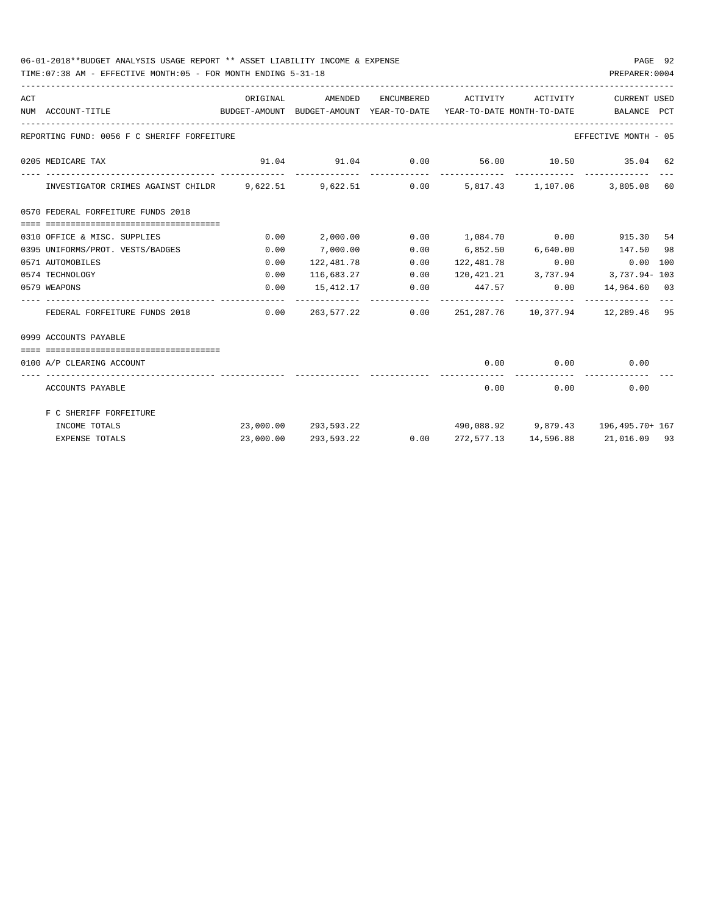06-01-2018**BUDGET ANALYSIS USAGE REPORT ** ASSET LIABILITY INCOME & EXPENSE

TIME:07:38 AM - EFFECTIVE MONTH:05 - FOR MONTH ENDING 5-31-18

PREPARER:0004

| ACT NUM | ACCOUNT-TITLE | ORIGINAL BUDGET-AMOUNT | AMENDED BUDGET-AMOUNT | ENCUMBERED YEAR-TO-DATE | ACTIVITY YEAR-TO-DATE | ACTIVITY MONTH-TO-DATE | CURRENT BALANCE | USED PCT |
|---|---|---|---|---|---|---|---|---|
| | REPORTING FUND: 0056 F C SHERIFF FORFEITURE | | | | | | EFFECTIVE MONTH - 05 | |
| 0205 | MEDICARE TAX | 91.04 | 91.04 | 0.00 | 56.00 | 10.50 | 35.04 | 62 |
| | INVESTIGATOR CRIMES AGAINST CHILDR | 9,622.51 | 9,622.51 | 0.00 | 5,817.43 | 1,107.06 | 3,805.08 | 60 |
| | 0570 FEDERAL FORFEITURE FUNDS 2018 | | | | | | | |
| 0310 | OFFICE & MISC. SUPPLIES | 0.00 | 2,000.00 | 0.00 | 1,084.70 | 0.00 | 915.30 | 54 |
| 0395 | UNIFORMS/PROT. VESTS/BADGES | 0.00 | 7,000.00 | 0.00 | 6,852.50 | 6,640.00 | 147.50 | 98 |
| 0571 | AUTOMOBILES | 0.00 | 122,481.78 | 0.00 | 122,481.78 | 0.00 | 0.00 | 100 |
| 0574 | TECHNOLOGY | 0.00 | 116,683.27 | 0.00 | 120,421.21 | 3,737.94 | 3,737.94- | 103 |
| 0579 | WEAPONS | 0.00 | 15,412.17 | 0.00 | 447.57 | 0.00 | 14,964.60 | 03 |
| | FEDERAL FORFEITURE FUNDS 2018 | 0.00 | 263,577.22 | 0.00 | 251,287.76 | 10,377.94 | 12,289.46 | 95 |
| | 0999 ACCOUNTS PAYABLE | | | | | | | |
| 0100 | A/P CLEARING ACCOUNT | | | | 0.00 | 0.00 | 0.00 | |
| | ACCOUNTS PAYABLE | | | | 0.00 | 0.00 | 0.00 | |
| | F C SHERIFF FORFEITURE | | | | | | | |
| | INCOME TOTALS | 23,000.00 | 293,593.22 | | 490,088.92 | 9,879.43 | 196,495.70+ | 167 |
| | EXPENSE TOTALS | 23,000.00 | 293,593.22 | 0.00 | 272,577.13 | 14,596.88 | 21,016.09 | 93 |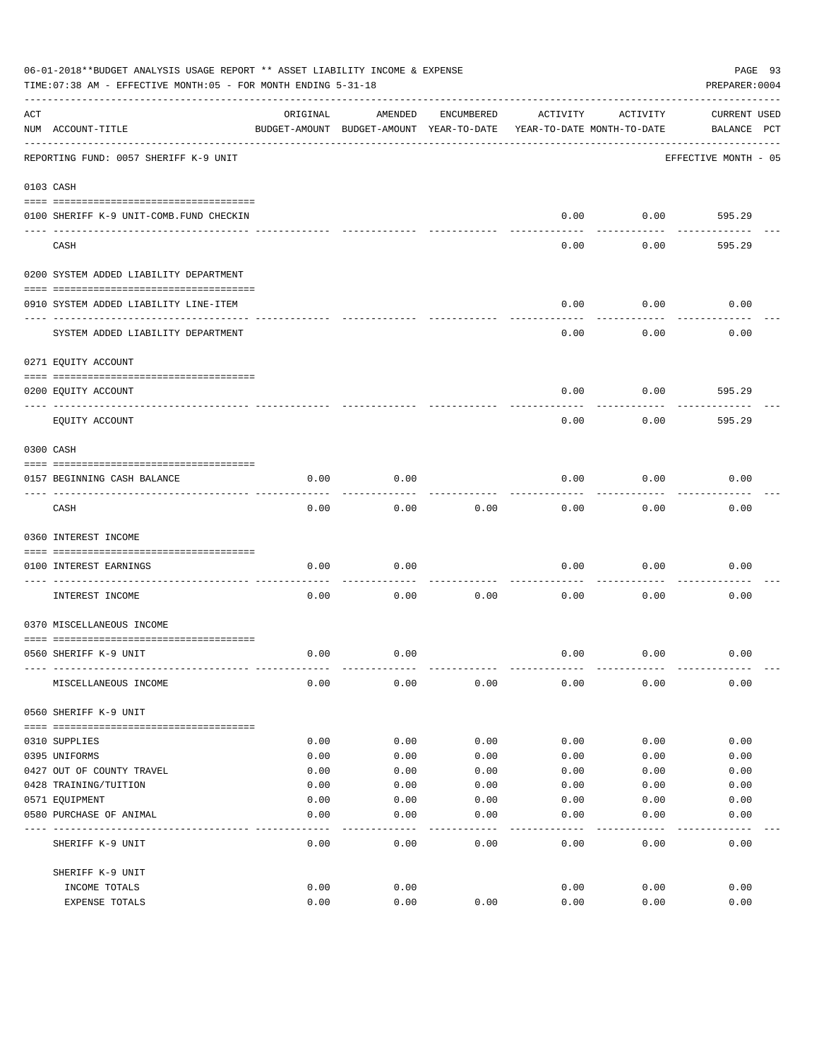06-01-2018**BUDGET ANALYSIS USAGE REPORT ** ASSET LIABILITY INCOME & EXPENSE

TIME:07:38 AM - EFFECTIVE MONTH:05 - FOR MONTH ENDING 5-31-18

PREPARER:0004

REPORTING FUND: 0057 SHERIFF K-9 UNIT — EFFECTIVE MONTH - 05

| ACT NUM | ACCOUNT-TITLE | ORIGINAL BUDGET-AMOUNT | AMENDED BUDGET-AMOUNT | ENCUMBERED YEAR-TO-DATE | ACTIVITY YEAR-TO-DATE | ACTIVITY MONTH-TO-DATE | CURRENT BALANCE | USED PCT |
|---|---|---|---|---|---|---|---|---|
| **0103** | **CASH** | | | | | | | |
| 0100 | SHERIFF K-9 UNIT-COMB.FUND CHECKIN | | | | 0.00 | 0.00 | 595.29 | |
| | CASH | | | | 0.00 | 0.00 | 595.29 | |
| **0200** | **SYSTEM ADDED LIABILITY DEPARTMENT** | | | | | | | |
| 0910 | SYSTEM ADDED LIABILITY LINE-ITEM | | | | 0.00 | 0.00 | 0.00 | |
| | SYSTEM ADDED LIABILITY DEPARTMENT | | | | 0.00 | 0.00 | 0.00 | |
| **0271** | **EQUITY ACCOUNT** | | | | | | | |
| 0200 | EQUITY ACCOUNT | | | | 0.00 | 0.00 | 595.29 | |
| | EQUITY ACCOUNT | | | | 0.00 | 0.00 | 595.29 | |
| **0300** | **CASH** | | | | | | | |
| 0157 | BEGINNING CASH BALANCE | 0.00 | 0.00 | | 0.00 | 0.00 | 0.00 | |
| | CASH | 0.00 | 0.00 | 0.00 | 0.00 | 0.00 | 0.00 | |
| **0360** | **INTEREST INCOME** | | | | | | | |
| 0100 | INTEREST EARNINGS | 0.00 | 0.00 | | 0.00 | 0.00 | 0.00 | |
| | INTEREST INCOME | 0.00 | 0.00 | 0.00 | 0.00 | 0.00 | 0.00 | |
| **0370** | **MISCELLANEOUS INCOME** | | | | | | | |
| 0560 | SHERIFF K-9 UNIT | 0.00 | 0.00 | | 0.00 | 0.00 | 0.00 | |
| | MISCELLANEOUS INCOME | 0.00 | 0.00 | 0.00 | 0.00 | 0.00 | 0.00 | |
| **0560** | **SHERIFF K-9 UNIT** | | | | | | | |
| 0310 | SUPPLIES | 0.00 | 0.00 | 0.00 | 0.00 | 0.00 | 0.00 | |
| 0395 | UNIFORMS | 0.00 | 0.00 | 0.00 | 0.00 | 0.00 | 0.00 | |
| 0427 | OUT OF COUNTY TRAVEL | 0.00 | 0.00 | 0.00 | 0.00 | 0.00 | 0.00 | |
| 0428 | TRAINING/TUITION | 0.00 | 0.00 | 0.00 | 0.00 | 0.00 | 0.00 | |
| 0571 | EQUIPMENT | 0.00 | 0.00 | 0.00 | 0.00 | 0.00 | 0.00 | |
| 0580 | PURCHASE OF ANIMAL | 0.00 | 0.00 | 0.00 | 0.00 | 0.00 | 0.00 | |
| | SHERIFF K-9 UNIT | 0.00 | 0.00 | 0.00 | 0.00 | 0.00 | 0.00 | |
| | **SHERIFF K-9 UNIT** | | | | | | | |
| | INCOME TOTALS | 0.00 | 0.00 | | 0.00 | 0.00 | 0.00 | |
| | EXPENSE TOTALS | 0.00 | 0.00 | 0.00 | 0.00 | 0.00 | 0.00 | |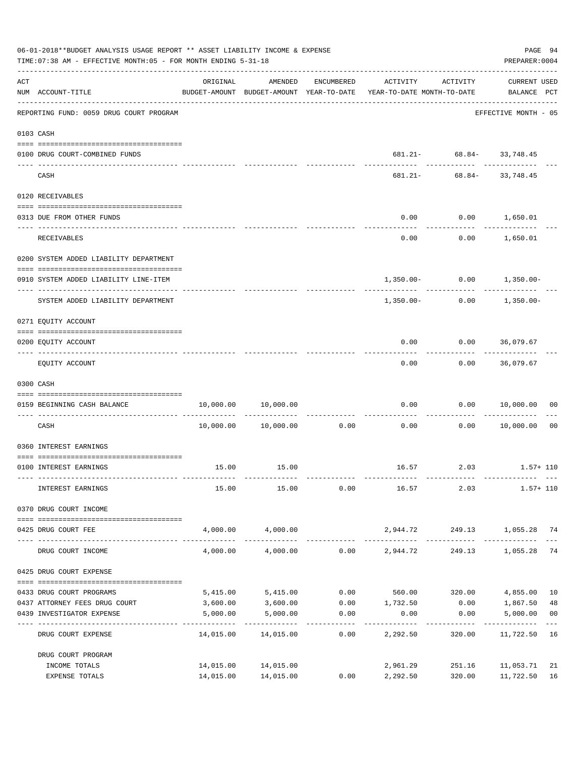06-01-2018**BUDGET ANALYSIS USAGE REPORT ** ASSET LIABILITY INCOME & EXPENSE

TIME:07:38 AM - EFFECTIVE MONTH:05 - FOR MONTH ENDING 5-31-18

PREPARER:0004

REPORTING FUND: 0059 DRUG COURT PROGRAM — EFFECTIVE MONTH - 05

| ACT NUM | ACCOUNT-TITLE | ORIGINAL BUDGET-AMOUNT | AMENDED BUDGET-AMOUNT | ENCUMBERED YEAR-TO-DATE | ACTIVITY YEAR-TO-DATE | ACTIVITY MONTH-TO-DATE | CURRENT USED BALANCE | PCT |
|---|---|---|---|---|---|---|---|---|
| 0103 | CASH | | | | | | | |
| 0100 | DRUG COURT-COMBINED FUNDS | | | | 681.21- | 68.84- | 33,748.45 | |
| | CASH | | | | 681.21- | 68.84- | 33,748.45 | |
| 0120 | RECEIVABLES | | | | | | | |
| 0313 | DUE FROM OTHER FUNDS | | | | 0.00 | 0.00 | 1,650.01 | |
| | RECEIVABLES | | | | 0.00 | 0.00 | 1,650.01 | |
| 0200 | SYSTEM ADDED LIABILITY DEPARTMENT | | | | | | | |
| 0910 | SYSTEM ADDED LIABILITY LINE-ITEM | | | | 1,350.00- | 0.00 | 1,350.00- | |
| | SYSTEM ADDED LIABILITY DEPARTMENT | | | | 1,350.00- | 0.00 | 1,350.00- | |
| 0271 | EQUITY ACCOUNT | | | | | | | |
| 0200 | EQUITY ACCOUNT | | | | 0.00 | 0.00 | 36,079.67 | |
| | EQUITY ACCOUNT | | | | 0.00 | 0.00 | 36,079.67 | |
| 0300 | CASH | | | | | | | |
| 0159 | BEGINNING CASH BALANCE | 10,000.00 | 10,000.00 | | 0.00 | 0.00 | 10,000.00 | 00 |
| | CASH | 10,000.00 | 10,000.00 | 0.00 | 0.00 | 0.00 | 10,000.00 | 00 |
| 0360 | INTEREST EARNINGS | | | | | | | |
| 0100 | INTEREST EARNINGS | 15.00 | 15.00 | | 16.57 | 2.03 | 1.57+ | 110 |
| | INTEREST EARNINGS | 15.00 | 15.00 | 0.00 | 16.57 | 2.03 | 1.57+ | 110 |
| 0370 | DRUG COURT INCOME | | | | | | | |
| 0425 | DRUG COURT FEE | 4,000.00 | 4,000.00 | | 2,944.72 | 249.13 | 1,055.28 | 74 |
| | DRUG COURT INCOME | 4,000.00 | 4,000.00 | 0.00 | 2,944.72 | 249.13 | 1,055.28 | 74 |
| 0425 | DRUG COURT EXPENSE | | | | | | | |
| 0433 | DRUG COURT PROGRAMS | 5,415.00 | 5,415.00 | 0.00 | 560.00 | 320.00 | 4,855.00 | 10 |
| 0437 | ATTORNEY FEES DRUG COURT | 3,600.00 | 3,600.00 | 0.00 | 1,732.50 | 0.00 | 1,867.50 | 48 |
| 0439 | INVESTIGATOR EXPENSE | 5,000.00 | 5,000.00 | 0.00 | 0.00 | 0.00 | 5,000.00 | 00 |
| | DRUG COURT EXPENSE | 14,015.00 | 14,015.00 | 0.00 | 2,292.50 | 320.00 | 11,722.50 | 16 |
| | DRUG COURT PROGRAM | | | | | | | |
| | INCOME TOTALS | 14,015.00 | 14,015.00 | | 2,961.29 | 251.16 | 11,053.71 | 21 |
| | EXPENSE TOTALS | 14,015.00 | 14,015.00 | 0.00 | 2,292.50 | 320.00 | 11,722.50 | 16 |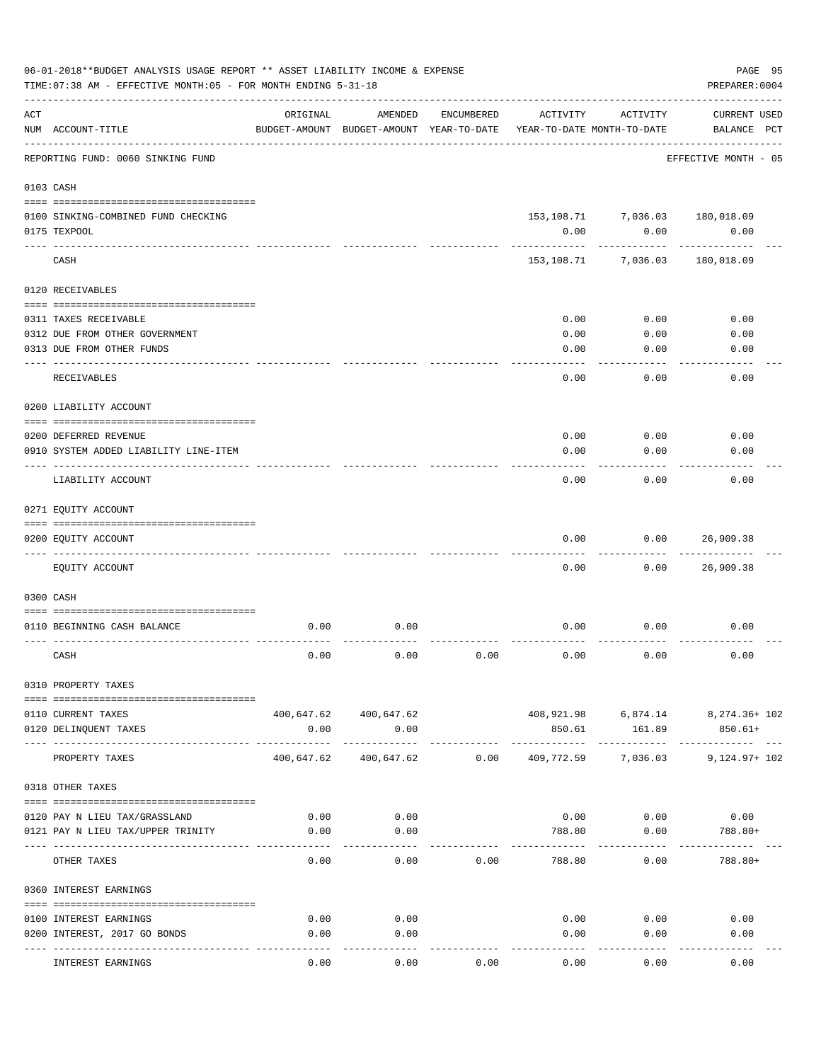06-01-2018**BUDGET ANALYSIS USAGE REPORT ** ASSET LIABILITY INCOME & EXPENSE

TIME:07:38 AM - EFFECTIVE MONTH:05 - FOR MONTH ENDING 5-31-18

PREPARER:0004

| ACT NUM | ACCOUNT-TITLE | ORIGINAL BUDGET-AMOUNT | AMENDED BUDGET-AMOUNT | ENCUMBERED YEAR-TO-DATE | ACTIVITY YEAR-TO-DATE | ACTIVITY MONTH-TO-DATE | CURRENT USED BALANCE | PCT |
|---|---|---|---|---|---|---|---|---|
| | REPORTING FUND: 0060 SINKING FUND | | | | | | EFFECTIVE MONTH - 05 | |
| 0103 | CASH | | | | | | | |
| 0100 | SINKING-COMBINED FUND CHECKING | | | | 153,108.71 | 7,036.03 | 180,018.09 | |
| 0175 | TEXPOOL | | | | 0.00 | 0.00 | 0.00 | |
| | CASH | | | | 153,108.71 | 7,036.03 | 180,018.09 | |
| 0120 | RECEIVABLES | | | | | | | |
| 0311 | TAXES RECEIVABLE | | | | 0.00 | 0.00 | 0.00 | |
| 0312 | DUE FROM OTHER GOVERNMENT | | | | 0.00 | 0.00 | 0.00 | |
| 0313 | DUE FROM OTHER FUNDS | | | | 0.00 | 0.00 | 0.00 | |
| | RECEIVABLES | | | | 0.00 | 0.00 | 0.00 | |
| 0200 | LIABILITY ACCOUNT | | | | | | | |
| 0200 | DEFERRED REVENUE | | | | 0.00 | 0.00 | 0.00 | |
| 0910 | SYSTEM ADDED LIABILITY LINE-ITEM | | | | 0.00 | 0.00 | 0.00 | |
| | LIABILITY ACCOUNT | | | | 0.00 | 0.00 | 0.00 | |
| 0271 | EQUITY ACCOUNT | | | | | | | |
| 0200 | EQUITY ACCOUNT | | | | 0.00 | 0.00 | 26,909.38 | |
| | EQUITY ACCOUNT | | | | 0.00 | 0.00 | 26,909.38 | |
| 0300 | CASH | | | | | | | |
| 0110 | BEGINNING CASH BALANCE | 0.00 | 0.00 | | 0.00 | 0.00 | 0.00 | |
| | CASH | 0.00 | 0.00 | 0.00 | 0.00 | 0.00 | 0.00 | |
| 0310 | PROPERTY TAXES | | | | | | | |
| 0110 | CURRENT TAXES | 400,647.62 | 400,647.62 | | 408,921.98 | 6,874.14 | 8,274.36+ | 102 |
| 0120 | DELINQUENT TAXES | 0.00 | 0.00 | | 850.61 | 161.89 | 850.61+ | |
| | PROPERTY TAXES | 400,647.62 | 400,647.62 | 0.00 | 409,772.59 | 7,036.03 | 9,124.97+ | 102 |
| 0318 | OTHER TAXES | | | | | | | |
| 0120 | PAY N LIEU TAX/GRASSLAND | 0.00 | 0.00 | | 0.00 | 0.00 | 0.00 | |
| 0121 | PAY N LIEU TAX/UPPER TRINITY | 0.00 | 0.00 | | 788.80 | 0.00 | 788.80+ | |
| | OTHER TAXES | 0.00 | 0.00 | 0.00 | 788.80 | 0.00 | 788.80+ | |
| 0360 | INTEREST EARNINGS | | | | | | | |
| 0100 | INTEREST EARNINGS | 0.00 | 0.00 | | 0.00 | 0.00 | 0.00 | |
| 0200 | INTEREST, 2017 GO BONDS | 0.00 | 0.00 | | 0.00 | 0.00 | 0.00 | |
| | INTEREST EARNINGS | 0.00 | 0.00 | 0.00 | 0.00 | 0.00 | 0.00 | |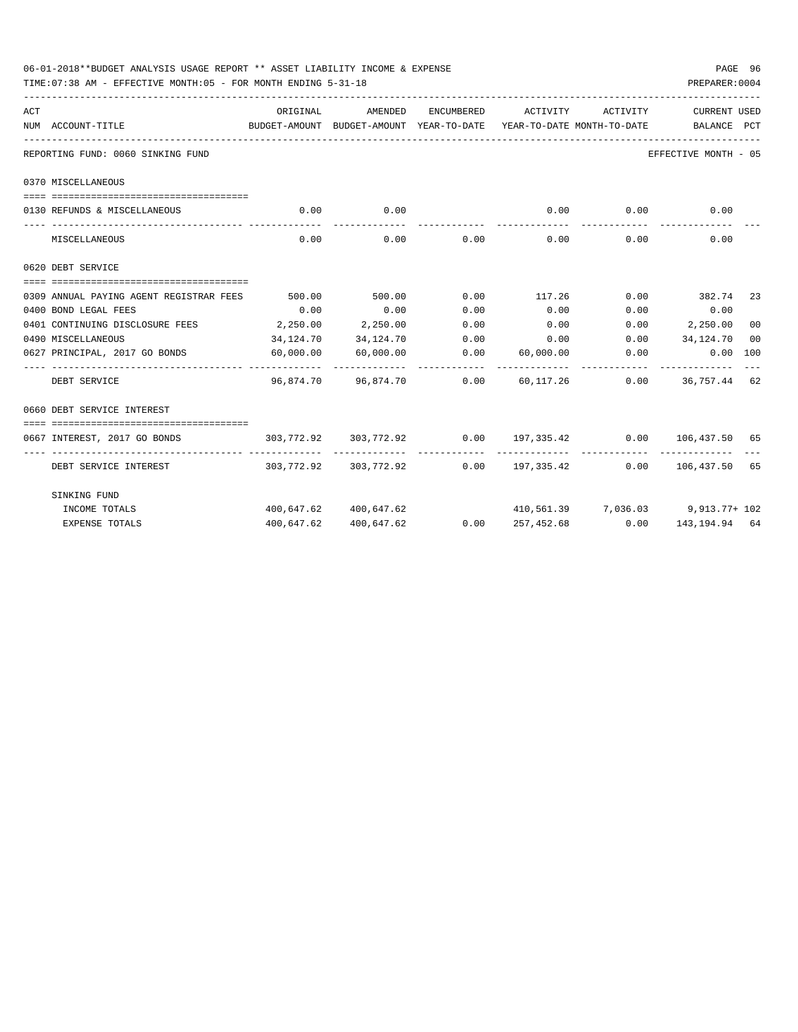06-01-2018**BUDGET ANALYSIS USAGE REPORT ** ASSET LIABILITY INCOME & EXPENSE

TIME:07:38 AM - EFFECTIVE MONTH:05 - FOR MONTH ENDING 5-31-18

PREPARER:0004

| ACT NUM | ACCOUNT-TITLE | ORIGINAL BUDGET-AMOUNT | AMENDED BUDGET-AMOUNT | ENCUMBERED YEAR-TO-DATE | ACTIVITY YEAR-TO-DATE | ACTIVITY MONTH-TO-DATE | CURRENT BALANCE | USED PCT |
|---|---|---|---|---|---|---|---|---|
| | REPORTING FUND: 0060 SINKING FUND | | | | | | EFFECTIVE MONTH - 05 | |
| | 0370 MISCELLANEOUS | | | | | | | |
| 0130 | REFUNDS & MISCELLANEOUS | 0.00 | 0.00 | | 0.00 | 0.00 | 0.00 | |
| | MISCELLANEOUS | 0.00 | 0.00 | 0.00 | 0.00 | 0.00 | 0.00 | |
| | 0620 DEBT SERVICE | | | | | | | |
| 0309 | ANNUAL PAYING AGENT REGISTRAR FEES | 500.00 | 500.00 | 0.00 | 117.26 | 0.00 | 382.74 | 23 |
| 0400 | BOND LEGAL FEES | 0.00 | 0.00 | 0.00 | 0.00 | 0.00 | 0.00 | |
| 0401 | CONTINUING DISCLOSURE FEES | 2,250.00 | 2,250.00 | 0.00 | 0.00 | 0.00 | 2,250.00 | 00 |
| 0490 | MISCELLANEOUS | 34,124.70 | 34,124.70 | 0.00 | 0.00 | 0.00 | 34,124.70 | 00 |
| 0627 | PRINCIPAL, 2017 GO BONDS | 60,000.00 | 60,000.00 | 0.00 | 60,000.00 | 0.00 | 0.00 | 100 |
| | DEBT SERVICE | 96,874.70 | 96,874.70 | 0.00 | 60,117.26 | 0.00 | 36,757.44 | 62 |
| | 0660 DEBT SERVICE INTEREST | | | | | | | |
| 0667 | INTEREST, 2017 GO BONDS | 303,772.92 | 303,772.92 | 0.00 | 197,335.42 | 0.00 | 106,437.50 | 65 |
| | DEBT SERVICE INTEREST | 303,772.92 | 303,772.92 | 0.00 | 197,335.42 | 0.00 | 106,437.50 | 65 |
| | SINKING FUND | | | | | | | |
| | INCOME TOTALS | 400,647.62 | 400,647.62 | | 410,561.39 | 7,036.03 | 9,913.77+ | 102 |
| | EXPENSE TOTALS | 400,647.62 | 400,647.62 | 0.00 | 257,452.68 | 0.00 | 143,194.94 | 64 |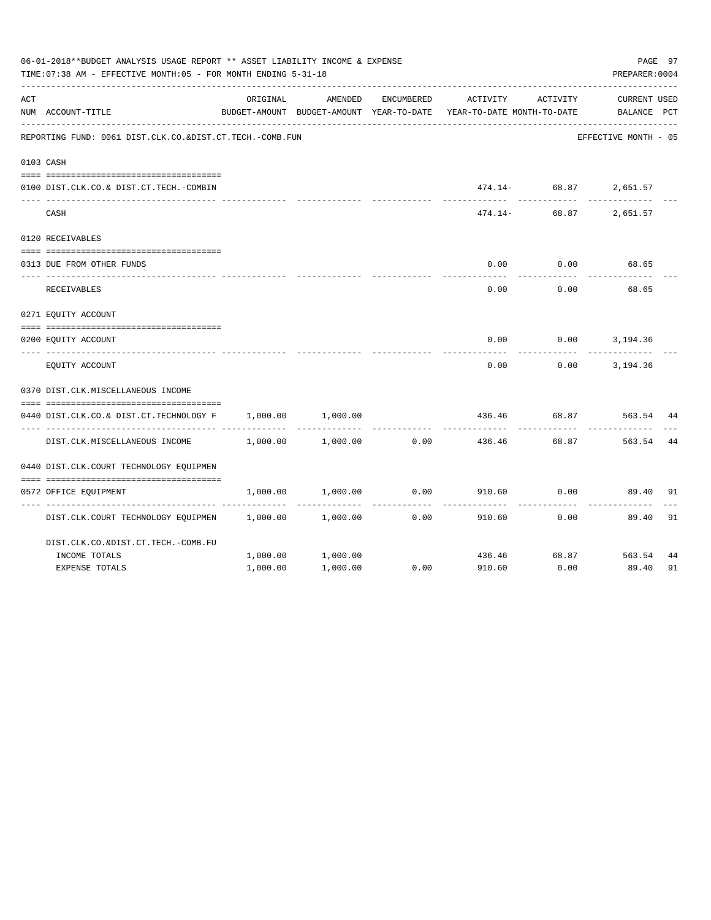06-01-2018**BUDGET ANALYSIS USAGE REPORT ** ASSET LIABILITY INCOME & EXPENSE

TIME:07:38 AM - EFFECTIVE MONTH:05 - FOR MONTH ENDING 5-31-18

PREPARER:0004

| ACT NUM | ACCOUNT-TITLE | ORIGINAL BUDGET-AMOUNT | AMENDED BUDGET-AMOUNT | ENCUMBERED YEAR-TO-DATE | ACTIVITY YEAR-TO-DATE | ACTIVITY MONTH-TO-DATE | CURRENT BALANCE | USED PCT |
|---|---|---|---|---|---|---|---|---|
| | REPORTING FUND: 0061 DIST.CLK.CO.&DIST.CT.TECH.-COMB.FUN | | | | | | EFFECTIVE MONTH - 05 | |
| | 0103 CASH | | | | | | | |
| 0100 | DIST.CLK.CO.& DIST.CT.TECH.-COMBIN | | | | 474.14- | 68.87 | 2,651.57 | |
| | CASH | | | | 474.14- | 68.87 | 2,651.57 | |
| | 0120 RECEIVABLES | | | | | | | |
| 0313 | DUE FROM OTHER FUNDS | | | | 0.00 | 0.00 | 68.65 | |
| | RECEIVABLES | | | | 0.00 | 0.00 | 68.65 | |
| | 0271 EQUITY ACCOUNT | | | | | | | |
| 0200 | EQUITY ACCOUNT | | | | 0.00 | 0.00 | 3,194.36 | |
| | EQUITY ACCOUNT | | | | 0.00 | 0.00 | 3,194.36 | |
| | 0370 DIST.CLK.MISCELLANEOUS INCOME | | | | | | | |
| 0440 | DIST.CLK.CO.& DIST.CT.TECHNOLOGY F | 1,000.00 | 1,000.00 | | 436.46 | 68.87 | 563.54 | 44 |
| | DIST.CLK.MISCELLANEOUS INCOME | 1,000.00 | 1,000.00 | 0.00 | 436.46 | 68.87 | 563.54 | 44 |
| | 0440 DIST.CLK.COURT TECHNOLOGY EQUIPMEN | | | | | | | |
| 0572 | OFFICE EQUIPMENT | 1,000.00 | 1,000.00 | 0.00 | 910.60 | 0.00 | 89.40 | 91 |
| | DIST.CLK.COURT TECHNOLOGY EQUIPMEN | 1,000.00 | 1,000.00 | 0.00 | 910.60 | 0.00 | 89.40 | 91 |
| | DIST.CLK.CO.&DIST.CT.TECH.-COMB.FU | | | | | | | |
| | INCOME TOTALS | 1,000.00 | 1,000.00 | | 436.46 | 68.87 | 563.54 | 44 |
| | EXPENSE TOTALS | 1,000.00 | 1,000.00 | 0.00 | 910.60 | 0.00 | 89.40 | 91 |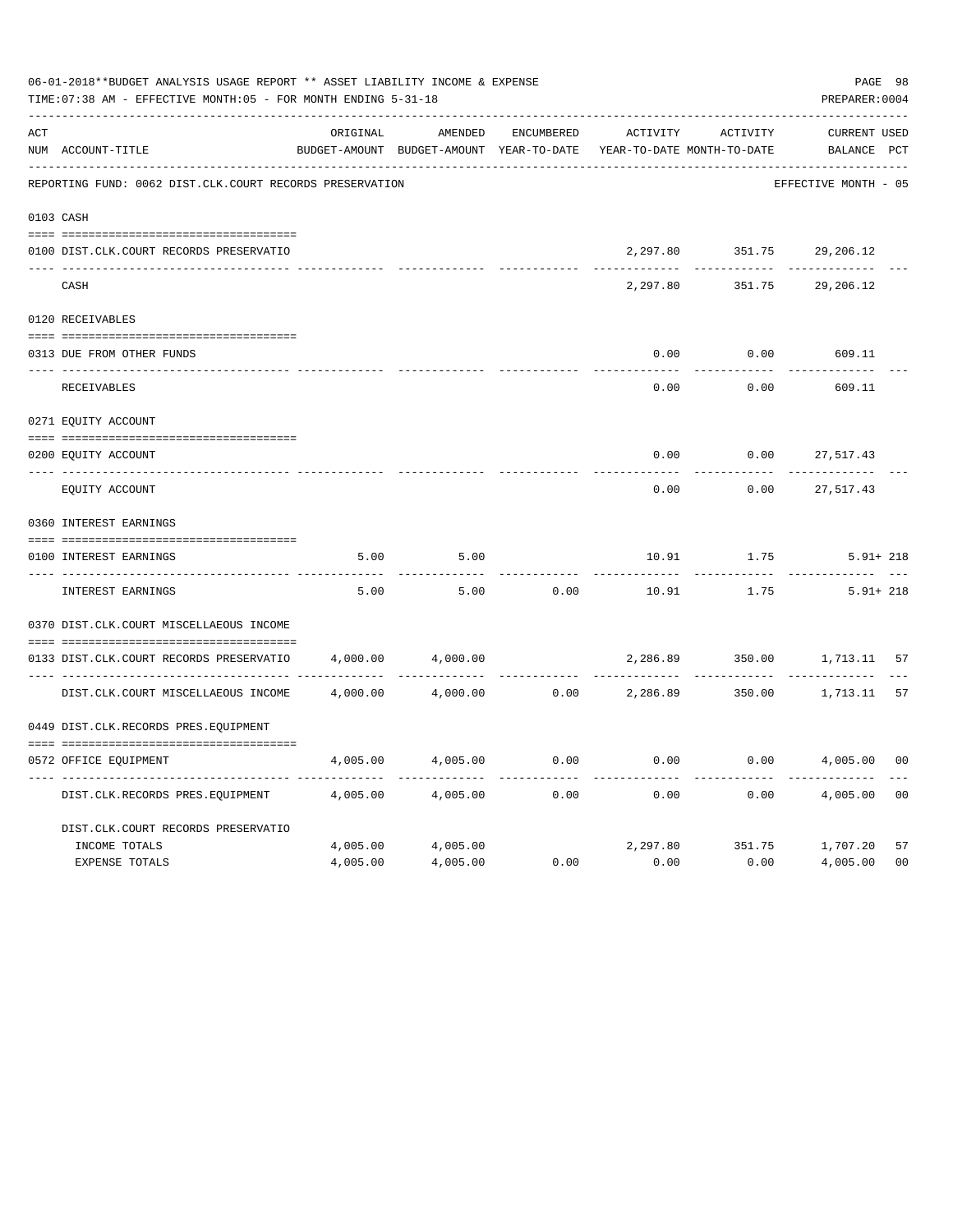06-01-2018**BUDGET ANALYSIS USAGE REPORT ** ASSET LIABILITY INCOME & EXPENSE

TIME:07:38 AM - EFFECTIVE MONTH:05 - FOR MONTH ENDING 5-31-18

PREPARER:0004

REPORTING FUND: 0062 DIST.CLK.COURT RECORDS PRESERVATION — EFFECTIVE MONTH - 05

| ACT NUM | ACCOUNT-TITLE | ORIGINAL BUDGET-AMOUNT | AMENDED BUDGET-AMOUNT | ENCUMBERED YEAR-TO-DATE | ACTIVITY YEAR-TO-DATE | ACTIVITY MONTH-TO-DATE | CURRENT BALANCE | USED PCT |
|---|---|---|---|---|---|---|---|---|
| 0103 | CASH | | | | | | | |
| 0100 | DIST.CLK.COURT RECORDS PRESERVATIO | | | | 2,297.80 | 351.75 | 29,206.12 | |
| | CASH | | | | 2,297.80 | 351.75 | 29,206.12 | |
| 0120 | RECEIVABLES | | | | | | | |
| 0313 | DUE FROM OTHER FUNDS | | | | 0.00 | 0.00 | 609.11 | |
| | RECEIVABLES | | | | 0.00 | 0.00 | 609.11 | |
| 0271 | EQUITY ACCOUNT | | | | | | | |
| 0200 | EQUITY ACCOUNT | | | | 0.00 | 0.00 | 27,517.43 | |
| | EQUITY ACCOUNT | | | | 0.00 | 0.00 | 27,517.43 | |
| 0360 | INTEREST EARNINGS | | | | | | | |
| 0100 | INTEREST EARNINGS | 5.00 | 5.00 | | 10.91 | 1.75 | 5.91+ | 218 |
| | INTEREST EARNINGS | 5.00 | 5.00 | 0.00 | 10.91 | 1.75 | 5.91+ | 218 |
| 0370 | DIST.CLK.COURT MISCELLAEOUS INCOME | | | | | | | |
| 0133 | DIST.CLK.COURT RECORDS PRESERVATIO | 4,000.00 | 4,000.00 | | 2,286.89 | 350.00 | 1,713.11 | 57 |
| | DIST.CLK.COURT MISCELLAEOUS INCOME | 4,000.00 | 4,000.00 | 0.00 | 2,286.89 | 350.00 | 1,713.11 | 57 |
| 0449 | DIST.CLK.RECORDS PRES.EQUIPMENT | | | | | | | |
| 0572 | OFFICE EQUIPMENT | 4,005.00 | 4,005.00 | 0.00 | 0.00 | 0.00 | 4,005.00 | 00 |
| | DIST.CLK.RECORDS PRES.EQUIPMENT | 4,005.00 | 4,005.00 | 0.00 | 0.00 | 0.00 | 4,005.00 | 00 |
| | DIST.CLK.COURT RECORDS PRESERVATIO | | | | | | | |
| | INCOME TOTALS | 4,005.00 | 4,005.00 | | 2,297.80 | 351.75 | 1,707.20 | 57 |
| | EXPENSE TOTALS | 4,005.00 | 4,005.00 | 0.00 | 0.00 | 0.00 | 4,005.00 | 00 |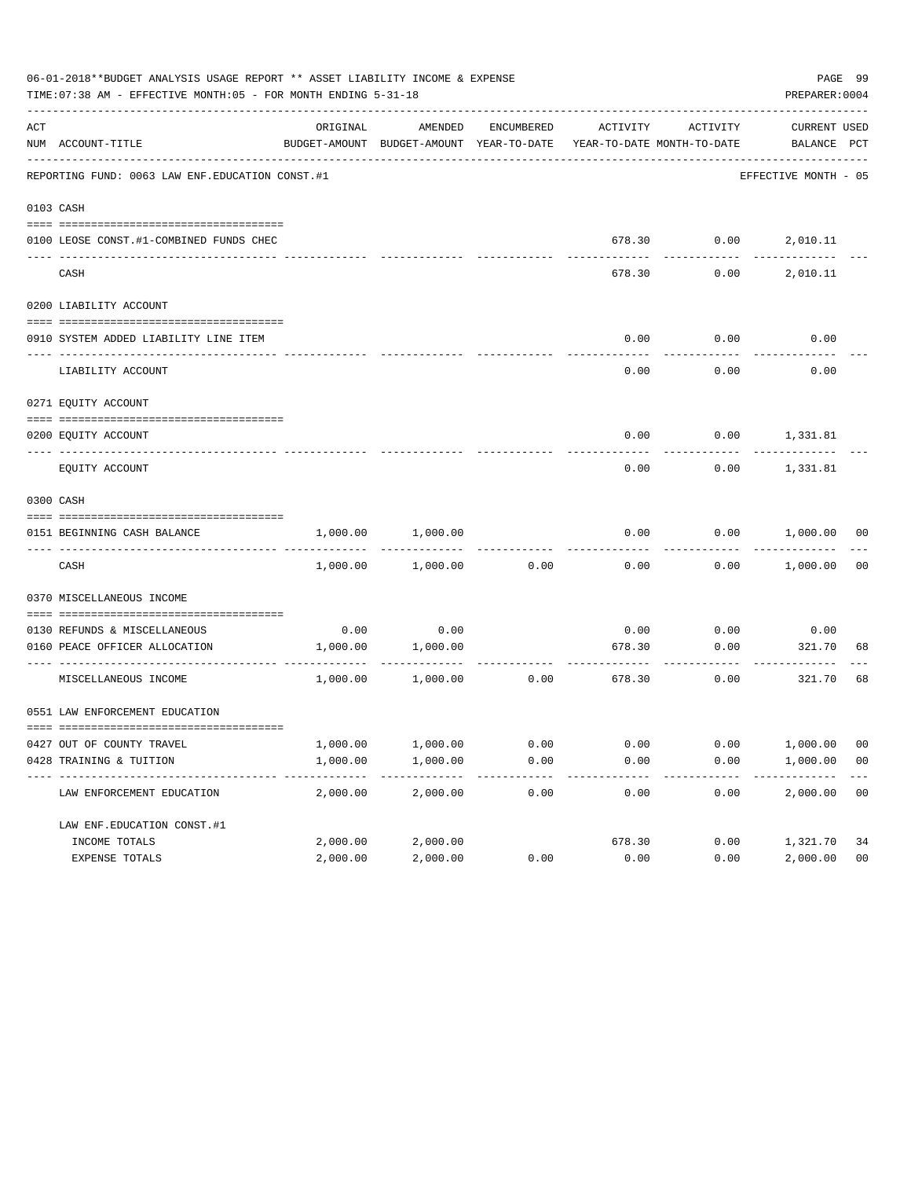06-01-2018**BUDGET ANALYSIS USAGE REPORT ** ASSET LIABILITY INCOME & EXPENSE

TIME:07:38 AM - EFFECTIVE MONTH:05 - FOR MONTH ENDING 5-31-18

PREPARER:0004

| ACT NUM | ACCOUNT-TITLE | ORIGINAL BUDGET-AMOUNT | AMENDED BUDGET-AMOUNT | ENCUMBERED YEAR-TO-DATE | ACTIVITY YEAR-TO-DATE | ACTIVITY MONTH-TO-DATE | CURRENT BALANCE | USED PCT |
|---|---|---|---|---|---|---|---|---|
| | REPORTING FUND: 0063 LAW ENF.EDUCATION CONST.#1 | | | | | | EFFECTIVE MONTH - 05 | |
| 0103 | CASH | | | | | | | |
| 0100 | LEOSE CONST.#1-COMBINED FUNDS CHEC | | | | 678.30 | 0.00 | 2,010.11 | |
| | CASH | | | | 678.30 | 0.00 | 2,010.11 | |
| 0200 | LIABILITY ACCOUNT | | | | | | | |
| 0910 | SYSTEM ADDED LIABILITY LINE ITEM | | | | 0.00 | 0.00 | 0.00 | |
| | LIABILITY ACCOUNT | | | | 0.00 | 0.00 | 0.00 | |
| 0271 | EQUITY ACCOUNT | | | | | | | |
| 0200 | EQUITY ACCOUNT | | | | 0.00 | 0.00 | 1,331.81 | |
| | EQUITY ACCOUNT | | | | 0.00 | 0.00 | 1,331.81 | |
| 0300 | CASH | | | | | | | |
| 0151 | BEGINNING CASH BALANCE | 1,000.00 | 1,000.00 | | 0.00 | 0.00 | 1,000.00 | 00 |
| | CASH | 1,000.00 | 1,000.00 | 0.00 | 0.00 | 0.00 | 1,000.00 | 00 |
| 0370 | MISCELLANEOUS INCOME | | | | | | | |
| 0130 | REFUNDS & MISCELLANEOUS | 0.00 | 0.00 | | 0.00 | 0.00 | 0.00 | |
| 0160 | PEACE OFFICER ALLOCATION | 1,000.00 | 1,000.00 | | 678.30 | 0.00 | 321.70 | 68 |
| | MISCELLANEOUS INCOME | 1,000.00 | 1,000.00 | 0.00 | 678.30 | 0.00 | 321.70 | 68 |
| 0551 | LAW ENFORCEMENT EDUCATION | | | | | | | |
| 0427 | OUT OF COUNTY TRAVEL | 1,000.00 | 1,000.00 | 0.00 | 0.00 | 0.00 | 1,000.00 | 00 |
| 0428 | TRAINING & TUITION | 1,000.00 | 1,000.00 | 0.00 | 0.00 | 0.00 | 1,000.00 | 00 |
| | LAW ENFORCEMENT EDUCATION | 2,000.00 | 2,000.00 | 0.00 | 0.00 | 0.00 | 2,000.00 | 00 |
| | LAW ENF.EDUCATION CONST.#1 | | | | | | | |
| | INCOME TOTALS | 2,000.00 | 2,000.00 | | 678.30 | 0.00 | 1,321.70 | 34 |
| | EXPENSE TOTALS | 2,000.00 | 2,000.00 | 0.00 | 0.00 | 0.00 | 2,000.00 | 00 |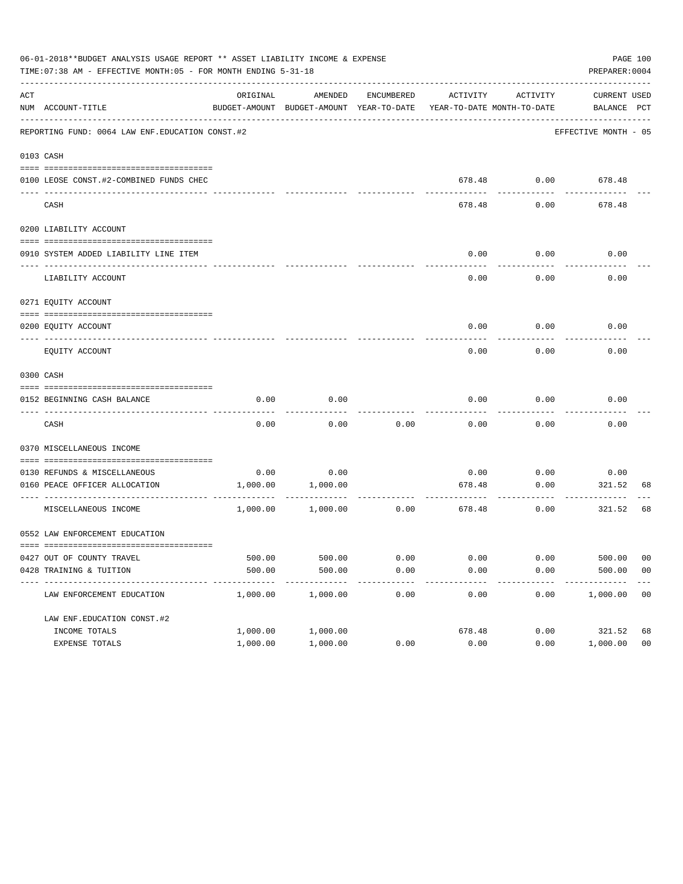06-01-2018**BUDGET ANALYSIS USAGE REPORT ** ASSET LIABILITY INCOME & EXPENSE

TIME:07:38 AM - EFFECTIVE MONTH:05 - FOR MONTH ENDING 5-31-18

PREPARER:0004

REPORTING FUND: 0064 LAW ENF.EDUCATION CONST.#2 — EFFECTIVE MONTH - 05

| ACT NUM | ACCOUNT-TITLE | ORIGINAL BUDGET-AMOUNT | AMENDED BUDGET-AMOUNT | ENCUMBERED YEAR-TO-DATE | ACTIVITY YEAR-TO-DATE | ACTIVITY MONTH-TO-DATE | CURRENT BALANCE | USED PCT |
|---|---|---|---|---|---|---|---|---|
| 0103 | CASH | | | | | | | |
| 0100 | LEOSE CONST.#2-COMBINED FUNDS CHEC | | | | 678.48 | 0.00 | 678.48 | |
| | CASH | | | | 678.48 | 0.00 | 678.48 | |
| 0200 | LIABILITY ACCOUNT | | | | | | | |
| 0910 | SYSTEM ADDED LIABILITY LINE ITEM | | | | 0.00 | 0.00 | 0.00 | |
| | LIABILITY ACCOUNT | | | | 0.00 | 0.00 | 0.00 | |
| 0271 | EQUITY ACCOUNT | | | | | | | |
| 0200 | EQUITY ACCOUNT | | | | 0.00 | 0.00 | 0.00 | |
| | EQUITY ACCOUNT | | | | 0.00 | 0.00 | 0.00 | |
| 0300 | CASH | | | | | | | |
| 0152 | BEGINNING CASH BALANCE | 0.00 | 0.00 | | 0.00 | 0.00 | 0.00 | |
| | CASH | 0.00 | 0.00 | 0.00 | 0.00 | 0.00 | 0.00 | |
| 0370 | MISCELLANEOUS INCOME | | | | | | | |
| 0130 | REFUNDS & MISCELLANEOUS | 0.00 | 0.00 | | 0.00 | 0.00 | 0.00 | |
| 0160 | PEACE OFFICER ALLOCATION | 1,000.00 | 1,000.00 | | 678.48 | 0.00 | 321.52 | 68 |
| | MISCELLANEOUS INCOME | 1,000.00 | 1,000.00 | 0.00 | 678.48 | 0.00 | 321.52 | 68 |
| 0552 | LAW ENFORCEMENT EDUCATION | | | | | | | |
| 0427 | OUT OF COUNTY TRAVEL | 500.00 | 500.00 | 0.00 | 0.00 | 0.00 | 500.00 | 00 |
| 0428 | TRAINING & TUITION | 500.00 | 500.00 | 0.00 | 0.00 | 0.00 | 500.00 | 00 |
| | LAW ENFORCEMENT EDUCATION | 1,000.00 | 1,000.00 | 0.00 | 0.00 | 0.00 | 1,000.00 | 00 |
| | LAW ENF.EDUCATION CONST.#2 | | | | | | | |
| | INCOME TOTALS | 1,000.00 | 1,000.00 | | 678.48 | 0.00 | 321.52 | 68 |
| | EXPENSE TOTALS | 1,000.00 | 1,000.00 | 0.00 | 0.00 | 0.00 | 1,000.00 | 00 |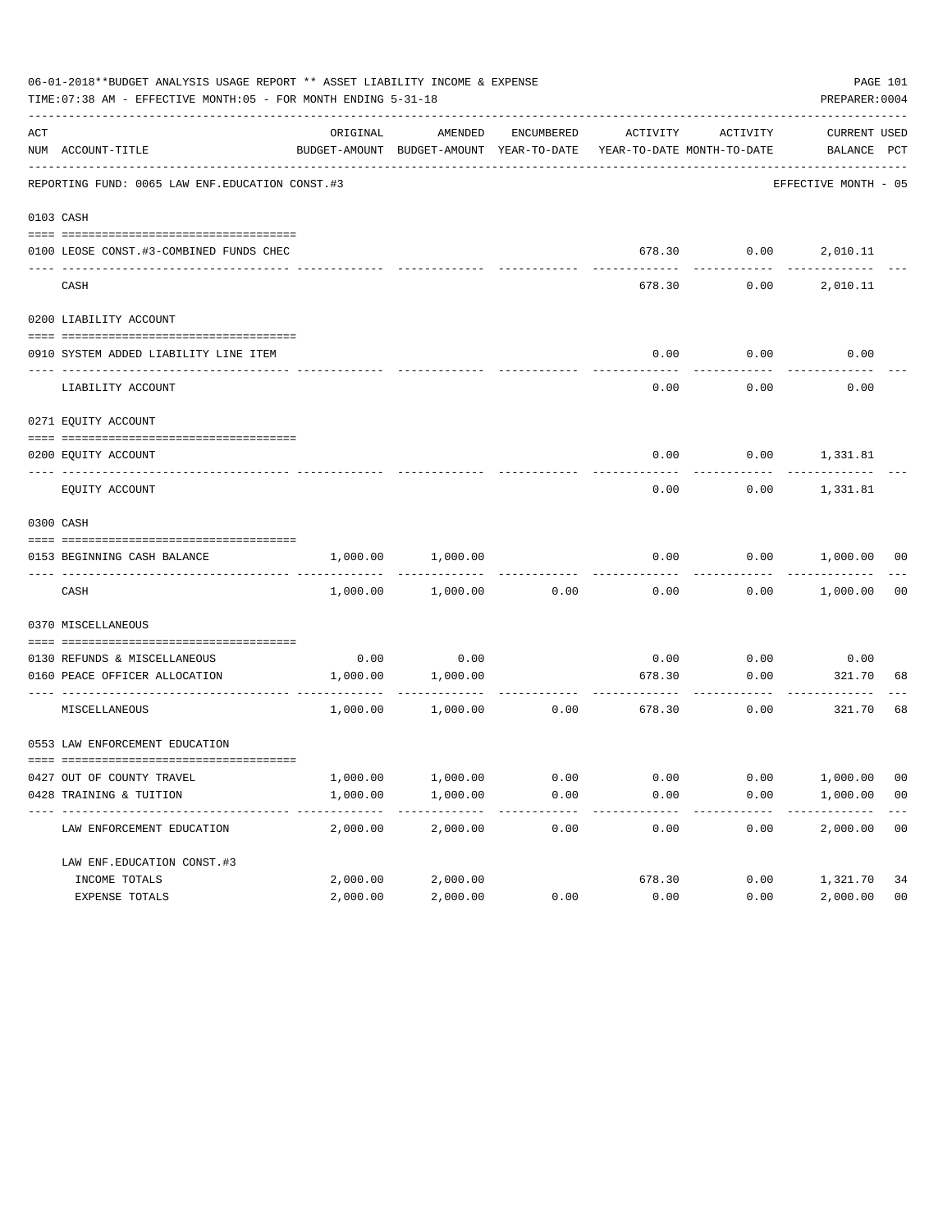06-01-2018**BUDGET ANALYSIS USAGE REPORT ** ASSET LIABILITY INCOME & EXPENSE

TIME:07:38 AM - EFFECTIVE MONTH:05 - FOR MONTH ENDING 5-31-18

PREPARER:0004

| ACT NUM | ACCOUNT-TITLE | ORIGINAL BUDGET-AMOUNT | AMENDED BUDGET-AMOUNT | ENCUMBERED YEAR-TO-DATE | ACTIVITY YEAR-TO-DATE | ACTIVITY MONTH-TO-DATE | CURRENT BALANCE | USED PCT |
|---|---|---|---|---|---|---|---|---|
| | REPORTING FUND: 0065 LAW ENF.EDUCATION CONST.#3 | | | | | | EFFECTIVE MONTH - 05 | |
| 0103 | CASH | | | | | | | |
| 0100 | LEOSE CONST.#3-COMBINED FUNDS CHEC | | | | 678.30 | 0.00 | 2,010.11 | |
| | CASH | | | | 678.30 | 0.00 | 2,010.11 | |
| 0200 | LIABILITY ACCOUNT | | | | | | | |
| 0910 | SYSTEM ADDED LIABILITY LINE ITEM | | | | 0.00 | 0.00 | 0.00 | |
| | LIABILITY ACCOUNT | | | | 0.00 | 0.00 | 0.00 | |
| 0271 | EQUITY ACCOUNT | | | | | | | |
| 0200 | EQUITY ACCOUNT | | | | 0.00 | 0.00 | 1,331.81 | |
| | EQUITY ACCOUNT | | | | 0.00 | 0.00 | 1,331.81 | |
| 0300 | CASH | | | | | | | |
| 0153 | BEGINNING CASH BALANCE | 1,000.00 | 1,000.00 | | 0.00 | 0.00 | 1,000.00 | 00 |
| | CASH | 1,000.00 | 1,000.00 | 0.00 | 0.00 | 0.00 | 1,000.00 | 00 |
| 0370 | MISCELLANEOUS | | | | | | | |
| 0130 | REFUNDS & MISCELLANEOUS | 0.00 | 0.00 | | 0.00 | 0.00 | 0.00 | |
| 0160 | PEACE OFFICER ALLOCATION | 1,000.00 | 1,000.00 | | 678.30 | 0.00 | 321.70 | 68 |
| | MISCELLANEOUS | 1,000.00 | 1,000.00 | 0.00 | 678.30 | 0.00 | 321.70 | 68 |
| 0553 | LAW ENFORCEMENT EDUCATION | | | | | | | |
| 0427 | OUT OF COUNTY TRAVEL | 1,000.00 | 1,000.00 | 0.00 | 0.00 | 0.00 | 1,000.00 | 00 |
| 0428 | TRAINING & TUITION | 1,000.00 | 1,000.00 | 0.00 | 0.00 | 0.00 | 1,000.00 | 00 |
| | LAW ENFORCEMENT EDUCATION | 2,000.00 | 2,000.00 | 0.00 | 0.00 | 0.00 | 2,000.00 | 00 |
| | LAW ENF.EDUCATION CONST.#3 | | | | | | | |
| | INCOME TOTALS | 2,000.00 | 2,000.00 | | 678.30 | 0.00 | 1,321.70 | 34 |
| | EXPENSE TOTALS | 2,000.00 | 2,000.00 | 0.00 | 0.00 | 0.00 | 2,000.00 | 00 |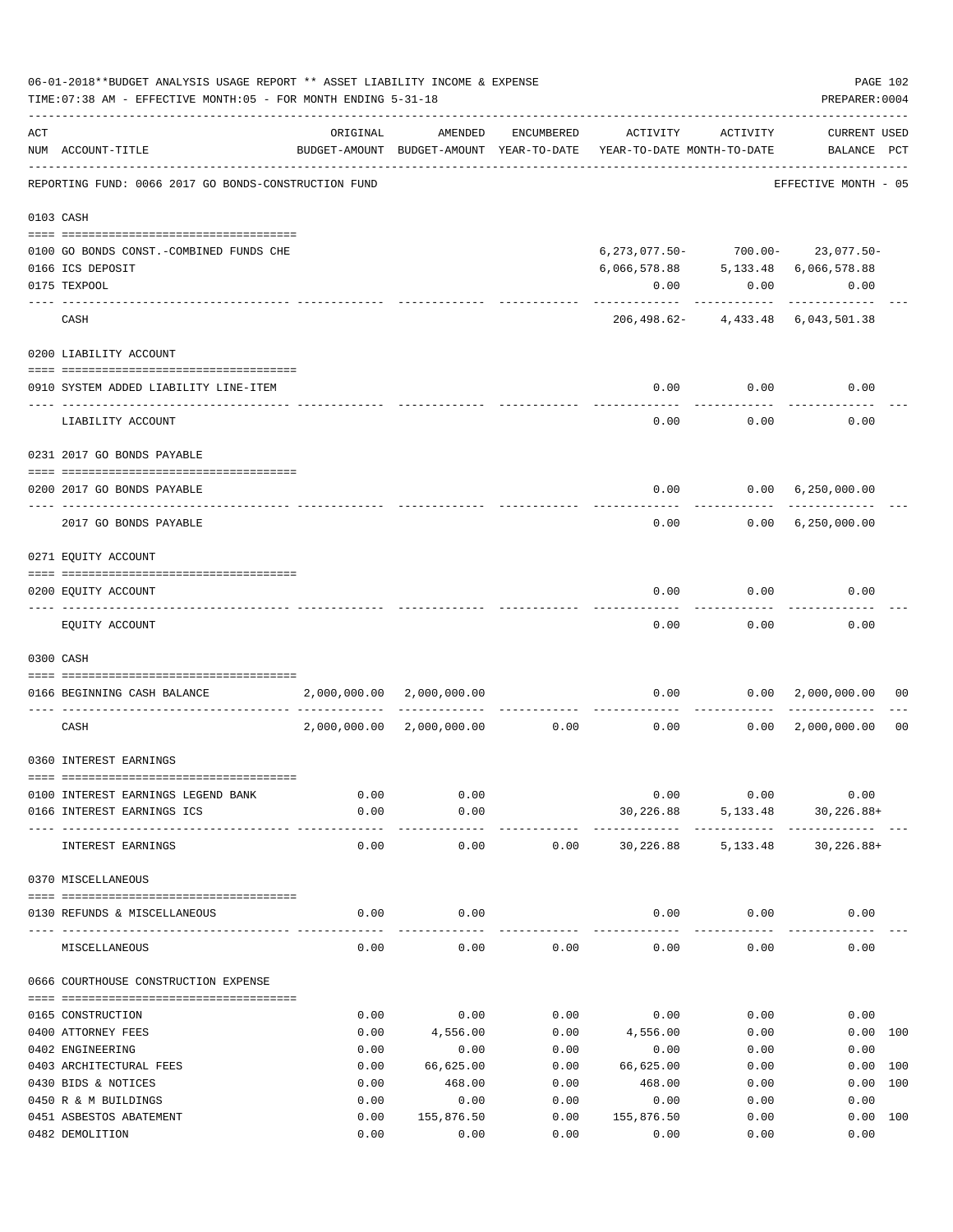06-01-2018**BUDGET ANALYSIS USAGE REPORT ** ASSET LIABILITY INCOME & EXPENSE

TIME:07:38 AM - EFFECTIVE MONTH:05 - FOR MONTH ENDING 5-31-18

PREPARER:0004

| ACT NUM | ACCOUNT-TITLE | ORIGINAL BUDGET-AMOUNT | AMENDED BUDGET-AMOUNT | ENCUMBERED YEAR-TO-DATE | ACTIVITY YEAR-TO-DATE | ACTIVITY MONTH-TO-DATE | CURRENT BALANCE | USED PCT |
|---|---|---|---|---|---|---|---|---|
| | REPORTING FUND: 0066 2017 GO BONDS-CONSTRUCTION FUND | | | | | | EFFECTIVE MONTH - 05 | |
| | **0103 CASH** | | | | | | | |
| 0100 | GO BONDS CONST.-COMBINED FUNDS CHE | | | | 6,273,077.50- | 700.00- | 23,077.50- | |
| 0166 | ICS DEPOSIT | | | | 6,066,578.88 | 5,133.48 | 6,066,578.88 | |
| 0175 | TEXPOOL | | | | 0.00 | 0.00 | 0.00 | |
| | CASH | | | | 206,498.62- | 4,433.48 | 6,043,501.38 | |
| | **0200 LIABILITY ACCOUNT** | | | | | | | |
| 0910 | SYSTEM ADDED LIABILITY LINE-ITEM | | | | 0.00 | 0.00 | 0.00 | |
| | LIABILITY ACCOUNT | | | | 0.00 | 0.00 | 0.00 | |
| | **0231 2017 GO BONDS PAYABLE** | | | | | | | |
| 0200 | 2017 GO BONDS PAYABLE | | | | 0.00 | 0.00 | 6,250,000.00 | |
| | 2017 GO BONDS PAYABLE | | | | 0.00 | 0.00 | 6,250,000.00 | |
| | **0271 EQUITY ACCOUNT** | | | | | | | |
| 0200 | EQUITY ACCOUNT | | | | 0.00 | 0.00 | 0.00 | |
| | EQUITY ACCOUNT | | | | 0.00 | 0.00 | 0.00 | |
| | **0300 CASH** | | | | | | | |
| 0166 | BEGINNING CASH BALANCE | 2,000,000.00 | 2,000,000.00 | | 0.00 | 0.00 | 2,000,000.00 | 00 |
| | CASH | 2,000,000.00 | 2,000,000.00 | 0.00 | 0.00 | 0.00 | 2,000,000.00 | 00 |
| | **0360 INTEREST EARNINGS** | | | | | | | |
| 0100 | INTEREST EARNINGS LEGEND BANK | 0.00 | 0.00 | | 0.00 | 0.00 | 0.00 | |
| 0166 | INTEREST EARNINGS ICS | 0.00 | 0.00 | | 30,226.88 | 5,133.48 | 30,226.88+ | |
| | INTEREST EARNINGS | 0.00 | 0.00 | 0.00 | 30,226.88 | 5,133.48 | 30,226.88+ | |
| | **0370 MISCELLANEOUS** | | | | | | | |
| 0130 | REFUNDS & MISCELLANEOUS | 0.00 | 0.00 | | 0.00 | 0.00 | 0.00 | |
| | MISCELLANEOUS | 0.00 | 0.00 | 0.00 | 0.00 | 0.00 | 0.00 | |
| | **0666 COURTHOUSE CONSTRUCTION EXPENSE** | | | | | | | |
| 0165 | CONSTRUCTION | 0.00 | 0.00 | 0.00 | 0.00 | 0.00 | 0.00 | |
| 0400 | ATTORNEY FEES | 0.00 | 4,556.00 | 0.00 | 4,556.00 | 0.00 | 0.00 | 100 |
| 0402 | ENGINEERING | 0.00 | 0.00 | 0.00 | 0.00 | 0.00 | 0.00 | |
| 0403 | ARCHITECTURAL FEES | 0.00 | 66,625.00 | 0.00 | 66,625.00 | 0.00 | 0.00 | 100 |
| 0430 | BIDS & NOTICES | 0.00 | 468.00 | 0.00 | 468.00 | 0.00 | 0.00 | 100 |
| 0450 | R & M BUILDINGS | 0.00 | 0.00 | 0.00 | 0.00 | 0.00 | 0.00 | |
| 0451 | ASBESTOS ABATEMENT | 0.00 | 155,876.50 | 0.00 | 155,876.50 | 0.00 | 0.00 | 100 |
| 0482 | DEMOLITION | 0.00 | 0.00 | 0.00 | 0.00 | 0.00 | 0.00 | |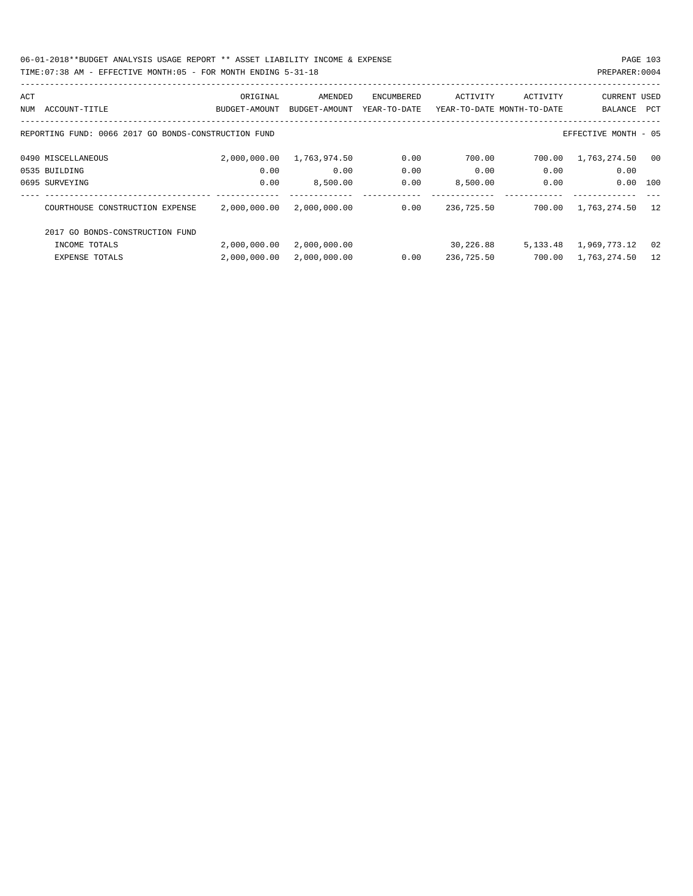06-01-2018**BUDGET ANALYSIS USAGE REPORT ** ASSET LIABILITY INCOME & EXPENSE

TIME:07:38 AM - EFFECTIVE MONTH:05 - FOR MONTH ENDING 5-31-18

PREPARER:0004

| ACT NUM | ACCOUNT-TITLE | ORIGINAL BUDGET-AMOUNT | AMENDED BUDGET-AMOUNT | ENCUMBERED YEAR-TO-DATE | ACTIVITY YEAR-TO-DATE | ACTIVITY MONTH-TO-DATE | CURRENT BALANCE | USED PCT |
|---|---|---|---|---|---|---|---|---|
| REPORTING FUND: 0066 2017 GO BONDS-CONSTRUCTION FUND | | | | | | | EFFECTIVE MONTH - 05 | |
| 0490 | MISCELLANEOUS | 2,000,000.00 | 1,763,974.50 | 0.00 | 700.00 | 700.00 | 1,763,274.50 | 00 |
| 0535 | BUILDING | 0.00 | 0.00 | 0.00 | 0.00 | 0.00 | 0.00 | |
| 0695 | SURVEYING | 0.00 | 8,500.00 | 0.00 | 8,500.00 | 0.00 | 0.00 | 100 |
| | COURTHOUSE CONSTRUCTION EXPENSE | 2,000,000.00 | 2,000,000.00 | 0.00 | 236,725.50 | 700.00 | 1,763,274.50 | 12 |
| | 2017 GO BONDS-CONSTRUCTION FUND | | | | | | | |
| | INCOME TOTALS | 2,000,000.00 | 2,000,000.00 | | 30,226.88 | 5,133.48 | 1,969,773.12 | 02 |
| | EXPENSE TOTALS | 2,000,000.00 | 2,000,000.00 | 0.00 | 236,725.50 | 700.00 | 1,763,274.50 | 12 |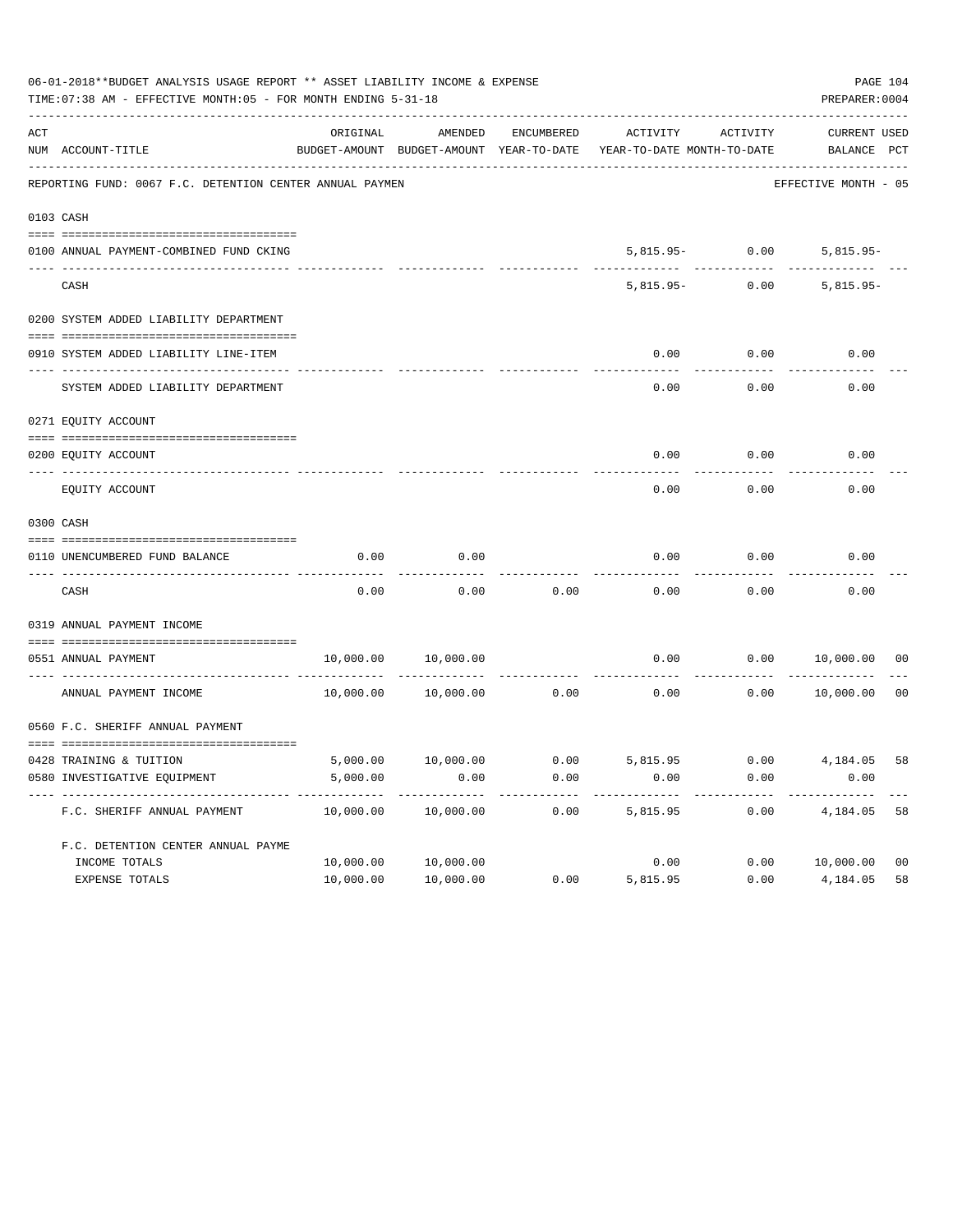06-01-2018**BUDGET ANALYSIS USAGE REPORT ** ASSET LIABILITY INCOME & EXPENSE

TIME:07:38 AM - EFFECTIVE MONTH:05 - FOR MONTH ENDING 5-31-18

PREPARER:0004

REPORTING FUND: 0067 F.C. DETENTION CENTER ANNUAL PAYMEN — EFFECTIVE MONTH - 05

| ACT NUM | ACCOUNT-TITLE | ORIGINAL BUDGET-AMOUNT | AMENDED BUDGET-AMOUNT | ENCUMBERED YEAR-TO-DATE | ACTIVITY YEAR-TO-DATE | ACTIVITY MONTH-TO-DATE | CURRENT BALANCE | USED PCT |
|---|---|---|---|---|---|---|---|---|
| 0103 | CASH | | | | | | | |
| 0100 | ANNUAL PAYMENT-COMBINED FUND CKING | | | | 5,815.95- | 0.00 | 5,815.95- | |
| | CASH | | | | 5,815.95- | 0.00 | 5,815.95- | |
| 0200 | SYSTEM ADDED LIABILITY DEPARTMENT | | | | | | | |
| 0910 | SYSTEM ADDED LIABILITY LINE-ITEM | | | | 0.00 | 0.00 | 0.00 | |
| | SYSTEM ADDED LIABILITY DEPARTMENT | | | | 0.00 | 0.00 | 0.00 | |
| 0271 | EQUITY ACCOUNT | | | | | | | |
| 0200 | EQUITY ACCOUNT | | | | 0.00 | 0.00 | 0.00 | |
| | EQUITY ACCOUNT | | | | 0.00 | 0.00 | 0.00 | |
| 0300 | CASH | | | | | | | |
| 0110 | UNENCUMBERED FUND BALANCE | 0.00 | 0.00 | | 0.00 | 0.00 | 0.00 | |
| | CASH | 0.00 | 0.00 | 0.00 | 0.00 | 0.00 | 0.00 | |
| 0319 | ANNUAL PAYMENT INCOME | | | | | | | |
| 0551 | ANNUAL PAYMENT | 10,000.00 | 10,000.00 | | 0.00 | 0.00 | 10,000.00 | 00 |
| | ANNUAL PAYMENT INCOME | 10,000.00 | 10,000.00 | 0.00 | 0.00 | 0.00 | 10,000.00 | 00 |
| 0560 | F.C. SHERIFF ANNUAL PAYMENT | | | | | | | |
| 0428 | TRAINING & TUITION | 5,000.00 | 10,000.00 | 0.00 | 5,815.95 | 0.00 | 4,184.05 | 58 |
| 0580 | INVESTIGATIVE EQUIPMENT | 5,000.00 | 0.00 | 0.00 | 0.00 | 0.00 | 0.00 | |
| | F.C. SHERIFF ANNUAL PAYMENT | 10,000.00 | 10,000.00 | 0.00 | 5,815.95 | 0.00 | 4,184.05 | 58 |
| | F.C. DETENTION CENTER ANNUAL PAYME | | | | | | | |
| | INCOME TOTALS | 10,000.00 | 10,000.00 | | 0.00 | 0.00 | 10,000.00 | 00 |
| | EXPENSE TOTALS | 10,000.00 | 10,000.00 | 0.00 | 5,815.95 | 0.00 | 4,184.05 | 58 |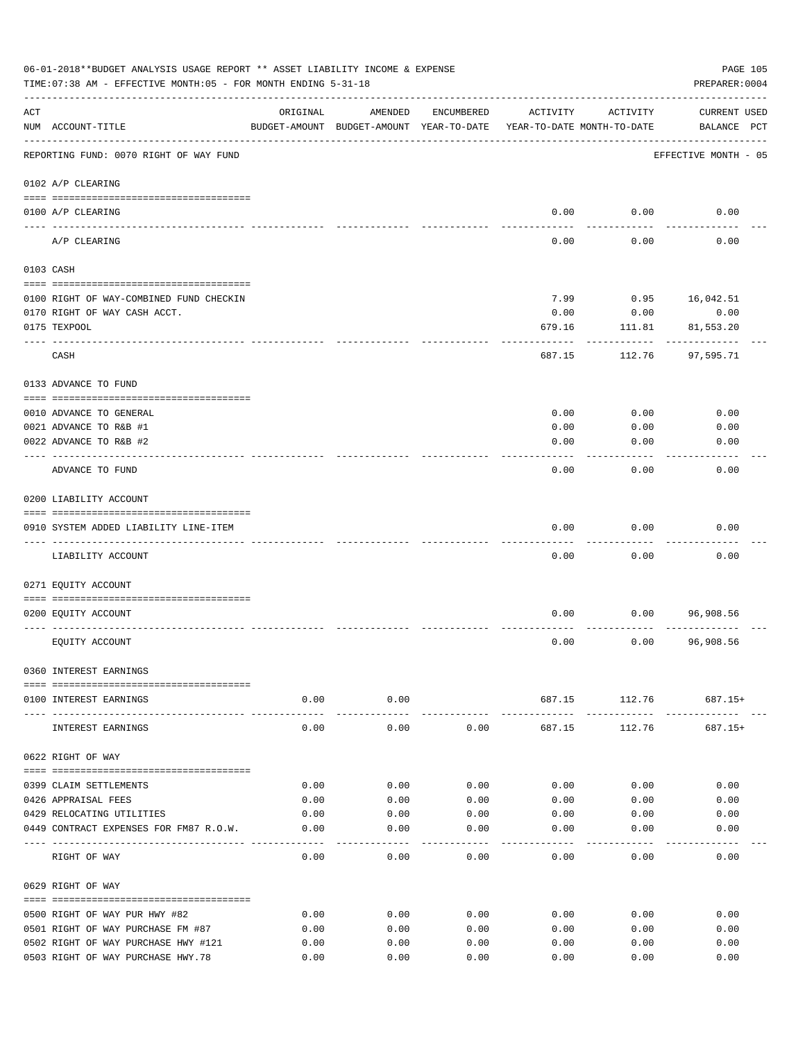06-01-2018**BUDGET ANALYSIS USAGE REPORT ** ASSET LIABILITY INCOME & EXPENSE

TIME:07:38 AM - EFFECTIVE MONTH:05 - FOR MONTH ENDING 5-31-18

PREPARER:0004

| ACT NUM | ACCOUNT-TITLE | ORIGINAL BUDGET-AMOUNT | AMENDED BUDGET-AMOUNT | ENCUMBERED YEAR-TO-DATE | ACTIVITY YEAR-TO-DATE | ACTIVITY MONTH-TO-DATE | CURRENT USED BALANCE | PCT |
|---|---|---|---|---|---|---|---|---|
| | REPORTING FUND: 0070 RIGHT OF WAY FUND | | | | | | EFFECTIVE MONTH - 05 | |
| | 0102 A/P CLEARING | | | | | | | |
| 0100 | A/P CLEARING | | | | 0.00 | 0.00 | 0.00 | |
| | A/P CLEARING | | | | 0.00 | 0.00 | 0.00 | |
| | 0103 CASH | | | | | | | |
| 0100 | RIGHT OF WAY-COMBINED FUND CHECKIN | | | | 7.99 | 0.95 | 16,042.51 | |
| 0170 | RIGHT OF WAY CASH ACCT. | | | | 0.00 | 0.00 | 0.00 | |
| 0175 | TEXPOOL | | | | 679.16 | 111.81 | 81,553.20 | |
| | CASH | | | | 687.15 | 112.76 | 97,595.71 | |
| | 0133 ADVANCE TO FUND | | | | | | | |
| 0010 | ADVANCE TO GENERAL | | | | 0.00 | 0.00 | 0.00 | |
| 0021 | ADVANCE TO R&B #1 | | | | 0.00 | 0.00 | 0.00 | |
| 0022 | ADVANCE TO R&B #2 | | | | 0.00 | 0.00 | 0.00 | |
| | ADVANCE TO FUND | | | | 0.00 | 0.00 | 0.00 | |
| | 0200 LIABILITY ACCOUNT | | | | | | | |
| 0910 | SYSTEM ADDED LIABILITY LINE-ITEM | | | | 0.00 | 0.00 | 0.00 | |
| | LIABILITY ACCOUNT | | | | 0.00 | 0.00 | 0.00 | |
| | 0271 EQUITY ACCOUNT | | | | | | | |
| 0200 | EQUITY ACCOUNT | | | | 0.00 | 0.00 | 96,908.56 | |
| | EQUITY ACCOUNT | | | | 0.00 | 0.00 | 96,908.56 | |
| | 0360 INTEREST EARNINGS | | | | | | | |
| 0100 | INTEREST EARNINGS | 0.00 | 0.00 | | 687.15 | 112.76 | 687.15+ | |
| | INTEREST EARNINGS | 0.00 | 0.00 | 0.00 | 687.15 | 112.76 | 687.15+ | |
| | 0622 RIGHT OF WAY | | | | | | | |
| 0399 | CLAIM SETTLEMENTS | 0.00 | 0.00 | 0.00 | 0.00 | 0.00 | 0.00 | |
| 0426 | APPRAISAL FEES | 0.00 | 0.00 | 0.00 | 0.00 | 0.00 | 0.00 | |
| 0429 | RELOCATING UTILITIES | 0.00 | 0.00 | 0.00 | 0.00 | 0.00 | 0.00 | |
| 0449 | CONTRACT EXPENSES FOR FM87 R.O.W. | 0.00 | 0.00 | 0.00 | 0.00 | 0.00 | 0.00 | |
| | RIGHT OF WAY | 0.00 | 0.00 | 0.00 | 0.00 | 0.00 | 0.00 | |
| | 0629 RIGHT OF WAY | | | | | | | |
| 0500 | RIGHT OF WAY PUR HWY #82 | 0.00 | 0.00 | 0.00 | 0.00 | 0.00 | 0.00 | |
| 0501 | RIGHT OF WAY PURCHASE FM #87 | 0.00 | 0.00 | 0.00 | 0.00 | 0.00 | 0.00 | |
| 0502 | RIGHT OF WAY PURCHASE HWY #121 | 0.00 | 0.00 | 0.00 | 0.00 | 0.00 | 0.00 | |
| 0503 | RIGHT OF WAY PURCHASE HWY.78 | 0.00 | 0.00 | 0.00 | 0.00 | 0.00 | 0.00 | |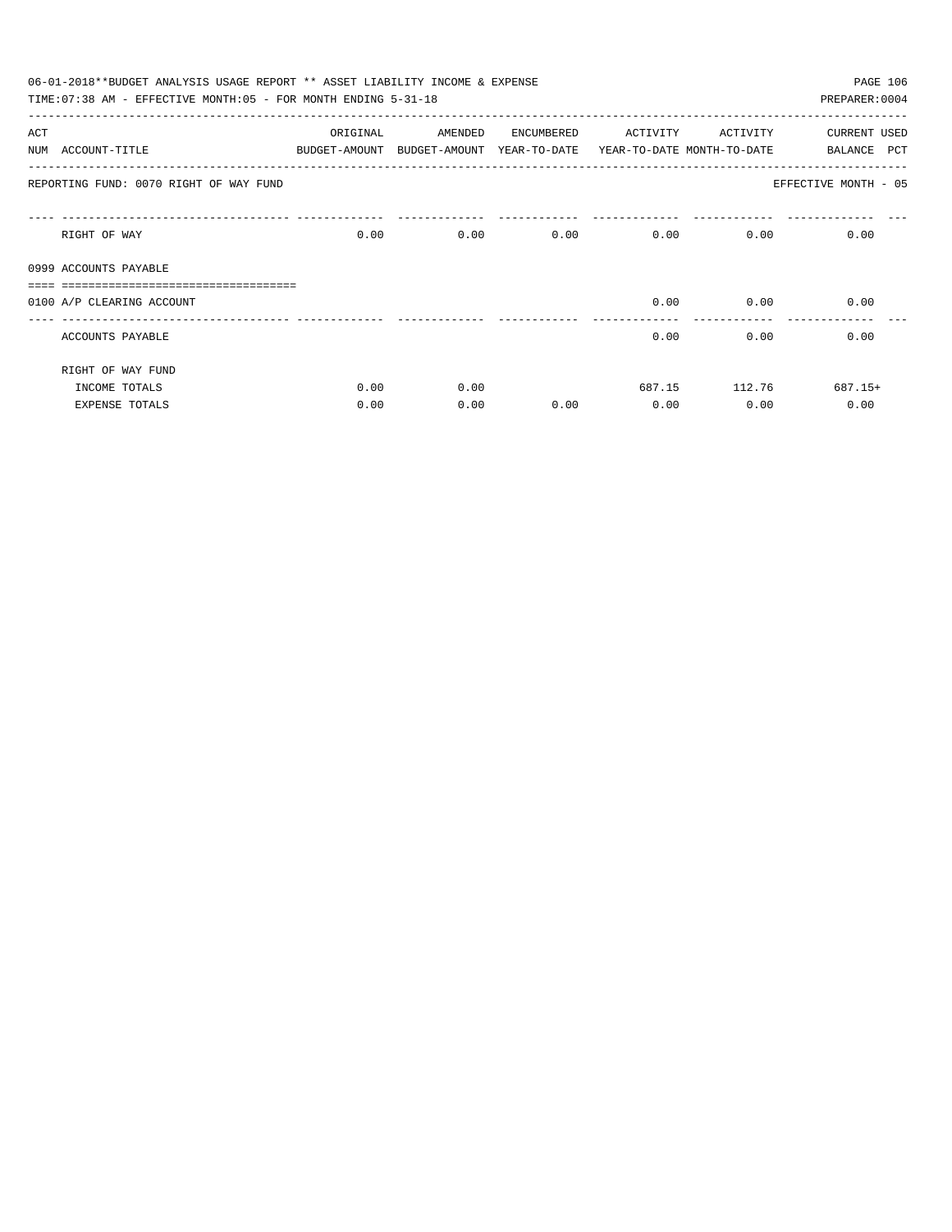06-01-2018**BUDGET ANALYSIS USAGE REPORT ** ASSET LIABILITY INCOME & EXPENSE

TIME:07:38 AM - EFFECTIVE MONTH:05 - FOR MONTH ENDING 5-31-18

PREPARER:0004

| ACT NUM | ACCOUNT-TITLE | ORIGINAL BUDGET-AMOUNT | AMENDED BUDGET-AMOUNT | ENCUMBERED YEAR-TO-DATE | ACTIVITY YEAR-TO-DATE | ACTIVITY MONTH-TO-DATE | CURRENT BALANCE | USED PCT |
|---|---|---|---|---|---|---|---|---|
| | REPORTING FUND: 0070 RIGHT OF WAY FUND | | | | | | EFFECTIVE MONTH - 05 | |
| | RIGHT OF WAY | 0.00 | 0.00 | 0.00 | 0.00 | 0.00 | 0.00 | |
| 0999 | ACCOUNTS PAYABLE | | | | | | | |
| 0100 | A/P CLEARING ACCOUNT | | | | 0.00 | 0.00 | 0.00 | |
| | ACCOUNTS PAYABLE | | | | 0.00 | 0.00 | 0.00 | |
| | RIGHT OF WAY FUND | | | | | | | |
| | INCOME TOTALS | 0.00 | 0.00 | | 687.15 | 112.76 | 687.15+ | |
| | EXPENSE TOTALS | 0.00 | 0.00 | 0.00 | 0.00 | 0.00 | 0.00 | |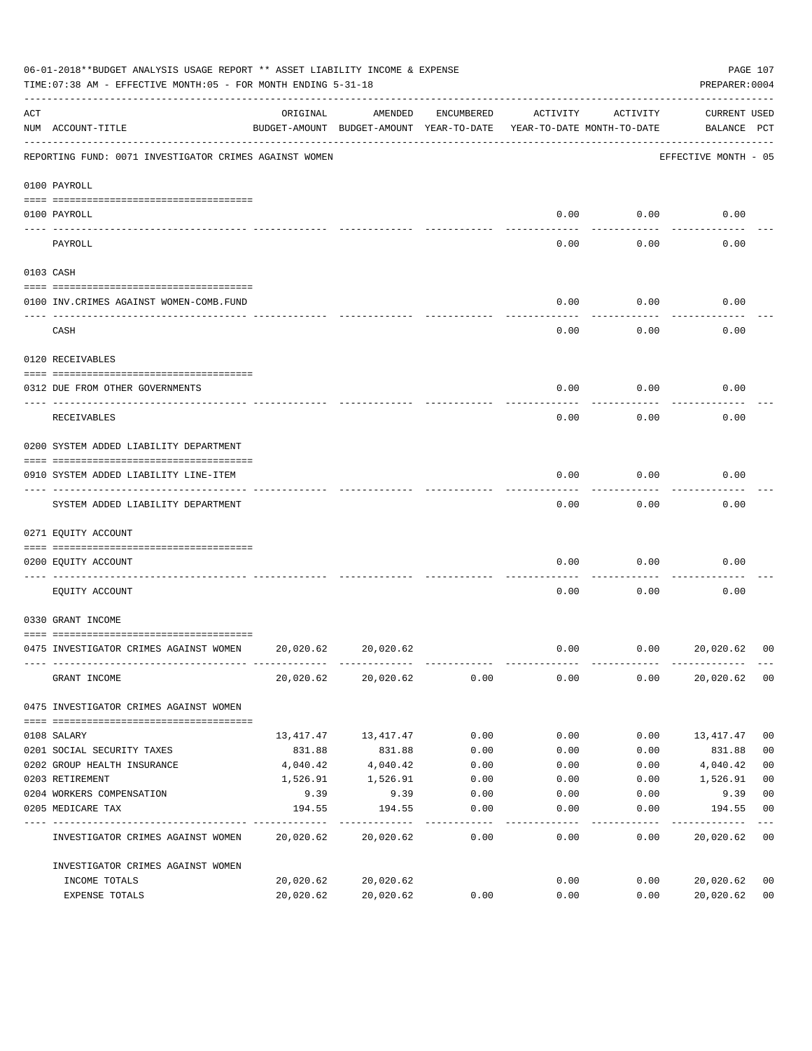06-01-2018**BUDGET ANALYSIS USAGE REPORT ** ASSET LIABILITY INCOME & EXPENSE

TIME:07:38 AM - EFFECTIVE MONTH:05 - FOR MONTH ENDING 5-31-18

PREPARER:0004

| ACT NUM | ACCOUNT-TITLE | ORIGINAL BUDGET-AMOUNT | AMENDED BUDGET-AMOUNT | ENCUMBERED YEAR-TO-DATE | ACTIVITY YEAR-TO-DATE | ACTIVITY MONTH-TO-DATE | CURRENT BALANCE | USED PCT |
|---|---|---|---|---|---|---|---|---|
| | REPORTING FUND: 0071 INVESTIGATOR CRIMES AGAINST WOMEN | | | | | | EFFECTIVE MONTH - 05 | |
| | 0100 PAYROLL | | | | | | | |
| 0100 | PAYROLL | | | | 0.00 | 0.00 | 0.00 | |
| | PAYROLL | | | | 0.00 | 0.00 | 0.00 | |
| | 0103 CASH | | | | | | | |
| 0100 | INV.CRIMES AGAINST WOMEN-COMB.FUND | | | | 0.00 | 0.00 | 0.00 | |
| | CASH | | | | 0.00 | 0.00 | 0.00 | |
| | 0120 RECEIVABLES | | | | | | | |
| 0312 | DUE FROM OTHER GOVERNMENTS | | | | 0.00 | 0.00 | 0.00 | |
| | RECEIVABLES | | | | 0.00 | 0.00 | 0.00 | |
| | 0200 SYSTEM ADDED LIABILITY DEPARTMENT | | | | | | | |
| 0910 | SYSTEM ADDED LIABILITY LINE-ITEM | | | | 0.00 | 0.00 | 0.00 | |
| | SYSTEM ADDED LIABILITY DEPARTMENT | | | | 0.00 | 0.00 | 0.00 | |
| | 0271 EQUITY ACCOUNT | | | | | | | |
| 0200 | EQUITY ACCOUNT | | | | 0.00 | 0.00 | 0.00 | |
| | EQUITY ACCOUNT | | | | 0.00 | 0.00 | 0.00 | |
| | 0330 GRANT INCOME | | | | | | | |
| 0475 | INVESTIGATOR CRIMES AGAINST WOMEN | 20,020.62 | 20,020.62 | | 0.00 | 0.00 | 20,020.62 | 00 |
| | GRANT INCOME | 20,020.62 | 20,020.62 | 0.00 | 0.00 | 0.00 | 20,020.62 | 00 |
| | 0475 INVESTIGATOR CRIMES AGAINST WOMEN | | | | | | | |
| 0108 | SALARY | 13,417.47 | 13,417.47 | 0.00 | 0.00 | 0.00 | 13,417.47 | 00 |
| 0201 | SOCIAL SECURITY TAXES | 831.88 | 831.88 | 0.00 | 0.00 | 0.00 | 831.88 | 00 |
| 0202 | GROUP HEALTH INSURANCE | 4,040.42 | 4,040.42 | 0.00 | 0.00 | 0.00 | 4,040.42 | 00 |
| 0203 | RETIREMENT | 1,526.91 | 1,526.91 | 0.00 | 0.00 | 0.00 | 1,526.91 | 00 |
| 0204 | WORKERS COMPENSATION | 9.39 | 9.39 | 0.00 | 0.00 | 0.00 | 9.39 | 00 |
| 0205 | MEDICARE TAX | 194.55 | 194.55 | 0.00 | 0.00 | 0.00 | 194.55 | 00 |
| | INVESTIGATOR CRIMES AGAINST WOMEN | 20,020.62 | 20,020.62 | 0.00 | 0.00 | 0.00 | 20,020.62 | 00 |
| | INVESTIGATOR CRIMES AGAINST WOMEN | | | | | | | |
| | INCOME TOTALS | 20,020.62 | 20,020.62 | | 0.00 | 0.00 | 20,020.62 | 00 |
| | EXPENSE TOTALS | 20,020.62 | 20,020.62 | 0.00 | 0.00 | 0.00 | 20,020.62 | 00 |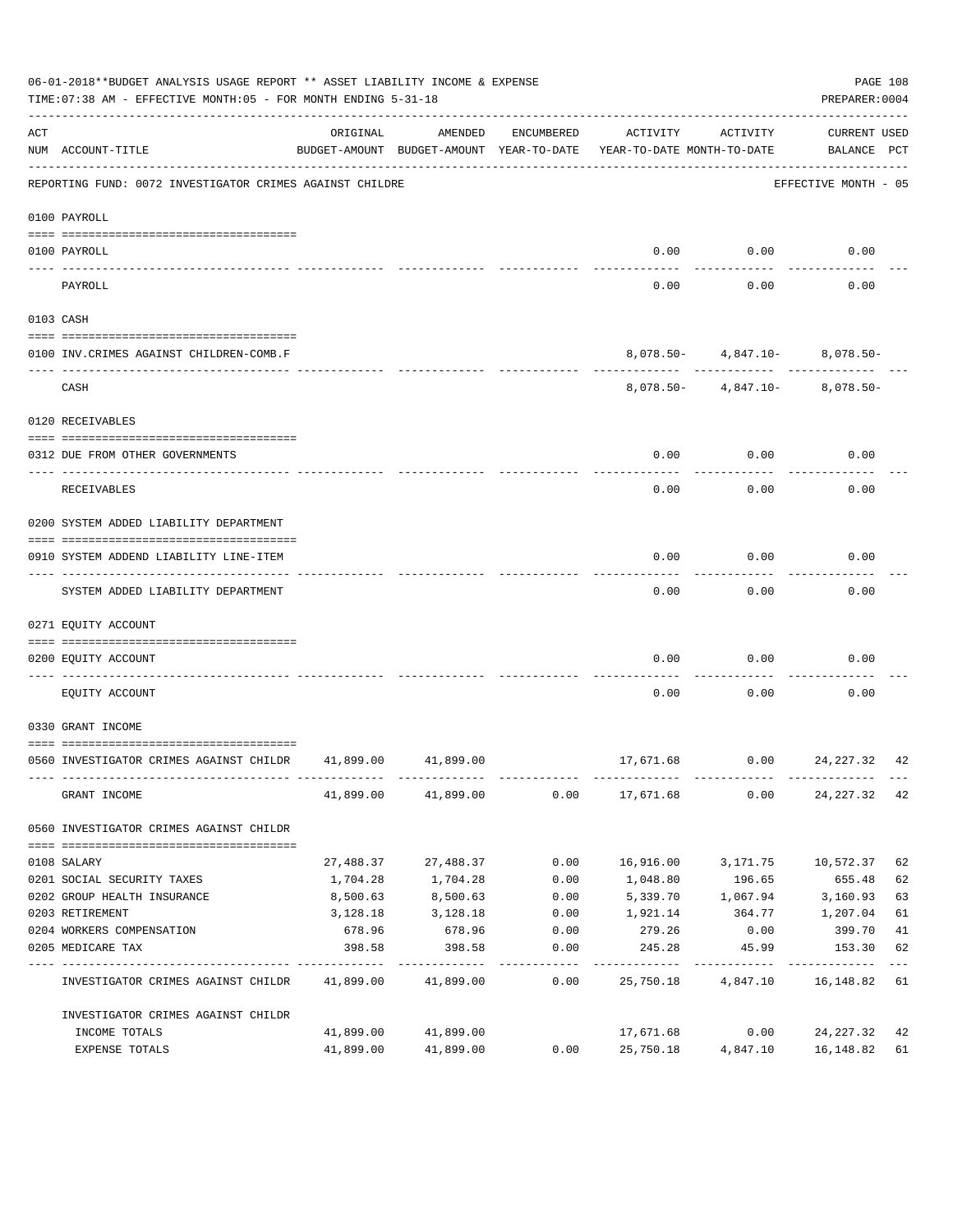06-01-2018**BUDGET ANALYSIS USAGE REPORT ** ASSET LIABILITY INCOME & EXPENSE

TIME:07:38 AM - EFFECTIVE MONTH:05 - FOR MONTH ENDING 5-31-18

PREPARER:0004

REPORTING FUND: 0072 INVESTIGATOR CRIMES AGAINST CHILDRE — EFFECTIVE MONTH - 05

| ACT NUM | ACCOUNT-TITLE | ORIGINAL BUDGET-AMOUNT | AMENDED BUDGET-AMOUNT | ENCUMBERED YEAR-TO-DATE | ACTIVITY YEAR-TO-DATE | ACTIVITY MONTH-TO-DATE | CURRENT BALANCE | USED PCT |
|---|---|---|---|---|---|---|---|---|
| | **0100 PAYROLL** | | | | | | | |
| 0100 | PAYROLL | | | | 0.00 | 0.00 | 0.00 | |
| | PAYROLL | | | | 0.00 | 0.00 | 0.00 | |
| | **0103 CASH** | | | | | | | |
| 0100 | INV.CRIMES AGAINST CHILDREN-COMB.F | | | | 8,078.50- | 4,847.10- | 8,078.50- | |
| | CASH | | | | 8,078.50- | 4,847.10- | 8,078.50- | |
| | **0120 RECEIVABLES** | | | | | | | |
| 0312 | DUE FROM OTHER GOVERNMENTS | | | | 0.00 | 0.00 | 0.00 | |
| | RECEIVABLES | | | | 0.00 | 0.00 | 0.00 | |
| | **0200 SYSTEM ADDED LIABILITY DEPARTMENT** | | | | | | | |
| 0910 | SYSTEM ADDEND LIABILITY LINE-ITEM | | | | 0.00 | 0.00 | 0.00 | |
| | SYSTEM ADDED LIABILITY DEPARTMENT | | | | 0.00 | 0.00 | 0.00 | |
| | **0271 EQUITY ACCOUNT** | | | | | | | |
| 0200 | EQUITY ACCOUNT | | | | 0.00 | 0.00 | 0.00 | |
| | EQUITY ACCOUNT | | | | 0.00 | 0.00 | 0.00 | |
| | **0330 GRANT INCOME** | | | | | | | |
| 0560 | INVESTIGATOR CRIMES AGAINST CHILDR | 41,899.00 | 41,899.00 | | 17,671.68 | 0.00 | 24,227.32 | 42 |
| | GRANT INCOME | 41,899.00 | 41,899.00 | 0.00 | 17,671.68 | 0.00 | 24,227.32 | 42 |
| | **0560 INVESTIGATOR CRIMES AGAINST CHILDR** | | | | | | | |
| 0108 | SALARY | 27,488.37 | 27,488.37 | 0.00 | 16,916.00 | 3,171.75 | 10,572.37 | 62 |
| 0201 | SOCIAL SECURITY TAXES | 1,704.28 | 1,704.28 | 0.00 | 1,048.80 | 196.65 | 655.48 | 62 |
| 0202 | GROUP HEALTH INSURANCE | 8,500.63 | 8,500.63 | 0.00 | 5,339.70 | 1,067.94 | 3,160.93 | 63 |
| 0203 | RETIREMENT | 3,128.18 | 3,128.18 | 0.00 | 1,921.14 | 364.77 | 1,207.04 | 61 |
| 0204 | WORKERS COMPENSATION | 678.96 | 678.96 | 0.00 | 279.26 | 0.00 | 399.70 | 41 |
| 0205 | MEDICARE TAX | 398.58 | 398.58 | 0.00 | 245.28 | 45.99 | 153.30 | 62 |
| | INVESTIGATOR CRIMES AGAINST CHILDR | 41,899.00 | 41,899.00 | 0.00 | 25,750.18 | 4,847.10 | 16,148.82 | 61 |
| | INVESTIGATOR CRIMES AGAINST CHILDR | | | | | | | |
| | INCOME TOTALS | 41,899.00 | 41,899.00 | | 17,671.68 | 0.00 | 24,227.32 | 42 |
| | EXPENSE TOTALS | 41,899.00 | 41,899.00 | 0.00 | 25,750.18 | 4,847.10 | 16,148.82 | 61 |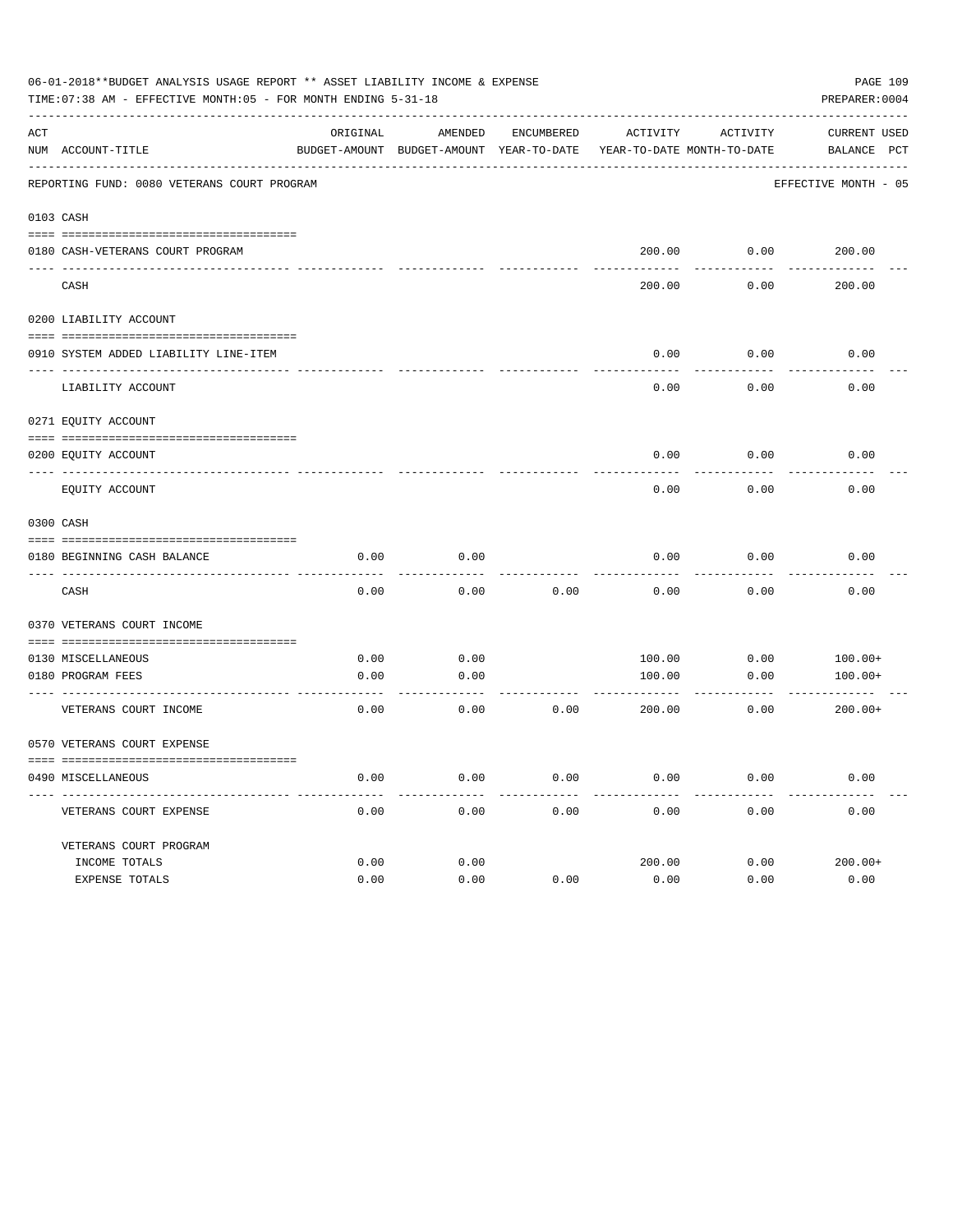06-01-2018**BUDGET ANALYSIS USAGE REPORT ** ASSET LIABILITY INCOME & EXPENSE

TIME:07:38 AM - EFFECTIVE MONTH:05 - FOR MONTH ENDING 5-31-18

PREPARER:0004

REPORTING FUND: 0080 VETERANS COURT PROGRAM — EFFECTIVE MONTH - 05

| ACT NUM | ACCOUNT-TITLE | ORIGINAL BUDGET-AMOUNT | AMENDED BUDGET-AMOUNT | ENCUMBERED YEAR-TO-DATE | ACTIVITY YEAR-TO-DATE | ACTIVITY MONTH-TO-DATE | CURRENT BALANCE | USED PCT |
|---|---|---|---|---|---|---|---|---|
| **0103** | **CASH** | | | | | | | |
| 0180 | CASH-VETERANS COURT PROGRAM | | | | 200.00 | 0.00 | 200.00 | |
| | CASH | | | | 200.00 | 0.00 | 200.00 | |
| **0200** | **LIABILITY ACCOUNT** | | | | | | | |
| 0910 | SYSTEM ADDED LIABILITY LINE-ITEM | | | | 0.00 | 0.00 | 0.00 | |
| | LIABILITY ACCOUNT | | | | 0.00 | 0.00 | 0.00 | |
| **0271** | **EQUITY ACCOUNT** | | | | | | | |
| 0200 | EQUITY ACCOUNT | | | | 0.00 | 0.00 | 0.00 | |
| | EQUITY ACCOUNT | | | | 0.00 | 0.00 | 0.00 | |
| **0300** | **CASH** | | | | | | | |
| 0180 | BEGINNING CASH BALANCE | 0.00 | 0.00 | | 0.00 | 0.00 | 0.00 | |
| | CASH | 0.00 | 0.00 | 0.00 | 0.00 | 0.00 | 0.00 | |
| **0370** | **VETERANS COURT INCOME** | | | | | | | |
| 0130 | MISCELLANEOUS | 0.00 | 0.00 | | 100.00 | 0.00 | 100.00+ | |
| 0180 | PROGRAM FEES | 0.00 | 0.00 | | 100.00 | 0.00 | 100.00+ | |
| | VETERANS COURT INCOME | 0.00 | 0.00 | 0.00 | 200.00 | 0.00 | 200.00+ | |
| **0570** | **VETERANS COURT EXPENSE** | | | | | | | |
| 0490 | MISCELLANEOUS | 0.00 | 0.00 | 0.00 | 0.00 | 0.00 | 0.00 | |
| | VETERANS COURT EXPENSE | 0.00 | 0.00 | 0.00 | 0.00 | 0.00 | 0.00 | |
| | VETERANS COURT PROGRAM | | | | | | | |
| | INCOME TOTALS | 0.00 | 0.00 | | 200.00 | 0.00 | 200.00+ | |
| | EXPENSE TOTALS | 0.00 | 0.00 | 0.00 | 0.00 | 0.00 | 0.00 | |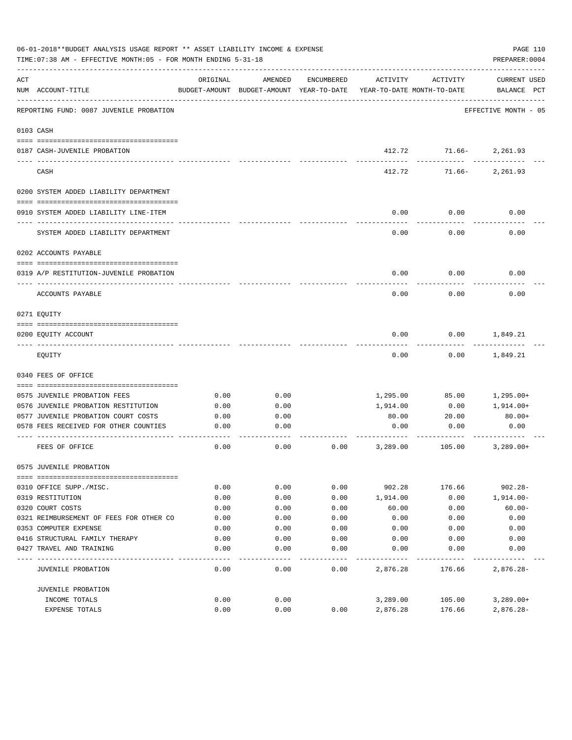06-01-2018**BUDGET ANALYSIS USAGE REPORT ** ASSET LIABILITY INCOME & EXPENSE

TIME:07:38 AM - EFFECTIVE MONTH:05 - FOR MONTH ENDING 5-31-18

PREPARER:0004

REPORTING FUND: 0087 JUVENILE PROBATION — EFFECTIVE MONTH - 05

| ACT NUM | ACCOUNT-TITLE | ORIGINAL BUDGET-AMOUNT | AMENDED BUDGET-AMOUNT | ENCUMBERED YEAR-TO-DATE | ACTIVITY YEAR-TO-DATE | ACTIVITY MONTH-TO-DATE | CURRENT BALANCE | USED PCT |
|---|---|---|---|---|---|---|---|---|
| 0103 | CASH | | | | | | | |
| 0187 | CASH-JUVENILE PROBATION | | | | 412.72 | 71.66- | 2,261.93 | |
| | CASH | | | | 412.72 | 71.66- | 2,261.93 | |
| 0200 | SYSTEM ADDED LIABILITY DEPARTMENT | | | | | | | |
| 0910 | SYSTEM ADDED LIABILITY LINE-ITEM | | | | 0.00 | 0.00 | 0.00 | |
| | SYSTEM ADDED LIABILITY DEPARTMENT | | | | 0.00 | 0.00 | 0.00 | |
| 0202 | ACCOUNTS PAYABLE | | | | | | | |
| 0319 | A/P RESTITUTION-JUVENILE PROBATION | | | | 0.00 | 0.00 | 0.00 | |
| | ACCOUNTS PAYABLE | | | | 0.00 | 0.00 | 0.00 | |
| 0271 | EQUITY | | | | | | | |
| 0200 | EQUITY ACCOUNT | | | | 0.00 | 0.00 | 1,849.21 | |
| | EQUITY | | | | 0.00 | 0.00 | 1,849.21 | |
| 0340 | FEES OF OFFICE | | | | | | | |
| 0575 | JUVENILE PROBATION FEES | 0.00 | 0.00 | | 1,295.00 | 85.00 | 1,295.00+ | |
| 0576 | JUVENILE PROBATION RESTITUTION | 0.00 | 0.00 | | 1,914.00 | 0.00 | 1,914.00+ | |
| 0577 | JUVENILE PROBATION COURT COSTS | 0.00 | 0.00 | | 80.00 | 20.00 | 80.00+ | |
| 0578 | FEES RECEIVED FOR OTHER COUNTIES | 0.00 | 0.00 | | 0.00 | 0.00 | 0.00 | |
| | FEES OF OFFICE | 0.00 | 0.00 | 0.00 | 3,289.00 | 105.00 | 3,289.00+ | |
| 0575 | JUVENILE PROBATION | | | | | | | |
| 0310 | OFFICE SUPP./MISC. | 0.00 | 0.00 | 0.00 | 902.28 | 176.66 | 902.28- | |
| 0319 | RESTITUTION | 0.00 | 0.00 | 0.00 | 1,914.00 | 0.00 | 1,914.00- | |
| 0320 | COURT COSTS | 0.00 | 0.00 | 0.00 | 60.00 | 0.00 | 60.00- | |
| 0321 | REIMBURSEMENT OF FEES FOR OTHER CO | 0.00 | 0.00 | 0.00 | 0.00 | 0.00 | 0.00 | |
| 0353 | COMPUTER EXPENSE | 0.00 | 0.00 | 0.00 | 0.00 | 0.00 | 0.00 | |
| 0416 | STRUCTURAL FAMILY THERAPY | 0.00 | 0.00 | 0.00 | 0.00 | 0.00 | 0.00 | |
| 0427 | TRAVEL AND TRAINING | 0.00 | 0.00 | 0.00 | 0.00 | 0.00 | 0.00 | |
| | JUVENILE PROBATION | 0.00 | 0.00 | 0.00 | 2,876.28 | 176.66 | 2,876.28- | |
| | JUVENILE PROBATION | | | | | | | |
| | INCOME TOTALS | 0.00 | 0.00 | | 3,289.00 | 105.00 | 3,289.00+ | |
| | EXPENSE TOTALS | 0.00 | 0.00 | 0.00 | 2,876.28 | 176.66 | 2,876.28- | |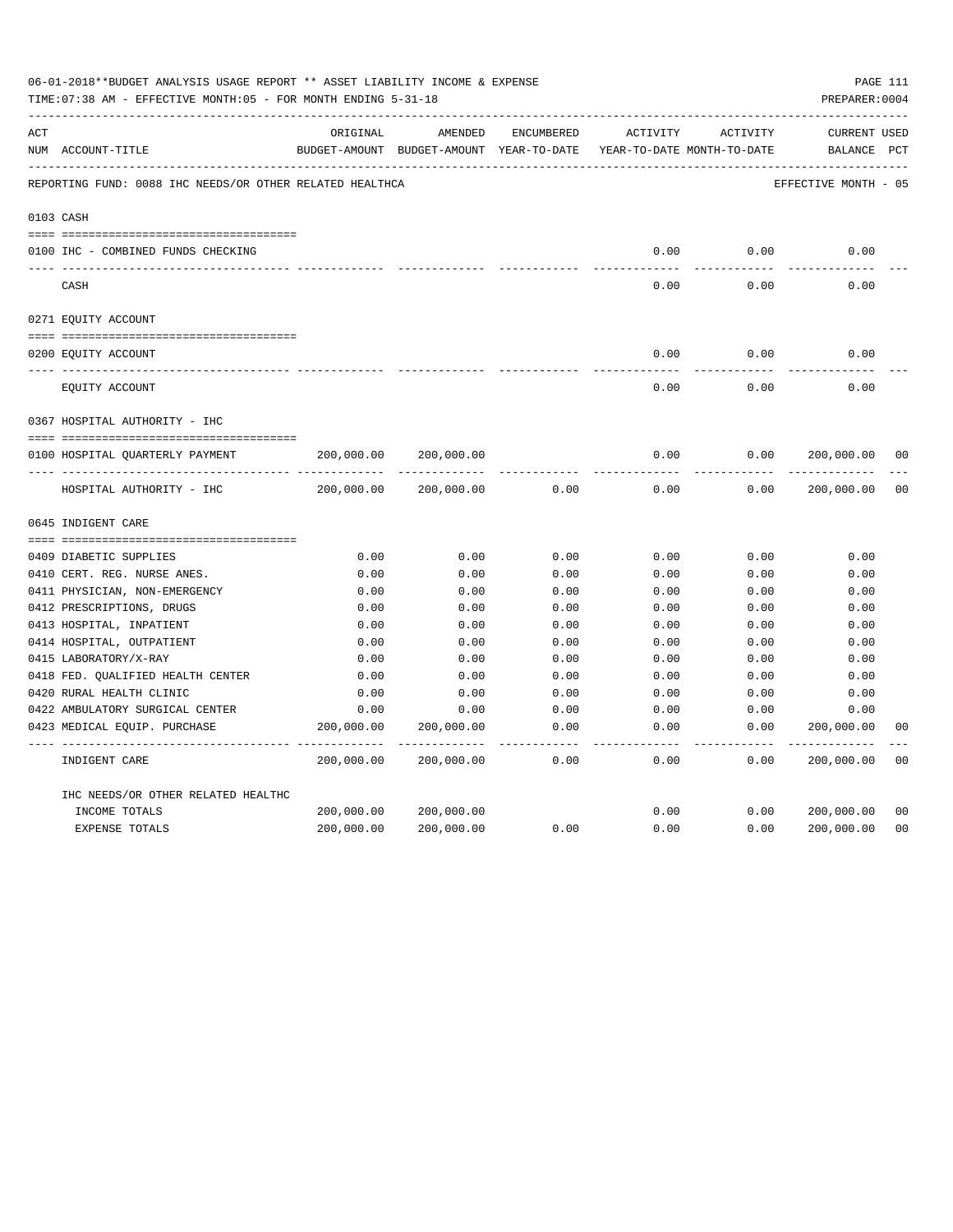06-01-2018**BUDGET ANALYSIS USAGE REPORT ** ASSET LIABILITY INCOME & EXPENSE

TIME:07:38 AM - EFFECTIVE MONTH:05 - FOR MONTH ENDING 5-31-18

PREPARER:0004

| ACT NUM | ACCOUNT-TITLE | ORIGINAL BUDGET-AMOUNT | AMENDED BUDGET-AMOUNT | ENCUMBERED YEAR-TO-DATE | ACTIVITY YEAR-TO-DATE | ACTIVITY MONTH-TO-DATE | CURRENT BALANCE | USED PCT |
|---|---|---|---|---|---|---|---|---|
| | REPORTING FUND: 0088 IHC NEEDS/OR OTHER RELATED HEALTHCA | | | | | | EFFECTIVE MONTH - 05 | |
| 0103 | CASH | | | | | | | |
| 0100 | IHC - COMBINED FUNDS CHECKING | | | | 0.00 | 0.00 | 0.00 | |
| | CASH | | | | 0.00 | 0.00 | 0.00 | |
| 0271 | EQUITY ACCOUNT | | | | | | | |
| 0200 | EQUITY ACCOUNT | | | | 0.00 | 0.00 | 0.00 | |
| | EQUITY ACCOUNT | | | | 0.00 | 0.00 | 0.00 | |
| 0367 | HOSPITAL AUTHORITY - IHC | | | | | | | |
| 0100 | HOSPITAL QUARTERLY PAYMENT | 200,000.00 | 200,000.00 | | 0.00 | 0.00 | 200,000.00 | 00 |
| | HOSPITAL AUTHORITY - IHC | 200,000.00 | 200,000.00 | 0.00 | 0.00 | 0.00 | 200,000.00 | 00 |
| 0645 | INDIGENT CARE | | | | | | | |
| 0409 | DIABETIC SUPPLIES | 0.00 | 0.00 | 0.00 | 0.00 | 0.00 | 0.00 | |
| 0410 | CERT. REG. NURSE ANES. | 0.00 | 0.00 | 0.00 | 0.00 | 0.00 | 0.00 | |
| 0411 | PHYSICIAN, NON-EMERGENCY | 0.00 | 0.00 | 0.00 | 0.00 | 0.00 | 0.00 | |
| 0412 | PRESCRIPTIONS, DRUGS | 0.00 | 0.00 | 0.00 | 0.00 | 0.00 | 0.00 | |
| 0413 | HOSPITAL, INPATIENT | 0.00 | 0.00 | 0.00 | 0.00 | 0.00 | 0.00 | |
| 0414 | HOSPITAL, OUTPATIENT | 0.00 | 0.00 | 0.00 | 0.00 | 0.00 | 0.00 | |
| 0415 | LABORATORY/X-RAY | 0.00 | 0.00 | 0.00 | 0.00 | 0.00 | 0.00 | |
| 0418 | FED. QUALIFIED HEALTH CENTER | 0.00 | 0.00 | 0.00 | 0.00 | 0.00 | 0.00 | |
| 0420 | RURAL HEALTH CLINIC | 0.00 | 0.00 | 0.00 | 0.00 | 0.00 | 0.00 | |
| 0422 | AMBULATORY SURGICAL CENTER | 0.00 | 0.00 | 0.00 | 0.00 | 0.00 | 0.00 | |
| 0423 | MEDICAL EQUIP. PURCHASE | 200,000.00 | 200,000.00 | 0.00 | 0.00 | 0.00 | 200,000.00 | 00 |
| | INDIGENT CARE | 200,000.00 | 200,000.00 | 0.00 | 0.00 | 0.00 | 200,000.00 | 00 |
| | IHC NEEDS/OR OTHER RELATED HEALTHC | | | | | | | |
| | INCOME TOTALS | 200,000.00 | 200,000.00 | | 0.00 | 0.00 | 200,000.00 | 00 |
| | EXPENSE TOTALS | 200,000.00 | 200,000.00 | 0.00 | 0.00 | 0.00 | 200,000.00 | 00 |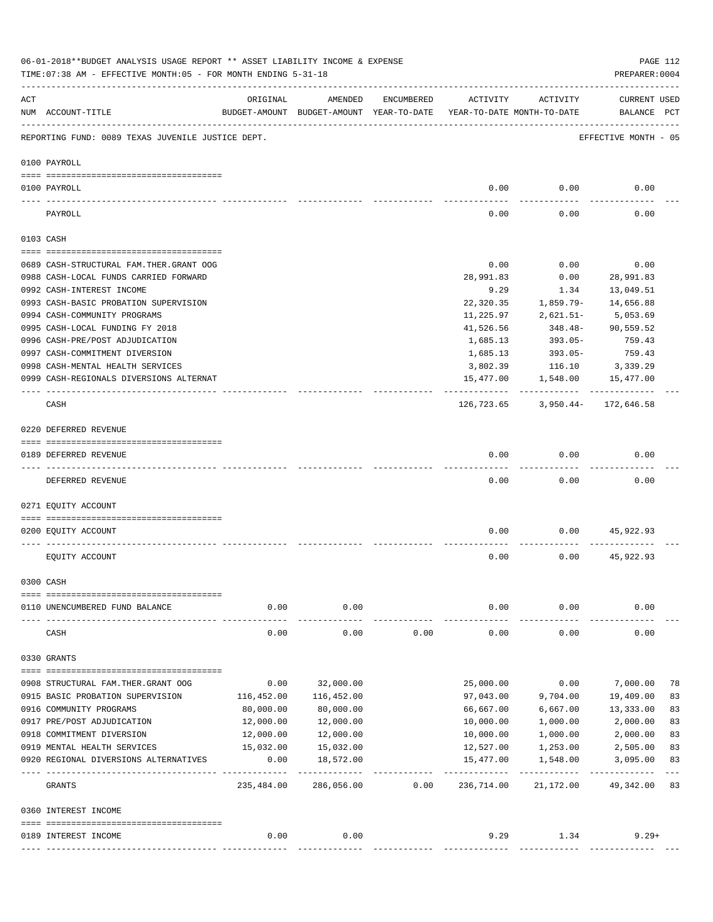06-01-2018**BUDGET ANALYSIS USAGE REPORT ** ASSET LIABILITY INCOME & EXPENSE

TIME:07:38 AM - EFFECTIVE MONTH:05 - FOR MONTH ENDING 5-31-18

PREPARER:0004

REPORTING FUND: 0089 TEXAS JUVENILE JUSTICE DEPT. — EFFECTIVE MONTH - 05

| ACT NUM | ACCOUNT-TITLE | ORIGINAL BUDGET-AMOUNT | AMENDED BUDGET-AMOUNT | ENCUMBERED YEAR-TO-DATE | ACTIVITY YEAR-TO-DATE | ACTIVITY MONTH-TO-DATE | CURRENT BALANCE | USED PCT |
|---|---|---|---|---|---|---|---|---|
| **0100** | **PAYROLL** | | | | | | | |
| 0100 | PAYROLL | | | | 0.00 | 0.00 | 0.00 | |
| | PAYROLL | | | | 0.00 | 0.00 | 0.00 | |
| **0103** | **CASH** | | | | | | | |
| 0689 | CASH-STRUCTURAL FAM.THER.GRANT OOG | | | | 0.00 | 0.00 | 0.00 | |
| 0988 | CASH-LOCAL FUNDS CARRIED FORWARD | | | | 28,991.83 | 0.00 | 28,991.83 | |
| 0992 | CASH-INTEREST INCOME | | | | 9.29 | 1.34 | 13,049.51 | |
| 0993 | CASH-BASIC PROBATION SUPERVISION | | | | 22,320.35 | 1,859.79- | 14,656.88 | |
| 0994 | CASH-COMMUNITY PROGRAMS | | | | 11,225.97 | 2,621.51- | 5,053.69 | |
| 0995 | CASH-LOCAL FUNDING FY 2018 | | | | 41,526.56 | 348.48- | 90,559.52 | |
| 0996 | CASH-PRE/POST ADJUDICATION | | | | 1,685.13 | 393.05- | 759.43 | |
| 0997 | CASH-COMMITMENT DIVERSION | | | | 1,685.13 | 393.05- | 759.43 | |
| 0998 | CASH-MENTAL HEALTH SERVICES | | | | 3,802.39 | 116.10 | 3,339.29 | |
| 0999 | CASH-REGIONALS DIVERSIONS ALTERNAT | | | | 15,477.00 | 1,548.00 | 15,477.00 | |
| | CASH | | | | 126,723.65 | 3,950.44- | 172,646.58 | |
| **0220** | **DEFERRED REVENUE** | | | | | | | |
| 0189 | DEFERRED REVENUE | | | | 0.00 | 0.00 | 0.00 | |
| | DEFERRED REVENUE | | | | 0.00 | 0.00 | 0.00 | |
| **0271** | **EQUITY ACCOUNT** | | | | | | | |
| 0200 | EQUITY ACCOUNT | | | | 0.00 | 0.00 | 45,922.93 | |
| | EQUITY ACCOUNT | | | | 0.00 | 0.00 | 45,922.93 | |
| **0300** | **CASH** | | | | | | | |
| 0110 | UNENCUMBERED FUND BALANCE | 0.00 | 0.00 | | 0.00 | 0.00 | 0.00 | |
| | CASH | 0.00 | 0.00 | 0.00 | 0.00 | 0.00 | 0.00 | |
| **0330** | **GRANTS** | | | | | | | |
| 0908 | STRUCTURAL FAM.THER.GRANT OOG | 0.00 | 32,000.00 | | 25,000.00 | 0.00 | 7,000.00 | 78 |
| 0915 | BASIC PROBATION SUPERVISION | 116,452.00 | 116,452.00 | | 97,043.00 | 9,704.00 | 19,409.00 | 83 |
| 0916 | COMMUNITY PROGRAMS | 80,000.00 | 80,000.00 | | 66,667.00 | 6,667.00 | 13,333.00 | 83 |
| 0917 | PRE/POST ADJUDICATION | 12,000.00 | 12,000.00 | | 10,000.00 | 1,000.00 | 2,000.00 | 83 |
| 0918 | COMMITMENT DIVERSION | 12,000.00 | 12,000.00 | | 10,000.00 | 1,000.00 | 2,000.00 | 83 |
| 0919 | MENTAL HEALTH SERVICES | 15,032.00 | 15,032.00 | | 12,527.00 | 1,253.00 | 2,505.00 | 83 |
| 0920 | REGIONAL DIVERSIONS ALTERNATIVES | 0.00 | 18,572.00 | | 15,477.00 | 1,548.00 | 3,095.00 | 83 |
| | GRANTS | 235,484.00 | 286,056.00 | 0.00 | 236,714.00 | 21,172.00 | 49,342.00 | 83 |
| **0360** | **INTEREST INCOME** | | | | | | | |
| 0189 | INTEREST INCOME | 0.00 | 0.00 | | 9.29 | 1.34 | 9.29+ | |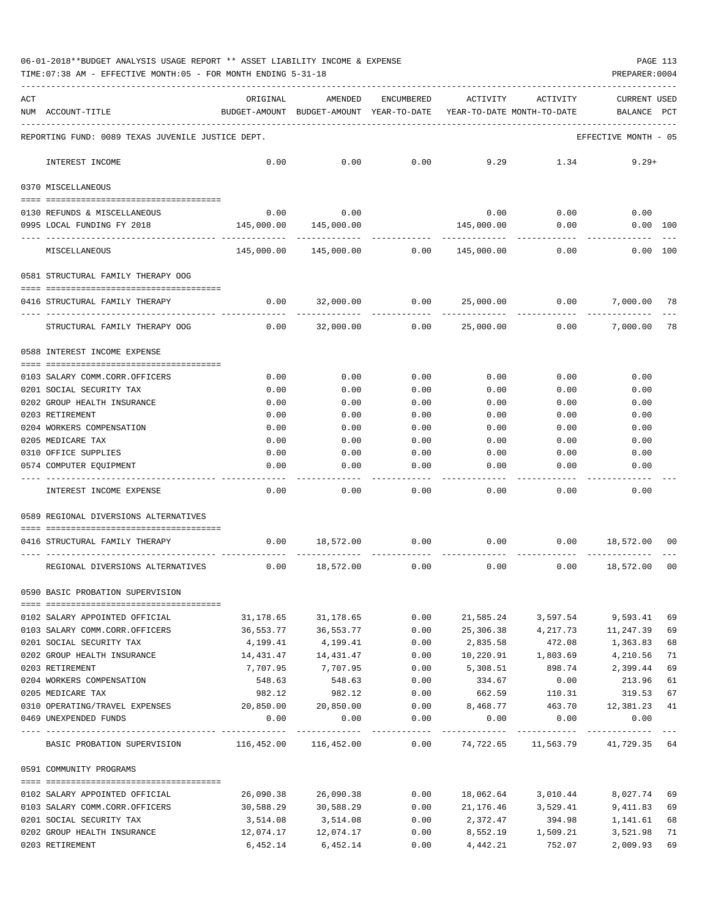06-01-2018**BUDGET ANALYSIS USAGE REPORT ** ASSET LIABILITY INCOME & EXPENSE

TIME:07:38 AM - EFFECTIVE MONTH:05 - FOR MONTH ENDING 5-31-18

| ACT NUM | ACCOUNT-TITLE | ORIGINAL BUDGET-AMOUNT | AMENDED BUDGET-AMOUNT | ENCUMBERED YEAR-TO-DATE | ACTIVITY YEAR-TO-DATE | ACTIVITY MONTH-TO-DATE | CURRENT USED BALANCE | PCT |
|---|---|---|---|---|---|---|---|---|
| | REPORTING FUND: 0089 TEXAS JUVENILE JUSTICE DEPT. | | | | | | EFFECTIVE MONTH - 05 | |
| | INTEREST INCOME | 0.00 | 0.00 | 0.00 | 9.29 | 1.34 | 9.29+ | |
| | 0370 MISCELLANEOUS | | | | | | | |
| 0130 | REFUNDS & MISCELLANEOUS | 0.00 | 0.00 | | 0.00 | 0.00 | 0.00 | |
| 0995 | LOCAL FUNDING FY 2018 | 145,000.00 | 145,000.00 | | 145,000.00 | 0.00 | 0.00 | 100 |
| | MISCELLANEOUS | 145,000.00 | 145,000.00 | 0.00 | 145,000.00 | 0.00 | 0.00 | 100 |
| | 0581 STRUCTURAL FAMILY THERAPY OOG | | | | | | | |
| 0416 | STRUCTURAL FAMILY THERAPY | 0.00 | 32,000.00 | 0.00 | 25,000.00 | 0.00 | 7,000.00 | 78 |
| | STRUCTURAL FAMILY THERAPY OOG | 0.00 | 32,000.00 | 0.00 | 25,000.00 | 0.00 | 7,000.00 | 78 |
| | 0588 INTEREST INCOME EXPENSE | | | | | | | |
| 0103 | SALARY COMM.CORR.OFFICERS | 0.00 | 0.00 | 0.00 | 0.00 | 0.00 | 0.00 | |
| 0201 | SOCIAL SECURITY TAX | 0.00 | 0.00 | 0.00 | 0.00 | 0.00 | 0.00 | |
| 0202 | GROUP HEALTH INSURANCE | 0.00 | 0.00 | 0.00 | 0.00 | 0.00 | 0.00 | |
| 0203 | RETIREMENT | 0.00 | 0.00 | 0.00 | 0.00 | 0.00 | 0.00 | |
| 0204 | WORKERS COMPENSATION | 0.00 | 0.00 | 0.00 | 0.00 | 0.00 | 0.00 | |
| 0205 | MEDICARE TAX | 0.00 | 0.00 | 0.00 | 0.00 | 0.00 | 0.00 | |
| 0310 | OFFICE SUPPLIES | 0.00 | 0.00 | 0.00 | 0.00 | 0.00 | 0.00 | |
| 0574 | COMPUTER EQUIPMENT | 0.00 | 0.00 | 0.00 | 0.00 | 0.00 | 0.00 | |
| | INTEREST INCOME EXPENSE | 0.00 | 0.00 | 0.00 | 0.00 | 0.00 | 0.00 | |
| | 0589 REGIONAL DIVERSIONS ALTERNATIVES | | | | | | | |
| 0416 | STRUCTURAL FAMILY THERAPY | 0.00 | 18,572.00 | 0.00 | 0.00 | 0.00 | 18,572.00 | 00 |
| | REGIONAL DIVERSIONS ALTERNATIVES | 0.00 | 18,572.00 | 0.00 | 0.00 | 0.00 | 18,572.00 | 00 |
| | 0590 BASIC PROBATION SUPERVISION | | | | | | | |
| 0102 | SALARY APPOINTED OFFICIAL | 31,178.65 | 31,178.65 | 0.00 | 21,585.24 | 3,597.54 | 9,593.41 | 69 |
| 0103 | SALARY COMM.CORR.OFFICERS | 36,553.77 | 36,553.77 | 0.00 | 25,306.38 | 4,217.73 | 11,247.39 | 69 |
| 0201 | SOCIAL SECURITY TAX | 4,199.41 | 4,199.41 | 0.00 | 2,835.58 | 472.08 | 1,363.83 | 68 |
| 0202 | GROUP HEALTH INSURANCE | 14,431.47 | 14,431.47 | 0.00 | 10,220.91 | 1,803.69 | 4,210.56 | 71 |
| 0203 | RETIREMENT | 7,707.95 | 7,707.95 | 0.00 | 5,308.51 | 898.74 | 2,399.44 | 69 |
| 0204 | WORKERS COMPENSATION | 548.63 | 548.63 | 0.00 | 334.67 | 0.00 | 213.96 | 61 |
| 0205 | MEDICARE TAX | 982.12 | 982.12 | 0.00 | 662.59 | 110.31 | 319.53 | 67 |
| 0310 | OPERATING/TRAVEL EXPENSES | 20,850.00 | 20,850.00 | 0.00 | 8,468.77 | 463.70 | 12,381.23 | 41 |
| 0469 | UNEXPENDED FUNDS | 0.00 | 0.00 | 0.00 | 0.00 | 0.00 | 0.00 | |
| | BASIC PROBATION SUPERVISION | 116,452.00 | 116,452.00 | 0.00 | 74,722.65 | 11,563.79 | 41,729.35 | 64 |
| | 0591 COMMUNITY PROGRAMS | | | | | | | |
| 0102 | SALARY APPOINTED OFFICIAL | 26,090.38 | 26,090.38 | 0.00 | 18,062.64 | 3,010.44 | 8,027.74 | 69 |
| 0103 | SALARY COMM.CORR.OFFICERS | 30,588.29 | 30,588.29 | 0.00 | 21,176.46 | 3,529.41 | 9,411.83 | 69 |
| 0201 | SOCIAL SECURITY TAX | 3,514.08 | 3,514.08 | 0.00 | 2,372.47 | 394.98 | 1,141.61 | 68 |
| 0202 | GROUP HEALTH INSURANCE | 12,074.17 | 12,074.17 | 0.00 | 8,552.19 | 1,509.21 | 3,521.98 | 71 |
| 0203 | RETIREMENT | 6,452.14 | 6,452.14 | 0.00 | 4,442.21 | 752.07 | 2,009.93 | 69 |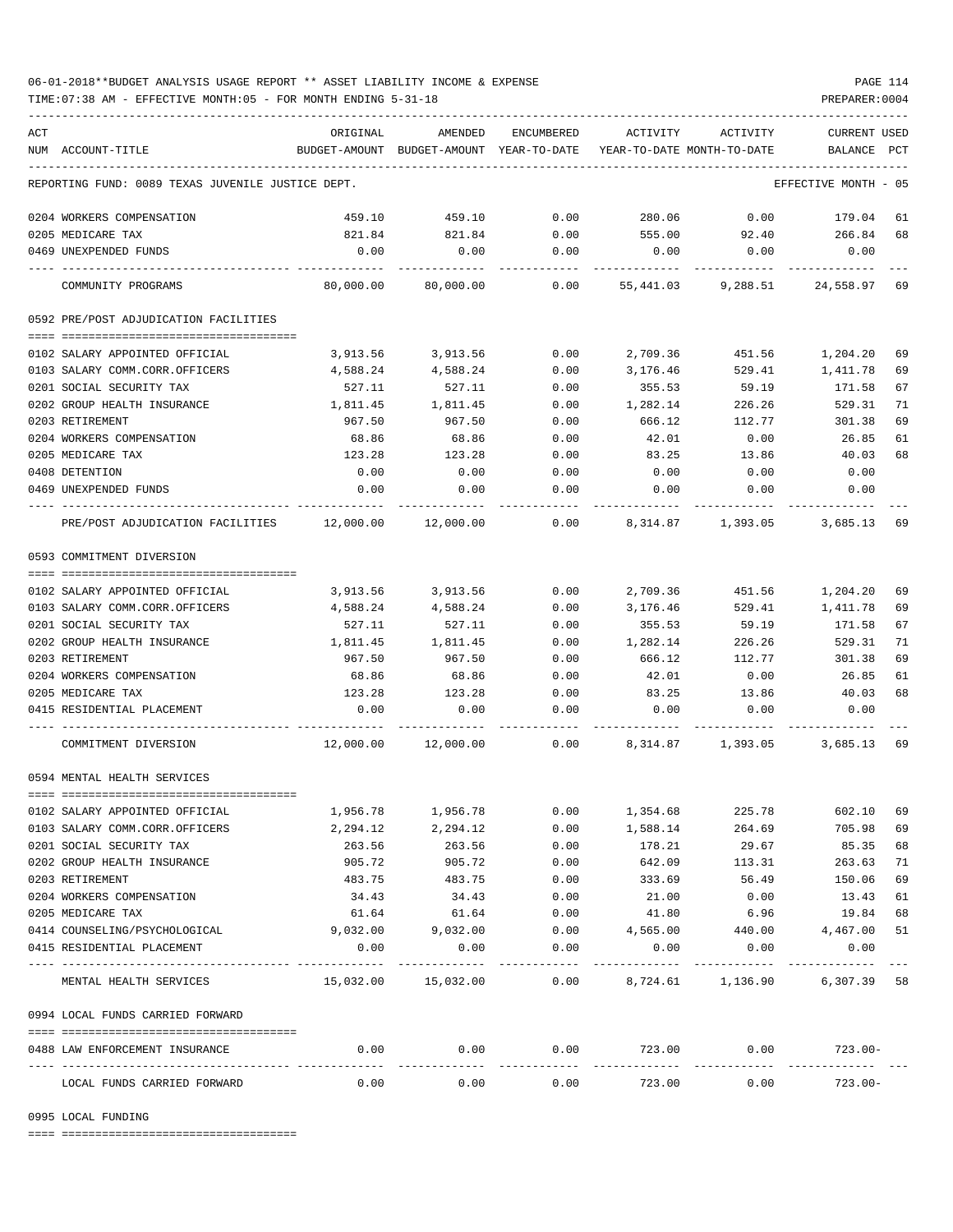REPORTING FUND: 0089 TEXAS JUVENILE JUSTICE DEPT. — EFFECTIVE MONTH - 05

| ACT NUM | ACCOUNT-TITLE | ORIGINAL BUDGET-AMOUNT | AMENDED BUDGET-AMOUNT | ENCUMBERED YEAR-TO-DATE | ACTIVITY YEAR-TO-DATE | ACTIVITY MONTH-TO-DATE | CURRENT BALANCE | USED PCT |
|---|---|---|---|---|---|---|---|---|
| 0204 | WORKERS COMPENSATION | 459.10 | 459.10 | 0.00 | 280.06 | 0.00 | 179.04 | 61 |
| 0205 | MEDICARE TAX | 821.84 | 821.84 | 0.00 | 555.00 | 92.40 | 266.84 | 68 |
| 0469 | UNEXPENDED FUNDS | 0.00 | 0.00 | 0.00 | 0.00 | 0.00 | 0.00 | |
| | COMMUNITY PROGRAMS | 80,000.00 | 80,000.00 | 0.00 | 55,441.03 | 9,288.51 | 24,558.97 | 69 |
| | **0592 PRE/POST ADJUDICATION FACILITIES** | | | | | | | |
| 0102 | SALARY APPOINTED OFFICIAL | 3,913.56 | 3,913.56 | 0.00 | 2,709.36 | 451.56 | 1,204.20 | 69 |
| 0103 | SALARY COMM.CORR.OFFICERS | 4,588.24 | 4,588.24 | 0.00 | 3,176.46 | 529.41 | 1,411.78 | 69 |
| 0201 | SOCIAL SECURITY TAX | 527.11 | 527.11 | 0.00 | 355.53 | 59.19 | 171.58 | 67 |
| 0202 | GROUP HEALTH INSURANCE | 1,811.45 | 1,811.45 | 0.00 | 1,282.14 | 226.26 | 529.31 | 71 |
| 0203 | RETIREMENT | 967.50 | 967.50 | 0.00 | 666.12 | 112.77 | 301.38 | 69 |
| 0204 | WORKERS COMPENSATION | 68.86 | 68.86 | 0.00 | 42.01 | 0.00 | 26.85 | 61 |
| 0205 | MEDICARE TAX | 123.28 | 123.28 | 0.00 | 83.25 | 13.86 | 40.03 | 68 |
| 0408 | DETENTION | 0.00 | 0.00 | 0.00 | 0.00 | 0.00 | 0.00 | |
| 0469 | UNEXPENDED FUNDS | 0.00 | 0.00 | 0.00 | 0.00 | 0.00 | 0.00 | |
| | PRE/POST ADJUDICATION FACILITIES | 12,000.00 | 12,000.00 | 0.00 | 8,314.87 | 1,393.05 | 3,685.13 | 69 |
| | **0593 COMMITMENT DIVERSION** | | | | | | | |
| 0102 | SALARY APPOINTED OFFICIAL | 3,913.56 | 3,913.56 | 0.00 | 2,709.36 | 451.56 | 1,204.20 | 69 |
| 0103 | SALARY COMM.CORR.OFFICERS | 4,588.24 | 4,588.24 | 0.00 | 3,176.46 | 529.41 | 1,411.78 | 69 |
| 0201 | SOCIAL SECURITY TAX | 527.11 | 527.11 | 0.00 | 355.53 | 59.19 | 171.58 | 67 |
| 0202 | GROUP HEALTH INSURANCE | 1,811.45 | 1,811.45 | 0.00 | 1,282.14 | 226.26 | 529.31 | 71 |
| 0203 | RETIREMENT | 967.50 | 967.50 | 0.00 | 666.12 | 112.77 | 301.38 | 69 |
| 0204 | WORKERS COMPENSATION | 68.86 | 68.86 | 0.00 | 42.01 | 0.00 | 26.85 | 61 |
| 0205 | MEDICARE TAX | 123.28 | 123.28 | 0.00 | 83.25 | 13.86 | 40.03 | 68 |
| 0415 | RESIDENTIAL PLACEMENT | 0.00 | 0.00 | 0.00 | 0.00 | 0.00 | 0.00 | |
| | COMMITMENT DIVERSION | 12,000.00 | 12,000.00 | 0.00 | 8,314.87 | 1,393.05 | 3,685.13 | 69 |
| | **0594 MENTAL HEALTH SERVICES** | | | | | | | |
| 0102 | SALARY APPOINTED OFFICIAL | 1,956.78 | 1,956.78 | 0.00 | 1,354.68 | 225.78 | 602.10 | 69 |
| 0103 | SALARY COMM.CORR.OFFICERS | 2,294.12 | 2,294.12 | 0.00 | 1,588.14 | 264.69 | 705.98 | 69 |
| 0201 | SOCIAL SECURITY TAX | 263.56 | 263.56 | 0.00 | 178.21 | 29.67 | 85.35 | 68 |
| 0202 | GROUP HEALTH INSURANCE | 905.72 | 905.72 | 0.00 | 642.09 | 113.31 | 263.63 | 71 |
| 0203 | RETIREMENT | 483.75 | 483.75 | 0.00 | 333.69 | 56.49 | 150.06 | 69 |
| 0204 | WORKERS COMPENSATION | 34.43 | 34.43 | 0.00 | 21.00 | 0.00 | 13.43 | 61 |
| 0205 | MEDICARE TAX | 61.64 | 61.64 | 0.00 | 41.80 | 6.96 | 19.84 | 68 |
| 0414 | COUNSELING/PSYCHOLOGICAL | 9,032.00 | 9,032.00 | 0.00 | 4,565.00 | 440.00 | 4,467.00 | 51 |
| 0415 | RESIDENTIAL PLACEMENT | 0.00 | 0.00 | 0.00 | 0.00 | 0.00 | 0.00 | |
| | MENTAL HEALTH SERVICES | 15,032.00 | 15,032.00 | 0.00 | 8,724.61 | 1,136.90 | 6,307.39 | 58 |
| | **0994 LOCAL FUNDS CARRIED FORWARD** | | | | | | | |
| 0488 | LAW ENFORCEMENT INSURANCE | 0.00 | 0.00 | 0.00 | 723.00 | 0.00 | 723.00- | |
| | LOCAL FUNDS CARRIED FORWARD | 0.00 | 0.00 | 0.00 | 723.00 | 0.00 | 723.00- | |
| | **0995 LOCAL FUNDING** | | | | | | | |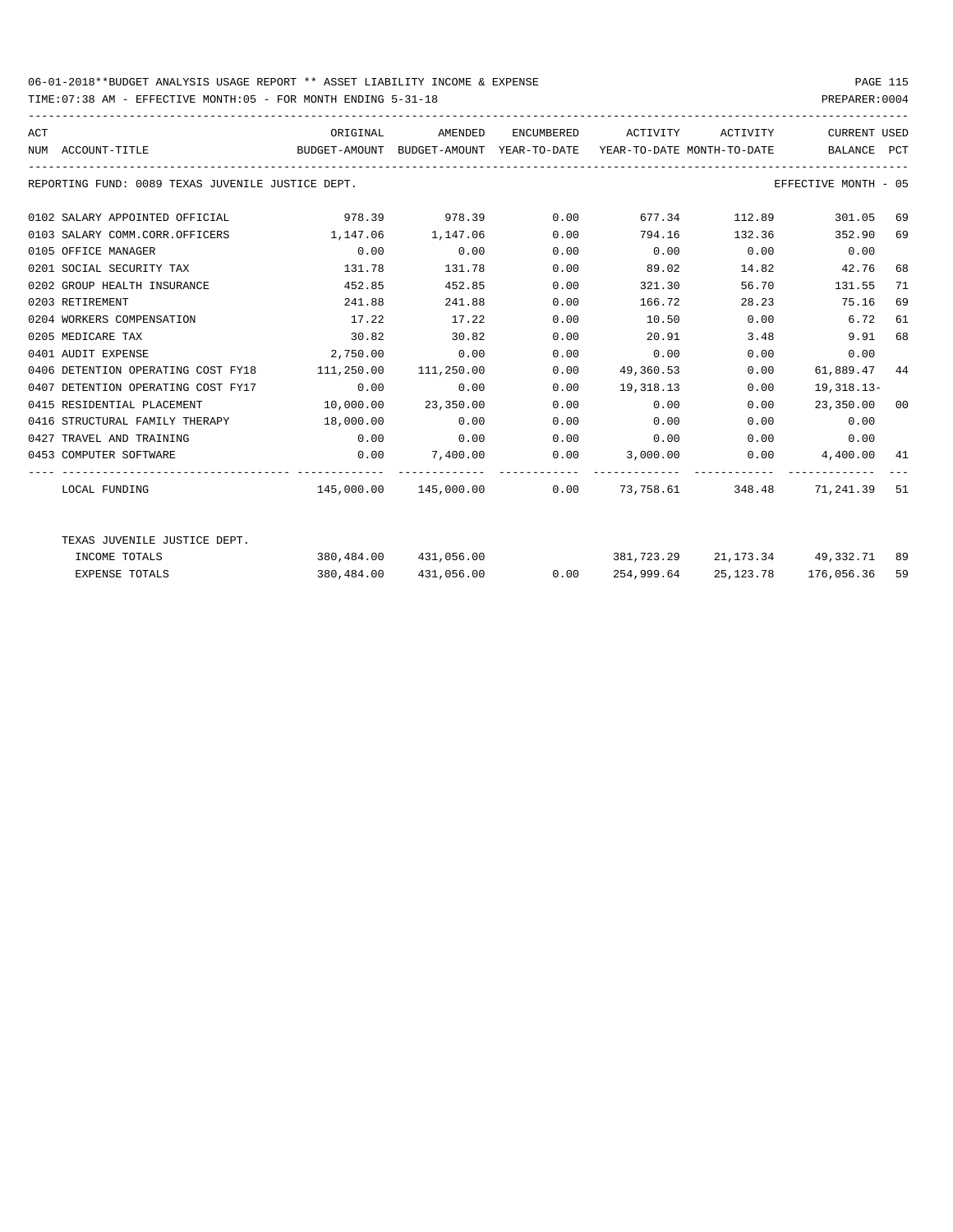06-01-2018**BUDGET ANALYSIS USAGE REPORT ** ASSET LIABILITY INCOME & EXPENSE

TIME:07:38 AM - EFFECTIVE MONTH:05 - FOR MONTH ENDING 5-31-18

PREPARER:0004

| ACT NUM | ACCOUNT-TITLE | ORIGINAL BUDGET-AMOUNT | AMENDED BUDGET-AMOUNT | ENCUMBERED YEAR-TO-DATE | ACTIVITY YEAR-TO-DATE | ACTIVITY MONTH-TO-DATE | CURRENT BALANCE | USED PCT |
|---|---|---|---|---|---|---|---|---|
| | REPORTING FUND: 0089 TEXAS JUVENILE JUSTICE DEPT. | | | | | | EFFECTIVE MONTH - 05 | |
| 0102 | SALARY APPOINTED OFFICIAL | 978.39 | 978.39 | 0.00 | 677.34 | 112.89 | 301.05 | 69 |
| 0103 | SALARY COMM.CORR.OFFICERS | 1,147.06 | 1,147.06 | 0.00 | 794.16 | 132.36 | 352.90 | 69 |
| 0105 | OFFICE MANAGER | 0.00 | 0.00 | 0.00 | 0.00 | 0.00 | 0.00 | |
| 0201 | SOCIAL SECURITY TAX | 131.78 | 131.78 | 0.00 | 89.02 | 14.82 | 42.76 | 68 |
| 0202 | GROUP HEALTH INSURANCE | 452.85 | 452.85 | 0.00 | 321.30 | 56.70 | 131.55 | 71 |
| 0203 | RETIREMENT | 241.88 | 241.88 | 0.00 | 166.72 | 28.23 | 75.16 | 69 |
| 0204 | WORKERS COMPENSATION | 17.22 | 17.22 | 0.00 | 10.50 | 0.00 | 6.72 | 61 |
| 0205 | MEDICARE TAX | 30.82 | 30.82 | 0.00 | 20.91 | 3.48 | 9.91 | 68 |
| 0401 | AUDIT EXPENSE | 2,750.00 | 0.00 | 0.00 | 0.00 | 0.00 | 0.00 | |
| 0406 | DETENTION OPERATING COST FY18 | 111,250.00 | 111,250.00 | 0.00 | 49,360.53 | 0.00 | 61,889.47 | 44 |
| 0407 | DETENTION OPERATING COST FY17 | 0.00 | 0.00 | 0.00 | 19,318.13 | 0.00 | 19,318.13- | |
| 0415 | RESIDENTIAL PLACEMENT | 10,000.00 | 23,350.00 | 0.00 | 0.00 | 0.00 | 23,350.00 | 00 |
| 0416 | STRUCTURAL FAMILY THERAPY | 18,000.00 | 0.00 | 0.00 | 0.00 | 0.00 | 0.00 | |
| 0427 | TRAVEL AND TRAINING | 0.00 | 0.00 | 0.00 | 0.00 | 0.00 | 0.00 | |
| 0453 | COMPUTER SOFTWARE | 0.00 | 7,400.00 | 0.00 | 3,000.00 | 0.00 | 4,400.00 | 41 |
| | LOCAL FUNDING | 145,000.00 | 145,000.00 | 0.00 | 73,758.61 | 348.48 | 71,241.39 | 51 |
| | TEXAS JUVENILE JUSTICE DEPT. | | | | | | | |
| | INCOME TOTALS | 380,484.00 | 431,056.00 | | 381,723.29 | 21,173.34 | 49,332.71 | 89 |
| | EXPENSE TOTALS | 380,484.00 | 431,056.00 | 0.00 | 254,999.64 | 25,123.78 | 176,056.36 | 59 |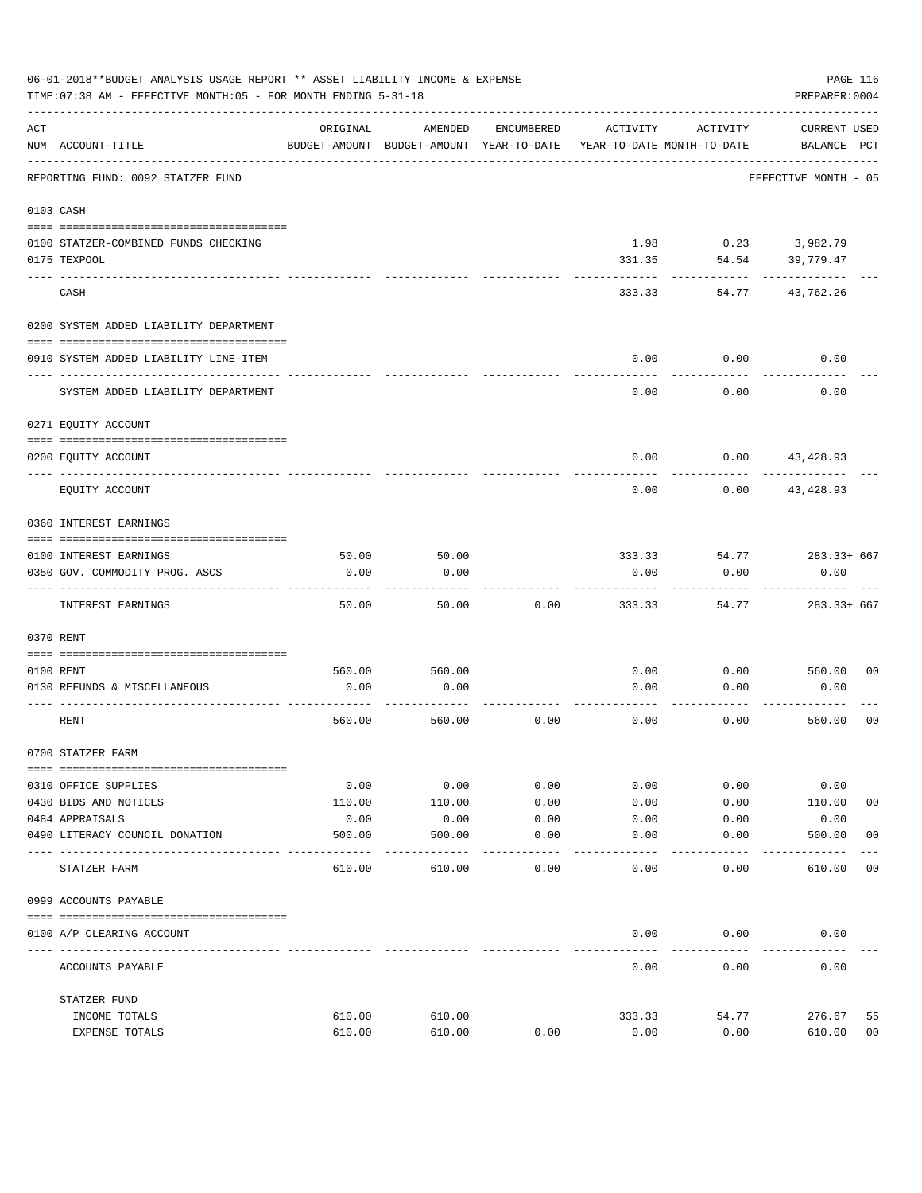06-01-2018**BUDGET ANALYSIS USAGE REPORT ** ASSET LIABILITY INCOME & EXPENSE

TIME:07:38 AM - EFFECTIVE MONTH:05 - FOR MONTH ENDING 5-31-18

PREPARER:0004

| ACT NUM | ACCOUNT-TITLE | ORIGINAL BUDGET-AMOUNT | AMENDED BUDGET-AMOUNT | ENCUMBERED YEAR-TO-DATE | ACTIVITY YEAR-TO-DATE | ACTIVITY MONTH-TO-DATE | CURRENT BALANCE | USED PCT |
|---|---|---|---|---|---|---|---|---|
| | REPORTING FUND: 0092 STATZER FUND | | | | | | EFFECTIVE MONTH - 05 | |
| | 0103 CASH | | | | | | | |
| 0100 | STATZER-COMBINED FUNDS CHECKING | | | | 1.98 | 0.23 | 3,982.79 | |
| 0175 | TEXPOOL | | | | 331.35 | 54.54 | 39,779.47 | |
| | CASH | | | | 333.33 | 54.77 | 43,762.26 | |
| | 0200 SYSTEM ADDED LIABILITY DEPARTMENT | | | | | | | |
| 0910 | SYSTEM ADDED LIABILITY LINE-ITEM | | | | 0.00 | 0.00 | 0.00 | |
| | SYSTEM ADDED LIABILITY DEPARTMENT | | | | 0.00 | 0.00 | 0.00 | |
| | 0271 EQUITY ACCOUNT | | | | | | | |
| 0200 | EQUITY ACCOUNT | | | | 0.00 | 0.00 | 43,428.93 | |
| | EQUITY ACCOUNT | | | | 0.00 | 0.00 | 43,428.93 | |
| | 0360 INTEREST EARNINGS | | | | | | | |
| 0100 | INTEREST EARNINGS | 50.00 | 50.00 | | 333.33 | 54.77 | 283.33+ | 667 |
| 0350 | GOV. COMMODITY PROG. ASCS | 0.00 | 0.00 | | 0.00 | 0.00 | 0.00 | |
| | INTEREST EARNINGS | 50.00 | 50.00 | 0.00 | 333.33 | 54.77 | 283.33+ | 667 |
| | 0370 RENT | | | | | | | |
| 0100 | RENT | 560.00 | 560.00 | | 0.00 | 0.00 | 560.00 | 00 |
| 0130 | REFUNDS & MISCELLANEOUS | 0.00 | 0.00 | | 0.00 | 0.00 | 0.00 | |
| | RENT | 560.00 | 560.00 | 0.00 | 0.00 | 0.00 | 560.00 | 00 |
| | 0700 STATZER FARM | | | | | | | |
| 0310 | OFFICE SUPPLIES | 0.00 | 0.00 | 0.00 | 0.00 | 0.00 | 0.00 | |
| 0430 | BIDS AND NOTICES | 110.00 | 110.00 | 0.00 | 0.00 | 0.00 | 110.00 | 00 |
| 0484 | APPRAISALS | 0.00 | 0.00 | 0.00 | 0.00 | 0.00 | 0.00 | |
| 0490 | LITERACY COUNCIL DONATION | 500.00 | 500.00 | 0.00 | 0.00 | 0.00 | 500.00 | 00 |
| | STATZER FARM | 610.00 | 610.00 | 0.00 | 0.00 | 0.00 | 610.00 | 00 |
| | 0999 ACCOUNTS PAYABLE | | | | | | | |
| 0100 | A/P CLEARING ACCOUNT | | | | 0.00 | 0.00 | 0.00 | |
| | ACCOUNTS PAYABLE | | | | 0.00 | 0.00 | 0.00 | |
| | STATZER FUND | | | | | | | |
| | INCOME TOTALS | 610.00 | 610.00 | | 333.33 | 54.77 | 276.67 | 55 |
| | EXPENSE TOTALS | 610.00 | 610.00 | 0.00 | 0.00 | 0.00 | 610.00 | 00 |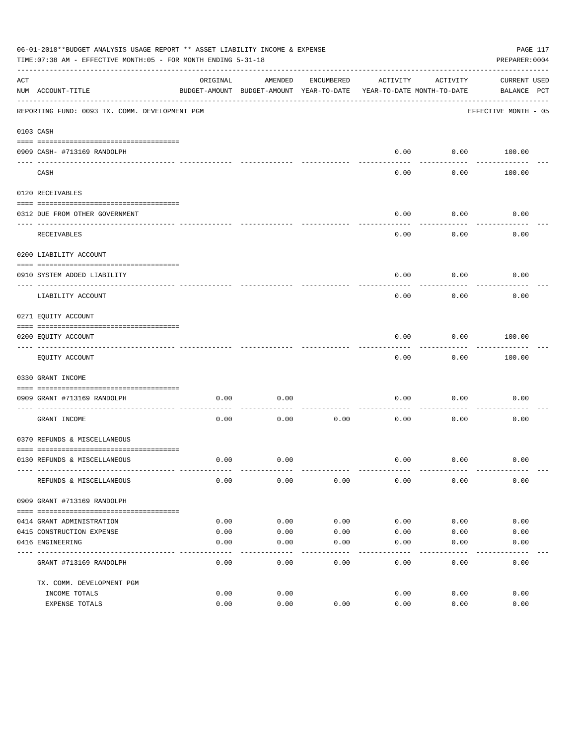06-01-2018**BUDGET ANALYSIS USAGE REPORT ** ASSET LIABILITY INCOME & EXPENSE

TIME:07:38 AM - EFFECTIVE MONTH:05 - FOR MONTH ENDING 5-31-18

PREPARER:0004

REPORTING FUND: 0093 TX. COMM. DEVELOPMENT PGM — EFFECTIVE MONTH - 05

| ACT NUM | ACCOUNT-TITLE | ORIGINAL BUDGET-AMOUNT | AMENDED BUDGET-AMOUNT | ENCUMBERED YEAR-TO-DATE | ACTIVITY YEAR-TO-DATE | ACTIVITY MONTH-TO-DATE | CURRENT BALANCE | USED PCT |
|---|---|---|---|---|---|---|---|---|
| 0103 | CASH | | | | | | | |
| 0909 | CASH- #713169 RANDOLPH | | | | 0.00 | 0.00 | 100.00 | |
| | CASH | | | | 0.00 | 0.00 | 100.00 | |
| 0120 | RECEIVABLES | | | | | | | |
| 0312 | DUE FROM OTHER GOVERNMENT | | | | 0.00 | 0.00 | 0.00 | |
| | RECEIVABLES | | | | 0.00 | 0.00 | 0.00 | |
| 0200 | LIABILITY ACCOUNT | | | | | | | |
| 0910 | SYSTEM ADDED LIABILITY | | | | 0.00 | 0.00 | 0.00 | |
| | LIABILITY ACCOUNT | | | | 0.00 | 0.00 | 0.00 | |
| 0271 | EQUITY ACCOUNT | | | | | | | |
| 0200 | EQUITY ACCOUNT | | | | 0.00 | 0.00 | 100.00 | |
| | EQUITY ACCOUNT | | | | 0.00 | 0.00 | 100.00 | |
| 0330 | GRANT INCOME | | | | | | | |
| 0909 | GRANT #713169 RANDOLPH | 0.00 | 0.00 | | 0.00 | 0.00 | 0.00 | |
| | GRANT INCOME | 0.00 | 0.00 | 0.00 | 0.00 | 0.00 | 0.00 | |
| 0370 | REFUNDS & MISCELLANEOUS | | | | | | | |
| 0130 | REFUNDS & MISCELLANEOUS | 0.00 | 0.00 | | 0.00 | 0.00 | 0.00 | |
| | REFUNDS & MISCELLANEOUS | 0.00 | 0.00 | 0.00 | 0.00 | 0.00 | 0.00 | |
| 0909 | GRANT #713169 RANDOLPH | | | | | | | |
| 0414 | GRANT ADMINISTRATION | 0.00 | 0.00 | 0.00 | 0.00 | 0.00 | 0.00 | |
| 0415 | CONSTRUCTION EXPENSE | 0.00 | 0.00 | 0.00 | 0.00 | 0.00 | 0.00 | |
| 0416 | ENGINEERING | 0.00 | 0.00 | 0.00 | 0.00 | 0.00 | 0.00 | |
| | GRANT #713169 RANDOLPH | 0.00 | 0.00 | 0.00 | 0.00 | 0.00 | 0.00 | |
| | TX. COMM. DEVELOPMENT PGM | | | | | | | |
| | INCOME TOTALS | 0.00 | 0.00 | | 0.00 | 0.00 | 0.00 | |
| | EXPENSE TOTALS | 0.00 | 0.00 | 0.00 | 0.00 | 0.00 | 0.00 | |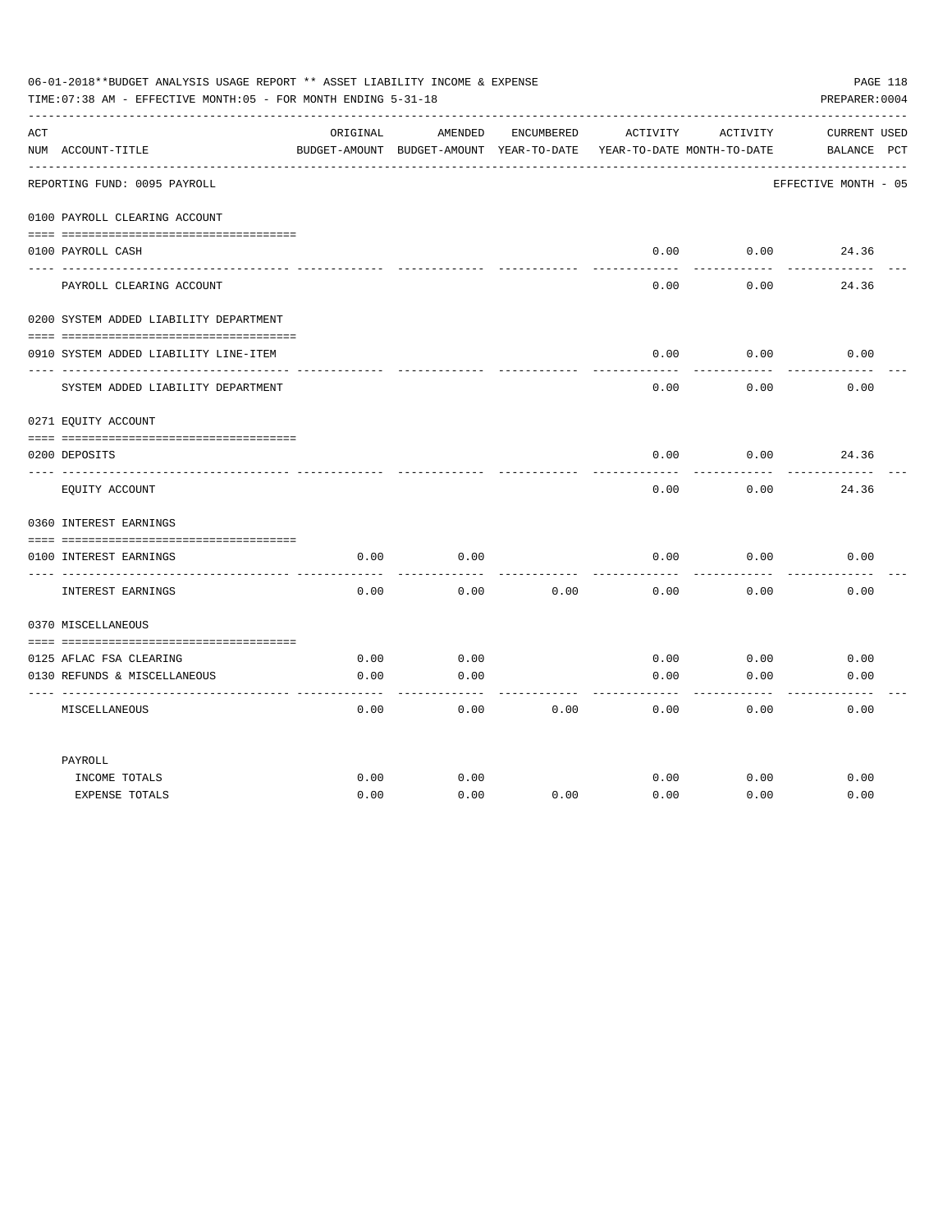06-01-2018**BUDGET ANALYSIS USAGE REPORT ** ASSET LIABILITY INCOME & EXPENSE

TIME:07:38 AM - EFFECTIVE MONTH:05 - FOR MONTH ENDING 5-31-18

PREPARER:0004

| ACT NUM | ACCOUNT-TITLE | ORIGINAL BUDGET-AMOUNT | AMENDED BUDGET-AMOUNT | ENCUMBERED YEAR-TO-DATE | ACTIVITY YEAR-TO-DATE | ACTIVITY MONTH-TO-DATE | CURRENT BALANCE | USED PCT |
|---|---|---|---|---|---|---|---|---|
| | REPORTING FUND: 0095 PAYROLL | | | | | | EFFECTIVE MONTH - 05 | |
| | 0100 PAYROLL CLEARING ACCOUNT | | | | | | | |
| 0100 | PAYROLL CASH | | | | 0.00 | 0.00 | 24.36 | |
| | PAYROLL CLEARING ACCOUNT | | | | 0.00 | 0.00 | 24.36 | |
| | 0200 SYSTEM ADDED LIABILITY DEPARTMENT | | | | | | | |
| 0910 | SYSTEM ADDED LIABILITY LINE-ITEM | | | | 0.00 | 0.00 | 0.00 | |
| | SYSTEM ADDED LIABILITY DEPARTMENT | | | | 0.00 | 0.00 | 0.00 | |
| | 0271 EQUITY ACCOUNT | | | | | | | |
| 0200 | DEPOSITS | | | | 0.00 | 0.00 | 24.36 | |
| | EQUITY ACCOUNT | | | | 0.00 | 0.00 | 24.36 | |
| | 0360 INTEREST EARNINGS | | | | | | | |
| 0100 | INTEREST EARNINGS | 0.00 | 0.00 | | 0.00 | 0.00 | 0.00 | |
| | INTEREST EARNINGS | 0.00 | 0.00 | 0.00 | 0.00 | 0.00 | 0.00 | |
| | 0370 MISCELLANEOUS | | | | | | | |
| 0125 | AFLAC FSA CLEARING | 0.00 | 0.00 | | 0.00 | 0.00 | 0.00 | |
| 0130 | REFUNDS & MISCELLANEOUS | 0.00 | 0.00 | | 0.00 | 0.00 | 0.00 | |
| | MISCELLANEOUS | 0.00 | 0.00 | 0.00 | 0.00 | 0.00 | 0.00 | |
| | PAYROLL | | | | | | | |
| | INCOME TOTALS | 0.00 | 0.00 | | 0.00 | 0.00 | 0.00 | |
| | EXPENSE TOTALS | 0.00 | 0.00 | 0.00 | 0.00 | 0.00 | 0.00 | |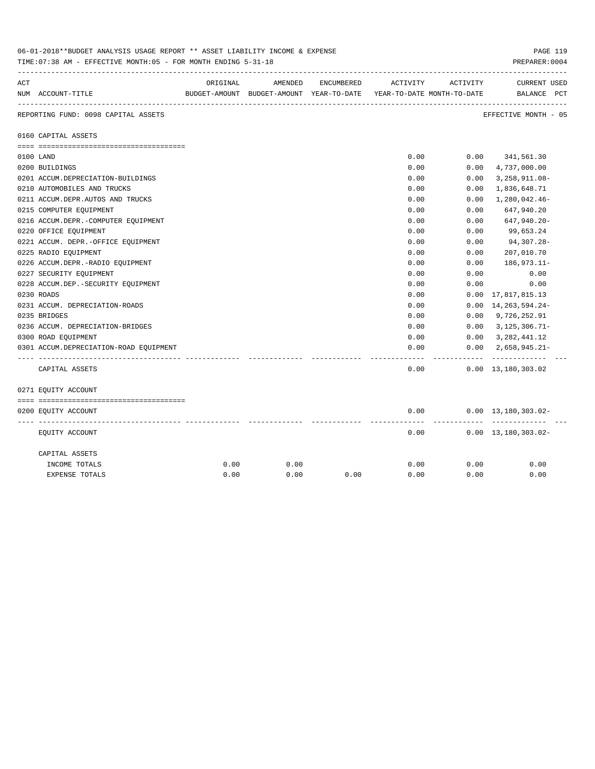06-01-2018**BUDGET ANALYSIS USAGE REPORT ** ASSET LIABILITY INCOME & EXPENSE

TIME:07:38 AM - EFFECTIVE MONTH:05 - FOR MONTH ENDING 5-31-18

PREPARER:0004

| ACT NUM | ACCOUNT-TITLE | ORIGINAL BUDGET-AMOUNT | AMENDED BUDGET-AMOUNT | ENCUMBERED YEAR-TO-DATE | ACTIVITY YEAR-TO-DATE | ACTIVITY MONTH-TO-DATE | CURRENT BALANCE | USED PCT |
|---|---|---|---|---|---|---|---|---|
| | REPORTING FUND: 0098 CAPITAL ASSETS | | | | | | EFFECTIVE MONTH - 05 | |
| | 0160 CAPITAL ASSETS | | | | | | | |
| 0100 | LAND | | | | 0.00 | 0.00 | 341,561.30 | |
| 0200 | BUILDINGS | | | | 0.00 | 0.00 | 4,737,000.00 | |
| 0201 | ACCUM.DEPRECIATION-BUILDINGS | | | | 0.00 | 0.00 | 3,258,911.08- | |
| 0210 | AUTOMOBILES AND TRUCKS | | | | 0.00 | 0.00 | 1,836,648.71 | |
| 0211 | ACCUM.DEPR.AUTOS AND TRUCKS | | | | 0.00 | 0.00 | 1,280,042.46- | |
| 0215 | COMPUTER EQUIPMENT | | | | 0.00 | 0.00 | 647,940.20 | |
| 0216 | ACCUM.DEPR.-COMPUTER EQUIPMENT | | | | 0.00 | 0.00 | 647,940.20- | |
| 0220 | OFFICE EQUIPMENT | | | | 0.00 | 0.00 | 99,653.24 | |
| 0221 | ACCUM. DEPR.-OFFICE EQUIPMENT | | | | 0.00 | 0.00 | 94,307.28- | |
| 0225 | RADIO EQUIPMENT | | | | 0.00 | 0.00 | 207,010.70 | |
| 0226 | ACCUM.DEPR.-RADIO EQUIPMENT | | | | 0.00 | 0.00 | 186,973.11- | |
| 0227 | SECURITY EQUIPMENT | | | | 0.00 | 0.00 | 0.00 | |
| 0228 | ACCUM.DEP.-SECURITY EQUIPMENT | | | | 0.00 | 0.00 | 0.00 | |
| 0230 | ROADS | | | | 0.00 | 0.00 | 17,817,815.13 | |
| 0231 | ACCUM. DEPRECIATION-ROADS | | | | 0.00 | 0.00 | 14,263,594.24- | |
| 0235 | BRIDGES | | | | 0.00 | 0.00 | 9,726,252.91 | |
| 0236 | ACCUM. DEPRECIATION-BRIDGES | | | | 0.00 | 0.00 | 3,125,306.71- | |
| 0300 | ROAD EQUIPMENT | | | | 0.00 | 0.00 | 3,282,441.12 | |
| 0301 | ACCUM.DEPRECIATION-ROAD EQUIPMENT | | | | 0.00 | 0.00 | 2,658,945.21- | |
| | CAPITAL ASSETS | | | | 0.00 | 0.00 | 13,180,303.02 | |
| | 0271 EQUITY ACCOUNT | | | | | | | |
| 0200 | EQUITY ACCOUNT | | | | 0.00 | 0.00 | 13,180,303.02- | |
| | EQUITY ACCOUNT | | | | 0.00 | 0.00 | 13,180,303.02- | |
| | CAPITAL ASSETS | | | | | | | |
| | INCOME TOTALS | 0.00 | 0.00 | | 0.00 | 0.00 | 0.00 | |
| | EXPENSE TOTALS | 0.00 | 0.00 | 0.00 | 0.00 | 0.00 | 0.00 | |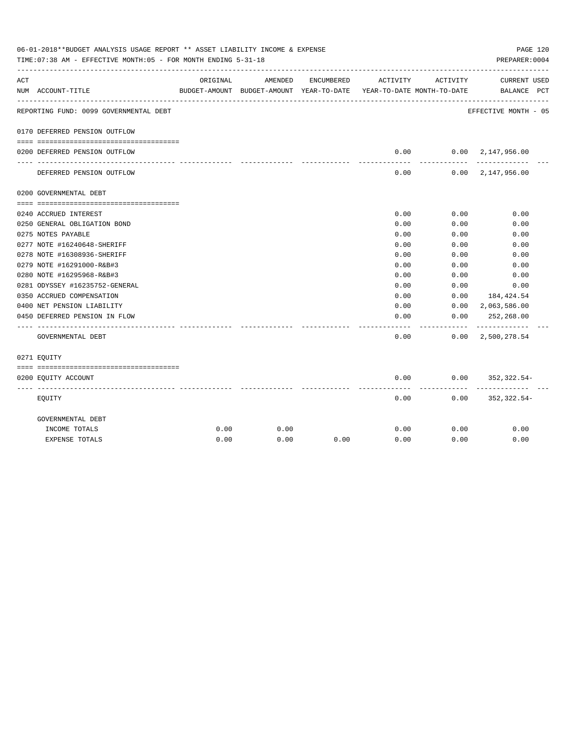06-01-2018**BUDGET ANALYSIS USAGE REPORT ** ASSET LIABILITY INCOME & EXPENSE

TIME:07:38 AM - EFFECTIVE MONTH:05 - FOR MONTH ENDING 5-31-18

PREPARER:0004

| ACT NUM | ACCOUNT-TITLE | ORIGINAL BUDGET-AMOUNT | AMENDED BUDGET-AMOUNT | ENCUMBERED YEAR-TO-DATE | ACTIVITY YEAR-TO-DATE | ACTIVITY MONTH-TO-DATE | CURRENT BALANCE | USED PCT |
|---|---|---|---|---|---|---|---|---|
| | REPORTING FUND: 0099 GOVERNMENTAL DEBT | | | | | | EFFECTIVE MONTH - 05 | |
| | 0170 DEFERRED PENSION OUTFLOW | | | | | | | |
| 0200 | DEFERRED PENSION OUTFLOW | | | | 0.00 | 0.00 | 2,147,956.00 | |
| | DEFERRED PENSION OUTFLOW | | | | 0.00 | 0.00 | 2,147,956.00 | |
| | 0200 GOVERNMENTAL DEBT | | | | | | | |
| 0240 | ACCRUED INTEREST | | | | 0.00 | 0.00 | 0.00 | |
| 0250 | GENERAL OBLIGATION BOND | | | | 0.00 | 0.00 | 0.00 | |
| 0275 | NOTES PAYABLE | | | | 0.00 | 0.00 | 0.00 | |
| 0277 | NOTE #16240648-SHERIFF | | | | 0.00 | 0.00 | 0.00 | |
| 0278 | NOTE #16308936-SHERIFF | | | | 0.00 | 0.00 | 0.00 | |
| 0279 | NOTE #16291000-R&B#3 | | | | 0.00 | 0.00 | 0.00 | |
| 0280 | NOTE #16295968-R&B#3 | | | | 0.00 | 0.00 | 0.00 | |
| 0281 | ODYSSEY #16235752-GENERAL | | | | 0.00 | 0.00 | 0.00 | |
| 0350 | ACCRUED COMPENSATION | | | | 0.00 | 0.00 | 184,424.54 | |
| 0400 | NET PENSION LIABILITY | | | | 0.00 | 0.00 | 2,063,586.00 | |
| 0450 | DEFERRED PENSION IN FLOW | | | | 0.00 | 0.00 | 252,268.00 | |
| | GOVERNMENTAL DEBT | | | | 0.00 | 0.00 | 2,500,278.54 | |
| | 0271 EQUITY | | | | | | | |
| 0200 | EQUITY ACCOUNT | | | | 0.00 | 0.00 | 352,322.54- | |
| | EQUITY | | | | 0.00 | 0.00 | 352,322.54- | |
| | GOVERNMENTAL DEBT | | | | | | | |
| | INCOME TOTALS | 0.00 | 0.00 | | 0.00 | 0.00 | 0.00 | |
| | EXPENSE TOTALS | 0.00 | 0.00 | 0.00 | 0.00 | 0.00 | 0.00 | |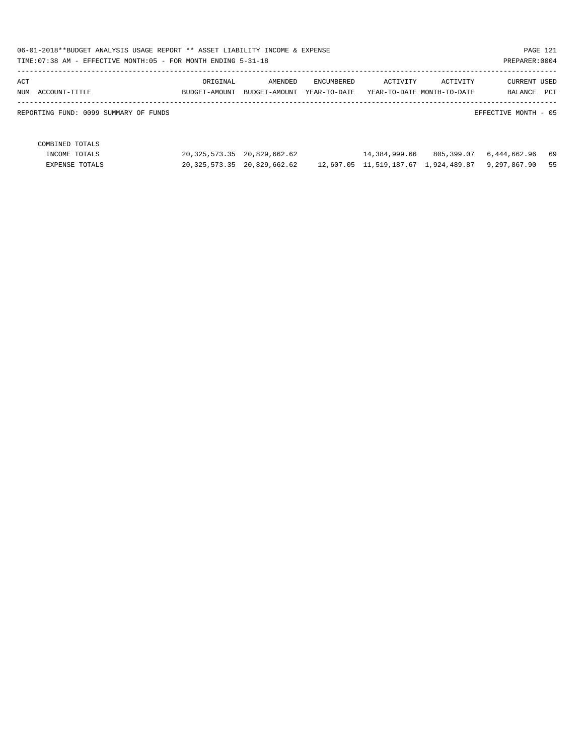06-01-2018**BUDGET ANALYSIS USAGE REPORT ** ASSET LIABILITY INCOME & EXPENSE

TIME:07:38 AM - EFFECTIVE MONTH:05 - FOR MONTH ENDING 5-31-18

PREPARER:0004

| ACT NUM | ACCOUNT-TITLE | ORIGINAL BUDGET-AMOUNT | AMENDED BUDGET-AMOUNT | ENCUMBERED YEAR-TO-DATE | ACTIVITY YEAR-TO-DATE | ACTIVITY MONTH-TO-DATE | CURRENT BALANCE | USED PCT |
|---|---|---|---|---|---|---|---|---|
| | REPORTING FUND: 0099 SUMMARY OF FUNDS | | | | | | EFFECTIVE MONTH - 05 | |
| | COMBINED TOTALS | | | | | | | |
| | INCOME TOTALS | 20,325,573.35 | 20,829,662.62 | | 14,384,999.66 | 805,399.07 | 6,444,662.96 | 69 |
| | EXPENSE TOTALS | 20,325,573.35 | 20,829,662.62 | 12,607.05 | 11,519,187.67 | 1,924,489.87 | 9,297,867.90 | 55 |